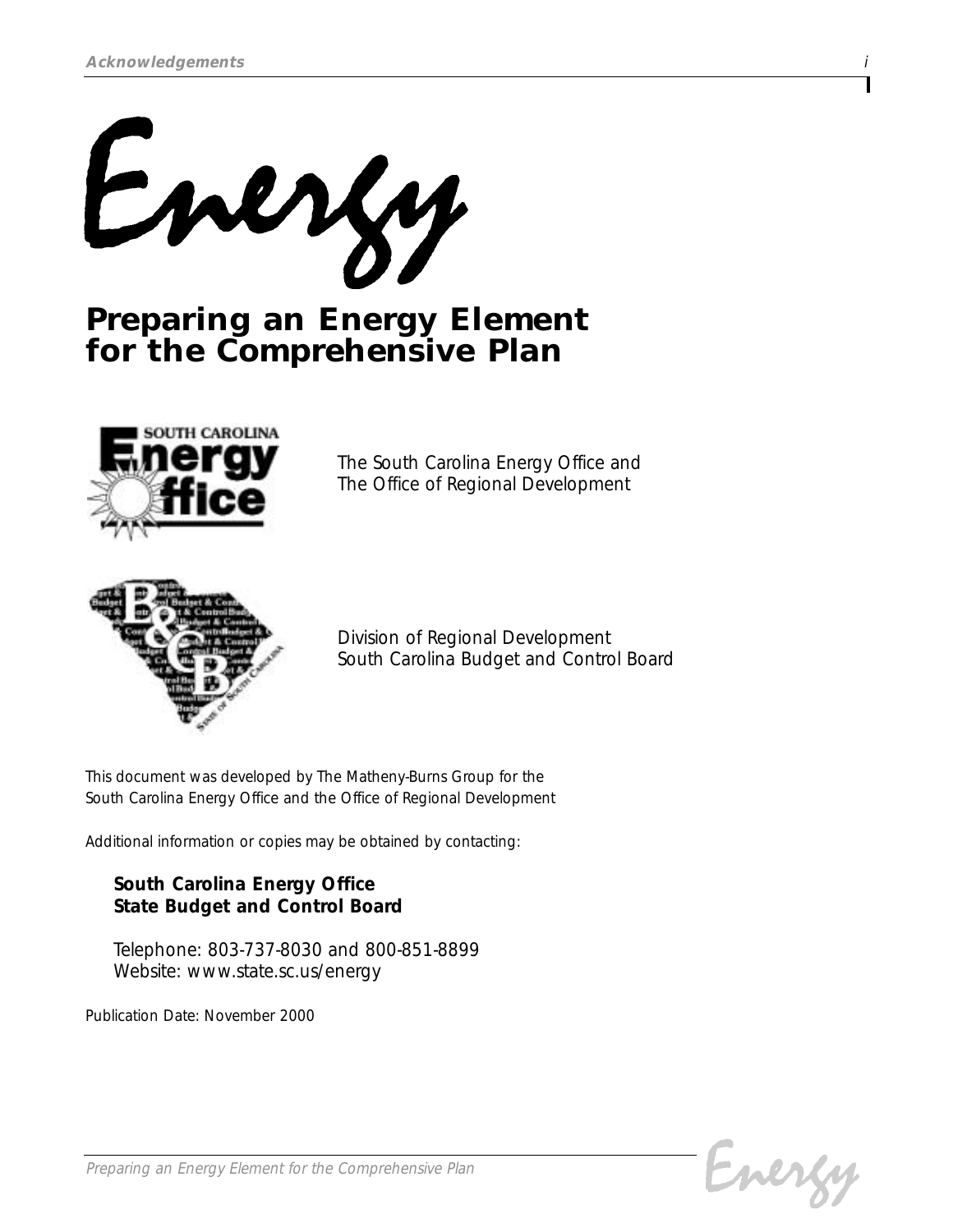# Energy

## Preparing an Energy Element for the Comprehensive Plan

The South Carolina Energy Office and
The Office of Regional Development

Division of Regional Development
South Carolina Budget and Control Board

This document was developed by The Matheny-Burns Group for the South Carolina Energy Office and the Office of Regional Development

Additional information or copies may be obtained by contacting:

**South Carolina Energy Office**
**State Budget and Control Board**

Telephone: 803-737-8030 and 800-851-8899
Website: www.state.sc.us/energy

Publication Date: November 2000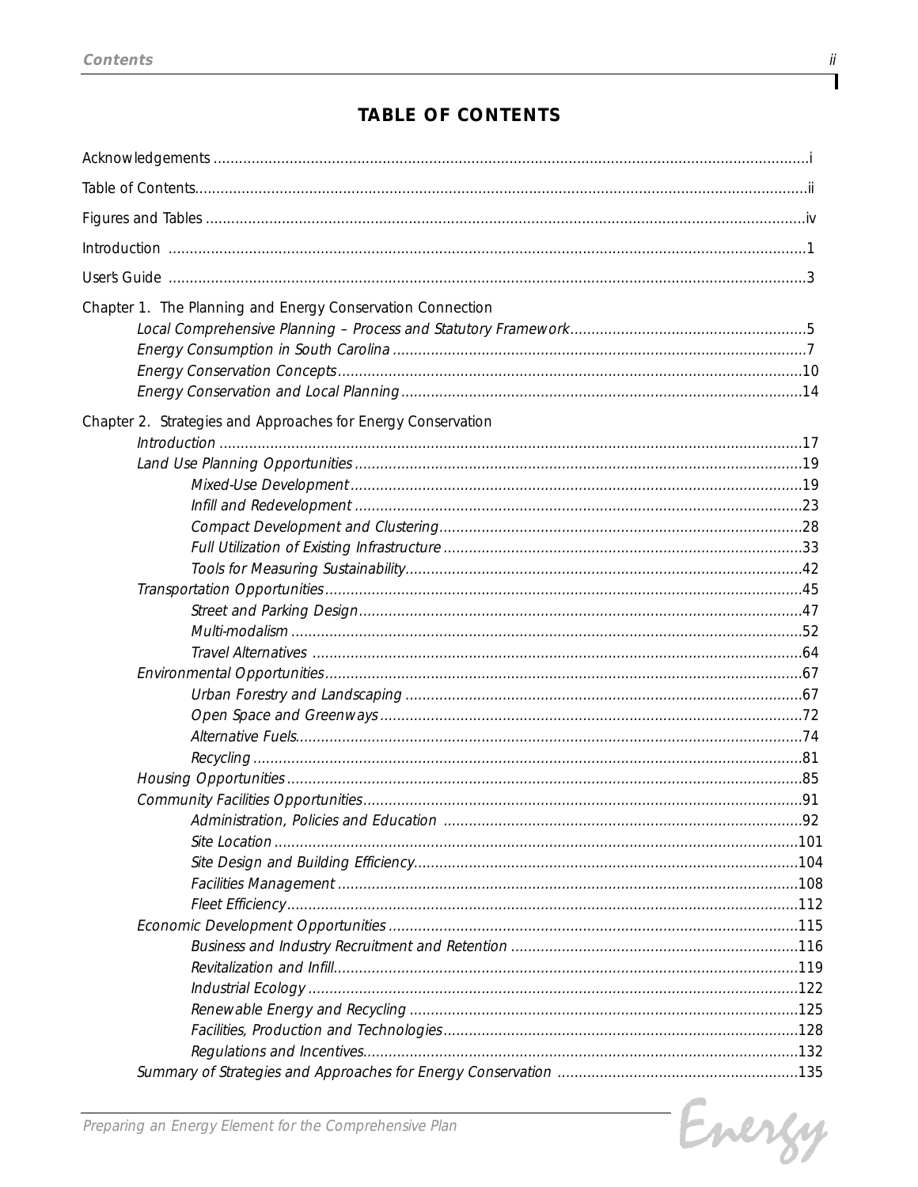# TABLE OF CONTENTS

Acknowledgements ............................................................................................................................................i

Table of Contents.............................................................................................................................................ii

Figures and Tables .........................................................................................................................................iv

Introduction ......................................................................................................................................................1

User's Guide .....................................................................................................................................................3

Chapter 1. The Planning and Energy Conservation Connection

- *Local Comprehensive Planning – Process and Statutory Framework*........................................................5
- *Energy Consumption in South Carolina* ..................................................................................................7
- *Energy Conservation Concepts*.............................................................................................................10
- *Energy Conservation and Local Planning*..............................................................................................14

Chapter 2. Strategies and Approaches for Energy Conservation

- *Introduction* .........................................................................................................................................17
- *Land Use Planning Opportunities*.........................................................................................................19
  - *Mixed-Use Development*..........................................................................................................19
  - *Infill and Redevelopment*.........................................................................................................23
  - *Compact Development and Clustering*.....................................................................................28
  - *Full Utilization of Existing Infrastructure*....................................................................................33
  - *Tools for Measuring Sustainability*.............................................................................................42
- *Transportation Opportunities*................................................................................................................45
  - *Street and Parking Design*........................................................................................................47
  - *Multi-modalism*........................................................................................................................52
  - *Travel Alternatives* ...................................................................................................................64
- *Environmental Opportunities*................................................................................................................67
  - *Urban Forestry and Landscaping* .............................................................................................67
  - *Open Space and Greenways*...................................................................................................72
  - *Alternative Fuels*.......................................................................................................................74
  - *Recycling*.................................................................................................................................81
- *Housing Opportunities*.........................................................................................................................85
- *Community Facilities Opportunities*.......................................................................................................91
  - *Administration, Policies and Education* ....................................................................................92
  - *Site Location*...........................................................................................................................101
  - *Site Design and Building Efficiency*..........................................................................................104
  - *Facilities Management*............................................................................................................108
  - *Fleet Efficiency*........................................................................................................................112
- *Economic Development Opportunities*................................................................................................115
  - *Business and Industry Recruitment and Retention* ...................................................................116
  - *Revitalization and Infill*.............................................................................................................119
  - *Industrial Ecology*...................................................................................................................122
  - *Renewable Energy and Recycling*...........................................................................................125
  - *Facilities, Production and Technologies*...................................................................................128
  - *Regulations and Incentives*......................................................................................................132
- *Summary of Strategies and Approaches for Energy Conservation* .........................................................135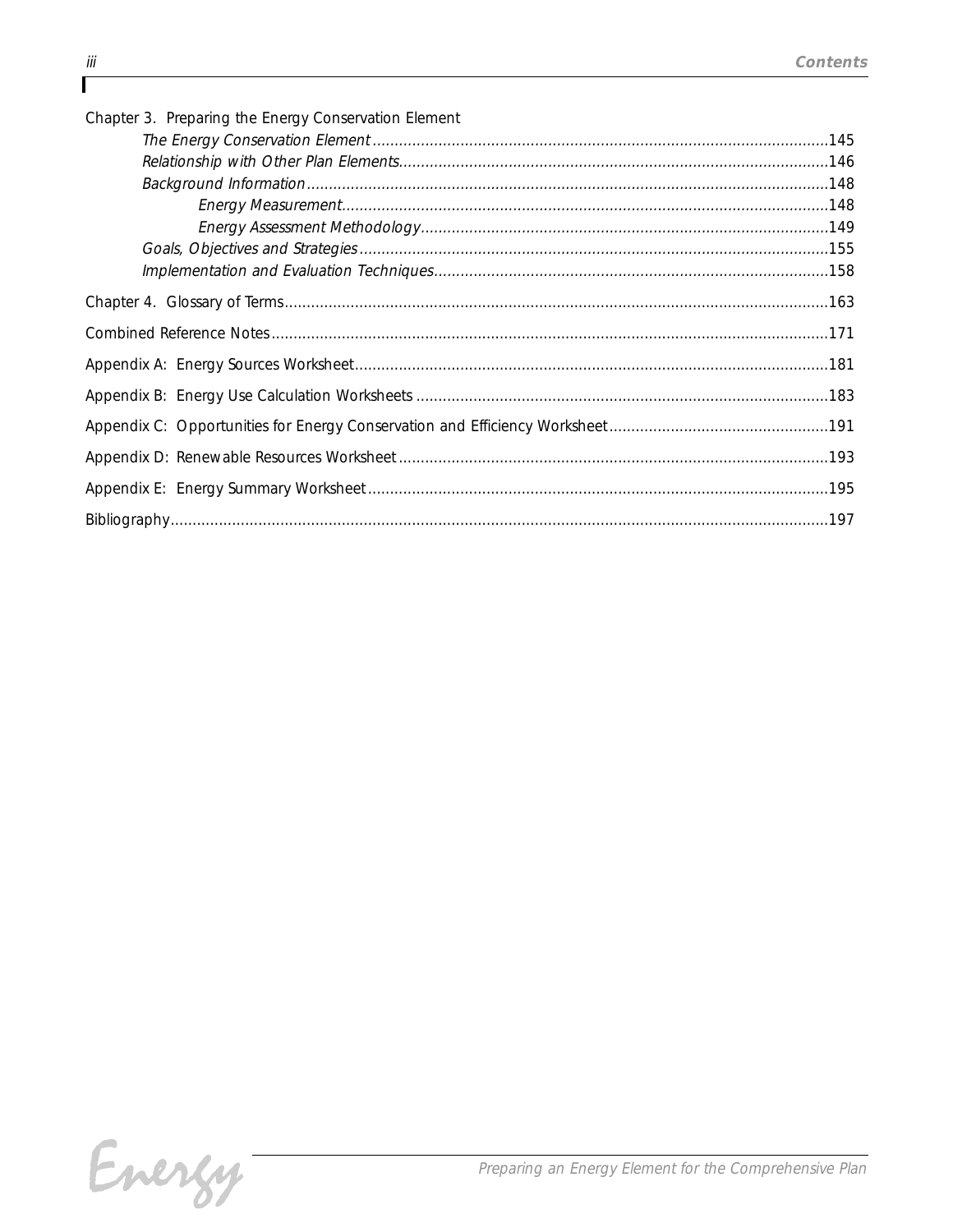Chapter 3. Preparing the Energy Conservation Element

- *The Energy Conservation Element* ......145
- *Relationship with Other Plan Elements* ......146
- *Background Information* ......148
  - *Energy Measurement* ......148
  - *Energy Assessment Methodology* ......149
- *Goals, Objectives and Strategies* ......155
- *Implementation and Evaluation Techniques* ......158

Chapter 4. Glossary of Terms ......163

Combined Reference Notes ......171

Appendix A: Energy Sources Worksheet ......181

Appendix B: Energy Use Calculation Worksheets ......183

Appendix C: Opportunities for Energy Conservation and Efficiency Worksheet ......191

Appendix D: Renewable Resources Worksheet ......193

Appendix E: Energy Summary Worksheet ......195

Bibliography ......197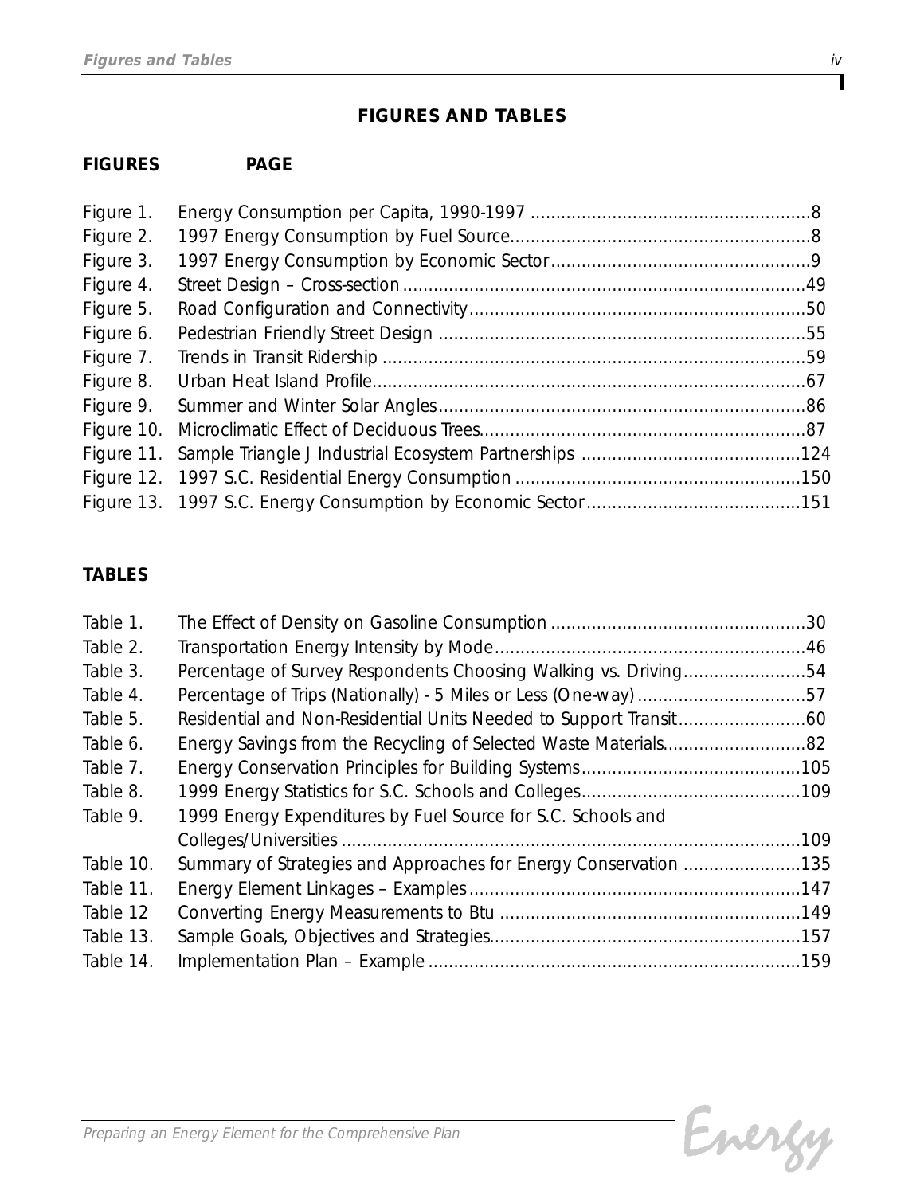# FIGURES AND TABLES

## FIGURES

| FIGURES | | PAGE |
|---|---|---|
| Figure 1. | Energy Consumption per Capita, 1990-1997 | 8 |
| Figure 2. | 1997 Energy Consumption by Fuel Source | 8 |
| Figure 3. | 1997 Energy Consumption by Economic Sector | 9 |
| Figure 4. | Street Design – Cross-section | 49 |
| Figure 5. | Road Configuration and Connectivity | 50 |
| Figure 6. | Pedestrian Friendly Street Design | 55 |
| Figure 7. | Trends in Transit Ridership | 59 |
| Figure 8. | Urban Heat Island Profile | 67 |
| Figure 9. | Summer and Winter Solar Angles | 86 |
| Figure 10. | Microclimatic Effect of Deciduous Trees | 87 |
| Figure 11. | Sample Triangle J Industrial Ecosystem Partnerships | 124 |
| Figure 12. | 1997 S.C. Residential Energy Consumption | 150 |
| Figure 13. | 1997 S.C. Energy Consumption by Economic Sector | 151 |

## TABLES

| TABLES | | PAGE |
|---|---|---|
| Table 1. | The Effect of Density on Gasoline Consumption | 30 |
| Table 2. | Transportation Energy Intensity by Mode | 46 |
| Table 3. | Percentage of Survey Respondents Choosing Walking vs. Driving | 54 |
| Table 4. | Percentage of Trips (Nationally) - 5 Miles or Less (One-way) | 57 |
| Table 5. | Residential and Non-Residential Units Needed to Support Transit | 60 |
| Table 6. | Energy Savings from the Recycling of Selected Waste Materials | 82 |
| Table 7. | Energy Conservation Principles for Building Systems | 105 |
| Table 8. | 1999 Energy Statistics for S.C. Schools and Colleges | 109 |
| Table 9. | 1999 Energy Expenditures by Fuel Source for S.C. Schools and Colleges/Universities | 109 |
| Table 10. | Summary of Strategies and Approaches for Energy Conservation | 135 |
| Table 11. | Energy Element Linkages – Examples | 147 |
| Table 12 | Converting Energy Measurements to Btu | 149 |
| Table 13. | Sample Goals, Objectives and Strategies | 157 |
| Table 14. | Implementation Plan – Example | 159 |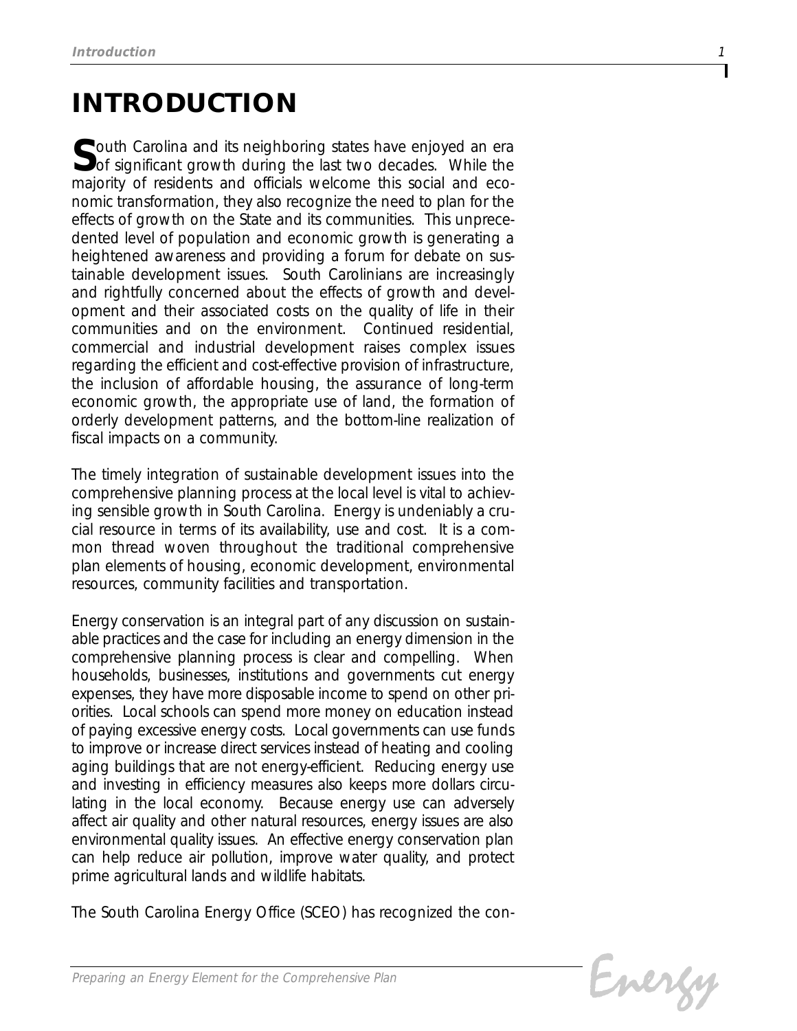# INTRODUCTION

South Carolina and its neighboring states have enjoyed an era of significant growth during the last two decades. While the majority of residents and officials welcome this social and economic transformation, they also recognize the need to plan for the effects of growth on the State and its communities. This unprecedented level of population and economic growth is generating a heightened awareness and providing a forum for debate on sustainable development issues. South Carolinians are increasingly and rightfully concerned about the effects of growth and development and their associated costs on the quality of life in their communities and on the environment. Continued residential, commercial and industrial development raises complex issues regarding the efficient and cost-effective provision of infrastructure, the inclusion of affordable housing, the assurance of long-term economic growth, the appropriate use of land, the formation of orderly development patterns, and the bottom-line realization of fiscal impacts on a community.

The timely integration of sustainable development issues into the comprehensive planning process at the local level is vital to achieving sensible growth in South Carolina. Energy is undeniably a crucial resource in terms of its availability, use and cost. It is a common thread woven throughout the traditional comprehensive plan elements of housing, economic development, environmental resources, community facilities and transportation.

Energy conservation is an integral part of any discussion on sustainable practices and the case for including an energy dimension in the comprehensive planning process is clear and compelling. When households, businesses, institutions and governments cut energy expenses, they have more disposable income to spend on other priorities. Local schools can spend more money on education instead of paying excessive energy costs. Local governments can use funds to improve or increase direct services instead of heating and cooling aging buildings that are not energy-efficient. Reducing energy use and investing in efficiency measures also keeps more dollars circulating in the local economy. Because energy use can adversely affect air quality and other natural resources, energy issues are also environmental quality issues. An effective energy conservation plan can help reduce air pollution, improve water quality, and protect prime agricultural lands and wildlife habitats.

The South Carolina Energy Office (SCEO) has recognized the con-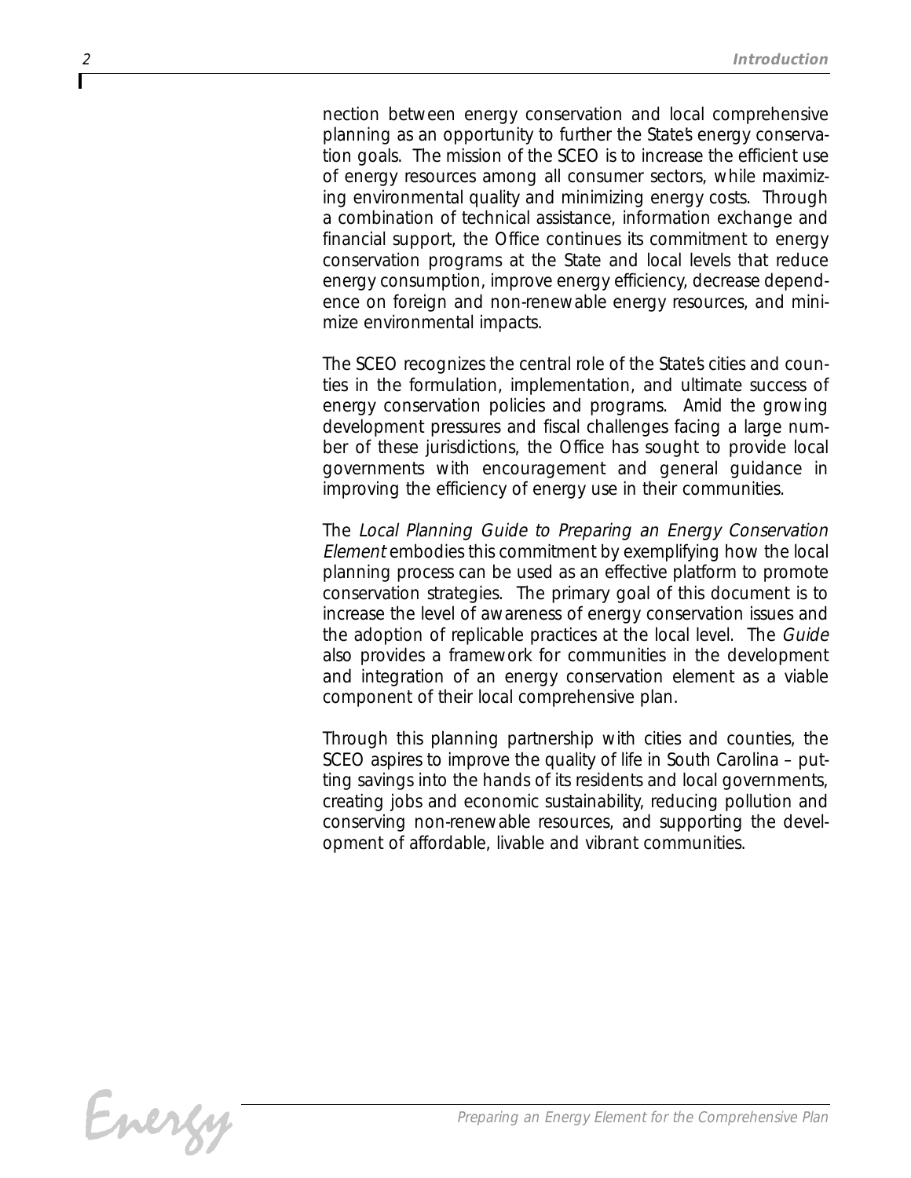nection between energy conservation and local comprehensive planning as an opportunity to further the State's energy conservation goals. The mission of the SCEO is to increase the efficient use of energy resources among all consumer sectors, while maximizing environmental quality and minimizing energy costs. Through a combination of technical assistance, information exchange and financial support, the Office continues its commitment to energy conservation programs at the State and local levels that reduce energy consumption, improve energy efficiency, decrease dependence on foreign and non-renewable energy resources, and minimize environmental impacts.

The SCEO recognizes the central role of the State's cities and counties in the formulation, implementation, and ultimate success of energy conservation policies and programs. Amid the growing development pressures and fiscal challenges facing a large number of these jurisdictions, the Office has sought to provide local governments with encouragement and general guidance in improving the efficiency of energy use in their communities.

The *Local Planning Guide to Preparing an Energy Conservation Element* embodies this commitment by exemplifying how the local planning process can be used as an effective platform to promote conservation strategies. The primary goal of this document is to increase the level of awareness of energy conservation issues and the adoption of replicable practices at the local level. The *Guide* also provides a framework for communities in the development and integration of an energy conservation element as a viable component of their local comprehensive plan.

Through this planning partnership with cities and counties, the SCEO aspires to improve the quality of life in South Carolina – putting savings into the hands of its residents and local governments, creating jobs and economic sustainability, reducing pollution and conserving non-renewable resources, and supporting the development of affordable, livable and vibrant communities.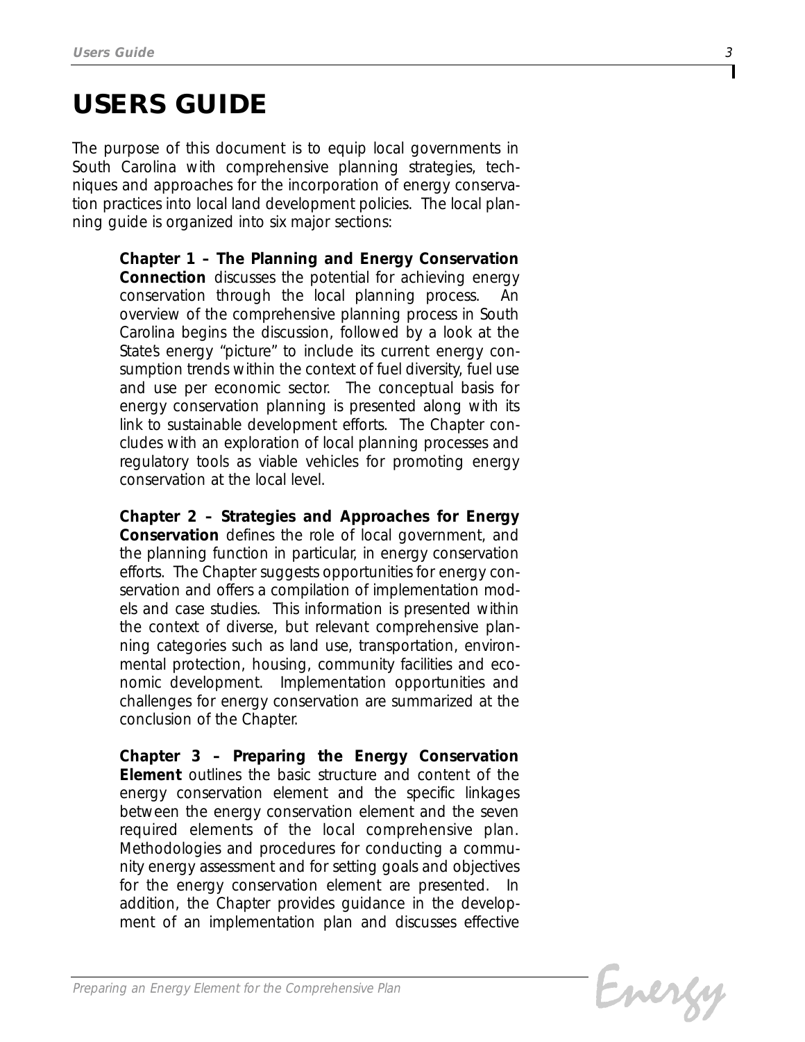# USERS GUIDE

The purpose of this document is to equip local governments in South Carolina with comprehensive planning strategies, techniques and approaches for the incorporation of energy conservation practices into local land development policies. The local planning guide is organized into six major sections:

> **Chapter 1 – The Planning and Energy Conservation Connection** discusses the potential for achieving energy conservation through the local planning process. An overview of the comprehensive planning process in South Carolina begins the discussion, followed by a look at the State's energy "picture" to include its current energy consumption trends within the context of fuel diversity, fuel use and use per economic sector. The conceptual basis for energy conservation planning is presented along with its link to sustainable development efforts. The Chapter concludes with an exploration of local planning processes and regulatory tools as viable vehicles for promoting energy conservation at the local level.
>
> **Chapter 2 – Strategies and Approaches for Energy Conservation** defines the role of local government, and the planning function in particular, in energy conservation efforts. The Chapter suggests opportunities for energy conservation and offers a compilation of implementation models and case studies. This information is presented within the context of diverse, but relevant comprehensive planning categories such as land use, transportation, environmental protection, housing, community facilities and economic development. Implementation opportunities and challenges for energy conservation are summarized at the conclusion of the Chapter.
>
> **Chapter 3 – Preparing the Energy Conservation Element** outlines the basic structure and content of the energy conservation element and the specific linkages between the energy conservation element and the seven required elements of the local comprehensive plan. Methodologies and procedures for conducting a community energy assessment and for setting goals and objectives for the energy conservation element are presented. In addition, the Chapter provides guidance in the development of an implementation plan and discusses effective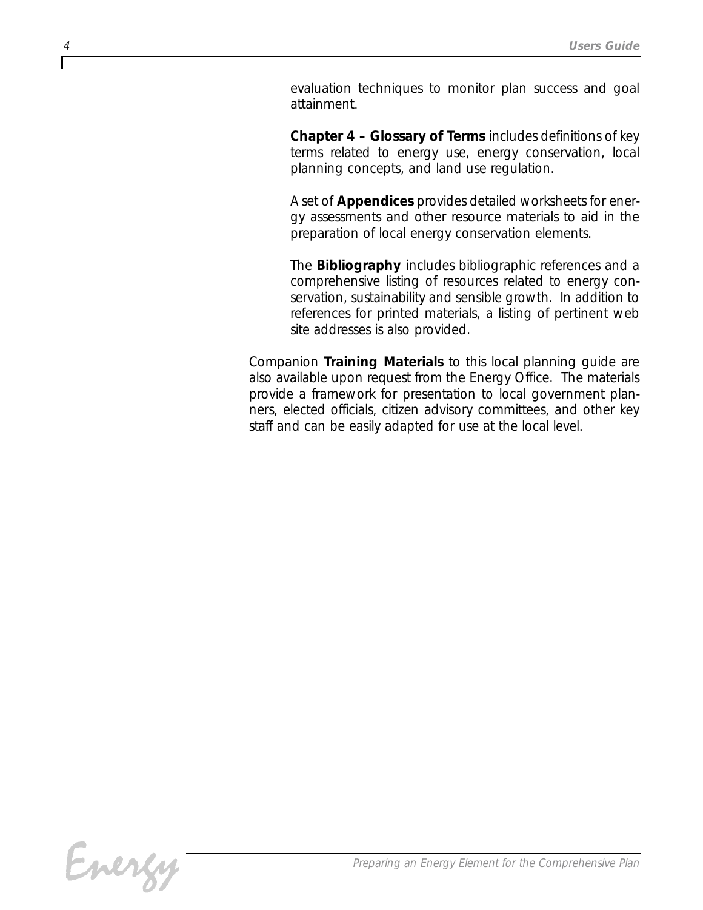evaluation techniques to monitor plan success and goal attainment.

**Chapter 4 – Glossary of Terms** includes definitions of key terms related to energy use, energy conservation, local planning concepts, and land use regulation.

A set of **Appendices** provides detailed worksheets for energy assessments and other resource materials to aid in the preparation of local energy conservation elements.

The **Bibliography** includes bibliographic references and a comprehensive listing of resources related to energy conservation, sustainability and sensible growth. In addition to references for printed materials, a listing of pertinent web site addresses is also provided.

Companion **Training Materials** to this local planning guide are also available upon request from the Energy Office. The materials provide a framework for presentation to local government planners, elected officials, citizen advisory committees, and other key staff and can be easily adapted for use at the local level.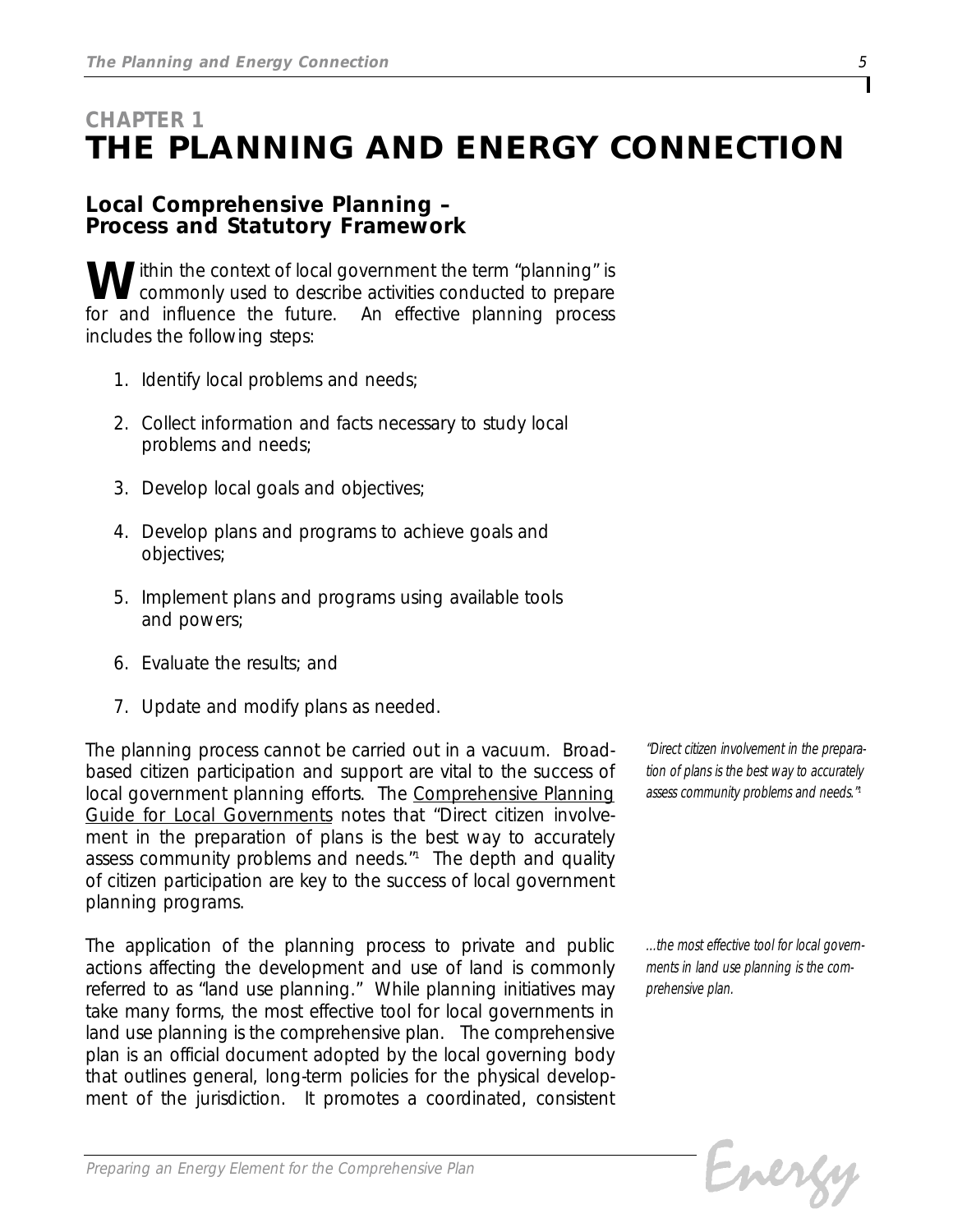# CHAPTER 1
# THE PLANNING AND ENERGY CONNECTION

## Local Comprehensive Planning – Process and Statutory Framework

Within the context of local government the term "planning" is commonly used to describe activities conducted to prepare for and influence the future. An effective planning process includes the following steps:

1. Identify local problems and needs;
2. Collect information and facts necessary to study local problems and needs;
3. Develop local goals and objectives;
4. Develop plans and programs to achieve goals and objectives;
5. Implement plans and programs using available tools and powers;
6. Evaluate the results; and
7. Update and modify plans as needed.

The planning process cannot be carried out in a vacuum. Broad-based citizen participation and support are vital to the success of local government planning efforts. The Comprehensive Planning Guide for Local Governments notes that "Direct citizen involvement in the preparation of plans is the best way to accurately assess community problems and needs."[1] The depth and quality of citizen participation are key to the success of local government planning programs.

*"Direct citizen involvement in the preparation of plans is the best way to accurately assess community problems and needs."[1]*

The application of the planning process to private and public actions affecting the development and use of land is commonly referred to as "land use planning." While planning initiatives may take many forms, the most effective tool for local governments in land use planning is the comprehensive plan. The comprehensive plan is an official document adopted by the local governing body that outlines general, long-term policies for the physical development of the jurisdiction. It promotes a coordinated, consistent

*...the most effective tool for local governments in land use planning is the comprehensive plan.*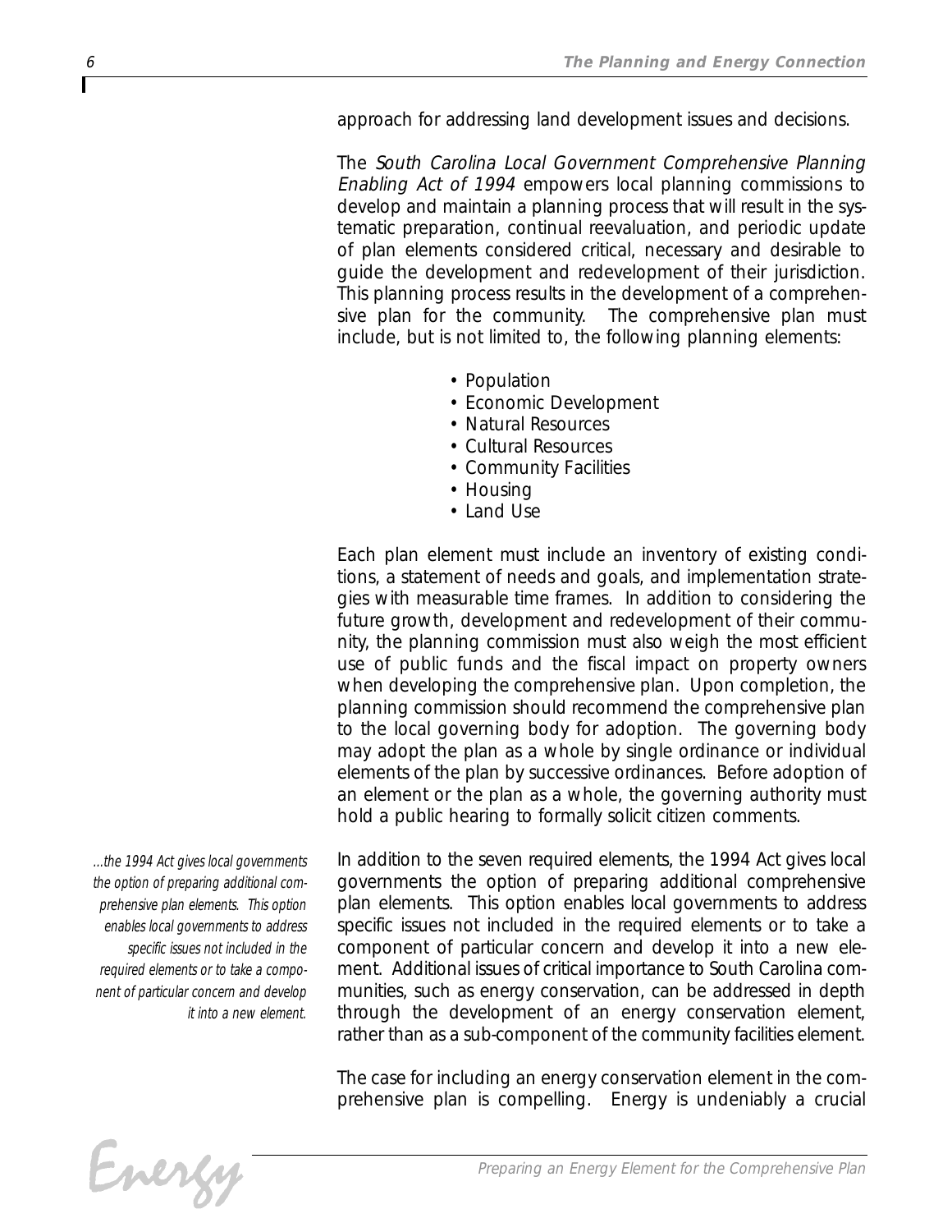approach for addressing land development issues and decisions.

The *South Carolina Local Government Comprehensive Planning Enabling Act of 1994* empowers local planning commissions to develop and maintain a planning process that will result in the systematic preparation, continual reevaluation, and periodic update of plan elements considered critical, necessary and desirable to guide the development and redevelopment of their jurisdiction. This planning process results in the development of a comprehensive plan for the community. The comprehensive plan must include, but is not limited to, the following planning elements:

- Population
- Economic Development
- Natural Resources
- Cultural Resources
- Community Facilities
- Housing
- Land Use

Each plan element must include an inventory of existing conditions, a statement of needs and goals, and implementation strategies with measurable time frames. In addition to considering the future growth, development and redevelopment of their community, the planning commission must also weigh the most efficient use of public funds and the fiscal impact on property owners when developing the comprehensive plan. Upon completion, the planning commission should recommend the comprehensive plan to the local governing body for adoption. The governing body may adopt the plan as a whole by single ordinance or individual elements of the plan by successive ordinances. Before adoption of an element or the plan as a whole, the governing authority must hold a public hearing to formally solicit citizen comments.

*...the 1994 Act gives local governments the option of preparing additional comprehensive plan elements. This option enables local governments to address specific issues not included in the required elements or to take a component of particular concern and develop it into a new element.*

In addition to the seven required elements, the 1994 Act gives local governments the option of preparing additional comprehensive plan elements. This option enables local governments to address specific issues not included in the required elements or to take a component of particular concern and develop it into a new element. Additional issues of critical importance to South Carolina communities, such as energy conservation, can be addressed in depth through the development of an energy conservation element, rather than as a sub-component of the community facilities element.

The case for including an energy conservation element in the comprehensive plan is compelling. Energy is undeniably a crucial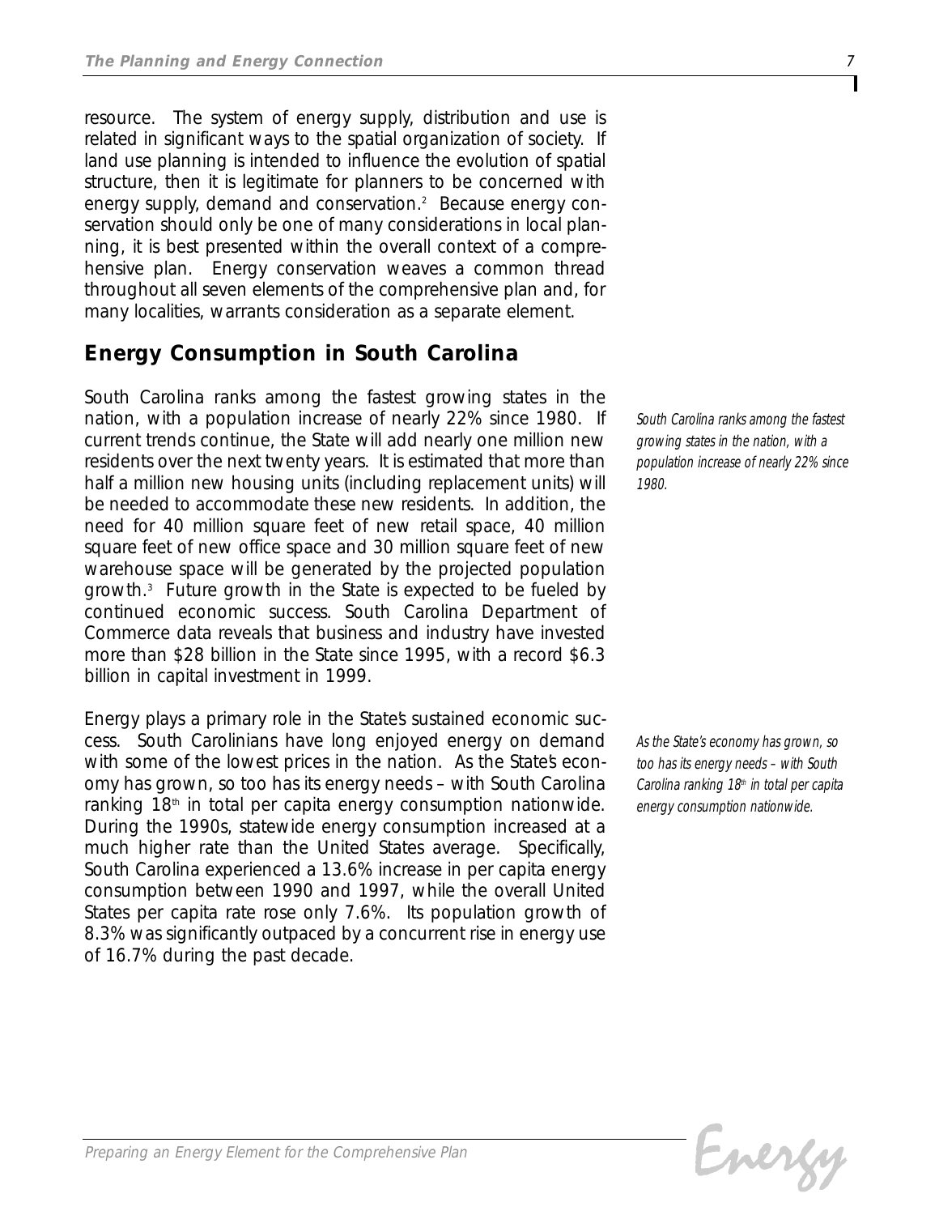resource. The system of energy supply, distribution and use is related in significant ways to the spatial organization of society. If land use planning is intended to influence the evolution of spatial structure, then it is legitimate for planners to be concerned with energy supply, demand and conservation.[2] Because energy conservation should only be one of many considerations in local planning, it is best presented within the overall context of a comprehensive plan. Energy conservation weaves a common thread throughout all seven elements of the comprehensive plan and, for many localities, warrants consideration as a separate element.

## Energy Consumption in South Carolina

South Carolina ranks among the fastest growing states in the nation, with a population increase of nearly 22% since 1980. If current trends continue, the State will add nearly one million new residents over the next twenty years. It is estimated that more than half a million new housing units (including replacement units) will be needed to accommodate these new residents. In addition, the need for 40 million square feet of new retail space, 40 million square feet of new office space and 30 million square feet of new warehouse space will be generated by the projected population growth.[3] Future growth in the State is expected to be fueled by continued economic success. South Carolina Department of Commerce data reveals that business and industry have invested more than $28 billion in the State since 1995, with a record $6.3 billion in capital investment in 1999.

*South Carolina ranks among the fastest growing states in the nation, with a population increase of nearly 22% since 1980.*

Energy plays a primary role in the State's sustained economic success. South Carolinians have long enjoyed energy on demand with some of the lowest prices in the nation. As the State's economy has grown, so too has its energy needs – with South Carolina ranking 18th in total per capita energy consumption nationwide. During the 1990s, statewide energy consumption increased at a much higher rate than the United States average. Specifically, South Carolina experienced a 13.6% increase in per capita energy consumption between 1990 and 1997, while the overall United States per capita rate rose only 7.6%. Its population growth of 8.3% was significantly outpaced by a concurrent rise in energy use of 16.7% during the past decade.

*As the State's economy has grown, so too has its energy needs – with South Carolina ranking 18th in total per capita energy consumption nationwide.*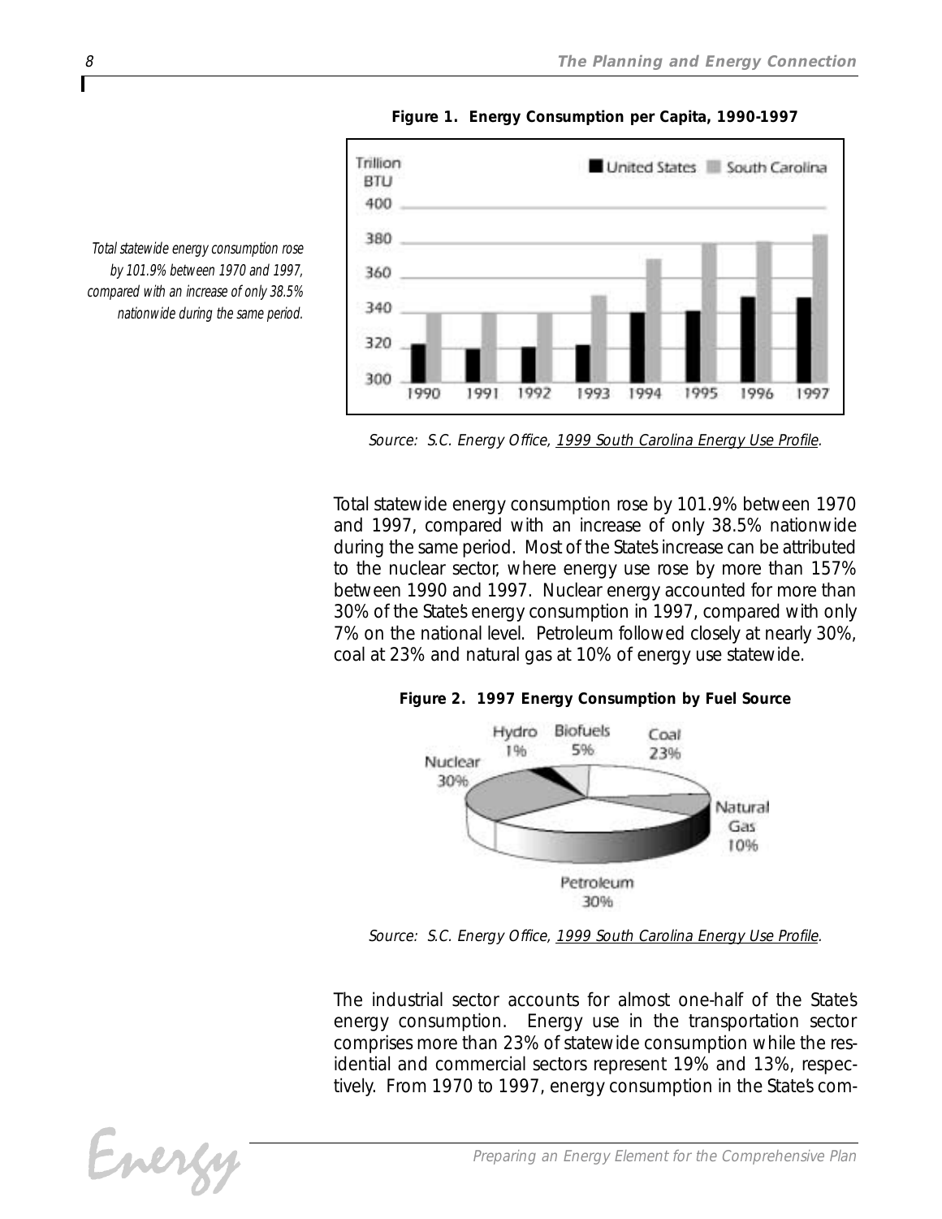**Figure 1. Energy Consumption per Capita, 1990-1997**

Source: S.C. Energy Office, 1999 South Carolina Energy Use Profile.

*Total statewide energy consumption rose by 101.9% between 1970 and 1997, compared with an increase of only 38.5% nationwide during the same period.*

Total statewide energy consumption rose by 101.9% between 1970 and 1997, compared with an increase of only 38.5% nationwide during the same period. Most of the State's increase can be attributed to the nuclear sector, where energy use rose by more than 157% between 1990 and 1997. Nuclear energy accounted for more than 30% of the State's energy consumption in 1997, compared with only 7% on the national level. Petroleum followed closely at nearly 30%, coal at 23% and natural gas at 10% of energy use statewide.

**Figure 2. 1997 Energy Consumption by Fuel Source**

Source: S.C. Energy Office, 1999 South Carolina Energy Use Profile.

The industrial sector accounts for almost one-half of the State's energy consumption. Energy use in the transportation sector comprises more than 23% of statewide consumption while the residential and commercial sectors represent 19% and 13%, respectively. From 1970 to 1997, energy consumption in the State's com-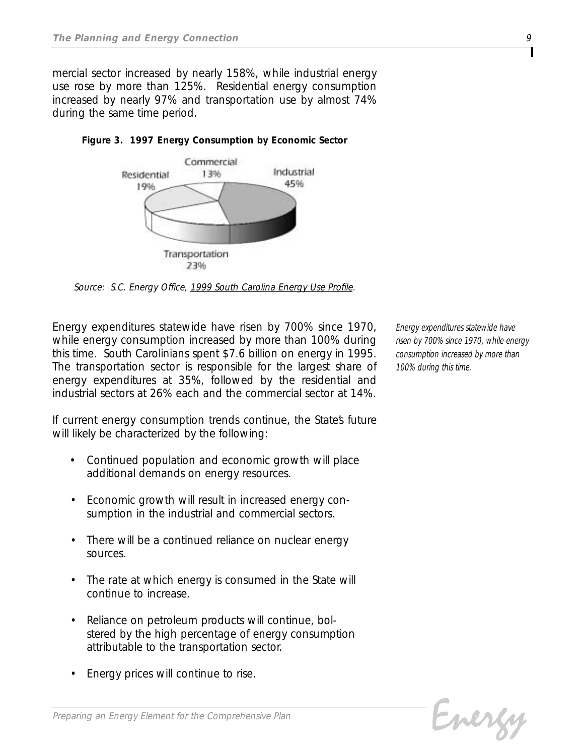mercial sector increased by nearly 158%, while industrial energy use rose by more than 125%. Residential energy consumption increased by nearly 97% and transportation use by almost 74% during the same time period.

**Figure 3. 1997 Energy Consumption by Economic Sector**

Commercial 13%
Residential 19%
Industrial 45%
Transportation 23%

*Source: S.C. Energy Office, 1999 South Carolina Energy Use Profile.*

Energy expenditures statewide have risen by 700% since 1970, while energy consumption increased by more than 100% during this time. South Carolinians spent $7.6 billion on energy in 1995. The transportation sector is responsible for the largest share of energy expenditures at 35%, followed by the residential and industrial sectors at 26% each and the commercial sector at 14%.

*Energy expenditures statewide have risen by 700% since 1970, while energy consumption increased by more than 100% during this time.*

If current energy consumption trends continue, the State's future will likely be characterized by the following:

- Continued population and economic growth will place additional demands on energy resources.
- Economic growth will result in increased energy consumption in the industrial and commercial sectors.
- There will be a continued reliance on nuclear energy sources.
- The rate at which energy is consumed in the State will continue to increase.
- Reliance on petroleum products will continue, bolstered by the high percentage of energy consumption attributable to the transportation sector.
- Energy prices will continue to rise.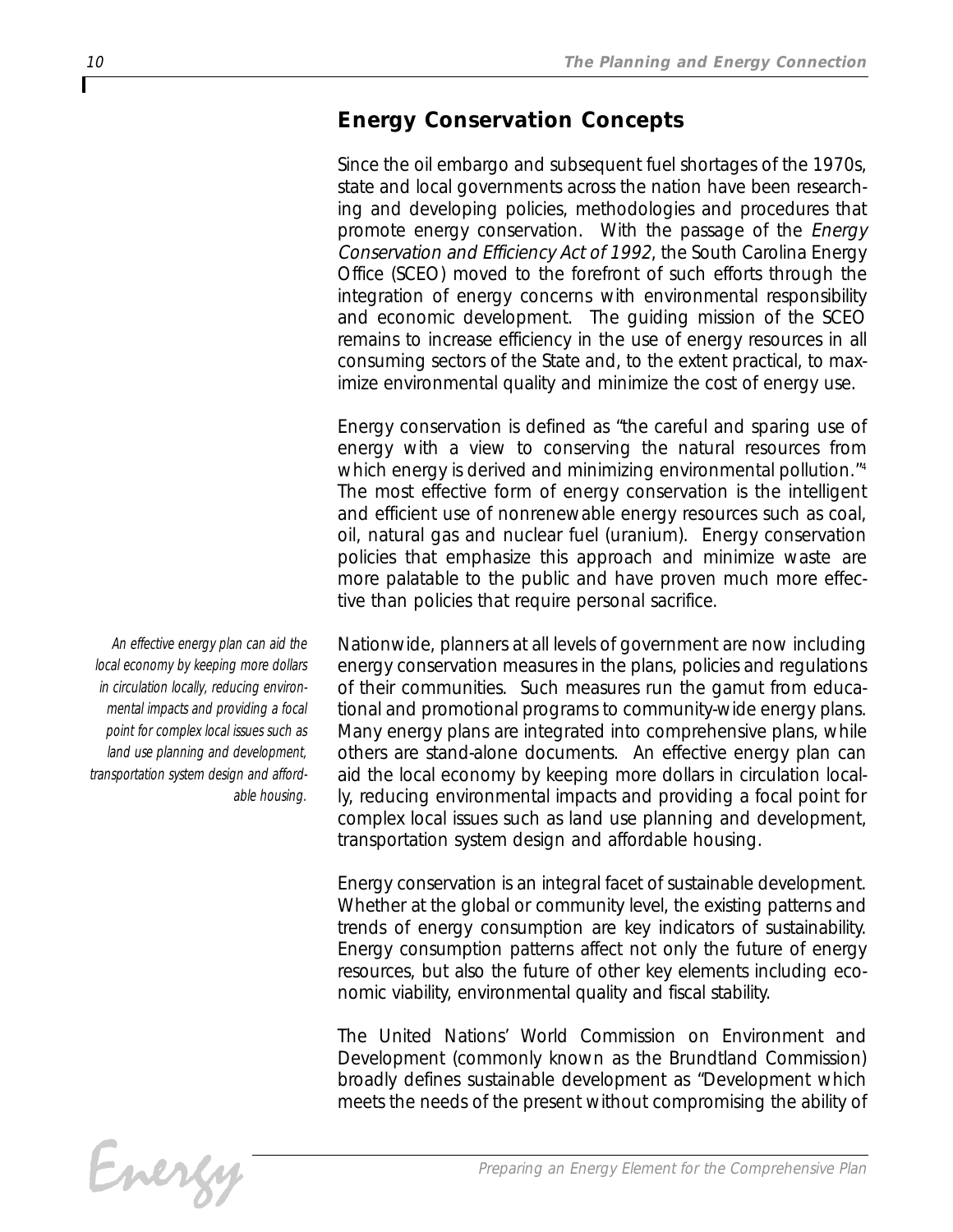## Energy Conservation Concepts

Since the oil embargo and subsequent fuel shortages of the 1970s, state and local governments across the nation have been researching and developing policies, methodologies and procedures that promote energy conservation. With the passage of the *Energy Conservation and Efficiency Act of 1992*, the South Carolina Energy Office (SCEO) moved to the forefront of such efforts through the integration of energy concerns with environmental responsibility and economic development. The guiding mission of the SCEO remains to increase efficiency in the use of energy resources in all consuming sectors of the State and, to the extent practical, to maximize environmental quality and minimize the cost of energy use.

Energy conservation is defined as "the careful and sparing use of energy with a view to conserving the natural resources from which energy is derived and minimizing environmental pollution."[4] The most effective form of energy conservation is the intelligent and efficient use of nonrenewable energy resources such as coal, oil, natural gas and nuclear fuel (uranium). Energy conservation policies that emphasize this approach and minimize waste are more palatable to the public and have proven much more effective than policies that require personal sacrifice.

*An effective energy plan can aid the local economy by keeping more dollars in circulation locally, reducing environmental impacts and providing a focal point for complex local issues such as land use planning and development, transportation system design and affordable housing.*

Nationwide, planners at all levels of government are now including energy conservation measures in the plans, policies and regulations of their communities. Such measures run the gamut from educational and promotional programs to community-wide energy plans. Many energy plans are integrated into comprehensive plans, while others are stand-alone documents. An effective energy plan can aid the local economy by keeping more dollars in circulation locally, reducing environmental impacts and providing a focal point for complex local issues such as land use planning and development, transportation system design and affordable housing.

Energy conservation is an integral facet of sustainable development. Whether at the global or community level, the existing patterns and trends of energy consumption are key indicators of sustainability. Energy consumption patterns affect not only the future of energy resources, but also the future of other key elements including economic viability, environmental quality and fiscal stability.

The United Nations' World Commission on Environment and Development (commonly known as the Brundtland Commission) broadly defines sustainable development as "Development which meets the needs of the present without compromising the ability of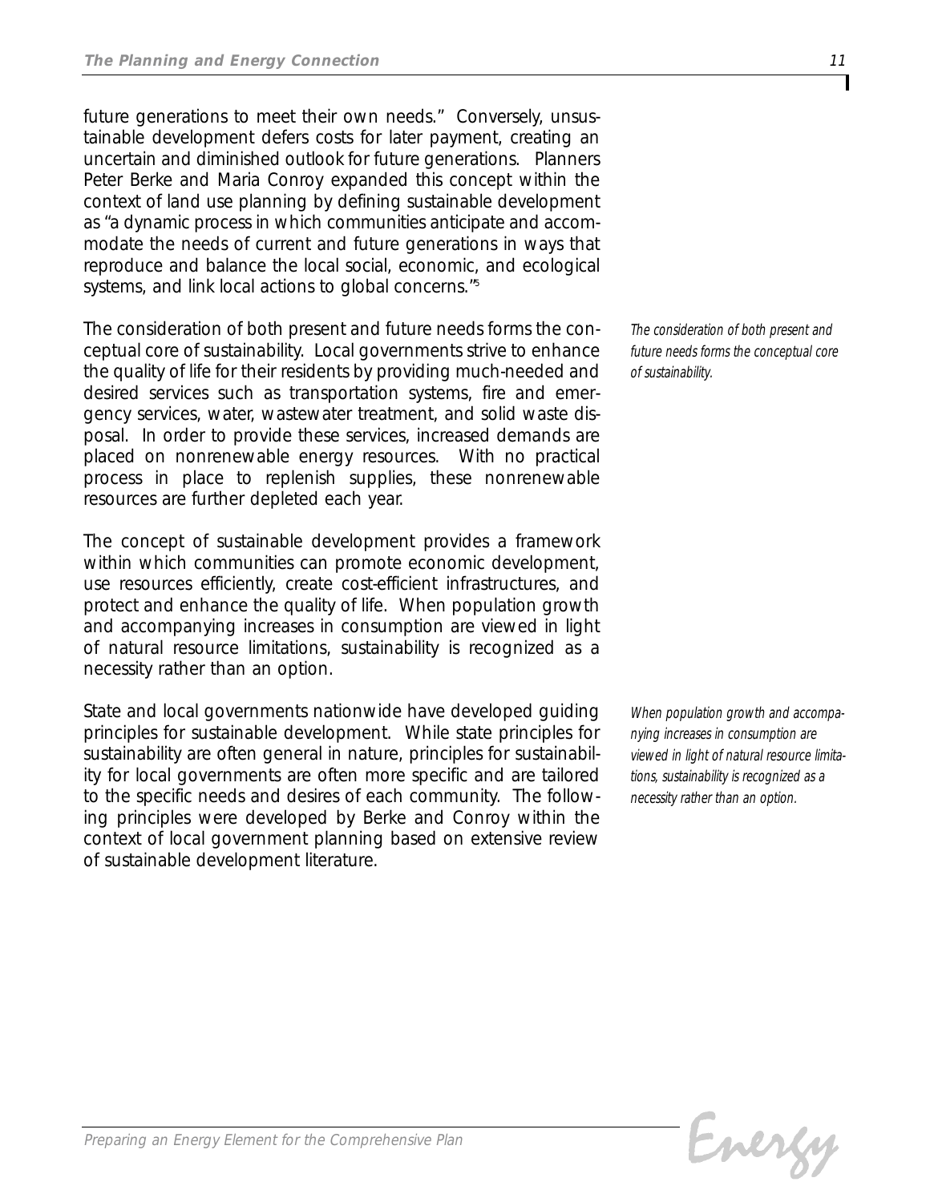future generations to meet their own needs." Conversely, unsustainable development defers costs for later payment, creating an uncertain and diminished outlook for future generations. Planners Peter Berke and Maria Conroy expanded this concept within the context of land use planning by defining sustainable development as "a dynamic process in which communities anticipate and accommodate the needs of current and future generations in ways that reproduce and balance the local social, economic, and ecological systems, and link local actions to global concerns."[5]

The consideration of both present and future needs forms the conceptual core of sustainability. Local governments strive to enhance the quality of life for their residents by providing much-needed and desired services such as transportation systems, fire and emergency services, water, wastewater treatment, and solid waste disposal. In order to provide these services, increased demands are placed on nonrenewable energy resources. With no practical process in place to replenish supplies, these nonrenewable resources are further depleted each year.

*The consideration of both present and future needs forms the conceptual core of sustainability.*

The concept of sustainable development provides a framework within which communities can promote economic development, use resources efficiently, create cost-efficient infrastructures, and protect and enhance the quality of life. When population growth and accompanying increases in consumption are viewed in light of natural resource limitations, sustainability is recognized as a necessity rather than an option.

State and local governments nationwide have developed guiding principles for sustainable development. While state principles for sustainability are often general in nature, principles for sustainability for local governments are often more specific and are tailored to the specific needs and desires of each community. The following principles were developed by Berke and Conroy within the context of local government planning based on extensive review of sustainable development literature.

*When population growth and accompanying increases in consumption are viewed in light of natural resource limitations, sustainability is recognized as a necessity rather than an option.*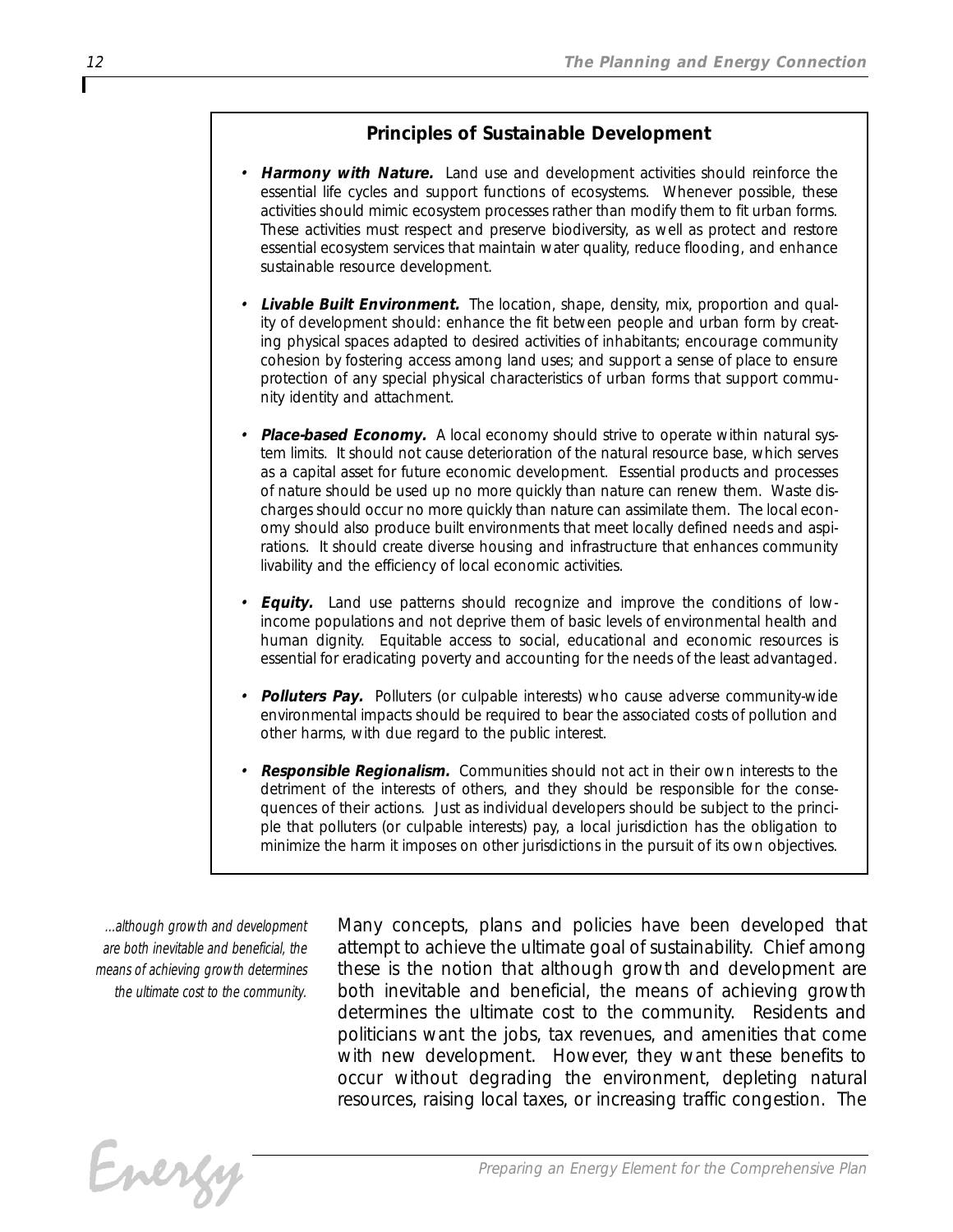### Principles of Sustainable Development

- ***Harmony with Nature.*** Land use and development activities should reinforce the essential life cycles and support functions of ecosystems. Whenever possible, these activities should mimic ecosystem processes rather than modify them to fit urban forms. These activities must respect and preserve biodiversity, as well as protect and restore essential ecosystem services that maintain water quality, reduce flooding, and enhance sustainable resource development.

- ***Livable Built Environment.*** The location, shape, density, mix, proportion and quality of development should: enhance the fit between people and urban form by creating physical spaces adapted to desired activities of inhabitants; encourage community cohesion by fostering access among land uses; and support a sense of place to ensure protection of any special physical characteristics of urban forms that support community identity and attachment.

- ***Place-based Economy.*** A local economy should strive to operate within natural system limits. It should not cause deterioration of the natural resource base, which serves as a capital asset for future economic development. Essential products and processes of nature should be used up no more quickly than nature can renew them. Waste discharges should occur no more quickly than nature can assimilate them. The local economy should also produce built environments that meet locally defined needs and aspirations. It should create diverse housing and infrastructure that enhances community livability and the efficiency of local economic activities.

- ***Equity.*** Land use patterns should recognize and improve the conditions of low-income populations and not deprive them of basic levels of environmental health and human dignity. Equitable access to social, educational and economic resources is essential for eradicating poverty and accounting for the needs of the least advantaged.

- ***Polluters Pay.*** Polluters (or culpable interests) who cause adverse community-wide environmental impacts should be required to bear the associated costs of pollution and other harms, with due regard to the public interest.

- ***Responsible Regionalism.*** Communities should not act in their own interests to the detriment of the interests of others, and they should be responsible for the consequences of their actions. Just as individual developers should be subject to the principle that polluters (or culpable interests) pay, a local jurisdiction has the obligation to minimize the harm it imposes on other jurisdictions in the pursuit of its own objectives.

*...although growth and development are both inevitable and beneficial, the means of achieving growth determines the ultimate cost to the community.*

Many concepts, plans and policies have been developed that attempt to achieve the ultimate goal of sustainability. Chief among these is the notion that although growth and development are both inevitable and beneficial, the means of achieving growth determines the ultimate cost to the community. Residents and politicians want the jobs, tax revenues, and amenities that come with new development. However, they want these benefits to occur without degrading the environment, depleting natural resources, raising local taxes, or increasing traffic congestion. The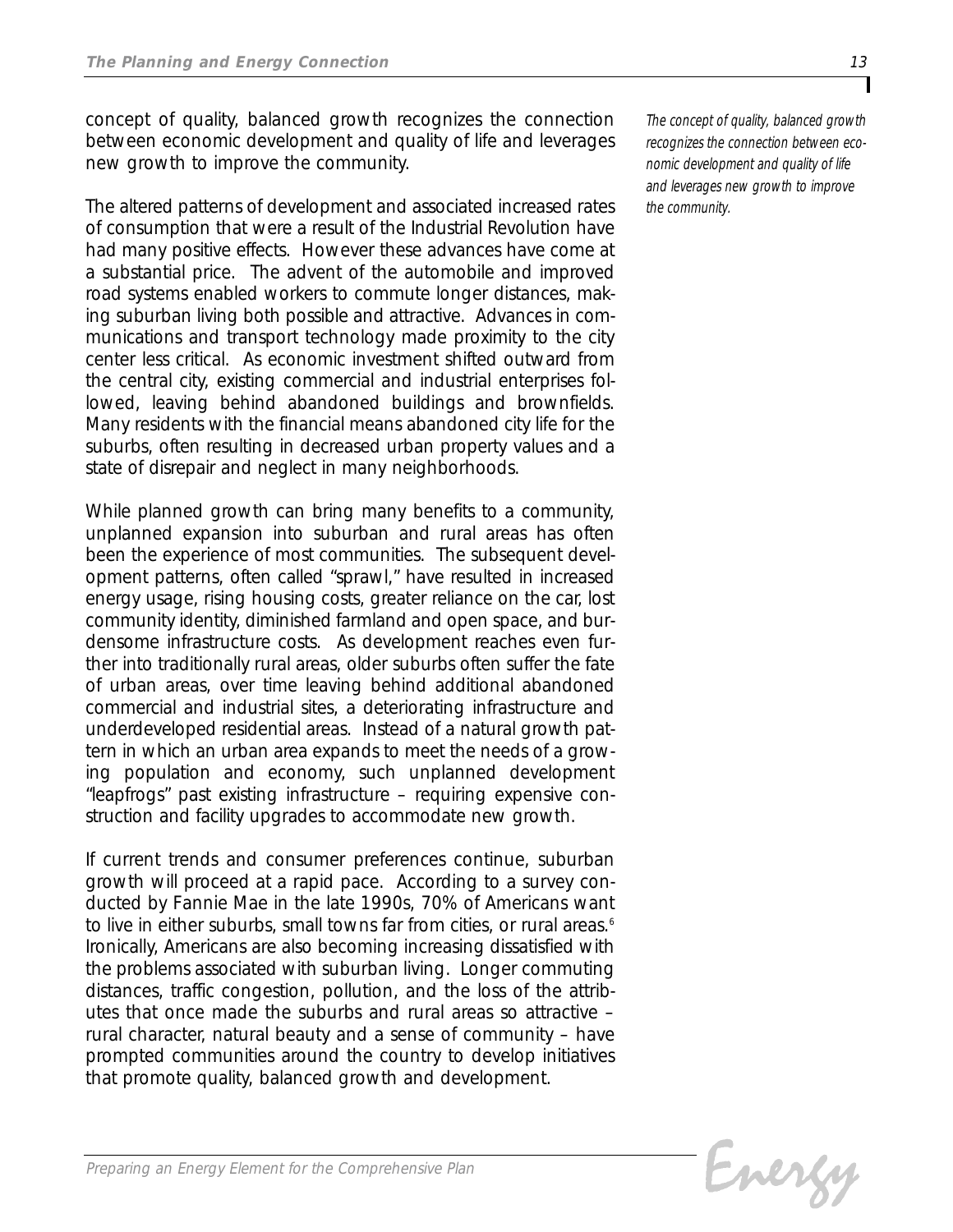concept of quality, balanced growth recognizes the connection between economic development and quality of life and leverages new growth to improve the community.

*The concept of quality, balanced growth recognizes the connection between economic development and quality of life and leverages new growth to improve the community.*

The altered patterns of development and associated increased rates of consumption that were a result of the Industrial Revolution have had many positive effects. However these advances have come at a substantial price. The advent of the automobile and improved road systems enabled workers to commute longer distances, making suburban living both possible and attractive. Advances in communications and transport technology made proximity to the city center less critical. As economic investment shifted outward from the central city, existing commercial and industrial enterprises followed, leaving behind abandoned buildings and brownfields. Many residents with the financial means abandoned city life for the suburbs, often resulting in decreased urban property values and a state of disrepair and neglect in many neighborhoods.

While planned growth can bring many benefits to a community, unplanned expansion into suburban and rural areas has often been the experience of most communities. The subsequent development patterns, often called "sprawl," have resulted in increased energy usage, rising housing costs, greater reliance on the car, lost community identity, diminished farmland and open space, and burdensome infrastructure costs. As development reaches even further into traditionally rural areas, older suburbs often suffer the fate of urban areas, over time leaving behind additional abandoned commercial and industrial sites, a deteriorating infrastructure and underdeveloped residential areas. Instead of a natural growth pattern in which an urban area expands to meet the needs of a growing population and economy, such unplanned development "leapfrogs" past existing infrastructure – requiring expensive construction and facility upgrades to accommodate new growth.

If current trends and consumer preferences continue, suburban growth will proceed at a rapid pace. According to a survey conducted by Fannie Mae in the late 1990s, 70% of Americans want to live in either suburbs, small towns far from cities, or rural areas.[6] Ironically, Americans are also becoming increasing dissatisfied with the problems associated with suburban living. Longer commuting distances, traffic congestion, pollution, and the loss of the attributes that once made the suburbs and rural areas so attractive – rural character, natural beauty and a sense of community – have prompted communities around the country to develop initiatives that promote quality, balanced growth and development.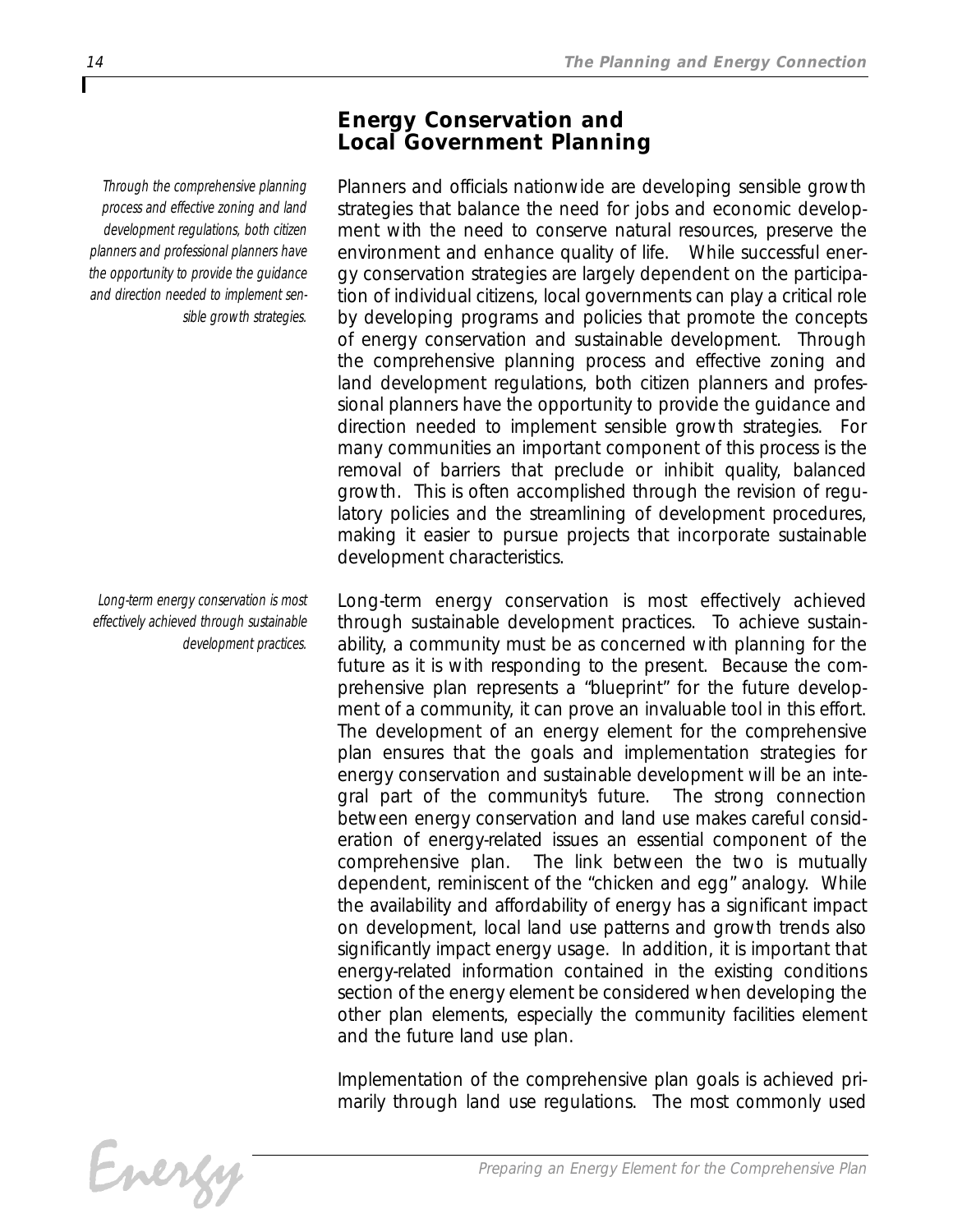## Energy Conservation and Local Government Planning

*Through the comprehensive planning process and effective zoning and land development regulations, both citizen planners and professional planners have the opportunity to provide the guidance and direction needed to implement sensible growth strategies.*

Planners and officials nationwide are developing sensible growth strategies that balance the need for jobs and economic development with the need to conserve natural resources, preserve the environment and enhance quality of life. While successful energy conservation strategies are largely dependent on the participation of individual citizens, local governments can play a critical role by developing programs and policies that promote the concepts of energy conservation and sustainable development. Through the comprehensive planning process and effective zoning and land development regulations, both citizen planners and professional planners have the opportunity to provide the guidance and direction needed to implement sensible growth strategies. For many communities an important component of this process is the removal of barriers that preclude or inhibit quality, balanced growth. This is often accomplished through the revision of regulatory policies and the streamlining of development procedures, making it easier to pursue projects that incorporate sustainable development characteristics.

*Long-term energy conservation is most effectively achieved through sustainable development practices.*

Long-term energy conservation is most effectively achieved through sustainable development practices. To achieve sustainability, a community must be as concerned with planning for the future as it is with responding to the present. Because the comprehensive plan represents a "blueprint" for the future development of a community, it can prove an invaluable tool in this effort. The development of an energy element for the comprehensive plan ensures that the goals and implementation strategies for energy conservation and sustainable development will be an integral part of the community's future. The strong connection between energy conservation and land use makes careful consideration of energy-related issues an essential component of the comprehensive plan. The link between the two is mutually dependent, reminiscent of the "chicken and egg" analogy. While the availability and affordability of energy has a significant impact on development, local land use patterns and growth trends also significantly impact energy usage. In addition, it is important that energy-related information contained in the existing conditions section of the energy element be considered when developing the other plan elements, especially the community facilities element and the future land use plan.

Implementation of the comprehensive plan goals is achieved primarily through land use regulations. The most commonly used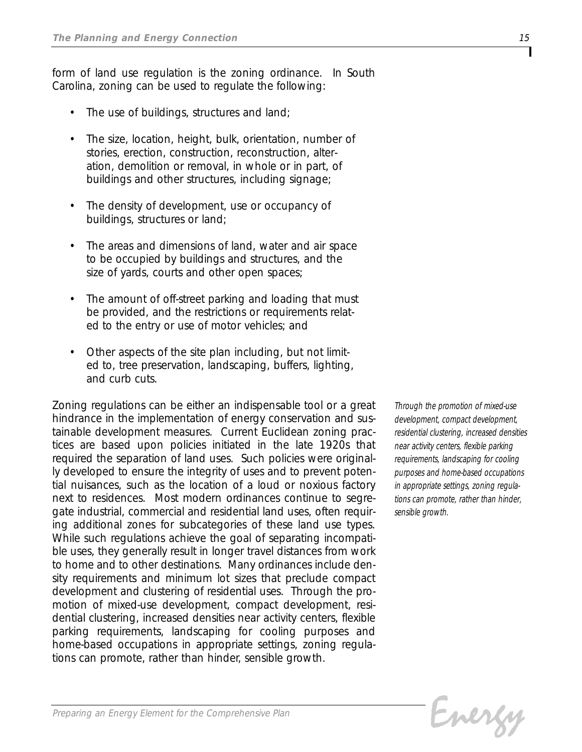form of land use regulation is the zoning ordinance. In South Carolina, zoning can be used to regulate the following:

- The use of buildings, structures and land;
- The size, location, height, bulk, orientation, number of stories, erection, construction, reconstruction, alteration, demolition or removal, in whole or in part, of buildings and other structures, including signage;
- The density of development, use or occupancy of buildings, structures or land;
- The areas and dimensions of land, water and air space to be occupied by buildings and structures, and the size of yards, courts and other open spaces;
- The amount of off-street parking and loading that must be provided, and the restrictions or requirements related to the entry or use of motor vehicles; and
- Other aspects of the site plan including, but not limited to, tree preservation, landscaping, buffers, lighting, and curb cuts.

Zoning regulations can be either an indispensable tool or a great hindrance in the implementation of energy conservation and sustainable development measures. Current Euclidean zoning practices are based upon policies initiated in the late 1920s that required the separation of land uses. Such policies were originally developed to ensure the integrity of uses and to prevent potential nuisances, such as the location of a loud or noxious factory next to residences. Most modern ordinances continue to segregate industrial, commercial and residential land uses, often requiring additional zones for subcategories of these land use types. While such regulations achieve the goal of separating incompatible uses, they generally result in longer travel distances from work to home and to other destinations. Many ordinances include density requirements and minimum lot sizes that preclude compact development and clustering of residential uses. Through the promotion of mixed-use development, compact development, residential clustering, increased densities near activity centers, flexible parking requirements, landscaping for cooling purposes and home-based occupations in appropriate settings, zoning regulations can promote, rather than hinder, sensible growth.

*Through the promotion of mixed-use development, compact development, residential clustering, increased densities near activity centers, flexible parking requirements, landscaping for cooling purposes and home-based occupations in appropriate settings, zoning regulations can promote, rather than hinder, sensible growth.*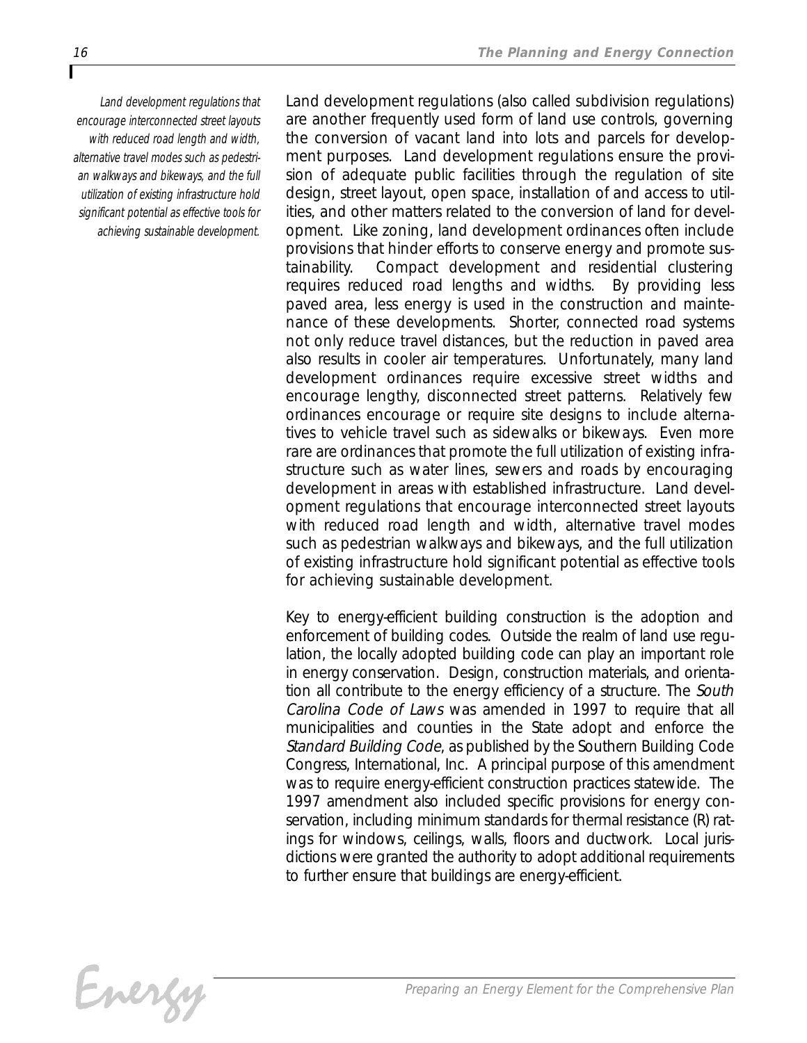*Land development regulations that encourage interconnected street layouts with reduced road length and width, alternative travel modes such as pedestrian walkways and bikeways, and the full utilization of existing infrastructure hold significant potential as effective tools for achieving sustainable development.*

Land development regulations (also called subdivision regulations) are another frequently used form of land use controls, governing the conversion of vacant land into lots and parcels for development purposes. Land development regulations ensure the provision of adequate public facilities through the regulation of site design, street layout, open space, installation of and access to utilities, and other matters related to the conversion of land for development. Like zoning, land development ordinances often include provisions that hinder efforts to conserve energy and promote sustainability. Compact development and residential clustering requires reduced road lengths and widths. By providing less paved area, less energy is used in the construction and maintenance of these developments. Shorter, connected road systems not only reduce travel distances, but the reduction in paved area also results in cooler air temperatures. Unfortunately, many land development ordinances require excessive street widths and encourage lengthy, disconnected street patterns. Relatively few ordinances encourage or require site designs to include alternatives to vehicle travel such as sidewalks or bikeways. Even more rare are ordinances that promote the full utilization of existing infrastructure such as water lines, sewers and roads by encouraging development in areas with established infrastructure. Land development regulations that encourage interconnected street layouts with reduced road length and width, alternative travel modes such as pedestrian walkways and bikeways, and the full utilization of existing infrastructure hold significant potential as effective tools for achieving sustainable development.

Key to energy-efficient building construction is the adoption and enforcement of building codes. Outside the realm of land use regulation, the locally adopted building code can play an important role in energy conservation. Design, construction materials, and orientation all contribute to the energy efficiency of a structure. The *South Carolina Code of Laws* was amended in 1997 to require that all municipalities and counties in the State adopt and enforce the *Standard Building Code*, as published by the Southern Building Code Congress, International, Inc. A principal purpose of this amendment was to require energy-efficient construction practices statewide. The 1997 amendment also included specific provisions for energy conservation, including minimum standards for thermal resistance (R) ratings for windows, ceilings, walls, floors and ductwork. Local jurisdictions were granted the authority to adopt additional requirements to further ensure that buildings are energy-efficient.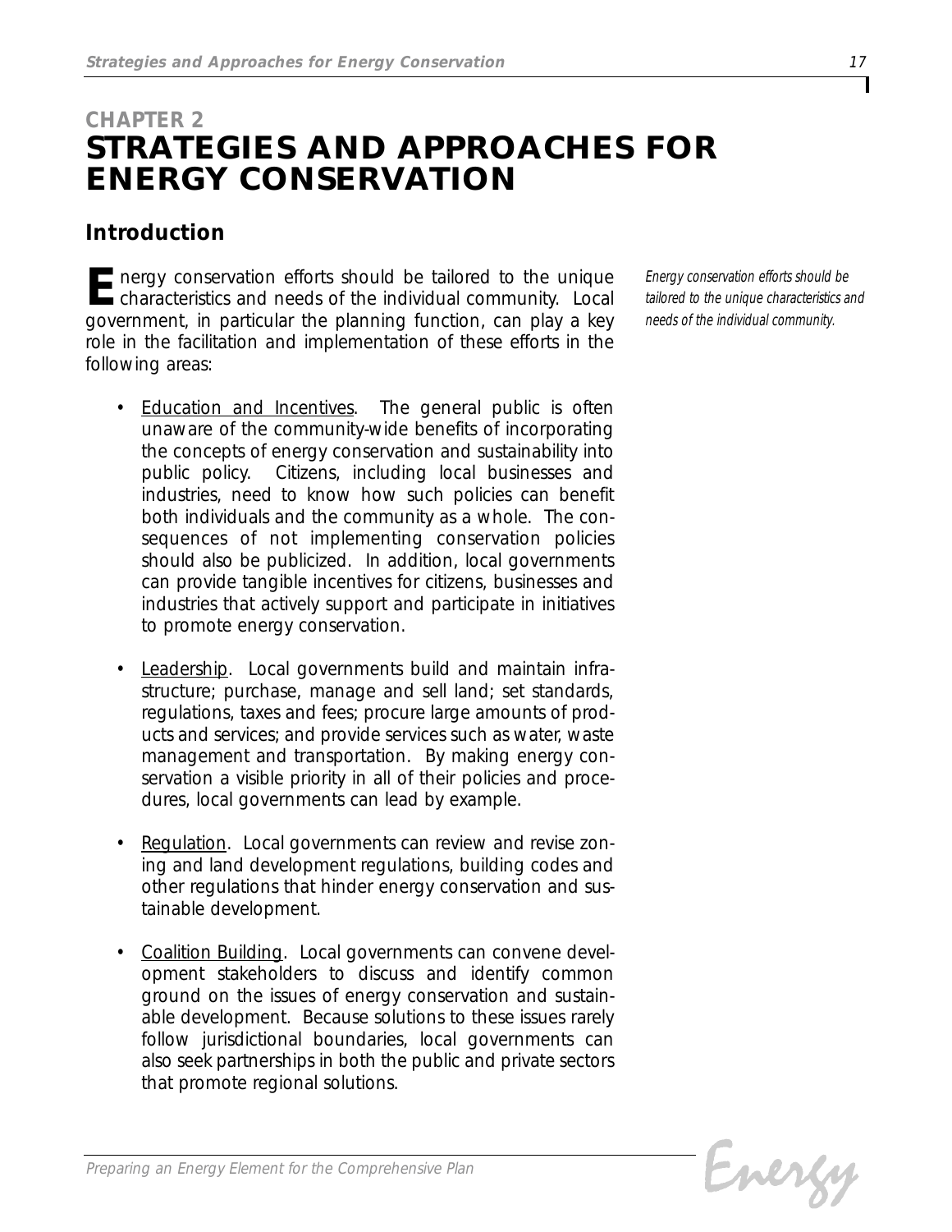# CHAPTER 2
# STRATEGIES AND APPROACHES FOR ENERGY CONSERVATION

## Introduction

Energy conservation efforts should be tailored to the unique characteristics and needs of the individual community. Local government, in particular the planning function, can play a key role in the facilitation and implementation of these efforts in the following areas:

*Energy conservation efforts should be tailored to the unique characteristics and needs of the individual community.*

- Education and Incentives. The general public is often unaware of the community-wide benefits of incorporating the concepts of energy conservation and sustainability into public policy. Citizens, including local businesses and industries, need to know how such policies can benefit both individuals and the community as a whole. The consequences of not implementing conservation policies should also be publicized. In addition, local governments can provide tangible incentives for citizens, businesses and industries that actively support and participate in initiatives to promote energy conservation.

- Leadership. Local governments build and maintain infrastructure; purchase, manage and sell land; set standards, regulations, taxes and fees; procure large amounts of products and services; and provide services such as water, waste management and transportation. By making energy conservation a visible priority in all of their policies and procedures, local governments can lead by example.

- Regulation. Local governments can review and revise zoning and land development regulations, building codes and other regulations that hinder energy conservation and sustainable development.

- Coalition Building. Local governments can convene development stakeholders to discuss and identify common ground on the issues of energy conservation and sustainable development. Because solutions to these issues rarely follow jurisdictional boundaries, local governments can also seek partnerships in both the public and private sectors that promote regional solutions.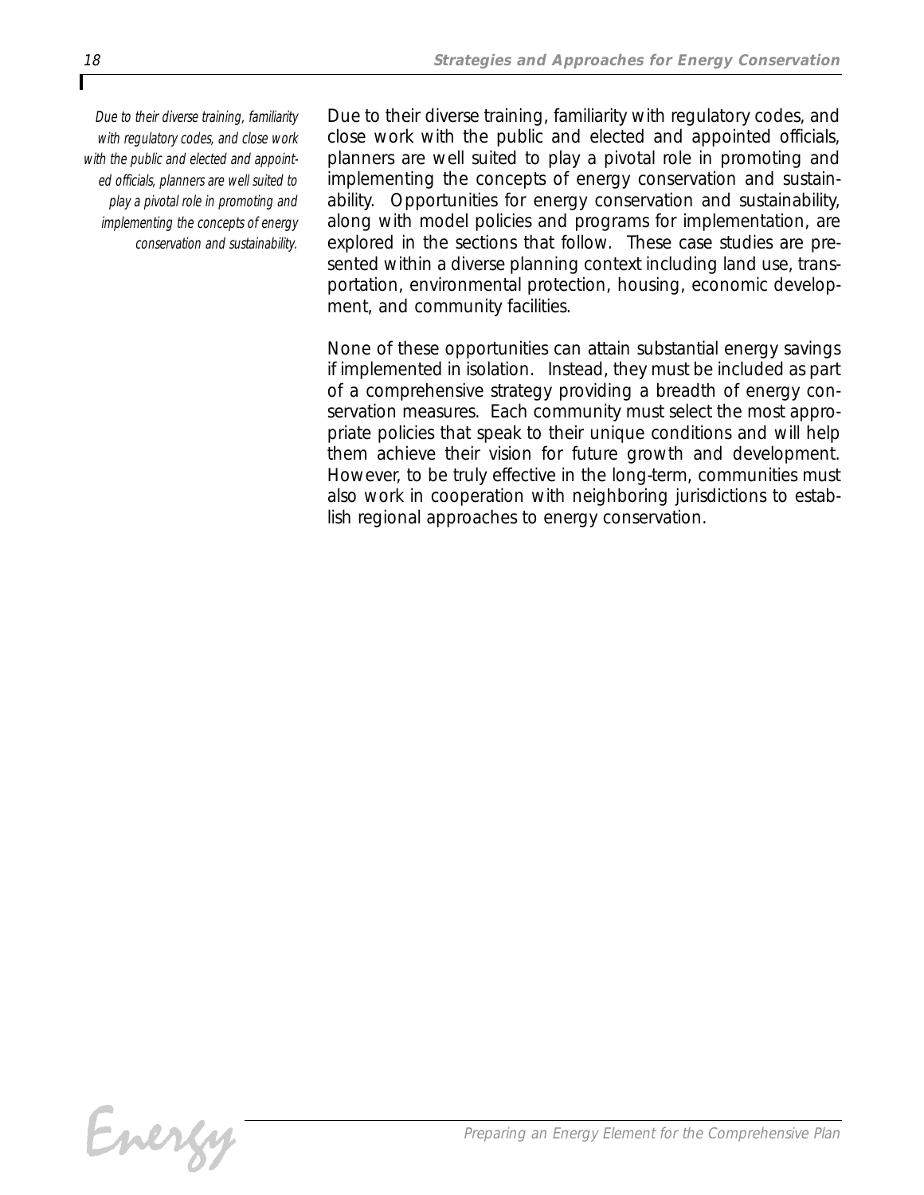*Due to their diverse training, familiarity with regulatory codes, and close work with the public and elected and appointed officials, planners are well suited to play a pivotal role in promoting and implementing the concepts of energy conservation and sustainability.*

Due to their diverse training, familiarity with regulatory codes, and close work with the public and elected and appointed officials, planners are well suited to play a pivotal role in promoting and implementing the concepts of energy conservation and sustainability. Opportunities for energy conservation and sustainability, along with model policies and programs for implementation, are explored in the sections that follow. These case studies are presented within a diverse planning context including land use, transportation, environmental protection, housing, economic development, and community facilities.

None of these opportunities can attain substantial energy savings if implemented in isolation. Instead, they must be included as part of a comprehensive strategy providing a breadth of energy conservation measures. Each community must select the most appropriate policies that speak to their unique conditions and will help them achieve their vision for future growth and development. However, to be truly effective in the long-term, communities must also work in cooperation with neighboring jurisdictions to establish regional approaches to energy conservation.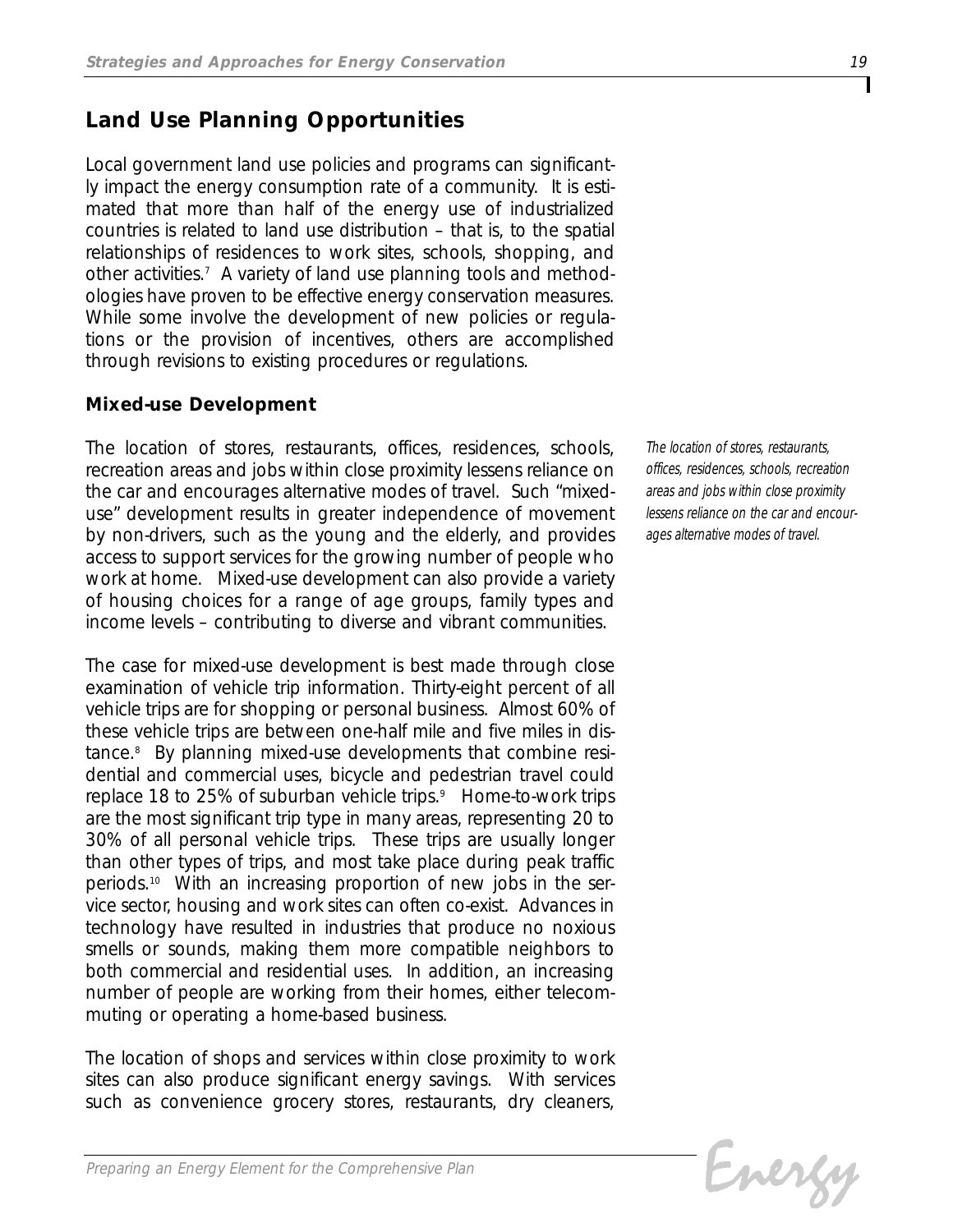## Land Use Planning Opportunities

Local government land use policies and programs can significantly impact the energy consumption rate of a community. It is estimated that more than half of the energy use of industrialized countries is related to land use distribution – that is, to the spatial relationships of residences to work sites, schools, shopping, and other activities.[7] A variety of land use planning tools and methodologies have proven to be effective energy conservation measures. While some involve the development of new policies or regulations or the provision of incentives, others are accomplished through revisions to existing procedures or regulations.

### Mixed-use Development

The location of stores, restaurants, offices, residences, schools, recreation areas and jobs within close proximity lessens reliance on the car and encourages alternative modes of travel. Such "mixed-use" development results in greater independence of movement by non-drivers, such as the young and the elderly, and provides access to support services for the growing number of people who work at home. Mixed-use development can also provide a variety of housing choices for a range of age groups, family types and income levels – contributing to diverse and vibrant communities.

*The location of stores, restaurants, offices, residences, schools, recreation areas and jobs within close proximity lessens reliance on the car and encourages alternative modes of travel.*

The case for mixed-use development is best made through close examination of vehicle trip information. Thirty-eight percent of all vehicle trips are for shopping or personal business. Almost 60% of these vehicle trips are between one-half mile and five miles in distance.[8] By planning mixed-use developments that combine residential and commercial uses, bicycle and pedestrian travel could replace 18 to 25% of suburban vehicle trips.[9] Home-to-work trips are the most significant trip type in many areas, representing 20 to 30% of all personal vehicle trips. These trips are usually longer than other types of trips, and most take place during peak traffic periods.[10] With an increasing proportion of new jobs in the service sector, housing and work sites can often co-exist. Advances in technology have resulted in industries that produce no noxious smells or sounds, making them more compatible neighbors to both commercial and residential uses. In addition, an increasing number of people are working from their homes, either telecommuting or operating a home-based business.

The location of shops and services within close proximity to work sites can also produce significant energy savings. With services such as convenience grocery stores, restaurants, dry cleaners,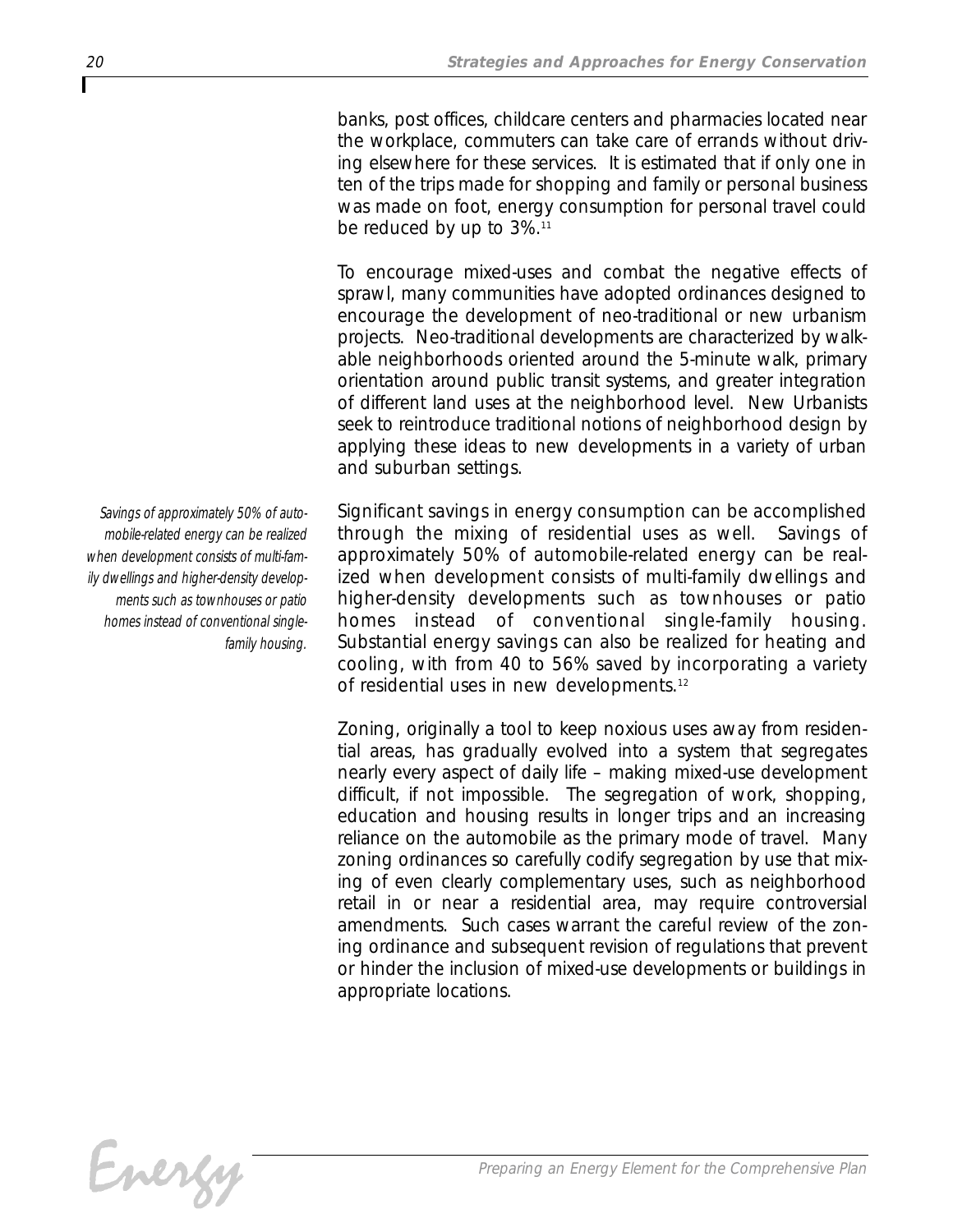banks, post offices, childcare centers and pharmacies located near the workplace, commuters can take care of errands without driving elsewhere for these services. It is estimated that if only one in ten of the trips made for shopping and family or personal business was made on foot, energy consumption for personal travel could be reduced by up to 3%.[11]

To encourage mixed-uses and combat the negative effects of sprawl, many communities have adopted ordinances designed to encourage the development of neo-traditional or new urbanism projects. Neo-traditional developments are characterized by walkable neighborhoods oriented around the 5-minute walk, primary orientation around public transit systems, and greater integration of different land uses at the neighborhood level. New Urbanists seek to reintroduce traditional notions of neighborhood design by applying these ideas to new developments in a variety of urban and suburban settings.

*Savings of approximately 50% of automobile-related energy can be realized when development consists of multi-family dwellings and higher-density developments such as townhouses or patio homes instead of conventional single-family housing.*

Significant savings in energy consumption can be accomplished through the mixing of residential uses as well. Savings of approximately 50% of automobile-related energy can be realized when development consists of multi-family dwellings and higher-density developments such as townhouses or patio homes instead of conventional single-family housing. Substantial energy savings can also be realized for heating and cooling, with from 40 to 56% saved by incorporating a variety of residential uses in new developments.[12]

Zoning, originally a tool to keep noxious uses away from residential areas, has gradually evolved into a system that segregates nearly every aspect of daily life – making mixed-use development difficult, if not impossible. The segregation of work, shopping, education and housing results in longer trips and an increasing reliance on the automobile as the primary mode of travel. Many zoning ordinances so carefully codify segregation by use that mixing of even clearly complementary uses, such as neighborhood retail in or near a residential area, may require controversial amendments. Such cases warrant the careful review of the zoning ordinance and subsequent revision of regulations that prevent or hinder the inclusion of mixed-use developments or buildings in appropriate locations.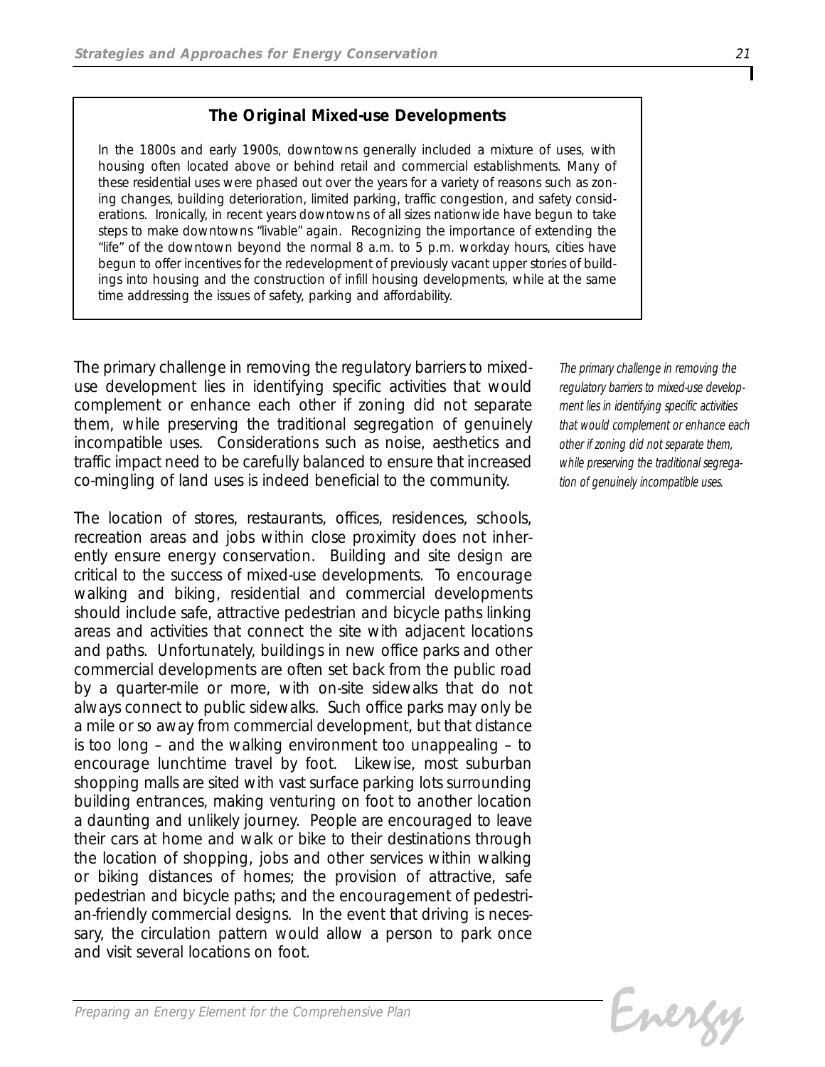### The Original Mixed-use Developments

In the 1800s and early 1900s, downtowns generally included a mixture of uses, with housing often located above or behind retail and commercial establishments. Many of these residential uses were phased out over the years for a variety of reasons such as zoning changes, building deterioration, limited parking, traffic congestion, and safety considerations. Ironically, in recent years downtowns of all sizes nationwide have begun to take steps to make downtowns "livable" again. Recognizing the importance of extending the "life" of the downtown beyond the normal 8 a.m. to 5 p.m. workday hours, cities have begun to offer incentives for the redevelopment of previously vacant upper stories of buildings into housing and the construction of infill housing developments, while at the same time addressing the issues of safety, parking and affordability.

The primary challenge in removing the regulatory barriers to mixed-use development lies in identifying specific activities that would complement or enhance each other if zoning did not separate them, while preserving the traditional segregation of genuinely incompatible uses. Considerations such as noise, aesthetics and traffic impact need to be carefully balanced to ensure that increased co-mingling of land uses is indeed beneficial to the community.

*The primary challenge in removing the regulatory barriers to mixed-use development lies in identifying specific activities that would complement or enhance each other if zoning did not separate them, while preserving the traditional segregation of genuinely incompatible uses.*

The location of stores, restaurants, offices, residences, schools, recreation areas and jobs within close proximity does not inherently ensure energy conservation. Building and site design are critical to the success of mixed-use developments. To encourage walking and biking, residential and commercial developments should include safe, attractive pedestrian and bicycle paths linking areas and activities that connect the site with adjacent locations and paths. Unfortunately, buildings in new office parks and other commercial developments are often set back from the public road by a quarter-mile or more, with on-site sidewalks that do not always connect to public sidewalks. Such office parks may only be a mile or so away from commercial development, but that distance is too long – and the walking environment too unappealing – to encourage lunchtime travel by foot. Likewise, most suburban shopping malls are sited with vast surface parking lots surrounding building entrances, making venturing on foot to another location a daunting and unlikely journey. People are encouraged to leave their cars at home and walk or bike to their destinations through the location of shopping, jobs and other services within walking or biking distances of homes; the provision of attractive, safe pedestrian and bicycle paths; and the encouragement of pedestrian-friendly commercial designs. In the event that driving is necessary, the circulation pattern would allow a person to park once and visit several locations on foot.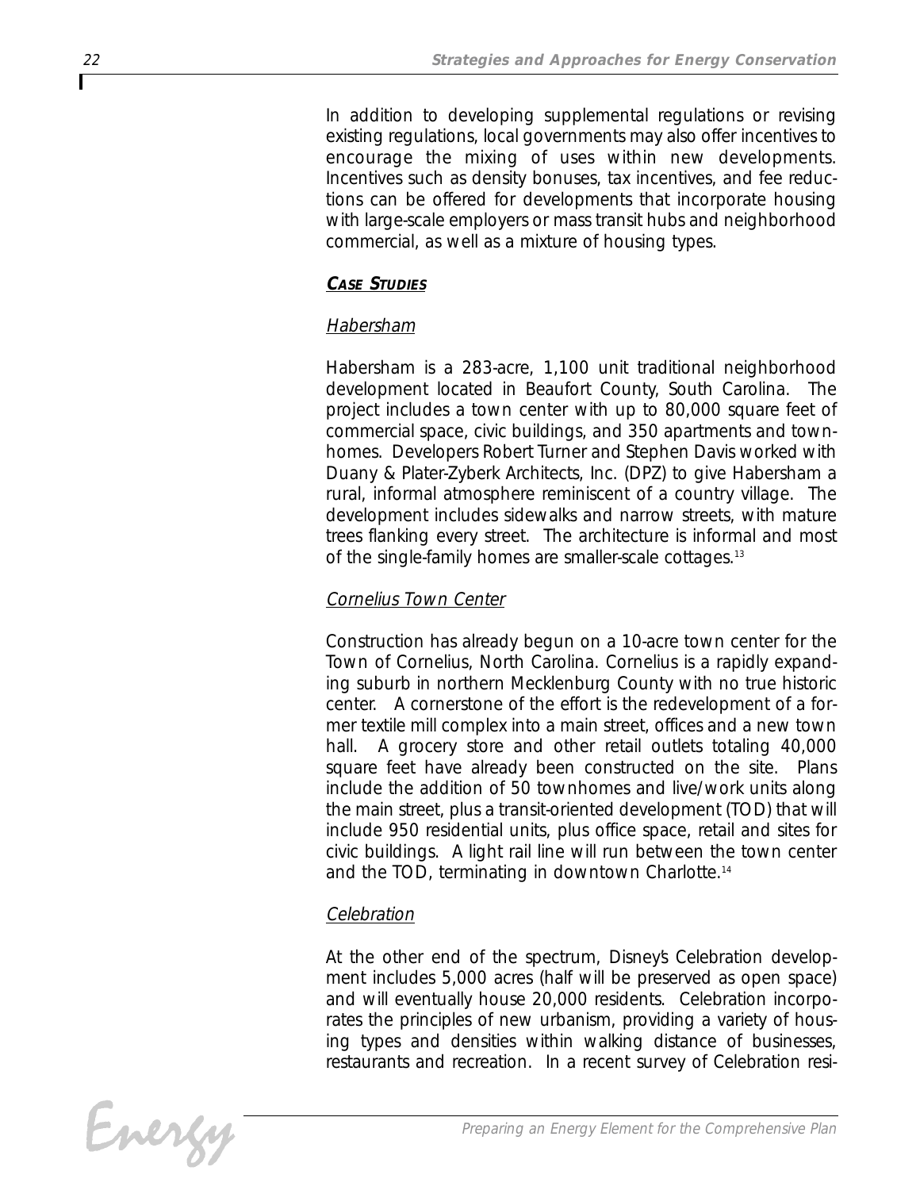In addition to developing supplemental regulations or revising existing regulations, local governments may also offer incentives to encourage the mixing of uses within new developments. Incentives such as density bonuses, tax incentives, and fee reductions can be offered for developments that incorporate housing with large-scale employers or mass transit hubs and neighborhood commercial, as well as a mixture of housing types.

### ***Case Studies***

#### Habersham

Habersham is a 283-acre, 1,100 unit traditional neighborhood development located in Beaufort County, South Carolina. The project includes a town center with up to 80,000 square feet of commercial space, civic buildings, and 350 apartments and townhomes. Developers Robert Turner and Stephen Davis worked with Duany & Plater-Zyberk Architects, Inc. (DPZ) to give Habersham a rural, informal atmosphere reminiscent of a country village. The development includes sidewalks and narrow streets, with mature trees flanking every street. The architecture is informal and most of the single-family homes are smaller-scale cottages.[13]

#### Cornelius Town Center

Construction has already begun on a 10-acre town center for the Town of Cornelius, North Carolina. Cornelius is a rapidly expanding suburb in northern Mecklenburg County with no true historic center. A cornerstone of the effort is the redevelopment of a former textile mill complex into a main street, offices and a new town hall. A grocery store and other retail outlets totaling 40,000 square feet have already been constructed on the site. Plans include the addition of 50 townhomes and live/work units along the main street, plus a transit-oriented development (TOD) that will include 950 residential units, plus office space, retail and sites for civic buildings. A light rail line will run between the town center and the TOD, terminating in downtown Charlotte.[14]

#### Celebration

At the other end of the spectrum, Disney's Celebration development includes 5,000 acres (half will be preserved as open space) and will eventually house 20,000 residents. Celebration incorporates the principles of new urbanism, providing a variety of housing types and densities within walking distance of businesses, restaurants and recreation. In a recent survey of Celebration resi-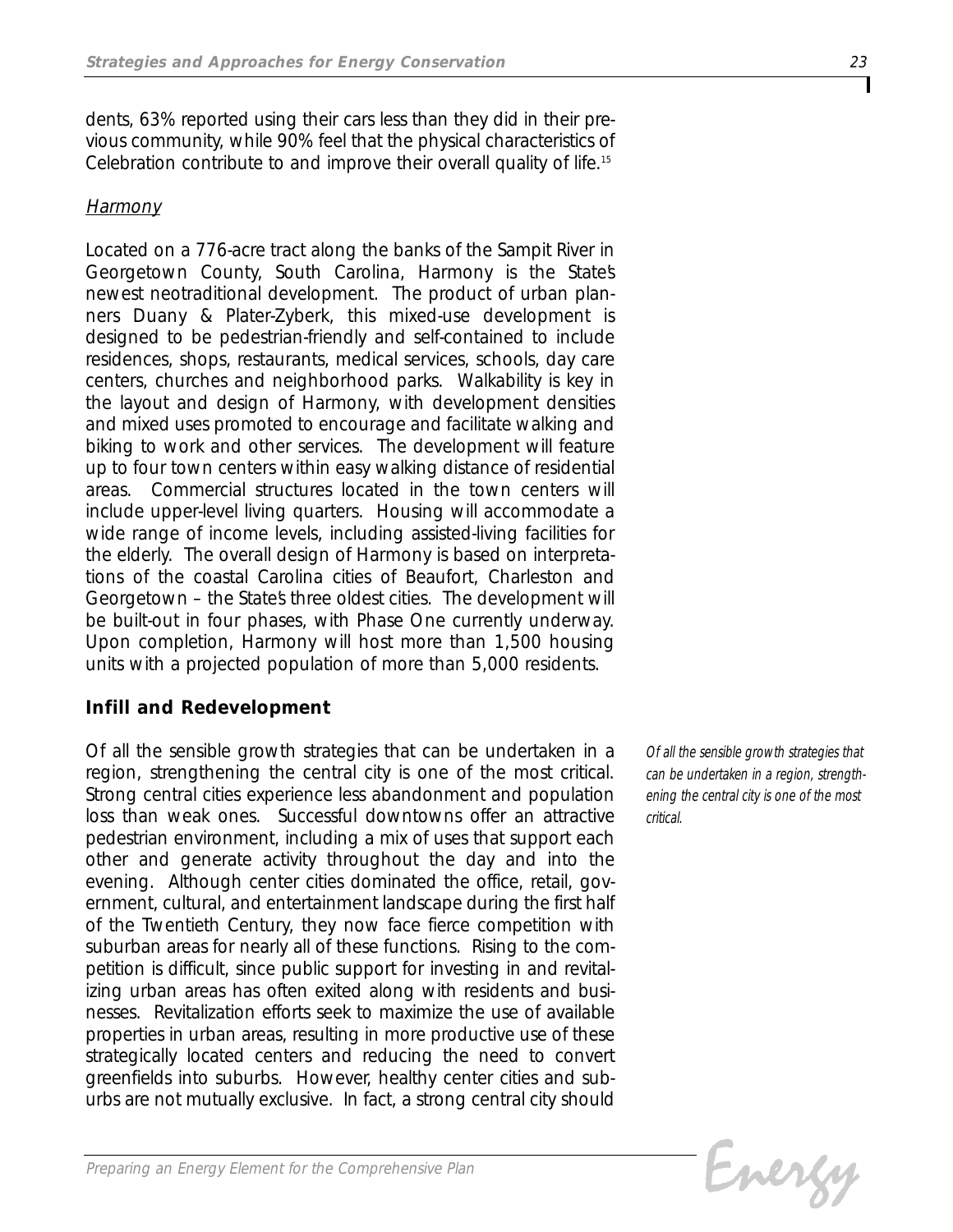dents, 63% reported using their cars less than they did in their previous community, while 90% feel that the physical characteristics of Celebration contribute to and improve their overall quality of life.[15]

### *Harmony*

Located on a 776-acre tract along the banks of the Sampit River in Georgetown County, South Carolina, Harmony is the State's newest neotraditional development. The product of urban planners Duany & Plater-Zyberk, this mixed-use development is designed to be pedestrian-friendly and self-contained to include residences, shops, restaurants, medical services, schools, day care centers, churches and neighborhood parks. Walkability is key in the layout and design of Harmony, with development densities and mixed uses promoted to encourage and facilitate walking and biking to work and other services. The development will feature up to four town centers within easy walking distance of residential areas. Commercial structures located in the town centers will include upper-level living quarters. Housing will accommodate a wide range of income levels, including assisted-living facilities for the elderly. The overall design of Harmony is based on interpretations of the coastal Carolina cities of Beaufort, Charleston and Georgetown – the State's three oldest cities. The development will be built-out in four phases, with Phase One currently underway. Upon completion, Harmony will host more than 1,500 housing units with a projected population of more than 5,000 residents.

## Infill and Redevelopment

*Of all the sensible growth strategies that can be undertaken in a region, strengthening the central city is one of the most critical.*

Of all the sensible growth strategies that can be undertaken in a region, strengthening the central city is one of the most critical. Strong central cities experience less abandonment and population loss than weak ones. Successful downtowns offer an attractive pedestrian environment, including a mix of uses that support each other and generate activity throughout the day and into the evening. Although center cities dominated the office, retail, government, cultural, and entertainment landscape during the first half of the Twentieth Century, they now face fierce competition with suburban areas for nearly all of these functions. Rising to the competition is difficult, since public support for investing in and revitalizing urban areas has often exited along with residents and businesses. Revitalization efforts seek to maximize the use of available properties in urban areas, resulting in more productive use of these strategically located centers and reducing the need to convert greenfields into suburbs. However, healthy center cities and suburbs are not mutually exclusive. In fact, a strong central city should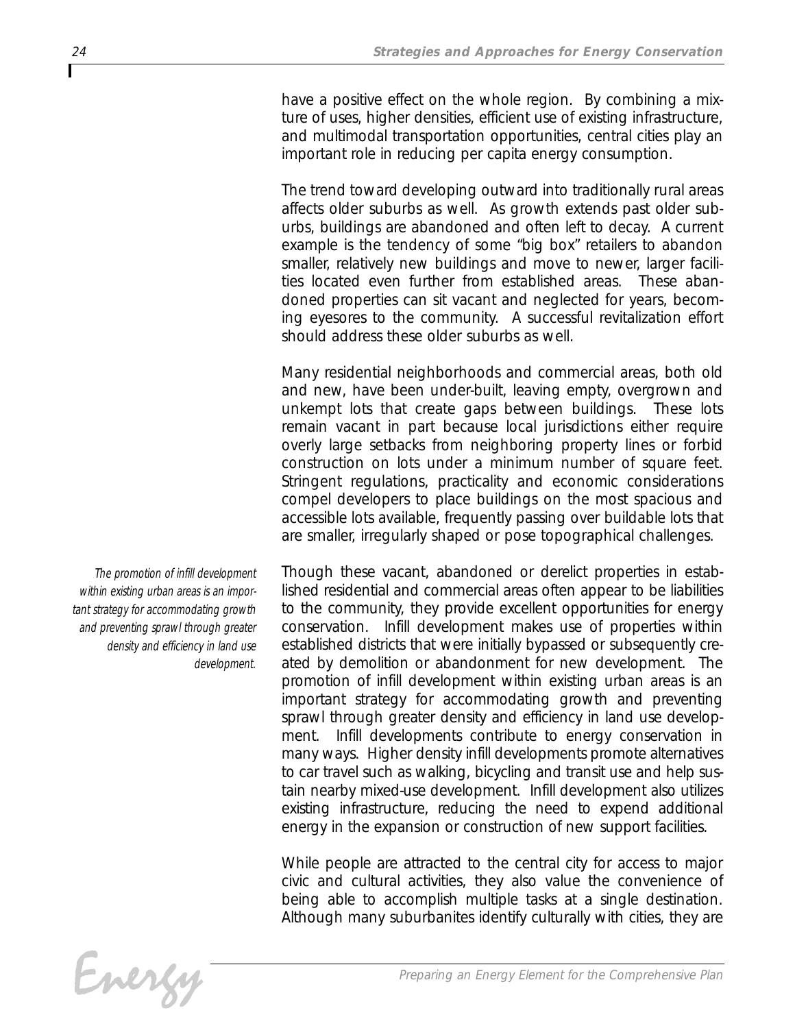have a positive effect on the whole region. By combining a mixture of uses, higher densities, efficient use of existing infrastructure, and multimodal transportation opportunities, central cities play an important role in reducing per capita energy consumption.

The trend toward developing outward into traditionally rural areas affects older suburbs as well. As growth extends past older suburbs, buildings are abandoned and often left to decay. A current example is the tendency of some "big box" retailers to abandon smaller, relatively new buildings and move to newer, larger facilities located even further from established areas. These abandoned properties can sit vacant and neglected for years, becoming eyesores to the community. A successful revitalization effort should address these older suburbs as well.

Many residential neighborhoods and commercial areas, both old and new, have been under-built, leaving empty, overgrown and unkempt lots that create gaps between buildings. These lots remain vacant in part because local jurisdictions either require overly large setbacks from neighboring property lines or forbid construction on lots under a minimum number of square feet. Stringent regulations, practicality and economic considerations compel developers to place buildings on the most spacious and accessible lots available, frequently passing over buildable lots that are smaller, irregularly shaped or pose topographical challenges.

*The promotion of infill development within existing urban areas is an important strategy for accommodating growth and preventing sprawl through greater density and efficiency in land use development.*

Though these vacant, abandoned or derelict properties in established residential and commercial areas often appear to be liabilities to the community, they provide excellent opportunities for energy conservation. Infill development makes use of properties within established districts that were initially bypassed or subsequently created by demolition or abandonment for new development. The promotion of infill development within existing urban areas is an important strategy for accommodating growth and preventing sprawl through greater density and efficiency in land use development. Infill developments contribute to energy conservation in many ways. Higher density infill developments promote alternatives to car travel such as walking, bicycling and transit use and help sustain nearby mixed-use development. Infill development also utilizes existing infrastructure, reducing the need to expend additional energy in the expansion or construction of new support facilities.

While people are attracted to the central city for access to major civic and cultural activities, they also value the convenience of being able to accomplish multiple tasks at a single destination. Although many suburbanites identify culturally with cities, they are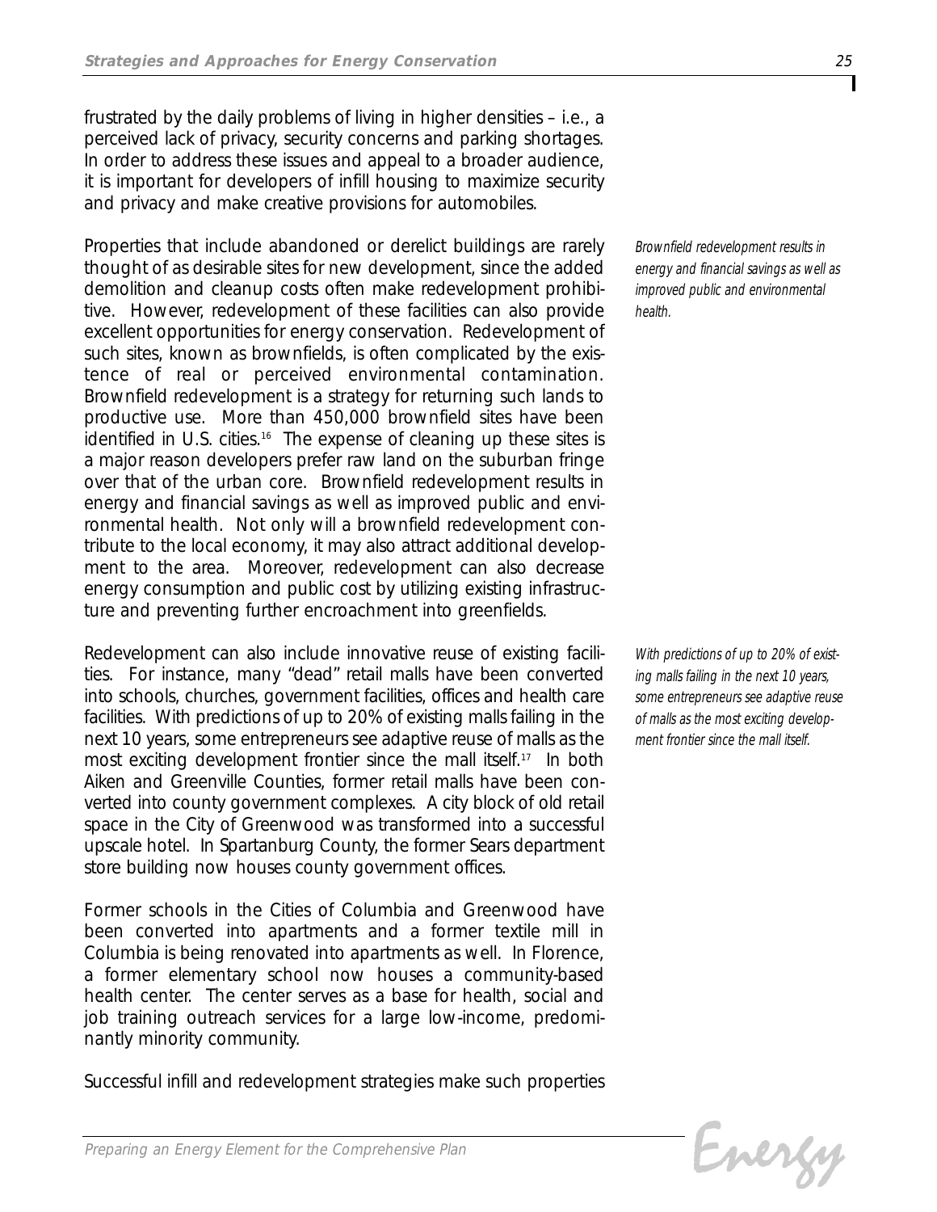frustrated by the daily problems of living in higher densities – i.e., a perceived lack of privacy, security concerns and parking shortages. In order to address these issues and appeal to a broader audience, it is important for developers of infill housing to maximize security and privacy and make creative provisions for automobiles.

*Brownfield redevelopment results in energy and financial savings as well as improved public and environmental health.*

Properties that include abandoned or derelict buildings are rarely thought of as desirable sites for new development, since the added demolition and cleanup costs often make redevelopment prohibitive. However, redevelopment of these facilities can also provide excellent opportunities for energy conservation. Redevelopment of such sites, known as brownfields, is often complicated by the existence of real or perceived environmental contamination. Brownfield redevelopment is a strategy for returning such lands to productive use. More than 450,000 brownfield sites have been identified in U.S. cities.[16] The expense of cleaning up these sites is a major reason developers prefer raw land on the suburban fringe over that of the urban core. Brownfield redevelopment results in energy and financial savings as well as improved public and environmental health. Not only will a brownfield redevelopment contribute to the local economy, it may also attract additional development to the area. Moreover, redevelopment can also decrease energy consumption and public cost by utilizing existing infrastructure and preventing further encroachment into greenfields.

*With predictions of up to 20% of existing malls failing in the next 10 years, some entrepreneurs see adaptive reuse of malls as the most exciting development frontier since the mall itself.*

Redevelopment can also include innovative reuse of existing facilities. For instance, many "dead" retail malls have been converted into schools, churches, government facilities, offices and health care facilities. With predictions of up to 20% of existing malls failing in the next 10 years, some entrepreneurs see adaptive reuse of malls as the most exciting development frontier since the mall itself.[17] In both Aiken and Greenville Counties, former retail malls have been converted into county government complexes. A city block of old retail space in the City of Greenwood was transformed into a successful upscale hotel. In Spartanburg County, the former Sears department store building now houses county government offices.

Former schools in the Cities of Columbia and Greenwood have been converted into apartments and a former textile mill in Columbia is being renovated into apartments as well. In Florence, a former elementary school now houses a community-based health center. The center serves as a base for health, social and job training outreach services for a large low-income, predominantly minority community.

Successful infill and redevelopment strategies make such properties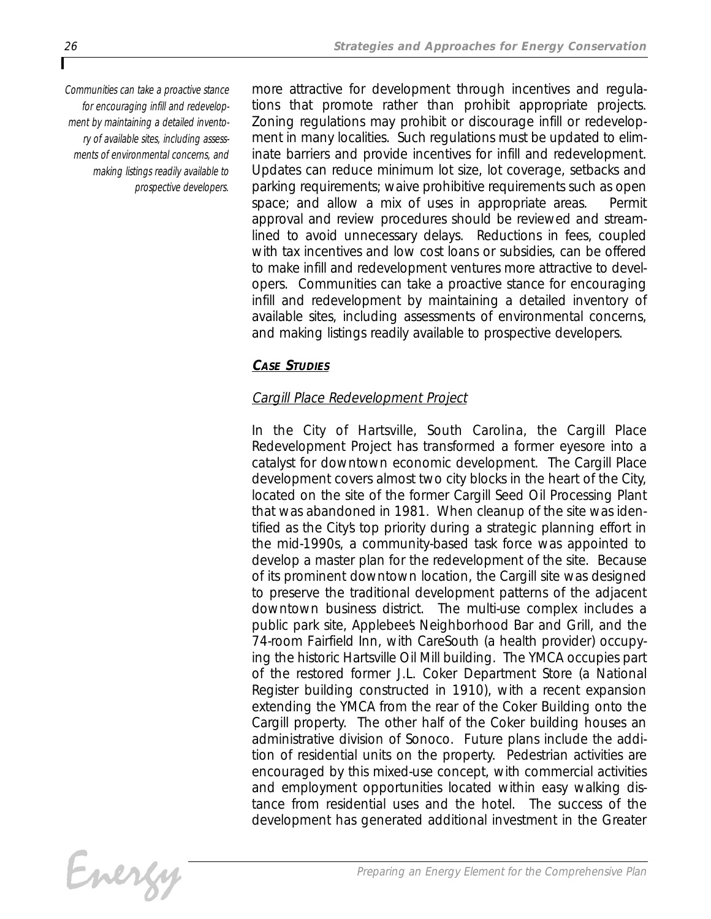*Communities can take a proactive stance for encouraging infill and redevelopment by maintaining a detailed inventory of available sites, including assessments of environmental concerns, and making listings readily available to prospective developers.*

more attractive for development through incentives and regulations that promote rather than prohibit appropriate projects. Zoning regulations may prohibit or discourage infill or redevelopment in many localities. Such regulations must be updated to eliminate barriers and provide incentives for infill and redevelopment. Updates can reduce minimum lot size, lot coverage, setbacks and parking requirements; waive prohibitive requirements such as open space; and allow a mix of uses in appropriate areas. Permit approval and review procedures should be reviewed and streamlined to avoid unnecessary delays. Reductions in fees, coupled with tax incentives and low cost loans or subsidies, can be offered to make infill and redevelopment ventures more attractive to developers. Communities can take a proactive stance for encouraging infill and redevelopment by maintaining a detailed inventory of available sites, including assessments of environmental concerns, and making listings readily available to prospective developers.

### CASE STUDIES

#### *Cargill Place Redevelopment Project*

In the City of Hartsville, South Carolina, the Cargill Place Redevelopment Project has transformed a former eyesore into a catalyst for downtown economic development. The Cargill Place development covers almost two city blocks in the heart of the City, located on the site of the former Cargill Seed Oil Processing Plant that was abandoned in 1981. When cleanup of the site was identified as the City's top priority during a strategic planning effort in the mid-1990s, a community-based task force was appointed to develop a master plan for the redevelopment of the site. Because of its prominent downtown location, the Cargill site was designed to preserve the traditional development patterns of the adjacent downtown business district. The multi-use complex includes a public park site, Applebee's Neighborhood Bar and Grill, and the 74-room Fairfield Inn, with CareSouth (a health provider) occupying the historic Hartsville Oil Mill building. The YMCA occupies part of the restored former J.L. Coker Department Store (a National Register building constructed in 1910), with a recent expansion extending the YMCA from the rear of the Coker Building onto the Cargill property. The other half of the Coker building houses an administrative division of Sonoco. Future plans include the addition of residential units on the property. Pedestrian activities are encouraged by this mixed-use concept, with commercial activities and employment opportunities located within easy walking distance from residential uses and the hotel. The success of the development has generated additional investment in the Greater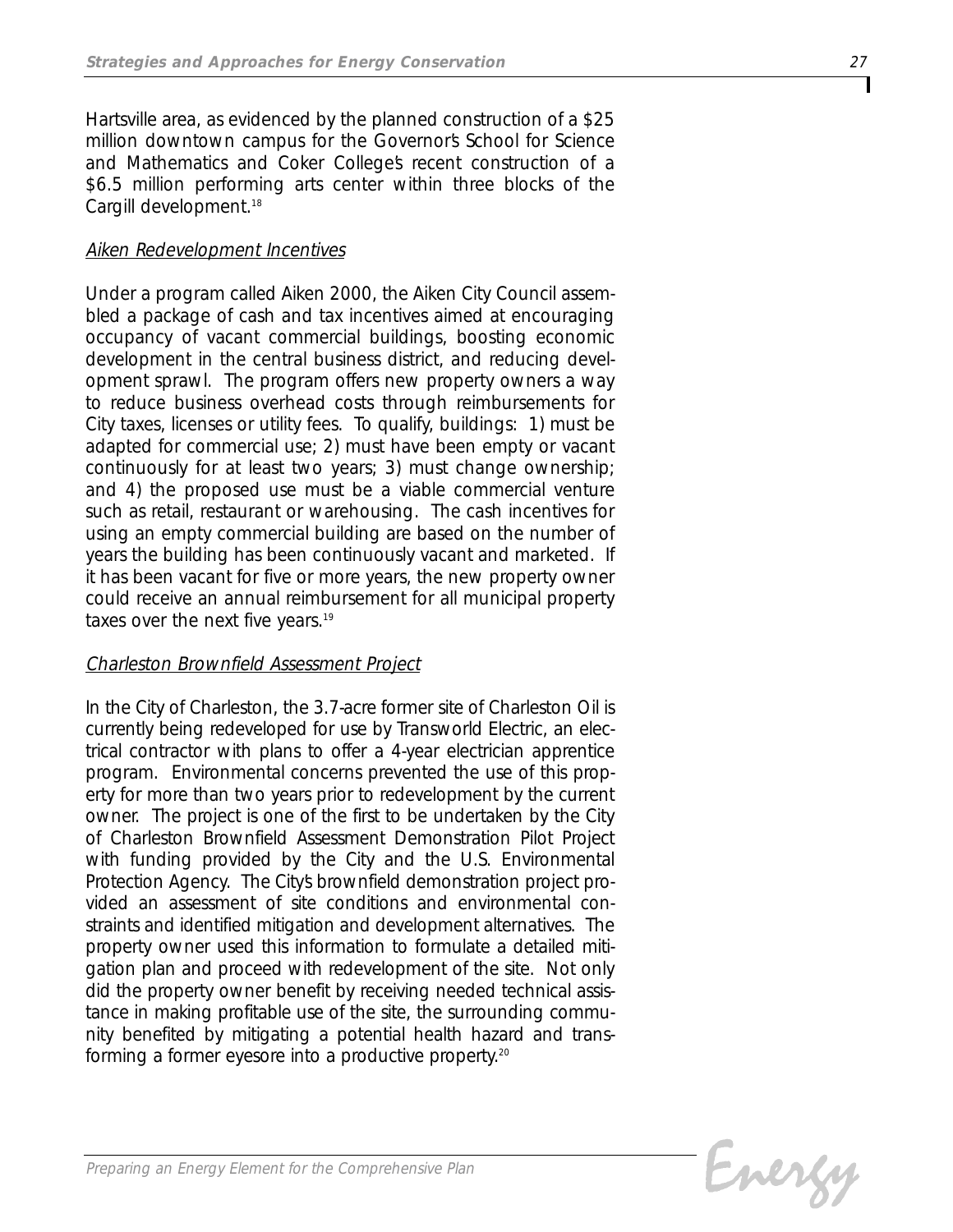Hartsville area, as evidenced by the planned construction of a $25 million downtown campus for the Governor's School for Science and Mathematics and Coker College's recent construction of a $6.5 million performing arts center within three blocks of the Cargill development.[18]

*Aiken Redevelopment Incentives*

Under a program called Aiken 2000, the Aiken City Council assembled a package of cash and tax incentives aimed at encouraging occupancy of vacant commercial buildings, boosting economic development in the central business district, and reducing development sprawl. The program offers new property owners a way to reduce business overhead costs through reimbursements for City taxes, licenses or utility fees. To qualify, buildings: 1) must be adapted for commercial use; 2) must have been empty or vacant continuously for at least two years; 3) must change ownership; and 4) the proposed use must be a viable commercial venture such as retail, restaurant or warehousing. The cash incentives for using an empty commercial building are based on the number of years the building has been continuously vacant and marketed. If it has been vacant for five or more years, the new property owner could receive an annual reimbursement for all municipal property taxes over the next five years.[19]

*Charleston Brownfield Assessment Project*

In the City of Charleston, the 3.7-acre former site of Charleston Oil is currently being redeveloped for use by Transworld Electric, an electrical contractor with plans to offer a 4-year electrician apprentice program. Environmental concerns prevented the use of this property for more than two years prior to redevelopment by the current owner. The project is one of the first to be undertaken by the City of Charleston Brownfield Assessment Demonstration Pilot Project with funding provided by the City and the U.S. Environmental Protection Agency. The City's brownfield demonstration project provided an assessment of site conditions and environmental constraints and identified mitigation and development alternatives. The property owner used this information to formulate a detailed mitigation plan and proceed with redevelopment of the site. Not only did the property owner benefit by receiving needed technical assistance in making profitable use of the site, the surrounding community benefited by mitigating a potential health hazard and transforming a former eyesore into a productive property.[20]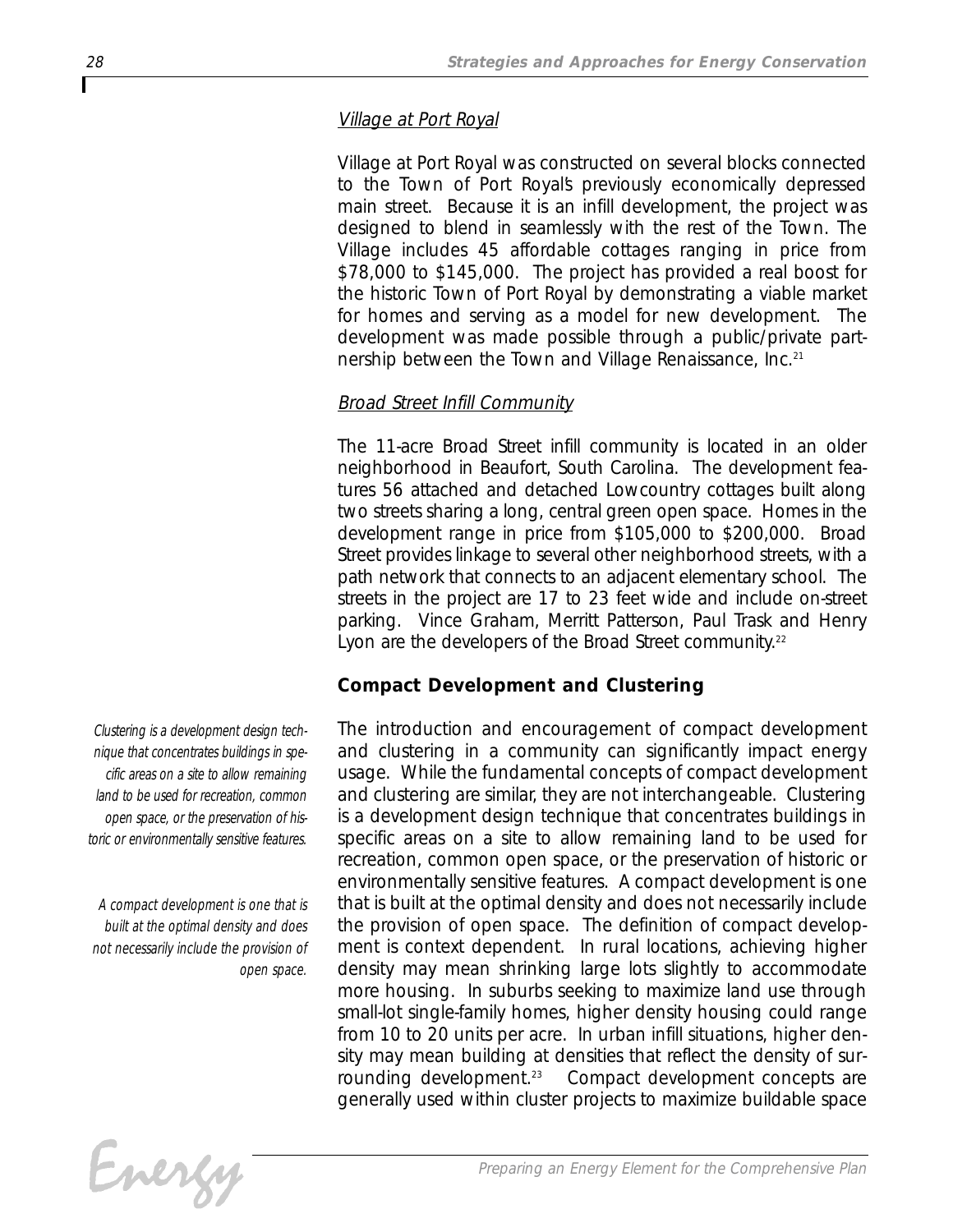*Village at Port Royal*

Village at Port Royal was constructed on several blocks connected to the Town of Port Royal's previously economically depressed main street. Because it is an infill development, the project was designed to blend in seamlessly with the rest of the Town. The Village includes 45 affordable cottages ranging in price from $78,000 to $145,000. The project has provided a real boost for the historic Town of Port Royal by demonstrating a viable market for homes and serving as a model for new development. The development was made possible through a public/private partnership between the Town and Village Renaissance, Inc.[21]

*Broad Street Infill Community*

The 11-acre Broad Street infill community is located in an older neighborhood in Beaufort, South Carolina. The development features 56 attached and detached Lowcountry cottages built along two streets sharing a long, central green open space. Homes in the development range in price from $105,000 to $200,000. Broad Street provides linkage to several other neighborhood streets, with a path network that connects to an adjacent elementary school. The streets in the project are 17 to 23 feet wide and include on-street parking. Vince Graham, Merritt Patterson, Paul Trask and Henry Lyon are the developers of the Broad Street community.[22]

### Compact Development and Clustering

*Clustering is a development design technique that concentrates buildings in specific areas on a site to allow remaining land to be used for recreation, common open space, or the preservation of historic or environmentally sensitive features.*

*A compact development is one that is built at the optimal density and does not necessarily include the provision of open space.*

The introduction and encouragement of compact development and clustering in a community can significantly impact energy usage. While the fundamental concepts of compact development and clustering are similar, they are not interchangeable. Clustering is a development design technique that concentrates buildings in specific areas on a site to allow remaining land to be used for recreation, common open space, or the preservation of historic or environmentally sensitive features. A compact development is one that is built at the optimal density and does not necessarily include the provision of open space. The definition of compact development is context dependent. In rural locations, achieving higher density may mean shrinking large lots slightly to accommodate more housing. In suburbs seeking to maximize land use through small-lot single-family homes, higher density housing could range from 10 to 20 units per acre. In urban infill situations, higher density may mean building at densities that reflect the density of surrounding development.[23] Compact development concepts are generally used within cluster projects to maximize buildable space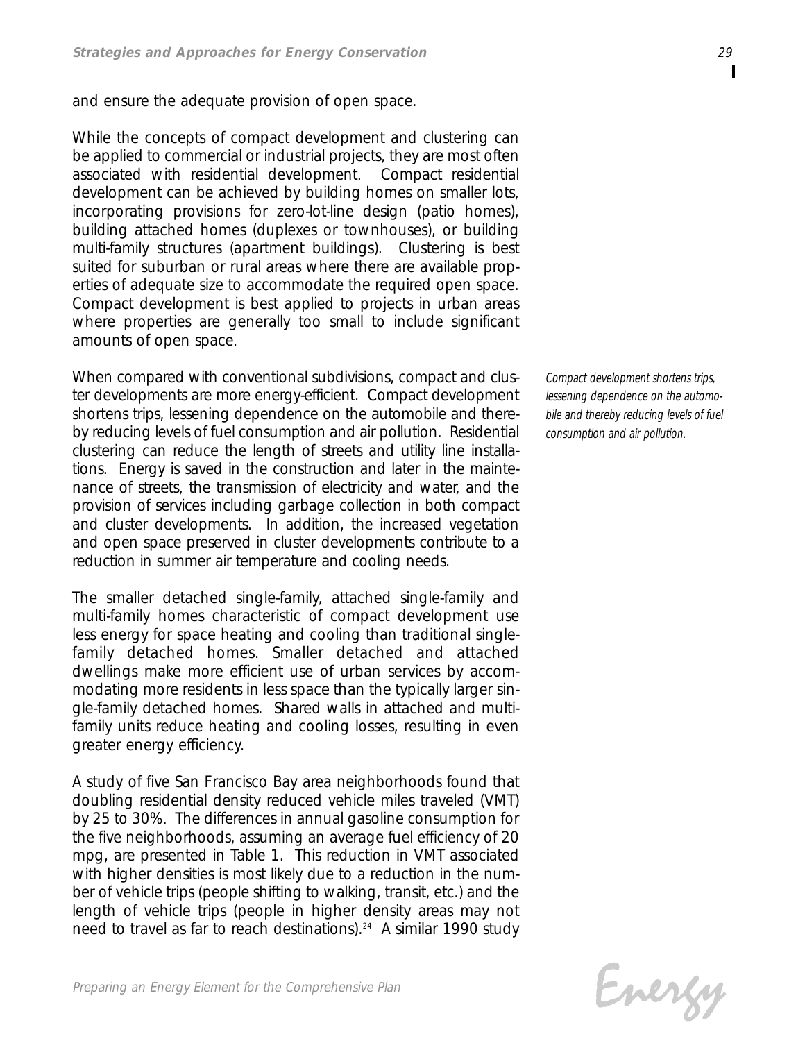and ensure the adequate provision of open space.

While the concepts of compact development and clustering can be applied to commercial or industrial projects, they are most often associated with residential development. Compact residential development can be achieved by building homes on smaller lots, incorporating provisions for zero-lot-line design (patio homes), building attached homes (duplexes or townhouses), or building multi-family structures (apartment buildings). Clustering is best suited for suburban or rural areas where there are available properties of adequate size to accommodate the required open space. Compact development is best applied to projects in urban areas where properties are generally too small to include significant amounts of open space.

When compared with conventional subdivisions, compact and cluster developments are more energy-efficient. Compact development shortens trips, lessening dependence on the automobile and thereby reducing levels of fuel consumption and air pollution. Residential clustering can reduce the length of streets and utility line installations. Energy is saved in the construction and later in the maintenance of streets, the transmission of electricity and water, and the provision of services including garbage collection in both compact and cluster developments. In addition, the increased vegetation and open space preserved in cluster developments contribute to a reduction in summer air temperature and cooling needs.

*Compact development shortens trips, lessening dependence on the automobile and thereby reducing levels of fuel consumption and air pollution.*

The smaller detached single-family, attached single-family and multi-family homes characteristic of compact development use less energy for space heating and cooling than traditional single-family detached homes. Smaller detached and attached dwellings make more efficient use of urban services by accommodating more residents in less space than the typically larger single-family detached homes. Shared walls in attached and multi-family units reduce heating and cooling losses, resulting in even greater energy efficiency.

A study of five San Francisco Bay area neighborhoods found that doubling residential density reduced vehicle miles traveled (VMT) by 25 to 30%. The differences in annual gasoline consumption for the five neighborhoods, assuming an average fuel efficiency of 20 mpg, are presented in Table 1. This reduction in VMT associated with higher densities is most likely due to a reduction in the number of vehicle trips (people shifting to walking, transit, etc.) and the length of vehicle trips (people in higher density areas may not need to travel as far to reach destinations).[24] A similar 1990 study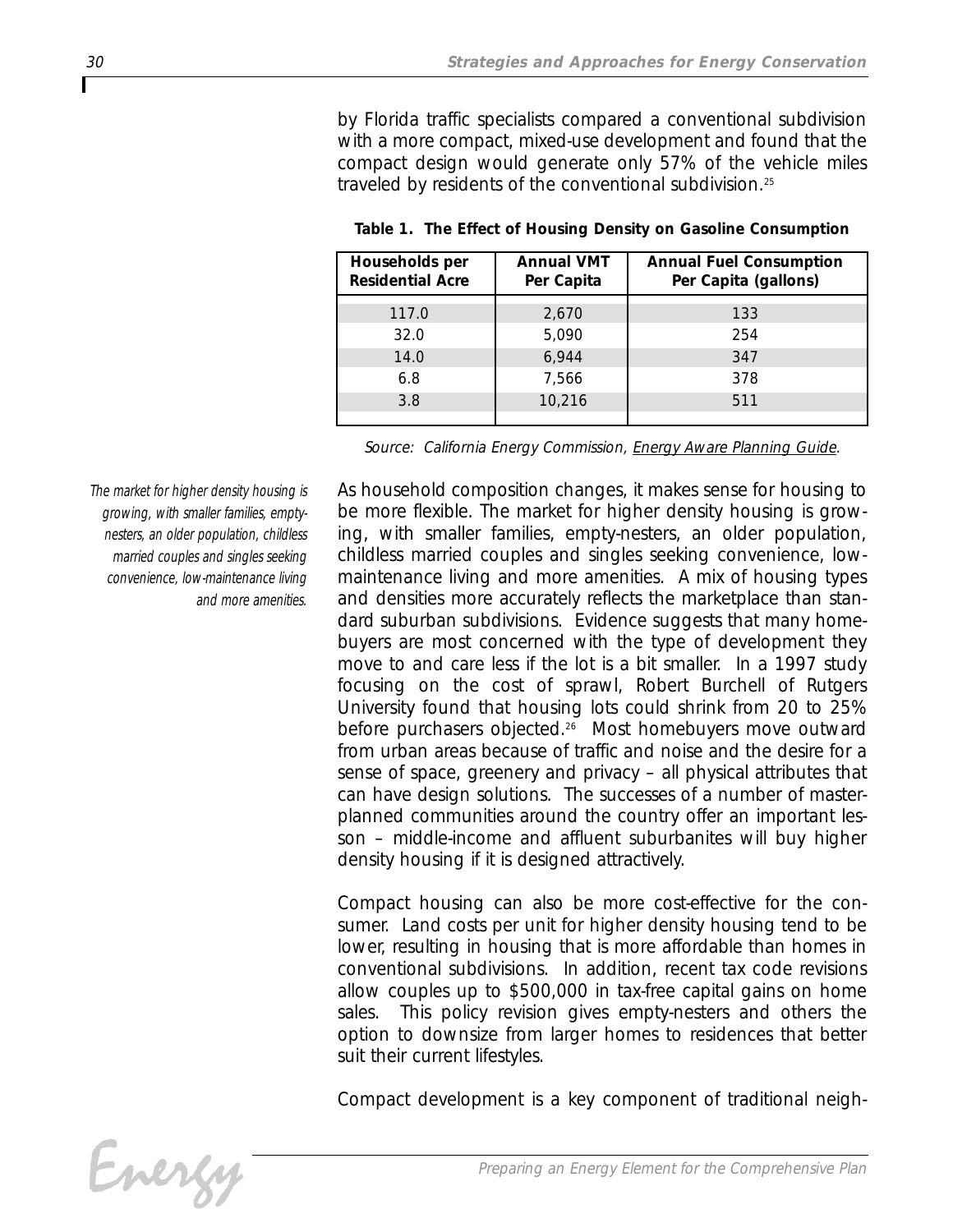by Florida traffic specialists compared a conventional subdivision with a more compact, mixed-use development and found that the compact design would generate only 57% of the vehicle miles traveled by residents of the conventional subdivision.[25]

**Table 1. The Effect of Housing Density on Gasoline Consumption**

| Households per Residential Acre | Annual VMT Per Capita | Annual Fuel Consumption Per Capita (gallons) |
|---|---|---|
| 117.0 | 2,670 | 133 |
| 32.0 | 5,090 | 254 |
| 14.0 | 6,944 | 347 |
| 6.8 | 7,566 | 378 |
| 3.8 | 10,216 | 511 |

*Source: California Energy Commission, Energy Aware Planning Guide.*

*The market for higher density housing is growing, with smaller families, empty-nesters, an older population, childless married couples and singles seeking convenience, low-maintenance living and more amenities.*

As household composition changes, it makes sense for housing to be more flexible. The market for higher density housing is growing, with smaller families, empty-nesters, an older population, childless married couples and singles seeking convenience, low-maintenance living and more amenities. A mix of housing types and densities more accurately reflects the marketplace than standard suburban subdivisions. Evidence suggests that many homebuyers are most concerned with the type of development they move to and care less if the lot is a bit smaller. In a 1997 study focusing on the cost of sprawl, Robert Burchell of Rutgers University found that housing lots could shrink from 20 to 25% before purchasers objected.[26] Most homebuyers move outward from urban areas because of traffic and noise and the desire for a sense of space, greenery and privacy – all physical attributes that can have design solutions. The successes of a number of master-planned communities around the country offer an important lesson – middle-income and affluent suburbanites will buy higher density housing if it is designed attractively.

Compact housing can also be more cost-effective for the consumer. Land costs per unit for higher density housing tend to be lower, resulting in housing that is more affordable than homes in conventional subdivisions. In addition, recent tax code revisions allow couples up to $500,000 in tax-free capital gains on home sales. This policy revision gives empty-nesters and others the option to downsize from larger homes to residences that better suit their current lifestyles.

Compact development is a key component of traditional neigh-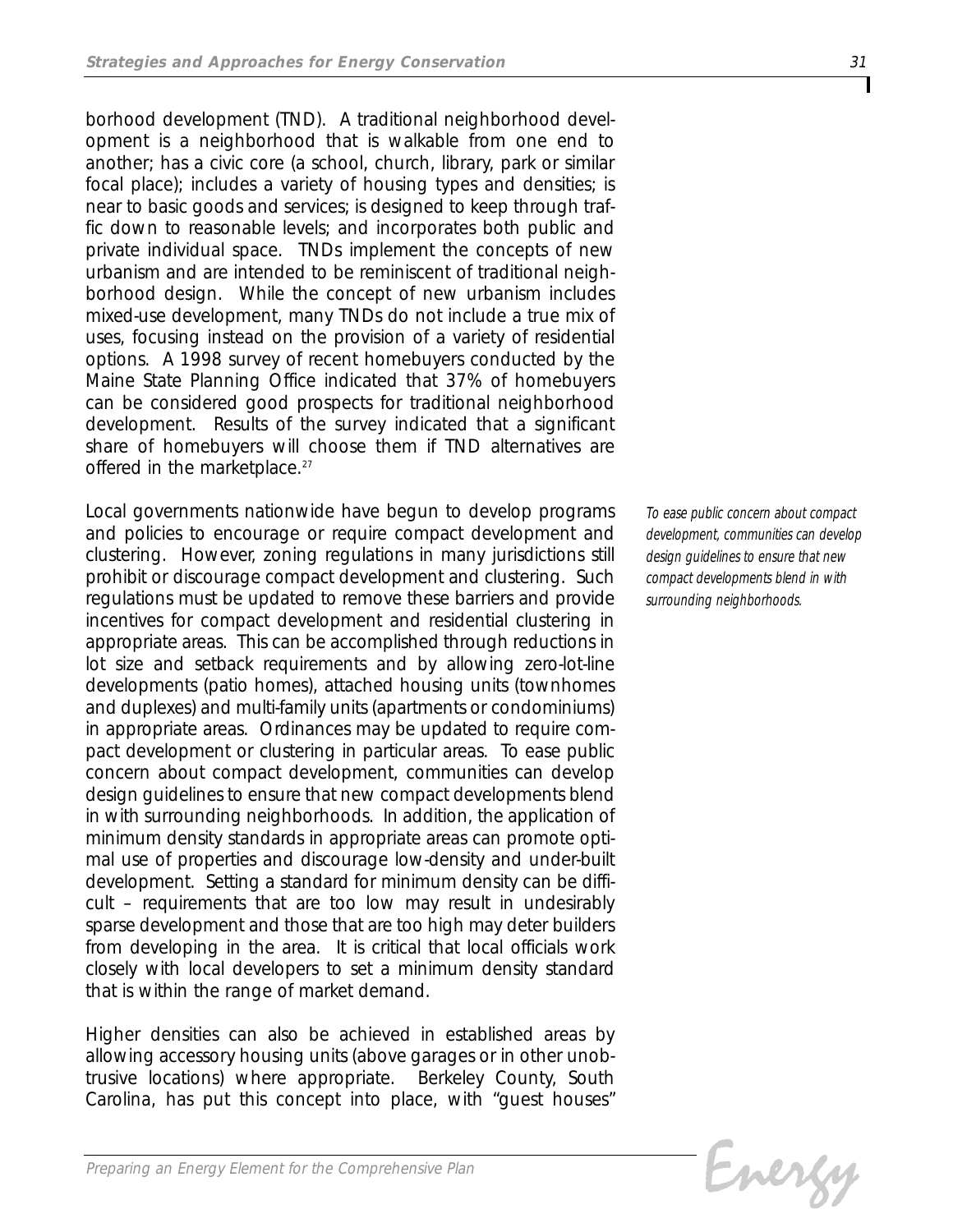borhood development (TND). A traditional neighborhood development is a neighborhood that is walkable from one end to another; has a civic core (a school, church, library, park or similar focal place); includes a variety of housing types and densities; is near to basic goods and services; is designed to keep through traffic down to reasonable levels; and incorporates both public and private individual space. TNDs implement the concepts of new urbanism and are intended to be reminiscent of traditional neighborhood design. While the concept of new urbanism includes mixed-use development, many TNDs do not include a true mix of uses, focusing instead on the provision of a variety of residential options. A 1998 survey of recent homebuyers conducted by the Maine State Planning Office indicated that 37% of homebuyers can be considered good prospects for traditional neighborhood development. Results of the survey indicated that a significant share of homebuyers will choose them if TND alternatives are offered in the marketplace.[27]

Local governments nationwide have begun to develop programs and policies to encourage or require compact development and clustering. However, zoning regulations in many jurisdictions still prohibit or discourage compact development and clustering. Such regulations must be updated to remove these barriers and provide incentives for compact development and residential clustering in appropriate areas. This can be accomplished through reductions in lot size and setback requirements and by allowing zero-lot-line developments (patio homes), attached housing units (townhomes and duplexes) and multi-family units (apartments or condominiums) in appropriate areas. Ordinances may be updated to require compact development or clustering in particular areas. To ease public concern about compact development, communities can develop design guidelines to ensure that new compact developments blend in with surrounding neighborhoods. In addition, the application of minimum density standards in appropriate areas can promote optimal use of properties and discourage low-density and under-built development. Setting a standard for minimum density can be difficult – requirements that are too low may result in undesirably sparse development and those that are too high may deter builders from developing in the area. It is critical that local officials work closely with local developers to set a minimum density standard that is within the range of market demand.

*To ease public concern about compact development, communities can develop design guidelines to ensure that new compact developments blend in with surrounding neighborhoods.*

Higher densities can also be achieved in established areas by allowing accessory housing units (above garages or in other unobtrusive locations) where appropriate. Berkeley County, South Carolina, has put this concept into place, with "guest houses"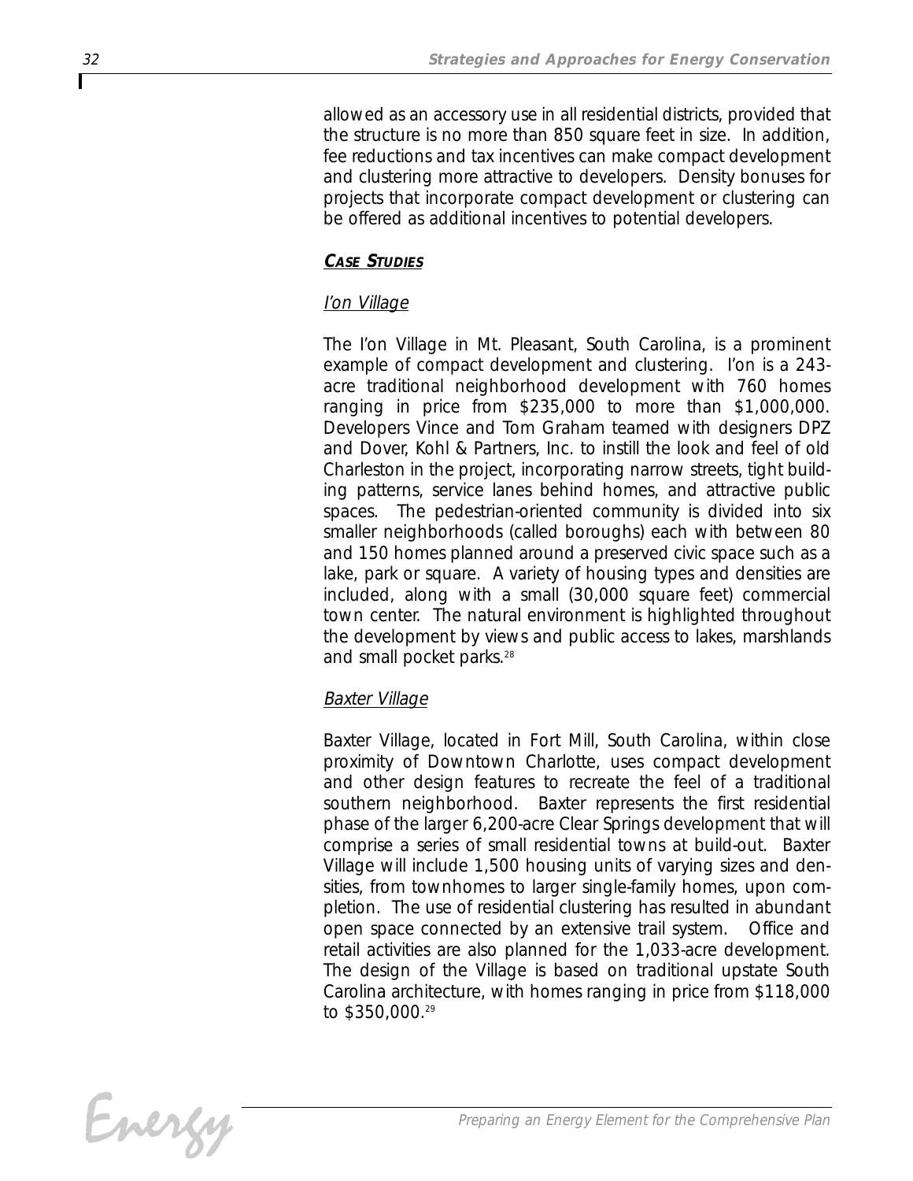allowed as an accessory use in all residential districts, provided that the structure is no more than 850 square feet in size. In addition, fee reductions and tax incentives can make compact development and clustering more attractive to developers. Density bonuses for projects that incorporate compact development or clustering can be offered as additional incentives to potential developers.

### CASE STUDIES

#### I'on Village

The I'on Village in Mt. Pleasant, South Carolina, is a prominent example of compact development and clustering. I'on is a 243-acre traditional neighborhood development with 760 homes ranging in price from $235,000 to more than $1,000,000. Developers Vince and Tom Graham teamed with designers DPZ and Dover, Kohl & Partners, Inc. to instill the look and feel of old Charleston in the project, incorporating narrow streets, tight building patterns, service lanes behind homes, and attractive public spaces. The pedestrian-oriented community is divided into six smaller neighborhoods (called boroughs) each with between 80 and 150 homes planned around a preserved civic space such as a lake, park or square. A variety of housing types and densities are included, along with a small (30,000 square feet) commercial town center. The natural environment is highlighted throughout the development by views and public access to lakes, marshlands and small pocket parks.[28]

#### Baxter Village

Baxter Village, located in Fort Mill, South Carolina, within close proximity of Downtown Charlotte, uses compact development and other design features to recreate the feel of a traditional southern neighborhood. Baxter represents the first residential phase of the larger 6,200-acre Clear Springs development that will comprise a series of small residential towns at build-out. Baxter Village will include 1,500 housing units of varying sizes and densities, from townhomes to larger single-family homes, upon completion. The use of residential clustering has resulted in abundant open space connected by an extensive trail system. Office and retail activities are also planned for the 1,033-acre development. The design of the Village is based on traditional upstate South Carolina architecture, with homes ranging in price from $118,000 to $350,000.[29]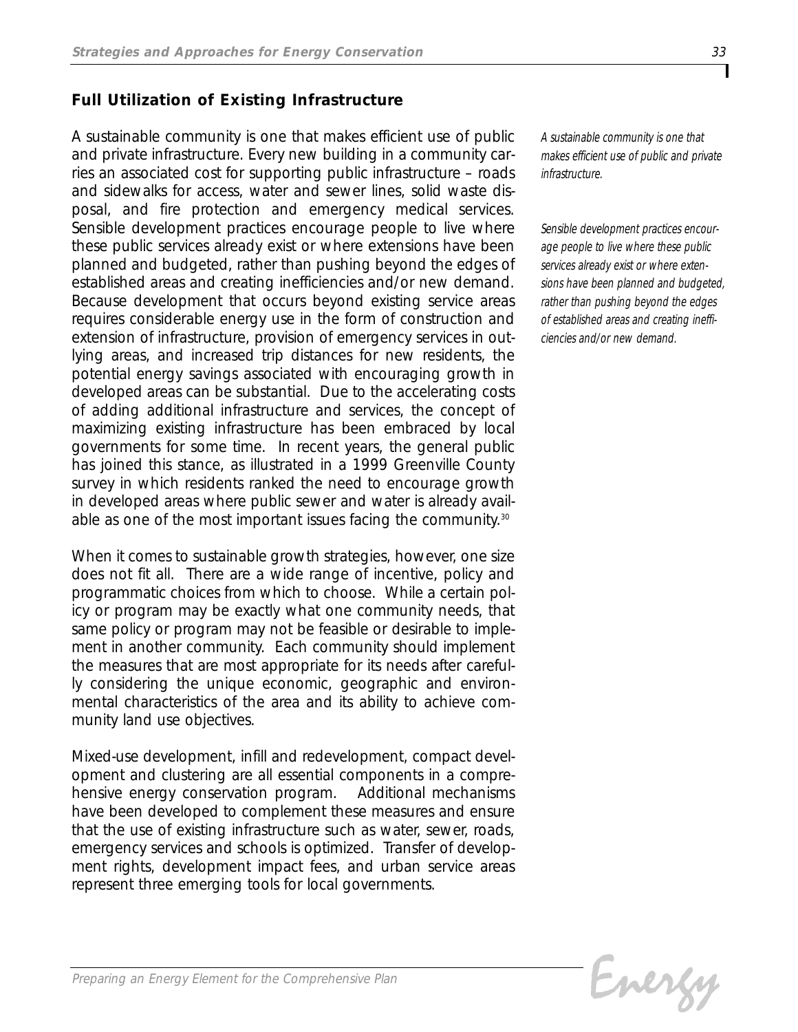## Full Utilization of Existing Infrastructure

A sustainable community is one that makes efficient use of public and private infrastructure. Every new building in a community carries an associated cost for supporting public infrastructure – roads and sidewalks for access, water and sewer lines, solid waste disposal, and fire protection and emergency medical services. Sensible development practices encourage people to live where these public services already exist or where extensions have been planned and budgeted, rather than pushing beyond the edges of established areas and creating inefficiencies and/or new demand. Because development that occurs beyond existing service areas requires considerable energy use in the form of construction and extension of infrastructure, provision of emergency services in outlying areas, and increased trip distances for new residents, the potential energy savings associated with encouraging growth in developed areas can be substantial. Due to the accelerating costs of adding additional infrastructure and services, the concept of maximizing existing infrastructure has been embraced by local governments for some time. In recent years, the general public has joined this stance, as illustrated in a 1999 Greenville County survey in which residents ranked the need to encourage growth in developed areas where public sewer and water is already available as one of the most important issues facing the community.[30]

*A sustainable community is one that makes efficient use of public and private infrastructure.*

*Sensible development practices encourage people to live where these public services already exist or where extensions have been planned and budgeted, rather than pushing beyond the edges of established areas and creating inefficiencies and/or new demand.*

When it comes to sustainable growth strategies, however, one size does not fit all. There are a wide range of incentive, policy and programmatic choices from which to choose. While a certain policy or program may be exactly what one community needs, that same policy or program may not be feasible or desirable to implement in another community. Each community should implement the measures that are most appropriate for its needs after carefully considering the unique economic, geographic and environmental characteristics of the area and its ability to achieve community land use objectives.

Mixed-use development, infill and redevelopment, compact development and clustering are all essential components in a comprehensive energy conservation program. Additional mechanisms have been developed to complement these measures and ensure that the use of existing infrastructure such as water, sewer, roads, emergency services and schools is optimized. Transfer of development rights, development impact fees, and urban service areas represent three emerging tools for local governments.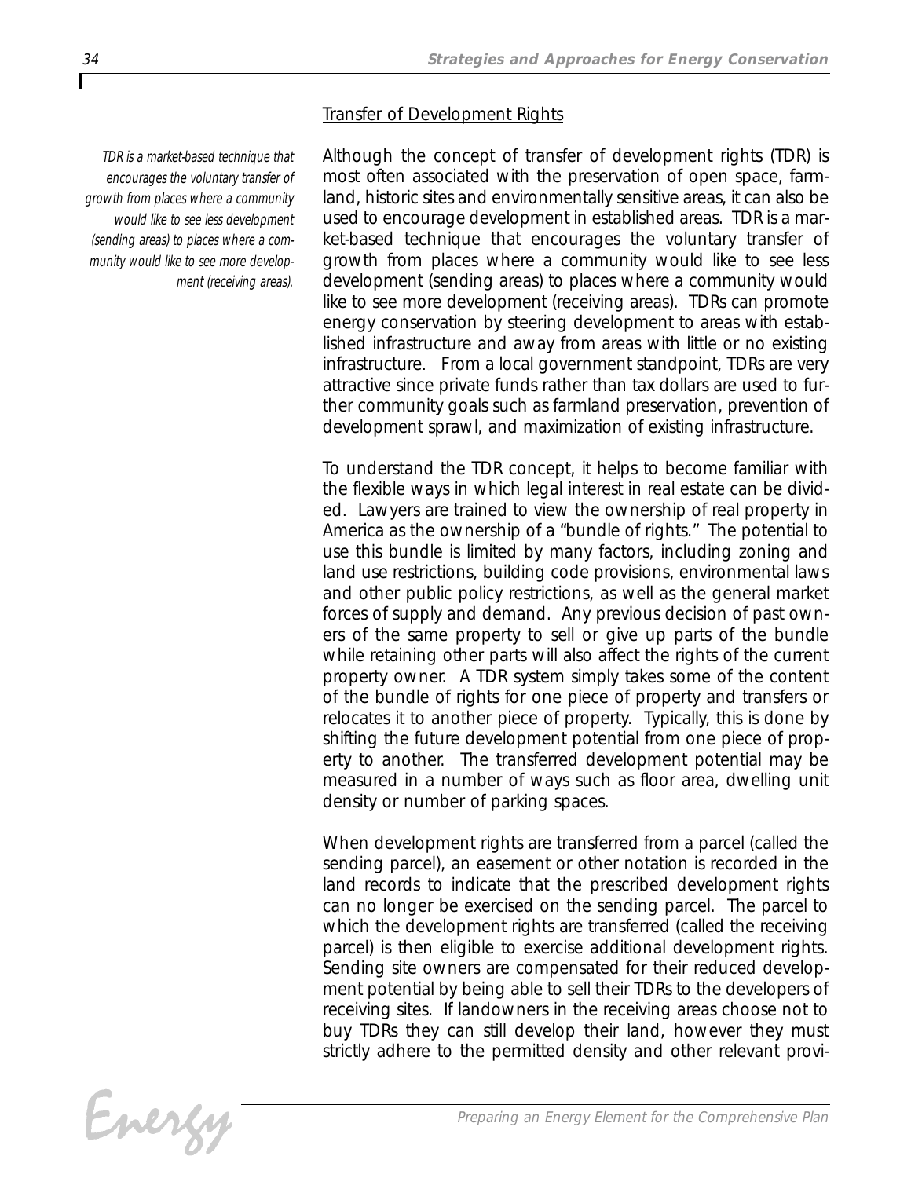### Transfer of Development Rights

*TDR is a market-based technique that encourages the voluntary transfer of growth from places where a community would like to see less development (sending areas) to places where a community would like to see more development (receiving areas).*

Although the concept of transfer of development rights (TDR) is most often associated with the preservation of open space, farmland, historic sites and environmentally sensitive areas, it can also be used to encourage development in established areas. TDR is a market-based technique that encourages the voluntary transfer of growth from places where a community would like to see less development (sending areas) to places where a community would like to see more development (receiving areas). TDRs can promote energy conservation by steering development to areas with established infrastructure and away from areas with little or no existing infrastructure. From a local government standpoint, TDRs are very attractive since private funds rather than tax dollars are used to further community goals such as farmland preservation, prevention of development sprawl, and maximization of existing infrastructure.

To understand the TDR concept, it helps to become familiar with the flexible ways in which legal interest in real estate can be divided. Lawyers are trained to view the ownership of real property in America as the ownership of a "bundle of rights." The potential to use this bundle is limited by many factors, including zoning and land use restrictions, building code provisions, environmental laws and other public policy restrictions, as well as the general market forces of supply and demand. Any previous decision of past owners of the same property to sell or give up parts of the bundle while retaining other parts will also affect the rights of the current property owner. A TDR system simply takes some of the content of the bundle of rights for one piece of property and transfers or relocates it to another piece of property. Typically, this is done by shifting the future development potential from one piece of property to another. The transferred development potential may be measured in a number of ways such as floor area, dwelling unit density or number of parking spaces.

When development rights are transferred from a parcel (called the sending parcel), an easement or other notation is recorded in the land records to indicate that the prescribed development rights can no longer be exercised on the sending parcel. The parcel to which the development rights are transferred (called the receiving parcel) is then eligible to exercise additional development rights. Sending site owners are compensated for their reduced development potential by being able to sell their TDRs to the developers of receiving sites. If landowners in the receiving areas choose not to buy TDRs they can still develop their land, however they must strictly adhere to the permitted density and other relevant provi-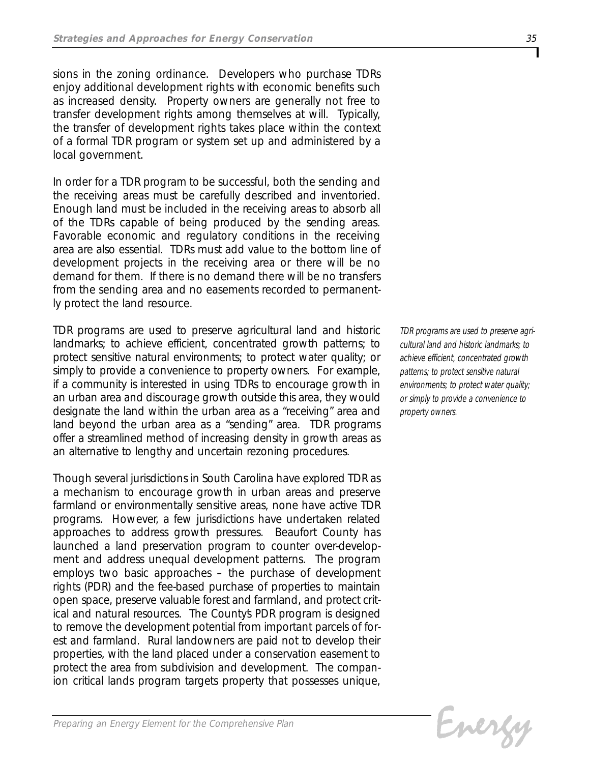sions in the zoning ordinance. Developers who purchase TDRs enjoy additional development rights with economic benefits such as increased density. Property owners are generally not free to transfer development rights among themselves at will. Typically, the transfer of development rights takes place within the context of a formal TDR program or system set up and administered by a local government.

In order for a TDR program to be successful, both the sending and the receiving areas must be carefully described and inventoried. Enough land must be included in the receiving areas to absorb all of the TDRs capable of being produced by the sending areas. Favorable economic and regulatory conditions in the receiving area are also essential. TDRs must add value to the bottom line of development projects in the receiving area or there will be no demand for them. If there is no demand there will be no transfers from the sending area and no easements recorded to permanently protect the land resource.

TDR programs are used to preserve agricultural land and historic landmarks; to achieve efficient, concentrated growth patterns; to protect sensitive natural environments; to protect water quality; or simply to provide a convenience to property owners. For example, if a community is interested in using TDRs to encourage growth in an urban area and discourage growth outside this area, they would designate the land within the urban area as a "receiving" area and land beyond the urban area as a "sending" area. TDR programs offer a streamlined method of increasing density in growth areas as an alternative to lengthy and uncertain rezoning procedures.

*TDR programs are used to preserve agricultural land and historic landmarks; to achieve efficient, concentrated growth patterns; to protect sensitive natural environments; to protect water quality; or simply to provide a convenience to property owners.*

Though several jurisdictions in South Carolina have explored TDR as a mechanism to encourage growth in urban areas and preserve farmland or environmentally sensitive areas, none have active TDR programs. However, a few jurisdictions have undertaken related approaches to address growth pressures. Beaufort County has launched a land preservation program to counter over-development and address unequal development patterns. The program employs two basic approaches – the purchase of development rights (PDR) and the fee-based purchase of properties to maintain open space, preserve valuable forest and farmland, and protect critical and natural resources. The County's PDR program is designed to remove the development potential from important parcels of forest and farmland. Rural landowners are paid not to develop their properties, with the land placed under a conservation easement to protect the area from subdivision and development. The companion critical lands program targets property that possesses unique,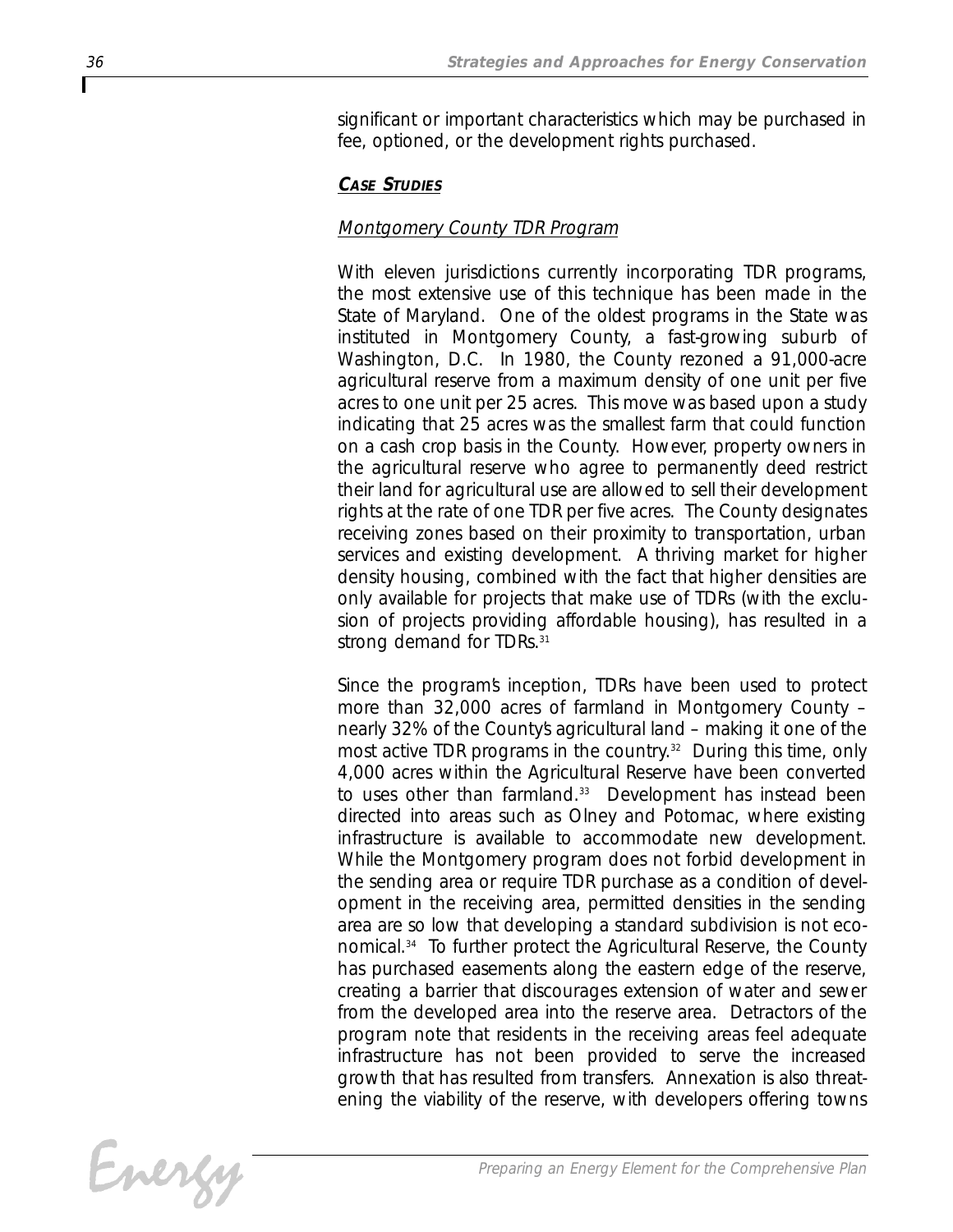significant or important characteristics which may be purchased in fee, optioned, or the development rights purchased.

### *CASE STUDIES*

*Montgomery County TDR Program*

With eleven jurisdictions currently incorporating TDR programs, the most extensive use of this technique has been made in the State of Maryland. One of the oldest programs in the State was instituted in Montgomery County, a fast-growing suburb of Washington, D.C. In 1980, the County rezoned a 91,000-acre agricultural reserve from a maximum density of one unit per five acres to one unit per 25 acres. This move was based upon a study indicating that 25 acres was the smallest farm that could function on a cash crop basis in the County. However, property owners in the agricultural reserve who agree to permanently deed restrict their land for agricultural use are allowed to sell their development rights at the rate of one TDR per five acres. The County designates receiving zones based on their proximity to transportation, urban services and existing development. A thriving market for higher density housing, combined with the fact that higher densities are only available for projects that make use of TDRs (with the exclusion of projects providing affordable housing), has resulted in a strong demand for TDRs.[31]

Since the program's inception, TDRs have been used to protect more than 32,000 acres of farmland in Montgomery County – nearly 32% of the County's agricultural land – making it one of the most active TDR programs in the country.[32] During this time, only 4,000 acres within the Agricultural Reserve have been converted to uses other than farmland.[33] Development has instead been directed into areas such as Olney and Potomac, where existing infrastructure is available to accommodate new development. While the Montgomery program does not forbid development in the sending area or require TDR purchase as a condition of development in the receiving area, permitted densities in the sending area are so low that developing a standard subdivision is not economical.[34] To further protect the Agricultural Reserve, the County has purchased easements along the eastern edge of the reserve, creating a barrier that discourages extension of water and sewer from the developed area into the reserve area. Detractors of the program note that residents in the receiving areas feel adequate infrastructure has not been provided to serve the increased growth that has resulted from transfers. Annexation is also threatening the viability of the reserve, with developers offering towns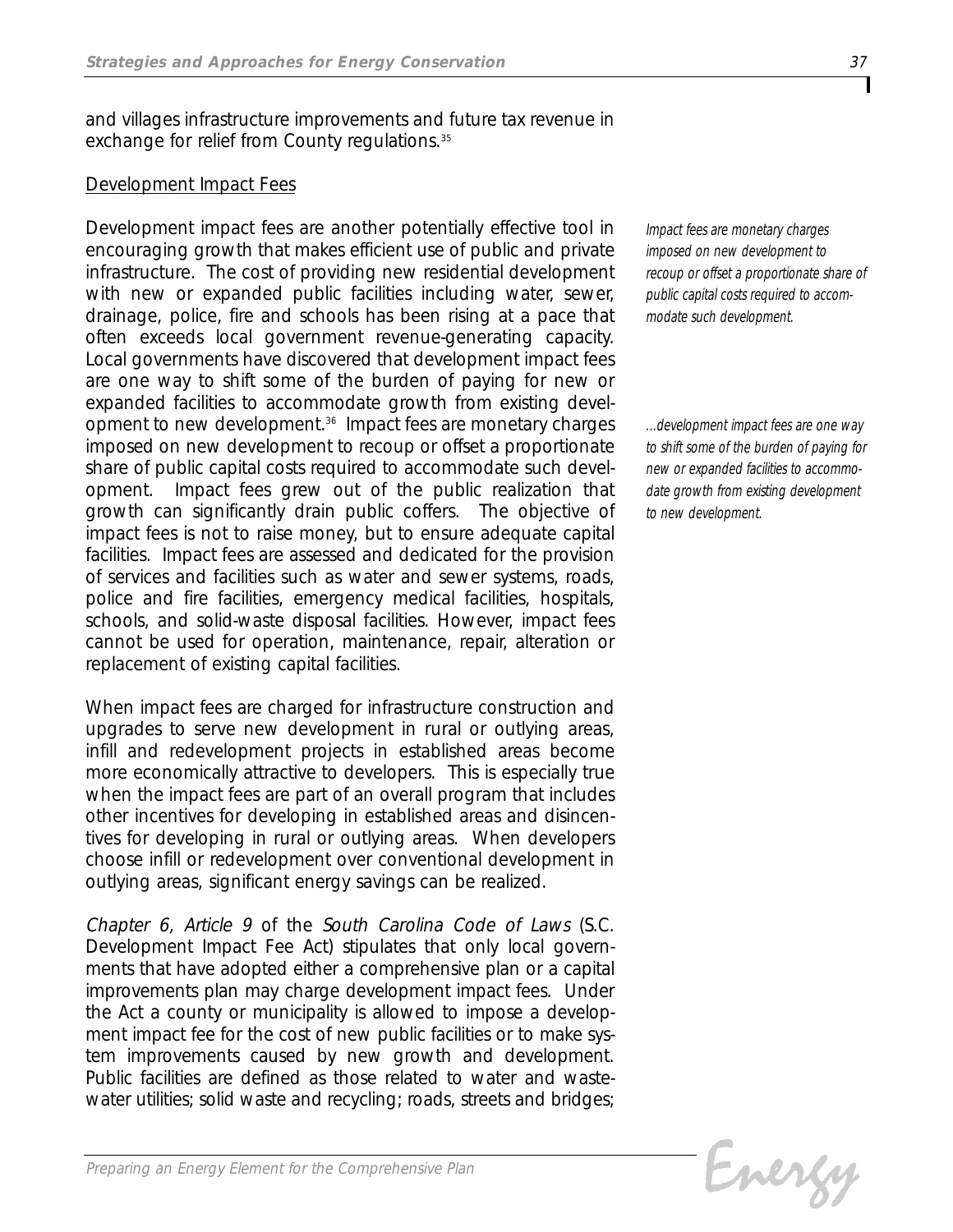and villages infrastructure improvements and future tax revenue in exchange for relief from County regulations.[35]

Development Impact Fees

Development impact fees are another potentially effective tool in encouraging growth that makes efficient use of public and private infrastructure. The cost of providing new residential development with new or expanded public facilities including water, sewer, drainage, police, fire and schools has been rising at a pace that often exceeds local government revenue-generating capacity. Local governments have discovered that development impact fees are one way to shift some of the burden of paying for new or expanded facilities to accommodate growth from existing development to new development.[36] Impact fees are monetary charges imposed on new development to recoup or offset a proportionate share of public capital costs required to accommodate such development. Impact fees grew out of the public realization that growth can significantly drain public coffers. The objective of impact fees is not to raise money, but to ensure adequate capital facilities. Impact fees are assessed and dedicated for the provision of services and facilities such as water and sewer systems, roads, police and fire facilities, emergency medical facilities, hospitals, schools, and solid-waste disposal facilities. However, impact fees cannot be used for operation, maintenance, repair, alteration or replacement of existing capital facilities.

*Impact fees are monetary charges imposed on new development to recoup or offset a proportionate share of public capital costs required to accommodate such development.*

*...development impact fees are one way to shift some of the burden of paying for new or expanded facilities to accommodate growth from existing development to new development.*

When impact fees are charged for infrastructure construction and upgrades to serve new development in rural or outlying areas, infill and redevelopment projects in established areas become more economically attractive to developers. This is especially true when the impact fees are part of an overall program that includes other incentives for developing in established areas and disincentives for developing in rural or outlying areas. When developers choose infill or redevelopment over conventional development in outlying areas, significant energy savings can be realized.

*Chapter 6, Article 9* of the *South Carolina Code of Laws* (S.C. Development Impact Fee Act) stipulates that only local governments that have adopted either a comprehensive plan or a capital improvements plan may charge development impact fees. Under the Act a county or municipality is allowed to impose a development impact fee for the cost of new public facilities or to make system improvements caused by new growth and development. Public facilities are defined as those related to water and wastewater utilities; solid waste and recycling; roads, streets and bridges;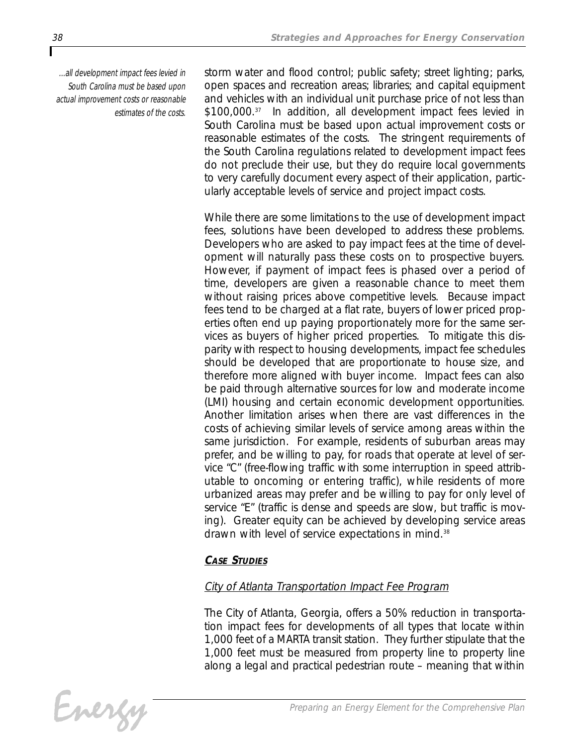*...all development impact fees levied in South Carolina must be based upon actual improvement costs or reasonable estimates of the costs.*

storm water and flood control; public safety; street lighting; parks, open spaces and recreation areas; libraries; and capital equipment and vehicles with an individual unit purchase price of not less than $100,000.[37] In addition, all development impact fees levied in South Carolina must be based upon actual improvement costs or reasonable estimates of the costs. The stringent requirements of the South Carolina regulations related to development impact fees do not preclude their use, but they do require local governments to very carefully document every aspect of their application, particularly acceptable levels of service and project impact costs.

While there are some limitations to the use of development impact fees, solutions have been developed to address these problems. Developers who are asked to pay impact fees at the time of development will naturally pass these costs on to prospective buyers. However, if payment of impact fees is phased over a period of time, developers are given a reasonable chance to meet them without raising prices above competitive levels. Because impact fees tend to be charged at a flat rate, buyers of lower priced properties often end up paying proportionately more for the same services as buyers of higher priced properties. To mitigate this disparity with respect to housing developments, impact fee schedules should be developed that are proportionate to house size, and therefore more aligned with buyer income. Impact fees can also be paid through alternative sources for low and moderate income (LMI) housing and certain economic development opportunities. Another limitation arises when there are vast differences in the costs of achieving similar levels of service among areas within the same jurisdiction. For example, residents of suburban areas may prefer, and be willing to pay, for roads that operate at level of service "C" (free-flowing traffic with some interruption in speed attributable to oncoming or entering traffic), while residents of more urbanized areas may prefer and be willing to pay for only level of service "E" (traffic is dense and speeds are slow, but traffic is moving). Greater equity can be achieved by developing service areas drawn with level of service expectations in mind.[38]

### CASE STUDIES

#### City of Atlanta Transportation Impact Fee Program

The City of Atlanta, Georgia, offers a 50% reduction in transportation impact fees for developments of all types that locate within 1,000 feet of a MARTA transit station. They further stipulate that the 1,000 feet must be measured from property line to property line along a legal and practical pedestrian route – meaning that within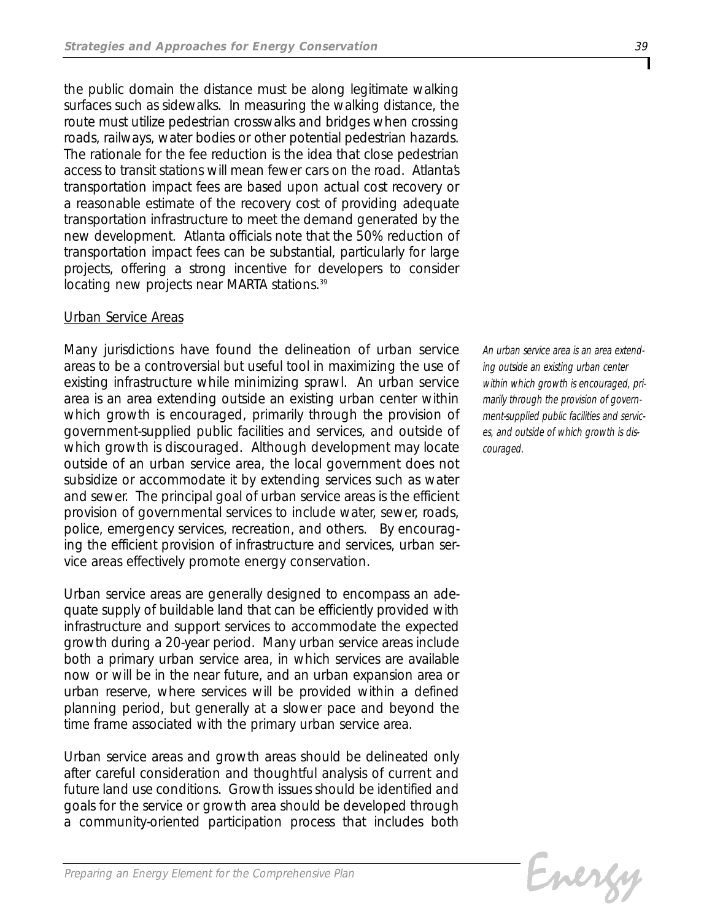the public domain the distance must be along legitimate walking surfaces such as sidewalks. In measuring the walking distance, the route must utilize pedestrian crosswalks and bridges when crossing roads, railways, water bodies or other potential pedestrian hazards. The rationale for the fee reduction is the idea that close pedestrian access to transit stations will mean fewer cars on the road. Atlanta's transportation impact fees are based upon actual cost recovery or a reasonable estimate of the recovery cost of providing adequate transportation infrastructure to meet the demand generated by the new development. Atlanta officials note that the 50% reduction of transportation impact fees can be substantial, particularly for large projects, offering a strong incentive for developers to consider locating new projects near MARTA stations.[39]

Urban Service Areas

Many jurisdictions have found the delineation of urban service areas to be a controversial but useful tool in maximizing the use of existing infrastructure while minimizing sprawl. An urban service area is an area extending outside an existing urban center within which growth is encouraged, primarily through the provision of government-supplied public facilities and services, and outside of which growth is discouraged. Although development may locate outside of an urban service area, the local government does not subsidize or accommodate it by extending services such as water and sewer. The principal goal of urban service areas is the efficient provision of governmental services to include water, sewer, roads, police, emergency services, recreation, and others. By encouraging the efficient provision of infrastructure and services, urban service areas effectively promote energy conservation.

*An urban service area is an area extending outside an existing urban center within which growth is encouraged, primarily through the provision of government-supplied public facilities and services, and outside of which growth is discouraged.*

Urban service areas are generally designed to encompass an adequate supply of buildable land that can be efficiently provided with infrastructure and support services to accommodate the expected growth during a 20-year period. Many urban service areas include both a primary urban service area, in which services are available now or will be in the near future, and an urban expansion area or urban reserve, where services will be provided within a defined planning period, but generally at a slower pace and beyond the time frame associated with the primary urban service area.

Urban service areas and growth areas should be delineated only after careful consideration and thoughtful analysis of current and future land use conditions. Growth issues should be identified and goals for the service or growth area should be developed through a community-oriented participation process that includes both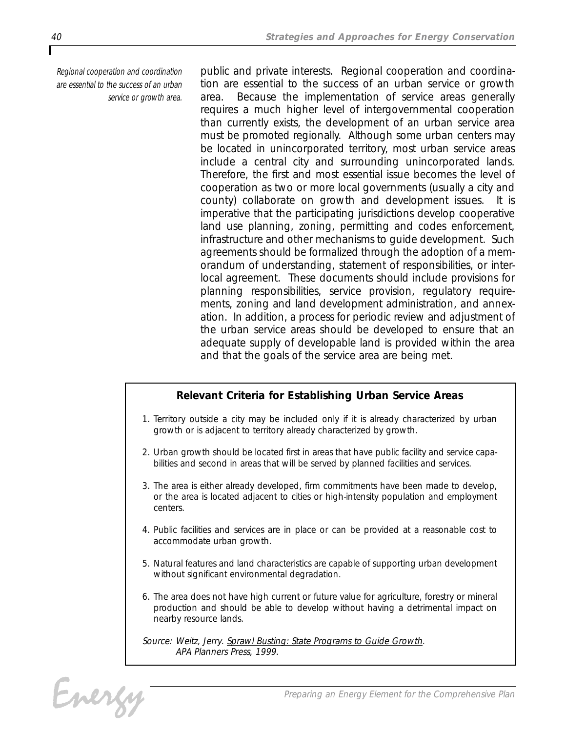*Regional cooperation and coordination are essential to the success of an urban service or growth area.*

public and private interests. Regional cooperation and coordination are essential to the success of an urban service or growth area. Because the implementation of service areas generally requires a much higher level of intergovernmental cooperation than currently exists, the development of an urban service area must be promoted regionally. Although some urban centers may be located in unincorporated territory, most urban service areas include a central city and surrounding unincorporated lands. Therefore, the first and most essential issue becomes the level of cooperation as two or more local governments (usually a city and county) collaborate on growth and development issues. It is imperative that the participating jurisdictions develop cooperative land use planning, zoning, permitting and codes enforcement, infrastructure and other mechanisms to guide development. Such agreements should be formalized through the adoption of a memorandum of understanding, statement of responsibilities, or interlocal agreement. These documents should include provisions for planning responsibilities, service provision, regulatory requirements, zoning and land development administration, and annexation. In addition, a process for periodic review and adjustment of the urban service areas should be developed to ensure that an adequate supply of developable land is provided within the area and that the goals of the service area are being met.

### Relevant Criteria for Establishing Urban Service Areas

1. Territory outside a city may be included only if it is already characterized by urban growth or is adjacent to territory already characterized by growth.
2. Urban growth should be located first in areas that have public facility and service capabilities and second in areas that will be served by planned facilities and services.
3. The area is either already developed, firm commitments have been made to develop, or the area is located adjacent to cities or high-intensity population and employment centers.
4. Public facilities and services are in place or can be provided at a reasonable cost to accommodate urban growth.
5. Natural features and land characteristics are capable of supporting urban development without significant environmental degradation.
6. The area does not have high current or future value for agriculture, forestry or mineral production and should be able to develop without having a detrimental impact on nearby resource lands.

*Source: Weitz, Jerry. Sprawl Busting: State Programs to Guide Growth. APA Planners Press, 1999.*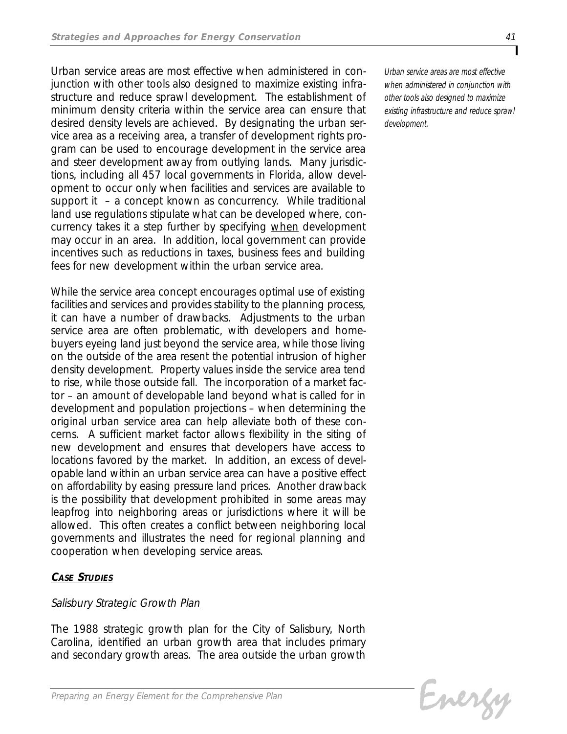Urban service areas are most effective when administered in conjunction with other tools also designed to maximize existing infrastructure and reduce sprawl development. The establishment of minimum density criteria within the service area can ensure that desired density levels are achieved. By designating the urban service area as a receiving area, a transfer of development rights program can be used to encourage development in the service area and steer development away from outlying lands. Many jurisdictions, including all 457 local governments in Florida, allow development to occur only when facilities and services are available to support it – a concept known as concurrency. While traditional land use regulations stipulate <u>what</u> can be developed <u>where</u>, concurrency takes it a step further by specifying <u>when</u> development may occur in an area. In addition, local government can provide incentives such as reductions in taxes, business fees and building fees for new development within the urban service area.

*Urban service areas are most effective when administered in conjunction with other tools also designed to maximize existing infrastructure and reduce sprawl development.*

While the service area concept encourages optimal use of existing facilities and services and provides stability to the planning process, it can have a number of drawbacks. Adjustments to the urban service area are often problematic, with developers and homebuyers eyeing land just beyond the service area, while those living on the outside of the area resent the potential intrusion of higher density development. Property values inside the service area tend to rise, while those outside fall. The incorporation of a market factor – an amount of developable land beyond what is called for in development and population projections – when determining the original urban service area can help alleviate both of these concerns. A sufficient market factor allows flexibility in the siting of new development and ensures that developers have access to locations favored by the market. In addition, an excess of developable land within an urban service area can have a positive effect on affordability by easing pressure land prices. Another drawback is the possibility that development prohibited in some areas may leapfrog into neighboring areas or jurisdictions where it will be allowed. This often creates a conflict between neighboring local governments and illustrates the need for regional planning and cooperation when developing service areas.

### CASE STUDIES

#### Salisbury Strategic Growth Plan

The 1988 strategic growth plan for the City of Salisbury, North Carolina, identified an urban growth area that includes primary and secondary growth areas. The area outside the urban growth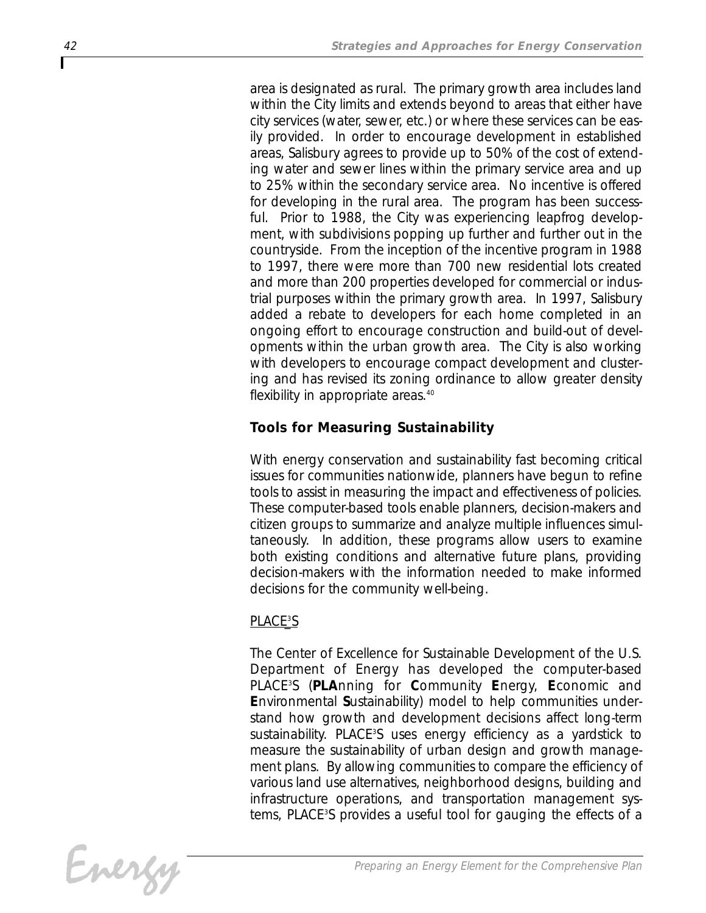area is designated as rural. The primary growth area includes land within the City limits and extends beyond to areas that either have city services (water, sewer, etc.) or where these services can be easily provided. In order to encourage development in established areas, Salisbury agrees to provide up to 50% of the cost of extending water and sewer lines within the primary service area and up to 25% within the secondary service area. No incentive is offered for developing in the rural area. The program has been successful. Prior to 1988, the City was experiencing leapfrog development, with subdivisions popping up further and further out in the countryside. From the inception of the incentive program in 1988 to 1997, there were more than 700 new residential lots created and more than 200 properties developed for commercial or industrial purposes within the primary growth area. In 1997, Salisbury added a rebate to developers for each home completed in an ongoing effort to encourage construction and build-out of developments within the urban growth area. The City is also working with developers to encourage compact development and clustering and has revised its zoning ordinance to allow greater density flexibility in appropriate areas.[40]

## Tools for Measuring Sustainability

With energy conservation and sustainability fast becoming critical issues for communities nationwide, planners have begun to refine tools to assist in measuring the impact and effectiveness of policies. These computer-based tools enable planners, decision-makers and citizen groups to summarize and analyze multiple influences simultaneously. In addition, these programs allow users to examine both existing conditions and alternative future plans, providing decision-makers with the information needed to make informed decisions for the community well-being.

### PLACE$^3$S

The Center of Excellence for Sustainable Development of the U.S. Department of Energy has developed the computer-based PLACE$^3$S (**PLA**nning for **C**ommunity **E**nergy, **E**conomic and **E**nvironmental **S**ustainability) model to help communities understand how growth and development decisions affect long-term sustainability. PLACE$^3$S uses energy efficiency as a yardstick to measure the sustainability of urban design and growth management plans. By allowing communities to compare the efficiency of various land use alternatives, neighborhood designs, building and infrastructure operations, and transportation management systems, PLACE$^3$S provides a useful tool for gauging the effects of a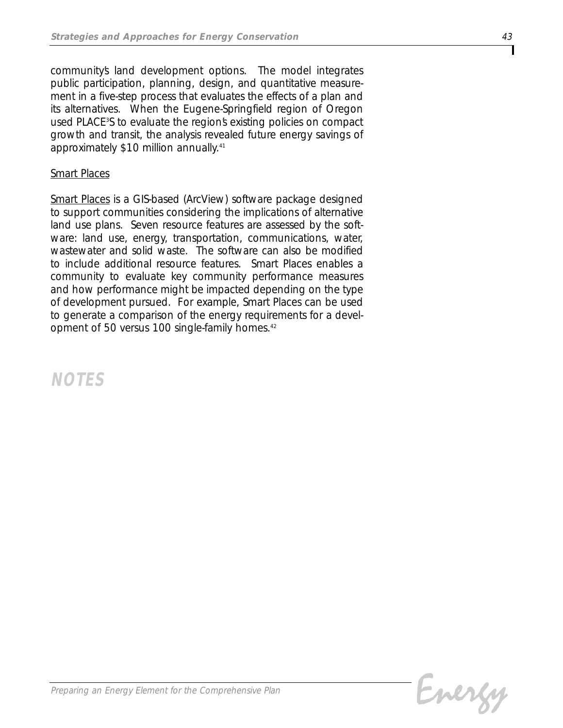community's land development options. The model integrates public participation, planning, design, and quantitative measurement in a five-step process that evaluates the effects of a plan and its alternatives. When the Eugene-Springfield region of Oregon used PLACE$^3$S to evaluate the region's existing policies on compact growth and transit, the analysis revealed future energy savings of approximately $10 million annually.[41]

<u>Smart Places</u>

<u>Smart Places</u> is a GIS-based (ArcView) software package designed to support communities considering the implications of alternative land use plans. Seven resource features are assessed by the software: land use, energy, transportation, communications, water, wastewater and solid waste. The software can also be modified to include additional resource features. Smart Places enables a community to evaluate key community performance measures and how performance might be impacted depending on the type of development pursued. For example, Smart Places can be used to generate a comparison of the energy requirements for a development of 50 versus 100 single-family homes.[42]

## NOTES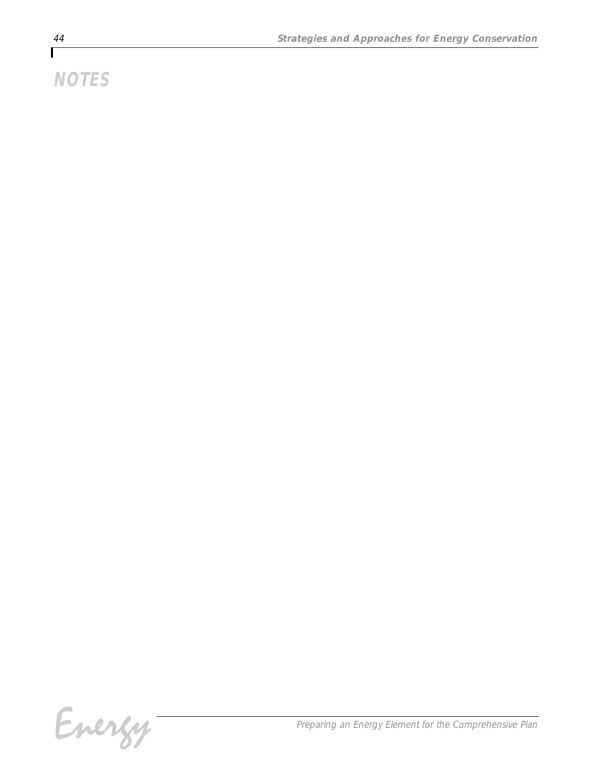# NOTES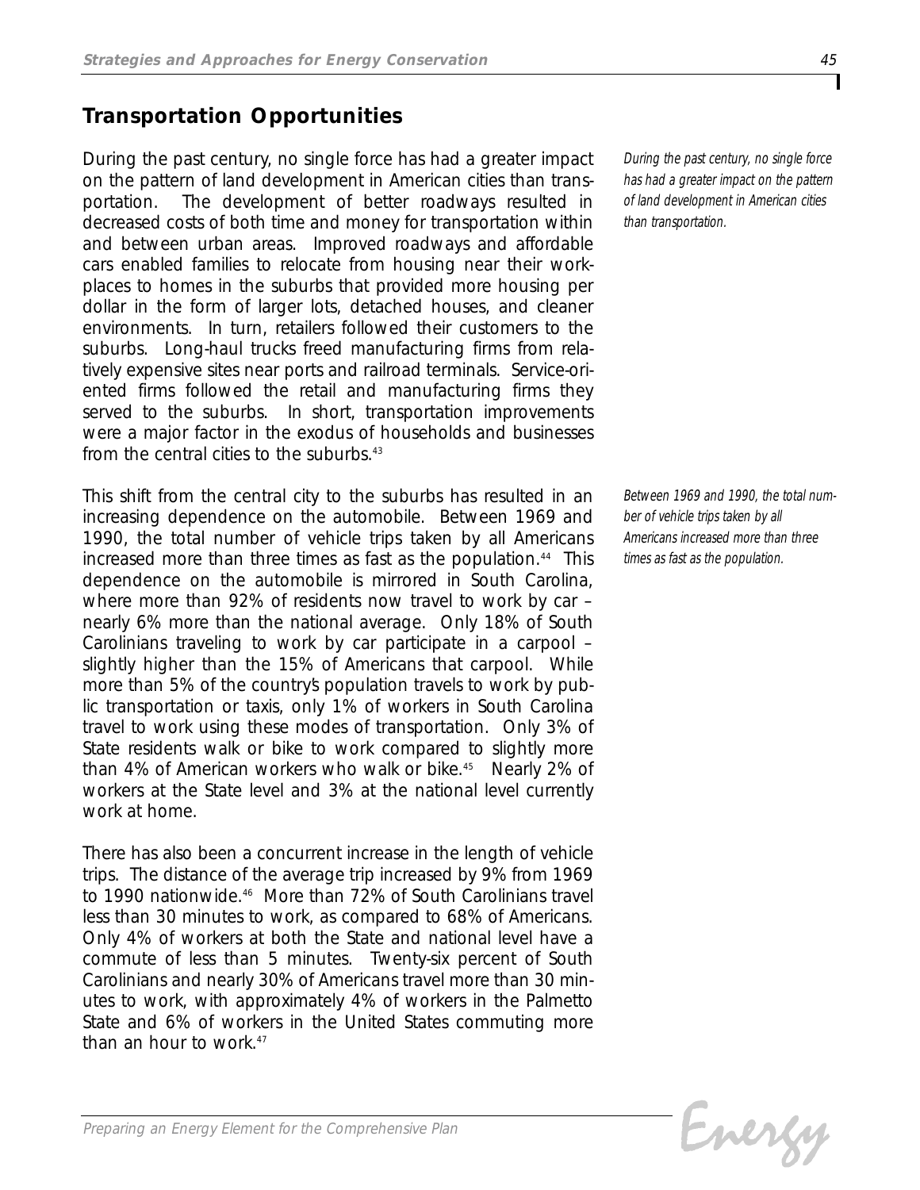## Transportation Opportunities

During the past century, no single force has had a greater impact on the pattern of land development in American cities than transportation. The development of better roadways resulted in decreased costs of both time and money for transportation within and between urban areas. Improved roadways and affordable cars enabled families to relocate from housing near their workplaces to homes in the suburbs that provided more housing per dollar in the form of larger lots, detached houses, and cleaner environments. In turn, retailers followed their customers to the suburbs. Long-haul trucks freed manufacturing firms from relatively expensive sites near ports and railroad terminals. Service-oriented firms followed the retail and manufacturing firms they served to the suburbs. In short, transportation improvements were a major factor in the exodus of households and businesses from the central cities to the suburbs.[43]

*During the past century, no single force has had a greater impact on the pattern of land development in American cities than transportation.*

This shift from the central city to the suburbs has resulted in an increasing dependence on the automobile. Between 1969 and 1990, the total number of vehicle trips taken by all Americans increased more than three times as fast as the population.[44] This dependence on the automobile is mirrored in South Carolina, where more than 92% of residents now travel to work by car – nearly 6% more than the national average. Only 18% of South Carolinians traveling to work by car participate in a carpool – slightly higher than the 15% of Americans that carpool. While more than 5% of the country's population travels to work by public transportation or taxis, only 1% of workers in South Carolina travel to work using these modes of transportation. Only 3% of State residents walk or bike to work compared to slightly more than 4% of American workers who walk or bike.[45] Nearly 2% of workers at the State level and 3% at the national level currently work at home.

*Between 1969 and 1990, the total number of vehicle trips taken by all Americans increased more than three times as fast as the population.*

There has also been a concurrent increase in the length of vehicle trips. The distance of the average trip increased by 9% from 1969 to 1990 nationwide.[46] More than 72% of South Carolinians travel less than 30 minutes to work, as compared to 68% of Americans. Only 4% of workers at both the State and national level have a commute of less than 5 minutes. Twenty-six percent of South Carolinians and nearly 30% of Americans travel more than 30 minutes to work, with approximately 4% of workers in the Palmetto State and 6% of workers in the United States commuting more than an hour to work.[47]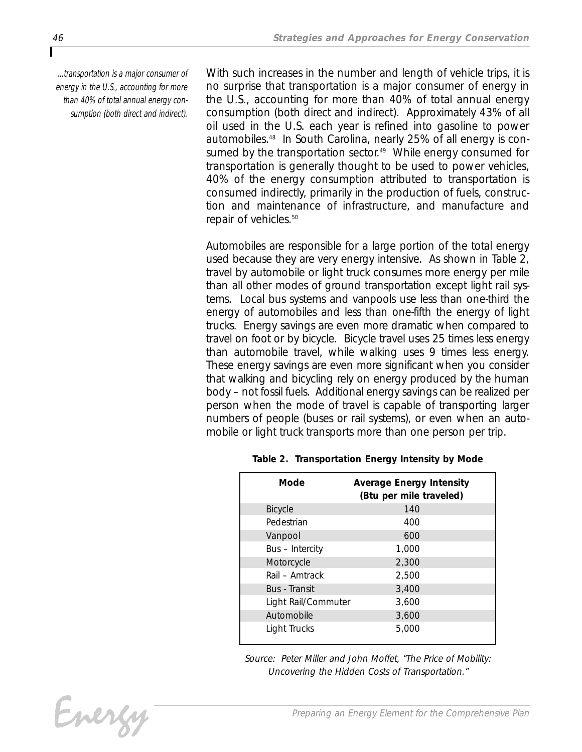*...transportation is a major consumer of energy in the U.S., accounting for more than 40% of total annual energy consumption (both direct and indirect).*

With such increases in the number and length of vehicle trips, it is no surprise that transportation is a major consumer of energy in the U.S., accounting for more than 40% of total annual energy consumption (both direct and indirect). Approximately 43% of all oil used in the U.S. each year is refined into gasoline to power automobiles.[48] In South Carolina, nearly 25% of all energy is consumed by the transportation sector.[49] While energy consumed for transportation is generally thought to be used to power vehicles, 40% of the energy consumption attributed to transportation is consumed indirectly, primarily in the production of fuels, construction and maintenance of infrastructure, and manufacture and repair of vehicles.[50]

Automobiles are responsible for a large portion of the total energy used because they are very energy intensive. As shown in Table 2, travel by automobile or light truck consumes more energy per mile than all other modes of ground transportation except light rail systems. Local bus systems and vanpools use less than one-third the energy of automobiles and less than one-fifth the energy of light trucks. Energy savings are even more dramatic when compared to travel on foot or by bicycle. Bicycle travel uses 25 times less energy than automobile travel, while walking uses 9 times less energy. These energy savings are even more significant when you consider that walking and bicycling rely on energy produced by the human body – not fossil fuels. Additional energy savings can be realized per person when the mode of travel is capable of transporting larger numbers of people (buses or rail systems), or even when an automobile or light truck transports more than one person per trip.

**Table 2. Transportation Energy Intensity by Mode**

| Mode | Average Energy Intensity (Btu per mile traveled) |
|---|---|
| Bicycle | 140 |
| Pedestrian | 400 |
| Vanpool | 600 |
| Bus – Intercity | 1,000 |
| Motorcycle | 2,300 |
| Rail – Amtrack | 2,500 |
| Bus - Transit | 3,400 |
| Light Rail/Commuter | 3,600 |
| Automobile | 3,600 |
| Light Trucks | 5,000 |

*Source: Peter Miller and John Moffet, "The Price of Mobility: Uncovering the Hidden Costs of Transportation."*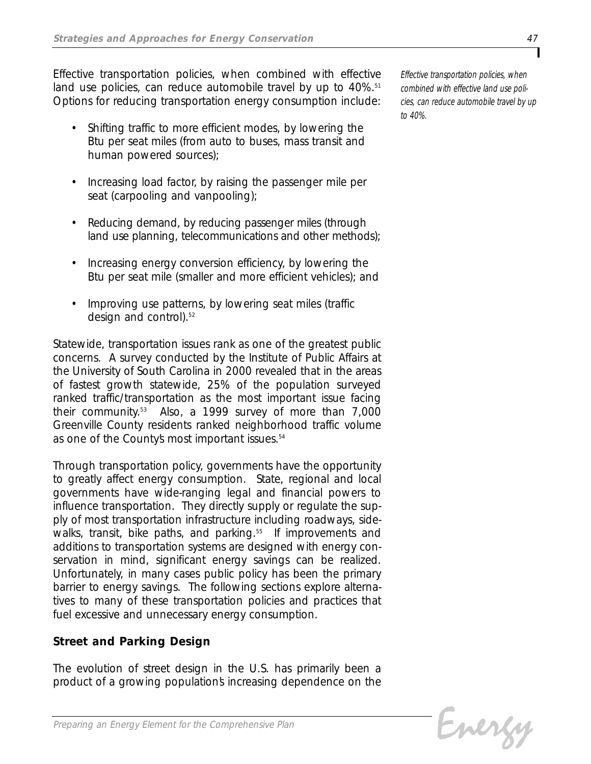Effective transportation policies, when combined with effective land use policies, can reduce automobile travel by up to 40%.[51] Options for reducing transportation energy consumption include:

- Shifting traffic to more efficient modes, by lowering the Btu per seat miles (from auto to buses, mass transit and human powered sources);
- Increasing load factor, by raising the passenger mile per seat (carpooling and vanpooling);
- Reducing demand, by reducing passenger miles (through land use planning, telecommunications and other methods);
- Increasing energy conversion efficiency, by lowering the Btu per seat mile (smaller and more efficient vehicles); and
- Improving use patterns, by lowering seat miles (traffic design and control).[52]

*Effective transportation policies, when combined with effective land use policies, can reduce automobile travel by up to 40%.*

Statewide, transportation issues rank as one of the greatest public concerns. A survey conducted by the Institute of Public Affairs at the University of South Carolina in 2000 revealed that in the areas of fastest growth statewide, 25% of the population surveyed ranked traffic/transportation as the most important issue facing their community.[53] Also, a 1999 survey of more than 7,000 Greenville County residents ranked neighborhood traffic volume as one of the County's most important issues.[54]

Through transportation policy, governments have the opportunity to greatly affect energy consumption. State, regional and local governments have wide-ranging legal and financial powers to influence transportation. They directly supply or regulate the supply of most transportation infrastructure including roadways, sidewalks, transit, bike paths, and parking.[55] If improvements and additions to transportation systems are designed with energy conservation in mind, significant energy savings can be realized. Unfortunately, in many cases public policy has been the primary barrier to energy savings. The following sections explore alternatives to many of these transportation policies and practices that fuel excessive and unnecessary energy consumption.

### Street and Parking Design

The evolution of street design in the U.S. has primarily been a product of a growing population's increasing dependence on the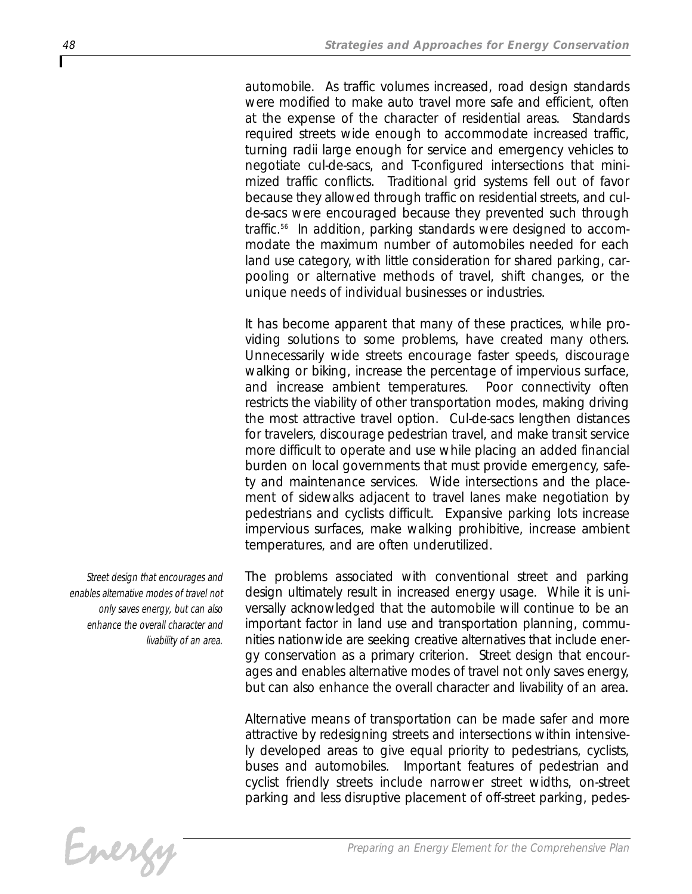automobile. As traffic volumes increased, road design standards were modified to make auto travel more safe and efficient, often at the expense of the character of residential areas. Standards required streets wide enough to accommodate increased traffic, turning radii large enough for service and emergency vehicles to negotiate cul-de-sacs, and T-configured intersections that minimized traffic conflicts. Traditional grid systems fell out of favor because they allowed through traffic on residential streets, and cul-de-sacs were encouraged because they prevented such through traffic.[56] In addition, parking standards were designed to accommodate the maximum number of automobiles needed for each land use category, with little consideration for shared parking, carpooling or alternative methods of travel, shift changes, or the unique needs of individual businesses or industries.

It has become apparent that many of these practices, while providing solutions to some problems, have created many others. Unnecessarily wide streets encourage faster speeds, discourage walking or biking, increase the percentage of impervious surface, and increase ambient temperatures. Poor connectivity often restricts the viability of other transportation modes, making driving the most attractive travel option. Cul-de-sacs lengthen distances for travelers, discourage pedestrian travel, and make transit service more difficult to operate and use while placing an added financial burden on local governments that must provide emergency, safety and maintenance services. Wide intersections and the placement of sidewalks adjacent to travel lanes make negotiation by pedestrians and cyclists difficult. Expansive parking lots increase impervious surfaces, make walking prohibitive, increase ambient temperatures, and are often underutilized.

*Street design that encourages and enables alternative modes of travel not only saves energy, but can also enhance the overall character and livability of an area.*

The problems associated with conventional street and parking design ultimately result in increased energy usage. While it is universally acknowledged that the automobile will continue to be an important factor in land use and transportation planning, communities nationwide are seeking creative alternatives that include energy conservation as a primary criterion. Street design that encourages and enables alternative modes of travel not only saves energy, but can also enhance the overall character and livability of an area.

Alternative means of transportation can be made safer and more attractive by redesigning streets and intersections within intensively developed areas to give equal priority to pedestrians, cyclists, buses and automobiles. Important features of pedestrian and cyclist friendly streets include narrower street widths, on-street parking and less disruptive placement of off-street parking, pedes-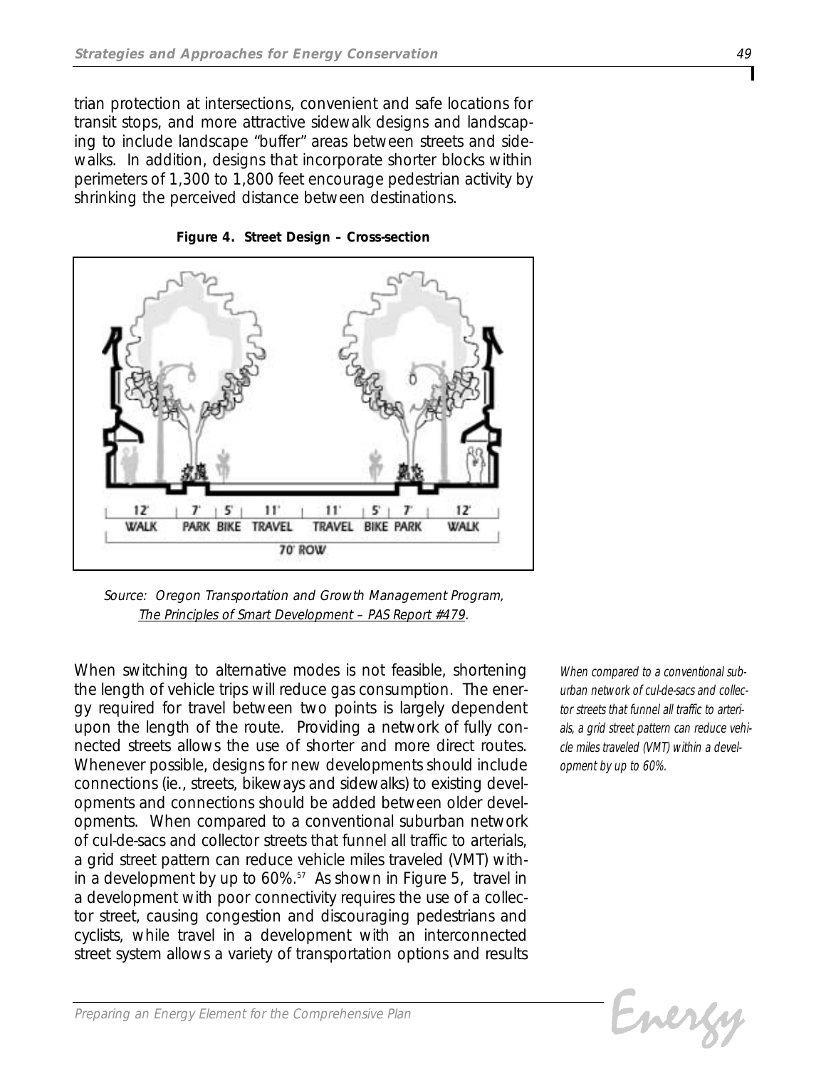trian protection at intersections, convenient and safe locations for transit stops, and more attractive sidewalk designs and landscaping to include landscape "buffer" areas between streets and sidewalks. In addition, designs that incorporate shorter blocks within perimeters of 1,300 to 1,800 feet encourage pedestrian activity by shrinking the perceived distance between destinations.

**Figure 4. Street Design – Cross-section**

*Source: Oregon Transportation and Growth Management Program, The Principles of Smart Development – PAS Report #479.*

When switching to alternative modes is not feasible, shortening the length of vehicle trips will reduce gas consumption. The energy required for travel between two points is largely dependent upon the length of the route. Providing a network of fully connected streets allows the use of shorter and more direct routes. Whenever possible, designs for new developments should include connections (ie., streets, bikeways and sidewalks) to existing developments and connections should be added between older developments. When compared to a conventional suburban network of cul-de-sacs and collector streets that funnel all traffic to arterials, a grid street pattern can reduce vehicle miles traveled (VMT) within a development by up to 60%.[57] As shown in Figure 5, travel in a development with poor connectivity requires the use of a collector street, causing congestion and discouraging pedestrians and cyclists, while travel in a development with an interconnected street system allows a variety of transportation options and results

*When compared to a conventional suburban network of cul-de-sacs and collector streets that funnel all traffic to arterials, a grid street pattern can reduce vehicle miles traveled (VMT) within a development by up to 60%.*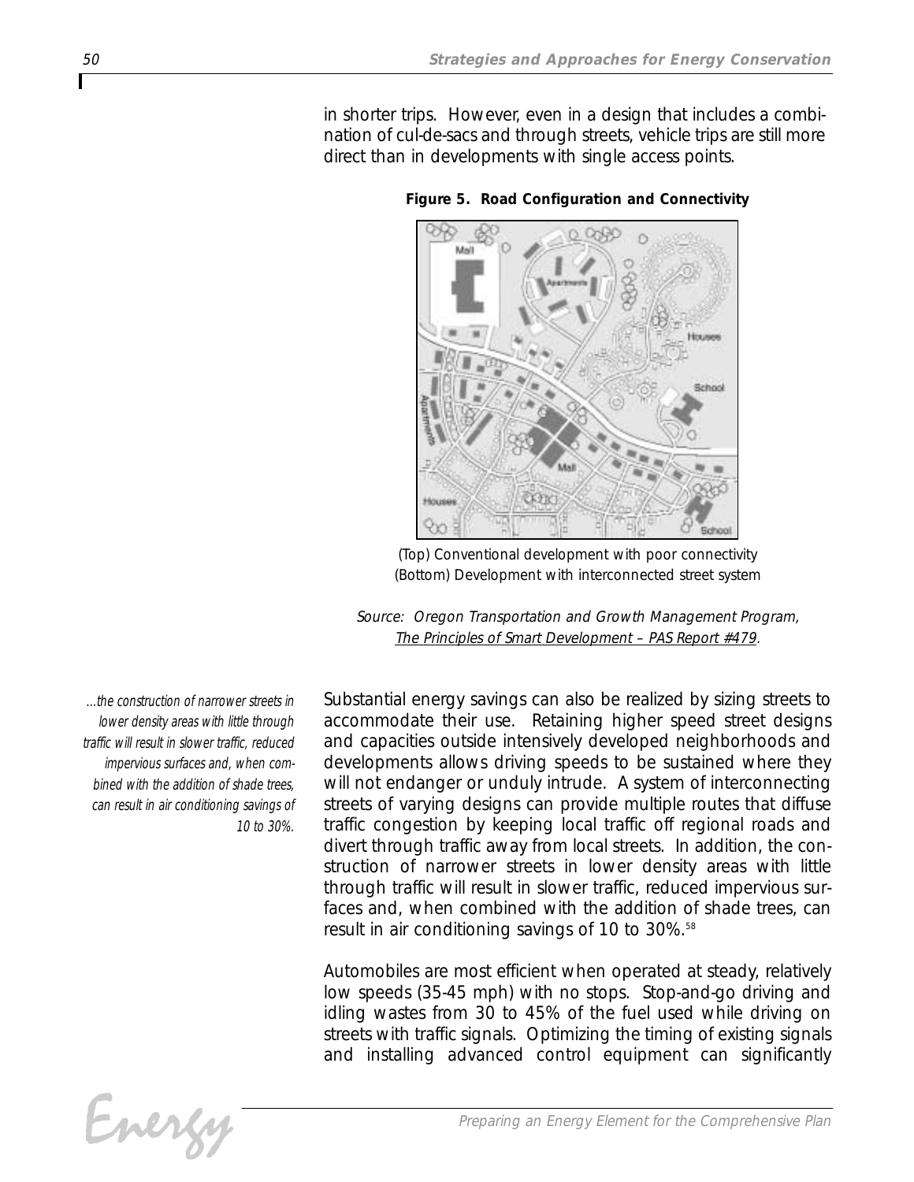in shorter trips. However, even in a design that includes a combination of cul-de-sacs and through streets, vehicle trips are still more direct than in developments with single access points.

**Figure 5. Road Configuration and Connectivity**

(Top) Conventional development with poor connectivity
(Bottom) Development with interconnected street system

*Source: Oregon Transportation and Growth Management Program, The Principles of Smart Development – PAS Report #479.*

*...the construction of narrower streets in lower density areas with little through traffic will result in slower traffic, reduced impervious surfaces and, when combined with the addition of shade trees, can result in air conditioning savings of 10 to 30%.*

Substantial energy savings can also be realized by sizing streets to accommodate their use. Retaining higher speed street designs and capacities outside intensively developed neighborhoods and developments allows driving speeds to be sustained where they will not endanger or unduly intrude. A system of interconnecting streets of varying designs can provide multiple routes that diffuse traffic congestion by keeping local traffic off regional roads and divert through traffic away from local streets. In addition, the construction of narrower streets in lower density areas with little through traffic will result in slower traffic, reduced impervious surfaces and, when combined with the addition of shade trees, can result in air conditioning savings of 10 to 30%.[58]

Automobiles are most efficient when operated at steady, relatively low speeds (35-45 mph) with no stops. Stop-and-go driving and idling wastes from 30 to 45% of the fuel used while driving on streets with traffic signals. Optimizing the timing of existing signals and installing advanced control equipment can significantly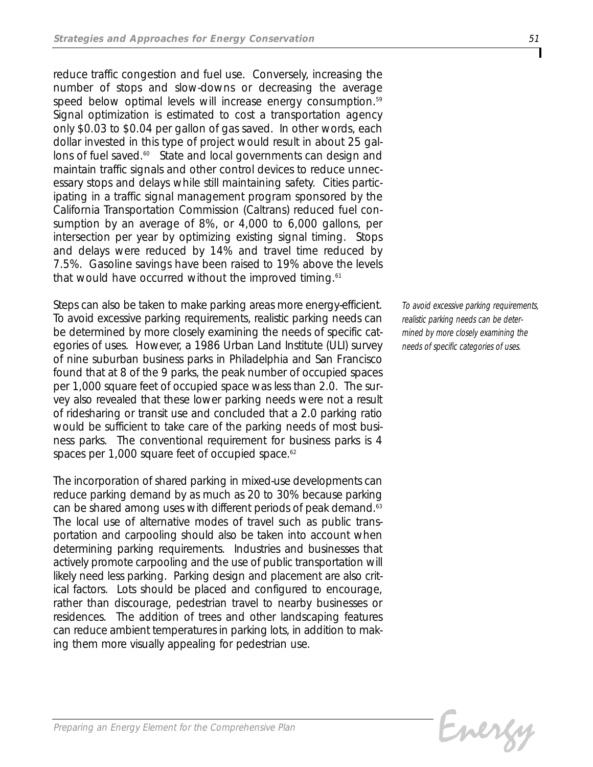reduce traffic congestion and fuel use. Conversely, increasing the number of stops and slow-downs or decreasing the average speed below optimal levels will increase energy consumption.[59] Signal optimization is estimated to cost a transportation agency only $0.03 to $0.04 per gallon of gas saved. In other words, each dollar invested in this type of project would result in about 25 gallons of fuel saved.[60] State and local governments can design and maintain traffic signals and other control devices to reduce unnecessary stops and delays while still maintaining safety. Cities participating in a traffic signal management program sponsored by the California Transportation Commission (Caltrans) reduced fuel consumption by an average of 8%, or 4,000 to 6,000 gallons, per intersection per year by optimizing existing signal timing. Stops and delays were reduced by 14% and travel time reduced by 7.5%. Gasoline savings have been raised to 19% above the levels that would have occurred without the improved timing.[61]

Steps can also be taken to make parking areas more energy-efficient. To avoid excessive parking requirements, realistic parking needs can be determined by more closely examining the needs of specific categories of uses. However, a 1986 Urban Land Institute (ULI) survey of nine suburban business parks in Philadelphia and San Francisco found that at 8 of the 9 parks, the peak number of occupied spaces per 1,000 square feet of occupied space was less than 2.0. The survey also revealed that these lower parking needs were not a result of ridesharing or transit use and concluded that a 2.0 parking ratio would be sufficient to take care of the parking needs of most business parks. The conventional requirement for business parks is 4 spaces per 1,000 square feet of occupied space.[62]

*To avoid excessive parking requirements, realistic parking needs can be determined by more closely examining the needs of specific categories of uses.*

The incorporation of shared parking in mixed-use developments can reduce parking demand by as much as 20 to 30% because parking can be shared among uses with different periods of peak demand.[63] The local use of alternative modes of travel such as public transportation and carpooling should also be taken into account when determining parking requirements. Industries and businesses that actively promote carpooling and the use of public transportation will likely need less parking. Parking design and placement are also critical factors. Lots should be placed and configured to encourage, rather than discourage, pedestrian travel to nearby businesses or residences. The addition of trees and other landscaping features can reduce ambient temperatures in parking lots, in addition to making them more visually appealing for pedestrian use.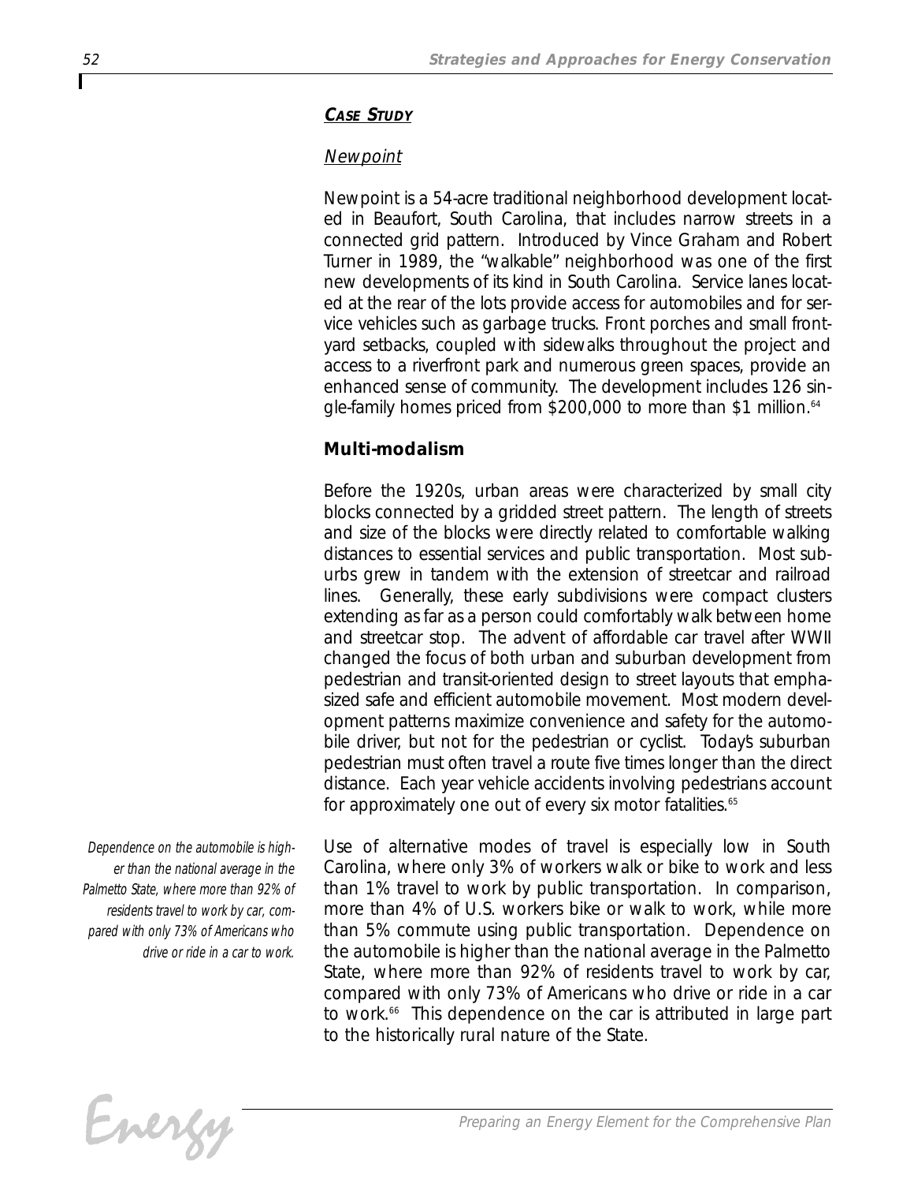***CASE STUDY***

Newpoint

Newpoint is a 54-acre traditional neighborhood development located in Beaufort, South Carolina, that includes narrow streets in a connected grid pattern. Introduced by Vince Graham and Robert Turner in 1989, the "walkable" neighborhood was one of the first new developments of its kind in South Carolina. Service lanes located at the rear of the lots provide access for automobiles and for service vehicles such as garbage trucks. Front porches and small front-yard setbacks, coupled with sidewalks throughout the project and access to a riverfront park and numerous green spaces, provide an enhanced sense of community. The development includes 126 single-family homes priced from $200,000 to more than $1 million.[64]

## Multi-modalism

Before the 1920s, urban areas were characterized by small city blocks connected by a gridded street pattern. The length of streets and size of the blocks were directly related to comfortable walking distances to essential services and public transportation. Most suburbs grew in tandem with the extension of streetcar and railroad lines. Generally, these early subdivisions were compact clusters extending as far as a person could comfortably walk between home and streetcar stop. The advent of affordable car travel after WWII changed the focus of both urban and suburban development from pedestrian and transit-oriented design to street layouts that emphasized safe and efficient automobile movement. Most modern development patterns maximize convenience and safety for the automobile driver, but not for the pedestrian or cyclist. Today's suburban pedestrian must often travel a route five times longer than the direct distance. Each year vehicle accidents involving pedestrians account for approximately one out of every six motor fatalities.[65]

*Dependence on the automobile is higher than the national average in the Palmetto State, where more than 92% of residents travel to work by car, compared with only 73% of Americans who drive or ride in a car to work.*

Use of alternative modes of travel is especially low in South Carolina, where only 3% of workers walk or bike to work and less than 1% travel to work by public transportation. In comparison, more than 4% of U.S. workers bike or walk to work, while more than 5% commute using public transportation. Dependence on the automobile is higher than the national average in the Palmetto State, where more than 92% of residents travel to work by car, compared with only 73% of Americans who drive or ride in a car to work.[66] This dependence on the car is attributed in large part to the historically rural nature of the State.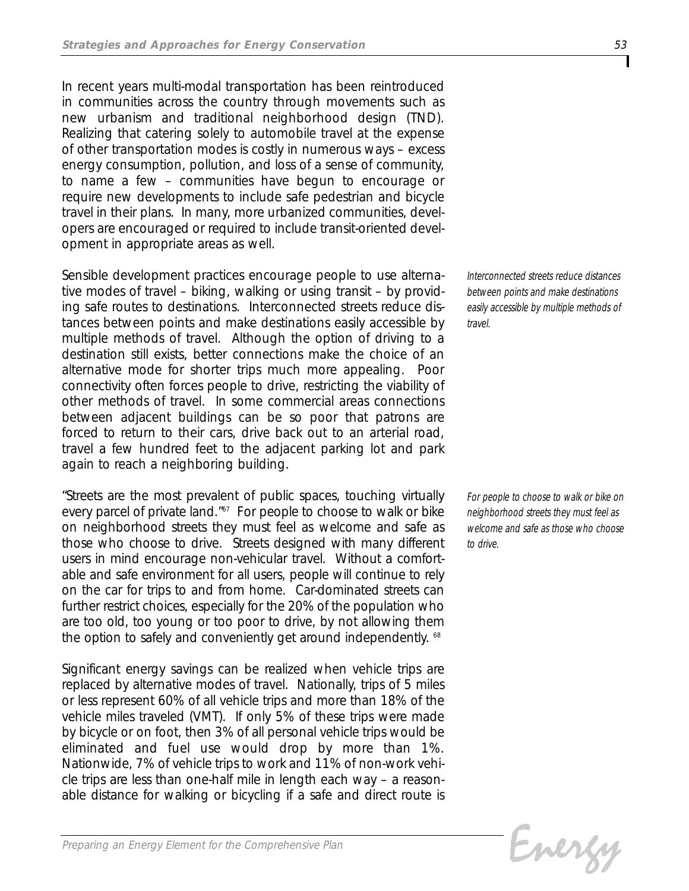In recent years multi-modal transportation has been reintroduced in communities across the country through movements such as new urbanism and traditional neighborhood design (TND). Realizing that catering solely to automobile travel at the expense of other transportation modes is costly in numerous ways – excess energy consumption, pollution, and loss of a sense of community, to name a few – communities have begun to encourage or require new developments to include safe pedestrian and bicycle travel in their plans. In many, more urbanized communities, developers are encouraged or required to include transit-oriented development in appropriate areas as well.

Sensible development practices encourage people to use alternative modes of travel – biking, walking or using transit – by providing safe routes to destinations. Interconnected streets reduce distances between points and make destinations easily accessible by multiple methods of travel. Although the option of driving to a destination still exists, better connections make the choice of an alternative mode for shorter trips much more appealing. Poor connectivity often forces people to drive, restricting the viability of other methods of travel. In some commercial areas connections between adjacent buildings can be so poor that patrons are forced to return to their cars, drive back out to an arterial road, travel a few hundred feet to the adjacent parking lot and park again to reach a neighboring building.

*Interconnected streets reduce distances between points and make destinations easily accessible by multiple methods of travel.*

"Streets are the most prevalent of public spaces, touching virtually every parcel of private land."[67] For people to choose to walk or bike on neighborhood streets they must feel as welcome and safe as those who choose to drive. Streets designed with many different users in mind encourage non-vehicular travel. Without a comfortable and safe environment for all users, people will continue to rely on the car for trips to and from home. Car-dominated streets can further restrict choices, especially for the 20% of the population who are too old, too young or too poor to drive, by not allowing them the option to safely and conveniently get around independently.[68]

*For people to choose to walk or bike on neighborhood streets they must feel as welcome and safe as those who choose to drive.*

Significant energy savings can be realized when vehicle trips are replaced by alternative modes of travel. Nationally, trips of 5 miles or less represent 60% of all vehicle trips and more than 18% of the vehicle miles traveled (VMT). If only 5% of these trips were made by bicycle or on foot, then 3% of all personal vehicle trips would be eliminated and fuel use would drop by more than 1%. Nationwide, 7% of vehicle trips to work and 11% of non-work vehicle trips are less than one-half mile in length each way – a reasonable distance for walking or bicycling if a safe and direct route is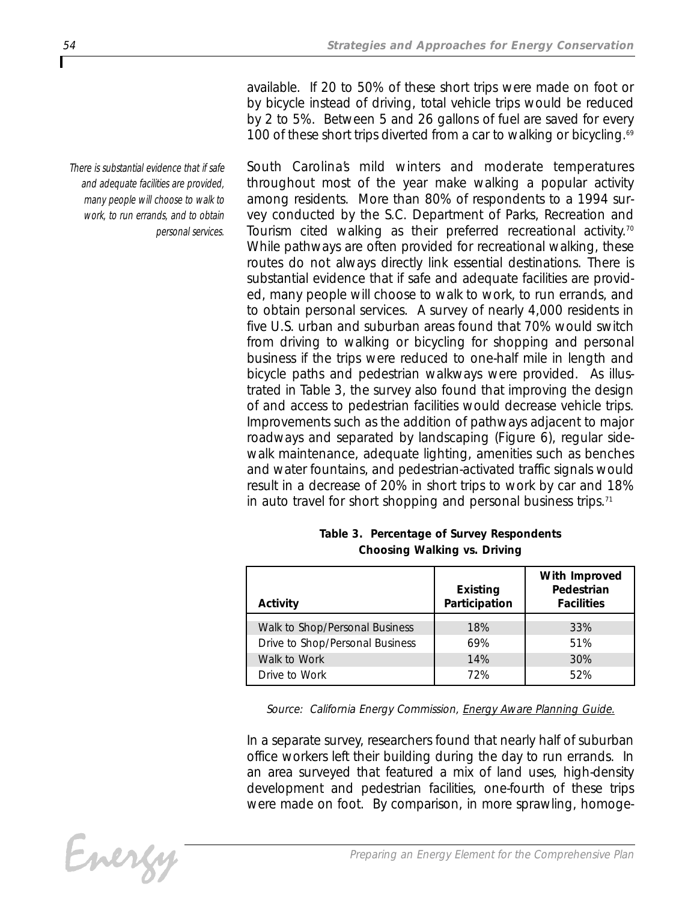available. If 20 to 50% of these short trips were made on foot or by bicycle instead of driving, total vehicle trips would be reduced by 2 to 5%. Between 5 and 26 gallons of fuel are saved for every 100 of these short trips diverted from a car to walking or bicycling.[69]

*There is substantial evidence that if safe and adequate facilities are provided, many people will choose to walk to work, to run errands, and to obtain personal services.*

South Carolina's mild winters and moderate temperatures throughout most of the year make walking a popular activity among residents. More than 80% of respondents to a 1994 survey conducted by the S.C. Department of Parks, Recreation and Tourism cited walking as their preferred recreational activity.[70] While pathways are often provided for recreational walking, these routes do not always directly link essential destinations. There is substantial evidence that if safe and adequate facilities are provided, many people will choose to walk to work, to run errands, and to obtain personal services. A survey of nearly 4,000 residents in five U.S. urban and suburban areas found that 70% would switch from driving to walking or bicycling for shopping and personal business if the trips were reduced to one-half mile in length and bicycle paths and pedestrian walkways were provided. As illustrated in Table 3, the survey also found that improving the design of and access to pedestrian facilities would decrease vehicle trips. Improvements such as the addition of pathways adjacent to major roadways and separated by landscaping (Figure 6), regular sidewalk maintenance, adequate lighting, amenities such as benches and water fountains, and pedestrian-activated traffic signals would result in a decrease of 20% in short trips to work by car and 18% in auto travel for short shopping and personal business trips.[71]

**Table 3. Percentage of Survey Respondents Choosing Walking vs. Driving**

| Activity | Existing Participation | With Improved Pedestrian Facilities |
|---|---|---|
| Walk to Shop/Personal Business | 18% | 33% |
| Drive to Shop/Personal Business | 69% | 51% |
| Walk to Work | 14% | 30% |
| Drive to Work | 72% | 52% |

*Source: California Energy Commission, Energy Aware Planning Guide.*

In a separate survey, researchers found that nearly half of suburban office workers left their building during the day to run errands. In an area surveyed that featured a mix of land uses, high-density development and pedestrian facilities, one-fourth of these trips were made on foot. By comparison, in more sprawling, homoge-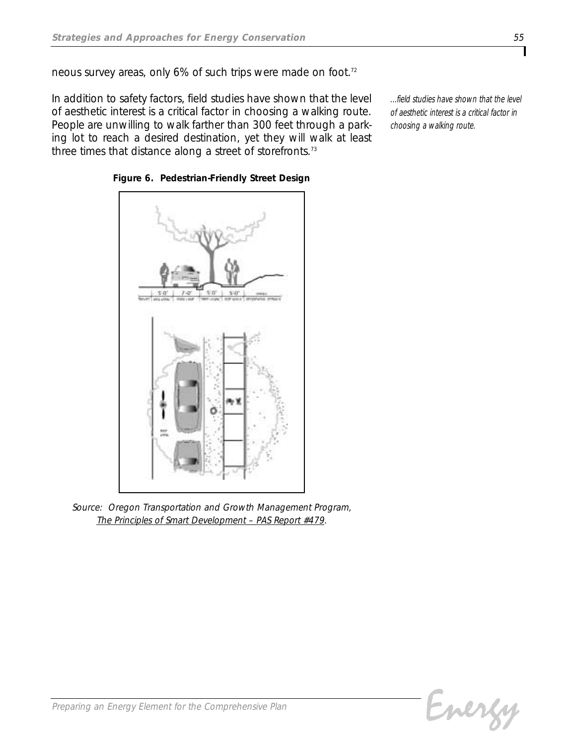neous survey areas, only 6% of such trips were made on foot.[72]

In addition to safety factors, field studies have shown that the level of aesthetic interest is a critical factor in choosing a walking route. People are unwilling to walk farther than 300 feet through a parking lot to reach a desired destination, yet they will walk at least three times that distance along a street of storefronts.[73]

*...field studies have shown that the level of aesthetic interest is a critical factor in choosing a walking route.*

**Figure 6. Pedestrian-Friendly Street Design**

*Source: Oregon Transportation and Growth Management Program, The Principles of Smart Development – PAS Report #479.*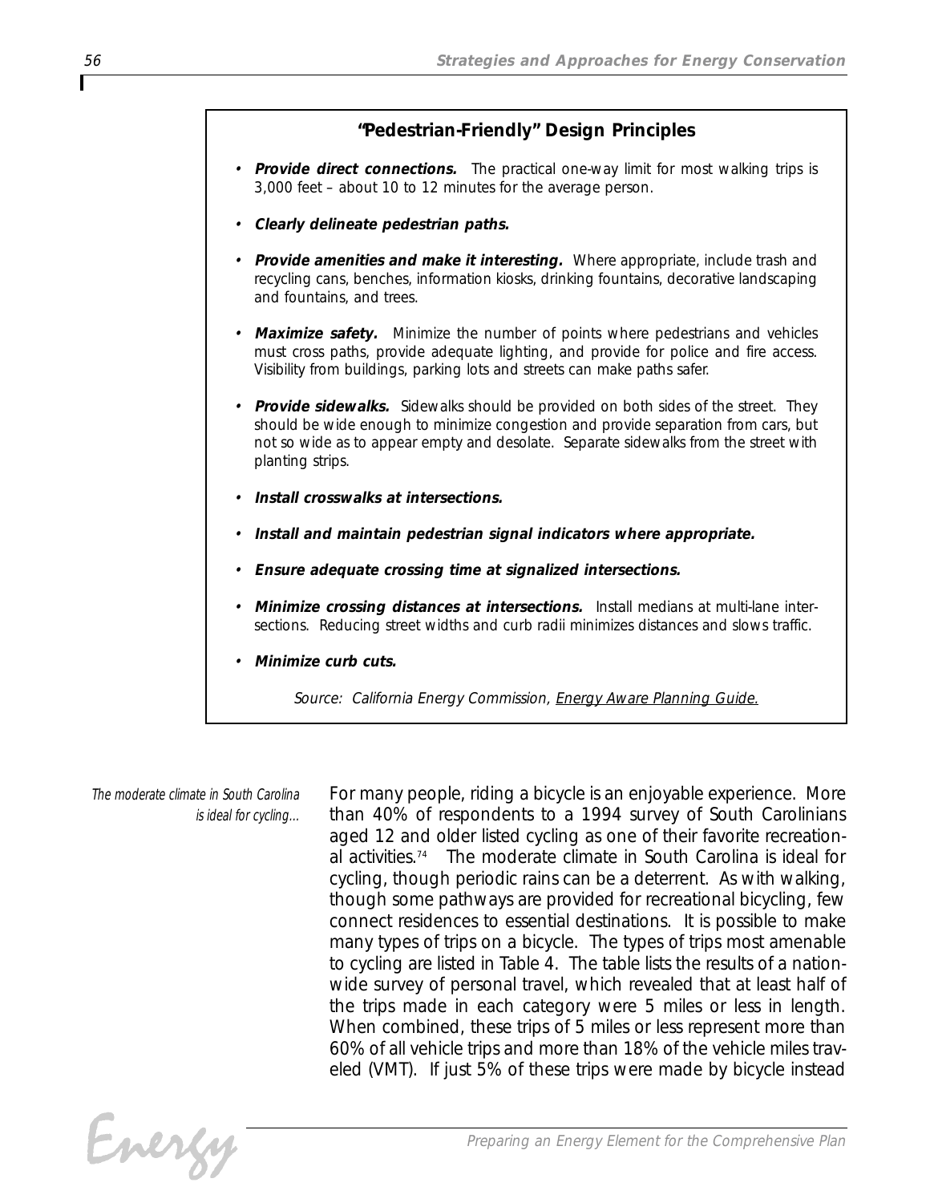### "Pedestrian-Friendly" Design Principles

- ***Provide direct connections.*** The practical one-way limit for most walking trips is 3,000 feet – about 10 to 12 minutes for the average person.
- ***Clearly delineate pedestrian paths.***
- ***Provide amenities and make it interesting.*** Where appropriate, include trash and recycling cans, benches, information kiosks, drinking fountains, decorative landscaping and fountains, and trees.
- ***Maximize safety.*** Minimize the number of points where pedestrians and vehicles must cross paths, provide adequate lighting, and provide for police and fire access. Visibility from buildings, parking lots and streets can make paths safer.
- ***Provide sidewalks.*** Sidewalks should be provided on both sides of the street. They should be wide enough to minimize congestion and provide separation from cars, but not so wide as to appear empty and desolate. Separate sidewalks from the street with planting strips.
- ***Install crosswalks at intersections.***
- ***Install and maintain pedestrian signal indicators where appropriate.***
- ***Ensure adequate crossing time at signalized intersections.***
- ***Minimize crossing distances at intersections.*** Install medians at multi-lane intersections. Reducing street widths and curb radii minimizes distances and slows traffic.
- ***Minimize curb cuts.***

*Source: California Energy Commission, Energy Aware Planning Guide.*

*The moderate climate in South Carolina is ideal for cycling...*

For many people, riding a bicycle is an enjoyable experience. More than 40% of respondents to a 1994 survey of South Carolinians aged 12 and older listed cycling as one of their favorite recreational activities.[74] The moderate climate in South Carolina is ideal for cycling, though periodic rains can be a deterrent. As with walking, though some pathways are provided for recreational bicycling, few connect residences to essential destinations. It is possible to make many types of trips on a bicycle. The types of trips most amenable to cycling are listed in Table 4. The table lists the results of a nationwide survey of personal travel, which revealed that at least half of the trips made in each category were 5 miles or less in length. When combined, these trips of 5 miles or less represent more than 60% of all vehicle trips and more than 18% of the vehicle miles traveled (VMT). If just 5% of these trips were made by bicycle instead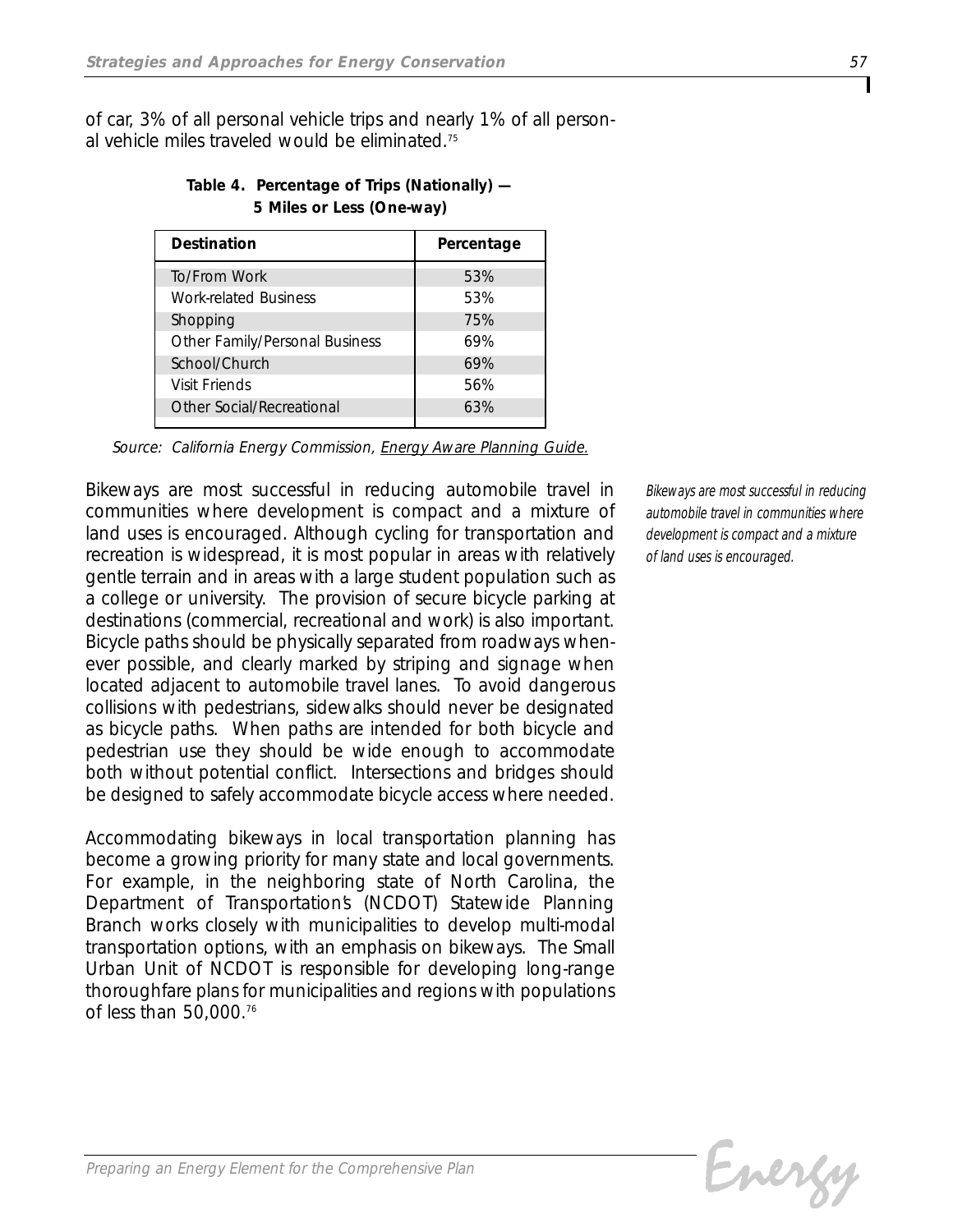of car, 3% of all personal vehicle trips and nearly 1% of all personal vehicle miles traveled would be eliminated.[75]

**Table 4. Percentage of Trips (Nationally) — 5 Miles or Less (One-way)**

| Destination | Percentage |
|---|---|
| To/From Work | 53% |
| Work-related Business | 53% |
| Shopping | 75% |
| Other Family/Personal Business | 69% |
| School/Church | 69% |
| Visit Friends | 56% |
| Other Social/Recreational | 63% |

*Source: California Energy Commission, Energy Aware Planning Guide.*

Bikeways are most successful in reducing automobile travel in communities where development is compact and a mixture of land uses is encouraged. Although cycling for transportation and recreation is widespread, it is most popular in areas with relatively gentle terrain and in areas with a large student population such as a college or university. The provision of secure bicycle parking at destinations (commercial, recreational and work) is also important. Bicycle paths should be physically separated from roadways whenever possible, and clearly marked by striping and signage when located adjacent to automobile travel lanes. To avoid dangerous collisions with pedestrians, sidewalks should never be designated as bicycle paths. When paths are intended for both bicycle and pedestrian use they should be wide enough to accommodate both without potential conflict. Intersections and bridges should be designed to safely accommodate bicycle access where needed.

*Bikeways are most successful in reducing automobile travel in communities where development is compact and a mixture of land uses is encouraged.*

Accommodating bikeways in local transportation planning has become a growing priority for many state and local governments. For example, in the neighboring state of North Carolina, the Department of Transportation's (NCDOT) Statewide Planning Branch works closely with municipalities to develop multi-modal transportation options, with an emphasis on bikeways. The Small Urban Unit of NCDOT is responsible for developing long-range thoroughfare plans for municipalities and regions with populations of less than 50,000.[76]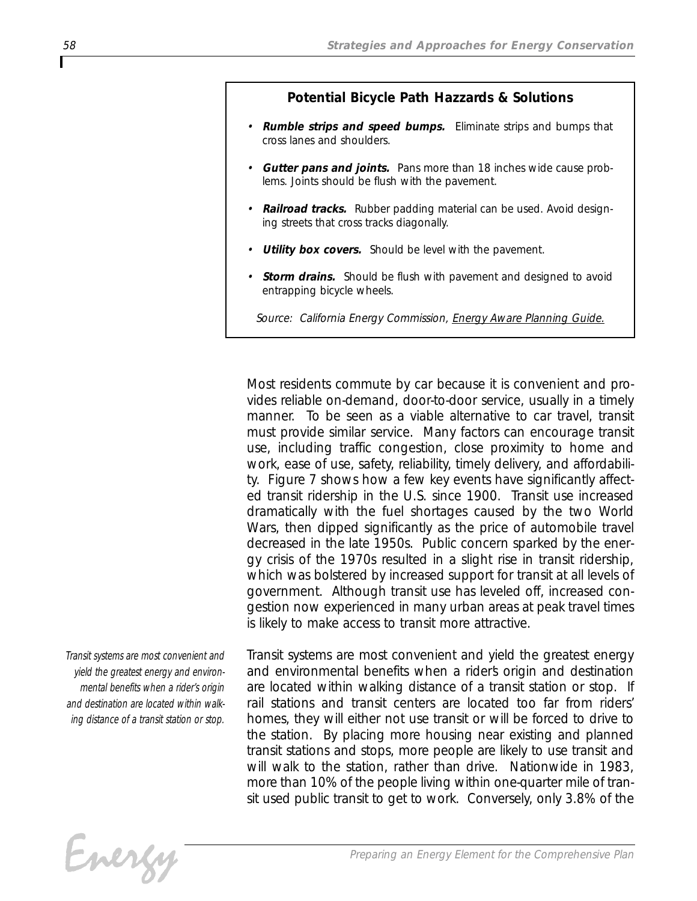### Potential Bicycle Path Hazzards & Solutions

- ***Rumble strips and speed bumps.*** Eliminate strips and bumps that cross lanes and shoulders.
- ***Gutter pans and joints.*** Pans more than 18 inches wide cause problems. Joints should be flush with the pavement.
- ***Railroad tracks.*** Rubber padding material can be used. Avoid designing streets that cross tracks diagonally.
- ***Utility box covers.*** Should be level with the pavement.
- ***Storm drains.*** Should be flush with pavement and designed to avoid entrapping bicycle wheels.

*Source: California Energy Commission, Energy Aware Planning Guide.*

Most residents commute by car because it is convenient and provides reliable on-demand, door-to-door service, usually in a timely manner. To be seen as a viable alternative to car travel, transit must provide similar service. Many factors can encourage transit use, including traffic congestion, close proximity to home and work, ease of use, safety, reliability, timely delivery, and affordability. Figure 7 shows how a few key events have significantly affected transit ridership in the U.S. since 1900. Transit use increased dramatically with the fuel shortages caused by the two World Wars, then dipped significantly as the price of automobile travel decreased in the late 1950s. Public concern sparked by the energy crisis of the 1970s resulted in a slight rise in transit ridership, which was bolstered by increased support for transit at all levels of government. Although transit use has leveled off, increased congestion now experienced in many urban areas at peak travel times is likely to make access to transit more attractive.

*Transit systems are most convenient and yield the greatest energy and environmental benefits when a rider's origin and destination are located within walking distance of a transit station or stop.*

Transit systems are most convenient and yield the greatest energy and environmental benefits when a rider's origin and destination are located within walking distance of a transit station or stop. If rail stations and transit centers are located too far from riders' homes, they will either not use transit or will be forced to drive to the station. By placing more housing near existing and planned transit stations and stops, more people are likely to use transit and will walk to the station, rather than drive. Nationwide in 1983, more than 10% of the people living within one-quarter mile of transit used public transit to get to work. Conversely, only 3.8% of the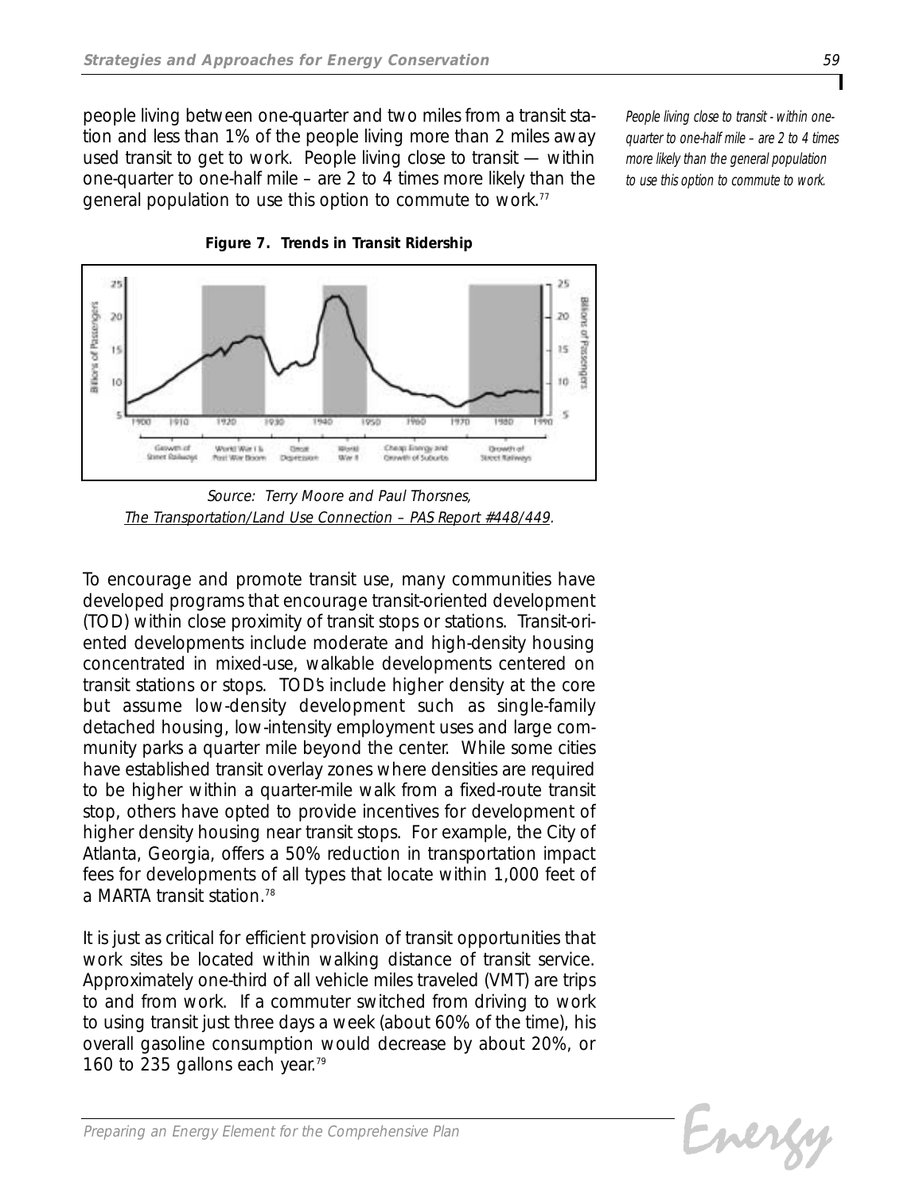people living between one-quarter and two miles from a transit station and less than 1% of the people living more than 2 miles away used transit to get to work. People living close to transit — within one-quarter to one-half mile – are 2 to 4 times more likely than the general population to use this option to commute to work.[77]

*People living close to transit - within one-quarter to one-half mile – are 2 to 4 times more likely than the general population to use this option to commute to work.*

**Figure 7. Trends in Transit Ridership**

*Source: Terry Moore and Paul Thorsnes, The Transportation/Land Use Connection – PAS Report #448/449.*

To encourage and promote transit use, many communities have developed programs that encourage transit-oriented development (TOD) within close proximity of transit stops or stations. Transit-oriented developments include moderate and high-density housing concentrated in mixed-use, walkable developments centered on transit stations or stops. TOD's include higher density at the core but assume low-density development such as single-family detached housing, low-intensity employment uses and large community parks a quarter mile beyond the center. While some cities have established transit overlay zones where densities are required to be higher within a quarter-mile walk from a fixed-route transit stop, others have opted to provide incentives for development of higher density housing near transit stops. For example, the City of Atlanta, Georgia, offers a 50% reduction in transportation impact fees for developments of all types that locate within 1,000 feet of a MARTA transit station.[78]

It is just as critical for efficient provision of transit opportunities that work sites be located within walking distance of transit service. Approximately one-third of all vehicle miles traveled (VMT) are trips to and from work. If a commuter switched from driving to work to using transit just three days a week (about 60% of the time), his overall gasoline consumption would decrease by about 20%, or 160 to 235 gallons each year.[79]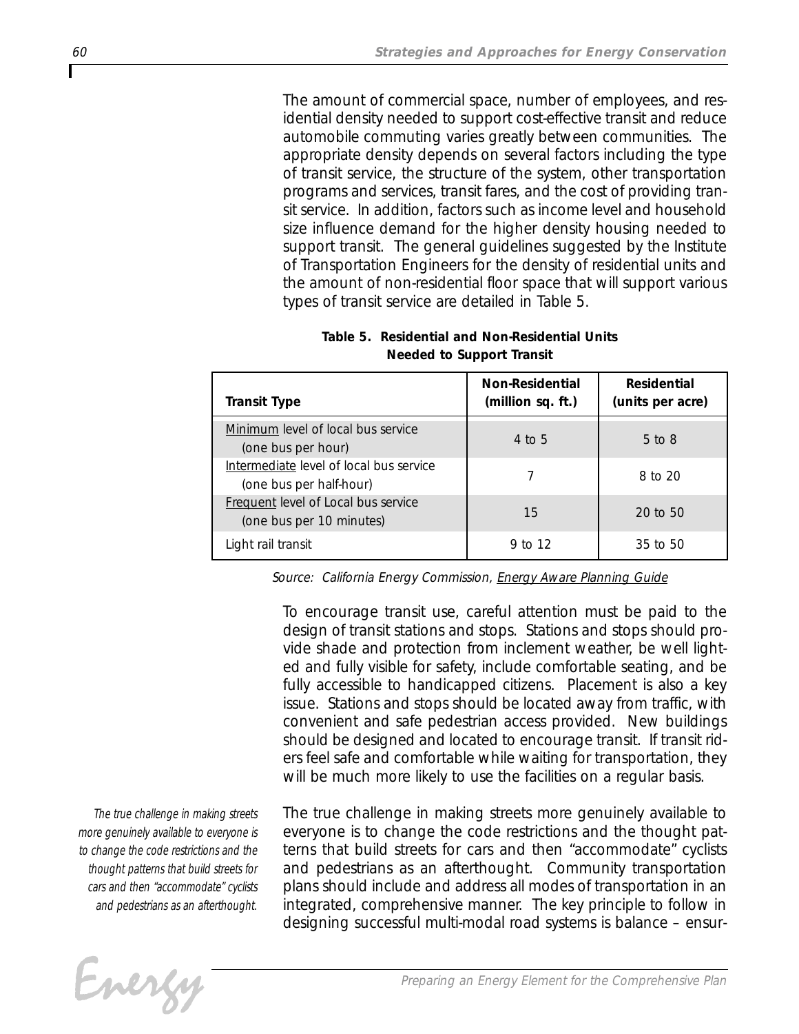The amount of commercial space, number of employees, and residential density needed to support cost-effective transit and reduce automobile commuting varies greatly between communities. The appropriate density depends on several factors including the type of transit service, the structure of the system, other transportation programs and services, transit fares, and the cost of providing transit service. In addition, factors such as income level and household size influence demand for the higher density housing needed to support transit. The general guidelines suggested by the Institute of Transportation Engineers for the density of residential units and the amount of non-residential floor space that will support various types of transit service are detailed in Table 5.

**Table 5. Residential and Non-Residential Units Needed to Support Transit**

| Transit Type | Non-Residential (million sq. ft.) | Residential (units per acre) |
|---|---|---|
| Minimum level of local bus service (one bus per hour) | 4 to 5 | 5 to 8 |
| Intermediate level of local bus service (one bus per half-hour) | 7 | 8 to 20 |
| Frequent level of Local bus service (one bus per 10 minutes) | 15 | 20 to 50 |
| Light rail transit | 9 to 12 | 35 to 50 |

*Source: California Energy Commission, Energy Aware Planning Guide*

To encourage transit use, careful attention must be paid to the design of transit stations and stops. Stations and stops should provide shade and protection from inclement weather, be well lighted and fully visible for safety, include comfortable seating, and be fully accessible to handicapped citizens. Placement is also a key issue. Stations and stops should be located away from traffic, with convenient and safe pedestrian access provided. New buildings should be designed and located to encourage transit. If transit riders feel safe and comfortable while waiting for transportation, they will be much more likely to use the facilities on a regular basis.

*The true challenge in making streets more genuinely available to everyone is to change the code restrictions and the thought patterns that build streets for cars and then "accommodate" cyclists and pedestrians as an afterthought.*

The true challenge in making streets more genuinely available to everyone is to change the code restrictions and the thought patterns that build streets for cars and then "accommodate" cyclists and pedestrians as an afterthought. Community transportation plans should include and address all modes of transportation in an integrated, comprehensive manner. The key principle to follow in designing successful multi-modal road systems is balance – ensur-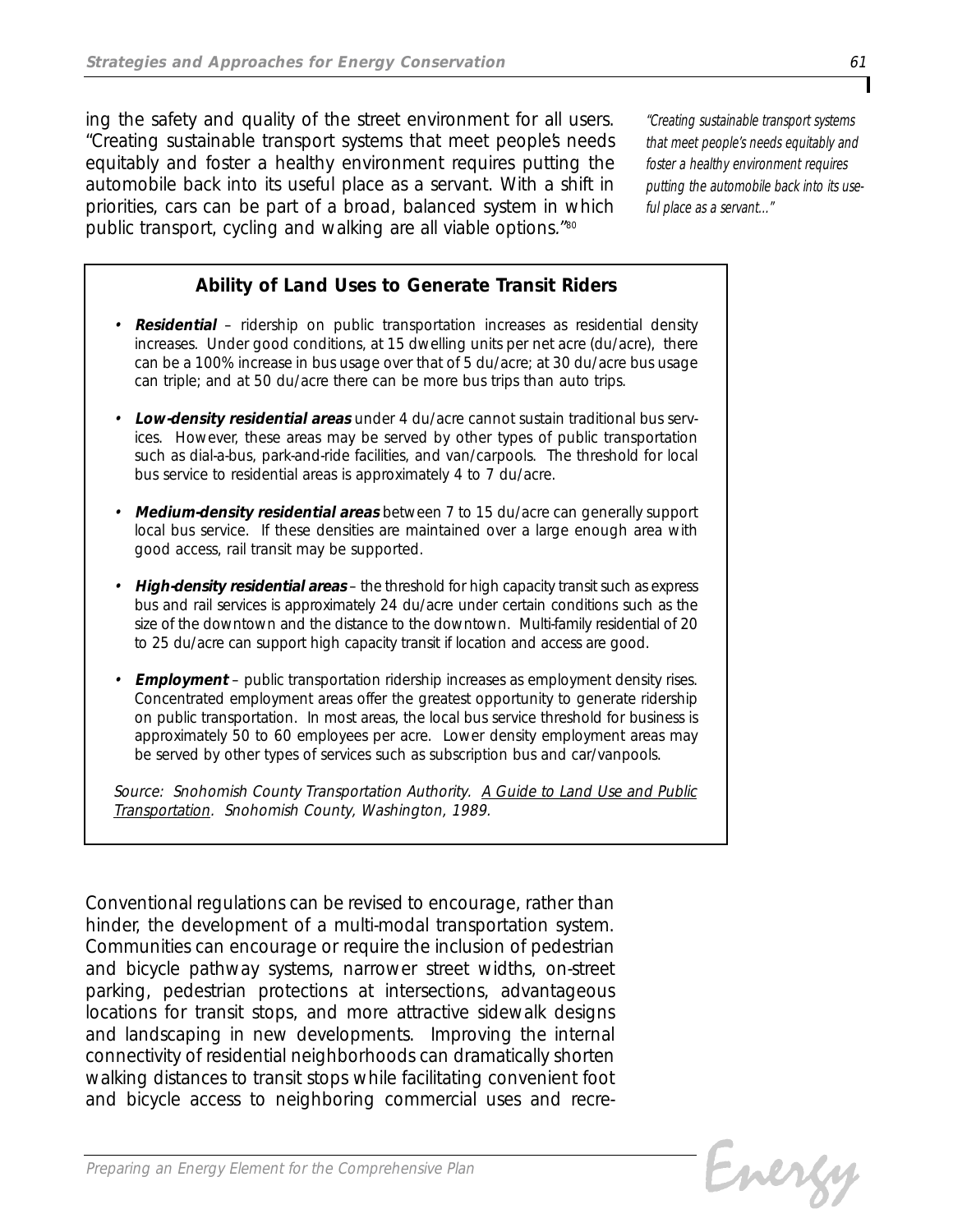ing the safety and quality of the street environment for all users. "Creating sustainable transport systems that meet people's needs equitably and foster a healthy environment requires putting the automobile back into its useful place as a servant. With a shift in priorities, cars can be part of a broad, balanced system in which public transport, cycling and walking are all viable options."[80]

*"Creating sustainable transport systems that meet people's needs equitably and foster a healthy environment requires putting the automobile back into its useful place as a servant..."*

**Ability of Land Uses to Generate Transit Riders**

- ***Residential*** – ridership on public transportation increases as residential density increases. Under good conditions, at 15 dwelling units per net acre (du/acre), there can be a 100% increase in bus usage over that of 5 du/acre; at 30 du/acre bus usage can triple; and at 50 du/acre there can be more bus trips than auto trips.
- ***Low-density residential areas*** under 4 du/acre cannot sustain traditional bus services. However, these areas may be served by other types of public transportation such as dial-a-bus, park-and-ride facilities, and van/carpools. The threshold for local bus service to residential areas is approximately 4 to 7 du/acre.
- ***Medium-density residential areas*** between 7 to 15 du/acre can generally support local bus service. If these densities are maintained over a large enough area with good access, rail transit may be supported.
- ***High-density residential areas*** – the threshold for high capacity transit such as express bus and rail services is approximately 24 du/acre under certain conditions such as the size of the downtown and the distance to the downtown. Multi-family residential of 20 to 25 du/acre can support high capacity transit if location and access are good.
- ***Employment*** – public transportation ridership increases as employment density rises. Concentrated employment areas offer the greatest opportunity to generate ridership on public transportation. In most areas, the local bus service threshold for business is approximately 50 to 60 employees per acre. Lower density employment areas may be served by other types of services such as subscription bus and car/vanpools.

*Source: Snohomish County Transportation Authority. A Guide to Land Use and Public Transportation. Snohomish County, Washington, 1989.*

Conventional regulations can be revised to encourage, rather than hinder, the development of a multi-modal transportation system. Communities can encourage or require the inclusion of pedestrian and bicycle pathway systems, narrower street widths, on-street parking, pedestrian protections at intersections, advantageous locations for transit stops, and more attractive sidewalk designs and landscaping in new developments. Improving the internal connectivity of residential neighborhoods can dramatically shorten walking distances to transit stops while facilitating convenient foot and bicycle access to neighboring commercial uses and recre-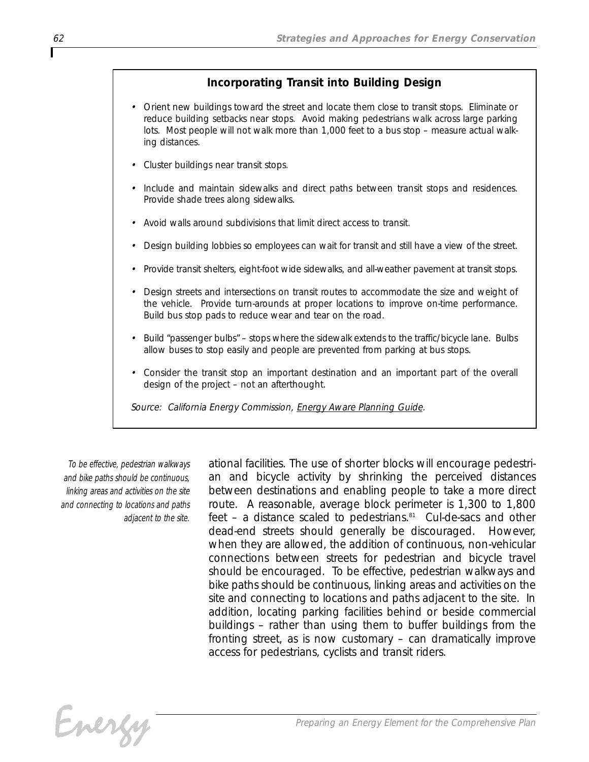## Incorporating Transit into Building Design

- Orient new buildings toward the street and locate them close to transit stops. Eliminate or reduce building setbacks near stops. Avoid making pedestrians walk across large parking lots. Most people will not walk more than 1,000 feet to a bus stop – measure actual walking distances.
- Cluster buildings near transit stops.
- Include and maintain sidewalks and direct paths between transit stops and residences. Provide shade trees along sidewalks.
- Avoid walls around subdivisions that limit direct access to transit.
- Design building lobbies so employees can wait for transit and still have a view of the street.
- Provide transit shelters, eight-foot wide sidewalks, and all-weather pavement at transit stops.
- Design streets and intersections on transit routes to accommodate the size and weight of the vehicle. Provide turn-arounds at proper locations to improve on-time performance. Build bus stop pads to reduce wear and tear on the road.
- Build "passenger bulbs" – stops where the sidewalk extends to the traffic/bicycle lane. Bulbs allow buses to stop easily and people are prevented from parking at bus stops.
- Consider the transit stop an important destination and an important part of the overall design of the project – not an afterthought.

*Source: California Energy Commission, Energy Aware Planning Guide.*

*To be effective, pedestrian walkways and bike paths should be continuous, linking areas and activities on the site and connecting to locations and paths adjacent to the site.*

ational facilities. The use of shorter blocks will encourage pedestrian and bicycle activity by shrinking the perceived distances between destinations and enabling people to take a more direct route. A reasonable, average block perimeter is 1,300 to 1,800 feet – a distance scaled to pedestrians.[81] Cul-de-sacs and other dead-end streets should generally be discouraged. However, when they are allowed, the addition of continuous, non-vehicular connections between streets for pedestrian and bicycle travel should be encouraged. To be effective, pedestrian walkways and bike paths should be continuous, linking areas and activities on the site and connecting to locations and paths adjacent to the site. In addition, locating parking facilities behind or beside commercial buildings – rather than using them to buffer buildings from the fronting street, as is now customary – can dramatically improve access for pedestrians, cyclists and transit riders.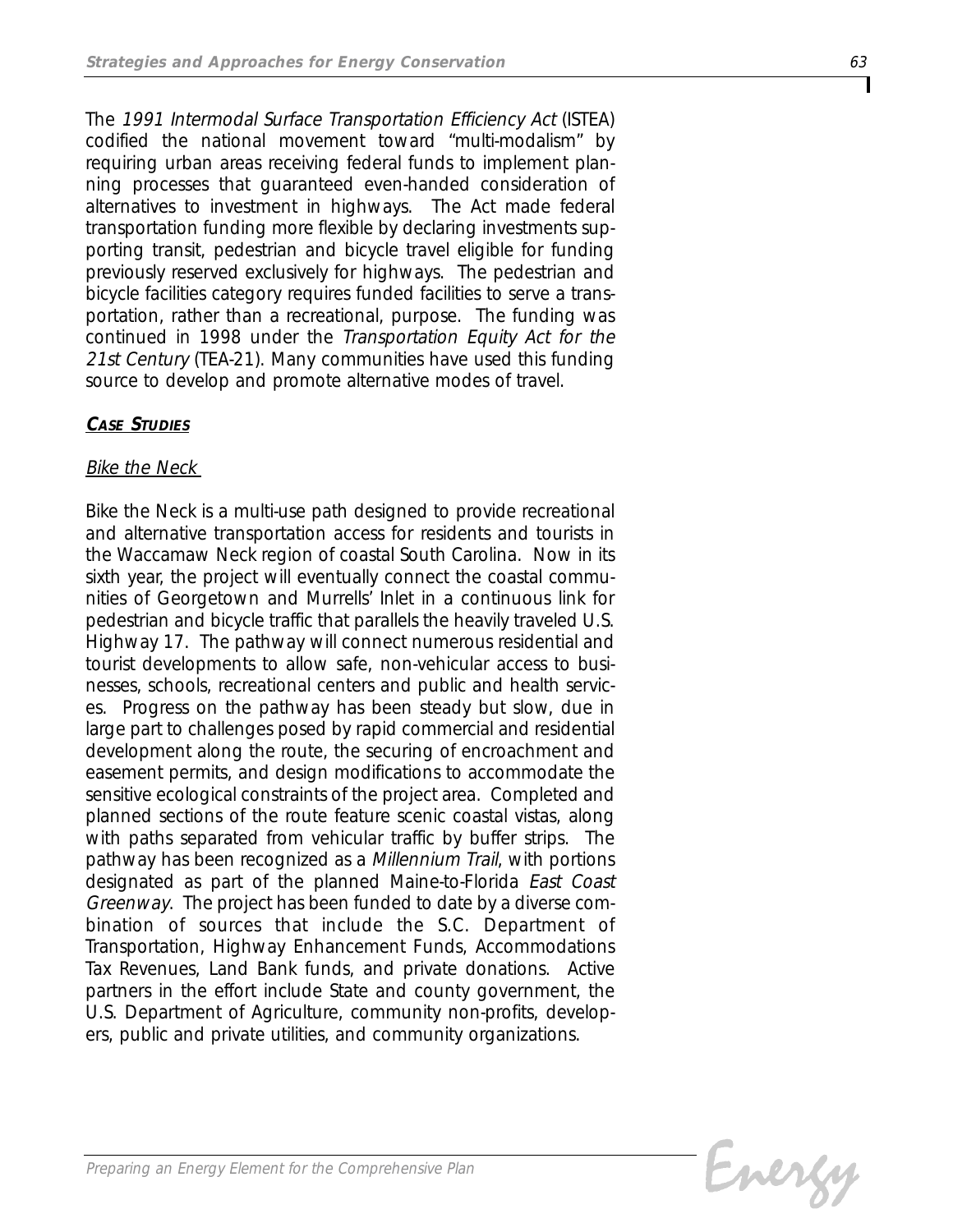The *1991 Intermodal Surface Transportation Efficiency Act* (ISTEA) codified the national movement toward "multi-modalism" by requiring urban areas receiving federal funds to implement planning processes that guaranteed even-handed consideration of alternatives to investment in highways. The Act made federal transportation funding more flexible by declaring investments supporting transit, pedestrian and bicycle travel eligible for funding previously reserved exclusively for highways. The pedestrian and bicycle facilities category requires funded facilities to serve a transportation, rather than a recreational, purpose. The funding was continued in 1998 under the *Transportation Equity Act for the 21st Century* (TEA-21). Many communities have used this funding source to develop and promote alternative modes of travel.

## CASE STUDIES

### Bike the Neck

Bike the Neck is a multi-use path designed to provide recreational and alternative transportation access for residents and tourists in the Waccamaw Neck region of coastal South Carolina. Now in its sixth year, the project will eventually connect the coastal communities of Georgetown and Murrells' Inlet in a continuous link for pedestrian and bicycle traffic that parallels the heavily traveled U.S. Highway 17. The pathway will connect numerous residential and tourist developments to allow safe, non-vehicular access to businesses, schools, recreational centers and public and health services. Progress on the pathway has been steady but slow, due in large part to challenges posed by rapid commercial and residential development along the route, the securing of encroachment and easement permits, and design modifications to accommodate the sensitive ecological constraints of the project area. Completed and planned sections of the route feature scenic coastal vistas, along with paths separated from vehicular traffic by buffer strips. The pathway has been recognized as a *Millennium Trail*, with portions designated as part of the planned Maine-to-Florida *East Coast Greenway*. The project has been funded to date by a diverse combination of sources that include the S.C. Department of Transportation, Highway Enhancement Funds, Accommodations Tax Revenues, Land Bank funds, and private donations. Active partners in the effort include State and county government, the U.S. Department of Agriculture, community non-profits, developers, public and private utilities, and community organizations.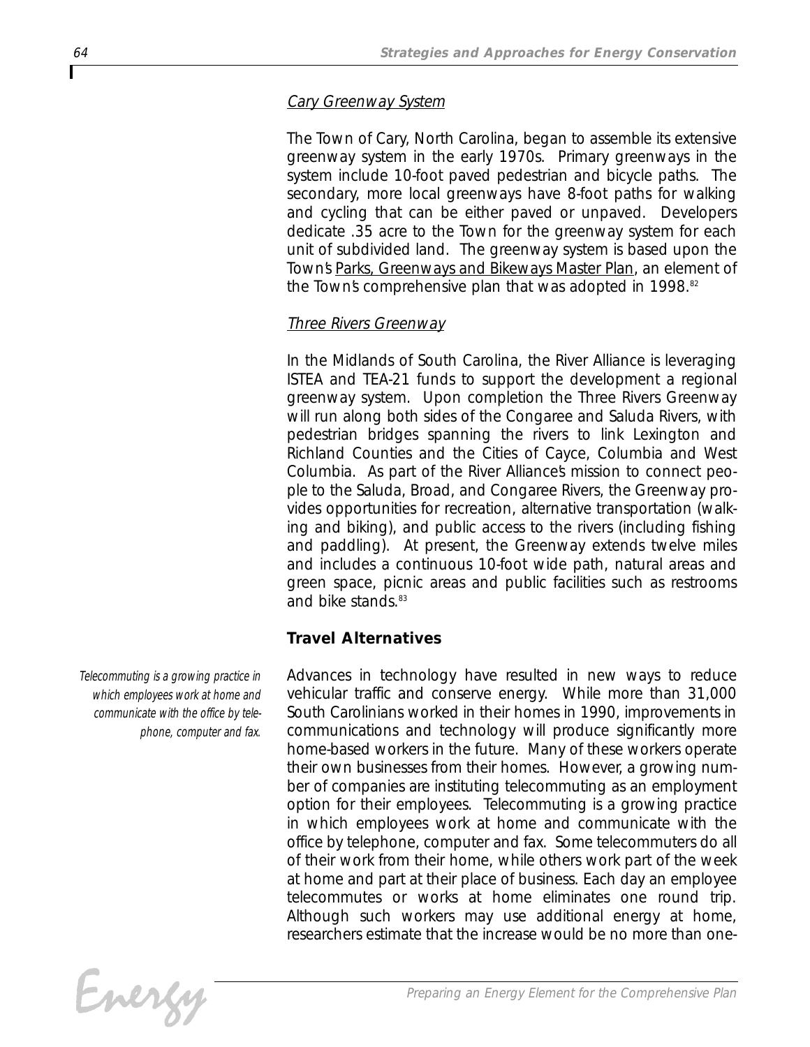*Cary Greenway System*

The Town of Cary, North Carolina, began to assemble its extensive greenway system in the early 1970s. Primary greenways in the system include 10-foot paved pedestrian and bicycle paths. The secondary, more local greenways have 8-foot paths for walking and cycling that can be either paved or unpaved. Developers dedicate .35 acre to the Town for the greenway system for each unit of subdivided land. The greenway system is based upon the Town's Parks, Greenways and Bikeways Master Plan, an element of the Town's comprehensive plan that was adopted in 1998.[82]

*Three Rivers Greenway*

In the Midlands of South Carolina, the River Alliance is leveraging ISTEA and TEA-21 funds to support the development a regional greenway system. Upon completion the Three Rivers Greenway will run along both sides of the Congaree and Saluda Rivers, with pedestrian bridges spanning the rivers to link Lexington and Richland Counties and the Cities of Cayce, Columbia and West Columbia. As part of the River Alliance's mission to connect people to the Saluda, Broad, and Congaree Rivers, the Greenway provides opportunities for recreation, alternative transportation (walking and biking), and public access to the rivers (including fishing and paddling). At present, the Greenway extends twelve miles and includes a continuous 10-foot wide path, natural areas and green space, picnic areas and public facilities such as restrooms and bike stands.[83]

## Travel Alternatives

*Telecommuting is a growing practice in which employees work at home and communicate with the office by telephone, computer and fax.*

Advances in technology have resulted in new ways to reduce vehicular traffic and conserve energy. While more than 31,000 South Carolinians worked in their homes in 1990, improvements in communications and technology will produce significantly more home-based workers in the future. Many of these workers operate their own businesses from their homes. However, a growing number of companies are instituting telecommuting as an employment option for their employees. Telecommuting is a growing practice in which employees work at home and communicate with the office by telephone, computer and fax. Some telecommuters do all of their work from their home, while others work part of the week at home and part at their place of business. Each day an employee telecommutes or works at home eliminates one round trip. Although such workers may use additional energy at home, researchers estimate that the increase would be no more than one-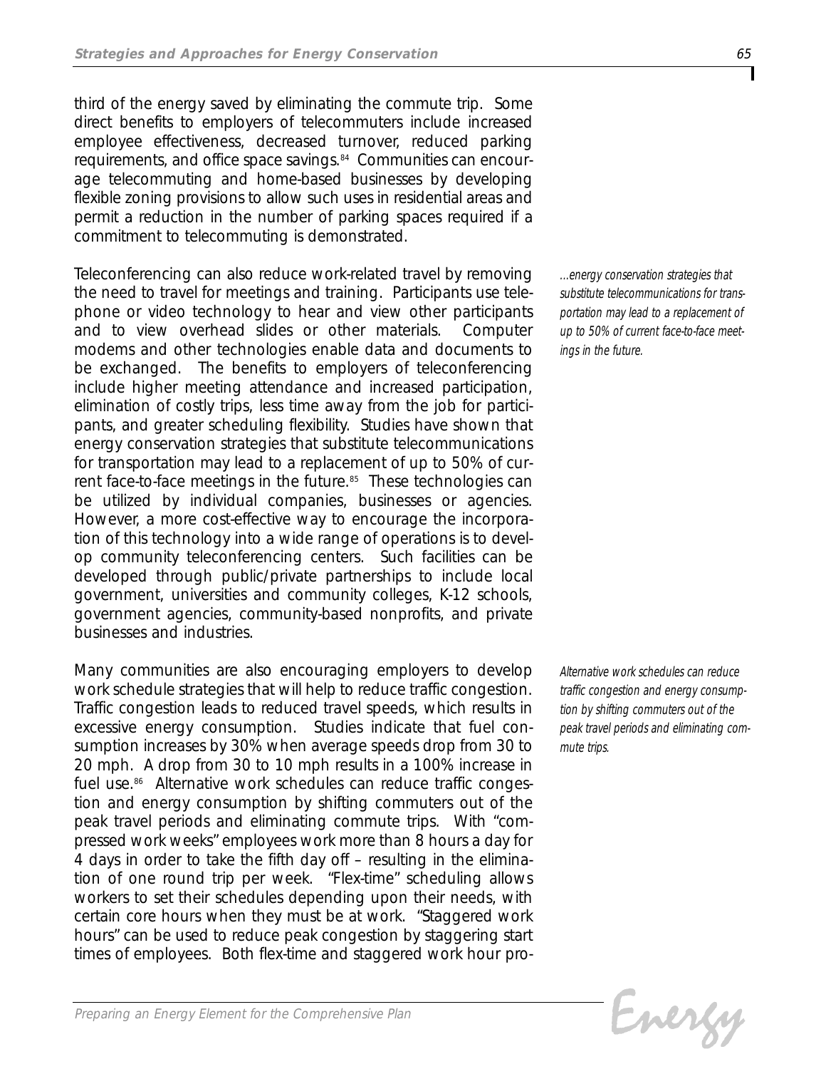third of the energy saved by eliminating the commute trip. Some direct benefits to employers of telecommuters include increased employee effectiveness, decreased turnover, reduced parking requirements, and office space savings.[84] Communities can encourage telecommuting and home-based businesses by developing flexible zoning provisions to allow such uses in residential areas and permit a reduction in the number of parking spaces required if a commitment to telecommuting is demonstrated.

Teleconferencing can also reduce work-related travel by removing the need to travel for meetings and training. Participants use telephone or video technology to hear and view other participants and to view overhead slides or other materials. Computer modems and other technologies enable data and documents to be exchanged. The benefits to employers of teleconferencing include higher meeting attendance and increased participation, elimination of costly trips, less time away from the job for participants, and greater scheduling flexibility. Studies have shown that energy conservation strategies that substitute telecommunications for transportation may lead to a replacement of up to 50% of current face-to-face meetings in the future.[85] These technologies can be utilized by individual companies, businesses or agencies. However, a more cost-effective way to encourage the incorporation of this technology into a wide range of operations is to develop community teleconferencing centers. Such facilities can be developed through public/private partnerships to include local government, universities and community colleges, K-12 schools, government agencies, community-based nonprofits, and private businesses and industries.

*...energy conservation strategies that substitute telecommunications for transportation may lead to a replacement of up to 50% of current face-to-face meetings in the future.*

Many communities are also encouraging employers to develop work schedule strategies that will help to reduce traffic congestion. Traffic congestion leads to reduced travel speeds, which results in excessive energy consumption. Studies indicate that fuel consumption increases by 30% when average speeds drop from 30 to 20 mph. A drop from 30 to 10 mph results in a 100% increase in fuel use.[86] Alternative work schedules can reduce traffic congestion and energy consumption by shifting commuters out of the peak travel periods and eliminating commute trips. With "compressed work weeks" employees work more than 8 hours a day for 4 days in order to take the fifth day off – resulting in the elimination of one round trip per week. "Flex-time" scheduling allows workers to set their schedules depending upon their needs, with certain core hours when they must be at work. "Staggered work hours" can be used to reduce peak congestion by staggering start times of employees. Both flex-time and staggered work hour pro-

*Alternative work schedules can reduce traffic congestion and energy consumption by shifting commuters out of the peak travel periods and eliminating commute trips.*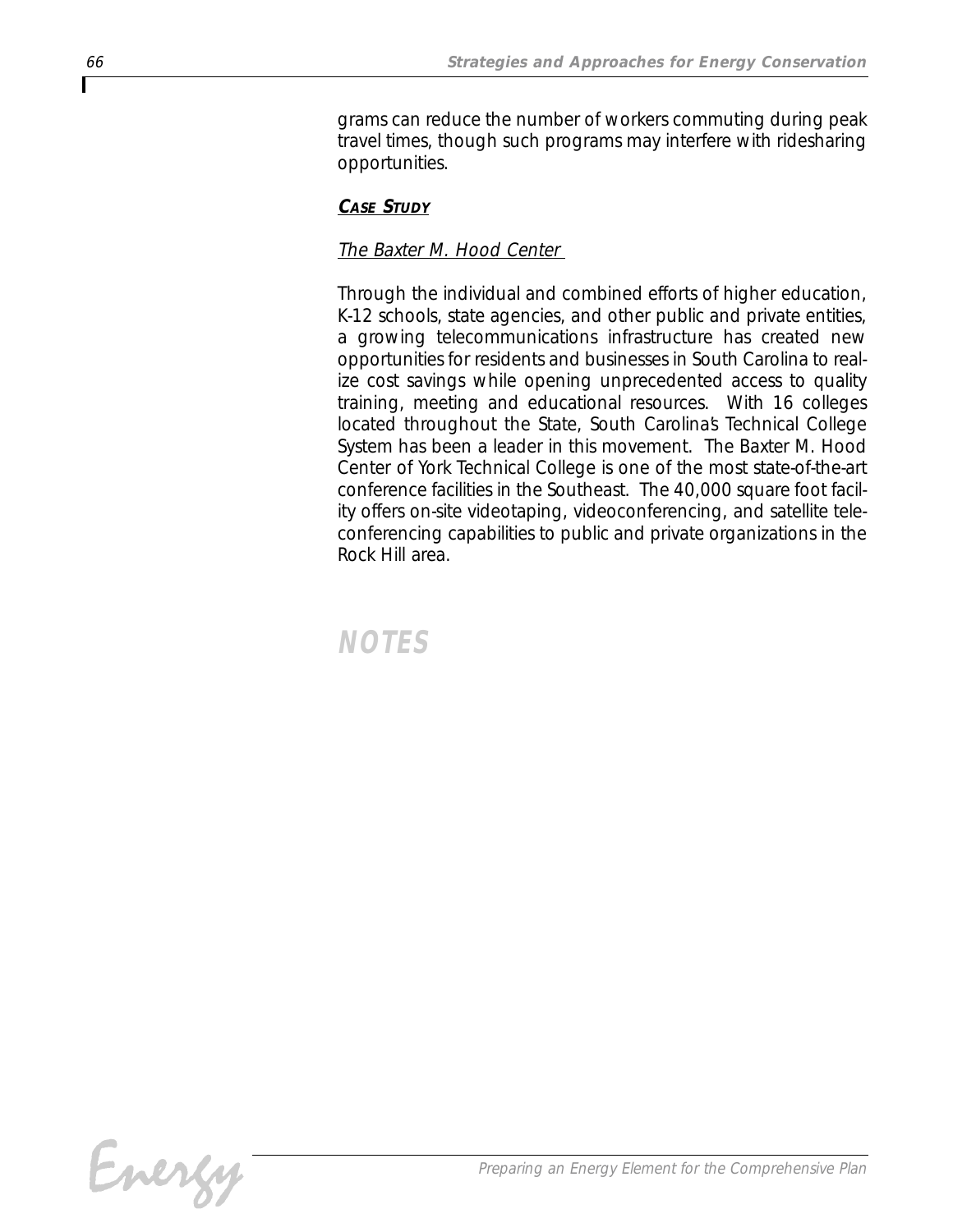grams can reduce the number of workers commuting during peak travel times, though such programs may interfere with ridesharing opportunities.

#### ***Case Study***

*The Baxter M. Hood Center*

Through the individual and combined efforts of higher education, K-12 schools, state agencies, and other public and private entities, a growing telecommunications infrastructure has created new opportunities for residents and businesses in South Carolina to realize cost savings while opening unprecedented access to quality training, meeting and educational resources. With 16 colleges located throughout the State, South Carolina's Technical College System has been a leader in this movement. The Baxter M. Hood Center of York Technical College is one of the most state-of-the-art conference facilities in the Southeast. The 40,000 square foot facility offers on-site videotaping, videoconferencing, and satellite teleconferencing capabilities to public and private organizations in the Rock Hill area.

## NOTES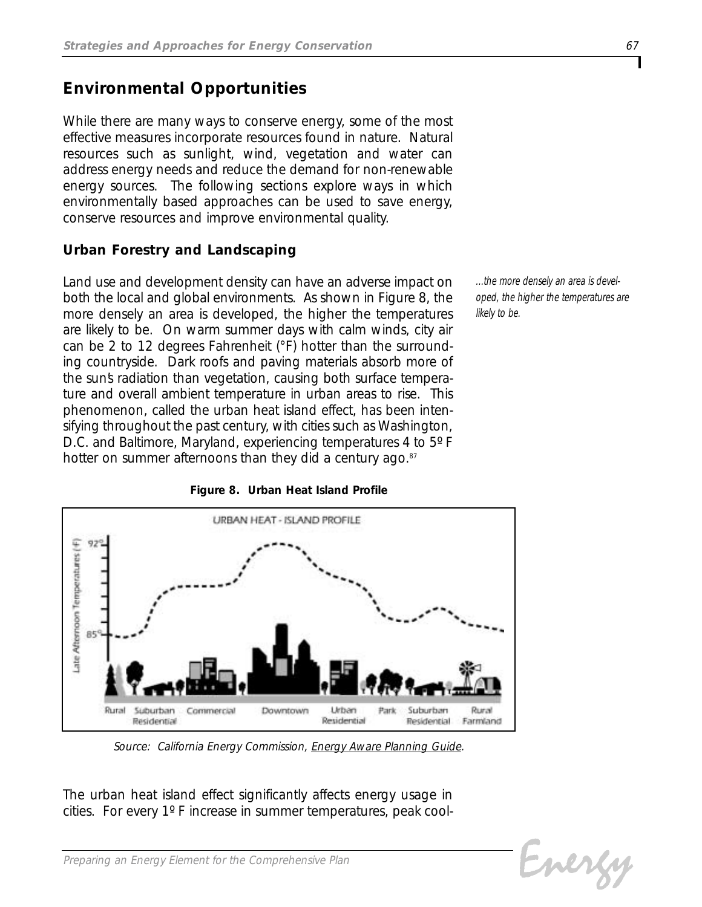## Environmental Opportunities

While there are many ways to conserve energy, some of the most effective measures incorporate resources found in nature. Natural resources such as sunlight, wind, vegetation and water can address energy needs and reduce the demand for non-renewable energy sources. The following sections explore ways in which environmentally based approaches can be used to save energy, conserve resources and improve environmental quality.

### Urban Forestry and Landscaping

Land use and development density can have an adverse impact on both the local and global environments. As shown in Figure 8, the more densely an area is developed, the higher the temperatures are likely to be. On warm summer days with calm winds, city air can be 2 to 12 degrees Fahrenheit (°F) hotter than the surrounding countryside. Dark roofs and paving materials absorb more of the sun's radiation than vegetation, causing both surface temperature and overall ambient temperature in urban areas to rise. This phenomenon, called the urban heat island effect, has been intensifying throughout the past century, with cities such as Washington, D.C. and Baltimore, Maryland, experiencing temperatures 4 to 5º F hotter on summer afternoons than they did a century ago.[87]

*...the more densely an area is developed, the higher the temperatures are likely to be.*

**Figure 8. Urban Heat Island Profile**

*Source: California Energy Commission, Energy Aware Planning Guide.*

The urban heat island effect significantly affects energy usage in cities. For every 1º F increase in summer temperatures, peak cool-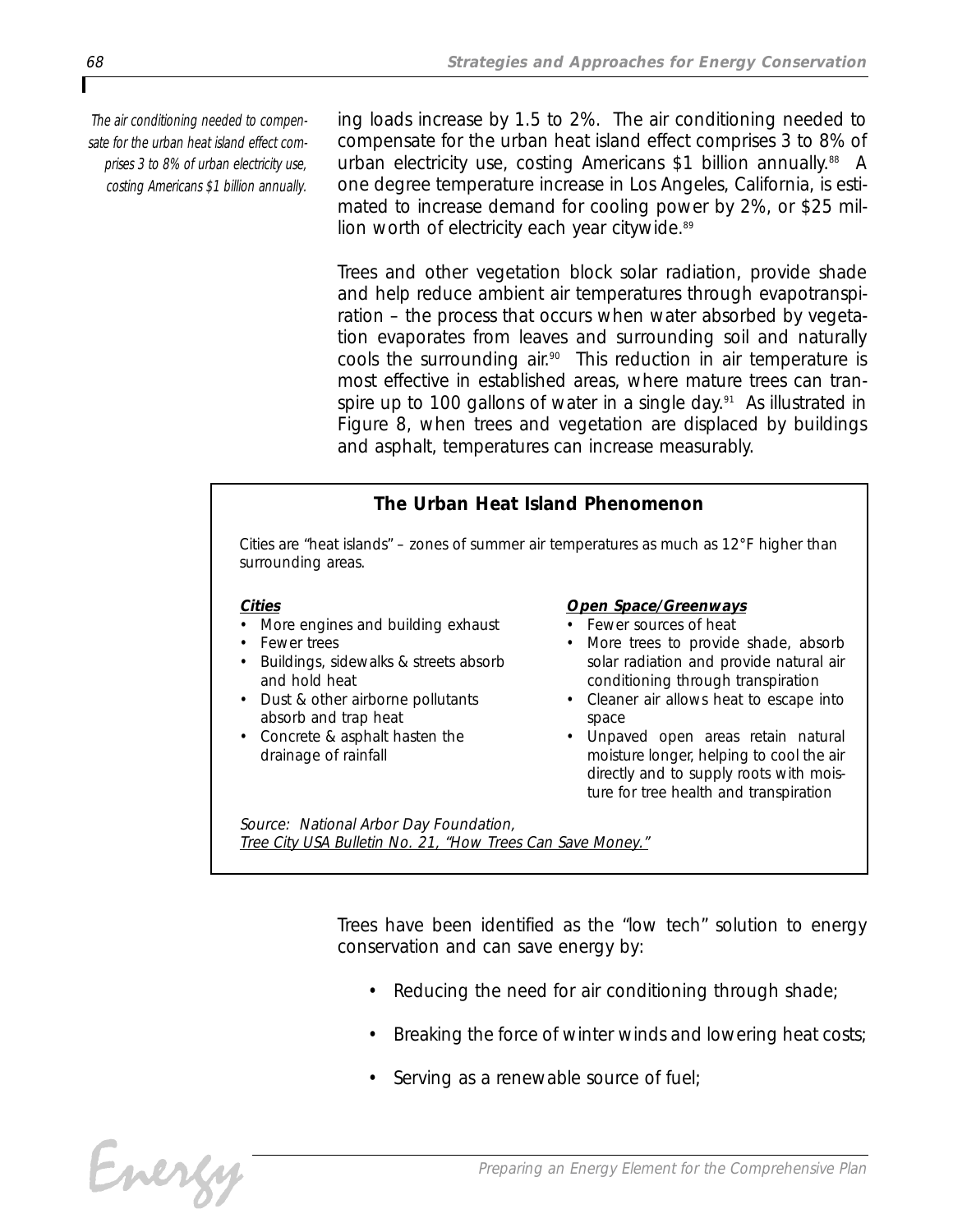*The air conditioning needed to compensate for the urban heat island effect comprises 3 to 8% of urban electricity use, costing Americans $1 billion annually.*

ing loads increase by 1.5 to 2%. The air conditioning needed to compensate for the urban heat island effect comprises 3 to 8% of urban electricity use, costing Americans $1 billion annually.[88] A one degree temperature increase in Los Angeles, California, is estimated to increase demand for cooling power by 2%, or $25 million worth of electricity each year citywide.[89]

Trees and other vegetation block solar radiation, provide shade and help reduce ambient air temperatures through evapotranspiration – the process that occurs when water absorbed by vegetation evaporates from leaves and surrounding soil and naturally cools the surrounding air.[90] This reduction in air temperature is most effective in established areas, where mature trees can transpire up to 100 gallons of water in a single day.[91] As illustrated in Figure 8, when trees and vegetation are displaced by buildings and asphalt, temperatures can increase measurably.

### The Urban Heat Island Phenomenon

Cities are "heat islands" – zones of summer air temperatures as much as 12°F higher than surrounding areas.

***Cities***

- More engines and building exhaust
- Fewer trees
- Buildings, sidewalks & streets absorb and hold heat
- Dust & other airborne pollutants absorb and trap heat
- Concrete & asphalt hasten the drainage of rainfall

***Open Space/Greenways***

- Fewer sources of heat
- More trees to provide shade, absorb solar radiation and provide natural air conditioning through transpiration
- Cleaner air allows heat to escape into space
- Unpaved open areas retain natural moisture longer, helping to cool the air directly and to supply roots with moisture for tree health and transpiration

*Source: National Arbor Day Foundation,*
*Tree City USA Bulletin No. 21, "How Trees Can Save Money."*

Trees have been identified as the "low tech" solution to energy conservation and can save energy by:

- Reducing the need for air conditioning through shade;
- Breaking the force of winter winds and lowering heat costs;
- Serving as a renewable source of fuel;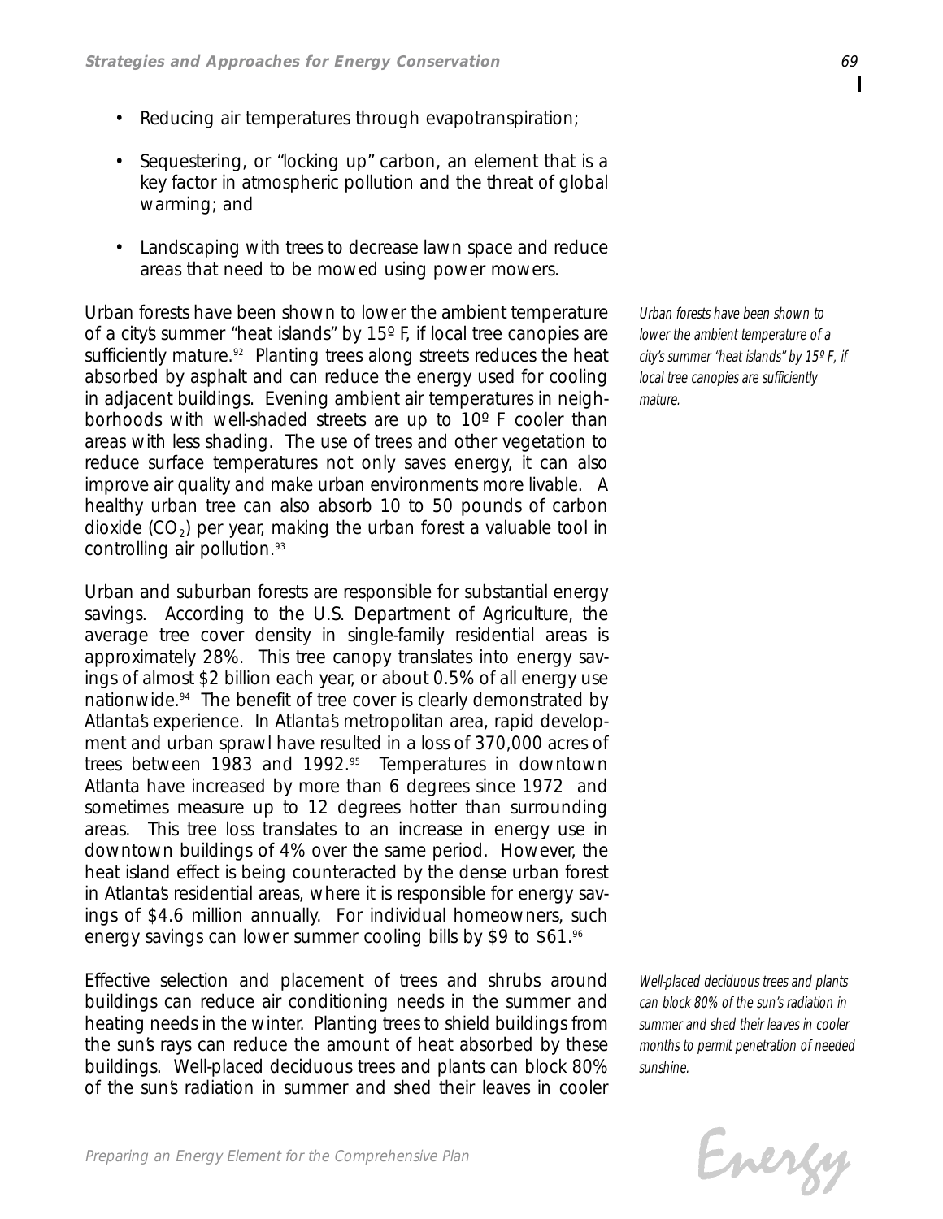- Reducing air temperatures through evapotranspiration;
- Sequestering, or "locking up" carbon, an element that is a key factor in atmospheric pollution and the threat of global warming; and
- Landscaping with trees to decrease lawn space and reduce areas that need to be mowed using power mowers.

Urban forests have been shown to lower the ambient temperature of a city's summer "heat islands" by 15º F, if local tree canopies are sufficiently mature.[92] Planting trees along streets reduces the heat absorbed by asphalt and can reduce the energy used for cooling in adjacent buildings. Evening ambient air temperatures in neighborhoods with well-shaded streets are up to 10º F cooler than areas with less shading. The use of trees and other vegetation to reduce surface temperatures not only saves energy, it can also improve air quality and make urban environments more livable. A healthy urban tree can also absorb 10 to 50 pounds of carbon dioxide ($CO_2$) per year, making the urban forest a valuable tool in controlling air pollution.[93]

*Urban forests have been shown to lower the ambient temperature of a city's summer "heat islands" by 15º F, if local tree canopies are sufficiently mature.*

Urban and suburban forests are responsible for substantial energy savings. According to the U.S. Department of Agriculture, the average tree cover density in single-family residential areas is approximately 28%. This tree canopy translates into energy savings of almost $2 billion each year, or about 0.5% of all energy use nationwide.[94] The benefit of tree cover is clearly demonstrated by Atlanta's experience. In Atlanta's metropolitan area, rapid development and urban sprawl have resulted in a loss of 370,000 acres of trees between 1983 and 1992.[95] Temperatures in downtown Atlanta have increased by more than 6 degrees since 1972 and sometimes measure up to 12 degrees hotter than surrounding areas. This tree loss translates to an increase in energy use in downtown buildings of 4% over the same period. However, the heat island effect is being counteracted by the dense urban forest in Atlanta's residential areas, where it is responsible for energy savings of $4.6 million annually. For individual homeowners, such energy savings can lower summer cooling bills by $9 to $61.[96]

Effective selection and placement of trees and shrubs around buildings can reduce air conditioning needs in the summer and heating needs in the winter. Planting trees to shield buildings from the sun's rays can reduce the amount of heat absorbed by these buildings. Well-placed deciduous trees and plants can block 80% of the sun's radiation in summer and shed their leaves in cooler

*Well-placed deciduous trees and plants can block 80% of the sun's radiation in summer and shed their leaves in cooler months to permit penetration of needed sunshine.*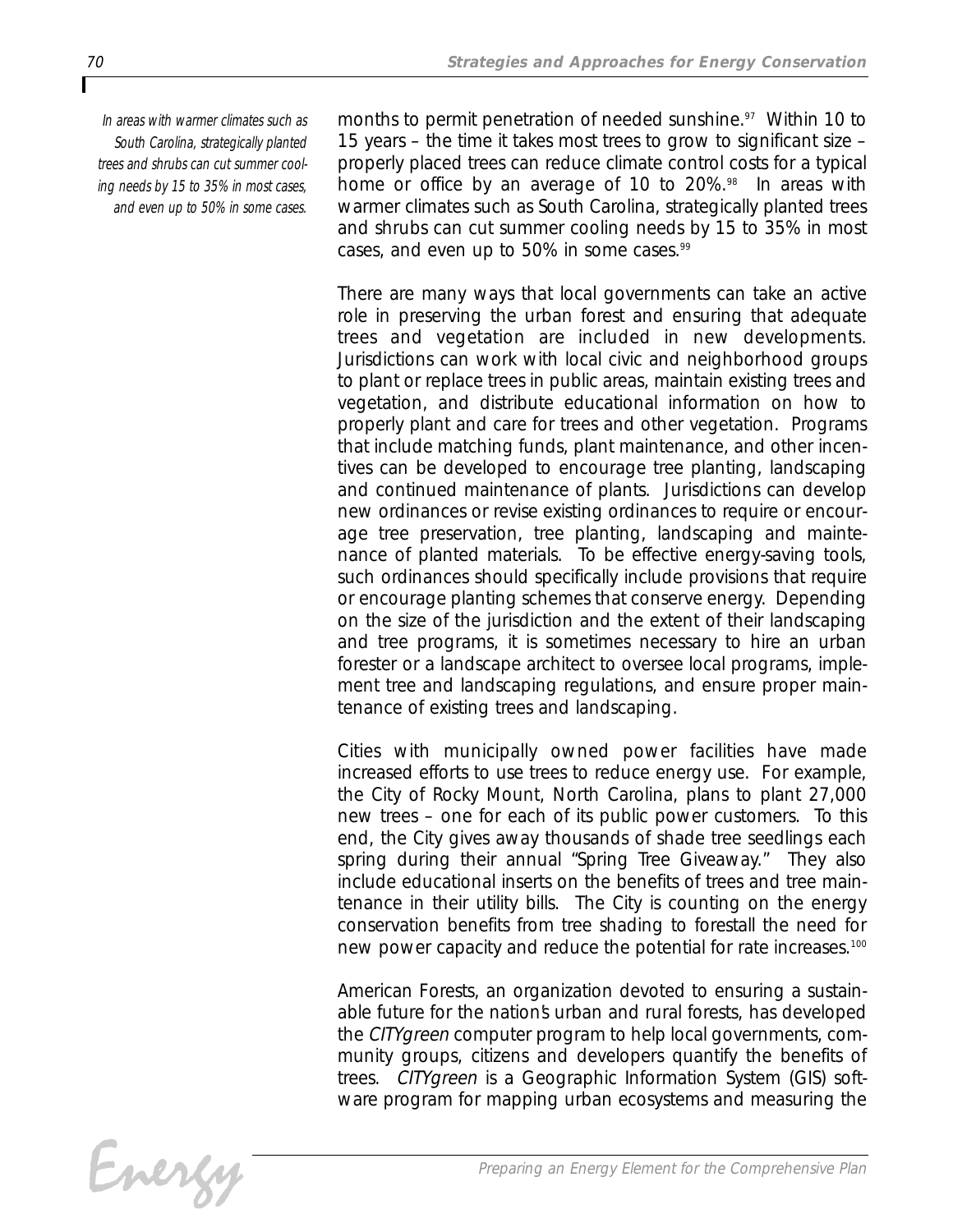*In areas with warmer climates such as South Carolina, strategically planted trees and shrubs can cut summer cooling needs by 15 to 35% in most cases, and even up to 50% in some cases.*

months to permit penetration of needed sunshine.[97] Within 10 to 15 years – the time it takes most trees to grow to significant size – properly placed trees can reduce climate control costs for a typical home or office by an average of 10 to 20%.[98] In areas with warmer climates such as South Carolina, strategically planted trees and shrubs can cut summer cooling needs by 15 to 35% in most cases, and even up to 50% in some cases.[99]

There are many ways that local governments can take an active role in preserving the urban forest and ensuring that adequate trees and vegetation are included in new developments. Jurisdictions can work with local civic and neighborhood groups to plant or replace trees in public areas, maintain existing trees and vegetation, and distribute educational information on how to properly plant and care for trees and other vegetation. Programs that include matching funds, plant maintenance, and other incentives can be developed to encourage tree planting, landscaping and continued maintenance of plants. Jurisdictions can develop new ordinances or revise existing ordinances to require or encourage tree preservation, tree planting, landscaping and maintenance of planted materials. To be effective energy-saving tools, such ordinances should specifically include provisions that require or encourage planting schemes that conserve energy. Depending on the size of the jurisdiction and the extent of their landscaping and tree programs, it is sometimes necessary to hire an urban forester or a landscape architect to oversee local programs, implement tree and landscaping regulations, and ensure proper maintenance of existing trees and landscaping.

Cities with municipally owned power facilities have made increased efforts to use trees to reduce energy use. For example, the City of Rocky Mount, North Carolina, plans to plant 27,000 new trees – one for each of its public power customers. To this end, the City gives away thousands of shade tree seedlings each spring during their annual "Spring Tree Giveaway." They also include educational inserts on the benefits of trees and tree maintenance in their utility bills. The City is counting on the energy conservation benefits from tree shading to forestall the need for new power capacity and reduce the potential for rate increases.[100]

American Forests, an organization devoted to ensuring a sustainable future for the nation's urban and rural forests, has developed the *CITYgreen* computer program to help local governments, community groups, citizens and developers quantify the benefits of trees. *CITYgreen* is a Geographic Information System (GIS) software program for mapping urban ecosystems and measuring the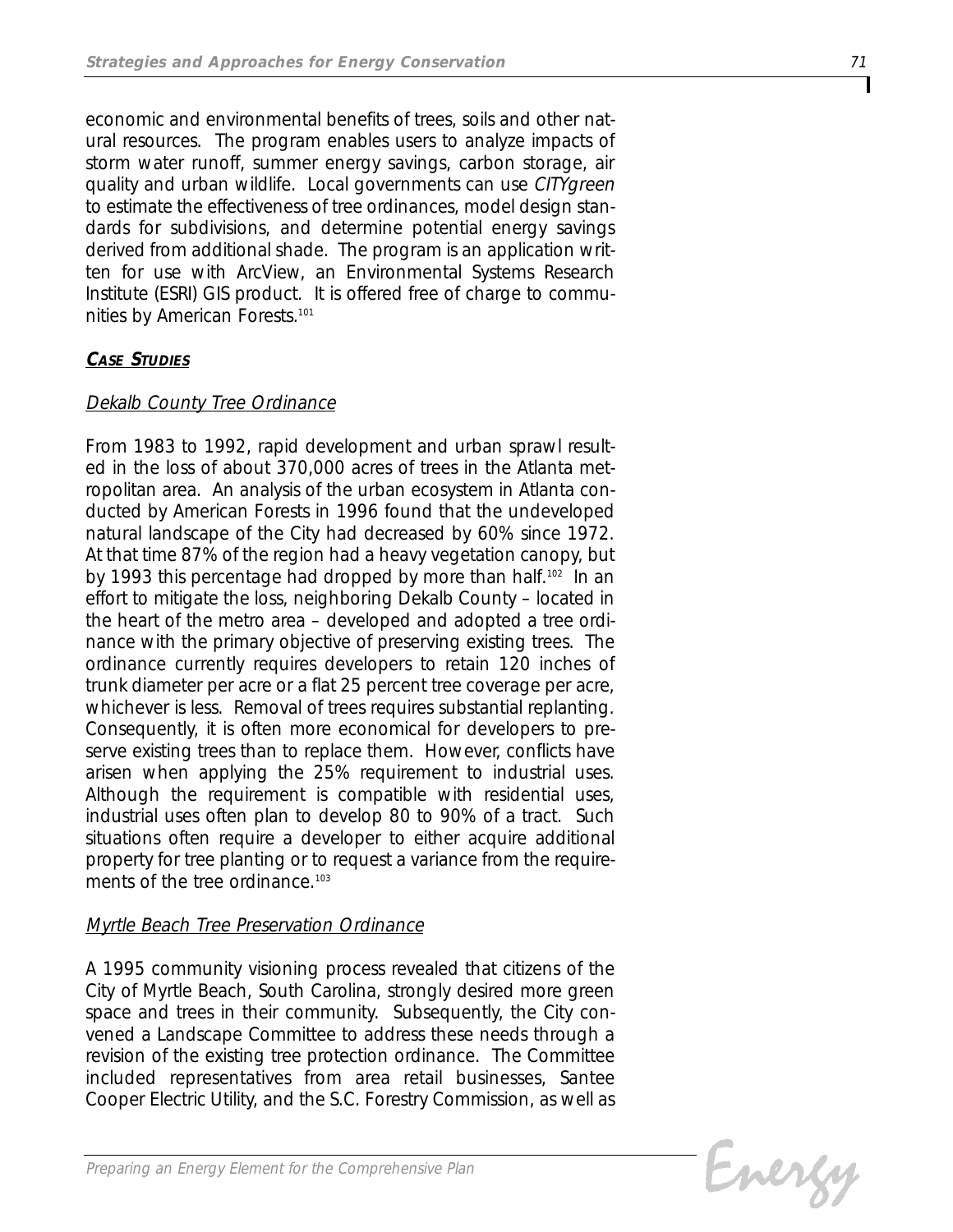economic and environmental benefits of trees, soils and other natural resources. The program enables users to analyze impacts of storm water runoff, summer energy savings, carbon storage, air quality and urban wildlife. Local governments can use *CITYgreen* to estimate the effectiveness of tree ordinances, model design standards for subdivisions, and determine potential energy savings derived from additional shade. The program is an application written for use with ArcView, an Environmental Systems Research Institute (ESRI) GIS product. It is offered free of charge to communities by American Forests.[101]

### CASE STUDIES

#### Dekalb County Tree Ordinance

From 1983 to 1992, rapid development and urban sprawl resulted in the loss of about 370,000 acres of trees in the Atlanta metropolitan area. An analysis of the urban ecosystem in Atlanta conducted by American Forests in 1996 found that the undeveloped natural landscape of the City had decreased by 60% since 1972. At that time 87% of the region had a heavy vegetation canopy, but by 1993 this percentage had dropped by more than half.[102] In an effort to mitigate the loss, neighboring Dekalb County – located in the heart of the metro area – developed and adopted a tree ordinance with the primary objective of preserving existing trees. The ordinance currently requires developers to retain 120 inches of trunk diameter per acre or a flat 25 percent tree coverage per acre, whichever is less. Removal of trees requires substantial replanting. Consequently, it is often more economical for developers to preserve existing trees than to replace them. However, conflicts have arisen when applying the 25% requirement to industrial uses. Although the requirement is compatible with residential uses, industrial uses often plan to develop 80 to 90% of a tract. Such situations often require a developer to either acquire additional property for tree planting or to request a variance from the requirements of the tree ordinance.[103]

#### Myrtle Beach Tree Preservation Ordinance

A 1995 community visioning process revealed that citizens of the City of Myrtle Beach, South Carolina, strongly desired more green space and trees in their community. Subsequently, the City convened a Landscape Committee to address these needs through a revision of the existing tree protection ordinance. The Committee included representatives from area retail businesses, Santee Cooper Electric Utility, and the S.C. Forestry Commission, as well as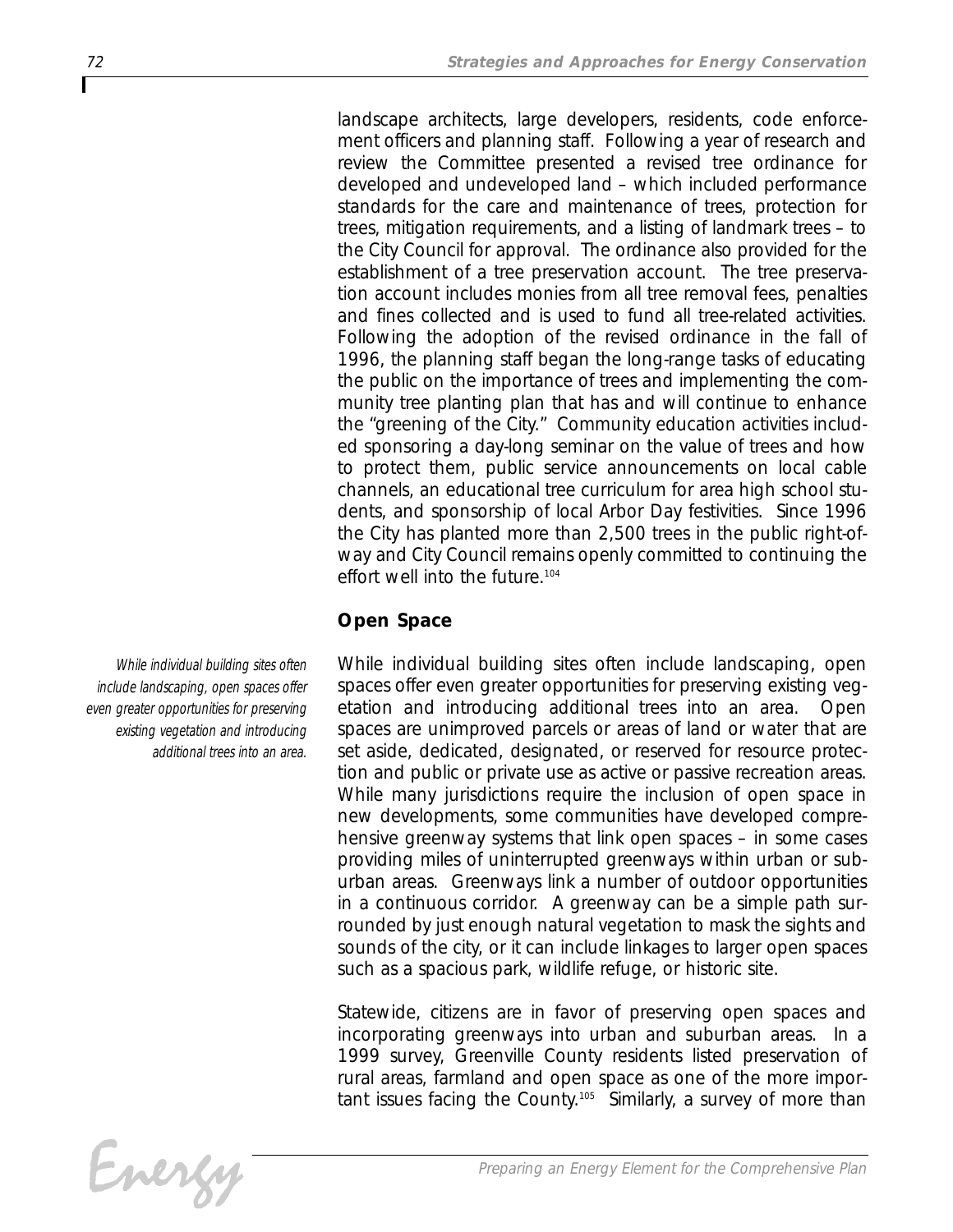landscape architects, large developers, residents, code enforcement officers and planning staff. Following a year of research and review the Committee presented a revised tree ordinance for developed and undeveloped land – which included performance standards for the care and maintenance of trees, protection for trees, mitigation requirements, and a listing of landmark trees – to the City Council for approval. The ordinance also provided for the establishment of a tree preservation account. The tree preservation account includes monies from all tree removal fees, penalties and fines collected and is used to fund all tree-related activities. Following the adoption of the revised ordinance in the fall of 1996, the planning staff began the long-range tasks of educating the public on the importance of trees and implementing the community tree planting plan that has and will continue to enhance the "greening of the City." Community education activities included sponsoring a day-long seminar on the value of trees and how to protect them, public service announcements on local cable channels, an educational tree curriculum for area high school students, and sponsorship of local Arbor Day festivities. Since 1996 the City has planted more than 2,500 trees in the public right-of-way and City Council remains openly committed to continuing the effort well into the future.[104]

### Open Space

*While individual building sites often include landscaping, open spaces offer even greater opportunities for preserving existing vegetation and introducing additional trees into an area.*

While individual building sites often include landscaping, open spaces offer even greater opportunities for preserving existing vegetation and introducing additional trees into an area. Open spaces are unimproved parcels or areas of land or water that are set aside, dedicated, designated, or reserved for resource protection and public or private use as active or passive recreation areas. While many jurisdictions require the inclusion of open space in new developments, some communities have developed comprehensive greenway systems that link open spaces – in some cases providing miles of uninterrupted greenways within urban or suburban areas. Greenways link a number of outdoor opportunities in a continuous corridor. A greenway can be a simple path surrounded by just enough natural vegetation to mask the sights and sounds of the city, or it can include linkages to larger open spaces such as a spacious park, wildlife refuge, or historic site.

Statewide, citizens are in favor of preserving open spaces and incorporating greenways into urban and suburban areas. In a 1999 survey, Greenville County residents listed preservation of rural areas, farmland and open space as one of the more important issues facing the County.[105] Similarly, a survey of more than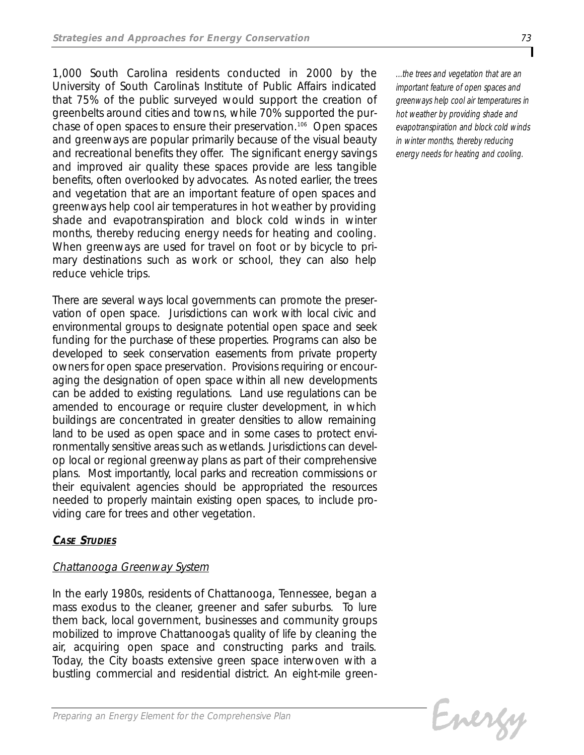1,000 South Carolina residents conducted in 2000 by the University of South Carolina's Institute of Public Affairs indicated that 75% of the public surveyed would support the creation of greenbelts around cities and towns, while 70% supported the purchase of open spaces to ensure their preservation.[106] Open spaces and greenways are popular primarily because of the visual beauty and recreational benefits they offer. The significant energy savings and improved air quality these spaces provide are less tangible benefits, often overlooked by advocates. As noted earlier, the trees and vegetation that are an important feature of open spaces and greenways help cool air temperatures in hot weather by providing shade and evapotranspiration and block cold winds in winter months, thereby reducing energy needs for heating and cooling. When greenways are used for travel on foot or by bicycle to primary destinations such as work or school, they can also help reduce vehicle trips.

*...the trees and vegetation that are an important feature of open spaces and greenways help cool air temperatures in hot weather by providing shade and evapotranspiration and block cold winds in winter months, thereby reducing energy needs for heating and cooling.*

There are several ways local governments can promote the preservation of open space. Jurisdictions can work with local civic and environmental groups to designate potential open space and seek funding for the purchase of these properties. Programs can also be developed to seek conservation easements from private property owners for open space preservation. Provisions requiring or encouraging the designation of open space within all new developments can be added to existing regulations. Land use regulations can be amended to encourage or require cluster development, in which buildings are concentrated in greater densities to allow remaining land to be used as open space and in some cases to protect environmentally sensitive areas such as wetlands. Jurisdictions can develop local or regional greenway plans as part of their comprehensive plans. Most importantly, local parks and recreation commissions or their equivalent agencies should be appropriated the resources needed to properly maintain existing open spaces, to include providing care for trees and other vegetation.

## CASE STUDIES

### Chattanooga Greenway System

In the early 1980s, residents of Chattanooga, Tennessee, began a mass exodus to the cleaner, greener and safer suburbs. To lure them back, local government, businesses and community groups mobilized to improve Chattanooga's quality of life by cleaning the air, acquiring open space and constructing parks and trails. Today, the City boasts extensive green space interwoven with a bustling commercial and residential district. An eight-mile green-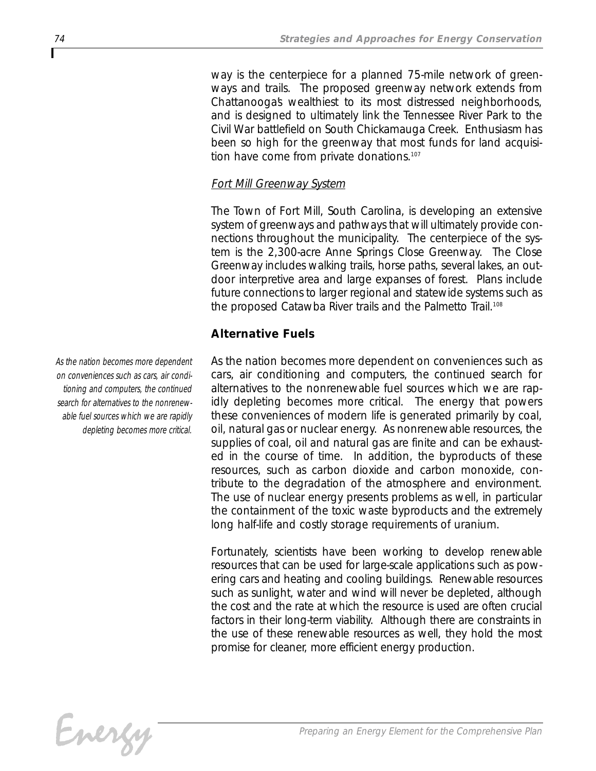way is the centerpiece for a planned 75-mile network of greenways and trails. The proposed greenway network extends from Chattanooga's wealthiest to its most distressed neighborhoods, and is designed to ultimately link the Tennessee River Park to the Civil War battlefield on South Chickamauga Creek. Enthusiasm has been so high for the greenway that most funds for land acquisition have come from private donations.[107]

*Fort Mill Greenway System*

The Town of Fort Mill, South Carolina, is developing an extensive system of greenways and pathways that will ultimately provide connections throughout the municipality. The centerpiece of the system is the 2,300-acre Anne Springs Close Greenway. The Close Greenway includes walking trails, horse paths, several lakes, an outdoor interpretive area and large expanses of forest. Plans include future connections to larger regional and statewide systems such as the proposed Catawba River trails and the Palmetto Trail.[108]

### Alternative Fuels

*As the nation becomes more dependent on conveniences such as cars, air conditioning and computers, the continued search for alternatives to the nonrenewable fuel sources which we are rapidly depleting becomes more critical.*

As the nation becomes more dependent on conveniences such as cars, air conditioning and computers, the continued search for alternatives to the nonrenewable fuel sources which we are rapidly depleting becomes more critical. The energy that powers these conveniences of modern life is generated primarily by coal, oil, natural gas or nuclear energy. As nonrenewable resources, the supplies of coal, oil and natural gas are finite and can be exhausted in the course of time. In addition, the byproducts of these resources, such as carbon dioxide and carbon monoxide, contribute to the degradation of the atmosphere and environment. The use of nuclear energy presents problems as well, in particular the containment of the toxic waste byproducts and the extremely long half-life and costly storage requirements of uranium.

Fortunately, scientists have been working to develop renewable resources that can be used for large-scale applications such as powering cars and heating and cooling buildings. Renewable resources such as sunlight, water and wind will never be depleted, although the cost and the rate at which the resource is used are often crucial factors in their long-term viability. Although there are constraints in the use of these renewable resources as well, they hold the most promise for cleaner, more efficient energy production.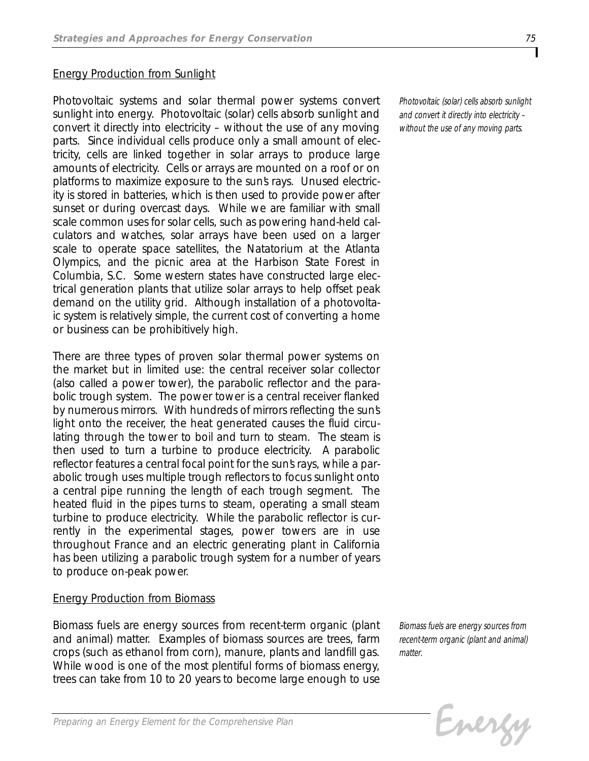## Energy Production from Sunlight

Photovoltaic systems and solar thermal power systems convert sunlight into energy. Photovoltaic (solar) cells absorb sunlight and convert it directly into electricity – without the use of any moving parts. Since individual cells produce only a small amount of electricity, cells are linked together in solar arrays to produce large amounts of electricity. Cells or arrays are mounted on a roof or on platforms to maximize exposure to the sun's rays. Unused electricity is stored in batteries, which is then used to provide power after sunset or during overcast days. While we are familiar with small scale common uses for solar cells, such as powering hand-held calculators and watches, solar arrays have been used on a larger scale to operate space satellites, the Natatorium at the Atlanta Olympics, and the picnic area at the Harbison State Forest in Columbia, S.C. Some western states have constructed large electrical generation plants that utilize solar arrays to help offset peak demand on the utility grid. Although installation of a photovoltaic system is relatively simple, the current cost of converting a home or business can be prohibitively high.

*Photovoltaic (solar) cells absorb sunlight and convert it directly into electricity – without the use of any moving parts.*

There are three types of proven solar thermal power systems on the market but in limited use: the central receiver solar collector (also called a power tower), the parabolic reflector and the parabolic trough system. The power tower is a central receiver flanked by numerous mirrors. With hundreds of mirrors reflecting the sun's light onto the receiver, the heat generated causes the fluid circulating through the tower to boil and turn to steam. The steam is then used to turn a turbine to produce electricity. A parabolic reflector features a central focal point for the sun's rays, while a parabolic trough uses multiple trough reflectors to focus sunlight onto a central pipe running the length of each trough segment. The heated fluid in the pipes turns to steam, operating a small steam turbine to produce electricity. While the parabolic reflector is currently in the experimental stages, power towers are in use throughout France and an electric generating plant in California has been utilizing a parabolic trough system for a number of years to produce on-peak power.

## Energy Production from Biomass

Biomass fuels are energy sources from recent-term organic (plant and animal) matter. Examples of biomass sources are trees, farm crops (such as ethanol from corn), manure, plants and landfill gas. While wood is one of the most plentiful forms of biomass energy, trees can take from 10 to 20 years to become large enough to use

*Biomass fuels are energy sources from recent-term organic (plant and animal) matter.*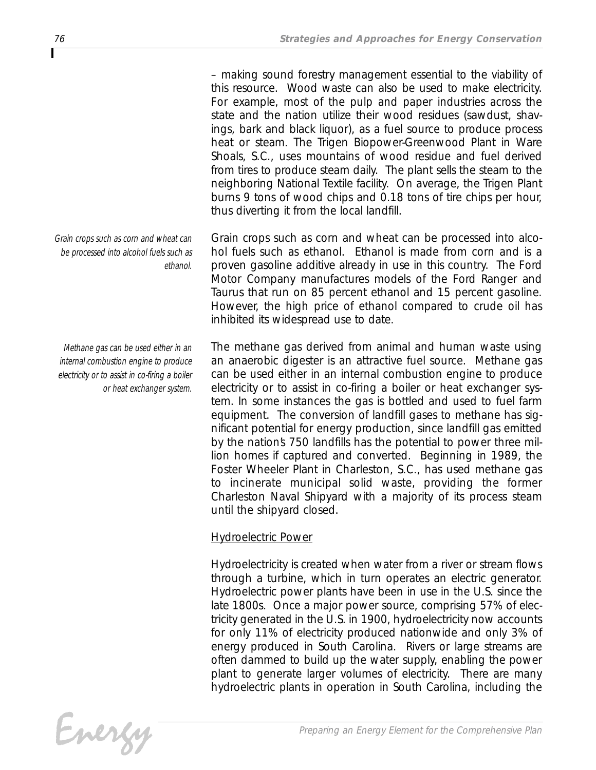– making sound forestry management essential to the viability of this resource. Wood waste can also be used to make electricity. For example, most of the pulp and paper industries across the state and the nation utilize their wood residues (sawdust, shavings, bark and black liquor), as a fuel source to produce process heat or steam. The Trigen Biopower-Greenwood Plant in Ware Shoals, S.C., uses mountains of wood residue and fuel derived from tires to produce steam daily. The plant sells the steam to the neighboring National Textile facility. On average, the Trigen Plant burns 9 tons of wood chips and 0.18 tons of tire chips per hour, thus diverting it from the local landfill.

*Grain crops such as corn and wheat can be processed into alcohol fuels such as ethanol.*

Grain crops such as corn and wheat can be processed into alcohol fuels such as ethanol. Ethanol is made from corn and is a proven gasoline additive already in use in this country. The Ford Motor Company manufactures models of the Ford Ranger and Taurus that run on 85 percent ethanol and 15 percent gasoline. However, the high price of ethanol compared to crude oil has inhibited its widespread use to date.

*Methane gas can be used either in an internal combustion engine to produce electricity or to assist in co-firing a boiler or heat exchanger system.*

The methane gas derived from animal and human waste using an anaerobic digester is an attractive fuel source. Methane gas can be used either in an internal combustion engine to produce electricity or to assist in co-firing a boiler or heat exchanger system. In some instances the gas is bottled and used to fuel farm equipment. The conversion of landfill gases to methane has significant potential for energy production, since landfill gas emitted by the nation's 750 landfills has the potential to power three million homes if captured and converted. Beginning in 1989, the Foster Wheeler Plant in Charleston, S.C., has used methane gas to incinerate municipal solid waste, providing the former Charleston Naval Shipyard with a majority of its process steam until the shipyard closed.

### Hydroelectric Power

Hydroelectricity is created when water from a river or stream flows through a turbine, which in turn operates an electric generator. Hydroelectric power plants have been in use in the U.S. since the late 1800s. Once a major power source, comprising 57% of electricity generated in the U.S. in 1900, hydroelectricity now accounts for only 11% of electricity produced nationwide and only 3% of energy produced in South Carolina. Rivers or large streams are often dammed to build up the water supply, enabling the power plant to generate larger volumes of electricity. There are many hydroelectric plants in operation in South Carolina, including the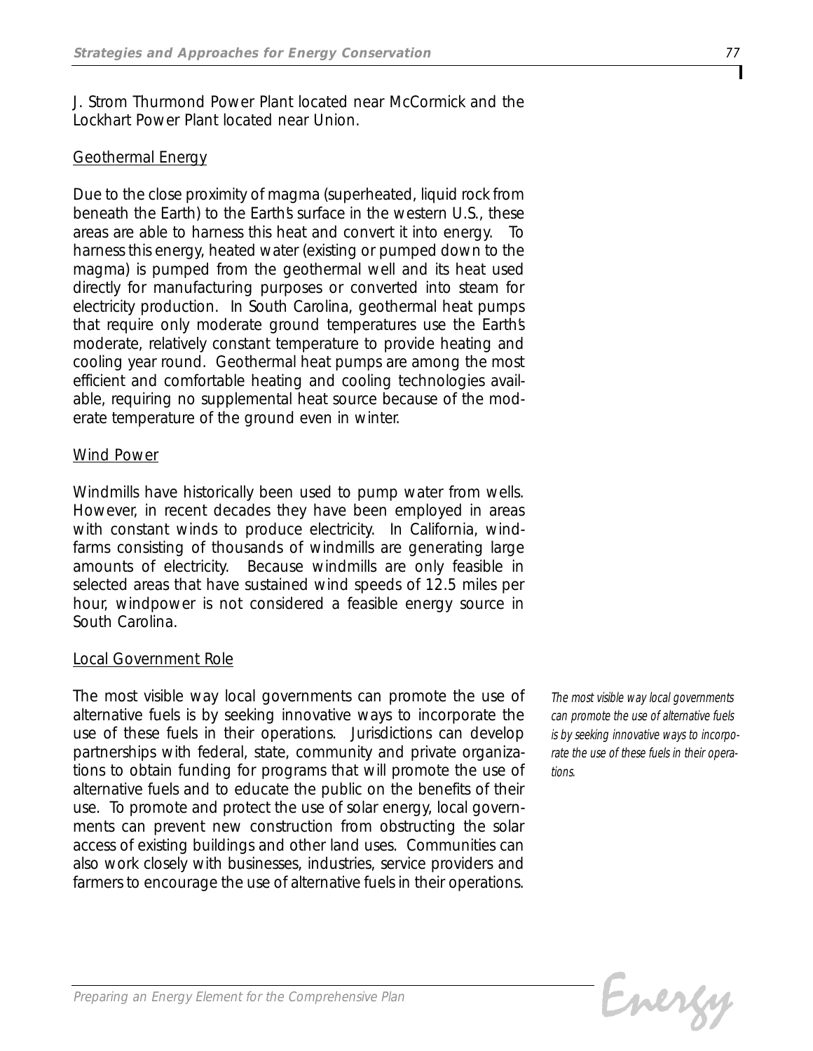J. Strom Thurmond Power Plant located near McCormick and the Lockhart Power Plant located near Union.

### Geothermal Energy

Due to the close proximity of magma (superheated, liquid rock from beneath the Earth) to the Earth's surface in the western U.S., these areas are able to harness this heat and convert it into energy. To harness this energy, heated water (existing or pumped down to the magma) is pumped from the geothermal well and its heat used directly for manufacturing purposes or converted into steam for electricity production. In South Carolina, geothermal heat pumps that require only moderate ground temperatures use the Earth's moderate, relatively constant temperature to provide heating and cooling year round. Geothermal heat pumps are among the most efficient and comfortable heating and cooling technologies available, requiring no supplemental heat source because of the moderate temperature of the ground even in winter.

### Wind Power

Windmills have historically been used to pump water from wells. However, in recent decades they have been employed in areas with constant winds to produce electricity. In California, windfarms consisting of thousands of windmills are generating large amounts of electricity. Because windmills are only feasible in selected areas that have sustained wind speeds of 12.5 miles per hour, windpower is not considered a feasible energy source in South Carolina.

### Local Government Role

The most visible way local governments can promote the use of alternative fuels is by seeking innovative ways to incorporate the use of these fuels in their operations. Jurisdictions can develop partnerships with federal, state, community and private organizations to obtain funding for programs that will promote the use of alternative fuels and to educate the public on the benefits of their use. To promote and protect the use of solar energy, local governments can prevent new construction from obstructing the solar access of existing buildings and other land uses. Communities can also work closely with businesses, industries, service providers and farmers to encourage the use of alternative fuels in their operations.

*The most visible way local governments can promote the use of alternative fuels is by seeking innovative ways to incorporate the use of these fuels in their operations.*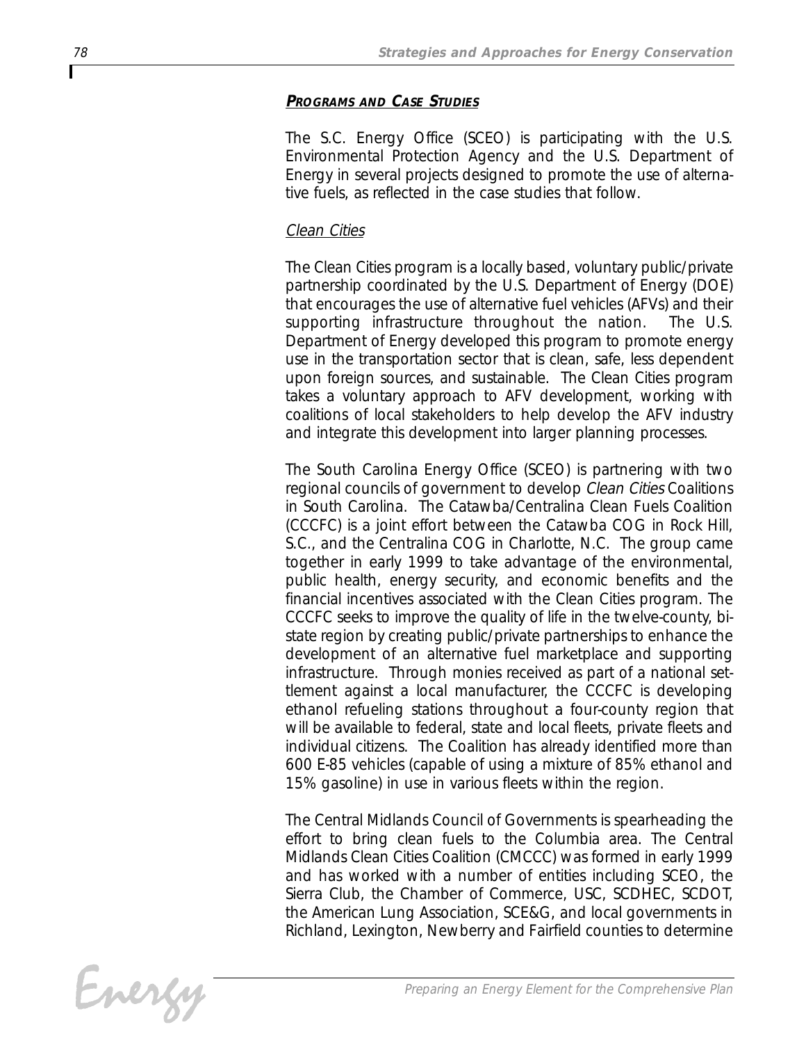### ***PROGRAMS AND CASE STUDIES***

The S.C. Energy Office (SCEO) is participating with the U.S. Environmental Protection Agency and the U.S. Department of Energy in several projects designed to promote the use of alternative fuels, as reflected in the case studies that follow.

#### *Clean Cities*

The Clean Cities program is a locally based, voluntary public/private partnership coordinated by the U.S. Department of Energy (DOE) that encourages the use of alternative fuel vehicles (AFVs) and their supporting infrastructure throughout the nation. The U.S. Department of Energy developed this program to promote energy use in the transportation sector that is clean, safe, less dependent upon foreign sources, and sustainable. The Clean Cities program takes a voluntary approach to AFV development, working with coalitions of local stakeholders to help develop the AFV industry and integrate this development into larger planning processes.

The South Carolina Energy Office (SCEO) is partnering with two regional councils of government to develop *Clean Cities* Coalitions in South Carolina. The Catawba/Centralina Clean Fuels Coalition (CCCFC) is a joint effort between the Catawba COG in Rock Hill, S.C., and the Centralina COG in Charlotte, N.C. The group came together in early 1999 to take advantage of the environmental, public health, energy security, and economic benefits and the financial incentives associated with the Clean Cities program. The CCCFC seeks to improve the quality of life in the twelve-county, bi-state region by creating public/private partnerships to enhance the development of an alternative fuel marketplace and supporting infrastructure. Through monies received as part of a national settlement against a local manufacturer, the CCCFC is developing ethanol refueling stations throughout a four-county region that will be available to federal, state and local fleets, private fleets and individual citizens. The Coalition has already identified more than 600 E-85 vehicles (capable of using a mixture of 85% ethanol and 15% gasoline) in use in various fleets within the region.

The Central Midlands Council of Governments is spearheading the effort to bring clean fuels to the Columbia area. The Central Midlands Clean Cities Coalition (CMCCC) was formed in early 1999 and has worked with a number of entities including SCEO, the Sierra Club, the Chamber of Commerce, USC, SCDHEC, SCDOT, the American Lung Association, SCE&G, and local governments in Richland, Lexington, Newberry and Fairfield counties to determine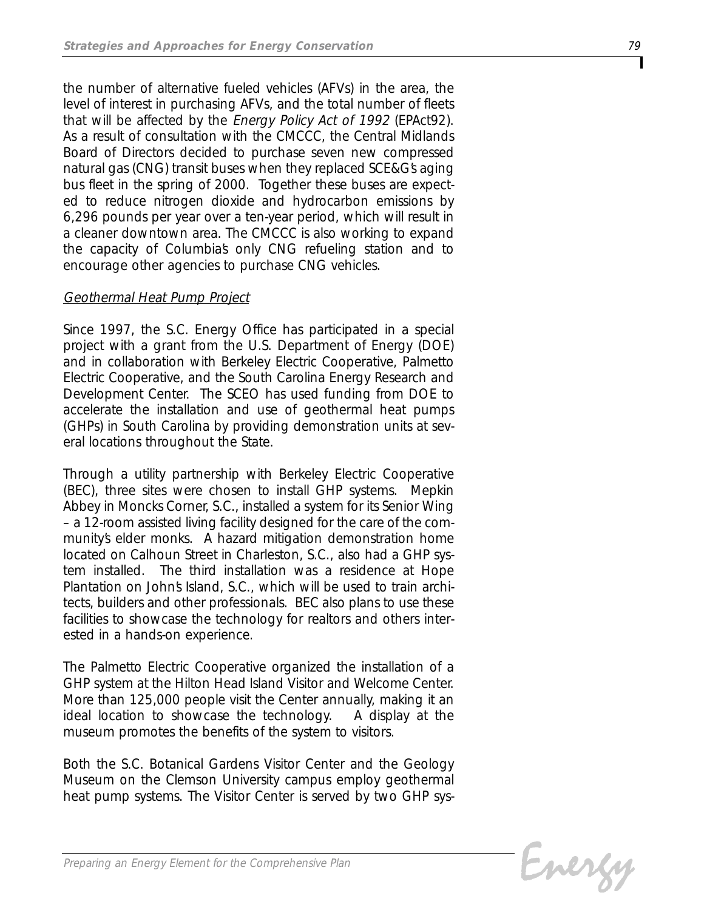the number of alternative fueled vehicles (AFVs) in the area, the level of interest in purchasing AFVs, and the total number of fleets that will be affected by the *Energy Policy Act of 1992* (EPAct92). As a result of consultation with the CMCCC, the Central Midlands Board of Directors decided to purchase seven new compressed natural gas (CNG) transit buses when they replaced SCE&G's aging bus fleet in the spring of 2000. Together these buses are expected to reduce nitrogen dioxide and hydrocarbon emissions by 6,296 pounds per year over a ten-year period, which will result in a cleaner downtown area. The CMCCC is also working to expand the capacity of Columbia's only CNG refueling station and to encourage other agencies to purchase CNG vehicles.

#### *Geothermal Heat Pump Project*

Since 1997, the S.C. Energy Office has participated in a special project with a grant from the U.S. Department of Energy (DOE) and in collaboration with Berkeley Electric Cooperative, Palmetto Electric Cooperative, and the South Carolina Energy Research and Development Center. The SCEO has used funding from DOE to accelerate the installation and use of geothermal heat pumps (GHPs) in South Carolina by providing demonstration units at several locations throughout the State.

Through a utility partnership with Berkeley Electric Cooperative (BEC), three sites were chosen to install GHP systems. Mepkin Abbey in Moncks Corner, S.C., installed a system for its Senior Wing – a 12-room assisted living facility designed for the care of the community's elder monks. A hazard mitigation demonstration home located on Calhoun Street in Charleston, S.C., also had a GHP system installed. The third installation was a residence at Hope Plantation on John's Island, S.C., which will be used to train architects, builders and other professionals. BEC also plans to use these facilities to showcase the technology for realtors and others interested in a hands-on experience.

The Palmetto Electric Cooperative organized the installation of a GHP system at the Hilton Head Island Visitor and Welcome Center. More than 125,000 people visit the Center annually, making it an ideal location to showcase the technology. A display at the museum promotes the benefits of the system to visitors.

Both the S.C. Botanical Gardens Visitor Center and the Geology Museum on the Clemson University campus employ geothermal heat pump systems. The Visitor Center is served by two GHP sys-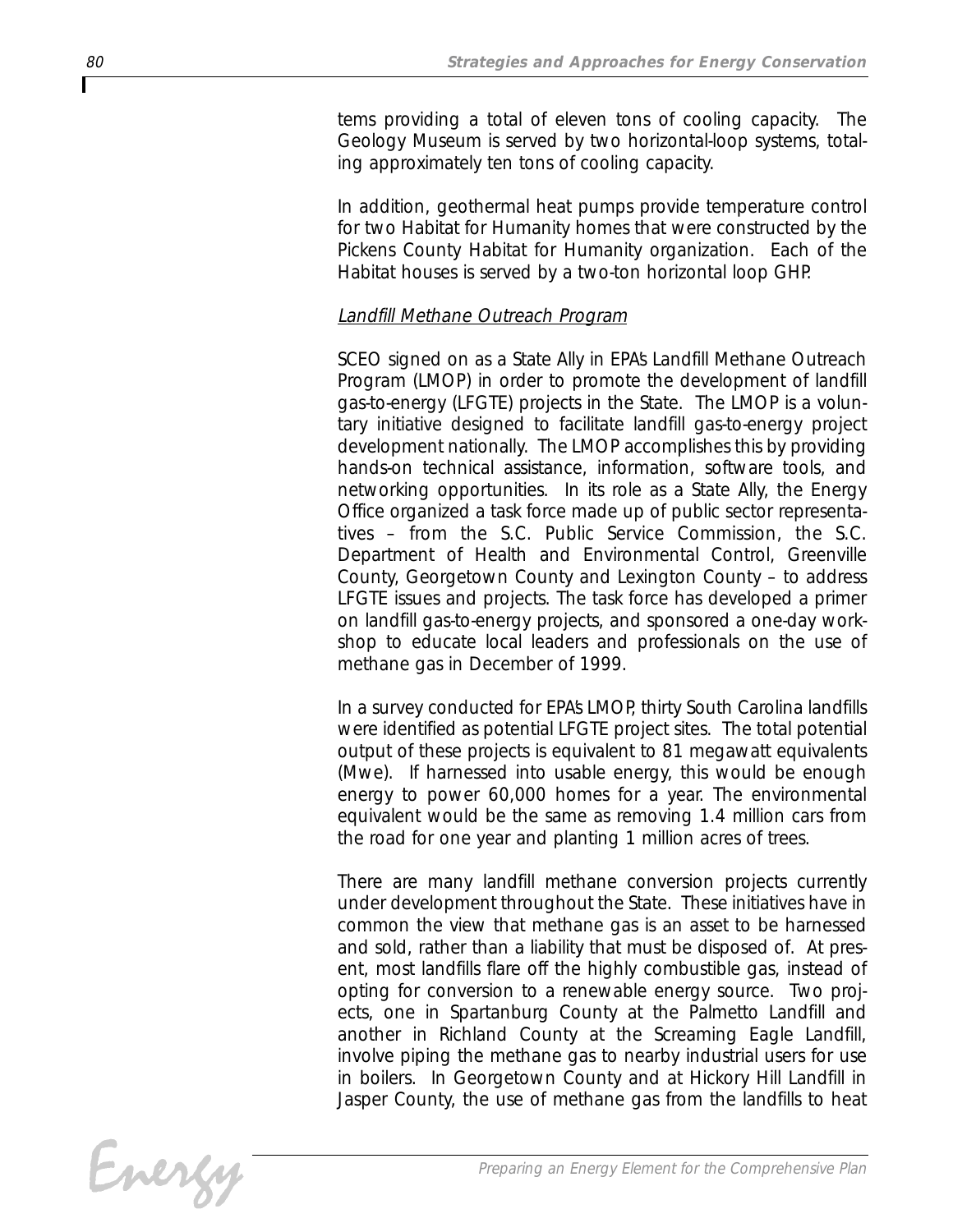tems providing a total of eleven tons of cooling capacity. The Geology Museum is served by two horizontal-loop systems, totaling approximately ten tons of cooling capacity.

In addition, geothermal heat pumps provide temperature control for two Habitat for Humanity homes that were constructed by the Pickens County Habitat for Humanity organization. Each of the Habitat houses is served by a two-ton horizontal loop GHP.

<u>Landfill Methane Outreach Program</u>

SCEO signed on as a State Ally in EPA's Landfill Methane Outreach Program (LMOP) in order to promote the development of landfill gas-to-energy (LFGTE) projects in the State. The LMOP is a voluntary initiative designed to facilitate landfill gas-to-energy project development nationally. The LMOP accomplishes this by providing hands-on technical assistance, information, software tools, and networking opportunities. In its role as a State Ally, the Energy Office organized a task force made up of public sector representatives – from the S.C. Public Service Commission, the S.C. Department of Health and Environmental Control, Greenville County, Georgetown County and Lexington County – to address LFGTE issues and projects. The task force has developed a primer on landfill gas-to-energy projects, and sponsored a one-day workshop to educate local leaders and professionals on the use of methane gas in December of 1999.

In a survey conducted for EPA's LMOP, thirty South Carolina landfills were identified as potential LFGTE project sites. The total potential output of these projects is equivalent to 81 megawatt equivalents (Mwe). If harnessed into usable energy, this would be enough energy to power 60,000 homes for a year. The environmental equivalent would be the same as removing 1.4 million cars from the road for one year and planting 1 million acres of trees.

There are many landfill methane conversion projects currently under development throughout the State. These initiatives have in common the view that methane gas is an asset to be harnessed and sold, rather than a liability that must be disposed of. At present, most landfills flare off the highly combustible gas, instead of opting for conversion to a renewable energy source. Two projects, one in Spartanburg County at the Palmetto Landfill and another in Richland County at the Screaming Eagle Landfill, involve piping the methane gas to nearby industrial users for use in boilers. In Georgetown County and at Hickory Hill Landfill in Jasper County, the use of methane gas from the landfills to heat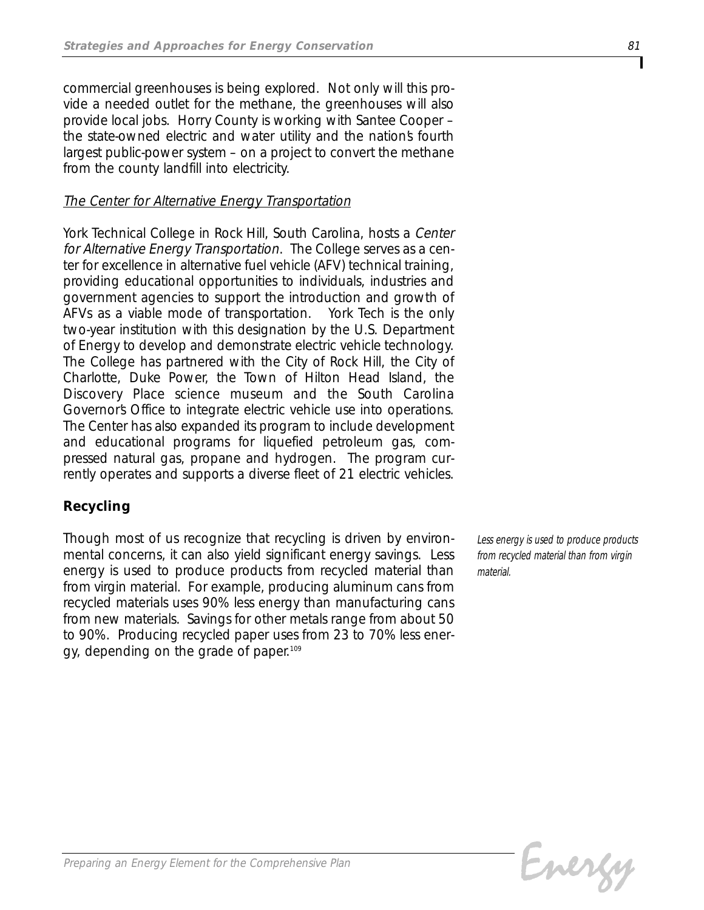commercial greenhouses is being explored. Not only will this provide a needed outlet for the methane, the greenhouses will also provide local jobs. Horry County is working with Santee Cooper – the state-owned electric and water utility and the nation's fourth largest public-power system – on a project to convert the methane from the county landfill into electricity.

*The Center for Alternative Energy Transportation*

York Technical College in Rock Hill, South Carolina, hosts a *Center for Alternative Energy Transportation*. The College serves as a center for excellence in alternative fuel vehicle (AFV) technical training, providing educational opportunities to individuals, industries and government agencies to support the introduction and growth of AFVs as a viable mode of transportation. York Tech is the only two-year institution with this designation by the U.S. Department of Energy to develop and demonstrate electric vehicle technology. The College has partnered with the City of Rock Hill, the City of Charlotte, Duke Power, the Town of Hilton Head Island, the Discovery Place science museum and the South Carolina Governor's Office to integrate electric vehicle use into operations. The Center has also expanded its program to include development and educational programs for liquefied petroleum gas, compressed natural gas, propane and hydrogen. The program currently operates and supports a diverse fleet of 21 electric vehicles.

## Recycling

Though most of us recognize that recycling is driven by environmental concerns, it can also yield significant energy savings. Less energy is used to produce products from recycled material than from virgin material. For example, producing aluminum cans from recycled materials uses 90% less energy than manufacturing cans from new materials. Savings for other metals range from about 50 to 90%. Producing recycled paper uses from 23 to 70% less energy, depending on the grade of paper.[109]

*Less energy is used to produce products from recycled material than from virgin material.*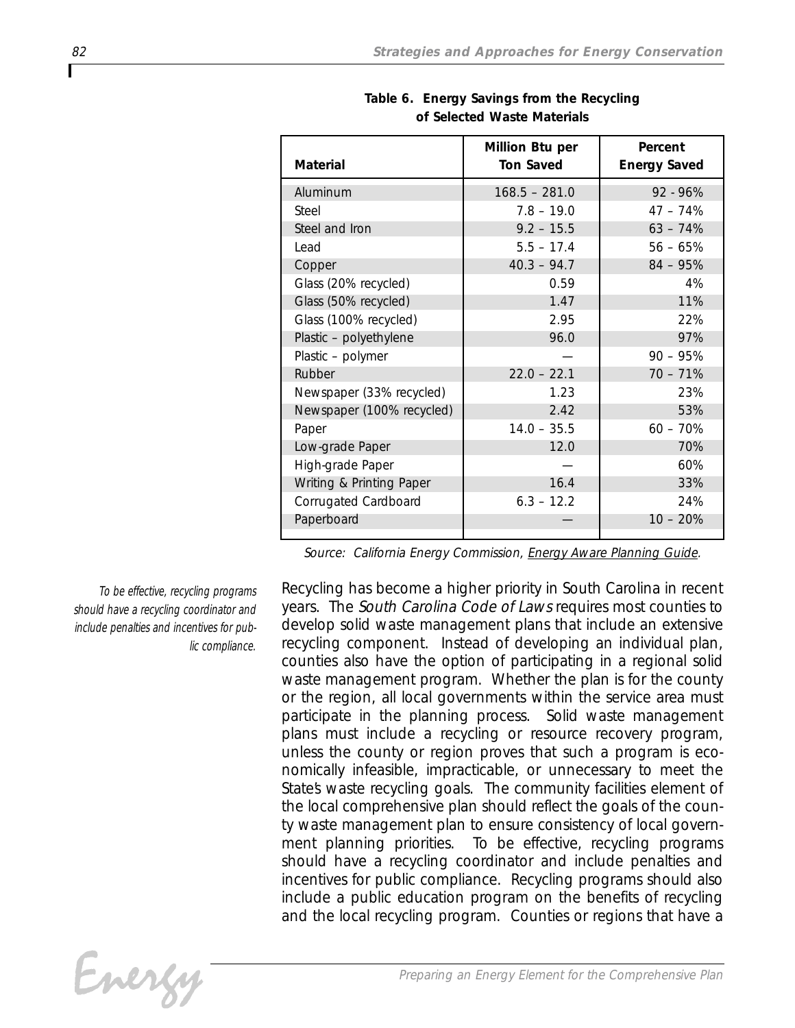**Table 6. Energy Savings from the Recycling of Selected Waste Materials**

| Material | Million Btu per Ton Saved | Percent Energy Saved |
|---|---|---|
| Aluminum | 168.5 – 281.0 | 92 - 96% |
| Steel | 7.8 – 19.0 | 47 – 74% |
| Steel and Iron | 9.2 – 15.5 | 63 – 74% |
| Lead | 5.5 – 17.4 | 56 – 65% |
| Copper | 40.3 – 94.7 | 84 – 95% |
| Glass (20% recycled) | 0.59 | 4% |
| Glass (50% recycled) | 1.47 | 11% |
| Glass (100% recycled) | 2.95 | 22% |
| Plastic – polyethylene | 96.0 | 97% |
| Plastic – polymer | — | 90 – 95% |
| Rubber | 22.0 – 22.1 | 70 – 71% |
| Newspaper (33% recycled) | 1.23 | 23% |
| Newspaper (100% recycled) | 2.42 | 53% |
| Paper | 14.0 – 35.5 | 60 – 70% |
| Low-grade Paper | 12.0 | 70% |
| High-grade Paper | — | 60% |
| Writing & Printing Paper | 16.4 | 33% |
| Corrugated Cardboard | 6.3 – 12.2 | 24% |
| Paperboard | — | 10 – 20% |

*Source: California Energy Commission, Energy Aware Planning Guide.*

*To be effective, recycling programs should have a recycling coordinator and include penalties and incentives for public compliance.*

Recycling has become a higher priority in South Carolina in recent years. The *South Carolina Code of Laws* requires most counties to develop solid waste management plans that include an extensive recycling component. Instead of developing an individual plan, counties also have the option of participating in a regional solid waste management program. Whether the plan is for the county or the region, all local governments within the service area must participate in the planning process. Solid waste management plans must include a recycling or resource recovery program, unless the county or region proves that such a program is economically infeasible, impracticable, or unnecessary to meet the State's waste recycling goals. The community facilities element of the local comprehensive plan should reflect the goals of the county waste management plan to ensure consistency of local government planning priorities. To be effective, recycling programs should have a recycling coordinator and include penalties and incentives for public compliance. Recycling programs should also include a public education program on the benefits of recycling and the local recycling program. Counties or regions that have a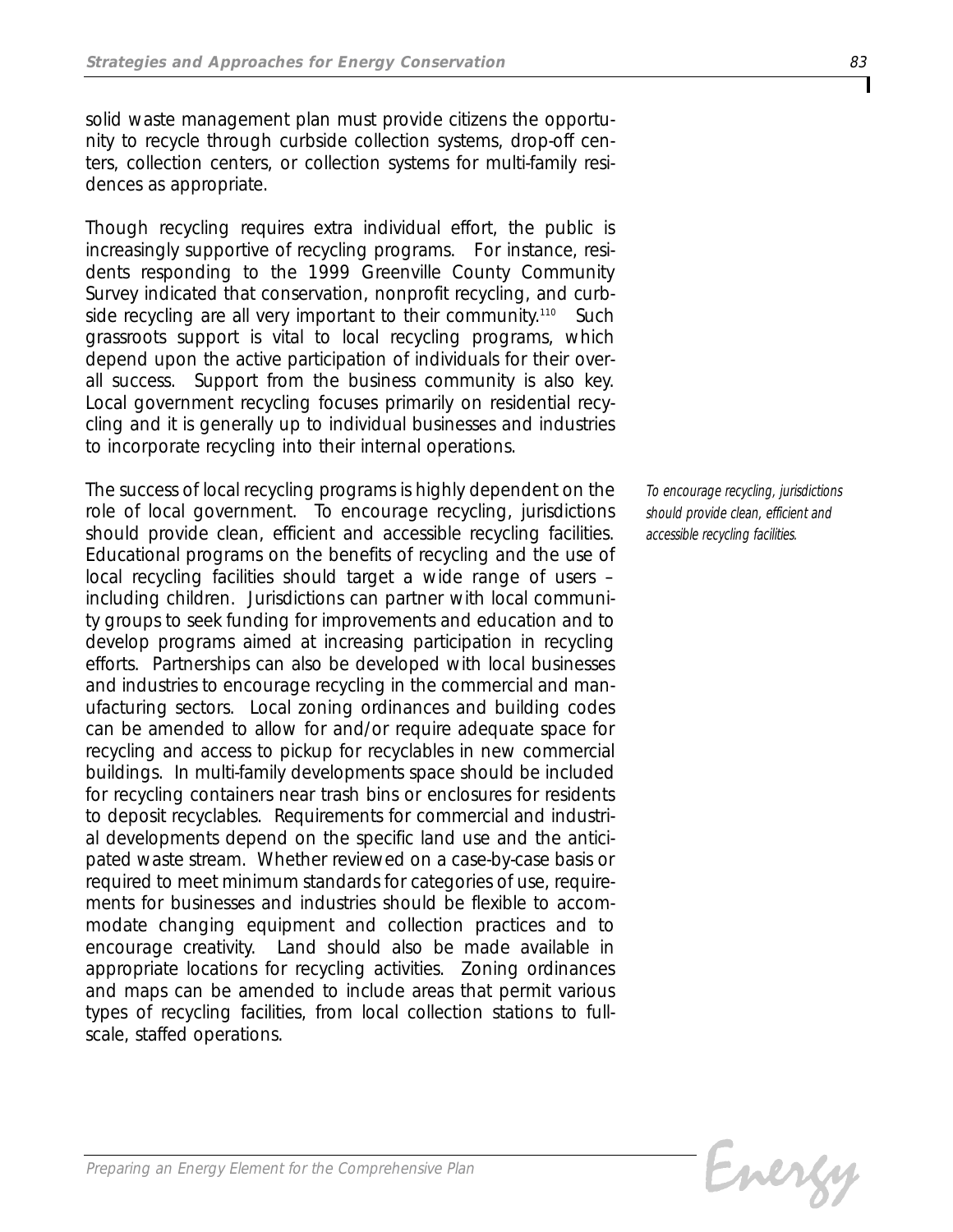solid waste management plan must provide citizens the opportunity to recycle through curbside collection systems, drop-off centers, collection centers, or collection systems for multi-family residences as appropriate.

Though recycling requires extra individual effort, the public is increasingly supportive of recycling programs. For instance, residents responding to the 1999 Greenville County Community Survey indicated that conservation, nonprofit recycling, and curbside recycling are all very important to their community.[110] Such grassroots support is vital to local recycling programs, which depend upon the active participation of individuals for their overall success. Support from the business community is also key. Local government recycling focuses primarily on residential recycling and it is generally up to individual businesses and industries to incorporate recycling into their internal operations.

*To encourage recycling, jurisdictions should provide clean, efficient and accessible recycling facilities.*

The success of local recycling programs is highly dependent on the role of local government. To encourage recycling, jurisdictions should provide clean, efficient and accessible recycling facilities. Educational programs on the benefits of recycling and the use of local recycling facilities should target a wide range of users – including children. Jurisdictions can partner with local community groups to seek funding for improvements and education and to develop programs aimed at increasing participation in recycling efforts. Partnerships can also be developed with local businesses and industries to encourage recycling in the commercial and manufacturing sectors. Local zoning ordinances and building codes can be amended to allow for and/or require adequate space for recycling and access to pickup for recyclables in new commercial buildings. In multi-family developments space should be included for recycling containers near trash bins or enclosures for residents to deposit recyclables. Requirements for commercial and industrial developments depend on the specific land use and the anticipated waste stream. Whether reviewed on a case-by-case basis or required to meet minimum standards for categories of use, requirements for businesses and industries should be flexible to accommodate changing equipment and collection practices and to encourage creativity. Land should also be made available in appropriate locations for recycling activities. Zoning ordinances and maps can be amended to include areas that permit various types of recycling facilities, from local collection stations to full-scale, staffed operations.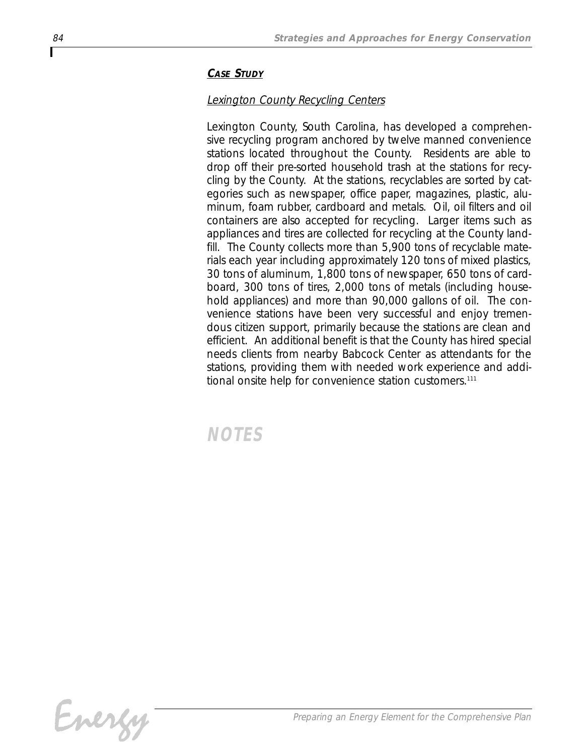***CASE STUDY***

*Lexington County Recycling Centers*

Lexington County, South Carolina, has developed a comprehensive recycling program anchored by twelve manned convenience stations located throughout the County. Residents are able to drop off their pre-sorted household trash at the stations for recycling by the County. At the stations, recyclables are sorted by categories such as newspaper, office paper, magazines, plastic, aluminum, foam rubber, cardboard and metals. Oil, oil filters and oil containers are also accepted for recycling. Larger items such as appliances and tires are collected for recycling at the County landfill. The County collects more than 5,900 tons of recyclable materials each year including approximately 120 tons of mixed plastics, 30 tons of aluminum, 1,800 tons of newspaper, 650 tons of cardboard, 300 tons of tires, 2,000 tons of metals (including household appliances) and more than 90,000 gallons of oil. The convenience stations have been very successful and enjoy tremendous citizen support, primarily because the stations are clean and efficient. An additional benefit is that the County has hired special needs clients from nearby Babcock Center as attendants for the stations, providing them with needed work experience and additional onsite help for convenience station customers.[111]

## NOTES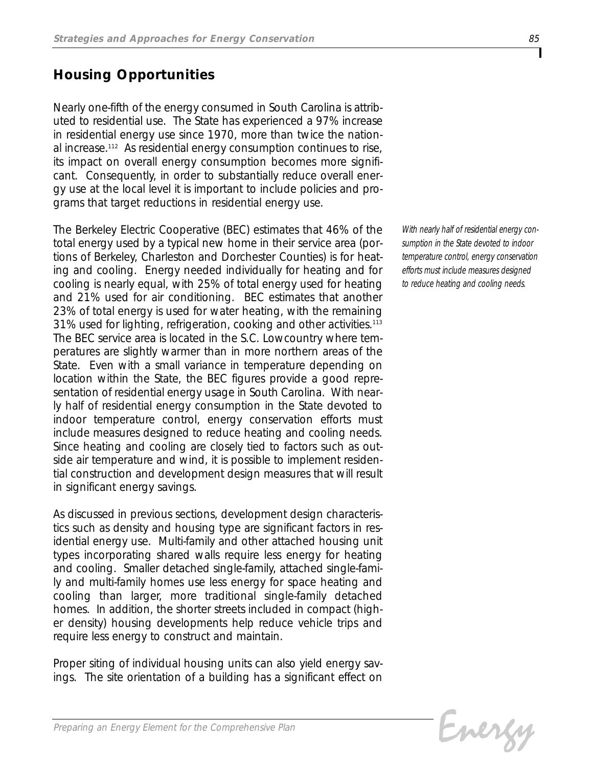## Housing Opportunities

Nearly one-fifth of the energy consumed in South Carolina is attributed to residential use. The State has experienced a 97% increase in residential energy use since 1970, more than twice the national increase.[112] As residential energy consumption continues to rise, its impact on overall energy consumption becomes more significant. Consequently, in order to substantially reduce overall energy use at the local level it is important to include policies and programs that target reductions in residential energy use.

The Berkeley Electric Cooperative (BEC) estimates that 46% of the total energy used by a typical new home in their service area (portions of Berkeley, Charleston and Dorchester Counties) is for heating and cooling. Energy needed individually for heating and for cooling is nearly equal, with 25% of total energy used for heating and 21% used for air conditioning. BEC estimates that another 23% of total energy is used for water heating, with the remaining 31% used for lighting, refrigeration, cooking and other activities.[113] The BEC service area is located in the S.C. Lowcountry where temperatures are slightly warmer than in more northern areas of the State. Even with a small variance in temperature depending on location within the State, the BEC figures provide a good representation of residential energy usage in South Carolina. With nearly half of residential energy consumption in the State devoted to indoor temperature control, energy conservation efforts must include measures designed to reduce heating and cooling needs. Since heating and cooling are closely tied to factors such as outside air temperature and wind, it is possible to implement residential construction and development design measures that will result in significant energy savings.

*With nearly half of residential energy consumption in the State devoted to indoor temperature control, energy conservation efforts must include measures designed to reduce heating and cooling needs.*

As discussed in previous sections, development design characteristics such as density and housing type are significant factors in residential energy use. Multi-family and other attached housing unit types incorporating shared walls require less energy for heating and cooling. Smaller detached single-family, attached single-family and multi-family homes use less energy for space heating and cooling than larger, more traditional single-family detached homes. In addition, the shorter streets included in compact (higher density) housing developments help reduce vehicle trips and require less energy to construct and maintain.

Proper siting of individual housing units can also yield energy savings. The site orientation of a building has a significant effect on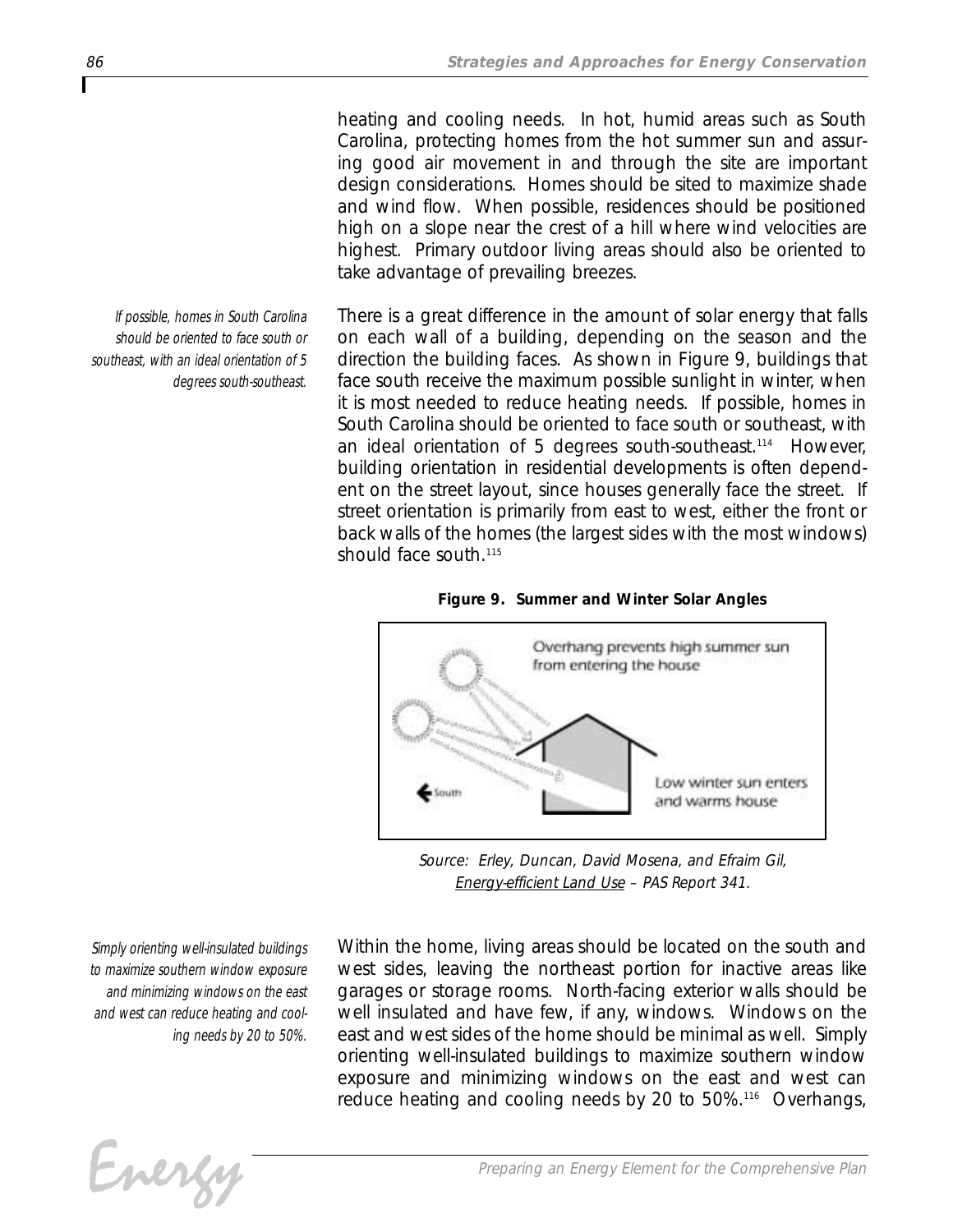heating and cooling needs. In hot, humid areas such as South Carolina, protecting homes from the hot summer sun and assuring good air movement in and through the site are important design considerations. Homes should be sited to maximize shade and wind flow. When possible, residences should be positioned high on a slope near the crest of a hill where wind velocities are highest. Primary outdoor living areas should also be oriented to take advantage of prevailing breezes.

*If possible, homes in South Carolina should be oriented to face south or southeast, with an ideal orientation of 5 degrees south-southeast.*

There is a great difference in the amount of solar energy that falls on each wall of a building, depending on the season and the direction the building faces. As shown in Figure 9, buildings that face south receive the maximum possible sunlight in winter, when it is most needed to reduce heating needs. If possible, homes in South Carolina should be oriented to face south or southeast, with an ideal orientation of 5 degrees south-southeast.[114] However, building orientation in residential developments is often dependent on the street layout, since houses generally face the street. If street orientation is primarily from east to west, either the front or back walls of the homes (the largest sides with the most windows) should face south.[115]

**Figure 9. Summer and Winter Solar Angles**

Overhang prevents high summer sun from entering the house

Low winter sun enters and warms house

South

*Source: Erley, Duncan, David Mosena, and Efraim Gil, Energy-efficient Land Use – PAS Report 341.*

*Simply orienting well-insulated buildings to maximize southern window exposure and minimizing windows on the east and west can reduce heating and cooling needs by 20 to 50%.*

Within the home, living areas should be located on the south and west sides, leaving the northeast portion for inactive areas like garages or storage rooms. North-facing exterior walls should be well insulated and have few, if any, windows. Windows on the east and west sides of the home should be minimal as well. Simply orienting well-insulated buildings to maximize southern window exposure and minimizing windows on the east and west can reduce heating and cooling needs by 20 to 50%.[116] Overhangs,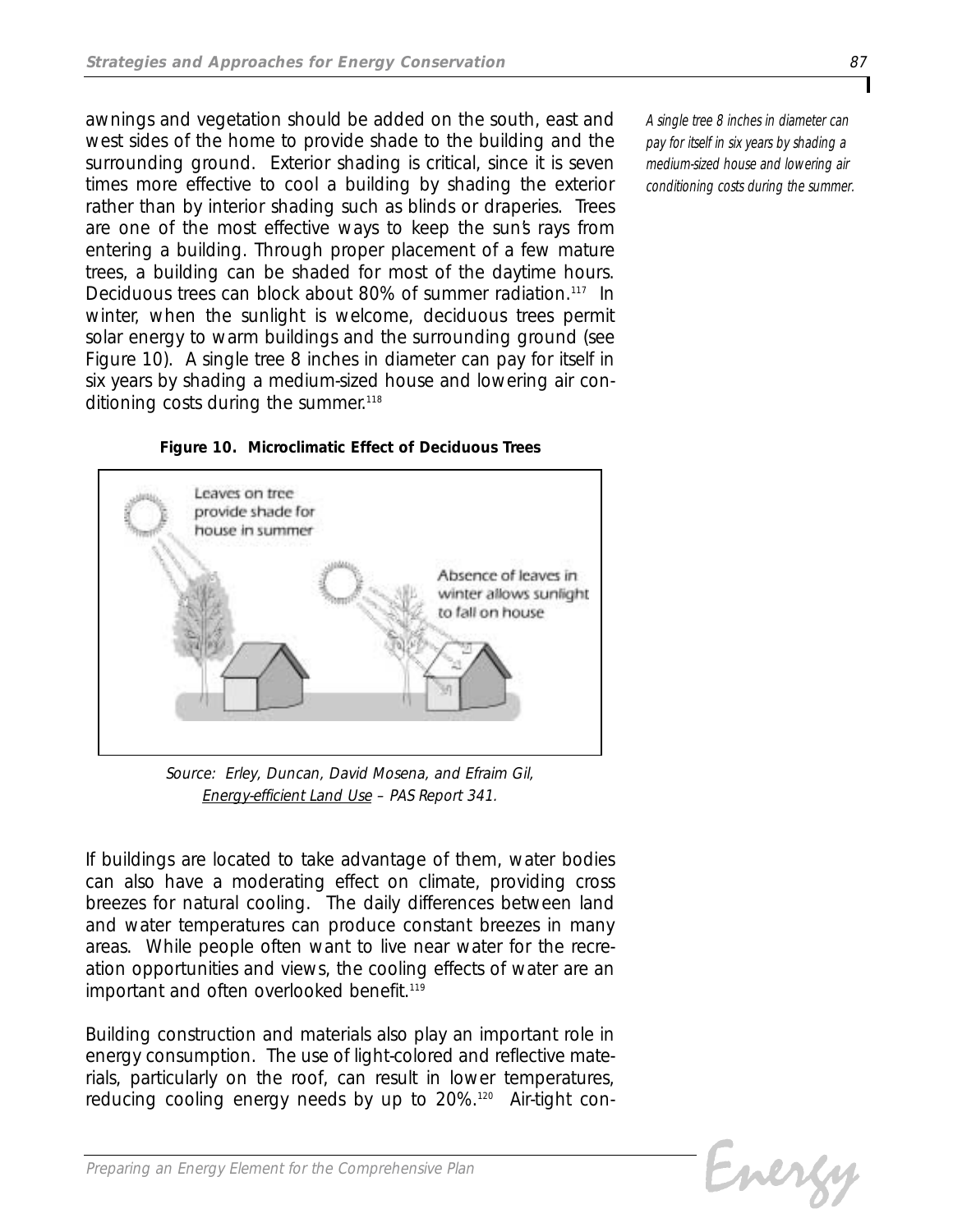awnings and vegetation should be added on the south, east and west sides of the home to provide shade to the building and the surrounding ground. Exterior shading is critical, since it is seven times more effective to cool a building by shading the exterior rather than by interior shading such as blinds or draperies. Trees are one of the most effective ways to keep the sun's rays from entering a building. Through proper placement of a few mature trees, a building can be shaded for most of the daytime hours. Deciduous trees can block about 80% of summer radiation.[117] In winter, when the sunlight is welcome, deciduous trees permit solar energy to warm buildings and the surrounding ground (see Figure 10). A single tree 8 inches in diameter can pay for itself in six years by shading a medium-sized house and lowering air conditioning costs during the summer.[118]

*A single tree 8 inches in diameter can pay for itself in six years by shading a medium-sized house and lowering air conditioning costs during the summer.*

**Figure 10. Microclimatic Effect of Deciduous Trees**

Leaves on tree provide shade for house in summer

Absence of leaves in winter allows sunlight to fall on house

*Source: Erley, Duncan, David Mosena, and Efraim Gil, Energy-efficient Land Use – PAS Report 341.*

If buildings are located to take advantage of them, water bodies can also have a moderating effect on climate, providing cross breezes for natural cooling. The daily differences between land and water temperatures can produce constant breezes in many areas. While people often want to live near water for the recreation opportunities and views, the cooling effects of water are an important and often overlooked benefit.[119]

Building construction and materials also play an important role in energy consumption. The use of light-colored and reflective materials, particularly on the roof, can result in lower temperatures, reducing cooling energy needs by up to 20%.[120] Air-tight con-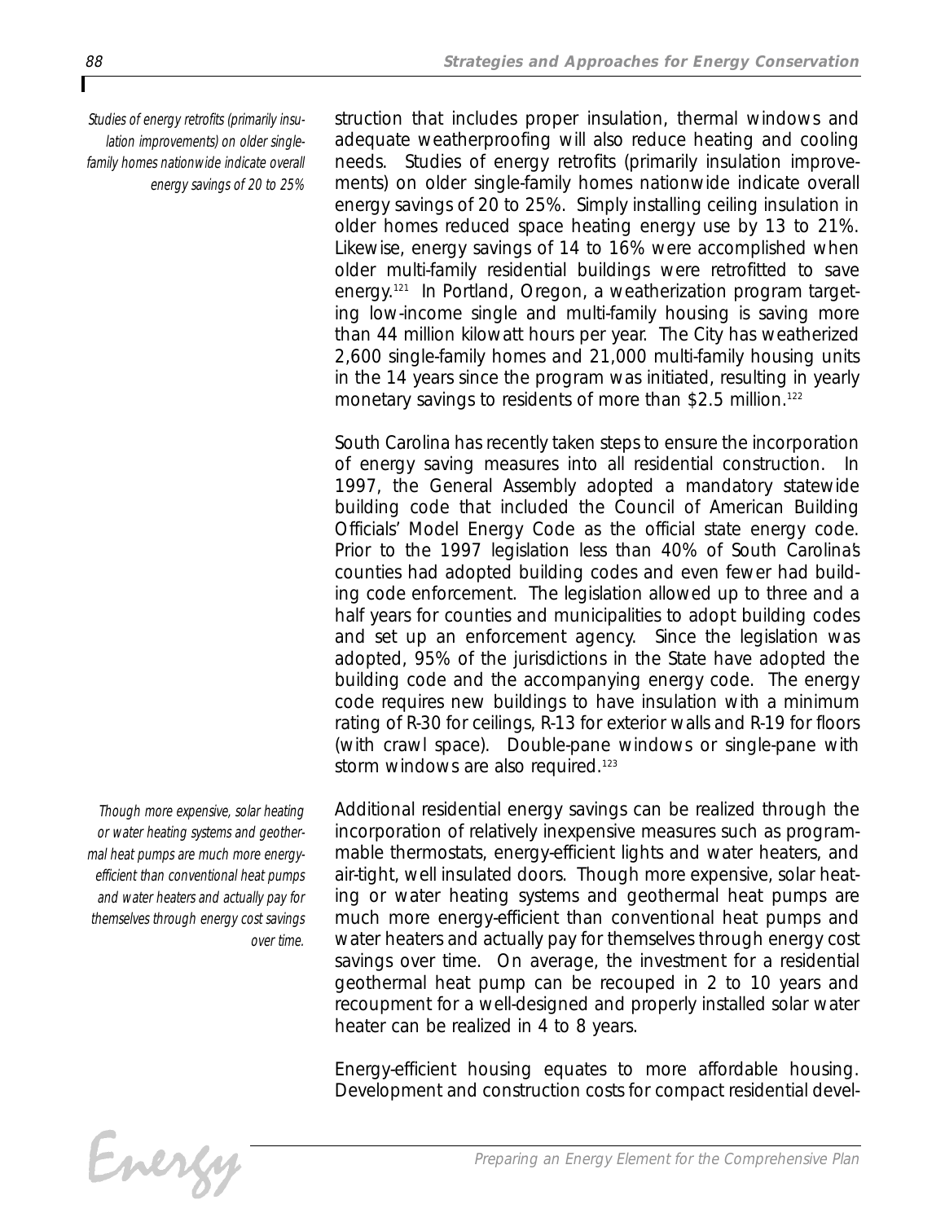*Studies of energy retrofits (primarily insulation improvements) on older single-family homes nationwide indicate overall energy savings of 20 to 25%*

struction that includes proper insulation, thermal windows and adequate weatherproofing will also reduce heating and cooling needs. Studies of energy retrofits (primarily insulation improvements) on older single-family homes nationwide indicate overall energy savings of 20 to 25%. Simply installing ceiling insulation in older homes reduced space heating energy use by 13 to 21%. Likewise, energy savings of 14 to 16% were accomplished when older multi-family residential buildings were retrofitted to save energy.[121] In Portland, Oregon, a weatherization program targeting low-income single and multi-family housing is saving more than 44 million kilowatt hours per year. The City has weatherized 2,600 single-family homes and 21,000 multi-family housing units in the 14 years since the program was initiated, resulting in yearly monetary savings to residents of more than $2.5 million.[122]

South Carolina has recently taken steps to ensure the incorporation of energy saving measures into all residential construction. In 1997, the General Assembly adopted a mandatory statewide building code that included the Council of American Building Officials' Model Energy Code as the official state energy code. Prior to the 1997 legislation less than 40% of South Carolina's counties had adopted building codes and even fewer had building code enforcement. The legislation allowed up to three and a half years for counties and municipalities to adopt building codes and set up an enforcement agency. Since the legislation was adopted, 95% of the jurisdictions in the State have adopted the building code and the accompanying energy code. The energy code requires new buildings to have insulation with a minimum rating of R-30 for ceilings, R-13 for exterior walls and R-19 for floors (with crawl space). Double-pane windows or single-pane with storm windows are also required.[123]

*Though more expensive, solar heating or water heating systems and geothermal heat pumps are much more energy-efficient than conventional heat pumps and water heaters and actually pay for themselves through energy cost savings over time.*

Additional residential energy savings can be realized through the incorporation of relatively inexpensive measures such as programmable thermostats, energy-efficient lights and water heaters, and air-tight, well insulated doors. Though more expensive, solar heating or water heating systems and geothermal heat pumps are much more energy-efficient than conventional heat pumps and water heaters and actually pay for themselves through energy cost savings over time. On average, the investment for a residential geothermal heat pump can be recouped in 2 to 10 years and recoupment for a well-designed and properly installed solar water heater can be realized in 4 to 8 years.

Energy-efficient housing equates to more affordable housing. Development and construction costs for compact residential devel-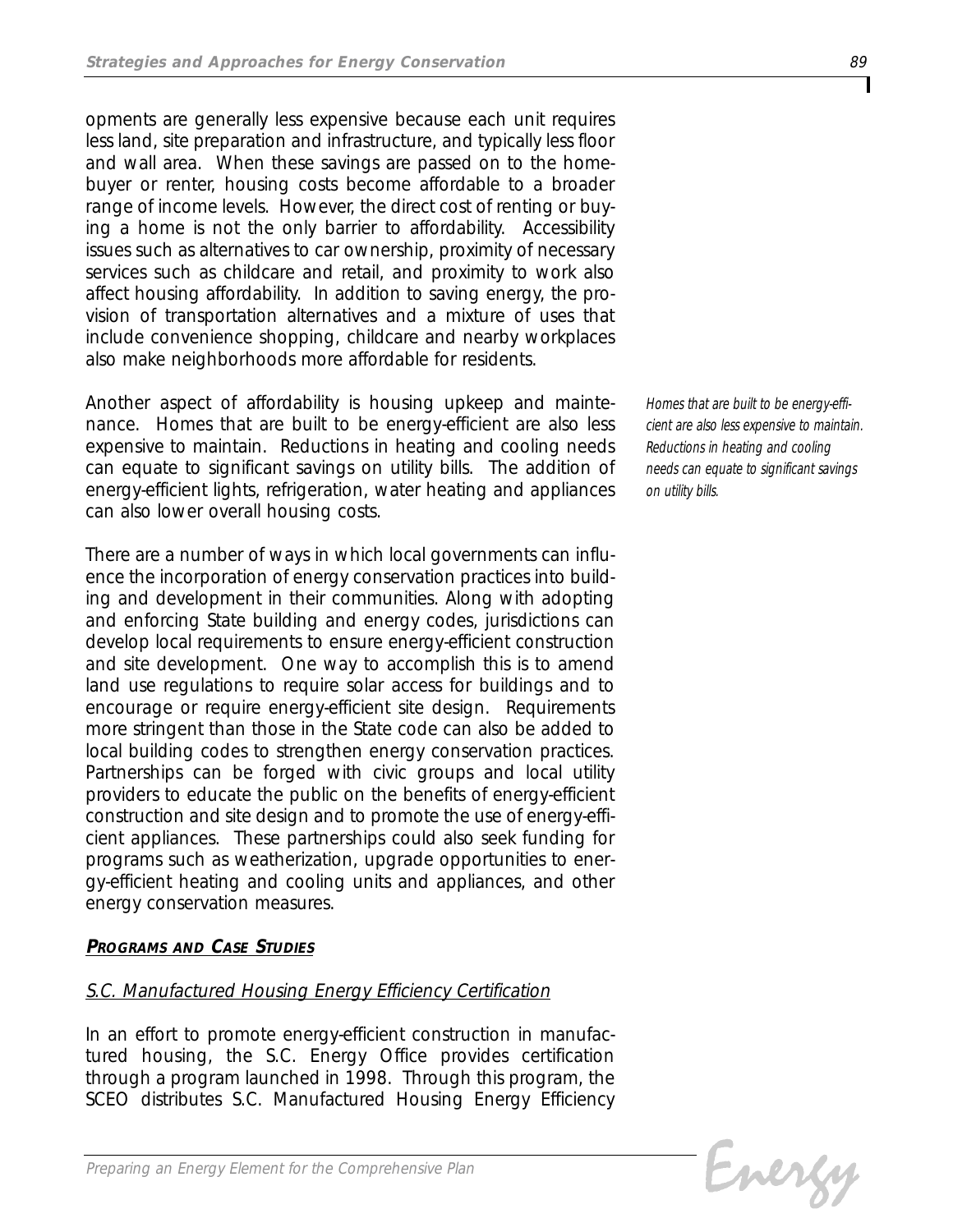opments are generally less expensive because each unit requires less land, site preparation and infrastructure, and typically less floor and wall area. When these savings are passed on to the home-buyer or renter, housing costs become affordable to a broader range of income levels. However, the direct cost of renting or buying a home is not the only barrier to affordability. Accessibility issues such as alternatives to car ownership, proximity of necessary services such as childcare and retail, and proximity to work also affect housing affordability. In addition to saving energy, the provision of transportation alternatives and a mixture of uses that include convenience shopping, childcare and nearby workplaces also make neighborhoods more affordable for residents.

Another aspect of affordability is housing upkeep and maintenance. Homes that are built to be energy-efficient are also less expensive to maintain. Reductions in heating and cooling needs can equate to significant savings on utility bills. The addition of energy-efficient lights, refrigeration, water heating and appliances can also lower overall housing costs.

*Homes that are built to be energy-efficient are also less expensive to maintain. Reductions in heating and cooling needs can equate to significant savings on utility bills.*

There are a number of ways in which local governments can influence the incorporation of energy conservation practices into building and development in their communities. Along with adopting and enforcing State building and energy codes, jurisdictions can develop local requirements to ensure energy-efficient construction and site development. One way to accomplish this is to amend land use regulations to require solar access for buildings and to encourage or require energy-efficient site design. Requirements more stringent than those in the State code can also be added to local building codes to strengthen energy conservation practices. Partnerships can be forged with civic groups and local utility providers to educate the public on the benefits of energy-efficient construction and site design and to promote the use of energy-efficient appliances. These partnerships could also seek funding for programs such as weatherization, upgrade opportunities to energy-efficient heating and cooling units and appliances, and other energy conservation measures.

## PROGRAMS AND CASE STUDIES

### S.C. Manufactured Housing Energy Efficiency Certification

In an effort to promote energy-efficient construction in manufactured housing, the S.C. Energy Office provides certification through a program launched in 1998. Through this program, the SCEO distributes S.C. Manufactured Housing Energy Efficiency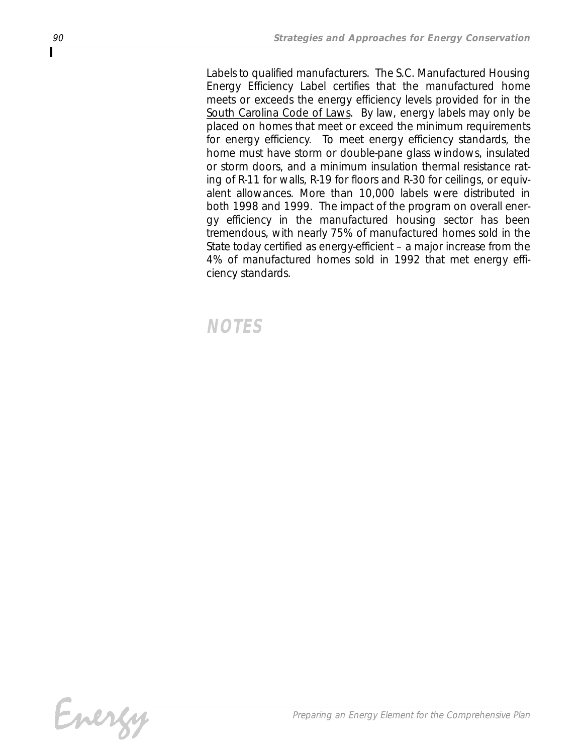Labels to qualified manufacturers. The S.C. Manufactured Housing Energy Efficiency Label certifies that the manufactured home meets or exceeds the energy efficiency levels provided for in the South Carolina Code of Laws. By law, energy labels may only be placed on homes that meet or exceed the minimum requirements for energy efficiency. To meet energy efficiency standards, the home must have storm or double-pane glass windows, insulated or storm doors, and a minimum insulation thermal resistance rating of R-11 for walls, R-19 for floors and R-30 for ceilings, or equivalent allowances. More than 10,000 labels were distributed in both 1998 and 1999. The impact of the program on overall energy efficiency in the manufactured housing sector has been tremendous, with nearly 75% of manufactured homes sold in the State today certified as energy-efficient – a major increase from the 4% of manufactured homes sold in 1992 that met energy efficiency standards.

## NOTES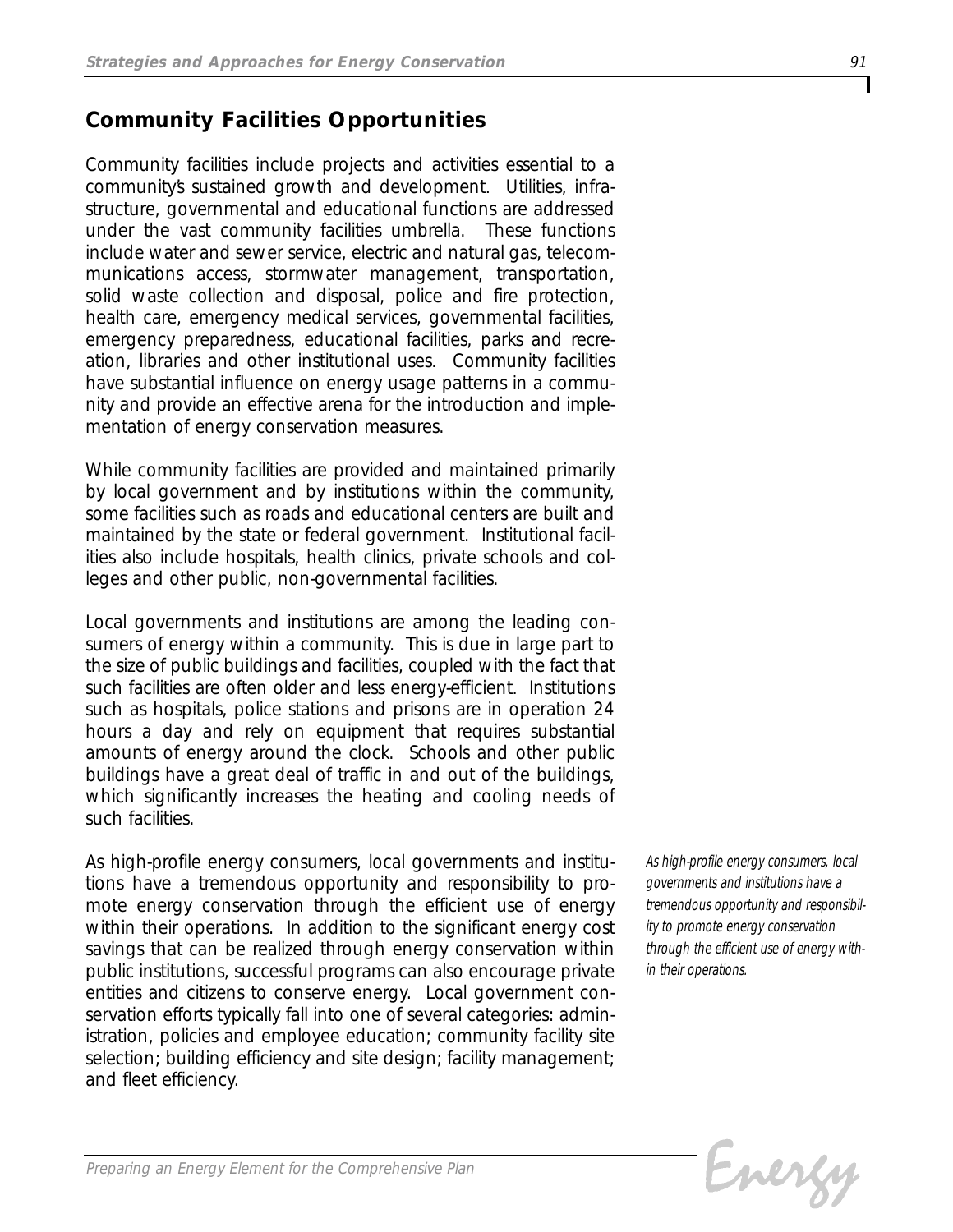## Community Facilities Opportunities

Community facilities include projects and activities essential to a community's sustained growth and development. Utilities, infrastructure, governmental and educational functions are addressed under the vast community facilities umbrella. These functions include water and sewer service, electric and natural gas, telecommunications access, stormwater management, transportation, solid waste collection and disposal, police and fire protection, health care, emergency medical services, governmental facilities, emergency preparedness, educational facilities, parks and recreation, libraries and other institutional uses. Community facilities have substantial influence on energy usage patterns in a community and provide an effective arena for the introduction and implementation of energy conservation measures.

While community facilities are provided and maintained primarily by local government and by institutions within the community, some facilities such as roads and educational centers are built and maintained by the state or federal government. Institutional facilities also include hospitals, health clinics, private schools and colleges and other public, non-governmental facilities.

Local governments and institutions are among the leading consumers of energy within a community. This is due in large part to the size of public buildings and facilities, coupled with the fact that such facilities are often older and less energy-efficient. Institutions such as hospitals, police stations and prisons are in operation 24 hours a day and rely on equipment that requires substantial amounts of energy around the clock. Schools and other public buildings have a great deal of traffic in and out of the buildings, which significantly increases the heating and cooling needs of such facilities.

As high-profile energy consumers, local governments and institutions have a tremendous opportunity and responsibility to promote energy conservation through the efficient use of energy within their operations. In addition to the significant energy cost savings that can be realized through energy conservation within public institutions, successful programs can also encourage private entities and citizens to conserve energy. Local government conservation efforts typically fall into one of several categories: administration, policies and employee education; community facility site selection; building efficiency and site design; facility management; and fleet efficiency.

*As high-profile energy consumers, local governments and institutions have a tremendous opportunity and responsibility to promote energy conservation through the efficient use of energy within their operations.*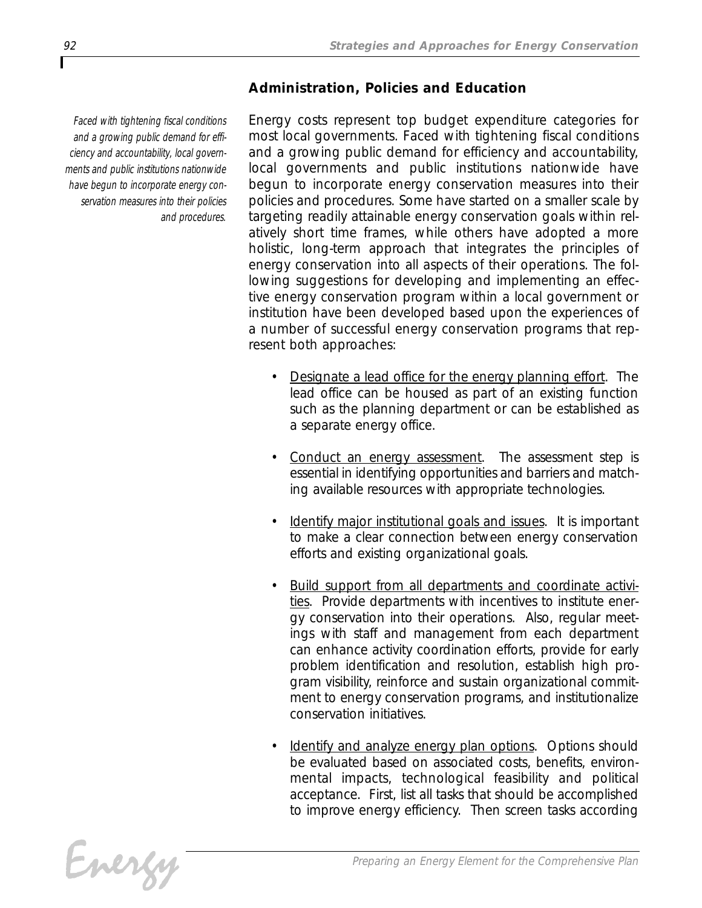## Administration, Policies and Education

*Faced with tightening fiscal conditions and a growing public demand for efficiency and accountability, local governments and public institutions nationwide have begun to incorporate energy conservation measures into their policies and procedures.*

Energy costs represent top budget expenditure categories for most local governments. Faced with tightening fiscal conditions and a growing public demand for efficiency and accountability, local governments and public institutions nationwide have begun to incorporate energy conservation measures into their policies and procedures. Some have started on a smaller scale by targeting readily attainable energy conservation goals within relatively short time frames, while others have adopted a more holistic, long-term approach that integrates the principles of energy conservation into all aspects of their operations. The following suggestions for developing and implementing an effective energy conservation program within a local government or institution have been developed based upon the experiences of a number of successful energy conservation programs that represent both approaches:

- Designate a lead office for the energy planning effort. The lead office can be housed as part of an existing function such as the planning department or can be established as a separate energy office.
- Conduct an energy assessment. The assessment step is essential in identifying opportunities and barriers and matching available resources with appropriate technologies.
- Identify major institutional goals and issues. It is important to make a clear connection between energy conservation efforts and existing organizational goals.
- Build support from all departments and coordinate activities. Provide departments with incentives to institute energy conservation into their operations. Also, regular meetings with staff and management from each department can enhance activity coordination efforts, provide for early problem identification and resolution, establish high program visibility, reinforce and sustain organizational commitment to energy conservation programs, and institutionalize conservation initiatives.
- Identify and analyze energy plan options. Options should be evaluated based on associated costs, benefits, environmental impacts, technological feasibility and political acceptance. First, list all tasks that should be accomplished to improve energy efficiency. Then screen tasks according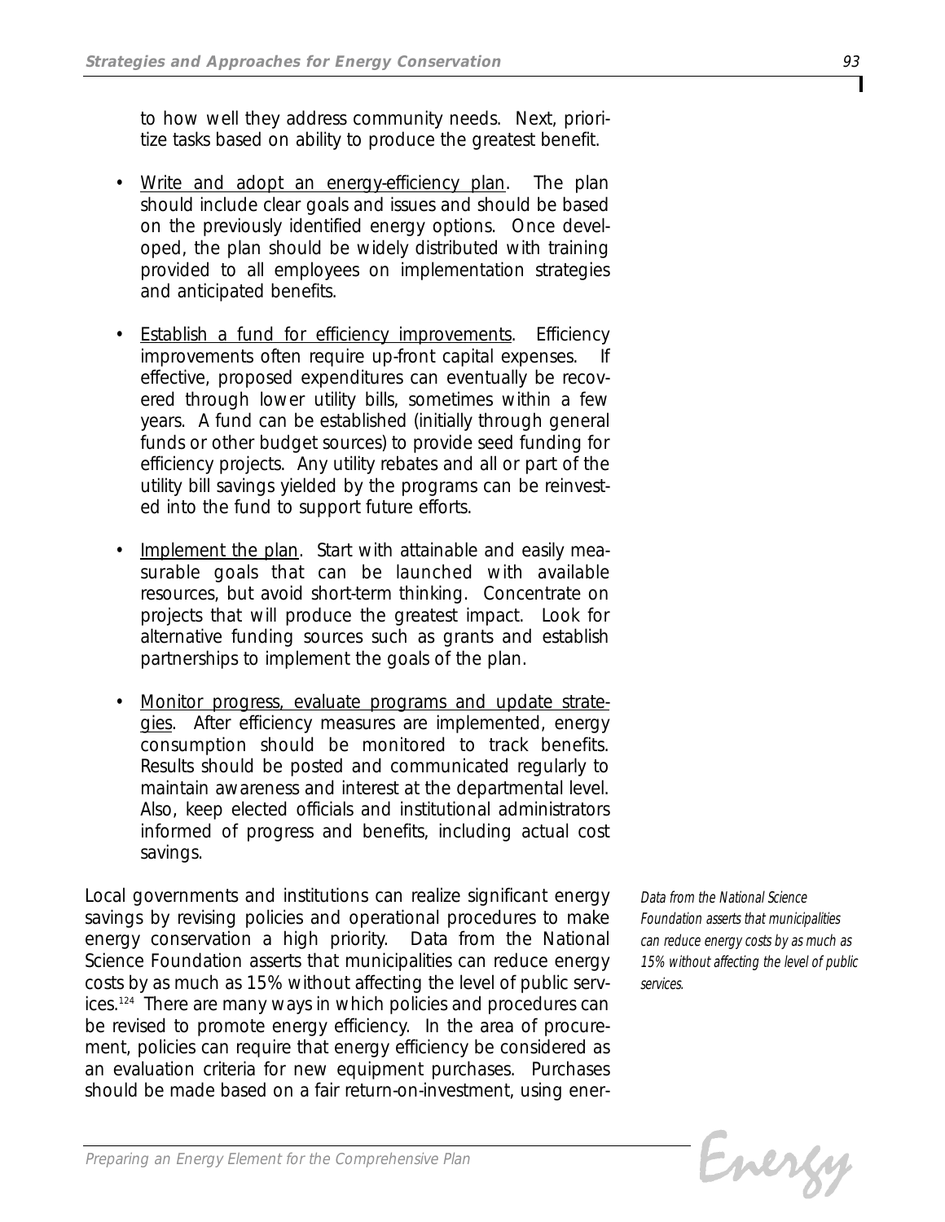to how well they address community needs. Next, prioritize tasks based on ability to produce the greatest benefit.

- Write and adopt an energy-efficiency plan. The plan should include clear goals and issues and should be based on the previously identified energy options. Once developed, the plan should be widely distributed with training provided to all employees on implementation strategies and anticipated benefits.

- Establish a fund for efficiency improvements. Efficiency improvements often require up-front capital expenses. If effective, proposed expenditures can eventually be recovered through lower utility bills, sometimes within a few years. A fund can be established (initially through general funds or other budget sources) to provide seed funding for efficiency projects. Any utility rebates and all or part of the utility bill savings yielded by the programs can be reinvested into the fund to support future efforts.

- Implement the plan. Start with attainable and easily measurable goals that can be launched with available resources, but avoid short-term thinking. Concentrate on projects that will produce the greatest impact. Look for alternative funding sources such as grants and establish partnerships to implement the goals of the plan.

- Monitor progress, evaluate programs and update strategies. After efficiency measures are implemented, energy consumption should be monitored to track benefits. Results should be posted and communicated regularly to maintain awareness and interest at the departmental level. Also, keep elected officials and institutional administrators informed of progress and benefits, including actual cost savings.

Local governments and institutions can realize significant energy savings by revising policies and operational procedures to make energy conservation a high priority. Data from the National Science Foundation asserts that municipalities can reduce energy costs by as much as 15% without affecting the level of public services.[124] There are many ways in which policies and procedures can be revised to promote energy efficiency. In the area of procurement, policies can require that energy efficiency be considered as an evaluation criteria for new equipment purchases. Purchases should be made based on a fair return-on-investment, using ener-

*Data from the National Science Foundation asserts that municipalities can reduce energy costs by as much as 15% without affecting the level of public services.*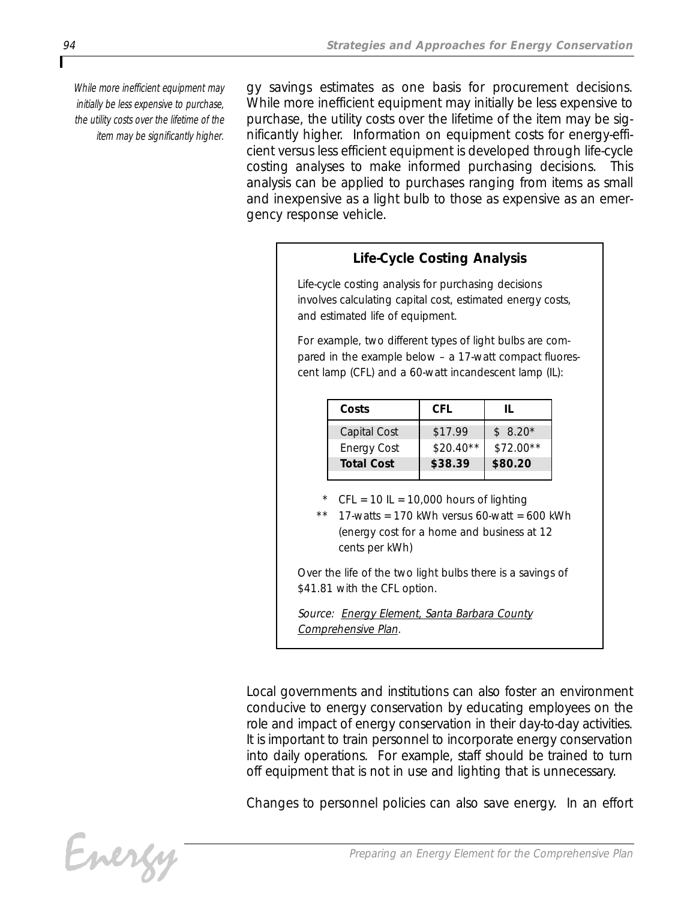*While more inefficient equipment may initially be less expensive to purchase, the utility costs over the lifetime of the item may be significantly higher.*

gy savings estimates as one basis for procurement decisions. While more inefficient equipment may initially be less expensive to purchase, the utility costs over the lifetime of the item may be significantly higher. Information on equipment costs for energy-efficient versus less efficient equipment is developed through life-cycle costing analyses to make informed purchasing decisions. This analysis can be applied to purchases ranging from items as small and inexpensive as a light bulb to those as expensive as an emergency response vehicle.

### Life-Cycle Costing Analysis

Life-cycle costing analysis for purchasing decisions involves calculating capital cost, estimated energy costs, and estimated life of equipment.

For example, two different types of light bulbs are compared in the example below – a 17-watt compact fluorescent lamp (CFL) and a 60-watt incandescent lamp (IL):

| Costs | CFL | IL |
|---|---|---|
| Capital Cost | $17.99 | $ 8.20* |
| Energy Cost | $20.40** | $72.00** |
| **Total Cost** | **$38.39** | **$80.20** |

\* CFL = 10 IL = 10,000 hours of lighting

\*\* 17-watts = 170 kWh versus 60-watt = 600 kWh (energy cost for a home and business at 12 cents per kWh)

Over the life of the two light bulbs there is a savings of $41.81 with the CFL option.

*Source:* Energy Element, Santa Barbara County Comprehensive Plan.

Local governments and institutions can also foster an environment conducive to energy conservation by educating employees on the role and impact of energy conservation in their day-to-day activities. It is important to train personnel to incorporate energy conservation into daily operations. For example, staff should be trained to turn off equipment that is not in use and lighting that is unnecessary.

Changes to personnel policies can also save energy. In an effort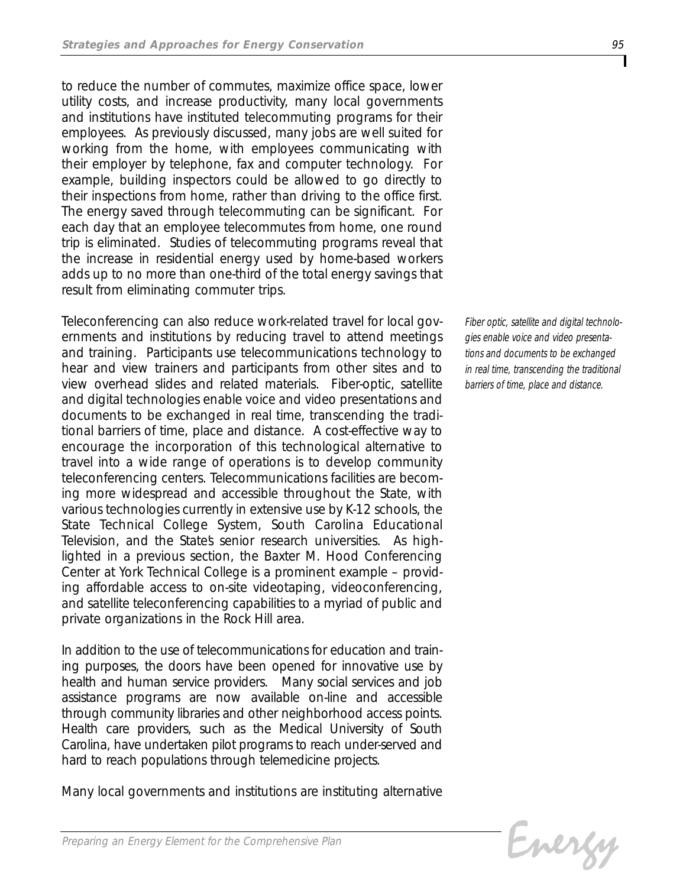to reduce the number of commutes, maximize office space, lower utility costs, and increase productivity, many local governments and institutions have instituted telecommuting programs for their employees. As previously discussed, many jobs are well suited for working from the home, with employees communicating with their employer by telephone, fax and computer technology. For example, building inspectors could be allowed to go directly to their inspections from home, rather than driving to the office first. The energy saved through telecommuting can be significant. For each day that an employee telecommutes from home, one round trip is eliminated. Studies of telecommuting programs reveal that the increase in residential energy used by home-based workers adds up to no more than one-third of the total energy savings that result from eliminating commuter trips.

Teleconferencing can also reduce work-related travel for local governments and institutions by reducing travel to attend meetings and training. Participants use telecommunications technology to hear and view trainers and participants from other sites and to view overhead slides and related materials. Fiber-optic, satellite and digital technologies enable voice and video presentations and documents to be exchanged in real time, transcending the traditional barriers of time, place and distance. A cost-effective way to encourage the incorporation of this technological alternative to travel into a wide range of operations is to develop community teleconferencing centers. Telecommunications facilities are becoming more widespread and accessible throughout the State, with various technologies currently in extensive use by K-12 schools, the State Technical College System, South Carolina Educational Television, and the State's senior research universities. As highlighted in a previous section, the Baxter M. Hood Conferencing Center at York Technical College is a prominent example – providing affordable access to on-site videotaping, videoconferencing, and satellite teleconferencing capabilities to a myriad of public and private organizations in the Rock Hill area.

*Fiber optic, satellite and digital technologies enable voice and video presentations and documents to be exchanged in real time, transcending the traditional barriers of time, place and distance.*

In addition to the use of telecommunications for education and training purposes, the doors have been opened for innovative use by health and human service providers. Many social services and job assistance programs are now available on-line and accessible through community libraries and other neighborhood access points. Health care providers, such as the Medical University of South Carolina, have undertaken pilot programs to reach under-served and hard to reach populations through telemedicine projects.

Many local governments and institutions are instituting alternative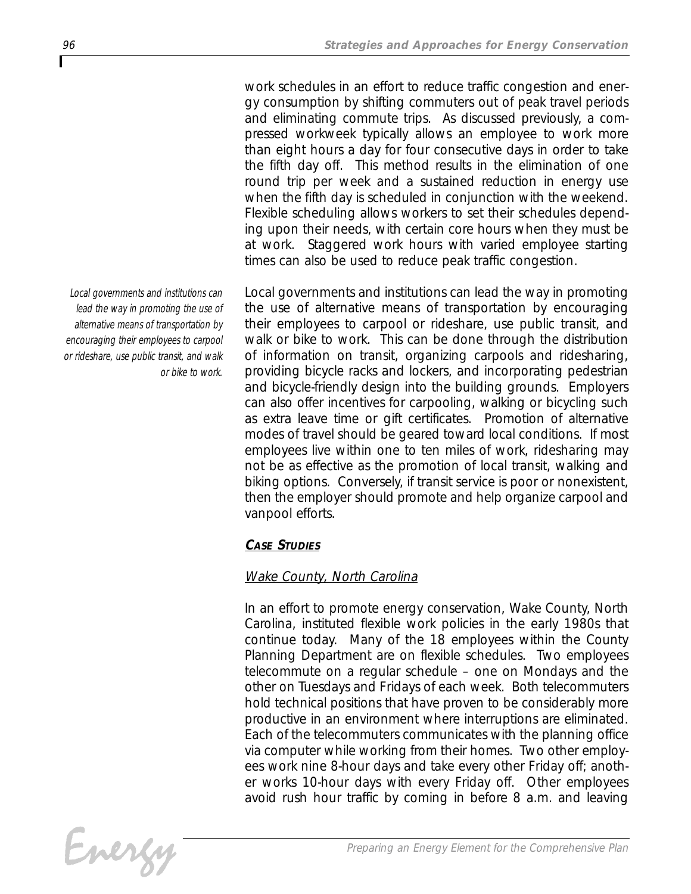work schedules in an effort to reduce traffic congestion and energy consumption by shifting commuters out of peak travel periods and eliminating commute trips. As discussed previously, a compressed workweek typically allows an employee to work more than eight hours a day for four consecutive days in order to take the fifth day off. This method results in the elimination of one round trip per week and a sustained reduction in energy use when the fifth day is scheduled in conjunction with the weekend. Flexible scheduling allows workers to set their schedules depending upon their needs, with certain core hours when they must be at work. Staggered work hours with varied employee starting times can also be used to reduce peak traffic congestion.

*Local governments and institutions can lead the way in promoting the use of alternative means of transportation by encouraging their employees to carpool or rideshare, use public transit, and walk or bike to work.*

Local governments and institutions can lead the way in promoting the use of alternative means of transportation by encouraging their employees to carpool or rideshare, use public transit, and walk or bike to work. This can be done through the distribution of information on transit, organizing carpools and ridesharing, providing bicycle racks and lockers, and incorporating pedestrian and bicycle-friendly design into the building grounds. Employers can also offer incentives for carpooling, walking or bicycling such as extra leave time or gift certificates. Promotion of alternative modes of travel should be geared toward local conditions. If most employees live within one to ten miles of work, ridesharing may not be as effective as the promotion of local transit, walking and biking options. Conversely, if transit service is poor or nonexistent, then the employer should promote and help organize carpool and vanpool efforts.

### CASE STUDIES

#### Wake County, North Carolina

In an effort to promote energy conservation, Wake County, North Carolina, instituted flexible work policies in the early 1980s that continue today. Many of the 18 employees within the County Planning Department are on flexible schedules. Two employees telecommute on a regular schedule – one on Mondays and the other on Tuesdays and Fridays of each week. Both telecommuters hold technical positions that have proven to be considerably more productive in an environment where interruptions are eliminated. Each of the telecommuters communicates with the planning office via computer while working from their homes. Two other employees work nine 8-hour days and take every other Friday off; another works 10-hour days with every Friday off. Other employees avoid rush hour traffic by coming in before 8 a.m. and leaving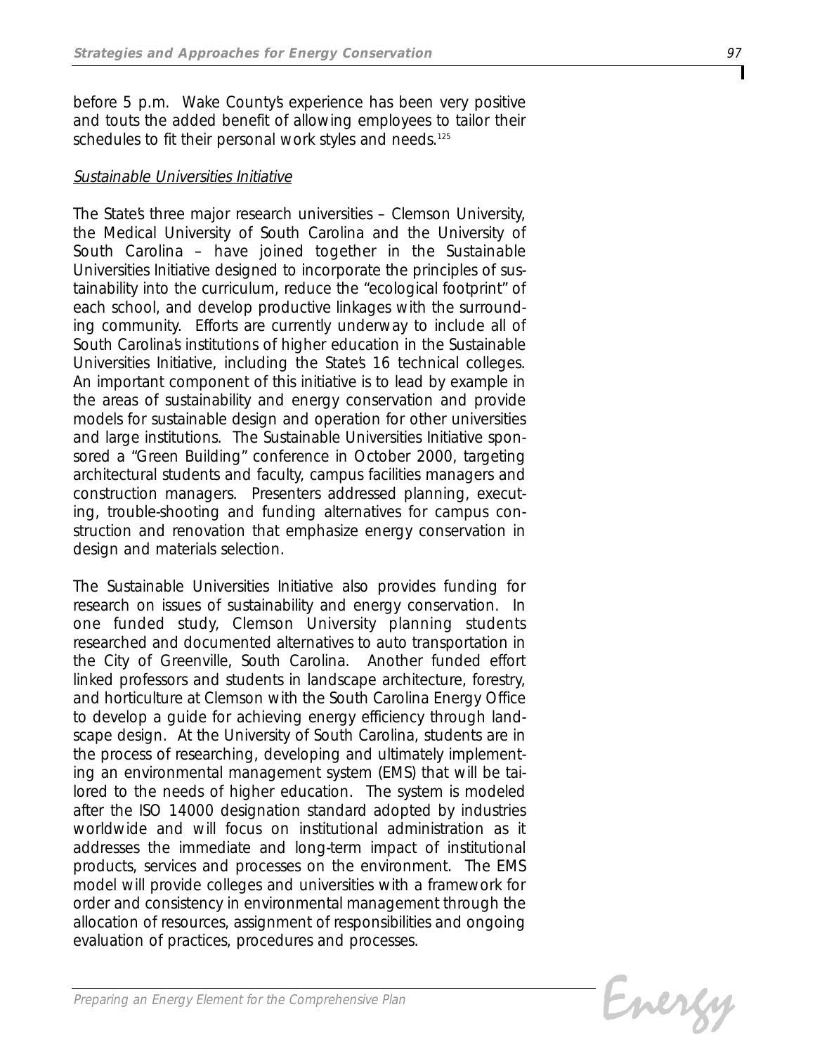before 5 p.m. Wake County's experience has been very positive and touts the added benefit of allowing employees to tailor their schedules to fit their personal work styles and needs.[125]

Sustainable Universities Initiative

The State's three major research universities – Clemson University, the Medical University of South Carolina and the University of South Carolina – have joined together in the Sustainable Universities Initiative designed to incorporate the principles of sustainability into the curriculum, reduce the "ecological footprint" of each school, and develop productive linkages with the surrounding community. Efforts are currently underway to include all of South Carolina's institutions of higher education in the Sustainable Universities Initiative, including the State's 16 technical colleges. An important component of this initiative is to lead by example in the areas of sustainability and energy conservation and provide models for sustainable design and operation for other universities and large institutions. The Sustainable Universities Initiative sponsored a "Green Building" conference in October 2000, targeting architectural students and faculty, campus facilities managers and construction managers. Presenters addressed planning, executing, trouble-shooting and funding alternatives for campus construction and renovation that emphasize energy conservation in design and materials selection.

The Sustainable Universities Initiative also provides funding for research on issues of sustainability and energy conservation. In one funded study, Clemson University planning students researched and documented alternatives to auto transportation in the City of Greenville, South Carolina. Another funded effort linked professors and students in landscape architecture, forestry, and horticulture at Clemson with the South Carolina Energy Office to develop a guide for achieving energy efficiency through landscape design. At the University of South Carolina, students are in the process of researching, developing and ultimately implementing an environmental management system (EMS) that will be tailored to the needs of higher education. The system is modeled after the ISO 14000 designation standard adopted by industries worldwide and will focus on institutional administration as it addresses the immediate and long-term impact of institutional products, services and processes on the environment. The EMS model will provide colleges and universities with a framework for order and consistency in environmental management through the allocation of resources, assignment of responsibilities and ongoing evaluation of practices, procedures and processes.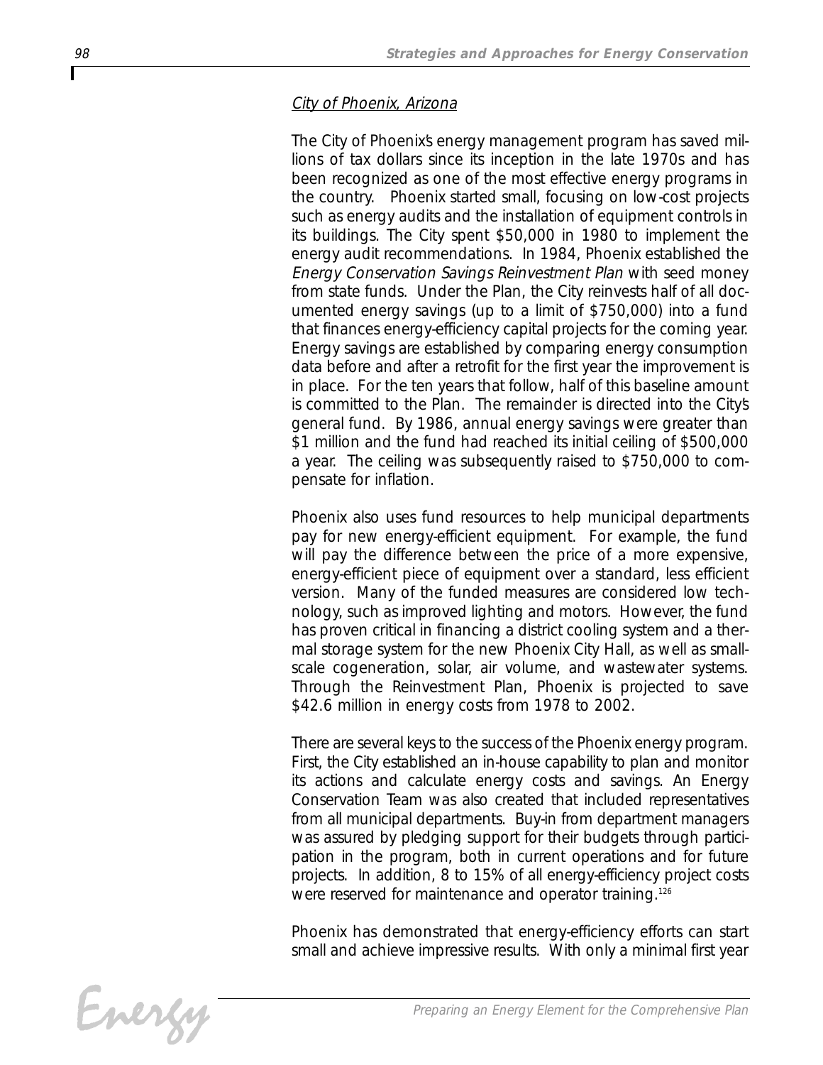*City of Phoenix, Arizona*

The City of Phoenix's energy management program has saved millions of tax dollars since its inception in the late 1970s and has been recognized as one of the most effective energy programs in the country. Phoenix started small, focusing on low-cost projects such as energy audits and the installation of equipment controls in its buildings. The City spent $50,000 in 1980 to implement the energy audit recommendations. In 1984, Phoenix established the *Energy Conservation Savings Reinvestment Plan* with seed money from state funds. Under the Plan, the City reinvests half of all documented energy savings (up to a limit of $750,000) into a fund that finances energy-efficiency capital projects for the coming year. Energy savings are established by comparing energy consumption data before and after a retrofit for the first year the improvement is in place. For the ten years that follow, half of this baseline amount is committed to the Plan. The remainder is directed into the City's general fund. By 1986, annual energy savings were greater than $1 million and the fund had reached its initial ceiling of $500,000 a year. The ceiling was subsequently raised to $750,000 to compensate for inflation.

Phoenix also uses fund resources to help municipal departments pay for new energy-efficient equipment. For example, the fund will pay the difference between the price of a more expensive, energy-efficient piece of equipment over a standard, less efficient version. Many of the funded measures are considered low technology, such as improved lighting and motors. However, the fund has proven critical in financing a district cooling system and a thermal storage system for the new Phoenix City Hall, as well as small-scale cogeneration, solar, air volume, and wastewater systems. Through the Reinvestment Plan, Phoenix is projected to save $42.6 million in energy costs from 1978 to 2002.

There are several keys to the success of the Phoenix energy program. First, the City established an in-house capability to plan and monitor its actions and calculate energy costs and savings. An Energy Conservation Team was also created that included representatives from all municipal departments. Buy-in from department managers was assured by pledging support for their budgets through participation in the program, both in current operations and for future projects. In addition, 8 to 15% of all energy-efficiency project costs were reserved for maintenance and operator training.[126]

Phoenix has demonstrated that energy-efficiency efforts can start small and achieve impressive results. With only a minimal first year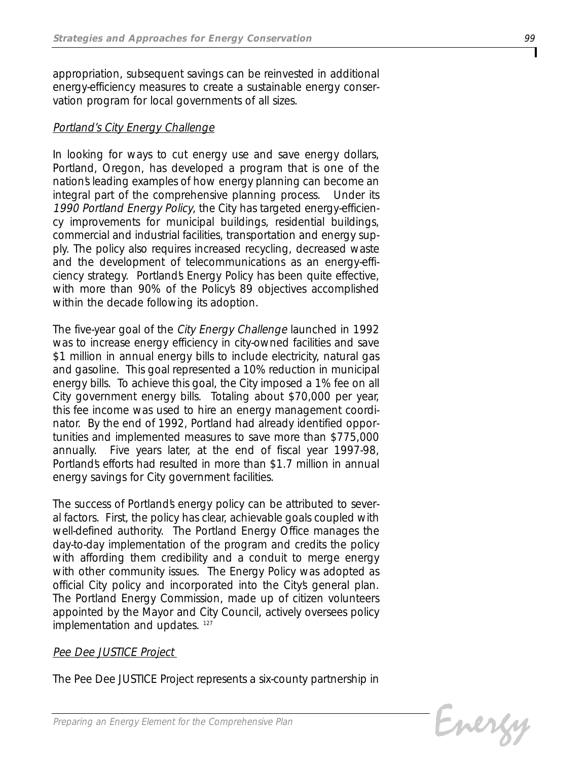appropriation, subsequent savings can be reinvested in additional energy-efficiency measures to create a sustainable energy conservation program for local governments of all sizes.

*Portland's City Energy Challenge*

In looking for ways to cut energy use and save energy dollars, Portland, Oregon, has developed a program that is one of the nation's leading examples of how energy planning can become an integral part of the comprehensive planning process. Under its *1990 Portland Energy Policy*, the City has targeted energy-efficiency improvements for municipal buildings, residential buildings, commercial and industrial facilities, transportation and energy supply. The policy also requires increased recycling, decreased waste and the development of telecommunications as an energy-efficiency strategy. Portland's Energy Policy has been quite effective, with more than 90% of the Policy's 89 objectives accomplished within the decade following its adoption.

The five-year goal of the *City Energy Challenge* launched in 1992 was to increase energy efficiency in city-owned facilities and save $1 million in annual energy bills to include electricity, natural gas and gasoline. This goal represented a 10% reduction in municipal energy bills. To achieve this goal, the City imposed a 1% fee on all City government energy bills. Totaling about $70,000 per year, this fee income was used to hire an energy management coordinator. By the end of 1992, Portland had already identified opportunities and implemented measures to save more than $775,000 annually. Five years later, at the end of fiscal year 1997-98, Portland's efforts had resulted in more than $1.7 million in annual energy savings for City government facilities.

The success of Portland's energy policy can be attributed to several factors. First, the policy has clear, achievable goals coupled with well-defined authority. The Portland Energy Office manages the day-to-day implementation of the program and credits the policy with affording them credibility and a conduit to merge energy with other community issues. The Energy Policy was adopted as official City policy and incorporated into the City's general plan. The Portland Energy Commission, made up of citizen volunteers appointed by the Mayor and City Council, actively oversees policy implementation and updates. [127]

*Pee Dee JUSTICE Project*

The Pee Dee JUSTICE Project represents a six-county partnership in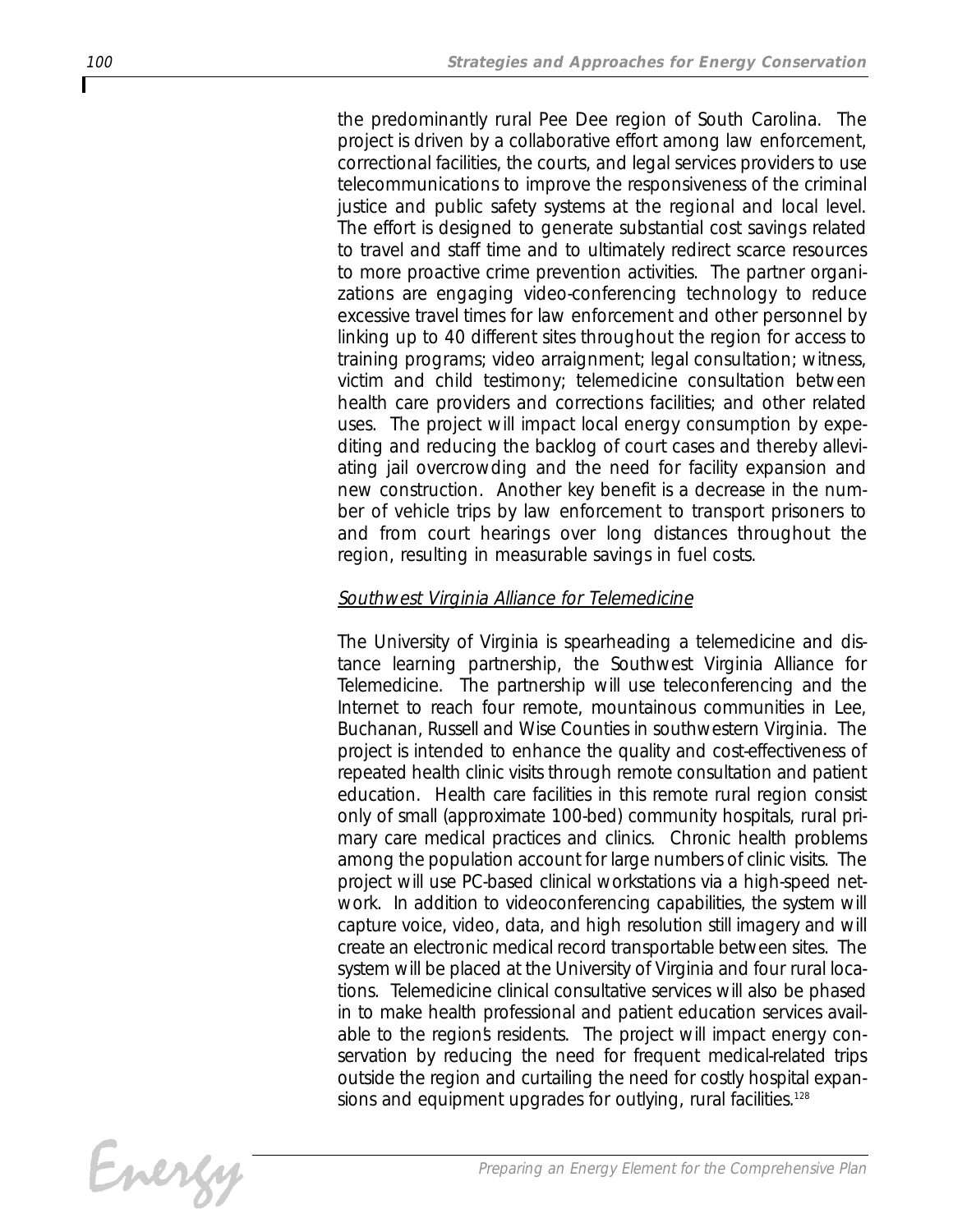the predominantly rural Pee Dee region of South Carolina. The project is driven by a collaborative effort among law enforcement, correctional facilities, the courts, and legal services providers to use telecommunications to improve the responsiveness of the criminal justice and public safety systems at the regional and local level. The effort is designed to generate substantial cost savings related to travel and staff time and to ultimately redirect scarce resources to more proactive crime prevention activities. The partner organizations are engaging video-conferencing technology to reduce excessive travel times for law enforcement and other personnel by linking up to 40 different sites throughout the region for access to training programs; video arraignment; legal consultation; witness, victim and child testimony; telemedicine consultation between health care providers and corrections facilities; and other related uses. The project will impact local energy consumption by expediting and reducing the backlog of court cases and thereby alleviating jail overcrowding and the need for facility expansion and new construction. Another key benefit is a decrease in the number of vehicle trips by law enforcement to transport prisoners to and from court hearings over long distances throughout the region, resulting in measurable savings in fuel costs.

*Southwest Virginia Alliance for Telemedicine*

The University of Virginia is spearheading a telemedicine and distance learning partnership, the Southwest Virginia Alliance for Telemedicine. The partnership will use teleconferencing and the Internet to reach four remote, mountainous communities in Lee, Buchanan, Russell and Wise Counties in southwestern Virginia. The project is intended to enhance the quality and cost-effectiveness of repeated health clinic visits through remote consultation and patient education. Health care facilities in this remote rural region consist only of small (approximate 100-bed) community hospitals, rural primary care medical practices and clinics. Chronic health problems among the population account for large numbers of clinic visits. The project will use PC-based clinical workstations via a high-speed network. In addition to videoconferencing capabilities, the system will capture voice, video, data, and high resolution still imagery and will create an electronic medical record transportable between sites. The system will be placed at the University of Virginia and four rural locations. Telemedicine clinical consultative services will also be phased in to make health professional and patient education services available to the region's residents. The project will impact energy conservation by reducing the need for frequent medical-related trips outside the region and curtailing the need for costly hospital expansions and equipment upgrades for outlying, rural facilities.[128]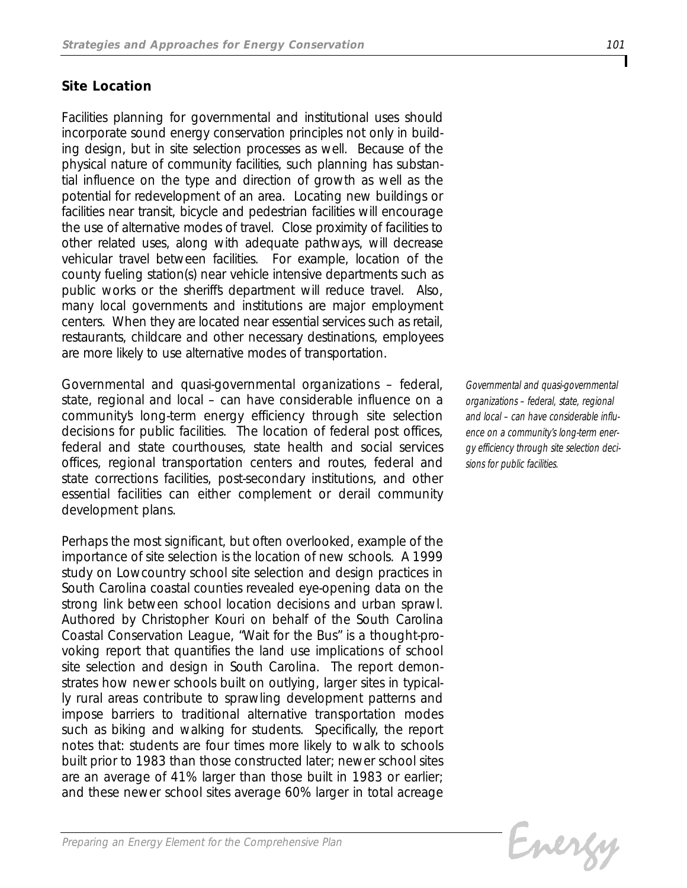## Site Location

Facilities planning for governmental and institutional uses should incorporate sound energy conservation principles not only in building design, but in site selection processes as well. Because of the physical nature of community facilities, such planning has substantial influence on the type and direction of growth as well as the potential for redevelopment of an area. Locating new buildings or facilities near transit, bicycle and pedestrian facilities will encourage the use of alternative modes of travel. Close proximity of facilities to other related uses, along with adequate pathways, will decrease vehicular travel between facilities. For example, location of the county fueling station(s) near vehicle intensive departments such as public works or the sheriff's department will reduce travel. Also, many local governments and institutions are major employment centers. When they are located near essential services such as retail, restaurants, childcare and other necessary destinations, employees are more likely to use alternative modes of transportation.

Governmental and quasi-governmental organizations – federal, state, regional and local – can have considerable influence on a community's long-term energy efficiency through site selection decisions for public facilities. The location of federal post offices, federal and state courthouses, state health and social services offices, regional transportation centers and routes, federal and state corrections facilities, post-secondary institutions, and other essential facilities can either complement or derail community development plans.

*Governmental and quasi-governmental organizations – federal, state, regional and local – can have considerable influence on a community's long-term energy efficiency through site selection decisions for public facilities.*

Perhaps the most significant, but often overlooked, example of the importance of site selection is the location of new schools. A 1999 study on Lowcountry school site selection and design practices in South Carolina coastal counties revealed eye-opening data on the strong link between school location decisions and urban sprawl. Authored by Christopher Kouri on behalf of the South Carolina Coastal Conservation League, "Wait for the Bus" is a thought-provoking report that quantifies the land use implications of school site selection and design in South Carolina. The report demonstrates how newer schools built on outlying, larger sites in typically rural areas contribute to sprawling development patterns and impose barriers to traditional alternative transportation modes such as biking and walking for students. Specifically, the report notes that: students are four times more likely to walk to schools built prior to 1983 than those constructed later; newer school sites are an average of 41% larger than those built in 1983 or earlier; and these newer school sites average 60% larger in total acreage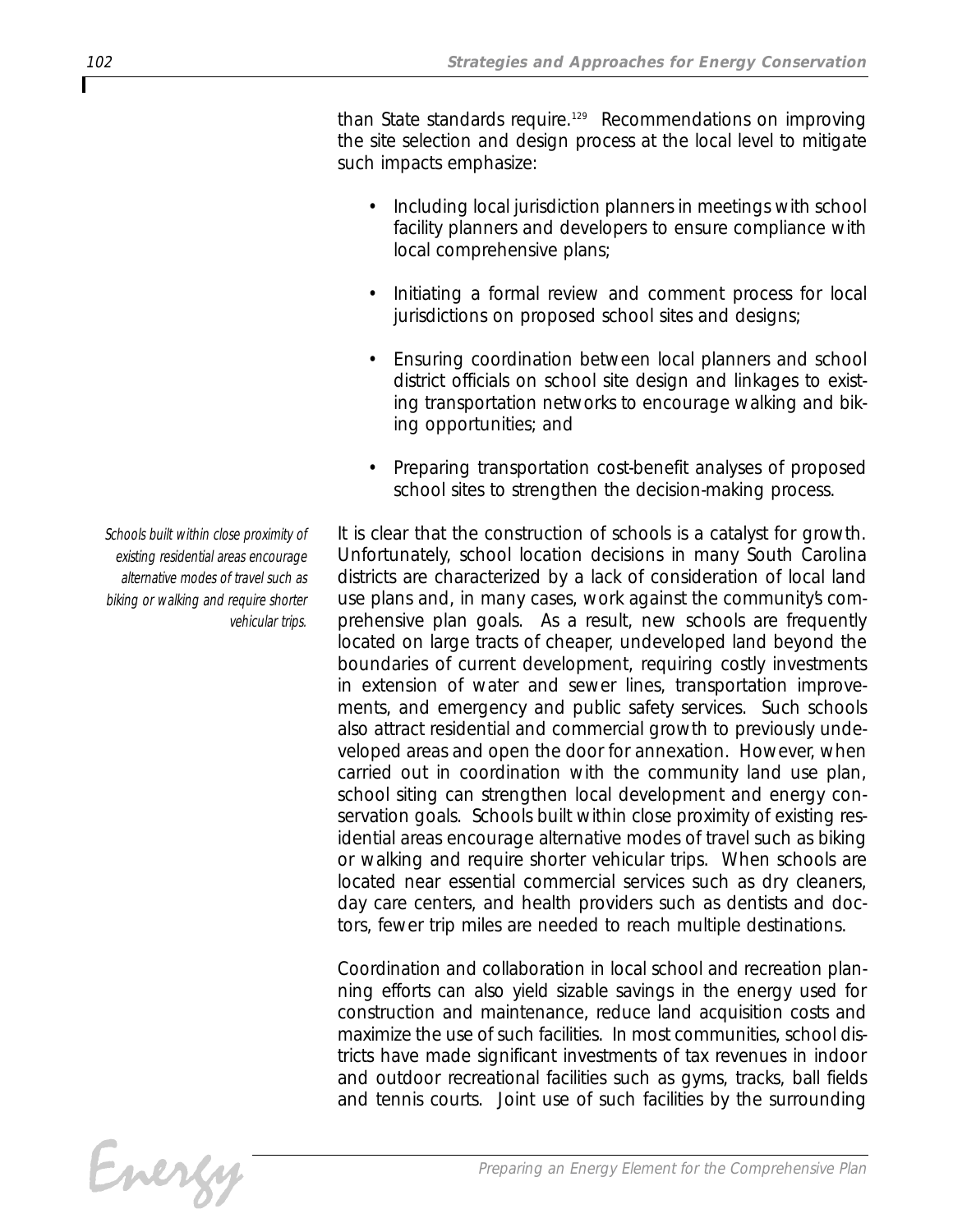than State standards require.[129] Recommendations on improving the site selection and design process at the local level to mitigate such impacts emphasize:

- Including local jurisdiction planners in meetings with school facility planners and developers to ensure compliance with local comprehensive plans;
- Initiating a formal review and comment process for local jurisdictions on proposed school sites and designs;
- Ensuring coordination between local planners and school district officials on school site design and linkages to existing transportation networks to encourage walking and biking opportunities; and
- Preparing transportation cost-benefit analyses of proposed school sites to strengthen the decision-making process.

*Schools built within close proximity of existing residential areas encourage alternative modes of travel such as biking or walking and require shorter vehicular trips.*

It is clear that the construction of schools is a catalyst for growth. Unfortunately, school location decisions in many South Carolina districts are characterized by a lack of consideration of local land use plans and, in many cases, work against the community's comprehensive plan goals. As a result, new schools are frequently located on large tracts of cheaper, undeveloped land beyond the boundaries of current development, requiring costly investments in extension of water and sewer lines, transportation improvements, and emergency and public safety services. Such schools also attract residential and commercial growth to previously undeveloped areas and open the door for annexation. However, when carried out in coordination with the community land use plan, school siting can strengthen local development and energy conservation goals. Schools built within close proximity of existing residential areas encourage alternative modes of travel such as biking or walking and require shorter vehicular trips. When schools are located near essential commercial services such as dry cleaners, day care centers, and health providers such as dentists and doctors, fewer trip miles are needed to reach multiple destinations.

Coordination and collaboration in local school and recreation planning efforts can also yield sizable savings in the energy used for construction and maintenance, reduce land acquisition costs and maximize the use of such facilities. In most communities, school districts have made significant investments of tax revenues in indoor and outdoor recreational facilities such as gyms, tracks, ball fields and tennis courts. Joint use of such facilities by the surrounding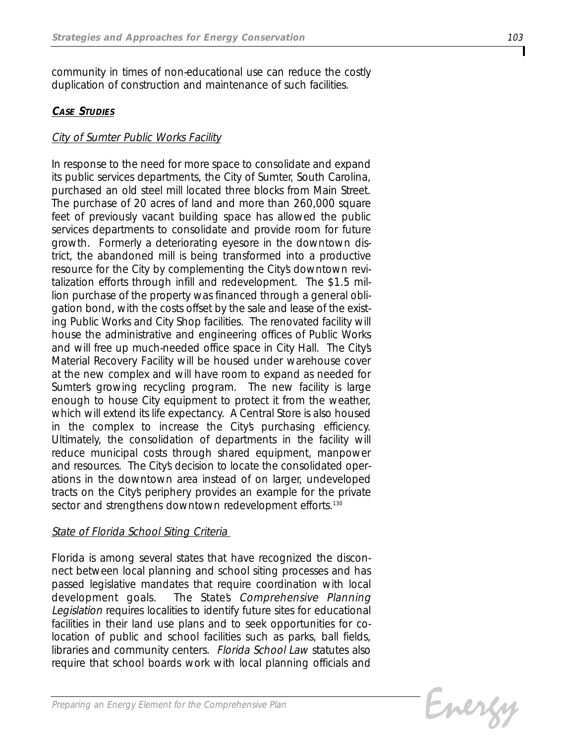community in times of non-educational use can reduce the costly duplication of construction and maintenance of such facilities.

### ***CASE STUDIES***

*City of Sumter Public Works Facility*

In response to the need for more space to consolidate and expand its public services departments, the City of Sumter, South Carolina, purchased an old steel mill located three blocks from Main Street. The purchase of 20 acres of land and more than 260,000 square feet of previously vacant building space has allowed the public services departments to consolidate and provide room for future growth. Formerly a deteriorating eyesore in the downtown district, the abandoned mill is being transformed into a productive resource for the City by complementing the City's downtown revitalization efforts through infill and redevelopment. The $1.5 million purchase of the property was financed through a general obligation bond, with the costs offset by the sale and lease of the existing Public Works and City Shop facilities. The renovated facility will house the administrative and engineering offices of Public Works and will free up much-needed office space in City Hall. The City's Material Recovery Facility will be housed under warehouse cover at the new complex and will have room to expand as needed for Sumter's growing recycling program. The new facility is large enough to house City equipment to protect it from the weather, which will extend its life expectancy. A Central Store is also housed in the complex to increase the City's purchasing efficiency. Ultimately, the consolidation of departments in the facility will reduce municipal costs through shared equipment, manpower and resources. The City's decision to locate the consolidated operations in the downtown area instead of on larger, undeveloped tracts on the City's periphery provides an example for the private sector and strengthens downtown redevelopment efforts.[130]

*State of Florida School Siting Criteria*

Florida is among several states that have recognized the disconnect between local planning and school siting processes and has passed legislative mandates that require coordination with local development goals. The State's *Comprehensive Planning Legislation* requires localities to identify future sites for educational facilities in their land use plans and to seek opportunities for co-location of public and school facilities such as parks, ball fields, libraries and community centers. *Florida School Law* statutes also require that school boards work with local planning officials and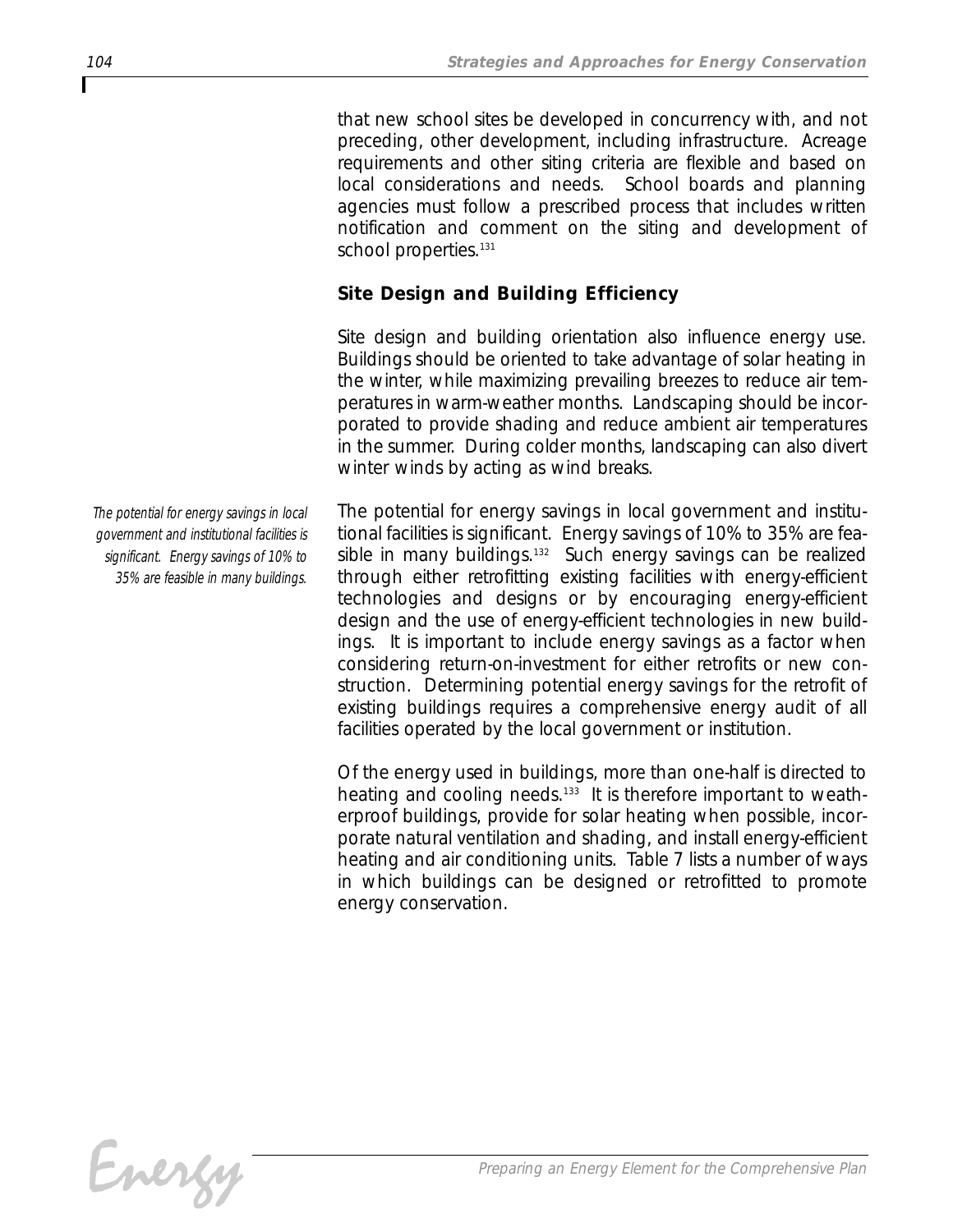that new school sites be developed in concurrency with, and not preceding, other development, including infrastructure. Acreage requirements and other siting criteria are flexible and based on local considerations and needs. School boards and planning agencies must follow a prescribed process that includes written notification and comment on the siting and development of school properties.[131]

## Site Design and Building Efficiency

Site design and building orientation also influence energy use. Buildings should be oriented to take advantage of solar heating in the winter, while maximizing prevailing breezes to reduce air temperatures in warm-weather months. Landscaping should be incorporated to provide shading and reduce ambient air temperatures in the summer. During colder months, landscaping can also divert winter winds by acting as wind breaks.

*The potential for energy savings in local government and institutional facilities is significant. Energy savings of 10% to 35% are feasible in many buildings.*

The potential for energy savings in local government and institutional facilities is significant. Energy savings of 10% to 35% are feasible in many buildings.[132] Such energy savings can be realized through either retrofitting existing facilities with energy-efficient technologies and designs or by encouraging energy-efficient design and the use of energy-efficient technologies in new buildings. It is important to include energy savings as a factor when considering return-on-investment for either retrofits or new construction. Determining potential energy savings for the retrofit of existing buildings requires a comprehensive energy audit of all facilities operated by the local government or institution.

Of the energy used in buildings, more than one-half is directed to heating and cooling needs.[133] It is therefore important to weatherproof buildings, provide for solar heating when possible, incorporate natural ventilation and shading, and install energy-efficient heating and air conditioning units. Table 7 lists a number of ways in which buildings can be designed or retrofitted to promote energy conservation.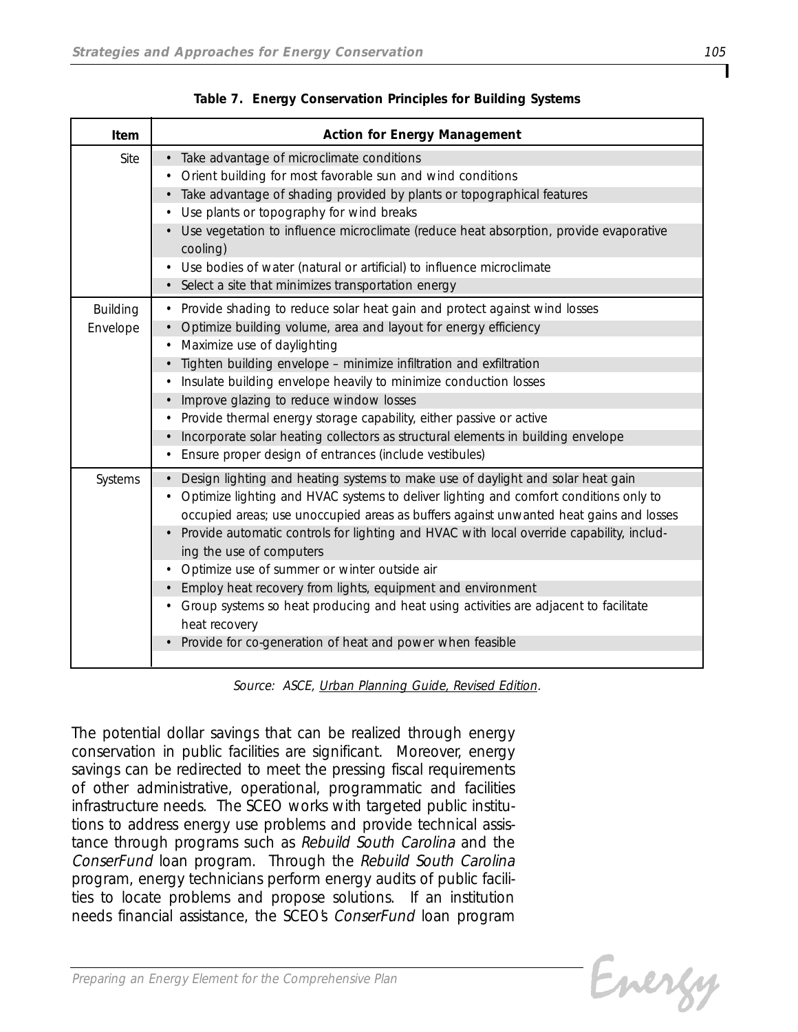**Table 7. Energy Conservation Principles for Building Systems**

| Item | Action for Energy Management |
|---|---|
| Site | • Take advantage of microclimate conditions<br>• Orient building for most favorable sun and wind conditions<br>• Take advantage of shading provided by plants or topographical features<br>• Use plants or topography for wind breaks<br>• Use vegetation to influence microclimate (reduce heat absorption, provide evaporative cooling)<br>• Use bodies of water (natural or artificial) to influence microclimate<br>• Select a site that minimizes transportation energy |
| Building Envelope | • Provide shading to reduce solar heat gain and protect against wind losses<br>• Optimize building volume, area and layout for energy efficiency<br>• Maximize use of daylighting<br>• Tighten building envelope – minimize infiltration and exfiltration<br>• Insulate building envelope heavily to minimize conduction losses<br>• Improve glazing to reduce window losses<br>• Provide thermal energy storage capability, either passive or active<br>• Incorporate solar heating collectors as structural elements in building envelope<br>• Ensure proper design of entrances (include vestibules) |
| Systems | • Design lighting and heating systems to make use of daylight and solar heat gain<br>• Optimize lighting and HVAC systems to deliver lighting and comfort conditions only to occupied areas; use unoccupied areas as buffers against unwanted heat gains and losses<br>• Provide automatic controls for lighting and HVAC with local override capability, including the use of computers<br>• Optimize use of summer or winter outside air<br>• Employ heat recovery from lights, equipment and environment<br>• Group systems so heat producing and heat using activities are adjacent to facilitate heat recovery<br>• Provide for co-generation of heat and power when feasible |

*Source: ASCE, Urban Planning Guide, Revised Edition.*

The potential dollar savings that can be realized through energy conservation in public facilities are significant. Moreover, energy savings can be redirected to meet the pressing fiscal requirements of other administrative, operational, programmatic and facilities infrastructure needs. The SCEO works with targeted public institutions to address energy use problems and provide technical assistance through programs such as *Rebuild South Carolina* and the *ConserFund* loan program. Through the *Rebuild South Carolina* program, energy technicians perform energy audits of public facilities to locate problems and propose solutions. If an institution needs financial assistance, the SCEO's *ConserFund* loan program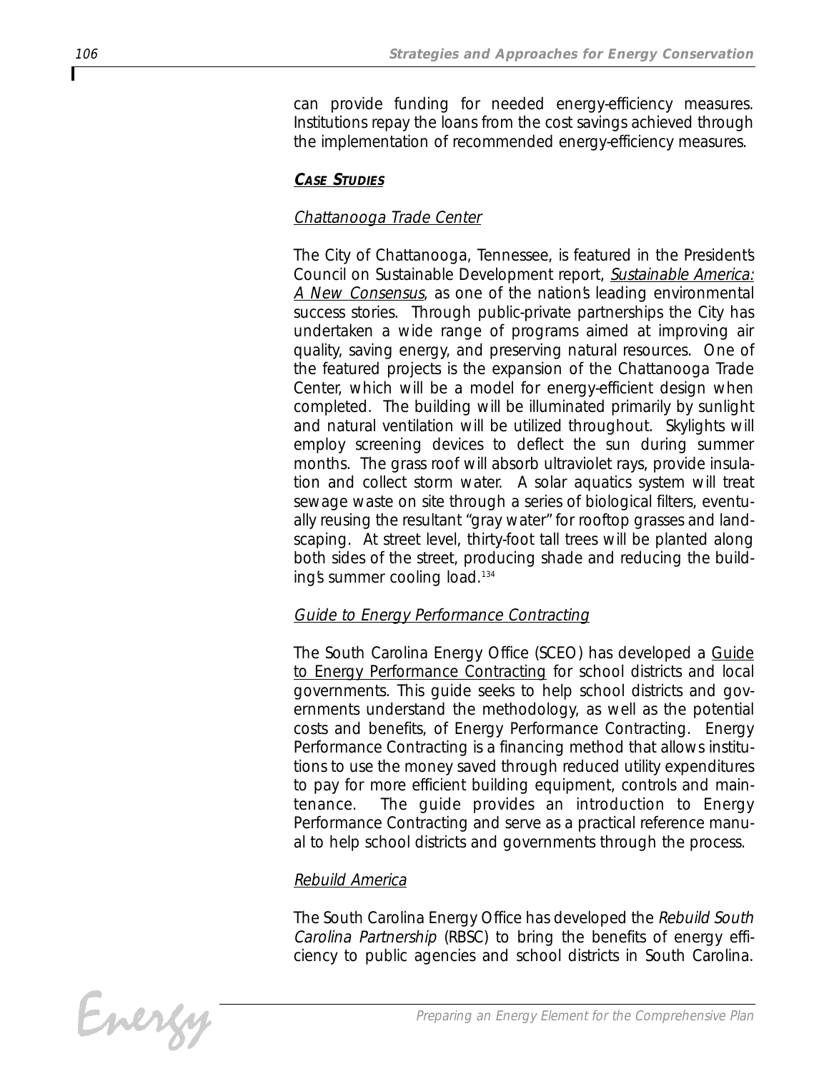can provide funding for needed energy-efficiency measures. Institutions repay the loans from the cost savings achieved through the implementation of recommended energy-efficiency measures.

### CASE STUDIES

#### Chattanooga Trade Center

The City of Chattanooga, Tennessee, is featured in the President's Council on Sustainable Development report, *Sustainable America: A New Consensus*, as one of the nation's leading environmental success stories. Through public-private partnerships the City has undertaken a wide range of programs aimed at improving air quality, saving energy, and preserving natural resources. One of the featured projects is the expansion of the Chattanooga Trade Center, which will be a model for energy-efficient design when completed. The building will be illuminated primarily by sunlight and natural ventilation will be utilized throughout. Skylights will employ screening devices to deflect the sun during summer months. The grass roof will absorb ultraviolet rays, provide insulation and collect storm water. A solar aquatics system will treat sewage waste on site through a series of biological filters, eventually reusing the resultant "gray water" for rooftop grasses and landscaping. At street level, thirty-foot tall trees will be planted along both sides of the street, producing shade and reducing the building's summer cooling load.[134]

#### Guide to Energy Performance Contracting

The South Carolina Energy Office (SCEO) has developed a Guide to Energy Performance Contracting for school districts and local governments. This guide seeks to help school districts and governments understand the methodology, as well as the potential costs and benefits, of Energy Performance Contracting. Energy Performance Contracting is a financing method that allows institutions to use the money saved through reduced utility expenditures to pay for more efficient building equipment, controls and maintenance. The guide provides an introduction to Energy Performance Contracting and serve as a practical reference manual to help school districts and governments through the process.

#### Rebuild America

The South Carolina Energy Office has developed the *Rebuild South Carolina Partnership* (RBSC) to bring the benefits of energy efficiency to public agencies and school districts in South Carolina.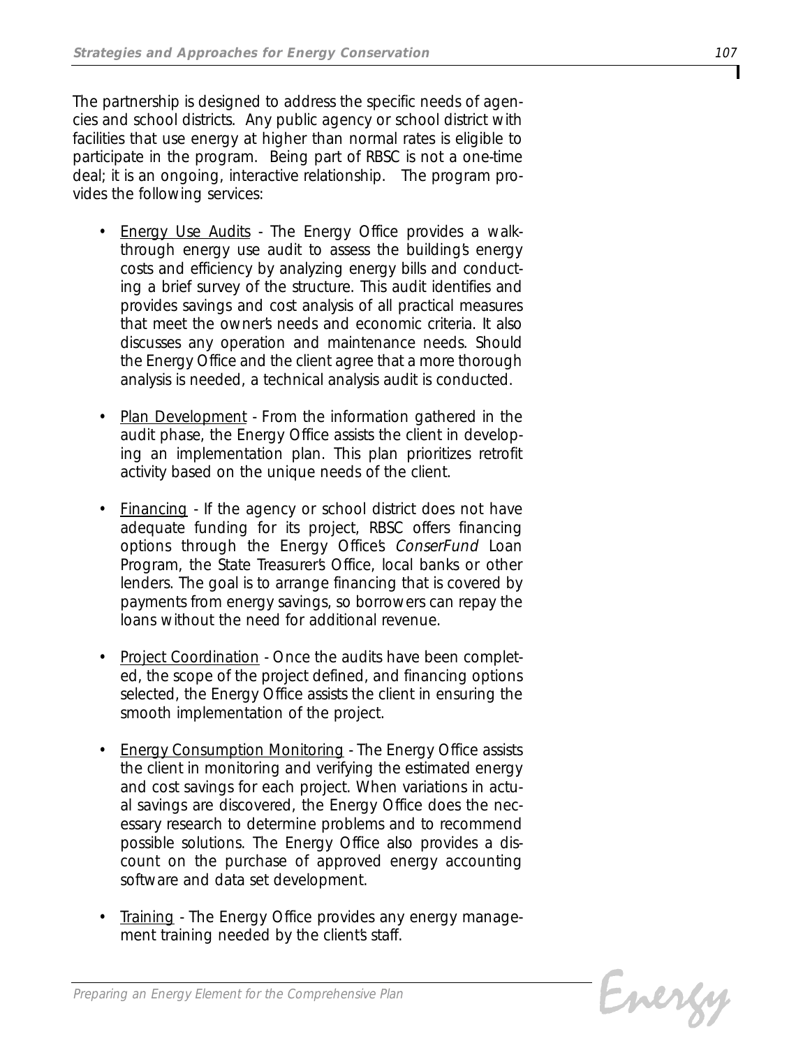The partnership is designed to address the specific needs of agencies and school districts. Any public agency or school district with facilities that use energy at higher than normal rates is eligible to participate in the program. Being part of RBSC is not a one-time deal; it is an ongoing, interactive relationship. The program provides the following services:

- Energy Use Audits - The Energy Office provides a walk-through energy use audit to assess the building's energy costs and efficiency by analyzing energy bills and conducting a brief survey of the structure. This audit identifies and provides savings and cost analysis of all practical measures that meet the owner's needs and economic criteria. It also discusses any operation and maintenance needs. Should the Energy Office and the client agree that a more thorough analysis is needed, a technical analysis audit is conducted.

- Plan Development - From the information gathered in the audit phase, the Energy Office assists the client in developing an implementation plan. This plan prioritizes retrofit activity based on the unique needs of the client.

- Financing - If the agency or school district does not have adequate funding for its project, RBSC offers financing options through the Energy Office's *ConserFund* Loan Program, the State Treasurer's Office, local banks or other lenders. The goal is to arrange financing that is covered by payments from energy savings, so borrowers can repay the loans without the need for additional revenue.

- Project Coordination - Once the audits have been completed, the scope of the project defined, and financing options selected, the Energy Office assists the client in ensuring the smooth implementation of the project.

- Energy Consumption Monitoring - The Energy Office assists the client in monitoring and verifying the estimated energy and cost savings for each project. When variations in actual savings are discovered, the Energy Office does the necessary research to determine problems and to recommend possible solutions. The Energy Office also provides a discount on the purchase of approved energy accounting software and data set development.

- Training - The Energy Office provides any energy management training needed by the client's staff.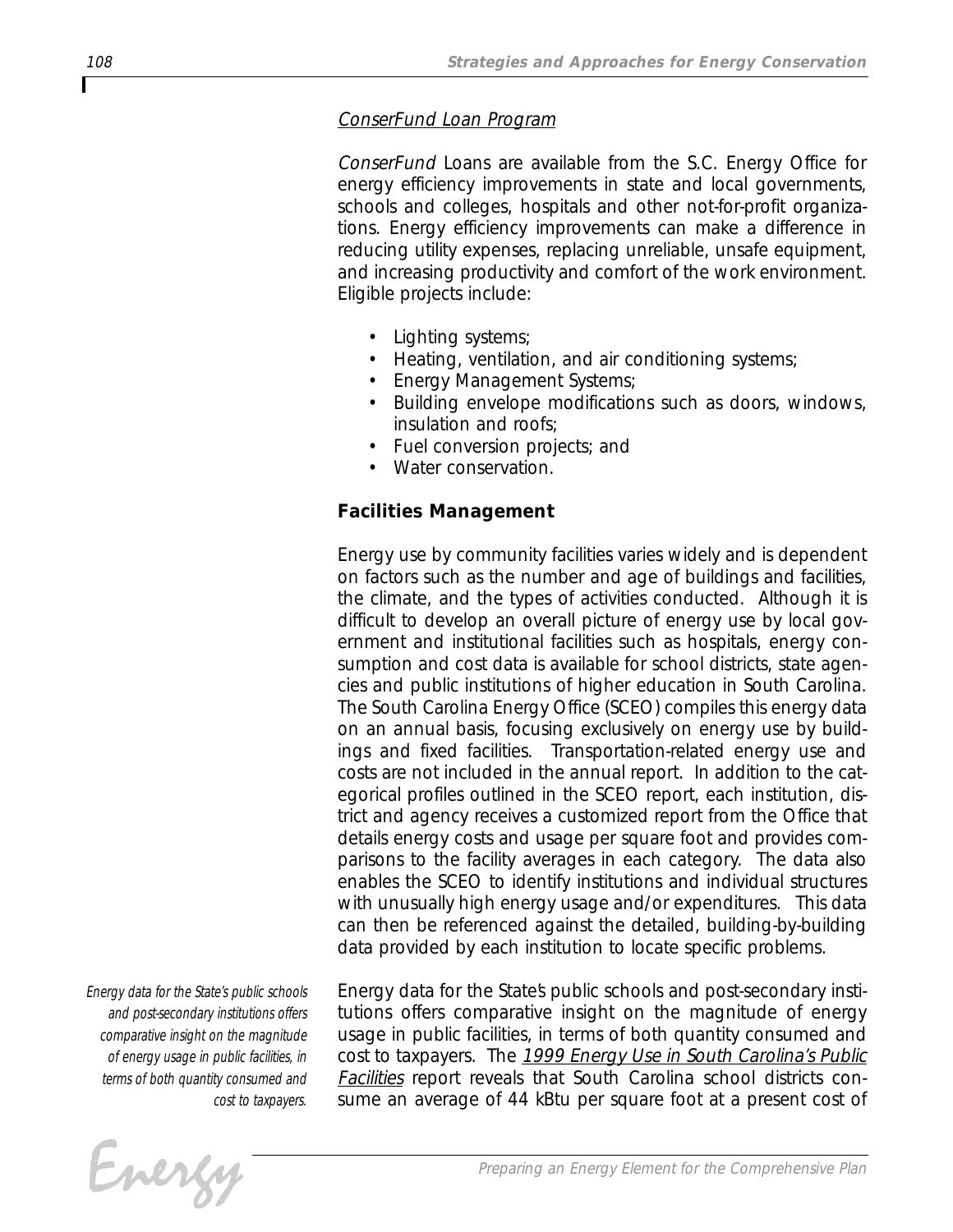### _ConserFund Loan Program_

*ConserFund* Loans are available from the S.C. Energy Office for energy efficiency improvements in state and local governments, schools and colleges, hospitals and other not-for-profit organizations. Energy efficiency improvements can make a difference in reducing utility expenses, replacing unreliable, unsafe equipment, and increasing productivity and comfort of the work environment. Eligible projects include:

- Lighting systems;
- Heating, ventilation, and air conditioning systems;
- Energy Management Systems;
- Building envelope modifications such as doors, windows, insulation and roofs;
- Fuel conversion projects; and
- Water conservation.

### Facilities Management

Energy use by community facilities varies widely and is dependent on factors such as the number and age of buildings and facilities, the climate, and the types of activities conducted. Although it is difficult to develop an overall picture of energy use by local government and institutional facilities such as hospitals, energy consumption and cost data is available for school districts, state agencies and public institutions of higher education in South Carolina. The South Carolina Energy Office (SCEO) compiles this energy data on an annual basis, focusing exclusively on energy use by buildings and fixed facilities. Transportation-related energy use and costs are not included in the annual report. In addition to the categorical profiles outlined in the SCEO report, each institution, district and agency receives a customized report from the Office that details energy costs and usage per square foot and provides comparisons to the facility averages in each category. The data also enables the SCEO to identify institutions and individual structures with unusually high energy usage and/or expenditures. This data can then be referenced against the detailed, building-by-building data provided by each institution to locate specific problems.

*Energy data for the State's public schools and post-secondary institutions offers comparative insight on the magnitude of energy usage in public facilities, in terms of both quantity consumed and cost to taxpayers.*

Energy data for the State's public schools and post-secondary institutions offers comparative insight on the magnitude of energy usage in public facilities, in terms of both quantity consumed and cost to taxpayers. The _1999 Energy Use in South Carolina's Public Facilities_ report reveals that South Carolina school districts consume an average of 44 kBtu per square foot at a present cost of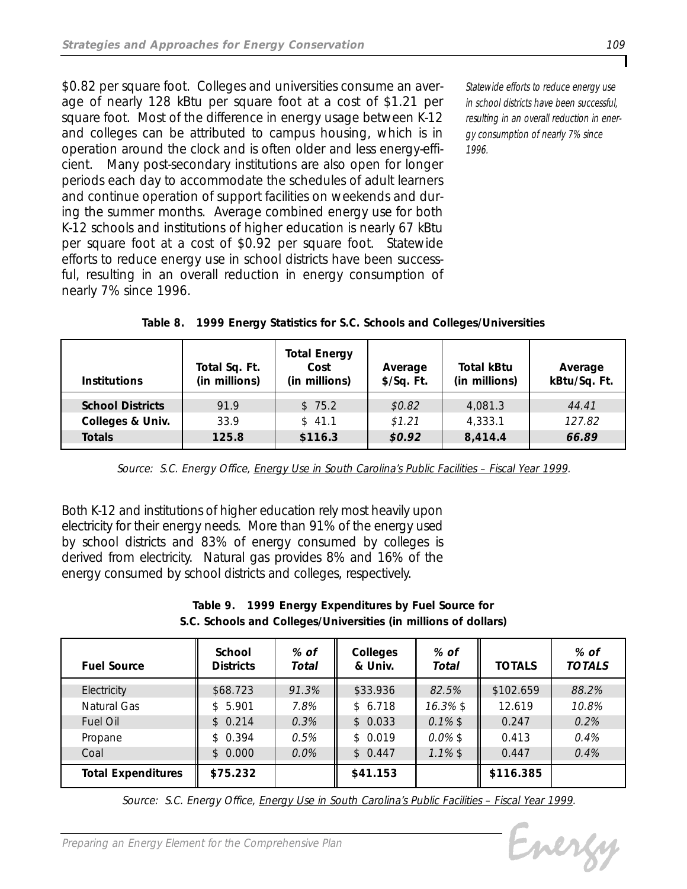$0.82 per square foot. Colleges and universities consume an average of nearly 128 kBtu per square foot at a cost of $1.21 per square foot. Most of the difference in energy usage between K-12 and colleges can be attributed to campus housing, which is in operation around the clock and is often older and less energy-efficient. Many post-secondary institutions are also open for longer periods each day to accommodate the schedules of adult learners and continue operation of support facilities on weekends and during the summer months. Average combined energy use for both K-12 schools and institutions of higher education is nearly 67 kBtu per square foot at a cost of $0.92 per square foot. Statewide efforts to reduce energy use in school districts have been successful, resulting in an overall reduction in energy consumption of nearly 7% since 1996.

*Statewide efforts to reduce energy use in school districts have been successful, resulting in an overall reduction in energy consumption of nearly 7% since 1996.*

**Table 8. 1999 Energy Statistics for S.C. Schools and Colleges/Universities**

| Institutions | Total Sq. Ft. (in millions) | Total Energy Cost (in millions) | Average $/Sq. Ft. | Total kBtu (in millions) | Average kBtu/Sq. Ft. |
|---|---|---|---|---|---|
| **School Districts** | 91.9 | $ 75.2 | *$0.82* | 4,081.3 | *44.41* |
| **Colleges & Univ.** | 33.9 | $ 41.1 | *$1.21* | 4,333.1 | *127.82* |
| **Totals** | **125.8** | **$116.3** | ***$0.92*** | **8,414.4** | ***66.89*** |

*Source: S.C. Energy Office, Energy Use in South Carolina's Public Facilities – Fiscal Year 1999.*

Both K-12 and institutions of higher education rely most heavily upon electricity for their energy needs. More than 91% of the energy used by school districts and 83% of energy consumed by colleges is derived from electricity. Natural gas provides 8% and 16% of the energy consumed by school districts and colleges, respectively.

**Table 9. 1999 Energy Expenditures by Fuel Source for S.C. Schools and Colleges/Universities (in millions of dollars)**

| Fuel Source | School Districts | *% of Total* | Colleges & Univ. | *% of Total* | TOTALS | *% of TOTALS* |
|---|---|---|---|---|---|---|
| Electricity | $68.723 | *91.3%* | $33.936 | *82.5%* | $102.659 | *88.2%* |
| Natural Gas | $ 5.901 | *7.8%* | $ 6.718 | *16.3%* | $ 12.619 | *10.8%* |
| Fuel Oil | $ 0.214 | *0.3%* | $ 0.033 | *0.1%* | $ 0.247 | *0.2%* |
| Propane | $ 0.394 | *0.5%* | $ 0.019 | *0.0%* | $ 0.413 | *0.4%* |
| Coal | $ 0.000 | *0.0%* | $ 0.447 | *1.1%* | $ 0.447 | *0.4%* |
| **Total Expenditures** | **$75.232** | | **$41.153** | | **$116.385** | |

*Source: S.C. Energy Office, Energy Use in South Carolina's Public Facilities – Fiscal Year 1999.*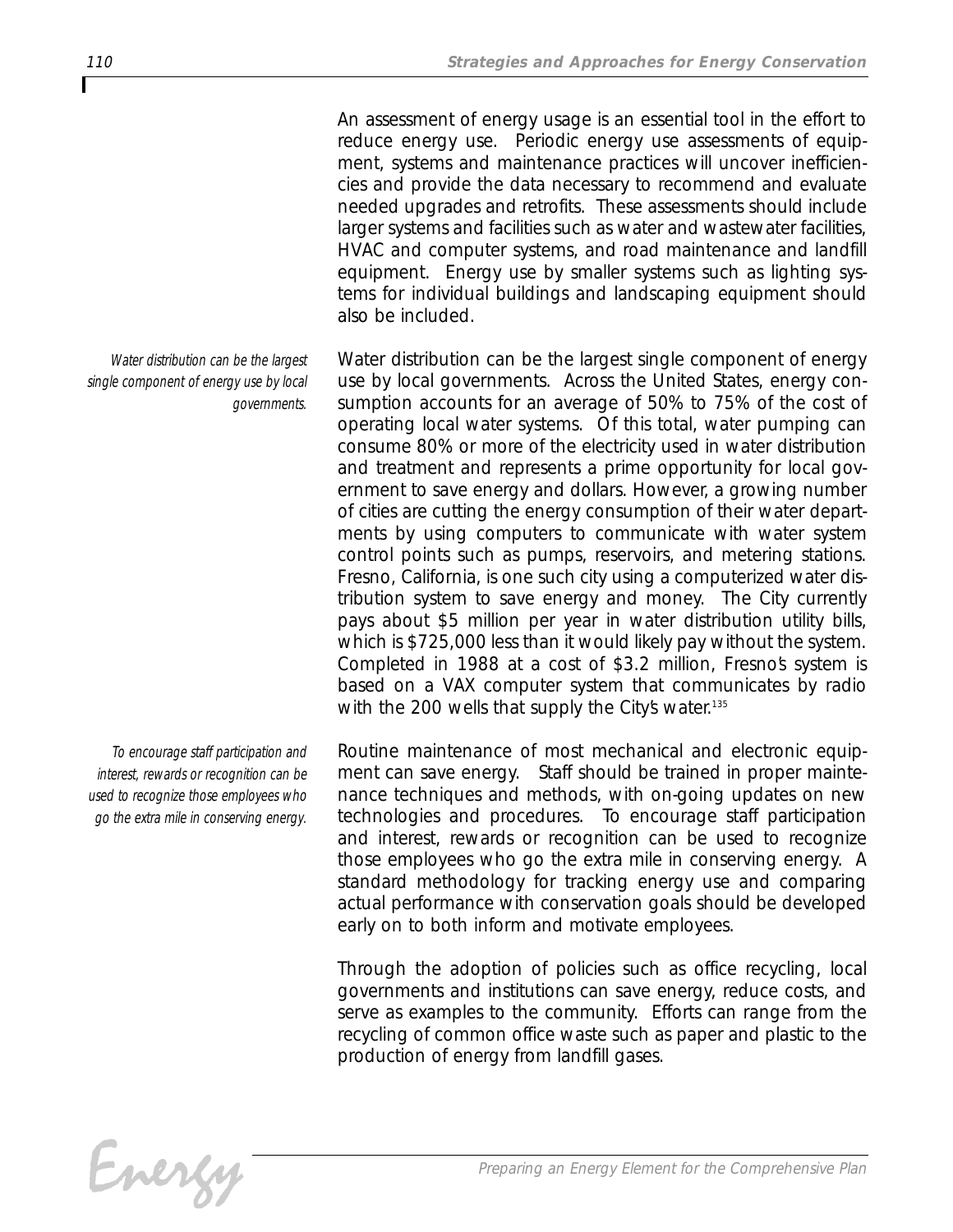An assessment of energy usage is an essential tool in the effort to reduce energy use. Periodic energy use assessments of equipment, systems and maintenance practices will uncover inefficiencies and provide the data necessary to recommend and evaluate needed upgrades and retrofits. These assessments should include larger systems and facilities such as water and wastewater facilities, HVAC and computer systems, and road maintenance and landfill equipment. Energy use by smaller systems such as lighting systems for individual buildings and landscaping equipment should also be included.

*Water distribution can be the largest single component of energy use by local governments.*

Water distribution can be the largest single component of energy use by local governments. Across the United States, energy consumption accounts for an average of 50% to 75% of the cost of operating local water systems. Of this total, water pumping can consume 80% or more of the electricity used in water distribution and treatment and represents a prime opportunity for local government to save energy and dollars. However, a growing number of cities are cutting the energy consumption of their water departments by using computers to communicate with water system control points such as pumps, reservoirs, and metering stations. Fresno, California, is one such city using a computerized water distribution system to save energy and money. The City currently pays about $5 million per year in water distribution utility bills, which is $725,000 less than it would likely pay without the system. Completed in 1988 at a cost of $3.2 million, Fresno's system is based on a VAX computer system that communicates by radio with the 200 wells that supply the City's water.[135]

*To encourage staff participation and interest, rewards or recognition can be used to recognize those employees who go the extra mile in conserving energy.*

Routine maintenance of most mechanical and electronic equipment can save energy. Staff should be trained in proper maintenance techniques and methods, with on-going updates on new technologies and procedures. To encourage staff participation and interest, rewards or recognition can be used to recognize those employees who go the extra mile in conserving energy. A standard methodology for tracking energy use and comparing actual performance with conservation goals should be developed early on to both inform and motivate employees.

Through the adoption of policies such as office recycling, local governments and institutions can save energy, reduce costs, and serve as examples to the community. Efforts can range from the recycling of common office waste such as paper and plastic to the production of energy from landfill gases.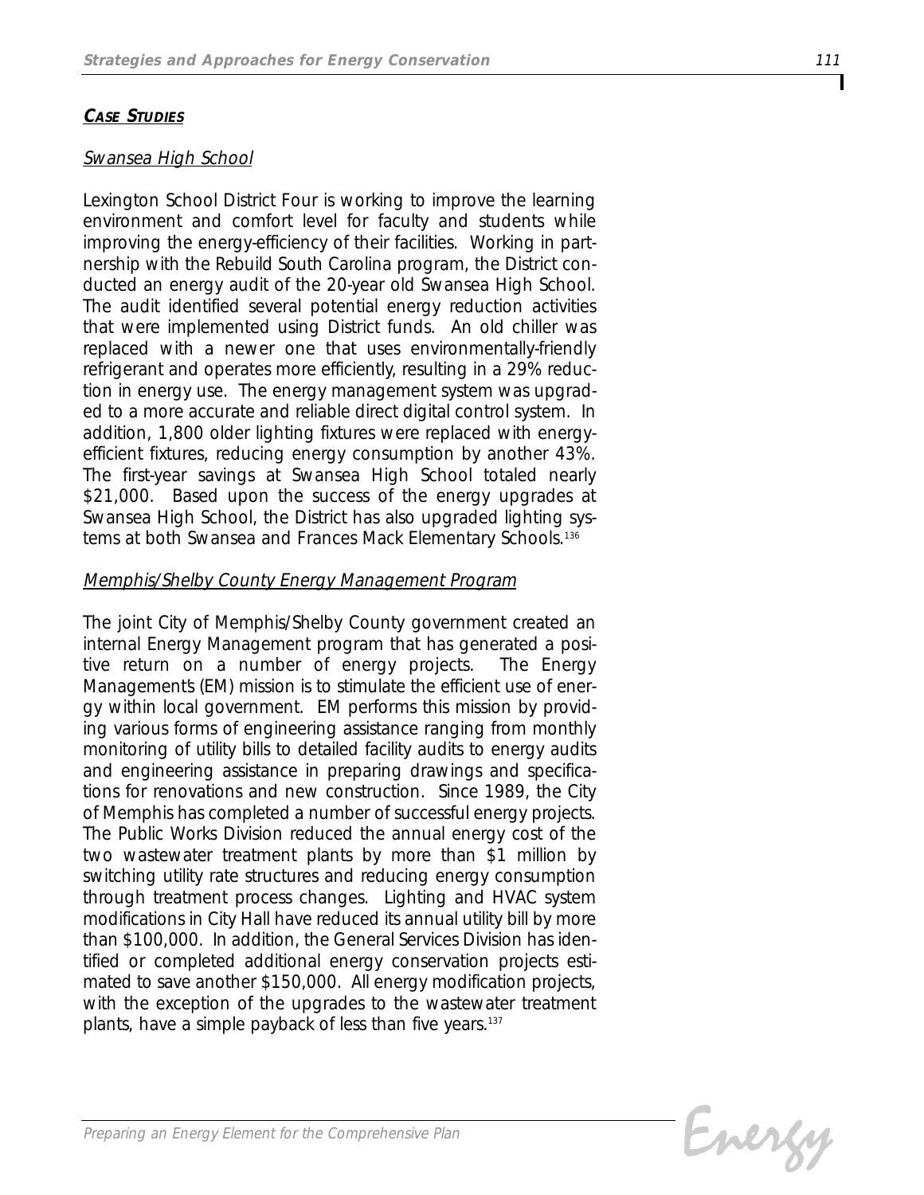## *CASE STUDIES*

### *Swansea High School*

Lexington School District Four is working to improve the learning environment and comfort level for faculty and students while improving the energy-efficiency of their facilities. Working in partnership with the Rebuild South Carolina program, the District conducted an energy audit of the 20-year old Swansea High School. The audit identified several potential energy reduction activities that were implemented using District funds. An old chiller was replaced with a newer one that uses environmentally-friendly refrigerant and operates more efficiently, resulting in a 29% reduction in energy use. The energy management system was upgraded to a more accurate and reliable direct digital control system. In addition, 1,800 older lighting fixtures were replaced with energy-efficient fixtures, reducing energy consumption by another 43%. The first-year savings at Swansea High School totaled nearly $21,000. Based upon the success of the energy upgrades at Swansea High School, the District has also upgraded lighting systems at both Swansea and Frances Mack Elementary Schools.[136]

### *Memphis/Shelby County Energy Management Program*

The joint City of Memphis/Shelby County government created an internal Energy Management program that has generated a positive return on a number of energy projects. The Energy Management's (EM) mission is to stimulate the efficient use of energy within local government. EM performs this mission by providing various forms of engineering assistance ranging from monthly monitoring of utility bills to detailed facility audits to energy audits and engineering assistance in preparing drawings and specifications for renovations and new construction. Since 1989, the City of Memphis has completed a number of successful energy projects. The Public Works Division reduced the annual energy cost of the two wastewater treatment plants by more than $1 million by switching utility rate structures and reducing energy consumption through treatment process changes. Lighting and HVAC system modifications in City Hall have reduced its annual utility bill by more than $100,000. In addition, the General Services Division has identified or completed additional energy conservation projects estimated to save another $150,000. All energy modification projects, with the exception of the upgrades to the wastewater treatment plants, have a simple payback of less than five years.[137]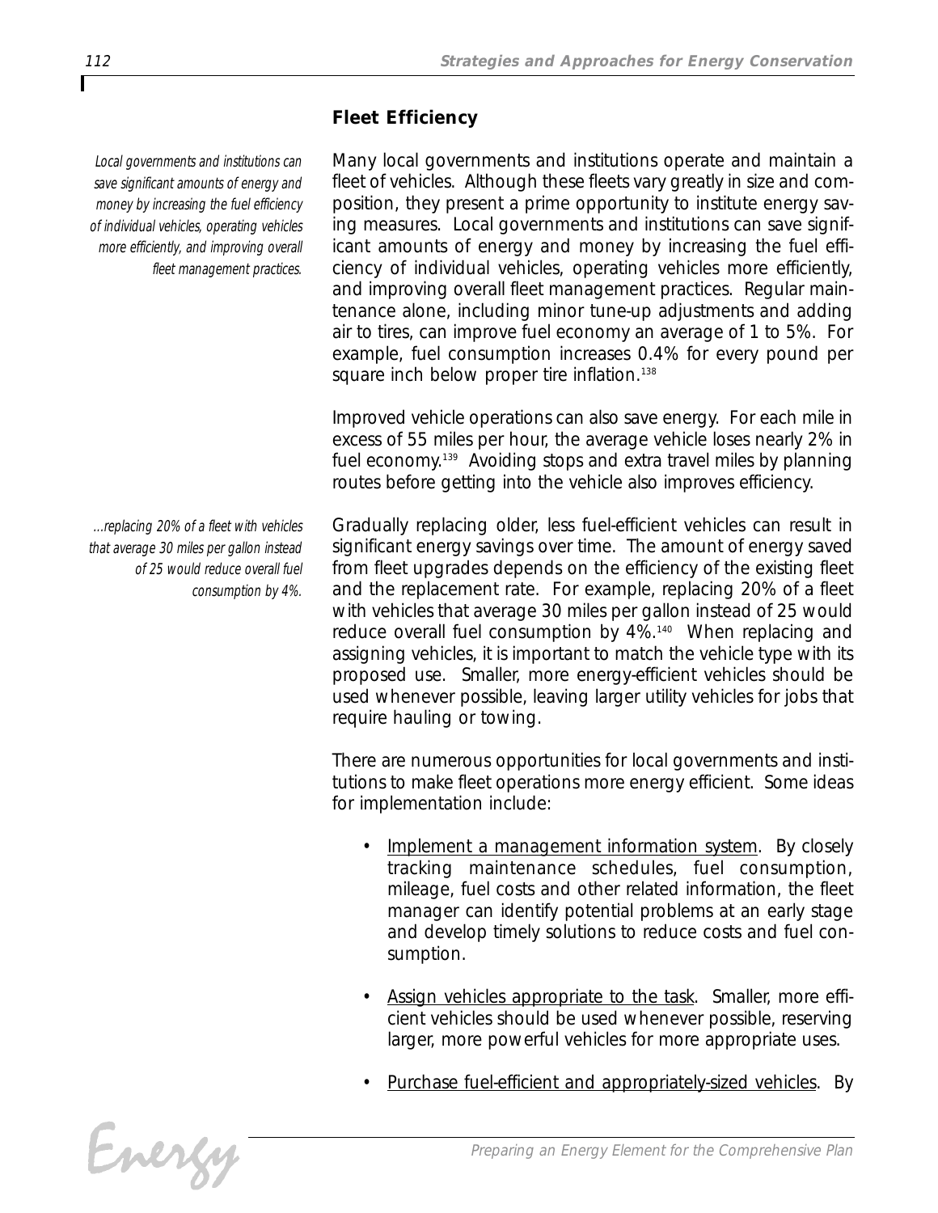## Fleet Efficiency

*Local governments and institutions can save significant amounts of energy and money by increasing the fuel efficiency of individual vehicles, operating vehicles more efficiently, and improving overall fleet management practices.*

Many local governments and institutions operate and maintain a fleet of vehicles. Although these fleets vary greatly in size and composition, they present a prime opportunity to institute energy saving measures. Local governments and institutions can save significant amounts of energy and money by increasing the fuel efficiency of individual vehicles, operating vehicles more efficiently, and improving overall fleet management practices. Regular maintenance alone, including minor tune-up adjustments and adding air to tires, can improve fuel economy an average of 1 to 5%. For example, fuel consumption increases 0.4% for every pound per square inch below proper tire inflation.[138]

Improved vehicle operations can also save energy. For each mile in excess of 55 miles per hour, the average vehicle loses nearly 2% in fuel economy.[139] Avoiding stops and extra travel miles by planning routes before getting into the vehicle also improves efficiency.

*...replacing 20% of a fleet with vehicles that average 30 miles per gallon instead of 25 would reduce overall fuel consumption by 4%.*

Gradually replacing older, less fuel-efficient vehicles can result in significant energy savings over time. The amount of energy saved from fleet upgrades depends on the efficiency of the existing fleet and the replacement rate. For example, replacing 20% of a fleet with vehicles that average 30 miles per gallon instead of 25 would reduce overall fuel consumption by 4%.[140] When replacing and assigning vehicles, it is important to match the vehicle type with its proposed use. Smaller, more energy-efficient vehicles should be used whenever possible, leaving larger utility vehicles for jobs that require hauling or towing.

There are numerous opportunities for local governments and institutions to make fleet operations more energy efficient. Some ideas for implementation include:

- Implement a management information system. By closely tracking maintenance schedules, fuel consumption, mileage, fuel costs and other related information, the fleet manager can identify potential problems at an early stage and develop timely solutions to reduce costs and fuel consumption.
- Assign vehicles appropriate to the task. Smaller, more efficient vehicles should be used whenever possible, reserving larger, more powerful vehicles for more appropriate uses.
- Purchase fuel-efficient and appropriately-sized vehicles. By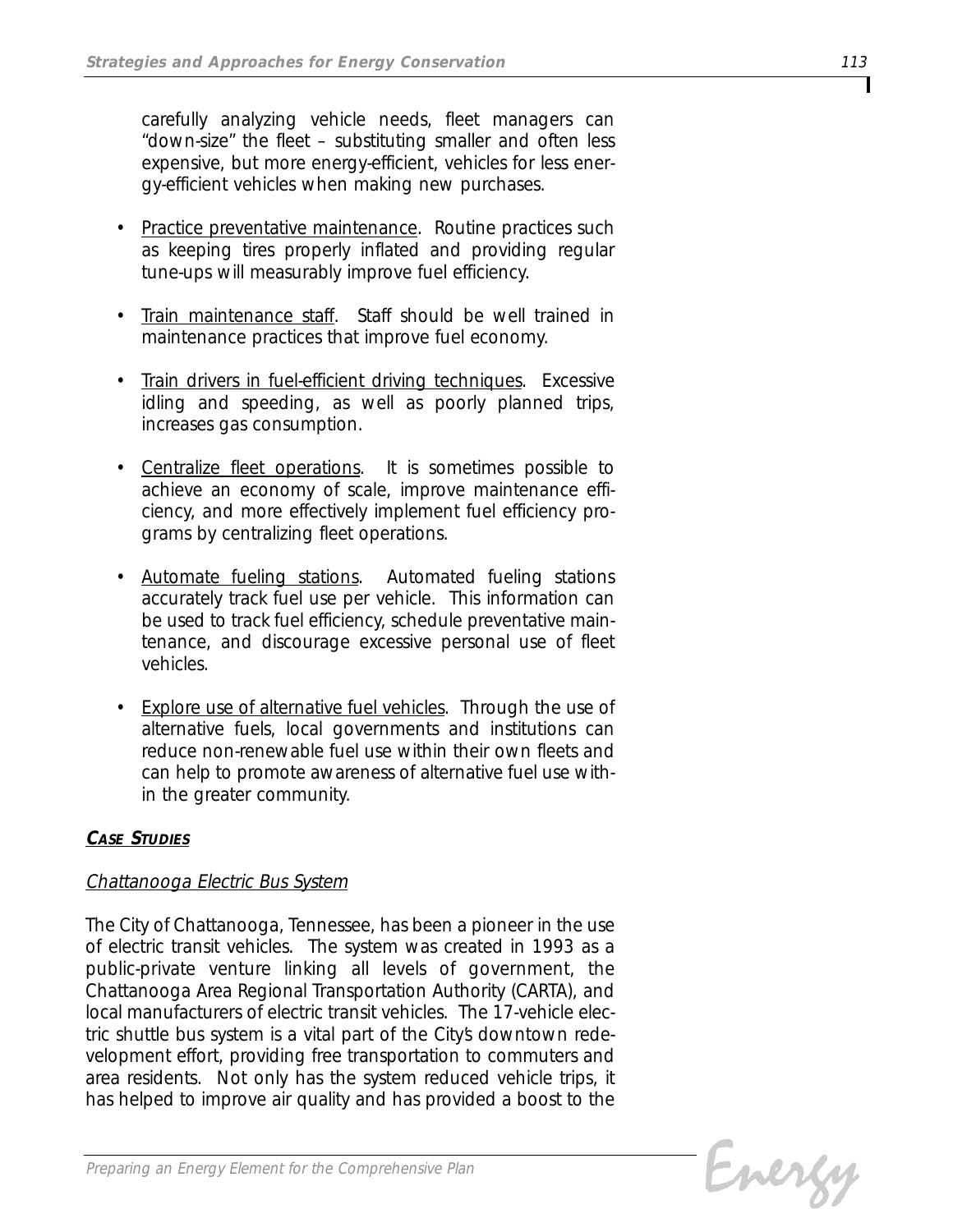carefully analyzing vehicle needs, fleet managers can "down-size" the fleet – substituting smaller and often less expensive, but more energy-efficient, vehicles for less energy-efficient vehicles when making new purchases.

- Practice preventative maintenance. Routine practices such as keeping tires properly inflated and providing regular tune-ups will measurably improve fuel efficiency.

- Train maintenance staff. Staff should be well trained in maintenance practices that improve fuel economy.

- Train drivers in fuel-efficient driving techniques. Excessive idling and speeding, as well as poorly planned trips, increases gas consumption.

- Centralize fleet operations. It is sometimes possible to achieve an economy of scale, improve maintenance efficiency, and more effectively implement fuel efficiency programs by centralizing fleet operations.

- Automate fueling stations. Automated fueling stations accurately track fuel use per vehicle. This information can be used to track fuel efficiency, schedule preventative maintenance, and discourage excessive personal use of fleet vehicles.

- Explore use of alternative fuel vehicles. Through the use of alternative fuels, local governments and institutions can reduce non-renewable fuel use within their own fleets and can help to promote awareness of alternative fuel use within the greater community.

## CASE STUDIES

### *Chattanooga Electric Bus System*

The City of Chattanooga, Tennessee, has been a pioneer in the use of electric transit vehicles. The system was created in 1993 as a public-private venture linking all levels of government, the Chattanooga Area Regional Transportation Authority (CARTA), and local manufacturers of electric transit vehicles. The 17-vehicle electric shuttle bus system is a vital part of the City's downtown redevelopment effort, providing free transportation to commuters and area residents. Not only has the system reduced vehicle trips, it has helped to improve air quality and has provided a boost to the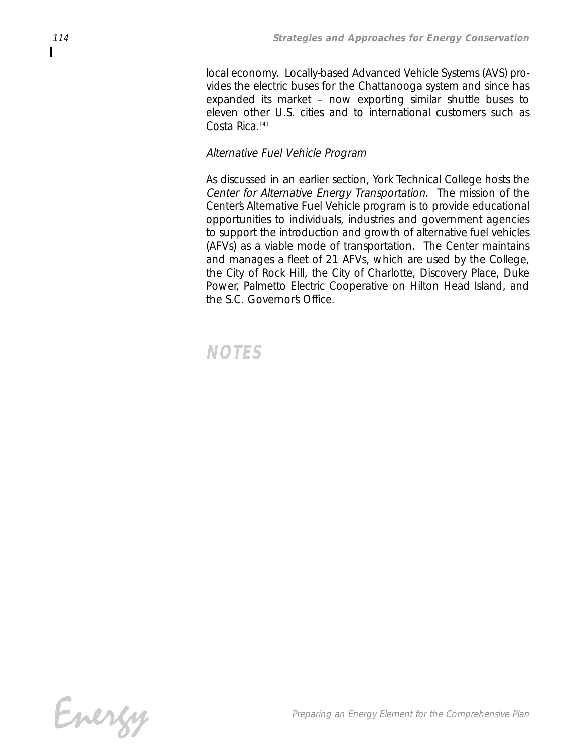local economy. Locally-based Advanced Vehicle Systems (AVS) provides the electric buses for the Chattanooga system and since has expanded its market – now exporting similar shuttle buses to eleven other U.S. cities and to international customers such as Costa Rica.[141]

### Alternative Fuel Vehicle Program

As discussed in an earlier section, York Technical College hosts the *Center for Alternative Energy Transportation*. The mission of the Center's Alternative Fuel Vehicle program is to provide educational opportunities to individuals, industries and government agencies to support the introduction and growth of alternative fuel vehicles (AFVs) as a viable mode of transportation. The Center maintains and manages a fleet of 21 AFVs, which are used by the College, the City of Rock Hill, the City of Charlotte, Discovery Place, Duke Power, Palmetto Electric Cooperative on Hilton Head Island, and the S.C. Governor's Office.

## NOTES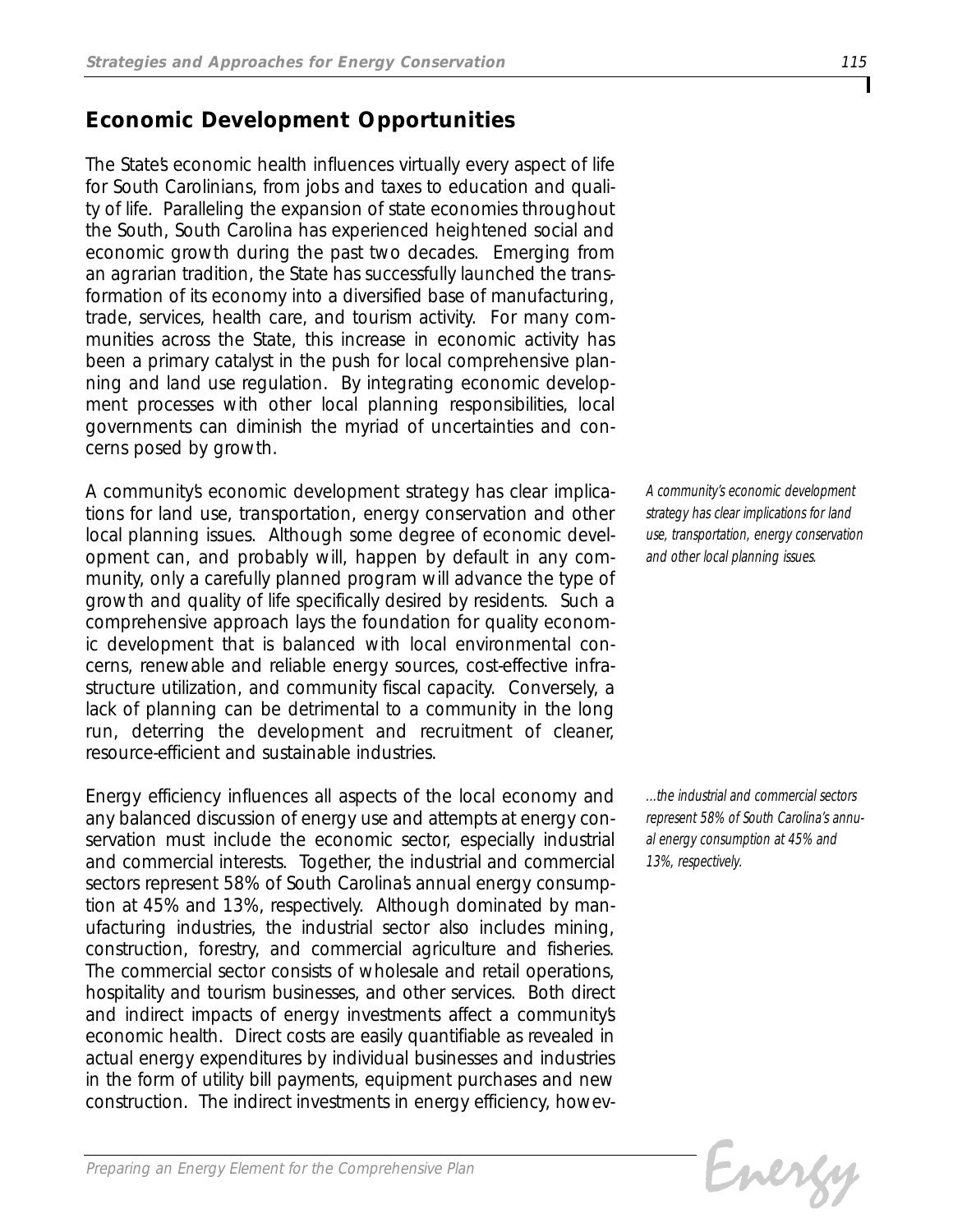## Economic Development Opportunities

The State's economic health influences virtually every aspect of life for South Carolinians, from jobs and taxes to education and quality of life. Paralleling the expansion of state economies throughout the South, South Carolina has experienced heightened social and economic growth during the past two decades. Emerging from an agrarian tradition, the State has successfully launched the transformation of its economy into a diversified base of manufacturing, trade, services, health care, and tourism activity. For many communities across the State, this increase in economic activity has been a primary catalyst in the push for local comprehensive planning and land use regulation. By integrating economic development processes with other local planning responsibilities, local governments can diminish the myriad of uncertainties and concerns posed by growth.

A community's economic development strategy has clear implications for land use, transportation, energy conservation and other local planning issues. Although some degree of economic development can, and probably will, happen by default in any community, only a carefully planned program will advance the type of growth and quality of life specifically desired by residents. Such a comprehensive approach lays the foundation for quality economic development that is balanced with local environmental concerns, renewable and reliable energy sources, cost-effective infrastructure utilization, and community fiscal capacity. Conversely, a lack of planning can be detrimental to a community in the long run, deterring the development and recruitment of cleaner, resource-efficient and sustainable industries.

*A community's economic development strategy has clear implications for land use, transportation, energy conservation and other local planning issues.*

Energy efficiency influences all aspects of the local economy and any balanced discussion of energy use and attempts at energy conservation must include the economic sector, especially industrial and commercial interests. Together, the industrial and commercial sectors represent 58% of South Carolina's annual energy consumption at 45% and 13%, respectively. Although dominated by manufacturing industries, the industrial sector also includes mining, construction, forestry, and commercial agriculture and fisheries. The commercial sector consists of wholesale and retail operations, hospitality and tourism businesses, and other services. Both direct and indirect impacts of energy investments affect a community's economic health. Direct costs are easily quantifiable as revealed in actual energy expenditures by individual businesses and industries in the form of utility bill payments, equipment purchases and new construction. The indirect investments in energy efficiency, howev-

*...the industrial and commercial sectors represent 58% of South Carolina's annual energy consumption at 45% and 13%, respectively.*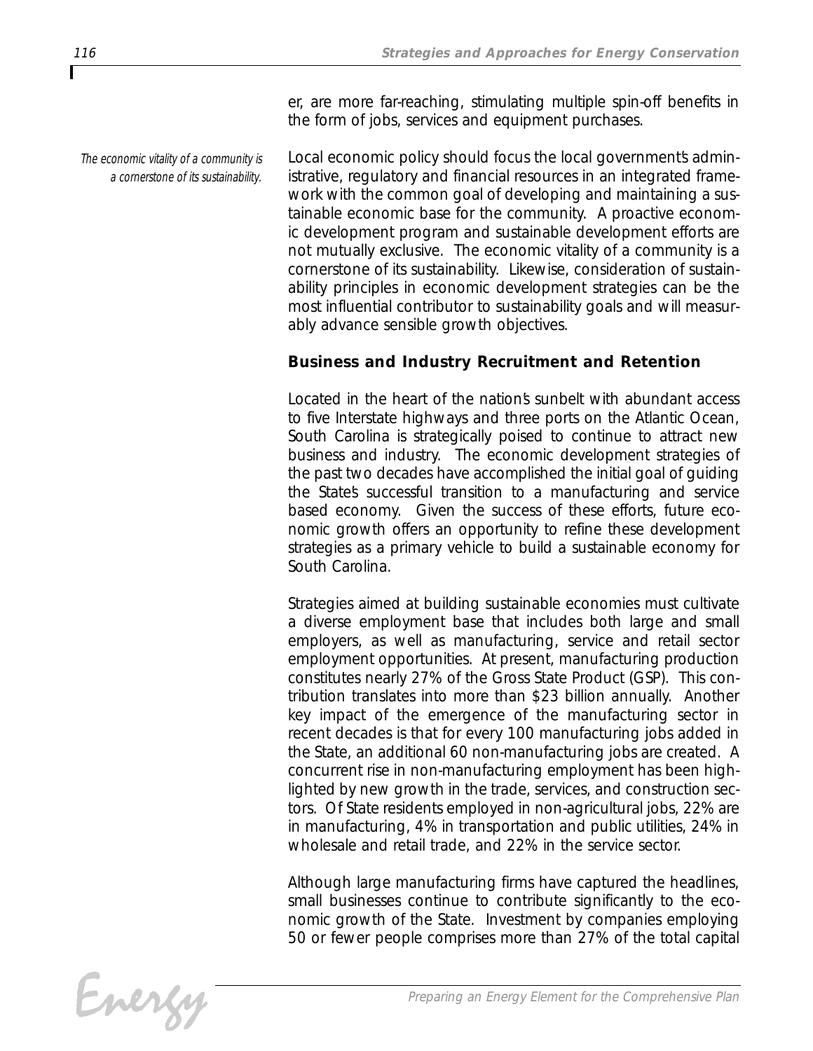er, are more far-reaching, stimulating multiple spin-off benefits in the form of jobs, services and equipment purchases.

*The economic vitality of a community is a cornerstone of its sustainability.*

Local economic policy should focus the local government's administrative, regulatory and financial resources in an integrated framework with the common goal of developing and maintaining a sustainable economic base for the community. A proactive economic development program and sustainable development efforts are not mutually exclusive. The economic vitality of a community is a cornerstone of its sustainability. Likewise, consideration of sustainability principles in economic development strategies can be the most influential contributor to sustainability goals and will measurably advance sensible growth objectives.

### Business and Industry Recruitment and Retention

Located in the heart of the nation's sunbelt with abundant access to five Interstate highways and three ports on the Atlantic Ocean, South Carolina is strategically poised to continue to attract new business and industry. The economic development strategies of the past two decades have accomplished the initial goal of guiding the State's successful transition to a manufacturing and service based economy. Given the success of these efforts, future economic growth offers an opportunity to refine these development strategies as a primary vehicle to build a sustainable economy for South Carolina.

Strategies aimed at building sustainable economies must cultivate a diverse employment base that includes both large and small employers, as well as manufacturing, service and retail sector employment opportunities. At present, manufacturing production constitutes nearly 27% of the Gross State Product (GSP). This contribution translates into more than $23 billion annually. Another key impact of the emergence of the manufacturing sector in recent decades is that for every 100 manufacturing jobs added in the State, an additional 60 non-manufacturing jobs are created. A concurrent rise in non-manufacturing employment has been highlighted by new growth in the trade, services, and construction sectors. Of State residents employed in non-agricultural jobs, 22% are in manufacturing, 4% in transportation and public utilities, 24% in wholesale and retail trade, and 22% in the service sector.

Although large manufacturing firms have captured the headlines, small businesses continue to contribute significantly to the economic growth of the State. Investment by companies employing 50 or fewer people comprises more than 27% of the total capital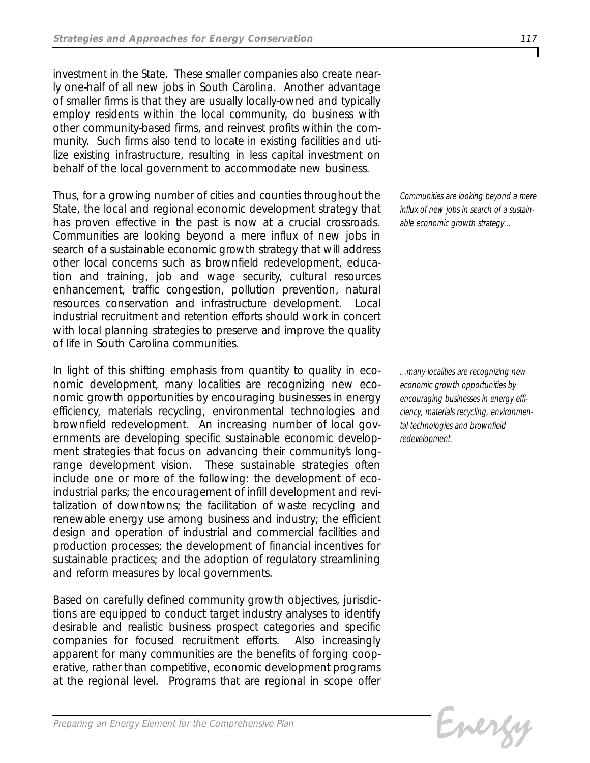investment in the State. These smaller companies also create nearly one-half of all new jobs in South Carolina. Another advantage of smaller firms is that they are usually locally-owned and typically employ residents within the local community, do business with other community-based firms, and reinvest profits within the community. Such firms also tend to locate in existing facilities and utilize existing infrastructure, resulting in less capital investment on behalf of the local government to accommodate new business.

Thus, for a growing number of cities and counties throughout the State, the local and regional economic development strategy that has proven effective in the past is now at a crucial crossroads. Communities are looking beyond a mere influx of new jobs in search of a sustainable economic growth strategy that will address other local concerns such as brownfield redevelopment, education and training, job and wage security, cultural resources enhancement, traffic congestion, pollution prevention, natural resources conservation and infrastructure development. Local industrial recruitment and retention efforts should work in concert with local planning strategies to preserve and improve the quality of life in South Carolina communities.

*Communities are looking beyond a mere influx of new jobs in search of a sustainable economic growth strategy...*

In light of this shifting emphasis from quantity to quality in economic development, many localities are recognizing new economic growth opportunities by encouraging businesses in energy efficiency, materials recycling, environmental technologies and brownfield redevelopment. An increasing number of local governments are developing specific sustainable economic development strategies that focus on advancing their community's long-range development vision. These sustainable strategies often include one or more of the following: the development of eco-industrial parks; the encouragement of infill development and revitalization of downtowns; the facilitation of waste recycling and renewable energy use among business and industry; the efficient design and operation of industrial and commercial facilities and production processes; the development of financial incentives for sustainable practices; and the adoption of regulatory streamlining and reform measures by local governments.

*...many localities are recognizing new economic growth opportunities by encouraging businesses in energy efficiency, materials recycling, environmental technologies and brownfield redevelopment.*

Based on carefully defined community growth objectives, jurisdictions are equipped to conduct target industry analyses to identify desirable and realistic business prospect categories and specific companies for focused recruitment efforts. Also increasingly apparent for many communities are the benefits of forging cooperative, rather than competitive, economic development programs at the regional level. Programs that are regional in scope offer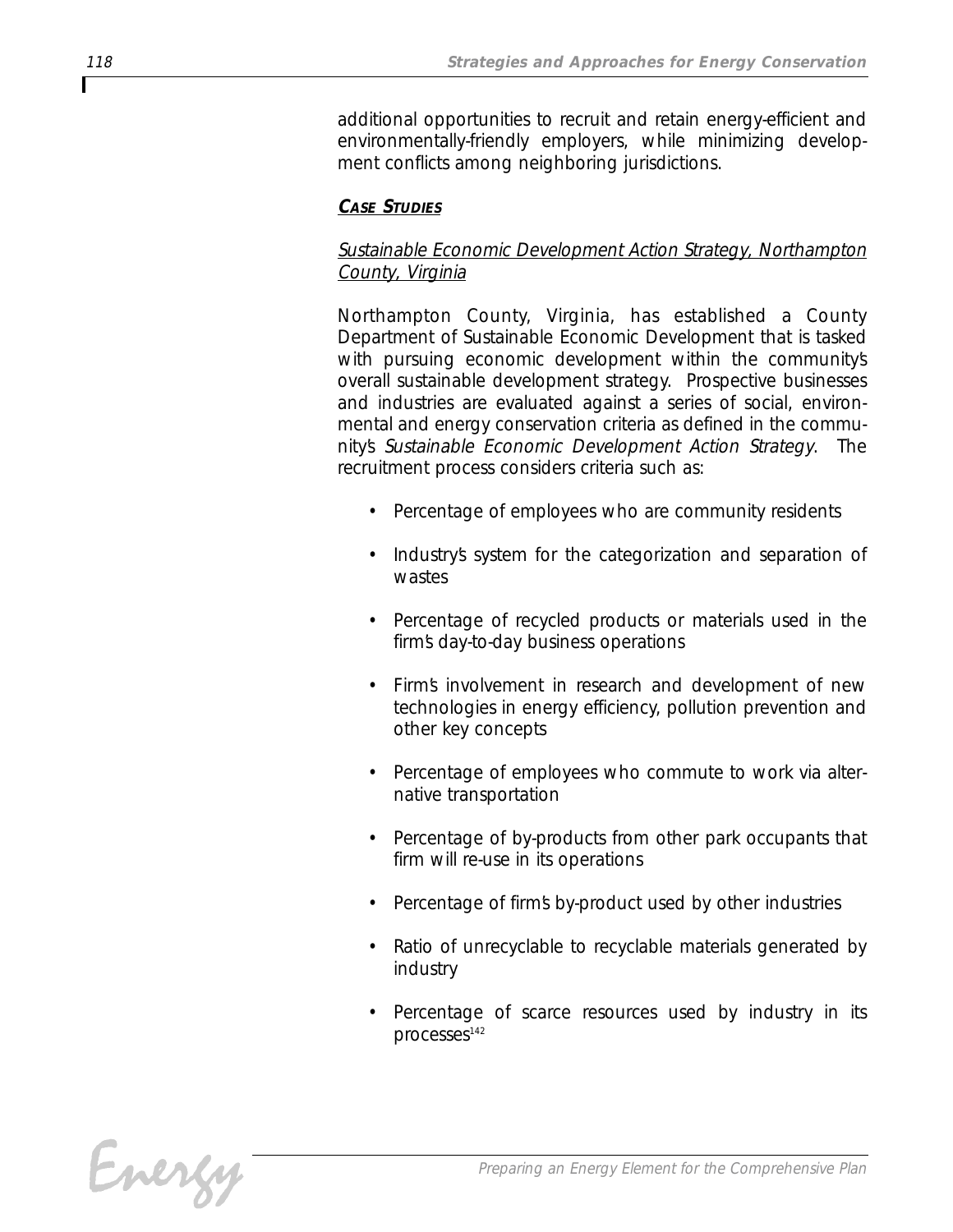additional opportunities to recruit and retain energy-efficient and environmentally-friendly employers, while minimizing development conflicts among neighboring jurisdictions.

**CASE STUDIES**

*Sustainable Economic Development Action Strategy, Northampton County, Virginia*

Northampton County, Virginia, has established a County Department of Sustainable Economic Development that is tasked with pursuing economic development within the community's overall sustainable development strategy. Prospective businesses and industries are evaluated against a series of social, environmental and energy conservation criteria as defined in the community's *Sustainable Economic Development Action Strategy*. The recruitment process considers criteria such as:

- Percentage of employees who are community residents
- Industry's system for the categorization and separation of wastes
- Percentage of recycled products or materials used in the firm's day-to-day business operations
- Firm's involvement in research and development of new technologies in energy efficiency, pollution prevention and other key concepts
- Percentage of employees who commute to work via alternative transportation
- Percentage of by-products from other park occupants that firm will re-use in its operations
- Percentage of firm's by-product used by other industries
- Ratio of unrecyclable to recyclable materials generated by industry
- Percentage of scarce resources used by industry in its processes[142]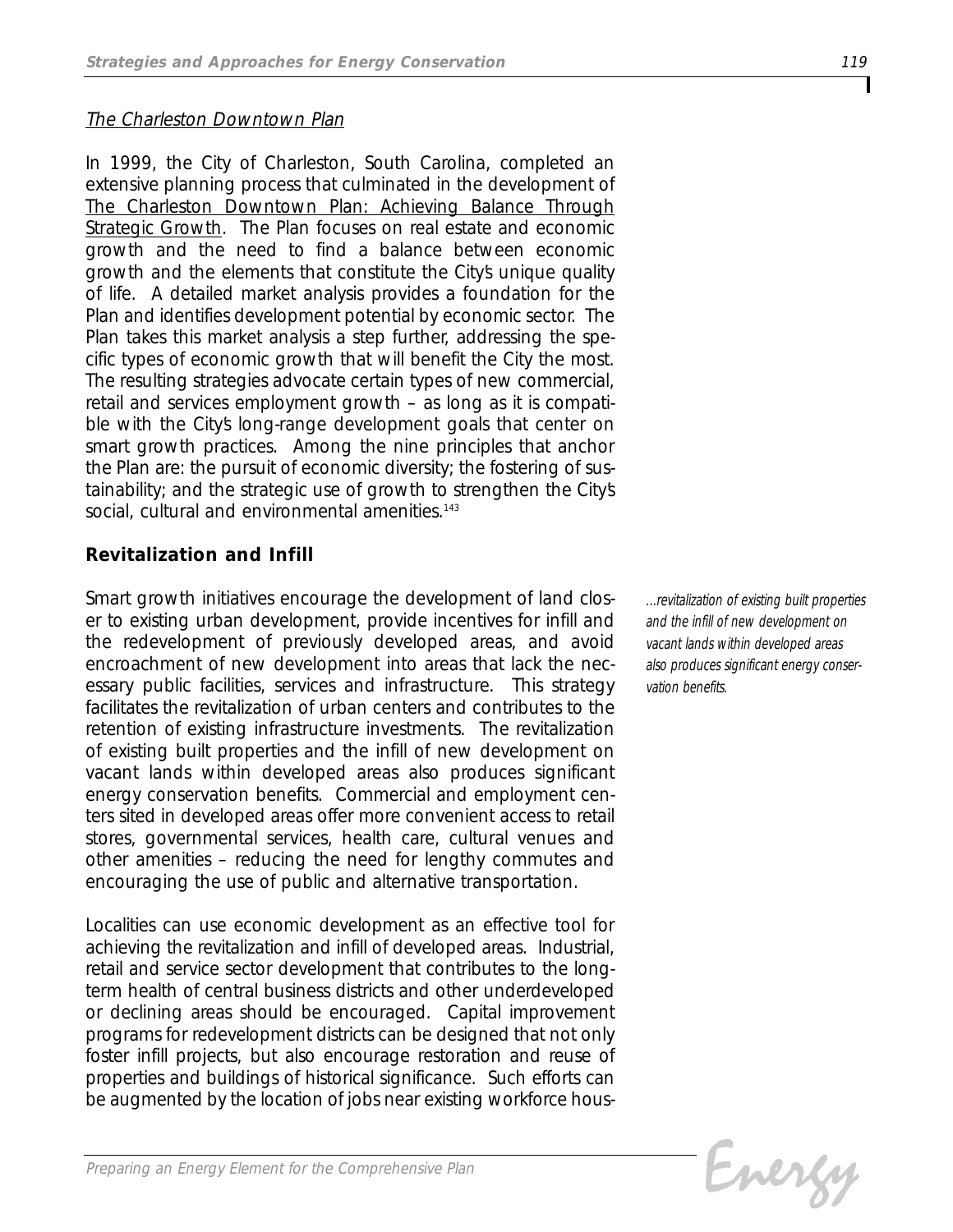*The Charleston Downtown Plan*

In 1999, the City of Charleston, South Carolina, completed an extensive planning process that culminated in the development of The Charleston Downtown Plan: Achieving Balance Through Strategic Growth. The Plan focuses on real estate and economic growth and the need to find a balance between economic growth and the elements that constitute the City's unique quality of life. A detailed market analysis provides a foundation for the Plan and identifies development potential by economic sector. The Plan takes this market analysis a step further, addressing the specific types of economic growth that will benefit the City the most. The resulting strategies advocate certain types of new commercial, retail and services employment growth – as long as it is compatible with the City's long-range development goals that center on smart growth practices. Among the nine principles that anchor the Plan are: the pursuit of economic diversity; the fostering of sustainability; and the strategic use of growth to strengthen the City's social, cultural and environmental amenities.[143]

## Revitalization and Infill

Smart growth initiatives encourage the development of land closer to existing urban development, provide incentives for infill and the redevelopment of previously developed areas, and avoid encroachment of new development into areas that lack the necessary public facilities, services and infrastructure. This strategy facilitates the revitalization of urban centers and contributes to the retention of existing infrastructure investments. The revitalization of existing built properties and the infill of new development on vacant lands within developed areas also produces significant energy conservation benefits. Commercial and employment centers sited in developed areas offer more convenient access to retail stores, governmental services, health care, cultural venues and other amenities – reducing the need for lengthy commutes and encouraging the use of public and alternative transportation.

*...revitalization of existing built properties and the infill of new development on vacant lands within developed areas also produces significant energy conservation benefits.*

Localities can use economic development as an effective tool for achieving the revitalization and infill of developed areas. Industrial, retail and service sector development that contributes to the long-term health of central business districts and other underdeveloped or declining areas should be encouraged. Capital improvement programs for redevelopment districts can be designed that not only foster infill projects, but also encourage restoration and reuse of properties and buildings of historical significance. Such efforts can be augmented by the location of jobs near existing workforce hous-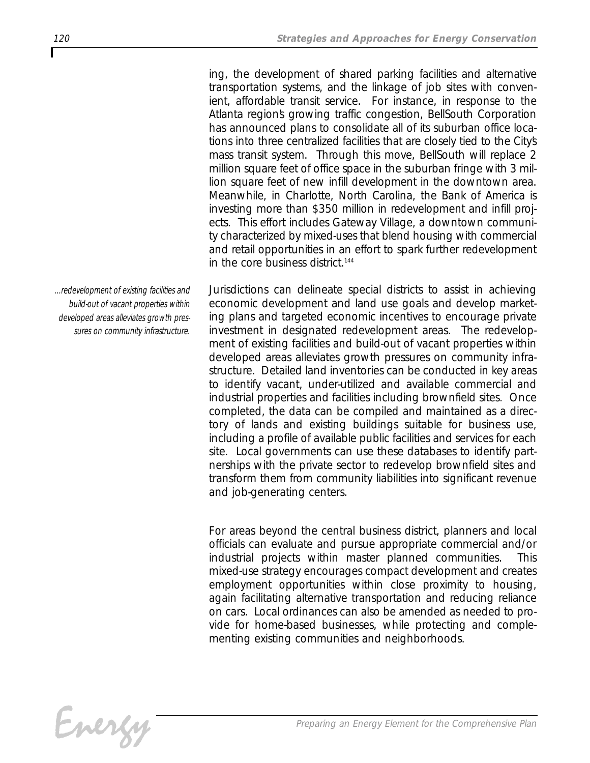ing, the development of shared parking facilities and alternative transportation systems, and the linkage of job sites with convenient, affordable transit service. For instance, in response to the Atlanta region's growing traffic congestion, BellSouth Corporation has announced plans to consolidate all of its suburban office locations into three centralized facilities that are closely tied to the City's mass transit system. Through this move, BellSouth will replace 2 million square feet of office space in the suburban fringe with 3 million square feet of new infill development in the downtown area. Meanwhile, in Charlotte, North Carolina, the Bank of America is investing more than $350 million in redevelopment and infill projects. This effort includes Gateway Village, a downtown community characterized by mixed-uses that blend housing with commercial and retail opportunities in an effort to spark further redevelopment in the core business district.[144]

*...redevelopment of existing facilities and build-out of vacant properties within developed areas alleviates growth pressures on community infrastructure.*

Jurisdictions can delineate special districts to assist in achieving economic development and land use goals and develop marketing plans and targeted economic incentives to encourage private investment in designated redevelopment areas. The redevelopment of existing facilities and build-out of vacant properties within developed areas alleviates growth pressures on community infrastructure. Detailed land inventories can be conducted in key areas to identify vacant, under-utilized and available commercial and industrial properties and facilities including brownfield sites. Once completed, the data can be compiled and maintained as a directory of lands and existing buildings suitable for business use, including a profile of available public facilities and services for each site. Local governments can use these databases to identify partnerships with the private sector to redevelop brownfield sites and transform them from community liabilities into significant revenue and job-generating centers.

For areas beyond the central business district, planners and local officials can evaluate and pursue appropriate commercial and/or industrial projects within master planned communities. This mixed-use strategy encourages compact development and creates employment opportunities within close proximity to housing, again facilitating alternative transportation and reducing reliance on cars. Local ordinances can also be amended as needed to provide for home-based businesses, while protecting and complementing existing communities and neighborhoods.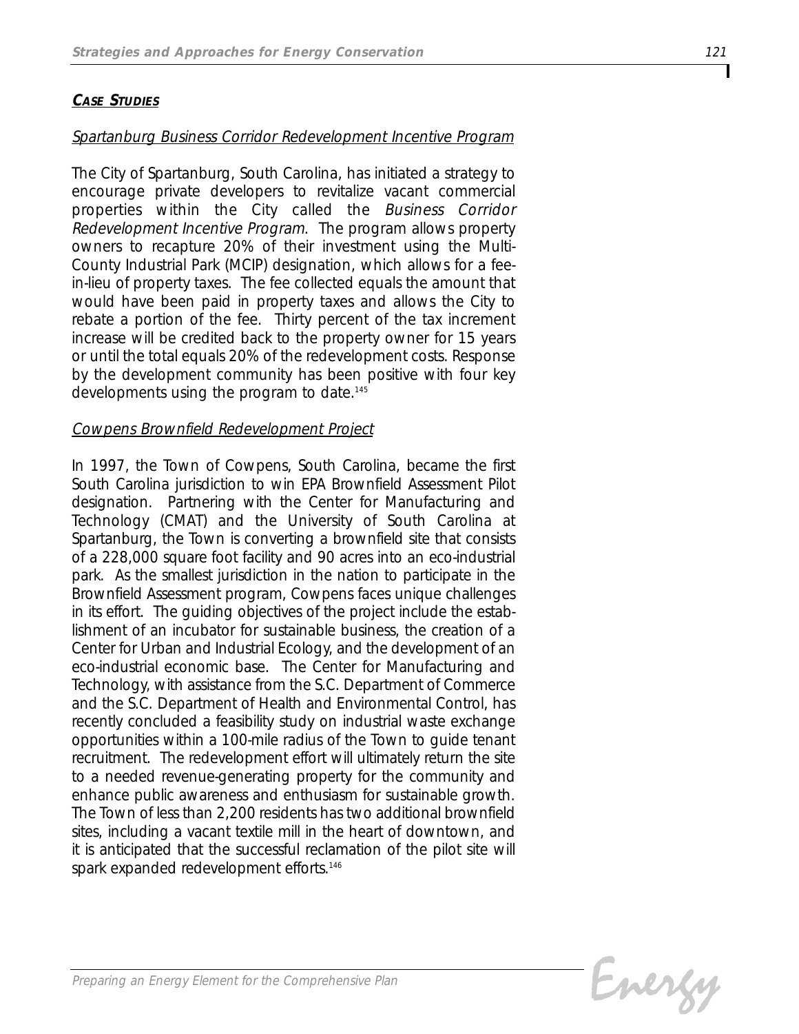## *CASE STUDIES*

### *Spartanburg Business Corridor Redevelopment Incentive Program*

The City of Spartanburg, South Carolina, has initiated a strategy to encourage private developers to revitalize vacant commercial properties within the City called the *Business Corridor Redevelopment Incentive Program*. The program allows property owners to recapture 20% of their investment using the Multi-County Industrial Park (MCIP) designation, which allows for a fee-in-lieu of property taxes. The fee collected equals the amount that would have been paid in property taxes and allows the City to rebate a portion of the fee. Thirty percent of the tax increment increase will be credited back to the property owner for 15 years or until the total equals 20% of the redevelopment costs. Response by the development community has been positive with four key developments using the program to date.[145]

### *Cowpens Brownfield Redevelopment Project*

In 1997, the Town of Cowpens, South Carolina, became the first South Carolina jurisdiction to win EPA Brownfield Assessment Pilot designation. Partnering with the Center for Manufacturing and Technology (CMAT) and the University of South Carolina at Spartanburg, the Town is converting a brownfield site that consists of a 228,000 square foot facility and 90 acres into an eco-industrial park. As the smallest jurisdiction in the nation to participate in the Brownfield Assessment program, Cowpens faces unique challenges in its effort. The guiding objectives of the project include the establishment of an incubator for sustainable business, the creation of a Center for Urban and Industrial Ecology, and the development of an eco-industrial economic base. The Center for Manufacturing and Technology, with assistance from the S.C. Department of Commerce and the S.C. Department of Health and Environmental Control, has recently concluded a feasibility study on industrial waste exchange opportunities within a 100-mile radius of the Town to guide tenant recruitment. The redevelopment effort will ultimately return the site to a needed revenue-generating property for the community and enhance public awareness and enthusiasm for sustainable growth. The Town of less than 2,200 residents has two additional brownfield sites, including a vacant textile mill in the heart of downtown, and it is anticipated that the successful reclamation of the pilot site will spark expanded redevelopment efforts.[146]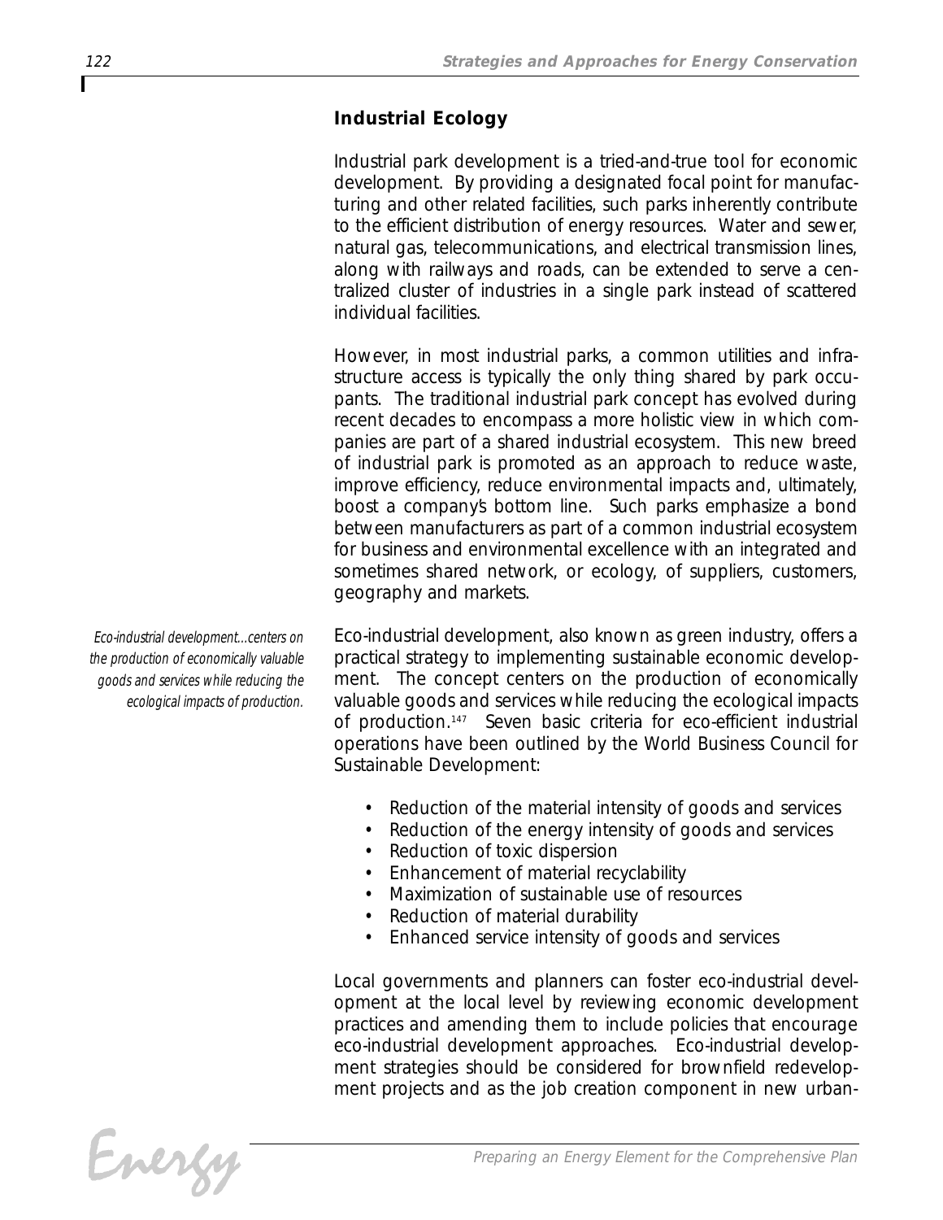## Industrial Ecology

Industrial park development is a tried-and-true tool for economic development. By providing a designated focal point for manufacturing and other related facilities, such parks inherently contribute to the efficient distribution of energy resources. Water and sewer, natural gas, telecommunications, and electrical transmission lines, along with railways and roads, can be extended to serve a centralized cluster of industries in a single park instead of scattered individual facilities.

However, in most industrial parks, a common utilities and infrastructure access is typically the only thing shared by park occupants. The traditional industrial park concept has evolved during recent decades to encompass a more holistic view in which companies are part of a shared industrial ecosystem. This new breed of industrial park is promoted as an approach to reduce waste, improve efficiency, reduce environmental impacts and, ultimately, boost a company's bottom line. Such parks emphasize a bond between manufacturers as part of a common industrial ecosystem for business and environmental excellence with an integrated and sometimes shared network, or ecology, of suppliers, customers, geography and markets.

*Eco-industrial development...centers on the production of economically valuable goods and services while reducing the ecological impacts of production.*

Eco-industrial development, also known as green industry, offers a practical strategy to implementing sustainable economic development. The concept centers on the production of economically valuable goods and services while reducing the ecological impacts of production.[147] Seven basic criteria for eco-efficient industrial operations have been outlined by the World Business Council for Sustainable Development:

- Reduction of the material intensity of goods and services
- Reduction of the energy intensity of goods and services
- Reduction of toxic dispersion
- Enhancement of material recyclability
- Maximization of sustainable use of resources
- Reduction of material durability
- Enhanced service intensity of goods and services

Local governments and planners can foster eco-industrial development at the local level by reviewing economic development practices and amending them to include policies that encourage eco-industrial development approaches. Eco-industrial development strategies should be considered for brownfield redevelopment projects and as the job creation component in new urban-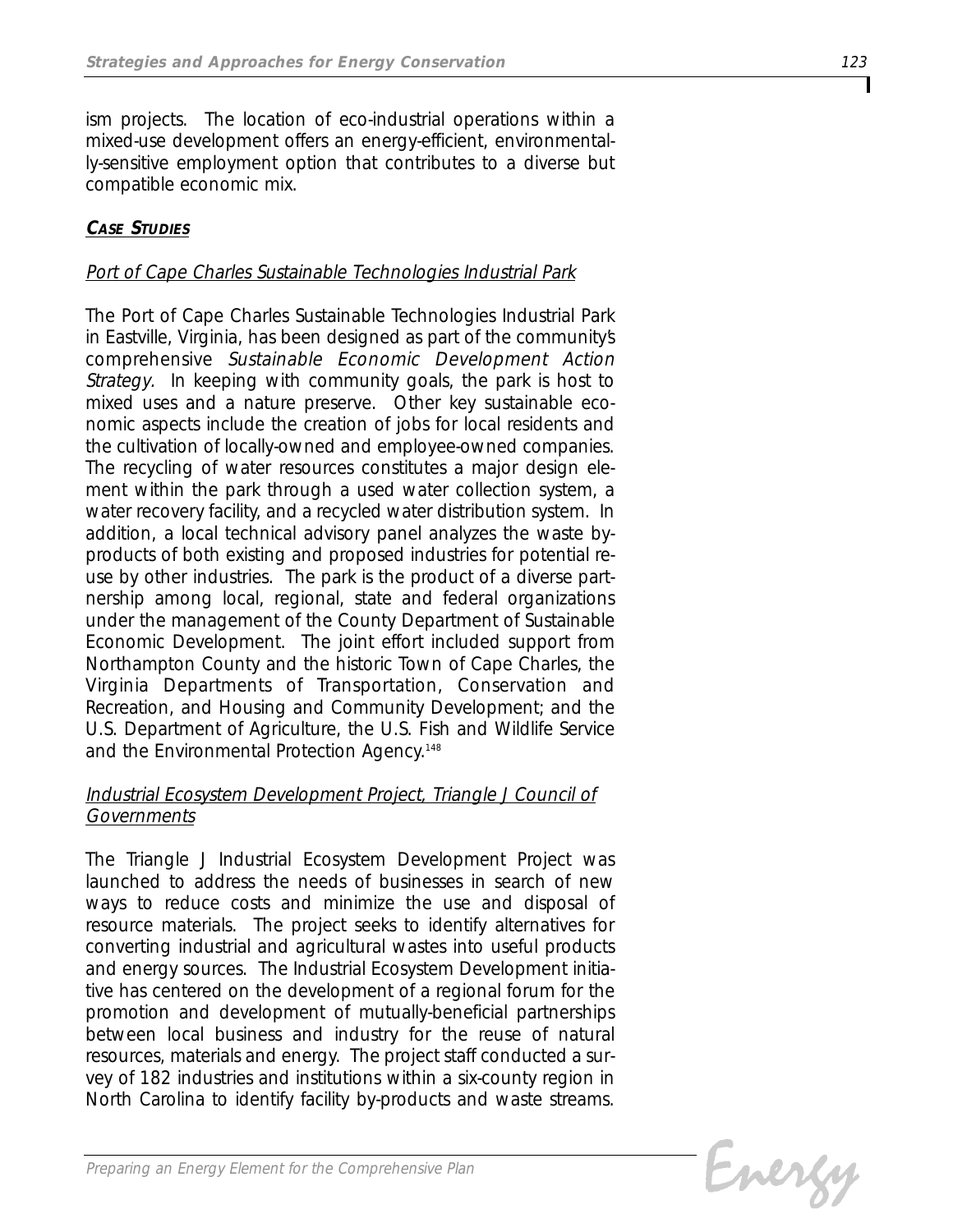ism projects. The location of eco-industrial operations within a mixed-use development offers an energy-efficient, environmentally-sensitive employment option that contributes to a diverse but compatible economic mix.

### ***CASE STUDIES***

*Port of Cape Charles Sustainable Technologies Industrial Park*

The Port of Cape Charles Sustainable Technologies Industrial Park in Eastville, Virginia, has been designed as part of the community's comprehensive *Sustainable Economic Development Action Strategy.* In keeping with community goals, the park is host to mixed uses and a nature preserve. Other key sustainable economic aspects include the creation of jobs for local residents and the cultivation of locally-owned and employee-owned companies. The recycling of water resources constitutes a major design element within the park through a used water collection system, a water recovery facility, and a recycled water distribution system. In addition, a local technical advisory panel analyzes the waste by-products of both existing and proposed industries for potential reuse by other industries. The park is the product of a diverse partnership among local, regional, state and federal organizations under the management of the County Department of Sustainable Economic Development. The joint effort included support from Northampton County and the historic Town of Cape Charles, the Virginia Departments of Transportation, Conservation and Recreation, and Housing and Community Development; and the U.S. Department of Agriculture, the U.S. Fish and Wildlife Service and the Environmental Protection Agency.[148]

*Industrial Ecosystem Development Project, Triangle J Council of Governments*

The Triangle J Industrial Ecosystem Development Project was launched to address the needs of businesses in search of new ways to reduce costs and minimize the use and disposal of resource materials. The project seeks to identify alternatives for converting industrial and agricultural wastes into useful products and energy sources. The Industrial Ecosystem Development initiative has centered on the development of a regional forum for the promotion and development of mutually-beneficial partnerships between local business and industry for the reuse of natural resources, materials and energy. The project staff conducted a survey of 182 industries and institutions within a six-county region in North Carolina to identify facility by-products and waste streams.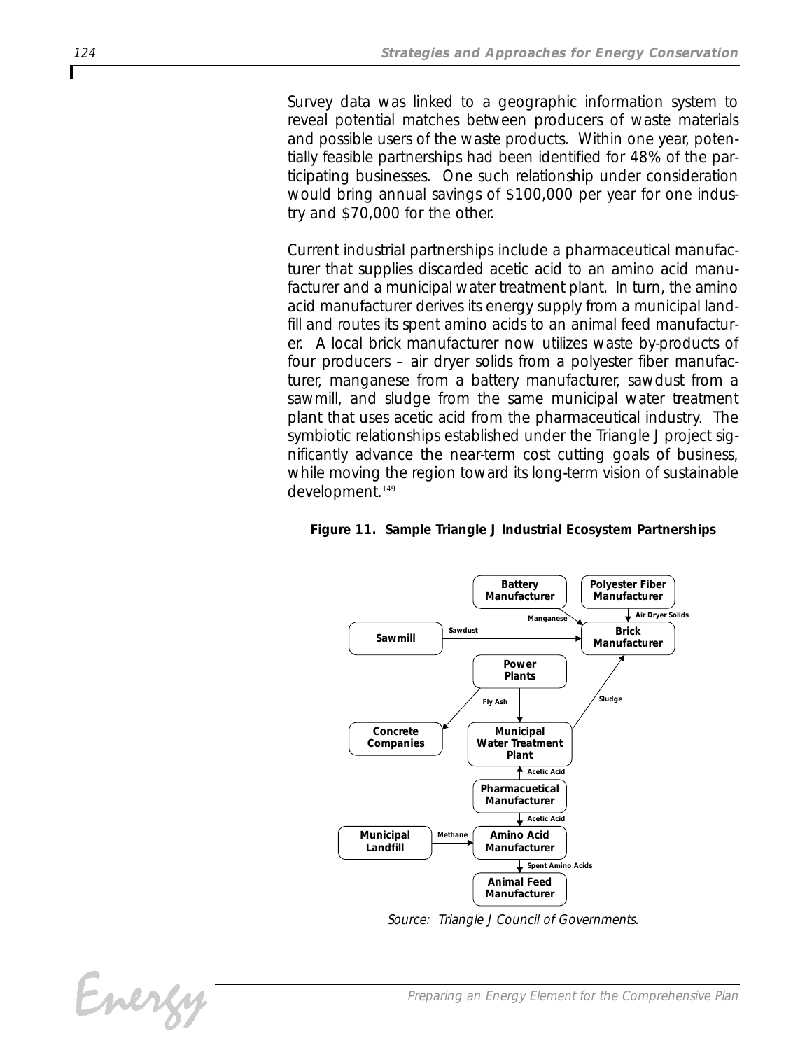Survey data was linked to a geographic information system to reveal potential matches between producers of waste materials and possible users of the waste products. Within one year, potentially feasible partnerships had been identified for 48% of the participating businesses. One such relationship under consideration would bring annual savings of $100,000 per year for one industry and $70,000 for the other.

Current industrial partnerships include a pharmaceutical manufacturer that supplies discarded acetic acid to an amino acid manufacturer and a municipal water treatment plant. In turn, the amino acid manufacturer derives its energy supply from a municipal landfill and routes its spent amino acids to an animal feed manufacturer. A local brick manufacturer now utilizes waste by-products of four producers – air dryer solids from a polyester fiber manufacturer, manganese from a battery manufacturer, sawdust from a sawmill, and sludge from the same municipal water treatment plant that uses acetic acid from the pharmaceutical industry. The symbiotic relationships established under the Triangle J project significantly advance the near-term cost cutting goals of business, while moving the region toward its long-term vision of sustainable development.[149]

**Figure 11. Sample Triangle J Industrial Ecosystem Partnerships**

Battery Manufacturer → (Manganese) → Brick Manufacturer

Polyester Fiber Manufacturer → (Air Dryer Solids) → Brick Manufacturer

Sawmill → (Sawdust) → Brick Manufacturer

Power Plants → (Fly Ash) → Concrete Companies

Power Plants → Municipal Water Treatment Plant

Municipal Water Treatment Plant → (Sludge) → Brick Manufacturer

Pharmacuetical Manufacturer → (Acetic Acid) → Municipal Water Treatment Plant

Pharmacuetical Manufacturer → (Acetic Acid) → Amino Acid Manufacturer

Municipal Landfill → (Methane) → Amino Acid Manufacturer

Amino Acid Manufacturer → (Spent Amino Acids) → Animal Feed Manufacturer

*Source: Triangle J Council of Governments.*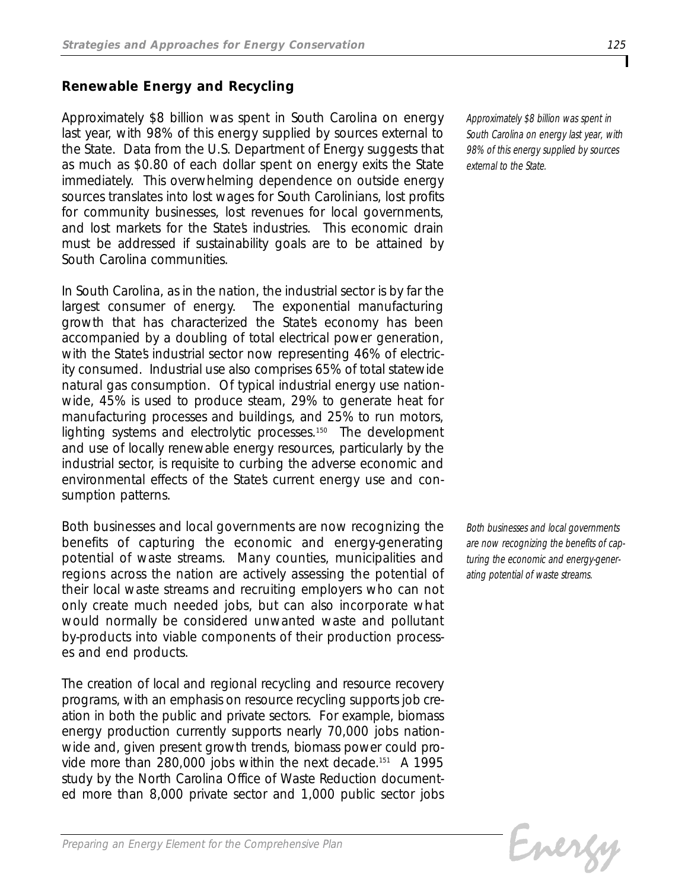## Renewable Energy and Recycling

Approximately $8 billion was spent in South Carolina on energy last year, with 98% of this energy supplied by sources external to the State. Data from the U.S. Department of Energy suggests that as much as $0.80 of each dollar spent on energy exits the State immediately. This overwhelming dependence on outside energy sources translates into lost wages for South Carolinians, lost profits for community businesses, lost revenues for local governments, and lost markets for the State's industries. This economic drain must be addressed if sustainability goals are to be attained by South Carolina communities.

*Approximately $8 billion was spent in South Carolina on energy last year, with 98% of this energy supplied by sources external to the State.*

In South Carolina, as in the nation, the industrial sector is by far the largest consumer of energy. The exponential manufacturing growth that has characterized the State's economy has been accompanied by a doubling of total electrical power generation, with the State's industrial sector now representing 46% of electricity consumed. Industrial use also comprises 65% of total statewide natural gas consumption. Of typical industrial energy use nationwide, 45% is used to produce steam, 29% to generate heat for manufacturing processes and buildings, and 25% to run motors, lighting systems and electrolytic processes.[150] The development and use of locally renewable energy resources, particularly by the industrial sector, is requisite to curbing the adverse economic and environmental effects of the State's current energy use and consumption patterns.

Both businesses and local governments are now recognizing the benefits of capturing the economic and energy-generating potential of waste streams. Many counties, municipalities and regions across the nation are actively assessing the potential of their local waste streams and recruiting employers who can not only create much needed jobs, but can also incorporate what would normally be considered unwanted waste and pollutant by-products into viable components of their production processes and end products.

*Both businesses and local governments are now recognizing the benefits of capturing the economic and energy-generating potential of waste streams.*

The creation of local and regional recycling and resource recovery programs, with an emphasis on resource recycling supports job creation in both the public and private sectors. For example, biomass energy production currently supports nearly 70,000 jobs nationwide and, given present growth trends, biomass power could provide more than 280,000 jobs within the next decade.[151] A 1995 study by the North Carolina Office of Waste Reduction documented more than 8,000 private sector and 1,000 public sector jobs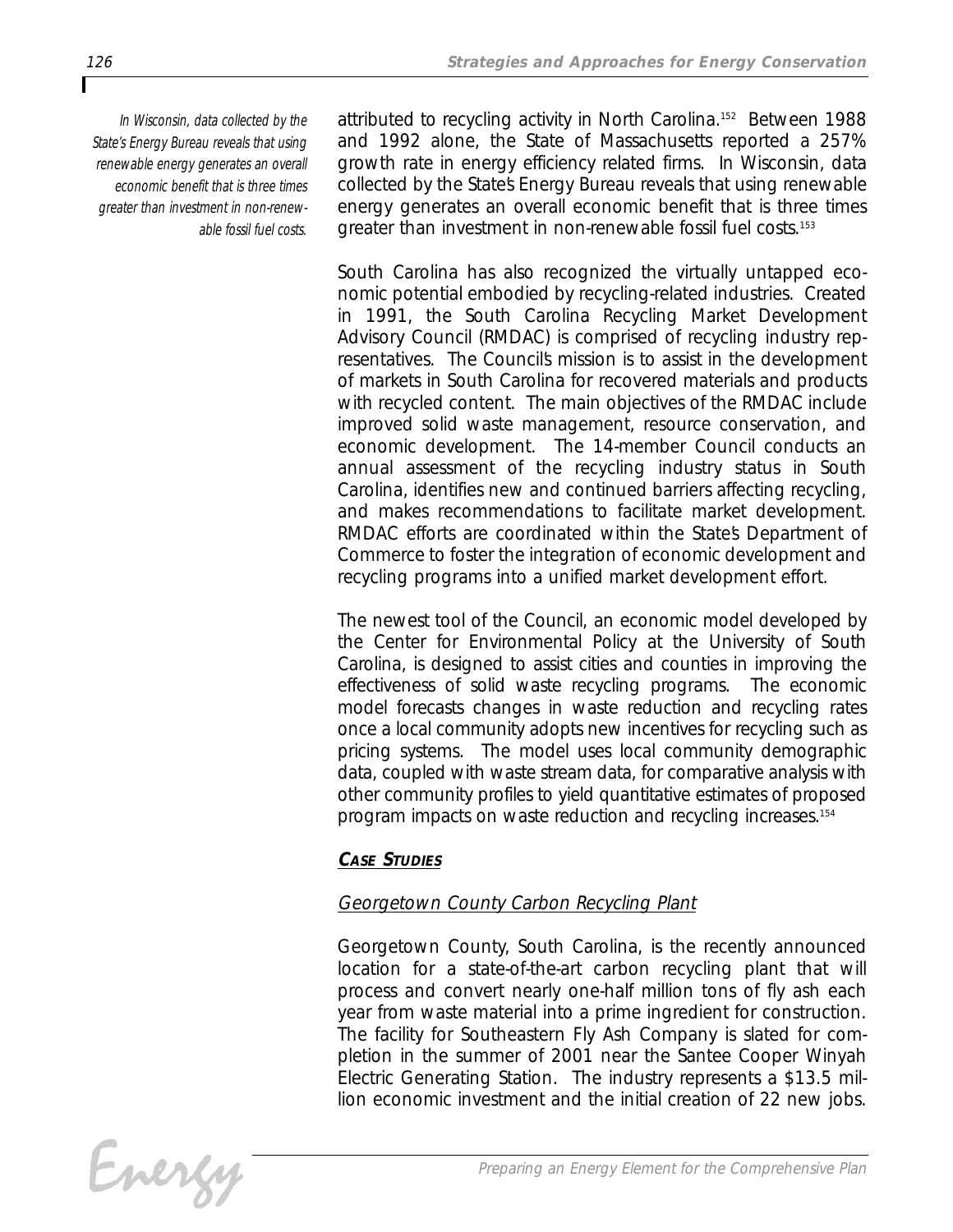*In Wisconsin, data collected by the State's Energy Bureau reveals that using renewable energy generates an overall economic benefit that is three times greater than investment in non-renewable fossil fuel costs.*

attributed to recycling activity in North Carolina.[152] Between 1988 and 1992 alone, the State of Massachusetts reported a 257% growth rate in energy efficiency related firms. In Wisconsin, data collected by the State's Energy Bureau reveals that using renewable energy generates an overall economic benefit that is three times greater than investment in non-renewable fossil fuel costs.[153]

South Carolina has also recognized the virtually untapped economic potential embodied by recycling-related industries. Created in 1991, the South Carolina Recycling Market Development Advisory Council (RMDAC) is comprised of recycling industry representatives. The Council's mission is to assist in the development of markets in South Carolina for recovered materials and products with recycled content. The main objectives of the RMDAC include improved solid waste management, resource conservation, and economic development. The 14-member Council conducts an annual assessment of the recycling industry status in South Carolina, identifies new and continued barriers affecting recycling, and makes recommendations to facilitate market development. RMDAC efforts are coordinated within the State's Department of Commerce to foster the integration of economic development and recycling programs into a unified market development effort.

The newest tool of the Council, an economic model developed by the Center for Environmental Policy at the University of South Carolina, is designed to assist cities and counties in improving the effectiveness of solid waste recycling programs. The economic model forecasts changes in waste reduction and recycling rates once a local community adopts new incentives for recycling such as pricing systems. The model uses local community demographic data, coupled with waste stream data, for comparative analysis with other community profiles to yield quantitative estimates of proposed program impacts on waste reduction and recycling increases.[154]

## CASE STUDIES

### Georgetown County Carbon Recycling Plant

Georgetown County, South Carolina, is the recently announced location for a state-of-the-art carbon recycling plant that will process and convert nearly one-half million tons of fly ash each year from waste material into a prime ingredient for construction. The facility for Southeastern Fly Ash Company is slated for completion in the summer of 2001 near the Santee Cooper Winyah Electric Generating Station. The industry represents a $13.5 million economic investment and the initial creation of 22 new jobs.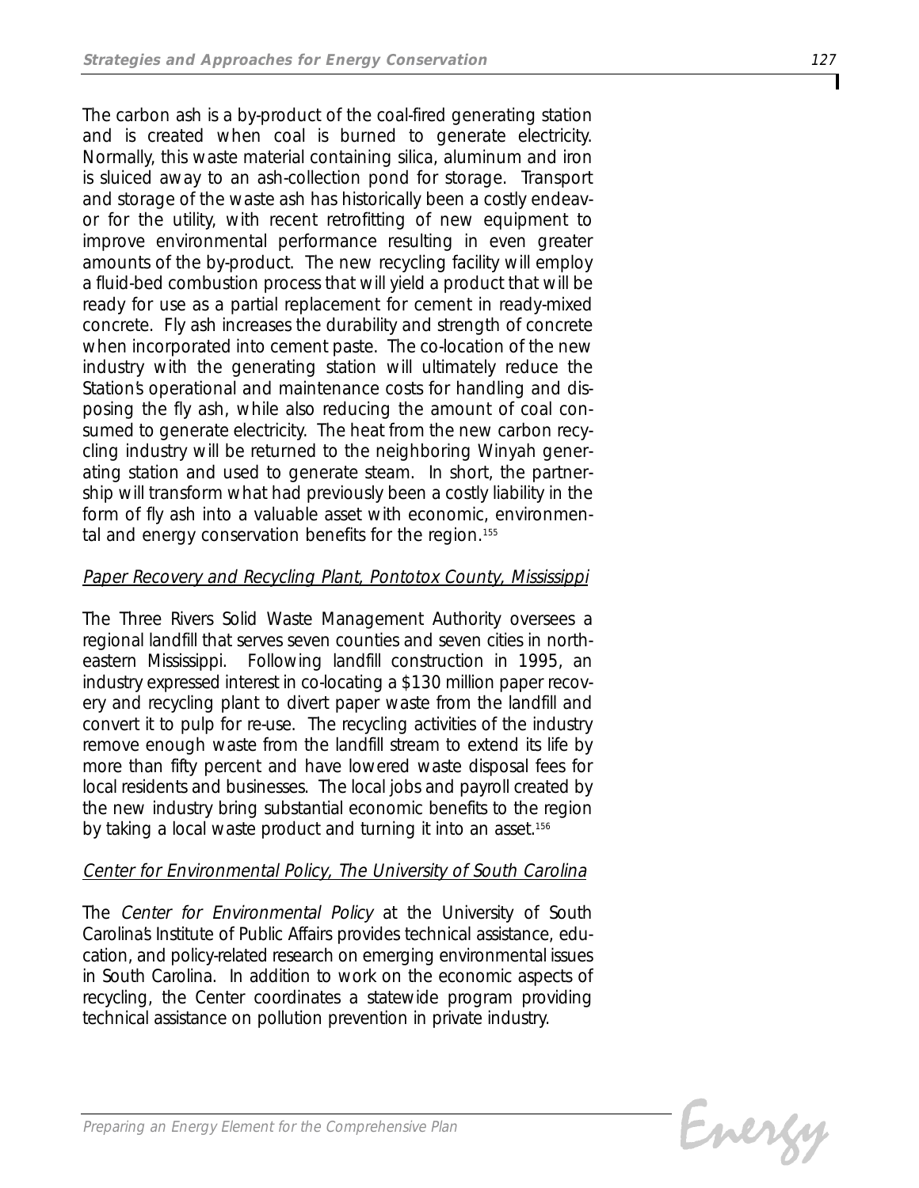The carbon ash is a by-product of the coal-fired generating station and is created when coal is burned to generate electricity. Normally, this waste material containing silica, aluminum and iron is sluiced away to an ash-collection pond for storage. Transport and storage of the waste ash has historically been a costly endeavor for the utility, with recent retrofitting of new equipment to improve environmental performance resulting in even greater amounts of the by-product. The new recycling facility will employ a fluid-bed combustion process that will yield a product that will be ready for use as a partial replacement for cement in ready-mixed concrete. Fly ash increases the durability and strength of concrete when incorporated into cement paste. The co-location of the new industry with the generating station will ultimately reduce the Station's operational and maintenance costs for handling and disposing the fly ash, while also reducing the amount of coal consumed to generate electricity. The heat from the new carbon recycling industry will be returned to the neighboring Winyah generating station and used to generate steam. In short, the partnership will transform what had previously been a costly liability in the form of fly ash into a valuable asset with economic, environmental and energy conservation benefits for the region.[155]

*Paper Recovery and Recycling Plant, Pontotox County, Mississippi*

The Three Rivers Solid Waste Management Authority oversees a regional landfill that serves seven counties and seven cities in northeastern Mississippi. Following landfill construction in 1995, an industry expressed interest in co-locating a $130 million paper recovery and recycling plant to divert paper waste from the landfill and convert it to pulp for re-use. The recycling activities of the industry remove enough waste from the landfill stream to extend its life by more than fifty percent and have lowered waste disposal fees for local residents and businesses. The local jobs and payroll created by the new industry bring substantial economic benefits to the region by taking a local waste product and turning it into an asset.[156]

*Center for Environmental Policy, The University of South Carolina*

The *Center for Environmental Policy* at the University of South Carolina's Institute of Public Affairs provides technical assistance, education, and policy-related research on emerging environmental issues in South Carolina. In addition to work on the economic aspects of recycling, the Center coordinates a statewide program providing technical assistance on pollution prevention in private industry.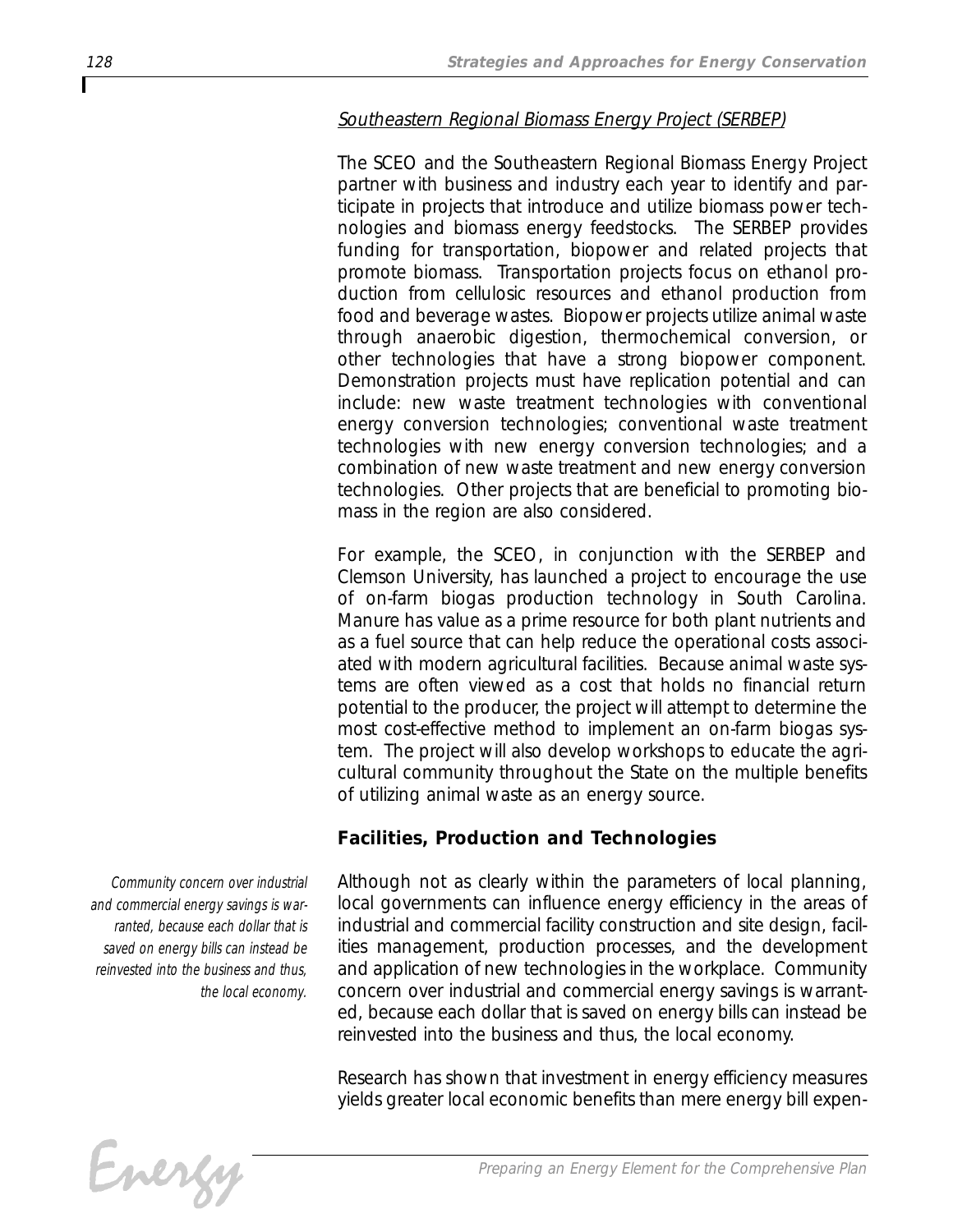<u>Southeastern Regional Biomass Energy Project (SERBEP)</u>

The SCEO and the Southeastern Regional Biomass Energy Project partner with business and industry each year to identify and participate in projects that introduce and utilize biomass power technologies and biomass energy feedstocks. The SERBEP provides funding for transportation, biopower and related projects that promote biomass. Transportation projects focus on ethanol production from cellulosic resources and ethanol production from food and beverage wastes. Biopower projects utilize animal waste through anaerobic digestion, thermochemical conversion, or other technologies that have a strong biopower component. Demonstration projects must have replication potential and can include: new waste treatment technologies with conventional energy conversion technologies; conventional waste treatment technologies with new energy conversion technologies; and a combination of new waste treatment and new energy conversion technologies. Other projects that are beneficial to promoting biomass in the region are also considered.

For example, the SCEO, in conjunction with the SERBEP and Clemson University, has launched a project to encourage the use of on-farm biogas production technology in South Carolina. Manure has value as a prime resource for both plant nutrients and as a fuel source that can help reduce the operational costs associated with modern agricultural facilities. Because animal waste systems are often viewed as a cost that holds no financial return potential to the producer, the project will attempt to determine the most cost-effective method to implement an on-farm biogas system. The project will also develop workshops to educate the agricultural community throughout the State on the multiple benefits of utilizing animal waste as an energy source.

### Facilities, Production and Technologies

*Community concern over industrial and commercial energy savings is warranted, because each dollar that is saved on energy bills can instead be reinvested into the business and thus, the local economy.*

Although not as clearly within the parameters of local planning, local governments can influence energy efficiency in the areas of industrial and commercial facility construction and site design, facilities management, production processes, and the development and application of new technologies in the workplace. Community concern over industrial and commercial energy savings is warranted, because each dollar that is saved on energy bills can instead be reinvested into the business and thus, the local economy.

Research has shown that investment in energy efficiency measures yields greater local economic benefits than mere energy bill expen-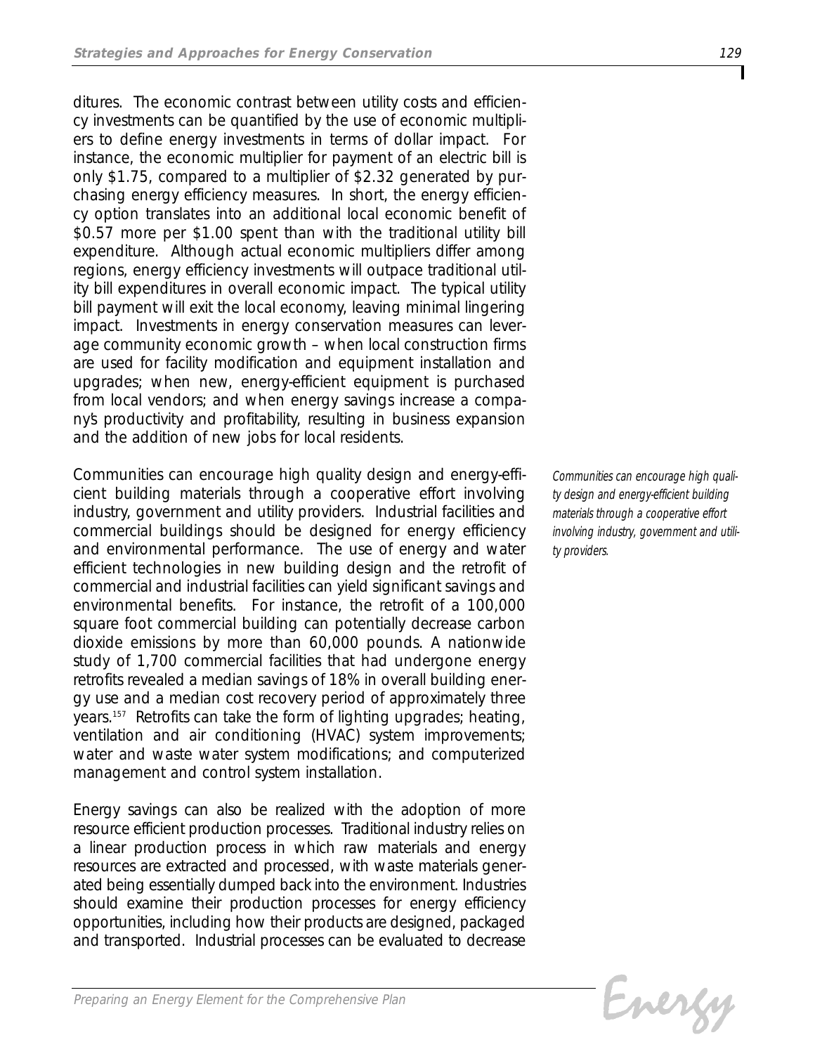ditures. The economic contrast between utility costs and efficiency investments can be quantified by the use of economic multipliers to define energy investments in terms of dollar impact. For instance, the economic multiplier for payment of an electric bill is only $1.75, compared to a multiplier of $2.32 generated by purchasing energy efficiency measures. In short, the energy efficiency option translates into an additional local economic benefit of $0.57 more per $1.00 spent than with the traditional utility bill expenditure. Although actual economic multipliers differ among regions, energy efficiency investments will outpace traditional utility bill expenditures in overall economic impact. The typical utility bill payment will exit the local economy, leaving minimal lingering impact. Investments in energy conservation measures can leverage community economic growth – when local construction firms are used for facility modification and equipment installation and upgrades; when new, energy-efficient equipment is purchased from local vendors; and when energy savings increase a company's productivity and profitability, resulting in business expansion and the addition of new jobs for local residents.

Communities can encourage high quality design and energy-efficient building materials through a cooperative effort involving industry, government and utility providers. Industrial facilities and commercial buildings should be designed for energy efficiency and environmental performance. The use of energy and water efficient technologies in new building design and the retrofit of commercial and industrial facilities can yield significant savings and environmental benefits. For instance, the retrofit of a 100,000 square foot commercial building can potentially decrease carbon dioxide emissions by more than 60,000 pounds. A nationwide study of 1,700 commercial facilities that had undergone energy retrofits revealed a median savings of 18% in overall building energy use and a median cost recovery period of approximately three years.[157] Retrofits can take the form of lighting upgrades; heating, ventilation and air conditioning (HVAC) system improvements; water and waste water system modifications; and computerized management and control system installation.

*Communities can encourage high quality design and energy-efficient building materials through a cooperative effort involving industry, government and utility providers.*

Energy savings can also be realized with the adoption of more resource efficient production processes. Traditional industry relies on a linear production process in which raw materials and energy resources are extracted and processed, with waste materials generated being essentially dumped back into the environment. Industries should examine their production processes for energy efficiency opportunities, including how their products are designed, packaged and transported. Industrial processes can be evaluated to decrease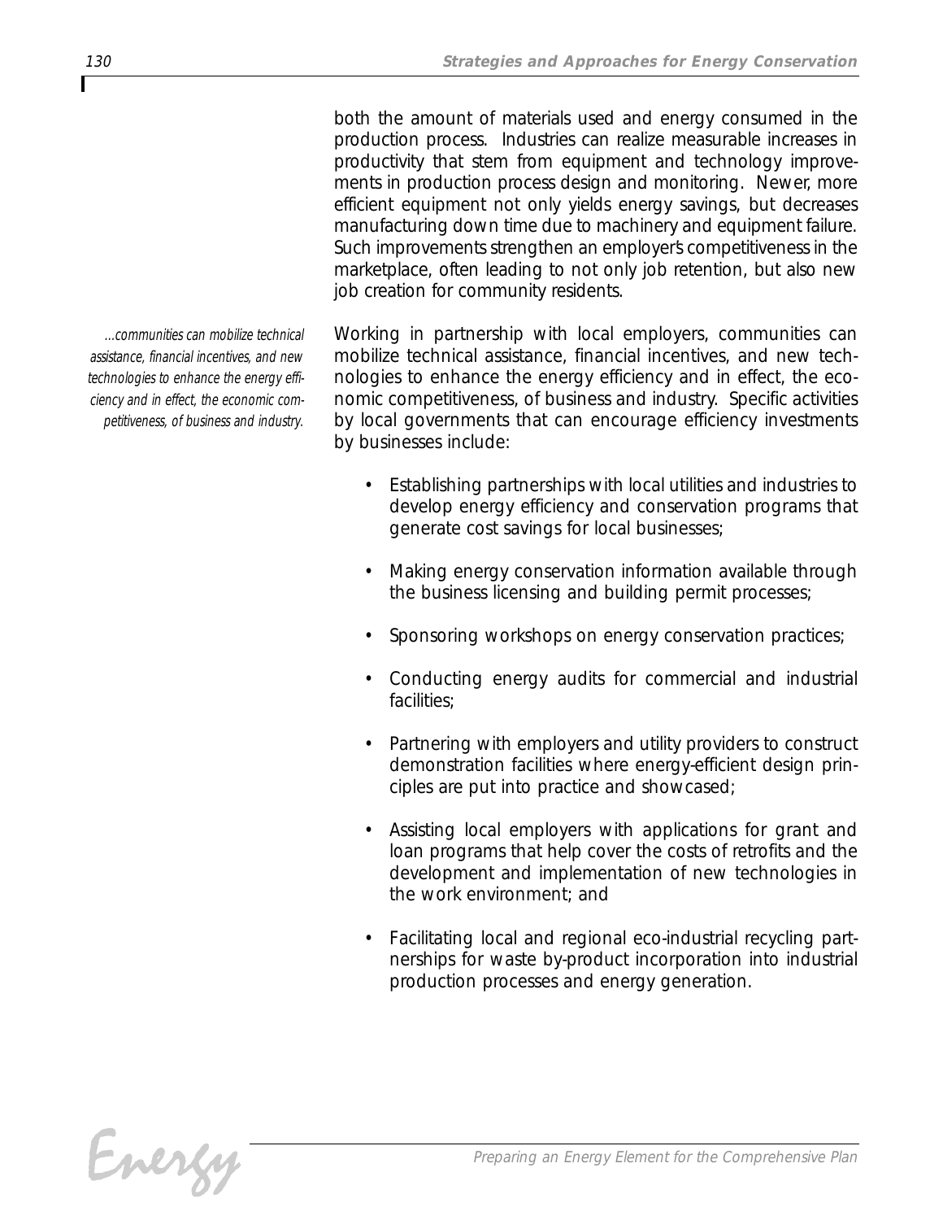both the amount of materials used and energy consumed in the production process. Industries can realize measurable increases in productivity that stem from equipment and technology improvements in production process design and monitoring. Newer, more efficient equipment not only yields energy savings, but decreases manufacturing down time due to machinery and equipment failure. Such improvements strengthen an employer's competitiveness in the marketplace, often leading to not only job retention, but also new job creation for community residents.

*...communities can mobilize technical assistance, financial incentives, and new technologies to enhance the energy efficiency and in effect, the economic competitiveness, of business and industry.*

Working in partnership with local employers, communities can mobilize technical assistance, financial incentives, and new technologies to enhance the energy efficiency and in effect, the economic competitiveness, of business and industry. Specific activities by local governments that can encourage efficiency investments by businesses include:

- Establishing partnerships with local utilities and industries to develop energy efficiency and conservation programs that generate cost savings for local businesses;
- Making energy conservation information available through the business licensing and building permit processes;
- Sponsoring workshops on energy conservation practices;
- Conducting energy audits for commercial and industrial facilities;
- Partnering with employers and utility providers to construct demonstration facilities where energy-efficient design principles are put into practice and showcased;
- Assisting local employers with applications for grant and loan programs that help cover the costs of retrofits and the development and implementation of new technologies in the work environment; and
- Facilitating local and regional eco-industrial recycling partnerships for waste by-product incorporation into industrial production processes and energy generation.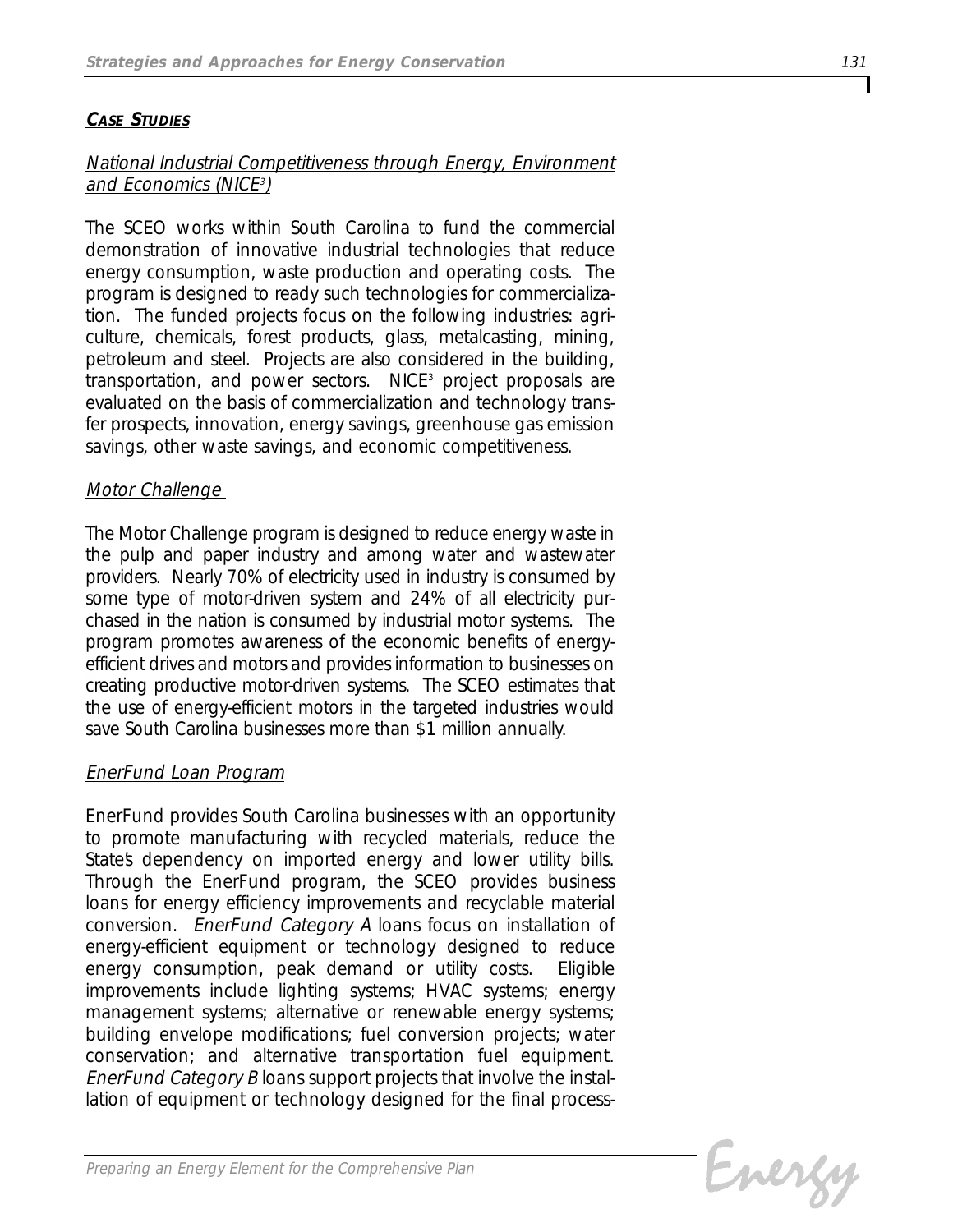## ***Case Studies***

### National Industrial Competitiveness through Energy, Environment and Economics (NICE$^3$)

The SCEO works within South Carolina to fund the commercial demonstration of innovative industrial technologies that reduce energy consumption, waste production and operating costs. The program is designed to ready such technologies for commercialization. The funded projects focus on the following industries: agriculture, chemicals, forest products, glass, metalcasting, mining, petroleum and steel. Projects are also considered in the building, transportation, and power sectors. NICE$^3$ project proposals are evaluated on the basis of commercialization and technology transfer prospects, innovation, energy savings, greenhouse gas emission savings, other waste savings, and economic competitiveness.

### Motor Challenge

The Motor Challenge program is designed to reduce energy waste in the pulp and paper industry and among water and wastewater providers. Nearly 70% of electricity used in industry is consumed by some type of motor-driven system and 24% of all electricity purchased in the nation is consumed by industrial motor systems. The program promotes awareness of the economic benefits of energy-efficient drives and motors and provides information to businesses on creating productive motor-driven systems. The SCEO estimates that the use of energy-efficient motors in the targeted industries would save South Carolina businesses more than $1 million annually.

### EnerFund Loan Program

EnerFund provides South Carolina businesses with an opportunity to promote manufacturing with recycled materials, reduce the State's dependency on imported energy and lower utility bills. Through the EnerFund program, the SCEO provides business loans for energy efficiency improvements and recyclable material conversion. *EnerFund Category A* loans focus on installation of energy-efficient equipment or technology designed to reduce energy consumption, peak demand or utility costs. Eligible improvements include lighting systems; HVAC systems; energy management systems; alternative or renewable energy systems; building envelope modifications; fuel conversion projects; water conservation; and alternative transportation fuel equipment. *EnerFund Category B* loans support projects that involve the installation of equipment or technology designed for the final process-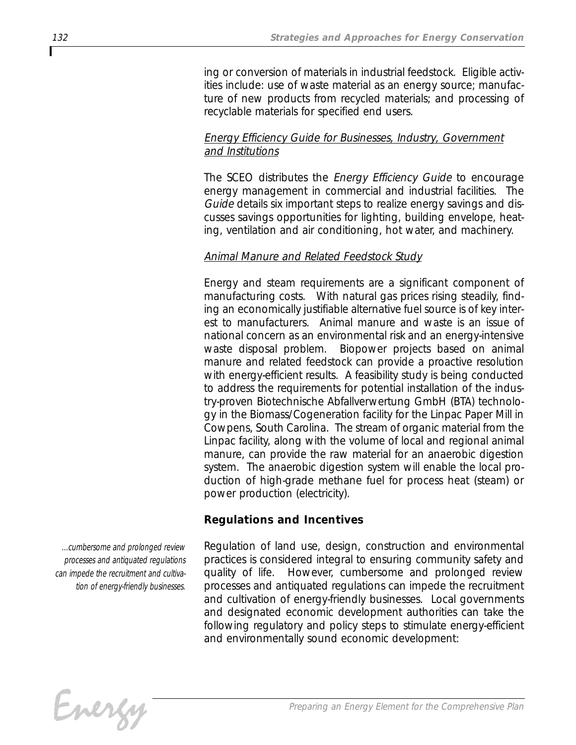ing or conversion of materials in industrial feedstock. Eligible activities include: use of waste material as an energy source; manufacture of new products from recycled materials; and processing of recyclable materials for specified end users.

*Energy Efficiency Guide for Businesses, Industry, Government and Institutions*

The SCEO distributes the *Energy Efficiency Guide* to encourage energy management in commercial and industrial facilities. The *Guide* details six important steps to realize energy savings and discusses savings opportunities for lighting, building envelope, heating, ventilation and air conditioning, hot water, and machinery.

*Animal Manure and Related Feedstock Study*

Energy and steam requirements are a significant component of manufacturing costs. With natural gas prices rising steadily, finding an economically justifiable alternative fuel source is of key interest to manufacturers. Animal manure and waste is an issue of national concern as an environmental risk and an energy-intensive waste disposal problem. Biopower projects based on animal manure and related feedstock can provide a proactive resolution with energy-efficient results. A feasibility study is being conducted to address the requirements for potential installation of the industry-proven Biotechnische Abfallverwertung GmbH (BTA) technology in the Biomass/Cogeneration facility for the Linpac Paper Mill in Cowpens, South Carolina. The stream of organic material from the Linpac facility, along with the volume of local and regional animal manure, can provide the raw material for an anaerobic digestion system. The anaerobic digestion system will enable the local production of high-grade methane fuel for process heat (steam) or power production (electricity).

### Regulations and Incentives

*...cumbersome and prolonged review processes and antiquated regulations can impede the recruitment and cultivation of energy-friendly businesses.*

Regulation of land use, design, construction and environmental practices is considered integral to ensuring community safety and quality of life. However, cumbersome and prolonged review processes and antiquated regulations can impede the recruitment and cultivation of energy-friendly businesses. Local governments and designated economic development authorities can take the following regulatory and policy steps to stimulate energy-efficient and environmentally sound economic development: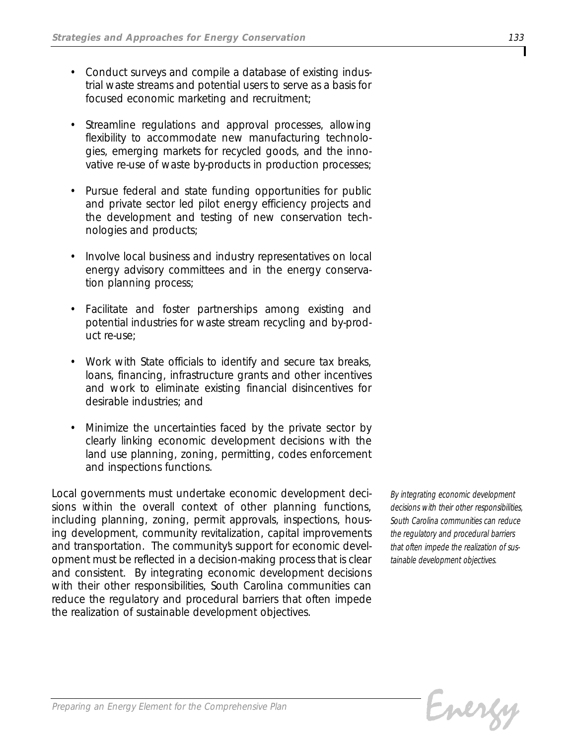- Conduct surveys and compile a database of existing industrial waste streams and potential users to serve as a basis for focused economic marketing and recruitment;
- Streamline regulations and approval processes, allowing flexibility to accommodate new manufacturing technologies, emerging markets for recycled goods, and the innovative re-use of waste by-products in production processes;
- Pursue federal and state funding opportunities for public and private sector led pilot energy efficiency projects and the development and testing of new conservation technologies and products;
- Involve local business and industry representatives on local energy advisory committees and in the energy conservation planning process;
- Facilitate and foster partnerships among existing and potential industries for waste stream recycling and by-product re-use;
- Work with State officials to identify and secure tax breaks, loans, financing, infrastructure grants and other incentives and work to eliminate existing financial disincentives for desirable industries; and
- Minimize the uncertainties faced by the private sector by clearly linking economic development decisions with the land use planning, zoning, permitting, codes enforcement and inspections functions.

Local governments must undertake economic development decisions within the overall context of other planning functions, including planning, zoning, permit approvals, inspections, housing development, community revitalization, capital improvements and transportation. The community's support for economic development must be reflected in a decision-making process that is clear and consistent. By integrating economic development decisions with their other responsibilities, South Carolina communities can reduce the regulatory and procedural barriers that often impede the realization of sustainable development objectives.

*By integrating economic development decisions with their other responsibilities, South Carolina communities can reduce the regulatory and procedural barriers that often impede the realization of sustainable development objectives.*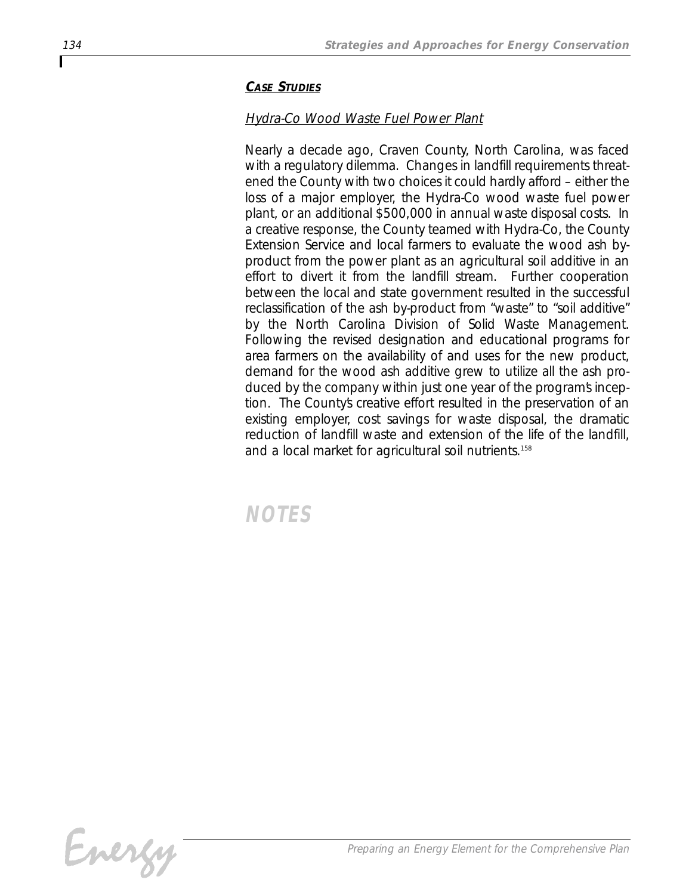## CASE STUDIES

### Hydra-Co Wood Waste Fuel Power Plant

Nearly a decade ago, Craven County, North Carolina, was faced with a regulatory dilemma. Changes in landfill requirements threatened the County with two choices it could hardly afford – either the loss of a major employer, the Hydra-Co wood waste fuel power plant, or an additional $500,000 in annual waste disposal costs. In a creative response, the County teamed with Hydra-Co, the County Extension Service and local farmers to evaluate the wood ash by-product from the power plant as an agricultural soil additive in an effort to divert it from the landfill stream. Further cooperation between the local and state government resulted in the successful reclassification of the ash by-product from "waste" to "soil additive" by the North Carolina Division of Solid Waste Management. Following the revised designation and educational programs for area farmers on the availability of and uses for the new product, demand for the wood ash additive grew to utilize all the ash produced by the company within just one year of the program's inception. The County's creative effort resulted in the preservation of an existing employer, cost savings for waste disposal, the dramatic reduction of landfill waste and extension of the life of the landfill, and a local market for agricultural soil nutrients.[158]

## NOTES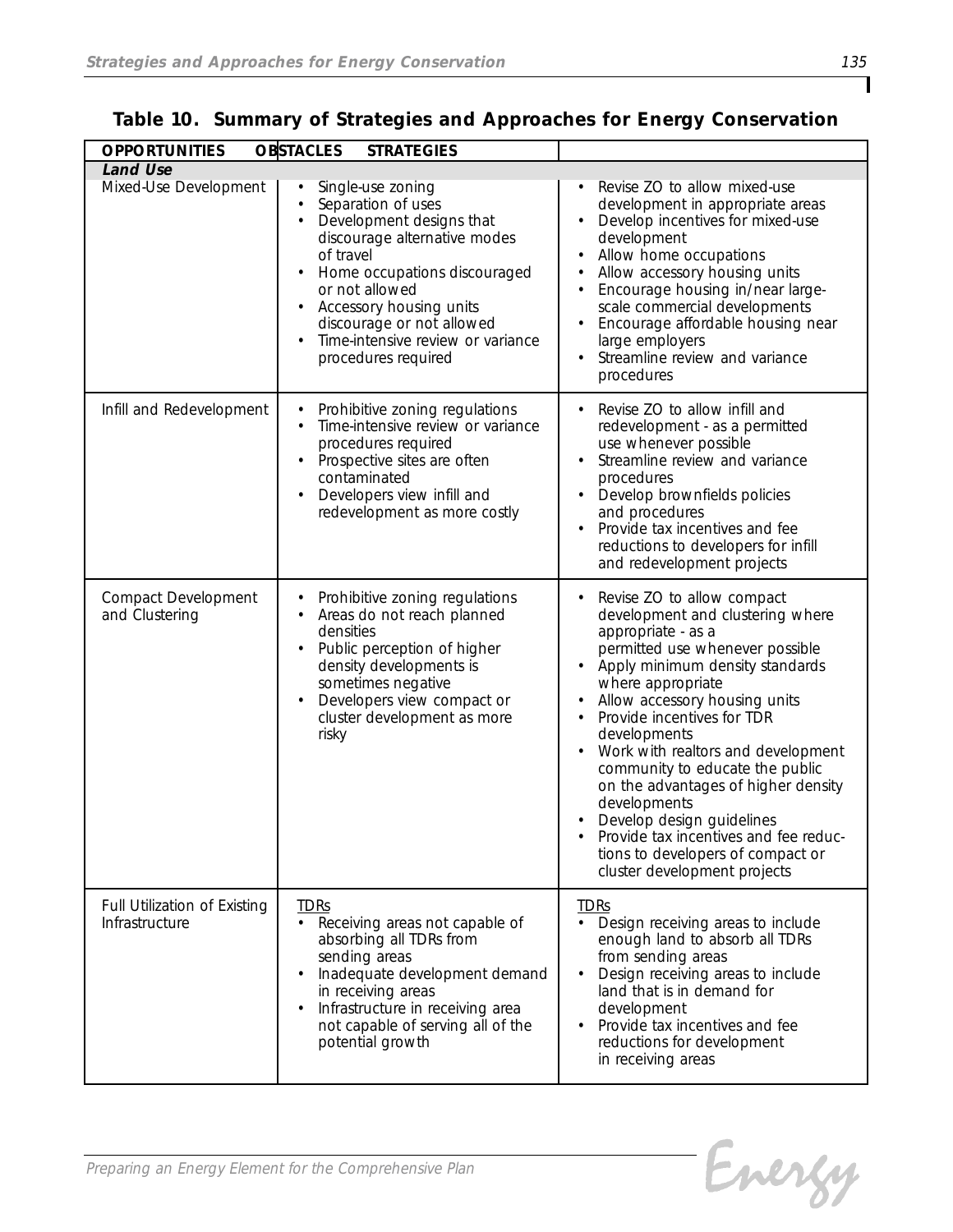## Table 10. Summary of Strategies and Approaches for Energy Conservation

| OPPORTUNITIES | OBSTACLES | STRATEGIES |
|---|---|---|
| ***Land Use*** | | |
| Mixed-Use Development | • Single-use zoning<br>• Separation of uses<br>• Development designs that discourage alternative modes of travel<br>• Home occupations discouraged or not allowed<br>• Accessory housing units discourage or not allowed<br>• Time-intensive review or variance procedures required | • Revise ZO to allow mixed-use development in appropriate areas<br>• Develop incentives for mixed-use development<br>• Allow home occupations<br>• Allow accessory housing units<br>• Encourage housing in/near large-scale commercial developments<br>• Encourage affordable housing near large employers<br>• Streamline review and variance procedures |
| Infill and Redevelopment | • Prohibitive zoning regulations<br>• Time-intensive review or variance procedures required<br>• Prospective sites are often contaminated<br>• Developers view infill and redevelopment as more costly | • Revise ZO to allow infill and redevelopment - as a permitted use whenever possible<br>• Streamline review and variance procedures<br>• Develop brownfields policies and procedures<br>• Provide tax incentives and fee reductions to developers for infill and redevelopment projects |
| Compact Development and Clustering | • Prohibitive zoning regulations<br>• Areas do not reach planned densities<br>• Public perception of higher density developments is sometimes negative<br>• Developers view compact or cluster development as more risky | • Revise ZO to allow compact development and clustering where appropriate - as a permitted use whenever possible<br>• Apply minimum density standards where appropriate<br>• Allow accessory housing units<br>• Provide incentives for TDR developments<br>• Work with realtors and development community to educate the public on the advantages of higher density developments<br>• Develop design guidelines<br>• Provide tax incentives and fee reductions to developers of compact or cluster development projects |
| Full Utilization of Existing Infrastructure | <u>TDRs</u><br>• Receiving areas not capable of absorbing all TDRs from sending areas<br>• Inadequate development demand in receiving areas<br>• Infrastructure in receiving area not capable of serving all of the potential growth | <u>TDRs</u><br>• Design receiving areas to include enough land to absorb all TDRs from sending areas<br>• Design receiving areas to include land that is in demand for development<br>• Provide tax incentives and fee reductions for development in receiving areas |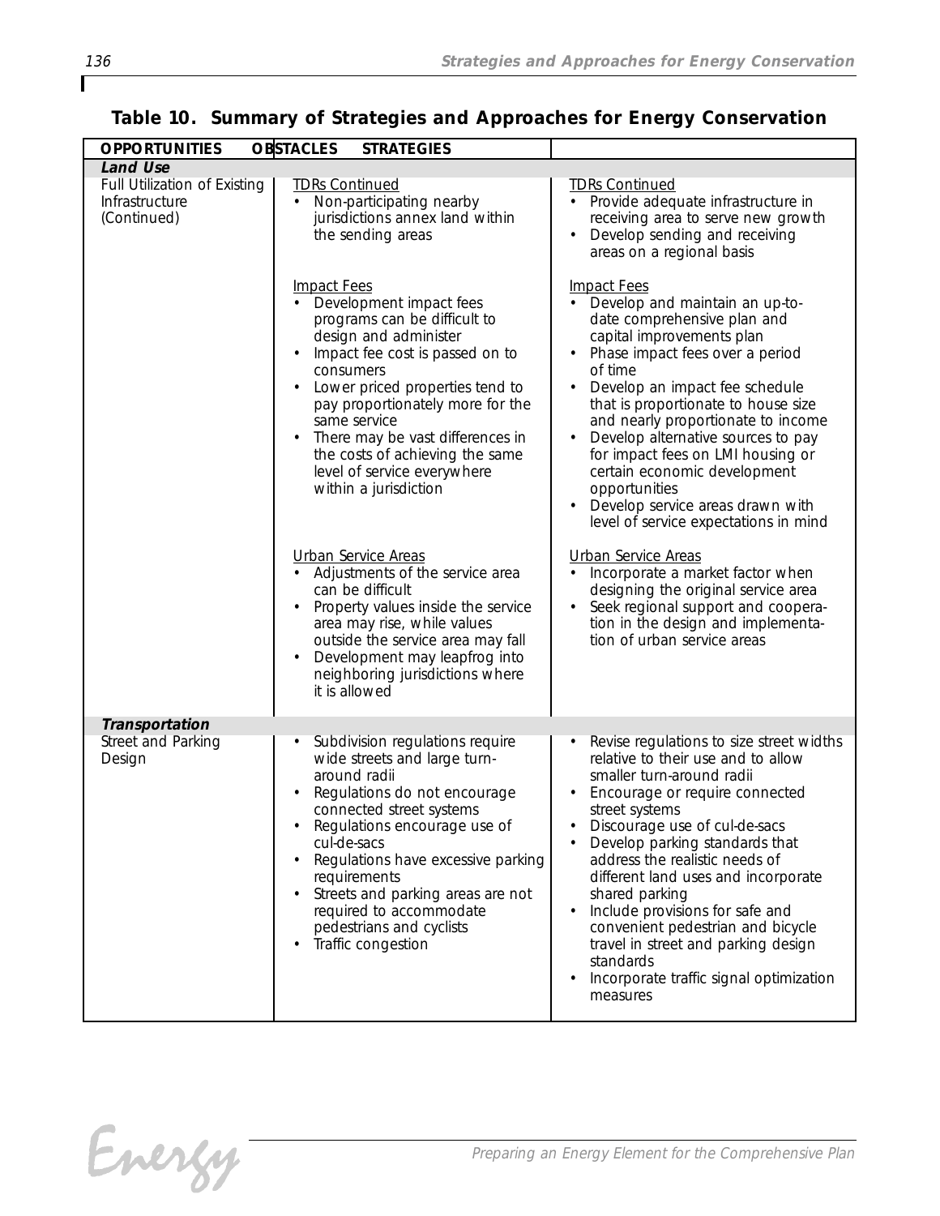## Table 10. Summary of Strategies and Approaches for Energy Conservation

| OPPORTUNITIES | OBSTACLES | STRATEGIES |
|---|---|---|
| ***Land Use*** | | |
| Full Utilization of Existing Infrastructure (Continued) | <u>TDRs Continued</u><br>• Non-participating nearby jurisdictions annex land within the sending areas | <u>TDRs Continued</u><br>• Provide adequate infrastructure in receiving area to serve new growth<br>• Develop sending and receiving areas on a regional basis |
| | <u>Impact Fees</u><br>• Development impact fees programs can be difficult to design and administer<br>• Impact fee cost is passed on to consumers<br>• Lower priced properties tend to pay proportionately more for the same service<br>• There may be vast differences in the costs of achieving the same level of service everywhere within a jurisdiction | <u>Impact Fees</u><br>• Develop and maintain an up-to-date comprehensive plan and capital improvements plan<br>• Phase impact fees over a period of time<br>• Develop an impact fee schedule that is proportionate to house size and nearly proportionate to income<br>• Develop alternative sources to pay for impact fees on LMI housing or certain economic development opportunities<br>• Develop service areas drawn with level of service expectations in mind |
| | <u>Urban Service Areas</u><br>• Adjustments of the service area can be difficult<br>• Property values inside the service area may rise, while values outside the service area may fall<br>• Development may leapfrog into neighboring jurisdictions where it is allowed | <u>Urban Service Areas</u><br>• Incorporate a market factor when designing the original service area<br>• Seek regional support and cooperation in the design and implementation of urban service areas |
| ***Transportation*** | | |
| Street and Parking Design | • Subdivision regulations require wide streets and large turn-around radii<br>• Regulations do not encourage connected street systems<br>• Regulations encourage use of cul-de-sacs<br>• Regulations have excessive parking requirements<br>• Streets and parking areas are not required to accommodate pedestrians and cyclists<br>• Traffic congestion | • Revise regulations to size street widths relative to their use and to allow smaller turn-around radii<br>• Encourage or require connected street systems<br>• Discourage use of cul-de-sacs<br>• Develop parking standards that address the realistic needs of different land uses and incorporate shared parking<br>• Include provisions for safe and convenient pedestrian and bicycle travel in street and parking design standards<br>• Incorporate traffic signal optimization measures |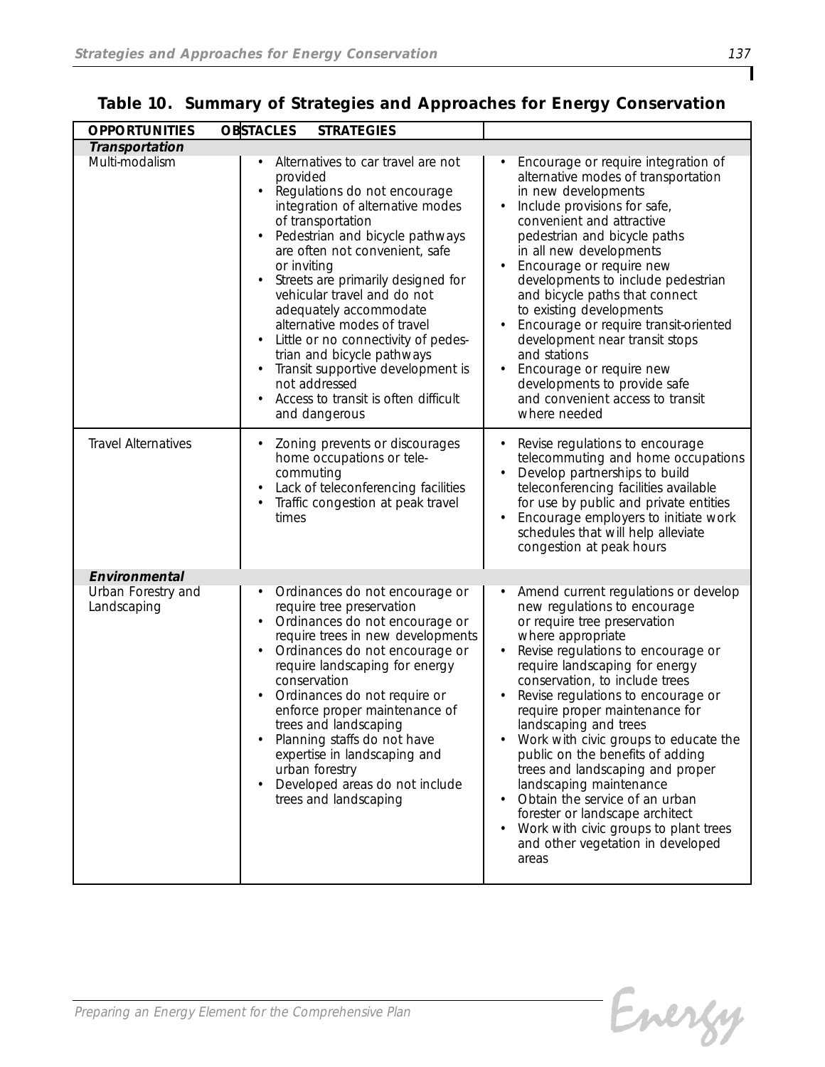**Table 10. Summary of Strategies and Approaches for Energy Conservation**

| OPPORTUNITIES | OBSTACLES | STRATEGIES |
|---|---|---|
| ***Transportation*** | | |
| Multi-modalism | • Alternatives to car travel are not provided<br>• Regulations do not encourage integration of alternative modes of transportation<br>• Pedestrian and bicycle pathways are often not convenient, safe or inviting<br>• Streets are primarily designed for vehicular travel and do not adequately accommodate alternative modes of travel<br>• Little or no connectivity of pedestrian and bicycle pathways<br>• Transit supportive development is not addressed<br>• Access to transit is often difficult and dangerous | • Encourage or require integration of alternative modes of transportation in new developments<br>• Include provisions for safe, convenient and attractive pedestrian and bicycle paths in all new developments<br>• Encourage or require new developments to include pedestrian and bicycle paths that connect to existing developments<br>• Encourage or require transit-oriented development near transit stops and stations<br>• Encourage or require new developments to provide safe and convenient access to transit where needed |
| Travel Alternatives | • Zoning prevents or discourages home occupations or telecommuting<br>• Lack of teleconferencing facilities<br>• Traffic congestion at peak travel times | • Revise regulations to encourage telecommuting and home occupations<br>• Develop partnerships to build teleconferencing facilities available for use by public and private entities<br>• Encourage employers to initiate work schedules that will help alleviate congestion at peak hours |
| ***Environmental*** | | |
| Urban Forestry and Landscaping | • Ordinances do not encourage or require tree preservation<br>• Ordinances do not encourage or require trees in new developments<br>• Ordinances do not encourage or require landscaping for energy conservation<br>• Ordinances do not require or enforce proper maintenance of trees and landscaping<br>• Planning staffs do not have expertise in landscaping and urban forestry<br>• Developed areas do not include trees and landscaping | • Amend current regulations or develop new regulations to encourage or require tree preservation where appropriate<br>• Revise regulations to encourage or require landscaping for energy conservation, to include trees<br>• Revise regulations to encourage or require proper maintenance for landscaping and trees<br>• Work with civic groups to educate the public on the benefits of adding trees and landscaping and proper landscaping maintenance<br>• Obtain the service of an urban forester or landscape architect<br>• Work with civic groups to plant trees and other vegetation in developed areas |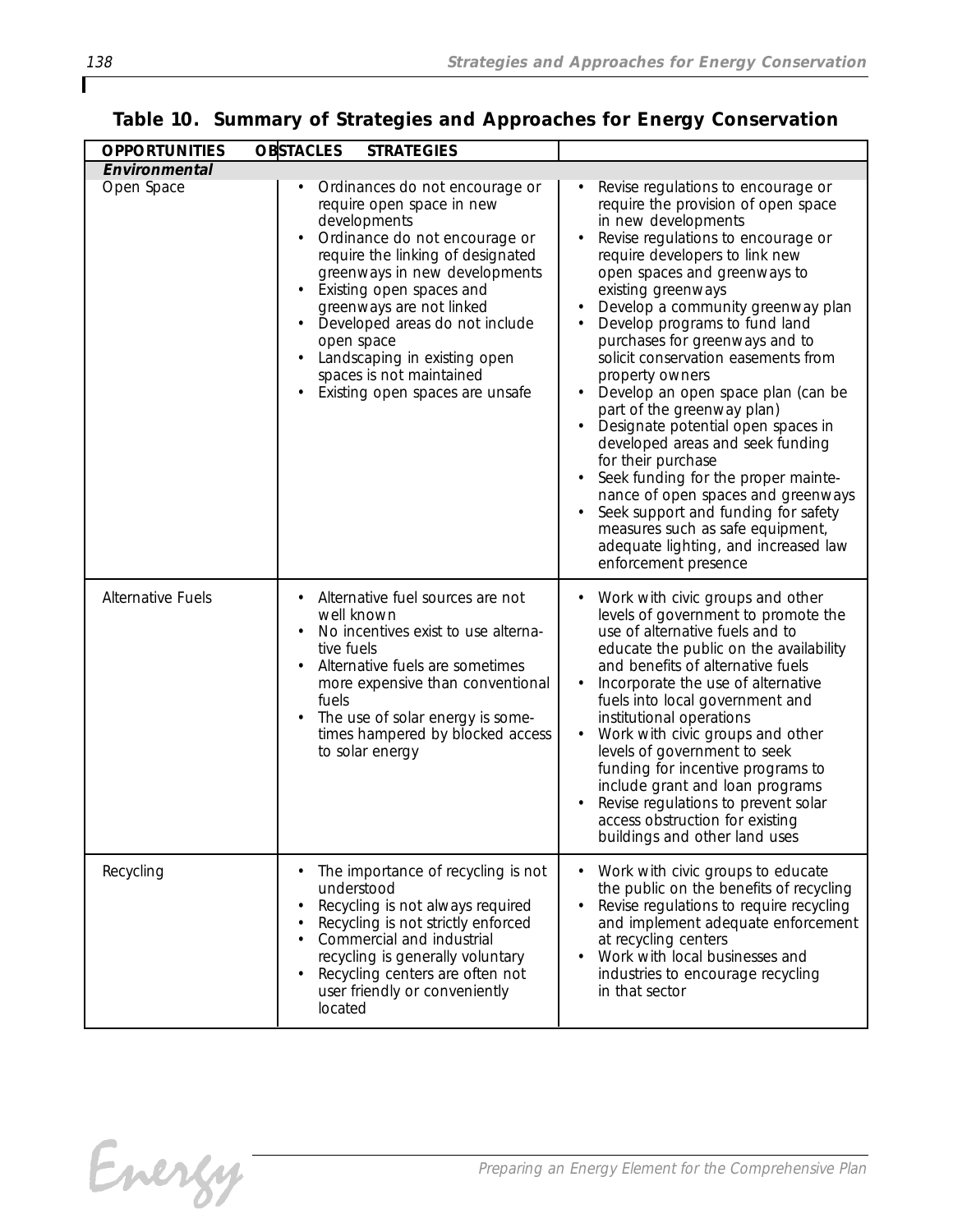**Table 10. Summary of Strategies and Approaches for Energy Conservation**

| OPPORTUNITIES | OBSTACLES | STRATEGIES |
|---|---|---|
| ***Environmental*** | | |
| Open Space | • Ordinances do not encourage or require open space in new developments<br>• Ordinance do not encourage or require the linking of designated greenways in new developments<br>• Existing open spaces and greenways are not linked<br>• Developed areas do not include open space<br>• Landscaping in existing open spaces is not maintained<br>• Existing open spaces are unsafe | • Revise regulations to encourage or require the provision of open space in new developments<br>• Revise regulations to encourage or require developers to link new open spaces and greenways to existing greenways<br>• Develop a community greenway plan<br>• Develop programs to fund land purchases for greenways and to solicit conservation easements from property owners<br>• Develop an open space plan (can be part of the greenway plan)<br>• Designate potential open spaces in developed areas and seek funding for their purchase<br>• Seek funding for the proper maintenance of open spaces and greenways<br>• Seek support and funding for safety measures such as safe equipment, adequate lighting, and increased law enforcement presence |
| Alternative Fuels | • Alternative fuel sources are not well known<br>• No incentives exist to use alternative fuels<br>• Alternative fuels are sometimes more expensive than conventional fuels<br>• The use of solar energy is sometimes hampered by blocked access to solar energy | • Work with civic groups and other levels of government to promote the use of alternative fuels and to educate the public on the availability and benefits of alternative fuels<br>• Incorporate the use of alternative fuels into local government and institutional operations<br>• Work with civic groups and other levels of government to seek funding for incentive programs to include grant and loan programs<br>• Revise regulations to prevent solar access obstruction for existing buildings and other land uses |
| Recycling | • The importance of recycling is not understood<br>• Recycling is not always required<br>• Recycling is not strictly enforced<br>• Commercial and industrial recycling is generally voluntary<br>• Recycling centers are often not user friendly or conveniently located | • Work with civic groups to educate the public on the benefits of recycling<br>• Revise regulations to require recycling and implement adequate enforcement at recycling centers<br>• Work with local businesses and industries to encourage recycling in that sector |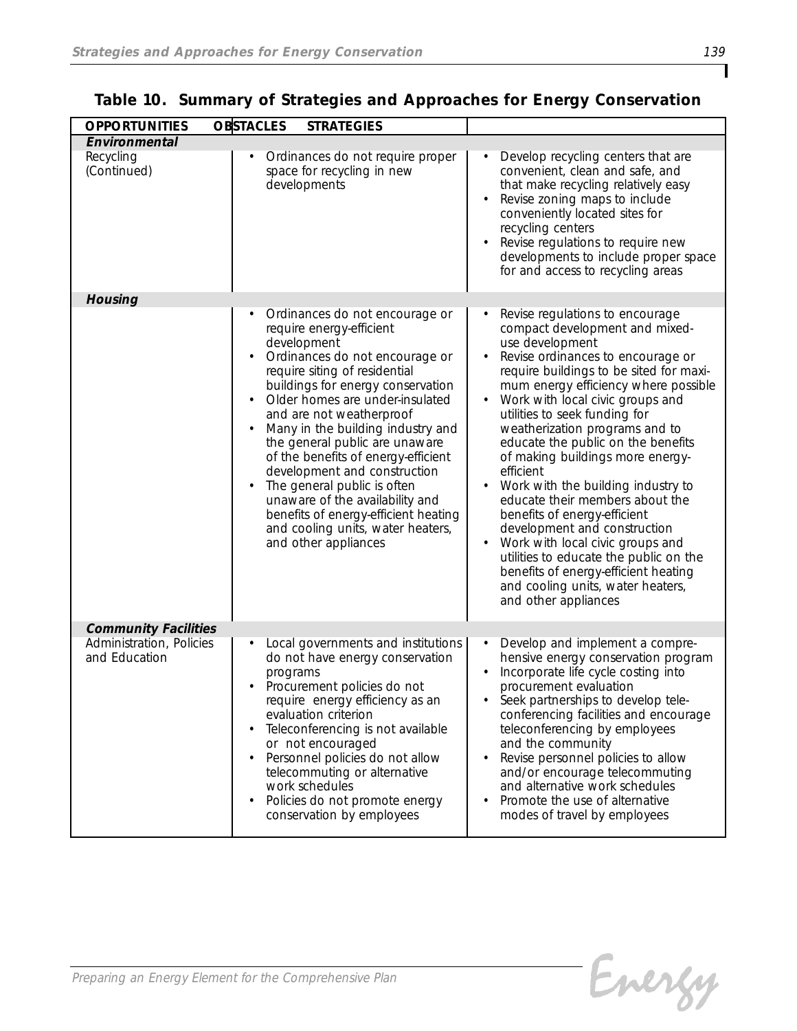**Table 10. Summary of Strategies and Approaches for Energy Conservation**

| OPPORTUNITIES | OBSTACLES | STRATEGIES |
|---|---|---|
| ***Environmental*** | | |
| Recycling (Continued) | • Ordinances do not require proper space for recycling in new developments | • Develop recycling centers that are convenient, clean and safe, and that make recycling relatively easy<br>• Revise zoning maps to include conveniently located sites for recycling centers<br>• Revise regulations to require new developments to include proper space for and access to recycling areas |
| ***Housing*** | | |
| | • Ordinances do not encourage or require energy-efficient development<br>• Ordinances do not encourage or require siting of residential buildings for energy conservation<br>• Older homes are under-insulated and are not weatherproof<br>• Many in the building industry and the general public are unaware of the benefits of energy-efficient development and construction<br>• The general public is often unaware of the availability and benefits of energy-efficient heating and cooling units, water heaters, and other appliances | • Revise regulations to encourage compact development and mixed-use development<br>• Revise ordinances to encourage or require buildings to be sited for maximum energy efficiency where possible<br>• Work with local civic groups and utilities to seek funding for weatherization programs and to educate the public on the benefits of making buildings more energy-efficient<br>• Work with the building industry to educate their members about the benefits of energy-efficient development and construction<br>• Work with local civic groups and utilities to educate the public on the benefits of energy-efficient heating and cooling units, water heaters, and other appliances |
| ***Community Facilities*** | | |
| Administration, Policies and Education | • Local governments and institutions do not have energy conservation programs<br>• Procurement policies do not require energy efficiency as an evaluation criterion<br>• Teleconferencing is not available or not encouraged<br>• Personnel policies do not allow telecommuting or alternative work schedules<br>• Policies do not promote energy conservation by employees | • Develop and implement a comprehensive energy conservation program<br>• Incorporate life cycle costing into procurement evaluation<br>• Seek partnerships to develop teleconferencing facilities and encourage teleconferencing by employees and the community<br>• Revise personnel policies to allow and/or encourage telecommuting and alternative work schedules<br>• Promote the use of alternative modes of travel by employees |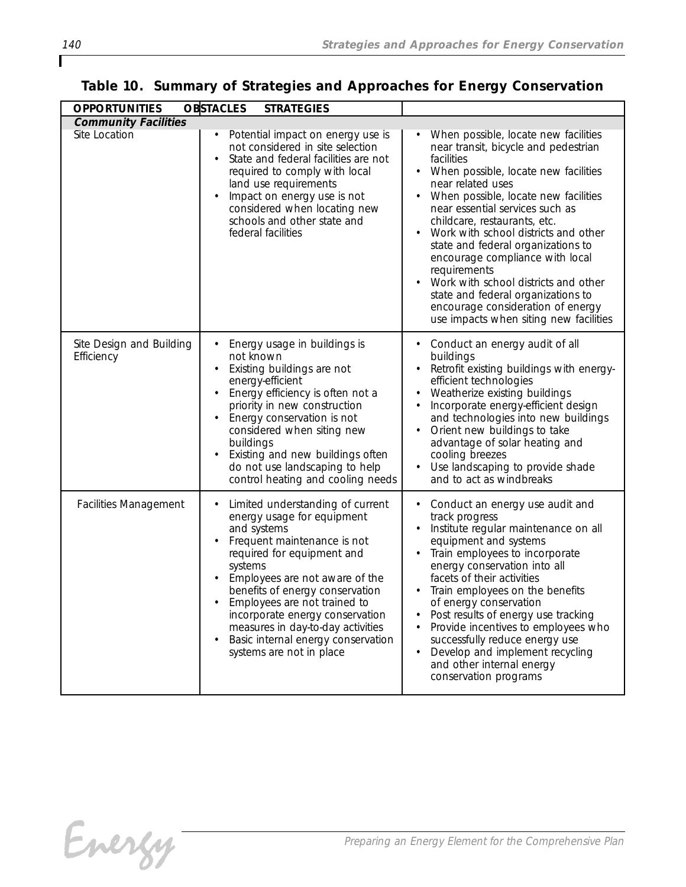**Table 10. Summary of Strategies and Approaches for Energy Conservation**

| OPPORTUNITIES | OBSTACLES | STRATEGIES |
|---|---|---|
| ***Community Facilities*** | | |
| Site Location | • Potential impact on energy use is not considered in site selection<br>• State and federal facilities are not required to comply with local land use requirements<br>• Impact on energy use is not considered when locating new schools and other state and federal facilities | • When possible, locate new facilities near transit, bicycle and pedestrian facilities<br>• When possible, locate new facilities near related uses<br>• When possible, locate new facilities near essential services such as childcare, restaurants, etc.<br>• Work with school districts and other state and federal organizations to encourage compliance with local requirements<br>• Work with school districts and other state and federal organizations to encourage consideration of energy use impacts when siting new facilities |
| Site Design and Building Efficiency | • Energy usage in buildings is not known<br>• Existing buildings are not energy-efficient<br>• Energy efficiency is often not a priority in new construction<br>• Energy conservation is not considered when siting new buildings<br>• Existing and new buildings often do not use landscaping to help control heating and cooling needs | • Conduct an energy audit of all buildings<br>• Retrofit existing buildings with energy-efficient technologies<br>• Weatherize existing buildings<br>• Incorporate energy-efficient design and technologies into new buildings<br>• Orient new buildings to take advantage of solar heating and cooling breezes<br>• Use landscaping to provide shade and to act as windbreaks |
| Facilities Management | • Limited understanding of current energy usage for equipment and systems<br>• Frequent maintenance is not required for equipment and systems<br>• Employees are not aware of the benefits of energy conservation<br>• Employees are not trained to incorporate energy conservation measures in day-to-day activities<br>• Basic internal energy conservation systems are not in place | • Conduct an energy use audit and track progress<br>• Institute regular maintenance on all equipment and systems<br>• Train employees to incorporate energy conservation into all facets of their activities<br>• Train employees on the benefits of energy conservation<br>• Post results of energy use tracking<br>• Provide incentives to employees who successfully reduce energy use<br>• Develop and implement recycling and other internal energy conservation programs |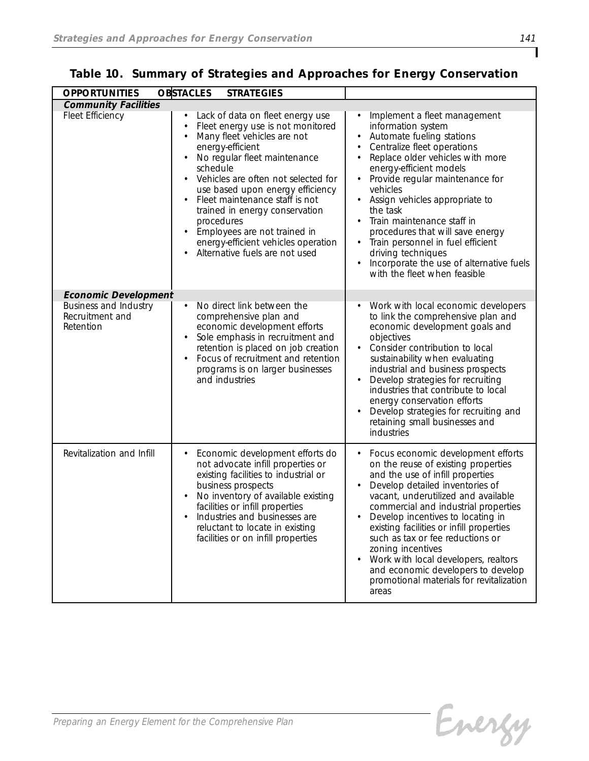**Table 10. Summary of Strategies and Approaches for Energy Conservation**

| OPPORTUNITIES | OBSTACLES | STRATEGIES |
|---|---|---|
| ***Community Facilities*** | | |
| Fleet Efficiency | • Lack of data on fleet energy use<br>• Fleet energy use is not monitored<br>• Many fleet vehicles are not energy-efficient<br>• No regular fleet maintenance schedule<br>• Vehicles are often not selected for use based upon energy efficiency<br>• Fleet maintenance staff is not trained in energy conservation procedures<br>• Employees are not trained in energy-efficient vehicles operation<br>• Alternative fuels are not used | • Implement a fleet management information system<br>• Automate fueling stations<br>• Centralize fleet operations<br>• Replace older vehicles with more energy-efficient models<br>• Provide regular maintenance for vehicles<br>• Assign vehicles appropriate to the task<br>• Train maintenance staff in procedures that will save energy<br>• Train personnel in fuel efficient driving techniques<br>• Incorporate the use of alternative fuels with the fleet when feasible |
| ***Economic Development*** | | |
| Business and Industry Recruitment and Retention | • No direct link between the comprehensive plan and economic development efforts<br>• Sole emphasis in recruitment and retention is placed on job creation<br>• Focus of recruitment and retention programs is on larger businesses and industries | • Work with local economic developers to link the comprehensive plan and economic development goals and objectives<br>• Consider contribution to local sustainability when evaluating industrial and business prospects<br>• Develop strategies for recruiting industries that contribute to local energy conservation efforts<br>• Develop strategies for recruiting and retaining small businesses and industries |
| Revitalization and Infill | • Economic development efforts do not advocate infill properties or existing facilities to industrial or business prospects<br>• No inventory of available existing facilities or infill properties<br>• Industries and businesses are reluctant to locate in existing facilities or on infill properties | • Focus economic development efforts on the reuse of existing properties and the use of infill properties<br>• Develop detailed inventories of vacant, underutilized and available commercial and industrial properties<br>• Develop incentives to locating in existing facilities or infill properties such as tax or fee reductions or zoning incentives<br>• Work with local developers, realtors and economic developers to develop promotional materials for revitalization areas |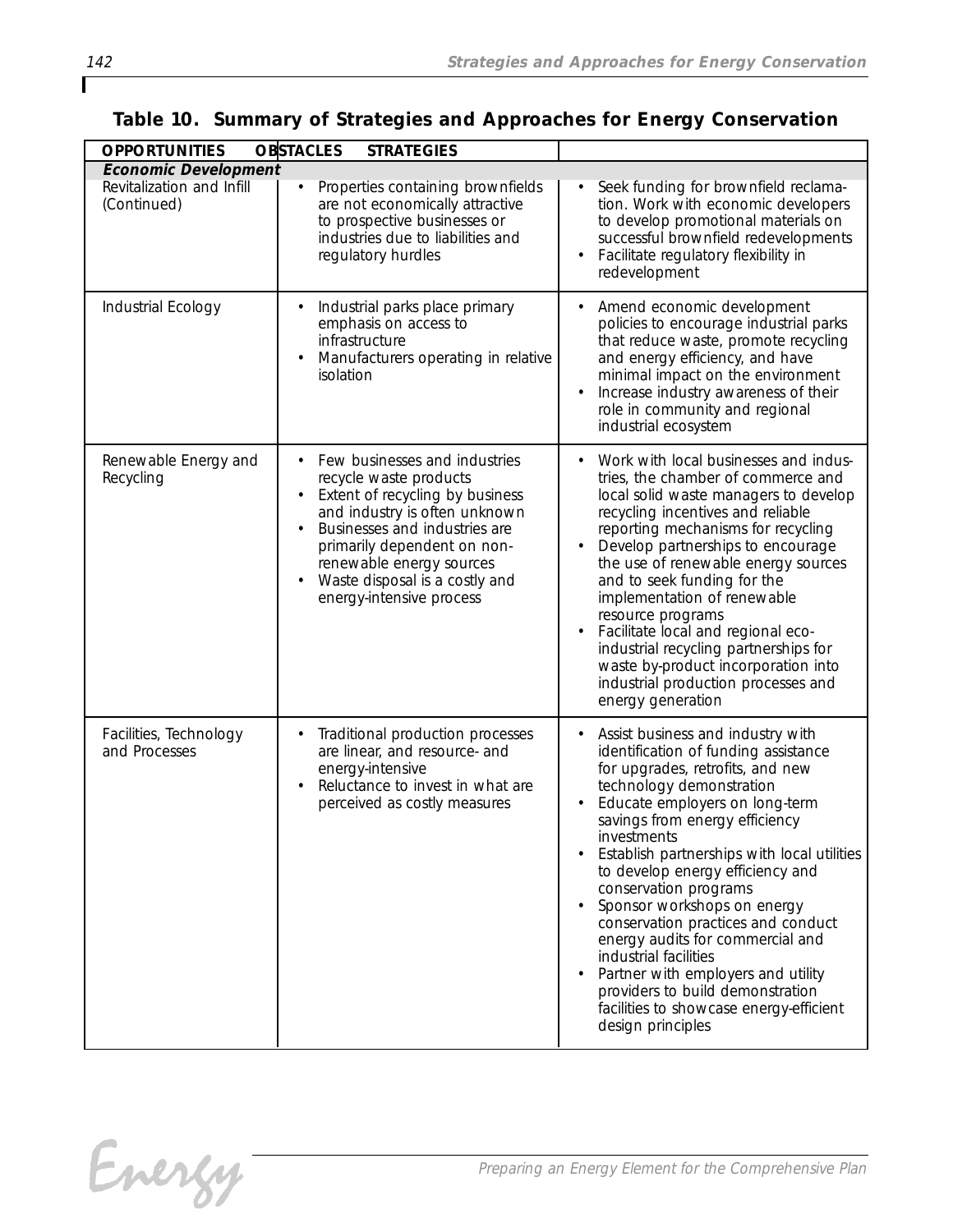**Table 10. Summary of Strategies and Approaches for Energy Conservation**

| OPPORTUNITIES | OBSTACLES | STRATEGIES |
|---|---|---|
| ***Economic Development*** | | |
| Revitalization and Infill (Continued) | • Properties containing brownfields are not economically attractive to prospective businesses or industries due to liabilities and regulatory hurdles | • Seek funding for brownfield reclamation. Work with economic developers to develop promotional materials on successful brownfield redevelopments<br>• Facilitate regulatory flexibility in redevelopment |
| Industrial Ecology | • Industrial parks place primary emphasis on access to infrastructure<br>• Manufacturers operating in relative isolation | • Amend economic development policies to encourage industrial parks that reduce waste, promote recycling and energy efficiency, and have minimal impact on the environment<br>• Increase industry awareness of their role in community and regional industrial ecosystem |
| Renewable Energy and Recycling | • Few businesses and industries recycle waste products<br>• Extent of recycling by business and industry is often unknown<br>• Businesses and industries are primarily dependent on non-renewable energy sources<br>• Waste disposal is a costly and energy-intensive process | • Work with local businesses and industries, the chamber of commerce and local solid waste managers to develop recycling incentives and reliable reporting mechanisms for recycling<br>• Develop partnerships to encourage the use of renewable energy sources and to seek funding for the implementation of renewable resource programs<br>• Facilitate local and regional eco-industrial recycling partnerships for waste by-product incorporation into industrial production processes and energy generation |
| Facilities, Technology and Processes | • Traditional production processes are linear, and resource- and energy-intensive<br>• Reluctance to invest in what are perceived as costly measures | • Assist business and industry with identification of funding assistance for upgrades, retrofits, and new technology demonstration<br>• Educate employers on long-term savings from energy efficiency investments<br>• Establish partnerships with local utilities to develop energy efficiency and conservation programs<br>• Sponsor workshops on energy conservation practices and conduct energy audits for commercial and industrial facilities<br>• Partner with employers and utility providers to build demonstration facilities to showcase energy-efficient design principles |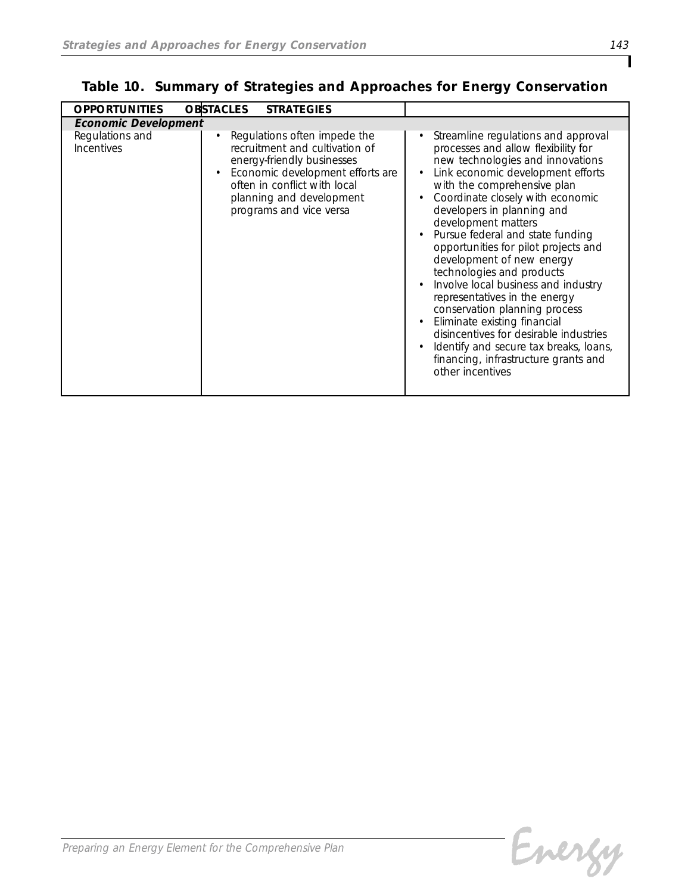**Table 10. Summary of Strategies and Approaches for Energy Conservation**

| OPPORTUNITIES | OBSTACLES | STRATEGIES |
|---|---|---|
| ***Economic Development*** | | |
| Regulations and Incentives | • Regulations often impede the recruitment and cultivation of energy-friendly businesses<br>• Economic development efforts are often in conflict with local planning and development programs and vice versa | • Streamline regulations and approval processes and allow flexibility for new technologies and innovations<br>• Link economic development efforts with the comprehensive plan<br>• Coordinate closely with economic developers in planning and development matters<br>• Pursue federal and state funding opportunities for pilot projects and development of new energy technologies and products<br>• Involve local business and industry representatives in the energy conservation planning process<br>• Eliminate existing financial disincentives for desirable industries<br>• Identify and secure tax breaks, loans, financing, infrastructure grants and other incentives |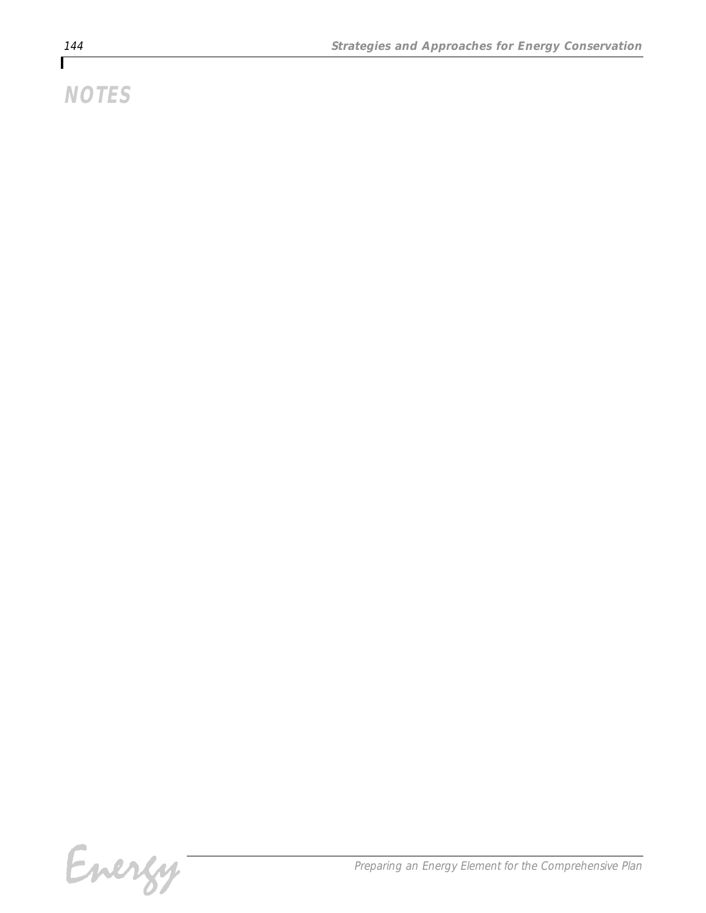# NOTES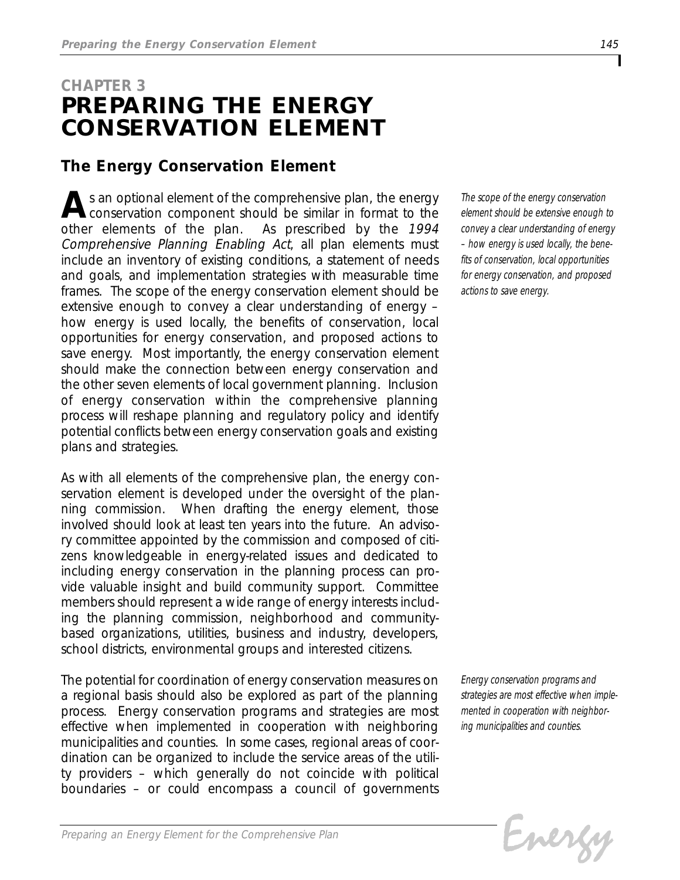# CHAPTER 3
# PREPARING THE ENERGY CONSERVATION ELEMENT

## The Energy Conservation Element

As an optional element of the comprehensive plan, the energy conservation component should be similar in format to the other elements of the plan. As prescribed by the *1994 Comprehensive Planning Enabling Act*, all plan elements must include an inventory of existing conditions, a statement of needs and goals, and implementation strategies with measurable time frames. The scope of the energy conservation element should be extensive enough to convey a clear understanding of energy – how energy is used locally, the benefits of conservation, local opportunities for energy conservation, and proposed actions to save energy. Most importantly, the energy conservation element should make the connection between energy conservation and the other seven elements of local government planning. Inclusion of energy conservation within the comprehensive planning process will reshape planning and regulatory policy and identify potential conflicts between energy conservation goals and existing plans and strategies.

*The scope of the energy conservation element should be extensive enough to convey a clear understanding of energy – how energy is used locally, the benefits of conservation, local opportunities for energy conservation, and proposed actions to save energy.*

As with all elements of the comprehensive plan, the energy conservation element is developed under the oversight of the planning commission. When drafting the energy element, those involved should look at least ten years into the future. An advisory committee appointed by the commission and composed of citizens knowledgeable in energy-related issues and dedicated to including energy conservation in the planning process can provide valuable insight and build community support. Committee members should represent a wide range of energy interests including the planning commission, neighborhood and community-based organizations, utilities, business and industry, developers, school districts, environmental groups and interested citizens.

The potential for coordination of energy conservation measures on a regional basis should also be explored as part of the planning process. Energy conservation programs and strategies are most effective when implemented in cooperation with neighboring municipalities and counties. In some cases, regional areas of coordination can be organized to include the service areas of the utility providers – which generally do not coincide with political boundaries – or could encompass a council of governments

*Energy conservation programs and strategies are most effective when implemented in cooperation with neighboring municipalities and counties.*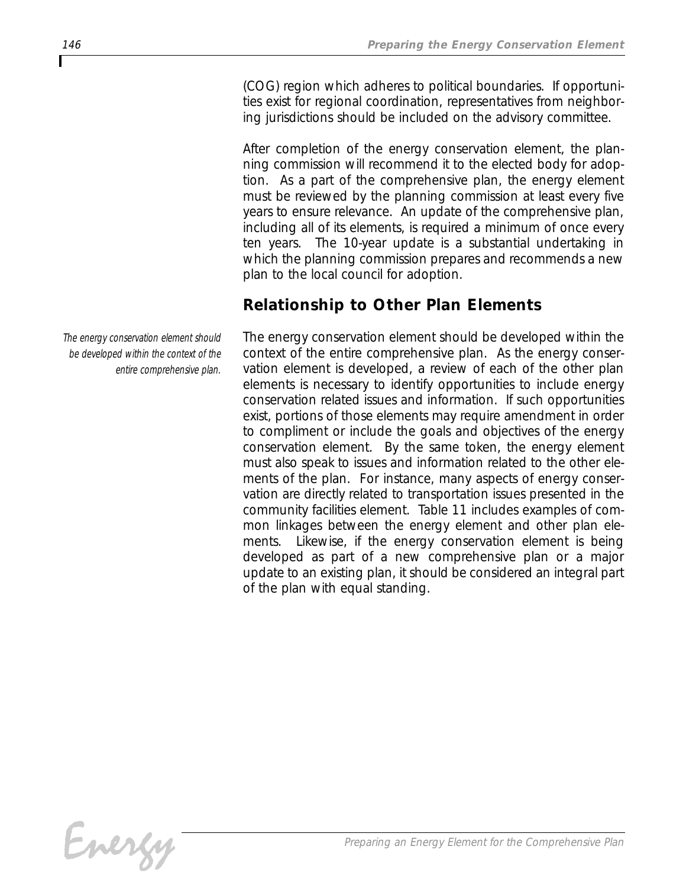(COG) region which adheres to political boundaries. If opportunities exist for regional coordination, representatives from neighboring jurisdictions should be included on the advisory committee.

After completion of the energy conservation element, the planning commission will recommend it to the elected body for adoption. As a part of the comprehensive plan, the energy element must be reviewed by the planning commission at least every five years to ensure relevance. An update of the comprehensive plan, including all of its elements, is required a minimum of once every ten years. The 10-year update is a substantial undertaking in which the planning commission prepares and recommends a new plan to the local council for adoption.

## Relationship to Other Plan Elements

*The energy conservation element should be developed within the context of the entire comprehensive plan.*

The energy conservation element should be developed within the context of the entire comprehensive plan. As the energy conservation element is developed, a review of each of the other plan elements is necessary to identify opportunities to include energy conservation related issues and information. If such opportunities exist, portions of those elements may require amendment in order to compliment or include the goals and objectives of the energy conservation element. By the same token, the energy element must also speak to issues and information related to the other elements of the plan. For instance, many aspects of energy conservation are directly related to transportation issues presented in the community facilities element. Table 11 includes examples of common linkages between the energy element and other plan elements. Likewise, if the energy conservation element is being developed as part of a new comprehensive plan or a major update to an existing plan, it should be considered an integral part of the plan with equal standing.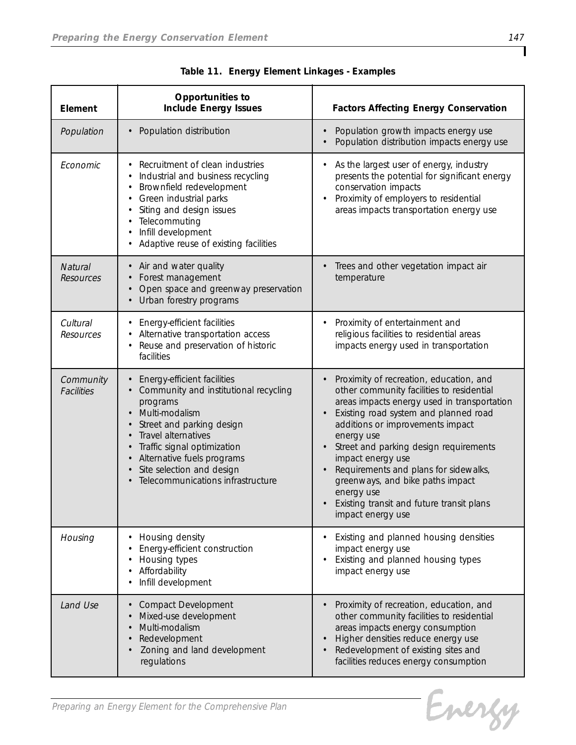**Table 11. Energy Element Linkages - Examples**

| Element | Opportunities to Include Energy Issues | Factors Affecting Energy Conservation |
|---|---|---|
| *Population* | • Population distribution | • Population growth impacts energy use<br>• Population distribution impacts energy use |
| *Economic* | • Recruitment of clean industries<br>• Industrial and business recycling<br>• Brownfield redevelopment<br>• Green industrial parks<br>• Siting and design issues<br>• Telecommuting<br>• Infill development<br>• Adaptive reuse of existing facilities | • As the largest user of energy, industry presents the potential for significant energy conservation impacts<br>• Proximity of employers to residential areas impacts transportation energy use |
| *Natural Resources* | • Air and water quality<br>• Forest management<br>• Open space and greenway preservation<br>• Urban forestry programs | • Trees and other vegetation impact air temperature |
| *Cultural Resources* | • Energy-efficient facilities<br>• Alternative transportation access<br>• Reuse and preservation of historic facilities | • Proximity of entertainment and religious facilities to residential areas impacts energy used in transportation |
| *Community Facilities* | • Energy-efficient facilities<br>• Community and institutional recycling programs<br>• Multi-modalism<br>• Street and parking design<br>• Travel alternatives<br>• Traffic signal optimization<br>• Alternative fuels programs<br>• Site selection and design<br>• Telecommunications infrastructure | • Proximity of recreation, education, and other community facilities to residential areas impacts energy used in transportation<br>• Existing road system and planned road additions or improvements impact energy use<br>• Street and parking design requirements impact energy use<br>• Requirements and plans for sidewalks, greenways, and bike paths impact energy use<br>• Existing transit and future transit plans impact energy use |
| *Housing* | • Housing density<br>• Energy-efficient construction<br>• Housing types<br>• Affordability<br>• Infill development | • Existing and planned housing densities impact energy use<br>• Existing and planned housing types impact energy use |
| *Land Use* | • Compact Development<br>• Mixed-use development<br>• Multi-modalism<br>• Redevelopment<br>• Zoning and land development regulations | • Proximity of recreation, education, and other community facilities to residential areas impacts energy consumption<br>• Higher densities reduce energy use<br>• Redevelopment of existing sites and facilities reduces energy consumption |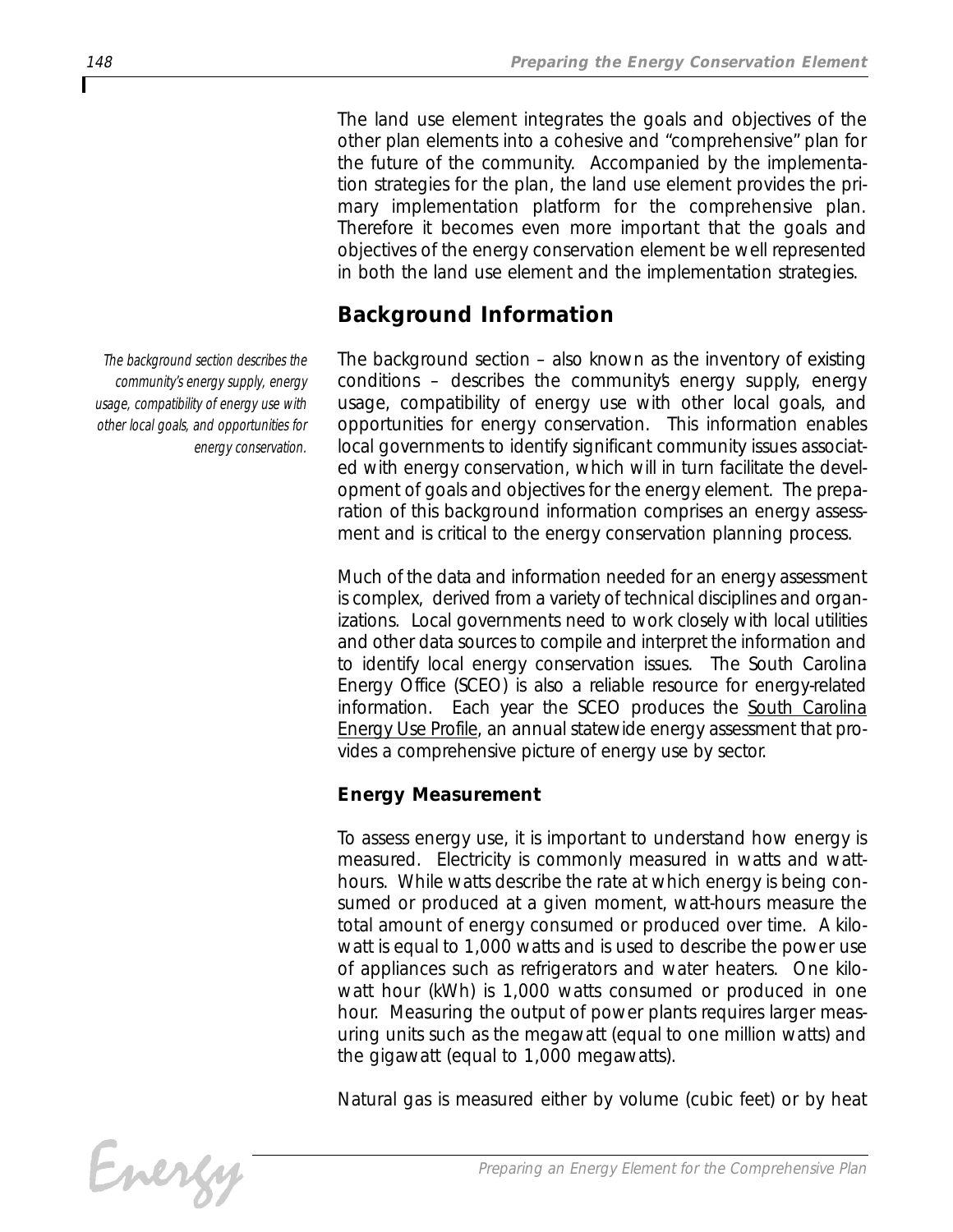The land use element integrates the goals and objectives of the other plan elements into a cohesive and "comprehensive" plan for the future of the community. Accompanied by the implementation strategies for the plan, the land use element provides the primary implementation platform for the comprehensive plan. Therefore it becomes even more important that the goals and objectives of the energy conservation element be well represented in both the land use element and the implementation strategies.

## Background Information

*The background section describes the community's energy supply, energy usage, compatibility of energy use with other local goals, and opportunities for energy conservation.*

The background section – also known as the inventory of existing conditions – describes the community's energy supply, energy usage, compatibility of energy use with other local goals, and opportunities for energy conservation. This information enables local governments to identify significant community issues associated with energy conservation, which will in turn facilitate the development of goals and objectives for the energy element. The preparation of this background information comprises an energy assessment and is critical to the energy conservation planning process.

Much of the data and information needed for an energy assessment is complex, derived from a variety of technical disciplines and organizations. Local governments need to work closely with local utilities and other data sources to compile and interpret the information and to identify local energy conservation issues. The South Carolina Energy Office (SCEO) is also a reliable resource for energy-related information. Each year the SCEO produces the South Carolina Energy Use Profile, an annual statewide energy assessment that provides a comprehensive picture of energy use by sector.

### Energy Measurement

To assess energy use, it is important to understand how energy is measured. Electricity is commonly measured in watts and watt-hours. While watts describe the rate at which energy is being consumed or produced at a given moment, watt-hours measure the total amount of energy consumed or produced over time. A kilowatt is equal to 1,000 watts and is used to describe the power use of appliances such as refrigerators and water heaters. One kilowatt hour (kWh) is 1,000 watts consumed or produced in one hour. Measuring the output of power plants requires larger measuring units such as the megawatt (equal to one million watts) and the gigawatt (equal to 1,000 megawatts).

Natural gas is measured either by volume (cubic feet) or by heat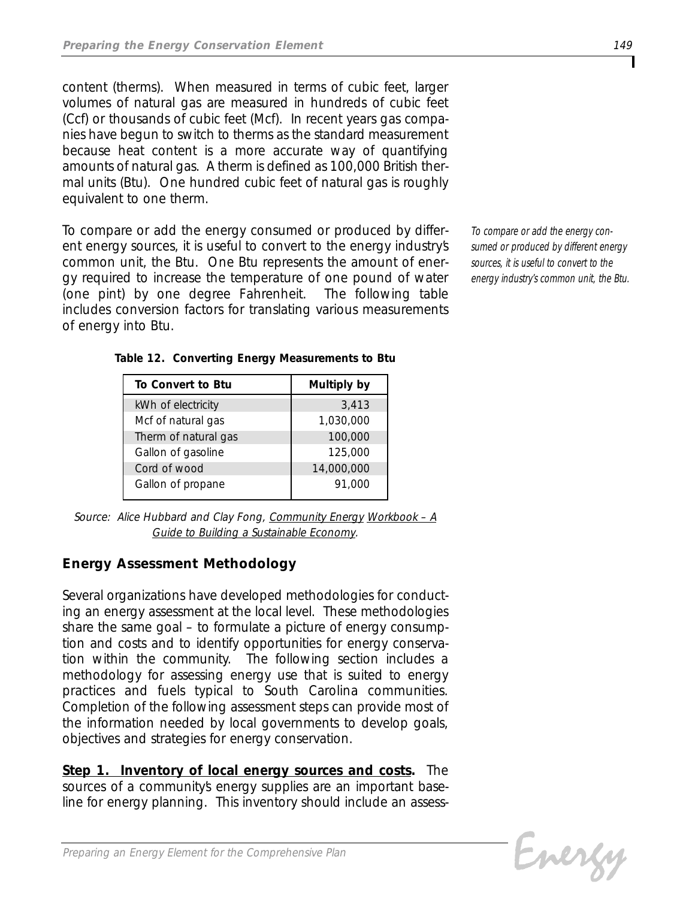content (therms). When measured in terms of cubic feet, larger volumes of natural gas are measured in hundreds of cubic feet (Ccf) or thousands of cubic feet (Mcf). In recent years gas companies have begun to switch to therms as the standard measurement because heat content is a more accurate way of quantifying amounts of natural gas. A therm is defined as 100,000 British thermal units (Btu). One hundred cubic feet of natural gas is roughly equivalent to one therm.

To compare or add the energy consumed or produced by different energy sources, it is useful to convert to the energy industry's common unit, the Btu. One Btu represents the amount of energy required to increase the temperature of one pound of water (one pint) by one degree Fahrenheit. The following table includes conversion factors for translating various measurements of energy into Btu.

*To compare or add the energy consumed or produced by different energy sources, it is useful to convert to the energy industry's common unit, the Btu.*

**Table 12. Converting Energy Measurements to Btu**

| To Convert to Btu | Multiply by |
|---|---|
| kWh of electricity | 3,413 |
| Mcf of natural gas | 1,030,000 |
| Therm of natural gas | 100,000 |
| Gallon of gasoline | 125,000 |
| Cord of wood | 14,000,000 |
| Gallon of propane | 91,000 |

*Source: Alice Hubbard and Clay Fong, Community Energy Workbook – A Guide to Building a Sustainable Economy.*

## Energy Assessment Methodology

Several organizations have developed methodologies for conducting an energy assessment at the local level. These methodologies share the same goal – to formulate a picture of energy consumption and costs and to identify opportunities for energy conservation within the community. The following section includes a methodology for assessing energy use that is suited to energy practices and fuels typical to South Carolina communities. Completion of the following assessment steps can provide most of the information needed by local governments to develop goals, objectives and strategies for energy conservation.

**Step 1. Inventory of local energy sources and costs.** The sources of a community's energy supplies are an important baseline for energy planning. This inventory should include an assess-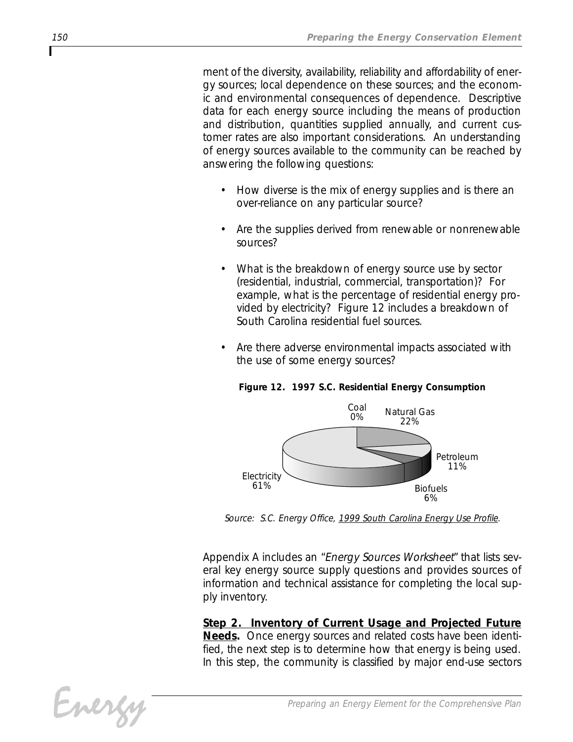ment of the diversity, availability, reliability and affordability of energy sources; local dependence on these sources; and the economic and environmental consequences of dependence. Descriptive data for each energy source including the means of production and distribution, quantities supplied annually, and current customer rates are also important considerations. An understanding of energy sources available to the community can be reached by answering the following questions:

- How diverse is the mix of energy supplies and is there an over-reliance on any particular source?
- Are the supplies derived from renewable or nonrenewable sources?
- What is the breakdown of energy source use by sector (residential, industrial, commercial, transportation)? For example, what is the percentage of residential energy provided by electricity? Figure 12 includes a breakdown of South Carolina residential fuel sources.
- Are there adverse environmental impacts associated with the use of some energy sources?

**Figure 12. 1997 S.C. Residential Energy Consumption**

Coal 0%
Natural Gas 22%
Petroleum 11%
Biofuels 6%
Electricity 61%

*Source: S.C. Energy Office, 1999 South Carolina Energy Use Profile.*

Appendix A includes an "*Energy Sources Worksheet*" that lists several key energy source supply questions and provides sources of information and technical assistance for completing the local supply inventory.

**Step 2. Inventory of Current Usage and Projected Future Needs.** Once energy sources and related costs have been identified, the next step is to determine how that energy is being used. In this step, the community is classified by major end-use sectors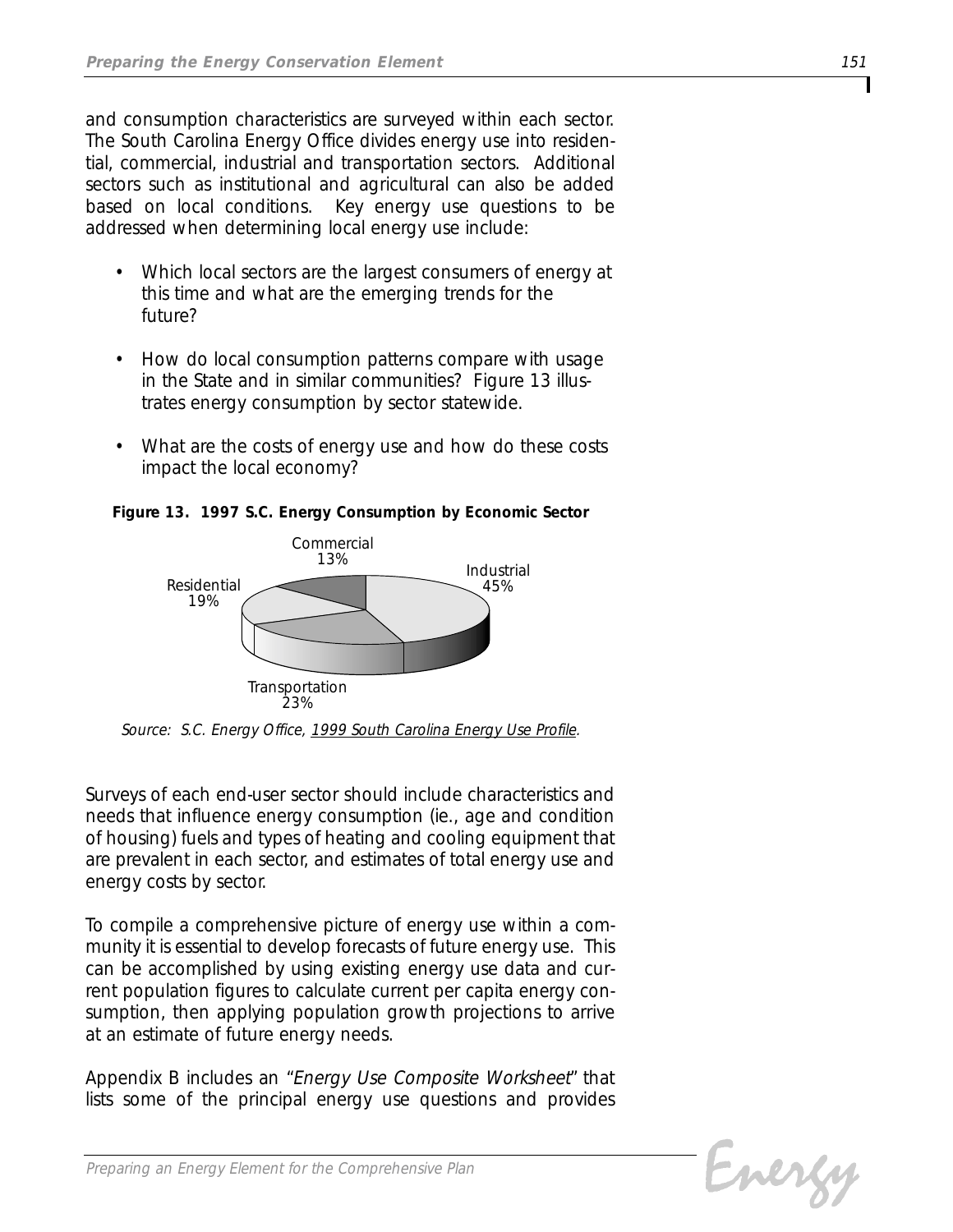and consumption characteristics are surveyed within each sector. The South Carolina Energy Office divides energy use into residential, commercial, industrial and transportation sectors. Additional sectors such as institutional and agricultural can also be added based on local conditions. Key energy use questions to be addressed when determining local energy use include:

- Which local sectors are the largest consumers of energy at this time and what are the emerging trends for the future?
- How do local consumption patterns compare with usage in the State and in similar communities? Figure 13 illustrates energy consumption by sector statewide.
- What are the costs of energy use and how do these costs impact the local economy?

**Figure 13. 1997 S.C. Energy Consumption by Economic Sector**

| Sector | Share |
|---|---|
| Industrial | 45% |
| Transportation | 23% |
| Residential | 19% |
| Commercial | 13% |

*Source: S.C. Energy Office, 1999 South Carolina Energy Use Profile.*

Surveys of each end-user sector should include characteristics and needs that influence energy consumption (ie., age and condition of housing) fuels and types of heating and cooling equipment that are prevalent in each sector, and estimates of total energy use and energy costs by sector.

To compile a comprehensive picture of energy use within a community it is essential to develop forecasts of future energy use. This can be accomplished by using existing energy use data and current population figures to calculate current per capita energy consumption, then applying population growth projections to arrive at an estimate of future energy needs.

Appendix B includes an "*Energy Use Composite Worksheet*" that lists some of the principal energy use questions and provides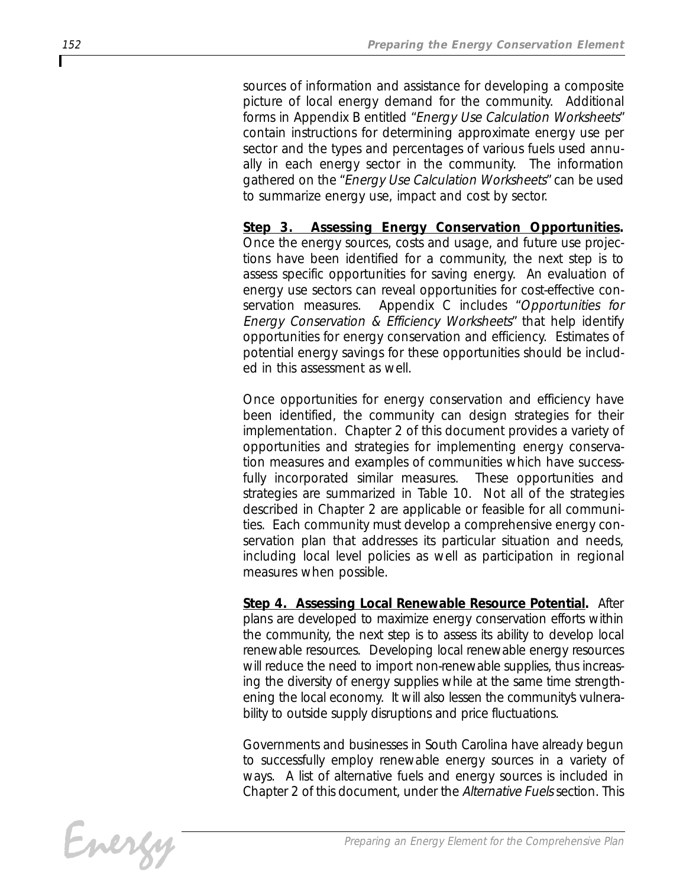sources of information and assistance for developing a composite picture of local energy demand for the community. Additional forms in Appendix B entitled "*Energy Use Calculation Worksheets*" contain instructions for determining approximate energy use per sector and the types and percentages of various fuels used annually in each energy sector in the community. The information gathered on the "*Energy Use Calculation Worksheets*" can be used to summarize energy use, impact and cost by sector.

**Step 3. Assessing Energy Conservation Opportunities.** Once the energy sources, costs and usage, and future use projections have been identified for a community, the next step is to assess specific opportunities for saving energy. An evaluation of energy use sectors can reveal opportunities for cost-effective conservation measures. Appendix C includes "*Opportunities for Energy Conservation & Efficiency Worksheets*" that help identify opportunities for energy conservation and efficiency. Estimates of potential energy savings for these opportunities should be included in this assessment as well.

Once opportunities for energy conservation and efficiency have been identified, the community can design strategies for their implementation. Chapter 2 of this document provides a variety of opportunities and strategies for implementing energy conservation measures and examples of communities which have successfully incorporated similar measures. These opportunities and strategies are summarized in Table 10. Not all of the strategies described in Chapter 2 are applicable or feasible for all communities. Each community must develop a comprehensive energy conservation plan that addresses its particular situation and needs, including local level policies as well as participation in regional measures when possible.

**Step 4. Assessing Local Renewable Resource Potential.** After plans are developed to maximize energy conservation efforts within the community, the next step is to assess its ability to develop local renewable resources. Developing local renewable energy resources will reduce the need to import non-renewable supplies, thus increasing the diversity of energy supplies while at the same time strengthening the local economy. It will also lessen the community's vulnerability to outside supply disruptions and price fluctuations.

Governments and businesses in South Carolina have already begun to successfully employ renewable energy sources in a variety of ways. A list of alternative fuels and energy sources is included in Chapter 2 of this document, under the *Alternative Fuels* section. This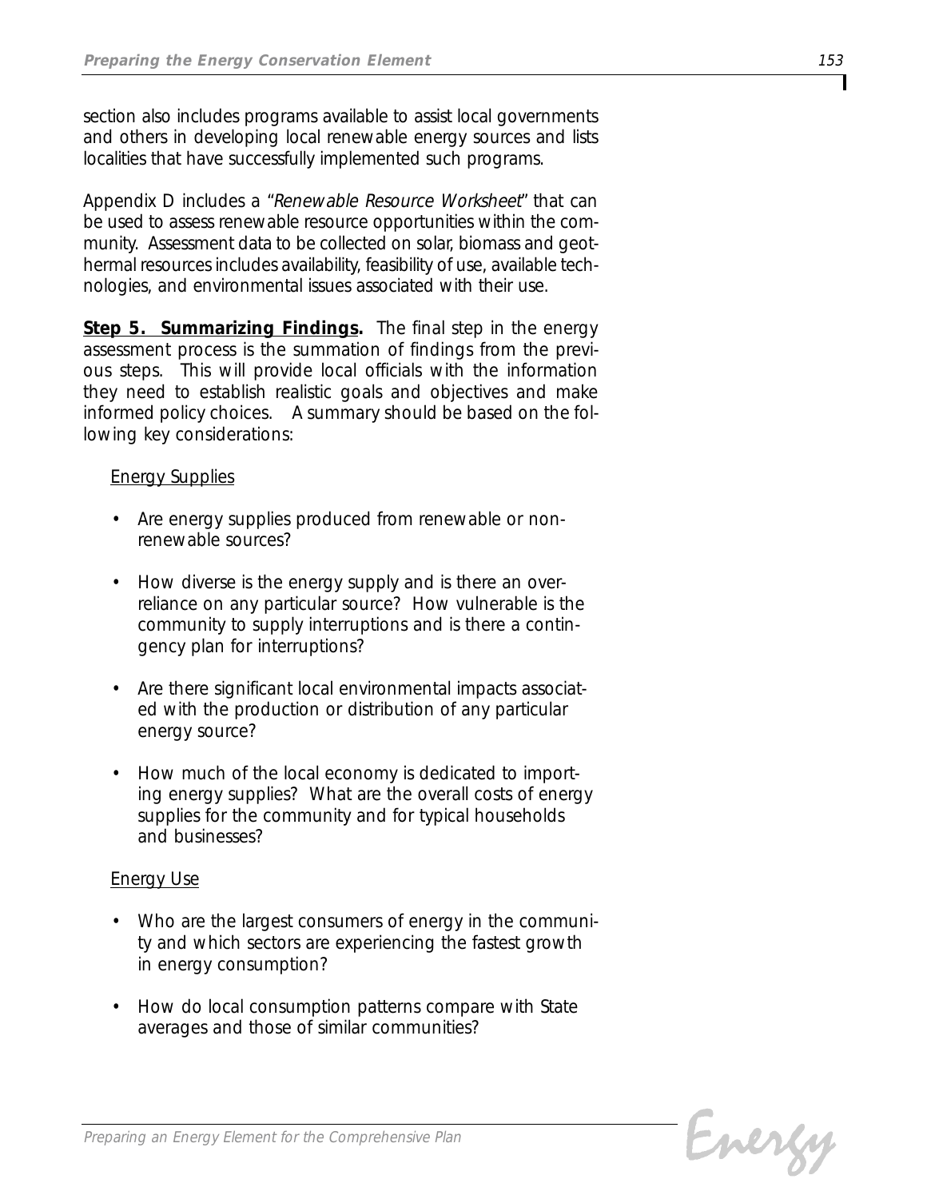section also includes programs available to assist local governments and others in developing local renewable energy sources and lists localities that have successfully implemented such programs.

Appendix D includes a "*Renewable Resource Worksheet*" that can be used to assess renewable resource opportunities within the community. Assessment data to be collected on solar, biomass and geothermal resources includes availability, feasibility of use, available technologies, and environmental issues associated with their use.

**Step 5. Summarizing Findings.** The final step in the energy assessment process is the summation of findings from the previous steps. This will provide local officials with the information they need to establish realistic goals and objectives and make informed policy choices. A summary should be based on the following key considerations:

Energy Supplies

- Are energy supplies produced from renewable or non-renewable sources?
- How diverse is the energy supply and is there an over-reliance on any particular source? How vulnerable is the community to supply interruptions and is there a contingency plan for interruptions?
- Are there significant local environmental impacts associated with the production or distribution of any particular energy source?
- How much of the local economy is dedicated to importing energy supplies? What are the overall costs of energy supplies for the community and for typical households and businesses?

Energy Use

- Who are the largest consumers of energy in the community and which sectors are experiencing the fastest growth in energy consumption?
- How do local consumption patterns compare with State averages and those of similar communities?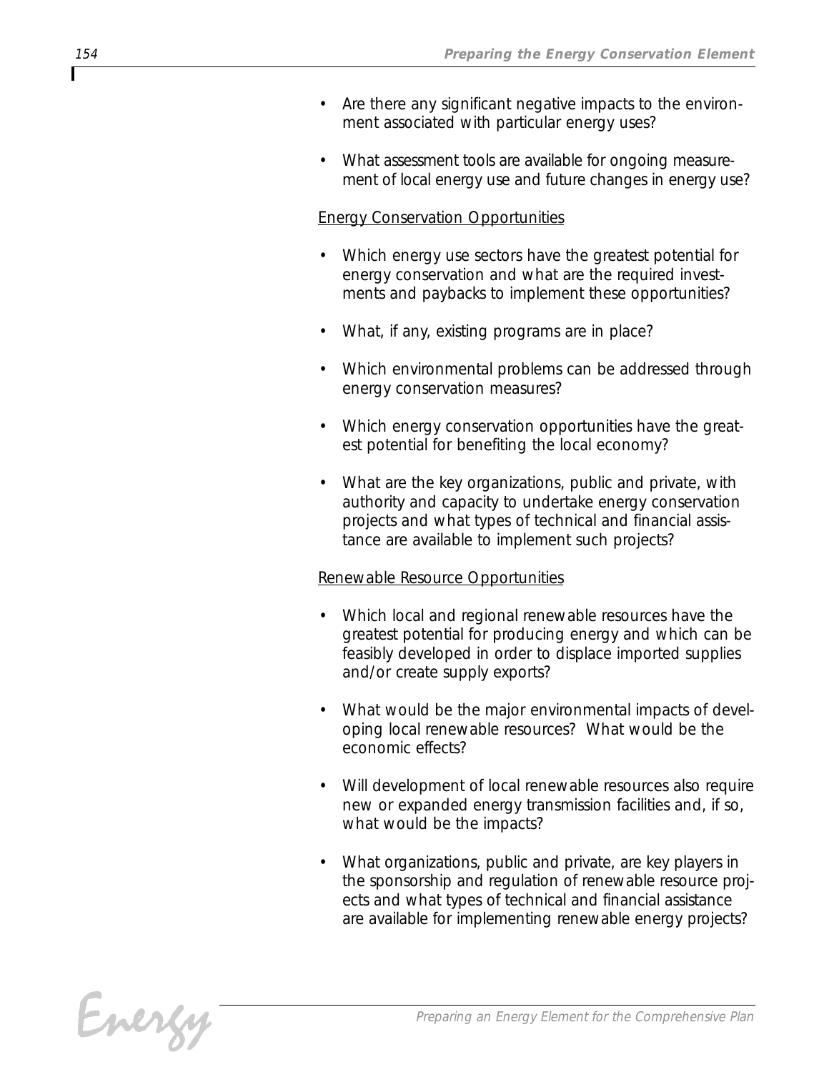- Are there any significant negative impacts to the environment associated with particular energy uses?
- What assessment tools are available for ongoing measurement of local energy use and future changes in energy use?

Energy Conservation Opportunities

- Which energy use sectors have the greatest potential for energy conservation and what are the required investments and paybacks to implement these opportunities?
- What, if any, existing programs are in place?
- Which environmental problems can be addressed through energy conservation measures?
- Which energy conservation opportunities have the greatest potential for benefiting the local economy?
- What are the key organizations, public and private, with authority and capacity to undertake energy conservation projects and what types of technical and financial assistance are available to implement such projects?

Renewable Resource Opportunities

- Which local and regional renewable resources have the greatest potential for producing energy and which can be feasibly developed in order to displace imported supplies and/or create supply exports?
- What would be the major environmental impacts of developing local renewable resources? What would be the economic effects?
- Will development of local renewable resources also require new or expanded energy transmission facilities and, if so, what would be the impacts?
- What organizations, public and private, are key players in the sponsorship and regulation of renewable resource projects and what types of technical and financial assistance are available for implementing renewable energy projects?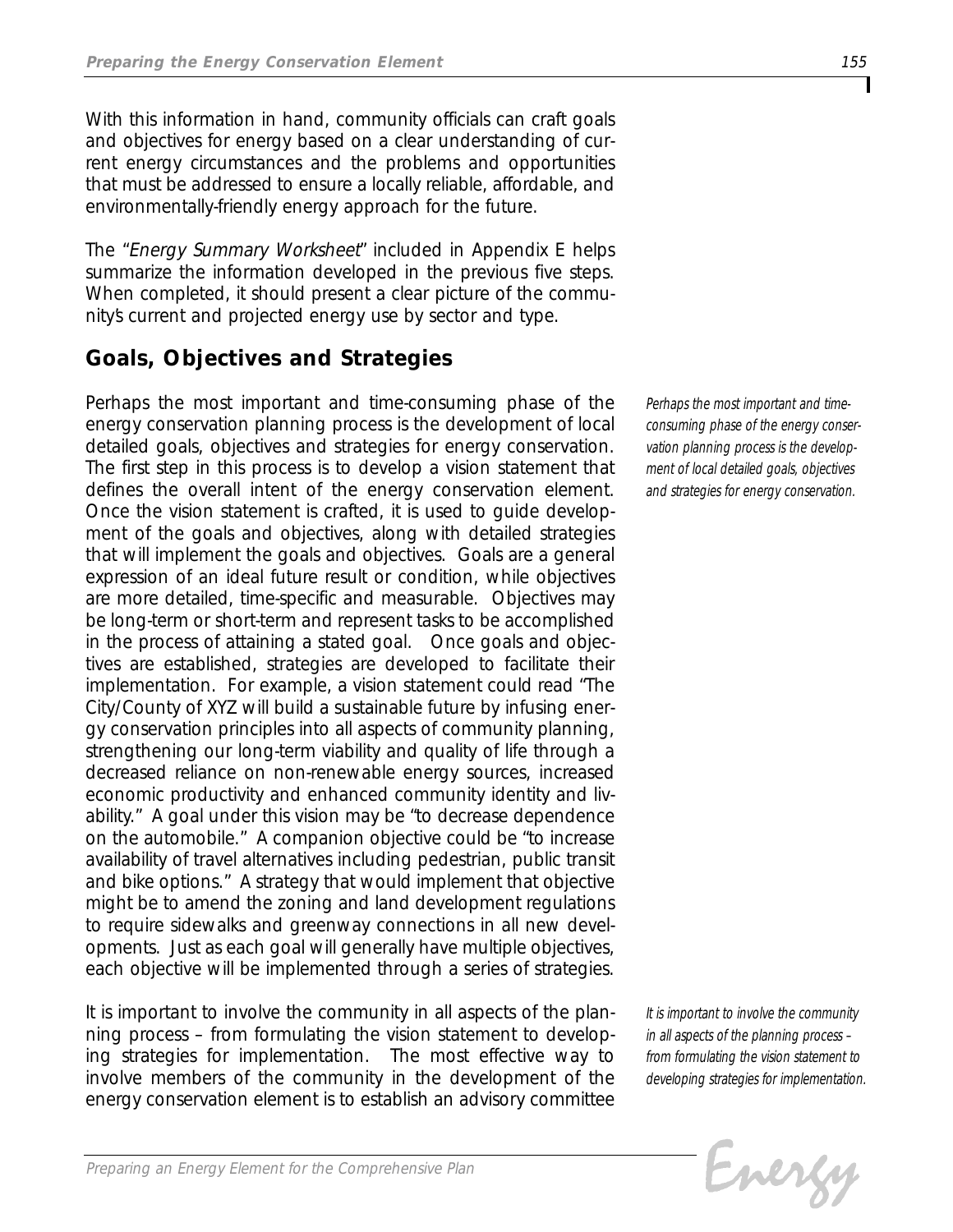With this information in hand, community officials can craft goals and objectives for energy based on a clear understanding of current energy circumstances and the problems and opportunities that must be addressed to ensure a locally reliable, affordable, and environmentally-friendly energy approach for the future.

The "*Energy Summary Worksheet*" included in Appendix E helps summarize the information developed in the previous five steps. When completed, it should present a clear picture of the community's current and projected energy use by sector and type.

## Goals, Objectives and Strategies

Perhaps the most important and time-consuming phase of the energy conservation planning process is the development of local detailed goals, objectives and strategies for energy conservation. The first step in this process is to develop a vision statement that defines the overall intent of the energy conservation element. Once the vision statement is crafted, it is used to guide development of the goals and objectives, along with detailed strategies that will implement the goals and objectives. Goals are a general expression of an ideal future result or condition, while objectives are more detailed, time-specific and measurable. Objectives may be long-term or short-term and represent tasks to be accomplished in the process of attaining a stated goal. Once goals and objectives are established, strategies are developed to facilitate their implementation. For example, a vision statement could read "The City/County of XYZ will build a sustainable future by infusing energy conservation principles into all aspects of community planning, strengthening our long-term viability and quality of life through a decreased reliance on non-renewable energy sources, increased economic productivity and enhanced community identity and livability." A goal under this vision may be "to decrease dependence on the automobile." A companion objective could be "to increase availability of travel alternatives including pedestrian, public transit and bike options." A strategy that would implement that objective might be to amend the zoning and land development regulations to require sidewalks and greenway connections in all new developments. Just as each goal will generally have multiple objectives, each objective will be implemented through a series of strategies.

*Perhaps the most important and time-consuming phase of the energy conservation planning process is the development of local detailed goals, objectives and strategies for energy conservation.*

It is important to involve the community in all aspects of the planning process – from formulating the vision statement to developing strategies for implementation. The most effective way to involve members of the community in the development of the energy conservation element is to establish an advisory committee

*It is important to involve the community in all aspects of the planning process – from formulating the vision statement to developing strategies for implementation.*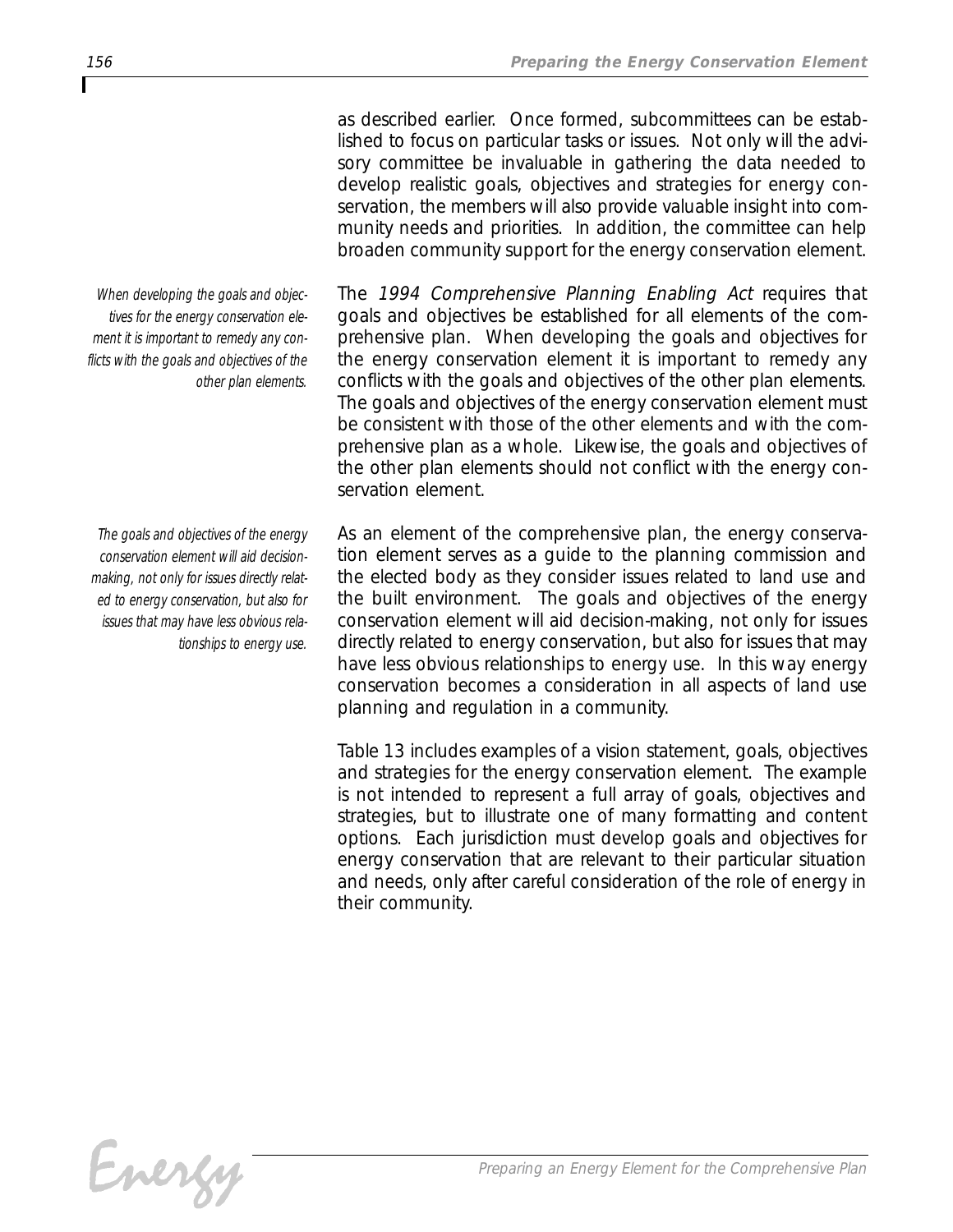as described earlier. Once formed, subcommittees can be established to focus on particular tasks or issues. Not only will the advisory committee be invaluable in gathering the data needed to develop realistic goals, objectives and strategies for energy conservation, the members will also provide valuable insight into community needs and priorities. In addition, the committee can help broaden community support for the energy conservation element.

*When developing the goals and objectives for the energy conservation element it is important to remedy any conflicts with the goals and objectives of the other plan elements.*

The *1994 Comprehensive Planning Enabling Act* requires that goals and objectives be established for all elements of the comprehensive plan. When developing the goals and objectives for the energy conservation element it is important to remedy any conflicts with the goals and objectives of the other plan elements. The goals and objectives of the energy conservation element must be consistent with those of the other elements and with the comprehensive plan as a whole. Likewise, the goals and objectives of the other plan elements should not conflict with the energy conservation element.

*The goals and objectives of the energy conservation element will aid decision-making, not only for issues directly related to energy conservation, but also for issues that may have less obvious relationships to energy use.*

As an element of the comprehensive plan, the energy conservation element serves as a guide to the planning commission and the elected body as they consider issues related to land use and the built environment. The goals and objectives of the energy conservation element will aid decision-making, not only for issues directly related to energy conservation, but also for issues that may have less obvious relationships to energy use. In this way energy conservation becomes a consideration in all aspects of land use planning and regulation in a community.

Table 13 includes examples of a vision statement, goals, objectives and strategies for the energy conservation element. The example is not intended to represent a full array of goals, objectives and strategies, but to illustrate one of many formatting and content options. Each jurisdiction must develop goals and objectives for energy conservation that are relevant to their particular situation and needs, only after careful consideration of the role of energy in their community.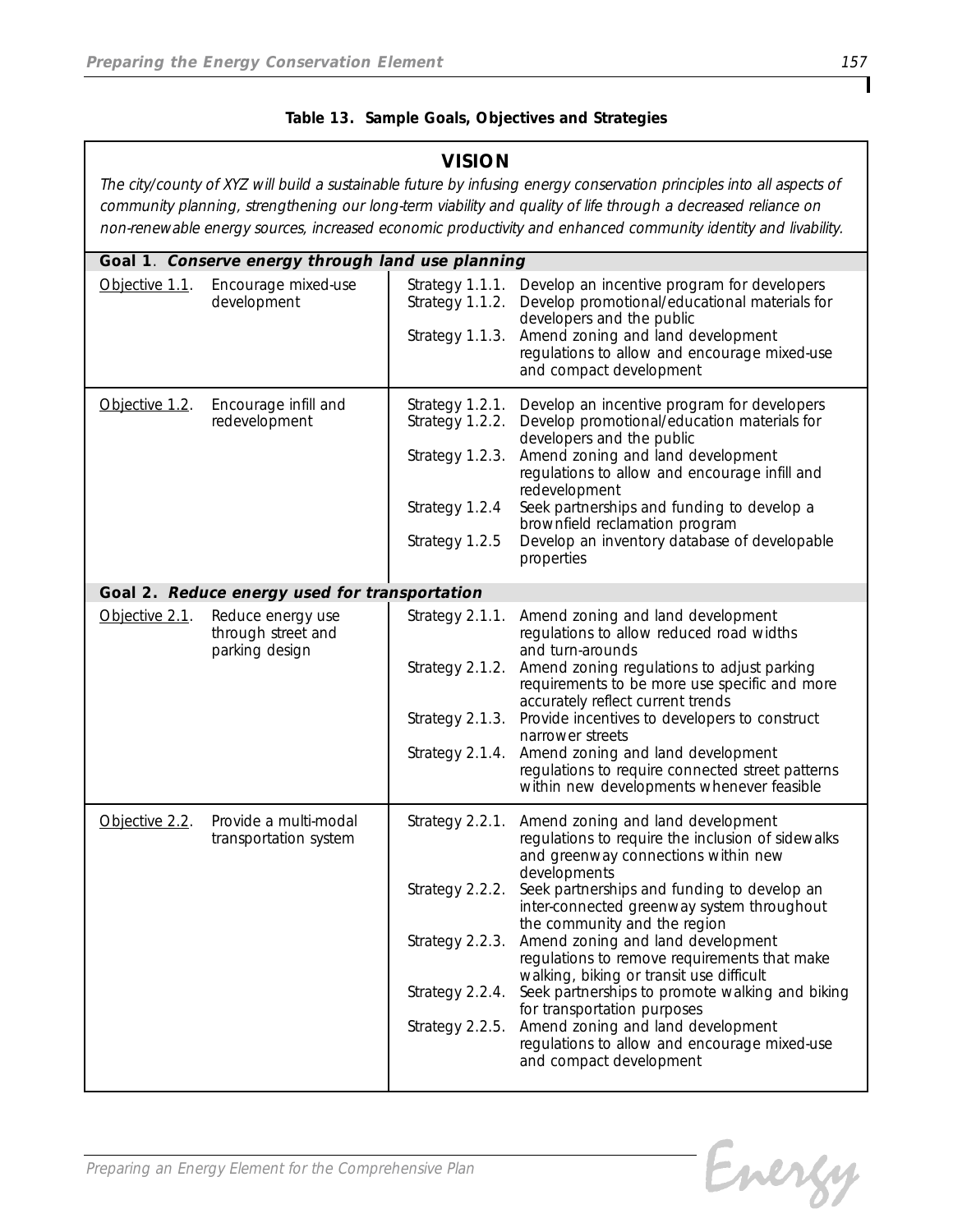**Table 13. Sample Goals, Objectives and Strategies**

## VISION

*The city/county of XYZ will build a sustainable future by infusing energy conservation principles into all aspects of community planning, strengthening our long-term viability and quality of life through a decreased reliance on non-renewable energy sources, increased economic productivity and enhanced community identity and livability.*

| Objective | | Strategy | |
|---|---|---|---|
| **Goal 1. *Conserve energy through land use planning*** | | | |
| Objective 1.1. | Encourage mixed-use development | Strategy 1.1.1. | Develop an incentive program for developers |
| | | Strategy 1.1.2. | Develop promotional/educational materials for developers and the public |
| | | Strategy 1.1.3. | Amend zoning and land development regulations to allow and encourage mixed-use and compact development |
| Objective 1.2. | Encourage infill and redevelopment | Strategy 1.2.1. | Develop an incentive program for developers |
| | | Strategy 1.2.2. | Develop promotional/education materials for developers and the public |
| | | Strategy 1.2.3. | Amend zoning and land development regulations to allow and encourage infill and redevelopment |
| | | Strategy 1.2.4 | Seek partnerships and funding to develop a brownfield reclamation program |
| | | Strategy 1.2.5 | Develop an inventory database of developable properties |
| **Goal 2. *Reduce energy used for transportation*** | | | |
| Objective 2.1. | Reduce energy use through street and parking design | Strategy 2.1.1. | Amend zoning and land development regulations to allow reduced road widths and turn-arounds |
| | | Strategy 2.1.2. | Amend zoning regulations to adjust parking requirements to be more use specific and more accurately reflect current trends |
| | | Strategy 2.1.3. | Provide incentives to developers to construct narrower streets |
| | | Strategy 2.1.4. | Amend zoning and land development regulations to require connected street patterns within new developments whenever feasible |
| Objective 2.2. | Provide a multi-modal transportation system | Strategy 2.2.1. | Amend zoning and land development regulations to require the inclusion of sidewalks and greenway connections within new developments |
| | | Strategy 2.2.2. | Seek partnerships and funding to develop an inter-connected greenway system throughout the community and the region |
| | | Strategy 2.2.3. | Amend zoning and land development regulations to remove requirements that make walking, biking or transit use difficult |
| | | Strategy 2.2.4. | Seek partnerships to promote walking and biking for transportation purposes |
| | | Strategy 2.2.5. | Amend zoning and land development regulations to allow and encourage mixed-use and compact development |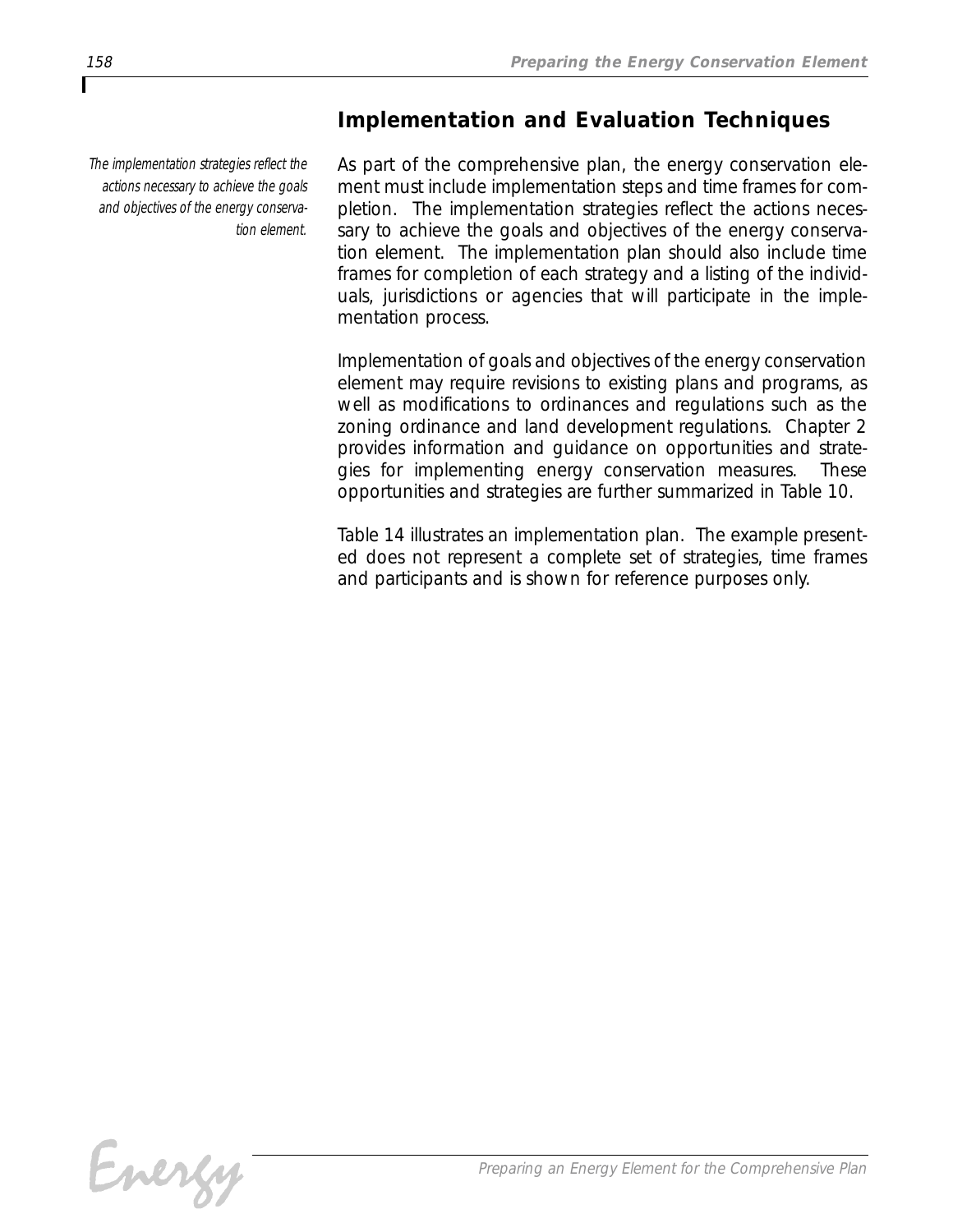## Implementation and Evaluation Techniques

*The implementation strategies reflect the actions necessary to achieve the goals and objectives of the energy conservation element.*

As part of the comprehensive plan, the energy conservation element must include implementation steps and time frames for completion. The implementation strategies reflect the actions necessary to achieve the goals and objectives of the energy conservation element. The implementation plan should also include time frames for completion of each strategy and a listing of the individuals, jurisdictions or agencies that will participate in the implementation process.

Implementation of goals and objectives of the energy conservation element may require revisions to existing plans and programs, as well as modifications to ordinances and regulations such as the zoning ordinance and land development regulations. Chapter 2 provides information and guidance on opportunities and strategies for implementing energy conservation measures. These opportunities and strategies are further summarized in Table 10.

Table 14 illustrates an implementation plan. The example presented does not represent a complete set of strategies, time frames and participants and is shown for reference purposes only.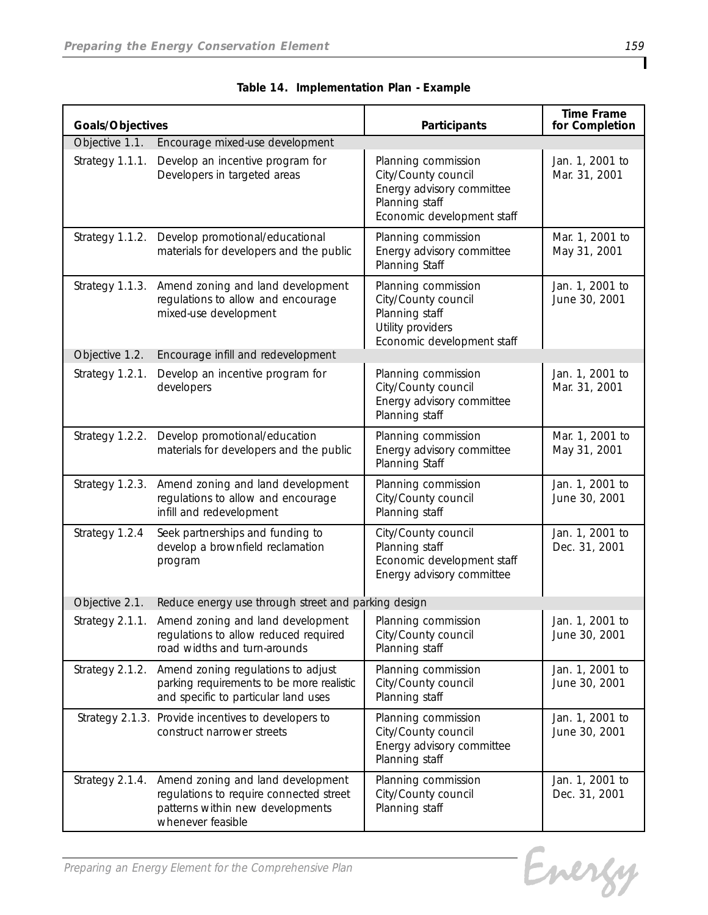**Table 14. Implementation Plan - Example**

| Goals/Objectives | | Participants | Time Frame for Completion |
|---|---|---|---|
| Objective 1.1. | Encourage mixed-use development | | |
| Strategy 1.1.1. | Develop an incentive program for Developers in targeted areas | Planning commission<br>City/County council<br>Energy advisory committee<br>Planning staff<br>Economic development staff | Jan. 1, 2001 to Mar. 31, 2001 |
| Strategy 1.1.2. | Develop promotional/educational materials for developers and the public | Planning commission<br>Energy advisory committee<br>Planning Staff | Mar. 1, 2001 to May 31, 2001 |
| Strategy 1.1.3. | Amend zoning and land development regulations to allow and encourage mixed-use development | Planning commission<br>City/County council<br>Planning staff<br>Utility providers<br>Economic development staff | Jan. 1, 2001 to June 30, 2001 |
| Objective 1.2. | Encourage infill and redevelopment | | |
| Strategy 1.2.1. | Develop an incentive program for developers | Planning commission<br>City/County council<br>Energy advisory committee<br>Planning staff | Jan. 1, 2001 to Mar. 31, 2001 |
| Strategy 1.2.2. | Develop promotional/education materials for developers and the public | Planning commission<br>Energy advisory committee<br>Planning Staff | Mar. 1, 2001 to May 31, 2001 |
| Strategy 1.2.3. | Amend zoning and land development regulations to allow and encourage infill and redevelopment | Planning commission<br>City/County council<br>Planning staff | Jan. 1, 2001 to June 30, 2001 |
| Strategy 1.2.4 | Seek partnerships and funding to develop a brownfield reclamation program | City/County council<br>Planning staff<br>Economic development staff<br>Energy advisory committee | Jan. 1, 2001 to Dec. 31, 2001 |
| Objective 2.1. | Reduce energy use through street and parking design | | |
| Strategy 2.1.1. | Amend zoning and land development regulations to allow reduced required road widths and turn-arounds | Planning commission<br>City/County council<br>Planning staff | Jan. 1, 2001 to June 30, 2001 |
| Strategy 2.1.2. | Amend zoning regulations to adjust parking requirements to be more realistic and specific to particular land uses | Planning commission<br>City/County council<br>Planning staff | Jan. 1, 2001 to June 30, 2001 |
| Strategy 2.1.3. | Provide incentives to developers to construct narrower streets | Planning commission<br>City/County council<br>Energy advisory committee<br>Planning staff | Jan. 1, 2001 to June 30, 2001 |
| Strategy 2.1.4. | Amend zoning and land development regulations to require connected street patterns within new developments whenever feasible | Planning commission<br>City/County council<br>Planning staff | Jan. 1, 2001 to Dec. 31, 2001 |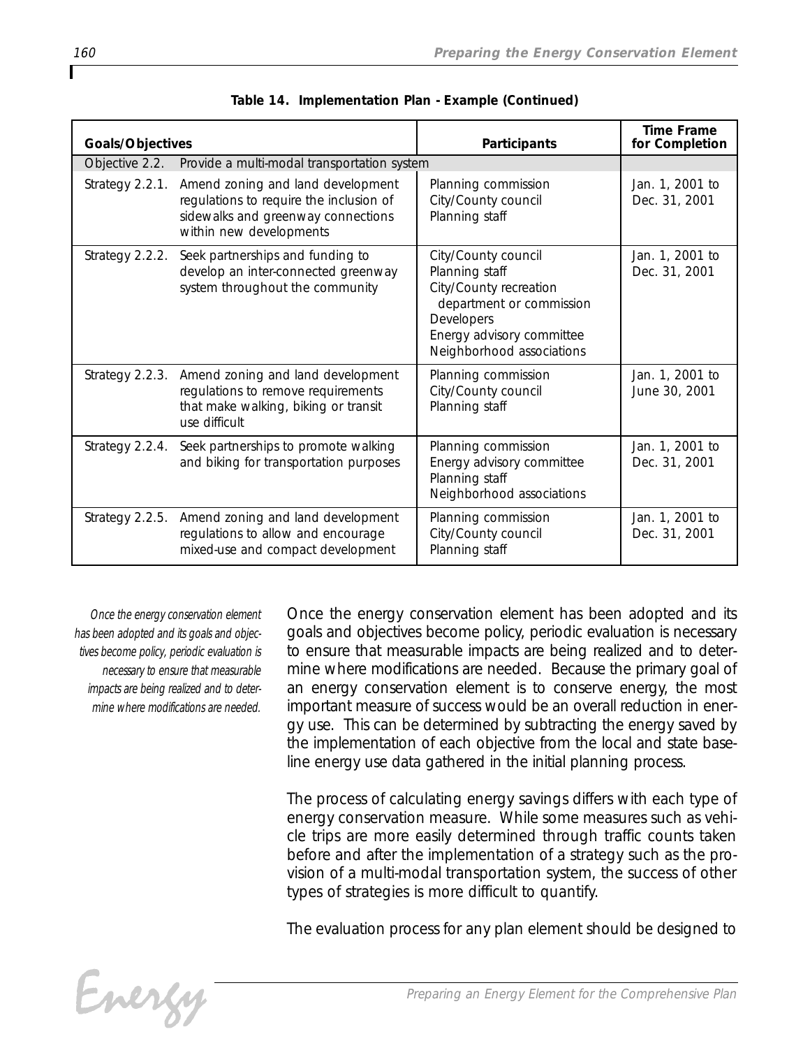**Table 14. Implementation Plan - Example (Continued)**

| Goals/Objectives | | Participants | Time Frame for Completion |
|---|---|---|---|
| Objective 2.2. | Provide a multi-modal transportation system | | |
| Strategy 2.2.1. | Amend zoning and land development regulations to require the inclusion of sidewalks and greenway connections within new developments | Planning commission<br>City/County council<br>Planning staff | Jan. 1, 2001 to Dec. 31, 2001 |
| Strategy 2.2.2. | Seek partnerships and funding to develop an inter-connected greenway system throughout the community | City/County council<br>Planning staff<br>City/County recreation department or commission<br>Developers<br>Energy advisory committee<br>Neighborhood associations | Jan. 1, 2001 to Dec. 31, 2001 |
| Strategy 2.2.3. | Amend zoning and land development regulations to remove requirements that make walking, biking or transit use difficult | Planning commission<br>City/County council<br>Planning staff | Jan. 1, 2001 to June 30, 2001 |
| Strategy 2.2.4. | Seek partnerships to promote walking and biking for transportation purposes | Planning commission<br>Energy advisory committee<br>Planning staff<br>Neighborhood associations | Jan. 1, 2001 to Dec. 31, 2001 |
| Strategy 2.2.5. | Amend zoning and land development regulations to allow and encourage mixed-use and compact development | Planning commission<br>City/County council<br>Planning staff | Jan. 1, 2001 to Dec. 31, 2001 |

*Once the energy conservation element has been adopted and its goals and objectives become policy, periodic evaluation is necessary to ensure that measurable impacts are being realized and to determine where modifications are needed.*

Once the energy conservation element has been adopted and its goals and objectives become policy, periodic evaluation is necessary to ensure that measurable impacts are being realized and to determine where modifications are needed. Because the primary goal of an energy conservation element is to conserve energy, the most important measure of success would be an overall reduction in energy use. This can be determined by subtracting the energy saved by the implementation of each objective from the local and state baseline energy use data gathered in the initial planning process.

The process of calculating energy savings differs with each type of energy conservation measure. While some measures such as vehicle trips are more easily determined through traffic counts taken before and after the implementation of a strategy such as the provision of a multi-modal transportation system, the success of other types of strategies is more difficult to quantify.

The evaluation process for any plan element should be designed to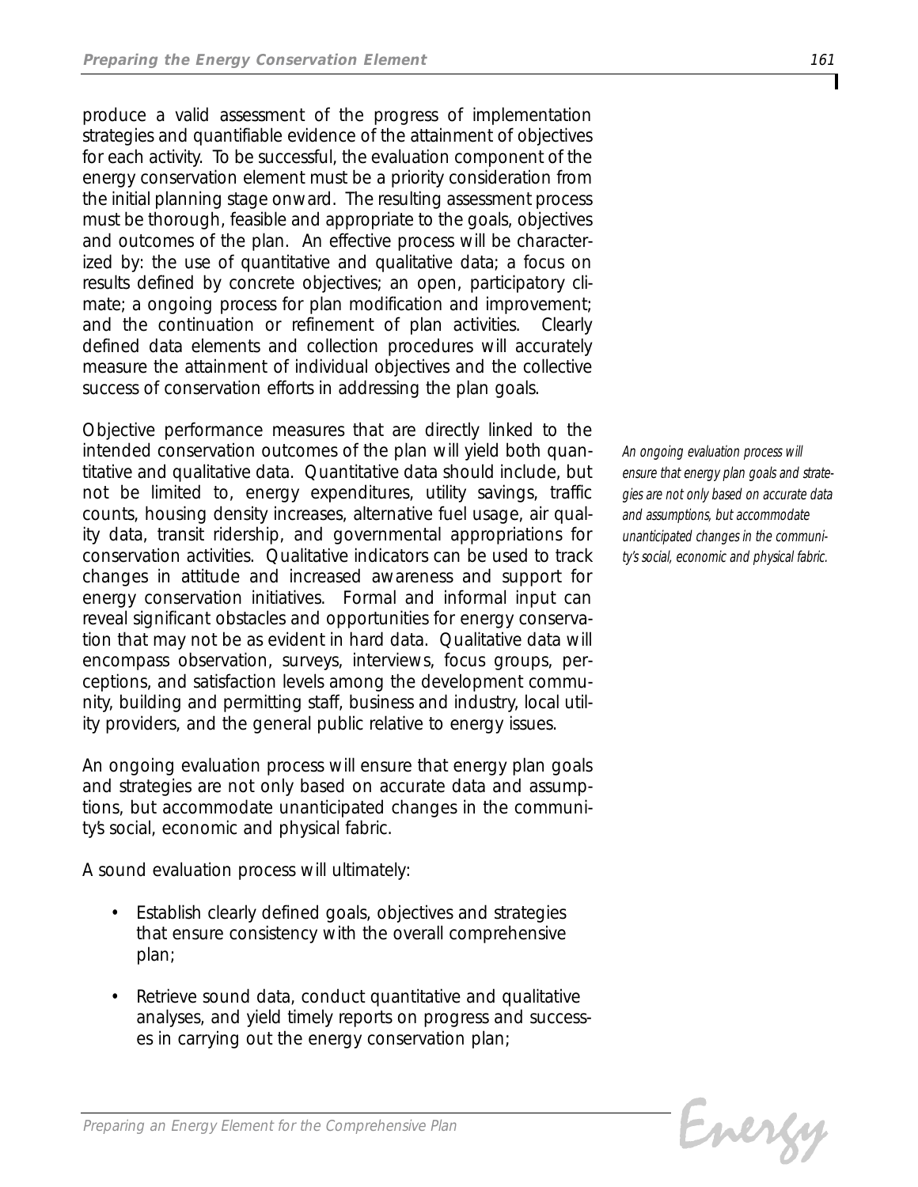produce a valid assessment of the progress of implementation strategies and quantifiable evidence of the attainment of objectives for each activity. To be successful, the evaluation component of the energy conservation element must be a priority consideration from the initial planning stage onward. The resulting assessment process must be thorough, feasible and appropriate to the goals, objectives and outcomes of the plan. An effective process will be characterized by: the use of quantitative and qualitative data; a focus on results defined by concrete objectives; an open, participatory climate; a ongoing process for plan modification and improvement; and the continuation or refinement of plan activities. Clearly defined data elements and collection procedures will accurately measure the attainment of individual objectives and the collective success of conservation efforts in addressing the plan goals.

Objective performance measures that are directly linked to the intended conservation outcomes of the plan will yield both quantitative and qualitative data. Quantitative data should include, but not be limited to, energy expenditures, utility savings, traffic counts, housing density increases, alternative fuel usage, air quality data, transit ridership, and governmental appropriations for conservation activities. Qualitative indicators can be used to track changes in attitude and increased awareness and support for energy conservation initiatives. Formal and informal input can reveal significant obstacles and opportunities for energy conservation that may not be as evident in hard data. Qualitative data will encompass observation, surveys, interviews, focus groups, perceptions, and satisfaction levels among the development community, building and permitting staff, business and industry, local utility providers, and the general public relative to energy issues.

*An ongoing evaluation process will ensure that energy plan goals and strategies are not only based on accurate data and assumptions, but accommodate unanticipated changes in the community's social, economic and physical fabric.*

An ongoing evaluation process will ensure that energy plan goals and strategies are not only based on accurate data and assumptions, but accommodate unanticipated changes in the community's social, economic and physical fabric.

A sound evaluation process will ultimately:

- Establish clearly defined goals, objectives and strategies that ensure consistency with the overall comprehensive plan;
- Retrieve sound data, conduct quantitative and qualitative analyses, and yield timely reports on progress and successes in carrying out the energy conservation plan;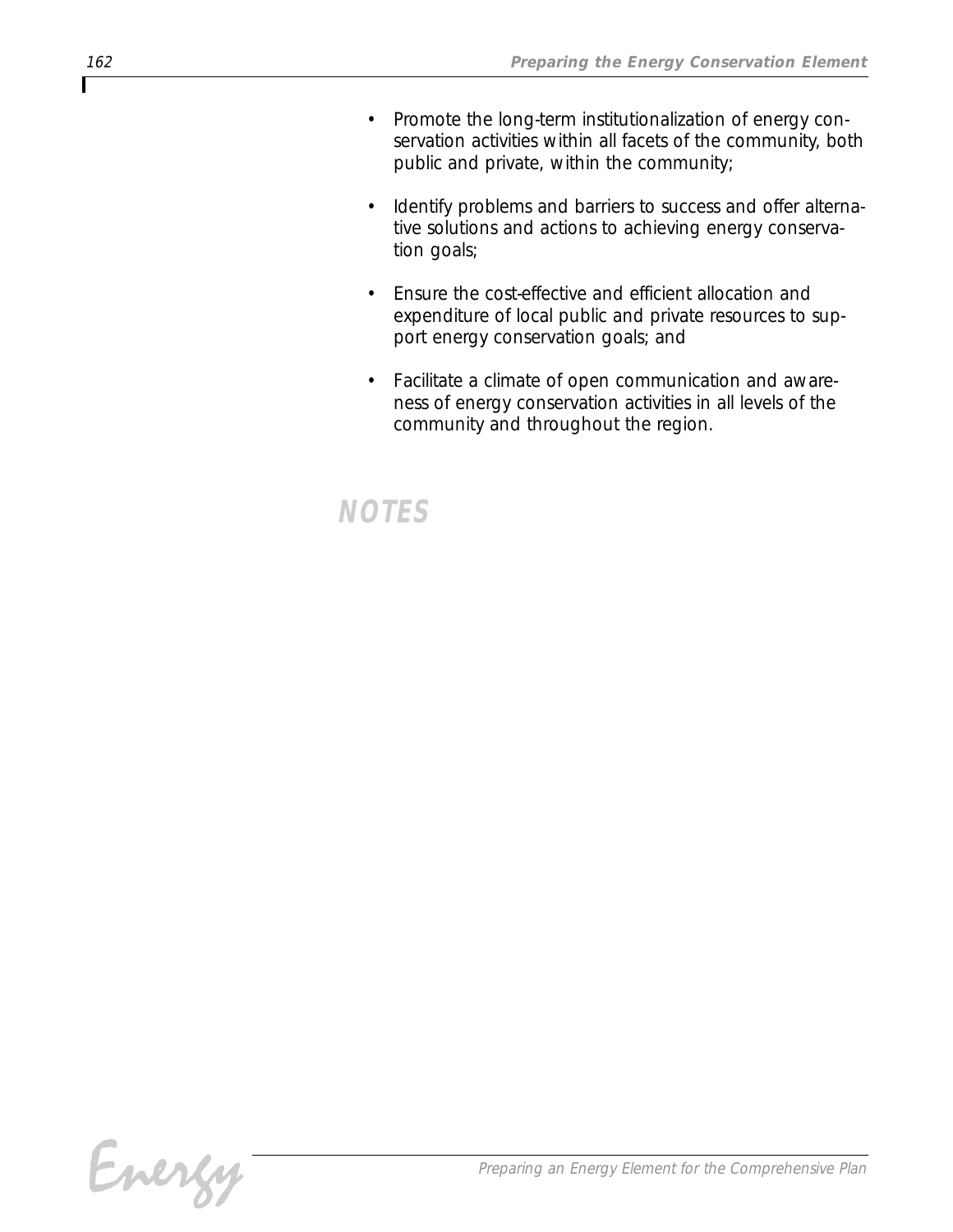- Promote the long-term institutionalization of energy conservation activities within all facets of the community, both public and private, within the community;
- Identify problems and barriers to success and offer alternative solutions and actions to achieving energy conservation goals;
- Ensure the cost-effective and efficient allocation and expenditure of local public and private resources to support energy conservation goals; and
- Facilitate a climate of open communication and awareness of energy conservation activities in all levels of the community and throughout the region.

## NOTES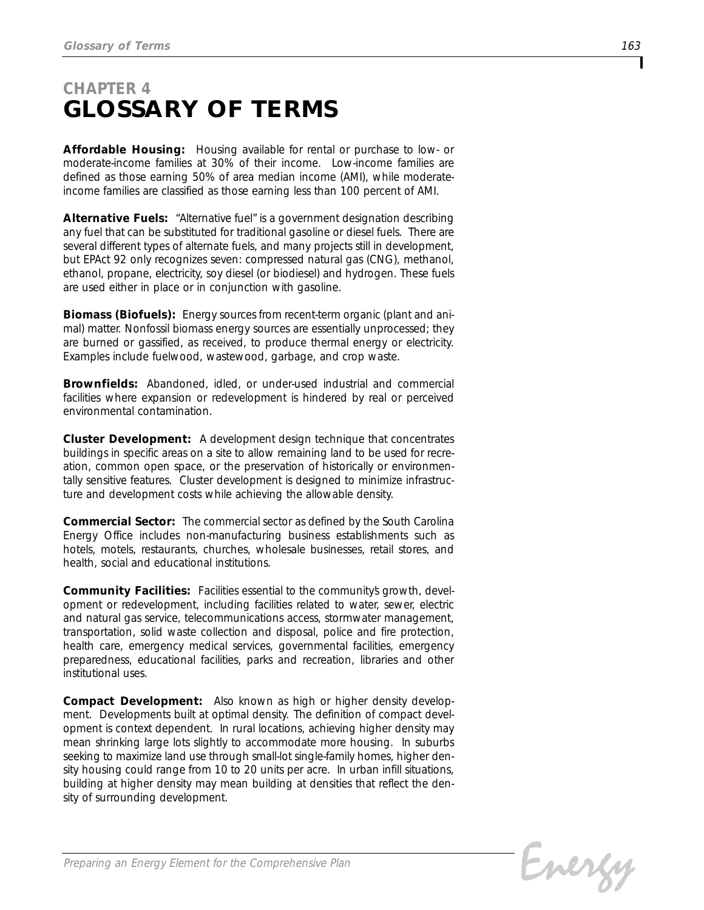# CHAPTER 4
# GLOSSARY OF TERMS

**Affordable Housing:** Housing available for rental or purchase to low- or moderate-income families at 30% of their income. Low-income families are defined as those earning 50% of area median income (AMI), while moderate-income families are classified as those earning less than 100 percent of AMI.

**Alternative Fuels:** "Alternative fuel" is a government designation describing any fuel that can be substituted for traditional gasoline or diesel fuels. There are several different types of alternate fuels, and many projects still in development, but EPAct 92 only recognizes seven: compressed natural gas (CNG), methanol, ethanol, propane, electricity, soy diesel (or biodiesel) and hydrogen. These fuels are used either in place or in conjunction with gasoline.

**Biomass (Biofuels):** Energy sources from recent-term organic (plant and animal) matter. Nonfossil biomass energy sources are essentially unprocessed; they are burned or gassified, as received, to produce thermal energy or electricity. Examples include fuelwood, wastewood, garbage, and crop waste.

**Brownfields:** Abandoned, idled, or under-used industrial and commercial facilities where expansion or redevelopment is hindered by real or perceived environmental contamination.

**Cluster Development:** A development design technique that concentrates buildings in specific areas on a site to allow remaining land to be used for recreation, common open space, or the preservation of historically or environmentally sensitive features. Cluster development is designed to minimize infrastructure and development costs while achieving the allowable density.

**Commercial Sector:** The commercial sector as defined by the South Carolina Energy Office includes non-manufacturing business establishments such as hotels, motels, restaurants, churches, wholesale businesses, retail stores, and health, social and educational institutions.

**Community Facilities:** Facilities essential to the community's growth, development or redevelopment, including facilities related to water, sewer, electric and natural gas service, telecommunications access, stormwater management, transportation, solid waste collection and disposal, police and fire protection, health care, emergency medical services, governmental facilities, emergency preparedness, educational facilities, parks and recreation, libraries and other institutional uses.

**Compact Development:** Also known as high or higher density development. Developments built at optimal density. The definition of compact development is context dependent. In rural locations, achieving higher density may mean shrinking large lots slightly to accommodate more housing. In suburbs seeking to maximize land use through small-lot single-family homes, higher density housing could range from 10 to 20 units per acre. In urban infill situations, building at higher density may mean building at densities that reflect the density of surrounding development.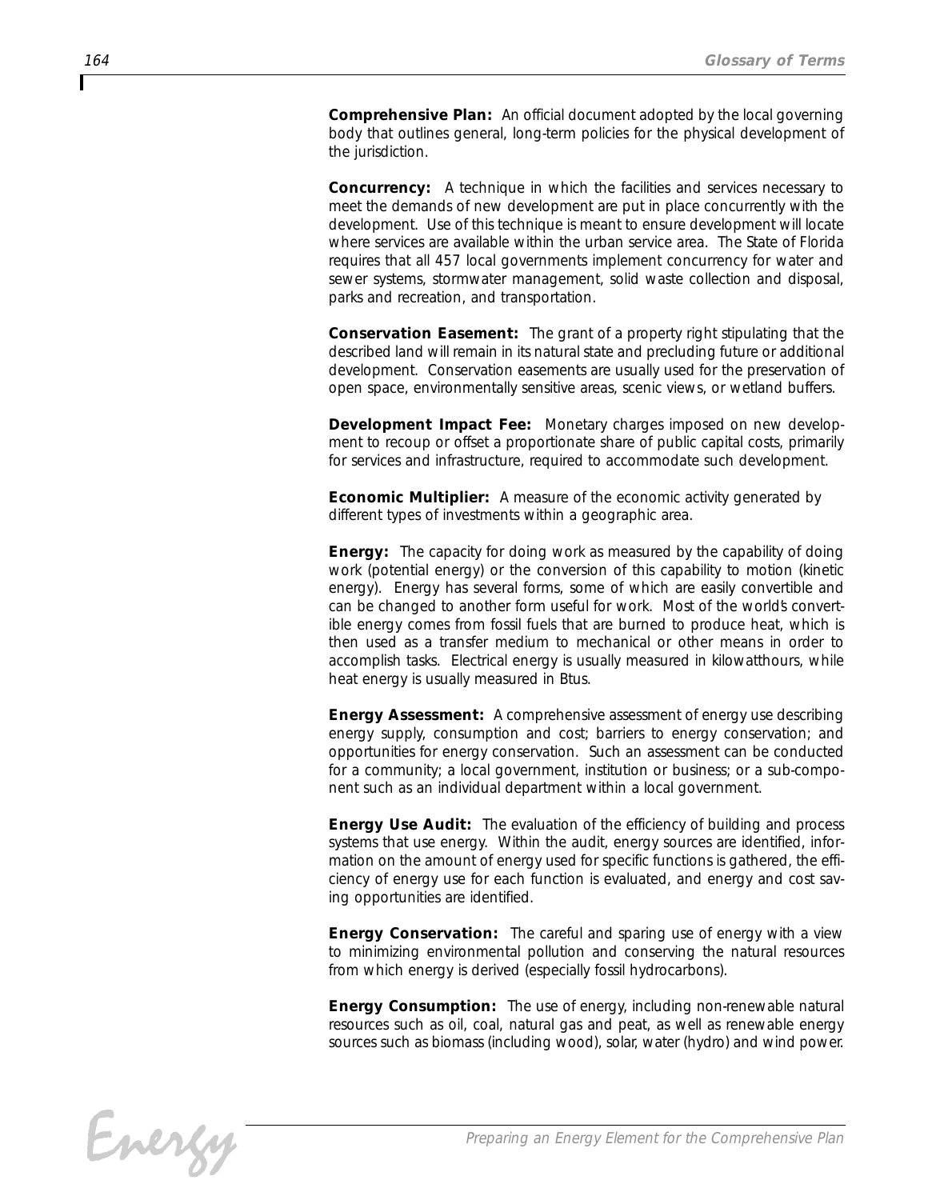**Comprehensive Plan:** An official document adopted by the local governing body that outlines general, long-term policies for the physical development of the jurisdiction.

**Concurrency:** A technique in which the facilities and services necessary to meet the demands of new development are put in place concurrently with the development. Use of this technique is meant to ensure development will locate where services are available within the urban service area. The State of Florida requires that all 457 local governments implement concurrency for water and sewer systems, stormwater management, solid waste collection and disposal, parks and recreation, and transportation.

**Conservation Easement:** The grant of a property right stipulating that the described land will remain in its natural state and precluding future or additional development. Conservation easements are usually used for the preservation of open space, environmentally sensitive areas, scenic views, or wetland buffers.

**Development Impact Fee:** Monetary charges imposed on new development to recoup or offset a proportionate share of public capital costs, primarily for services and infrastructure, required to accommodate such development.

**Economic Multiplier:** A measure of the economic activity generated by different types of investments within a geographic area.

**Energy:** The capacity for doing work as measured by the capability of doing work (potential energy) or the conversion of this capability to motion (kinetic energy). Energy has several forms, some of which are easily convertible and can be changed to another form useful for work. Most of the world's convertible energy comes from fossil fuels that are burned to produce heat, which is then used as a transfer medium to mechanical or other means in order to accomplish tasks. Electrical energy is usually measured in kilowatthours, while heat energy is usually measured in Btus.

**Energy Assessment:** A comprehensive assessment of energy use describing energy supply, consumption and cost; barriers to energy conservation; and opportunities for energy conservation. Such an assessment can be conducted for a community; a local government, institution or business; or a sub-component such as an individual department within a local government.

**Energy Use Audit:** The evaluation of the efficiency of building and process systems that use energy. Within the audit, energy sources are identified, information on the amount of energy used for specific functions is gathered, the efficiency of energy use for each function is evaluated, and energy and cost saving opportunities are identified.

**Energy Conservation:** The careful and sparing use of energy with a view to minimizing environmental pollution and conserving the natural resources from which energy is derived (especially fossil hydrocarbons).

**Energy Consumption:** The use of energy, including non-renewable natural resources such as oil, coal, natural gas and peat, as well as renewable energy sources such as biomass (including wood), solar, water (hydro) and wind power.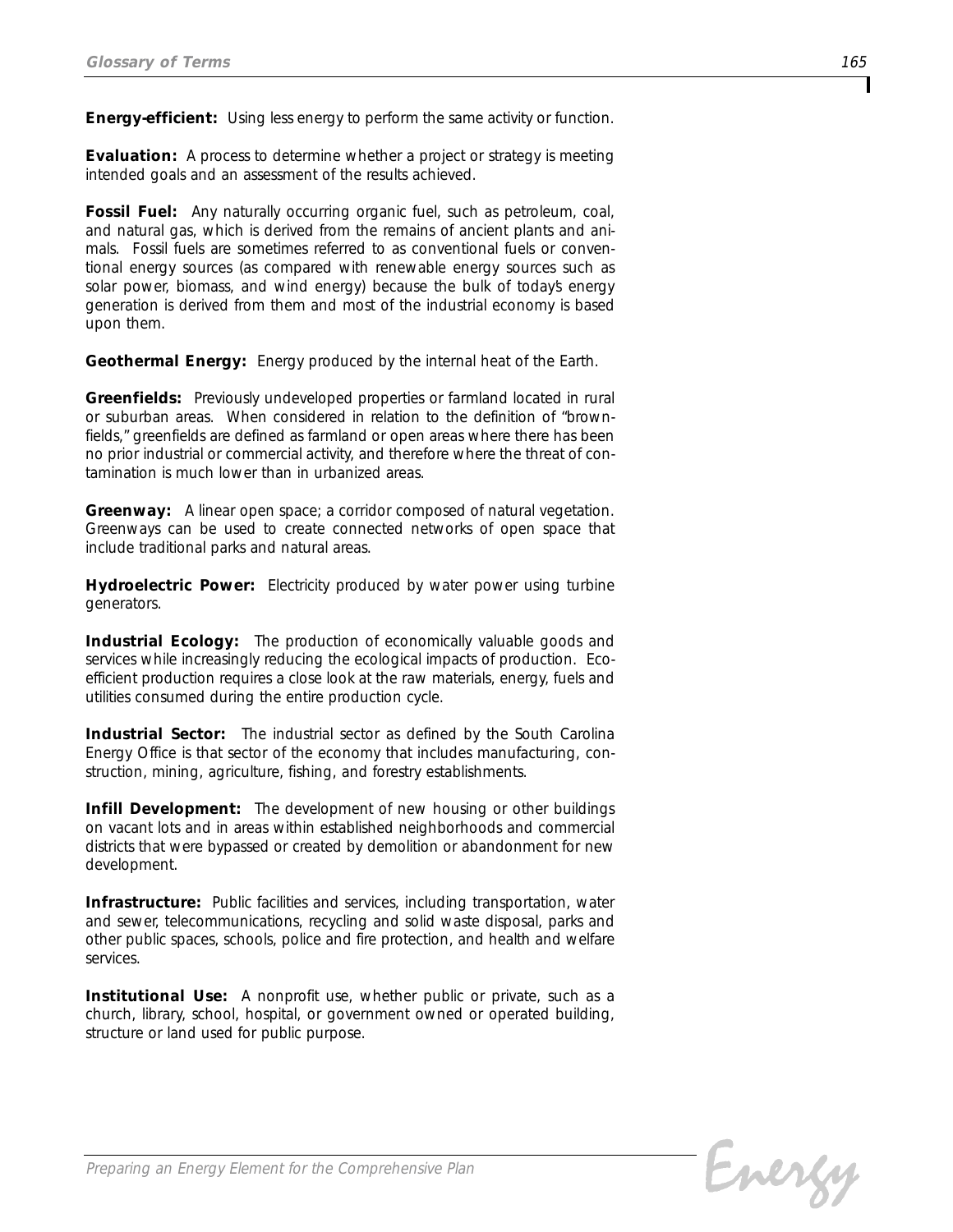**Energy-efficient:** Using less energy to perform the same activity or function.

**Evaluation:** A process to determine whether a project or strategy is meeting intended goals and an assessment of the results achieved.

**Fossil Fuel:** Any naturally occurring organic fuel, such as petroleum, coal, and natural gas, which is derived from the remains of ancient plants and animals. Fossil fuels are sometimes referred to as conventional fuels or conventional energy sources (as compared with renewable energy sources such as solar power, biomass, and wind energy) because the bulk of today's energy generation is derived from them and most of the industrial economy is based upon them.

**Geothermal Energy:** Energy produced by the internal heat of the Earth.

**Greenfields:** Previously undeveloped properties or farmland located in rural or suburban areas. When considered in relation to the definition of "brownfields," greenfields are defined as farmland or open areas where there has been no prior industrial or commercial activity, and therefore where the threat of contamination is much lower than in urbanized areas.

**Greenway:** A linear open space; a corridor composed of natural vegetation. Greenways can be used to create connected networks of open space that include traditional parks and natural areas.

**Hydroelectric Power:** Electricity produced by water power using turbine generators.

**Industrial Ecology:** The production of economically valuable goods and services while increasingly reducing the ecological impacts of production. Eco-efficient production requires a close look at the raw materials, energy, fuels and utilities consumed during the entire production cycle.

**Industrial Sector:** The industrial sector as defined by the South Carolina Energy Office is that sector of the economy that includes manufacturing, construction, mining, agriculture, fishing, and forestry establishments.

**Infill Development:** The development of new housing or other buildings on vacant lots and in areas within established neighborhoods and commercial districts that were bypassed or created by demolition or abandonment for new development.

**Infrastructure:** Public facilities and services, including transportation, water and sewer, telecommunications, recycling and solid waste disposal, parks and other public spaces, schools, police and fire protection, and health and welfare services.

**Institutional Use:** A nonprofit use, whether public or private, such as a church, library, school, hospital, or government owned or operated building, structure or land used for public purpose.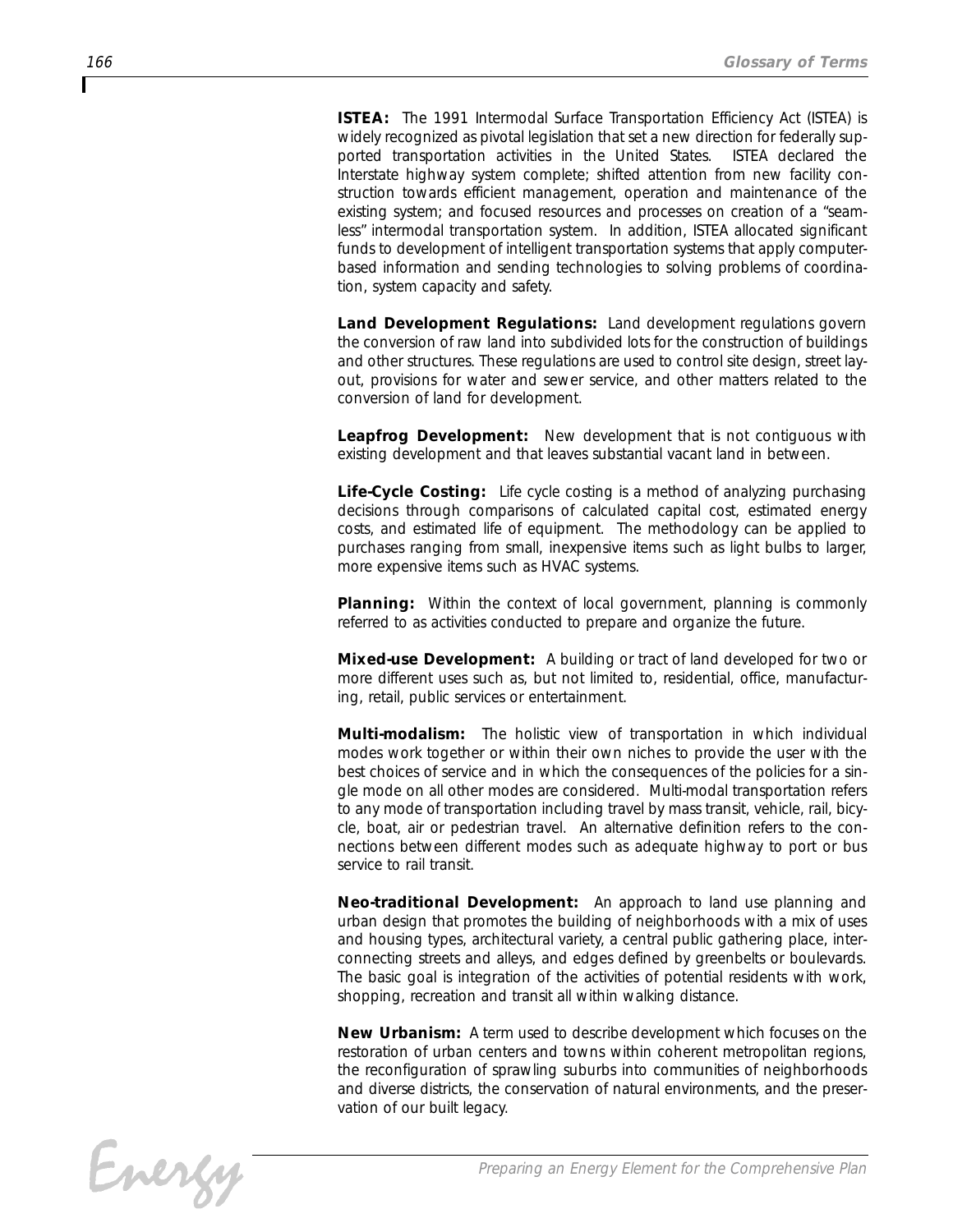**ISTEA:** The 1991 Intermodal Surface Transportation Efficiency Act (ISTEA) is widely recognized as pivotal legislation that set a new direction for federally supported transportation activities in the United States. ISTEA declared the Interstate highway system complete; shifted attention from new facility construction towards efficient management, operation and maintenance of the existing system; and focused resources and processes on creation of a "seamless" intermodal transportation system. In addition, ISTEA allocated significant funds to development of intelligent transportation systems that apply computer-based information and sending technologies to solving problems of coordination, system capacity and safety.

**Land Development Regulations:** Land development regulations govern the conversion of raw land into subdivided lots for the construction of buildings and other structures. These regulations are used to control site design, street layout, provisions for water and sewer service, and other matters related to the conversion of land for development.

**Leapfrog Development:** New development that is not contiguous with existing development and that leaves substantial vacant land in between.

**Life-Cycle Costing:** Life cycle costing is a method of analyzing purchasing decisions through comparisons of calculated capital cost, estimated energy costs, and estimated life of equipment. The methodology can be applied to purchases ranging from small, inexpensive items such as light bulbs to larger, more expensive items such as HVAC systems.

**Planning:** Within the context of local government, planning is commonly referred to as activities conducted to prepare and organize the future.

**Mixed-use Development:** A building or tract of land developed for two or more different uses such as, but not limited to, residential, office, manufacturing, retail, public services or entertainment.

**Multi-modalism:** The holistic view of transportation in which individual modes work together or within their own niches to provide the user with the best choices of service and in which the consequences of the policies for a single mode on all other modes are considered. Multi-modal transportation refers to any mode of transportation including travel by mass transit, vehicle, rail, bicycle, boat, air or pedestrian travel. An alternative definition refers to the connections between different modes such as adequate highway to port or bus service to rail transit.

**Neo-traditional Development:** An approach to land use planning and urban design that promotes the building of neighborhoods with a mix of uses and housing types, architectural variety, a central public gathering place, interconnecting streets and alleys, and edges defined by greenbelts or boulevards. The basic goal is integration of the activities of potential residents with work, shopping, recreation and transit all within walking distance.

**New Urbanism:** A term used to describe development which focuses on the restoration of urban centers and towns within coherent metropolitan regions, the reconfiguration of sprawling suburbs into communities of neighborhoods and diverse districts, the conservation of natural environments, and the preservation of our built legacy.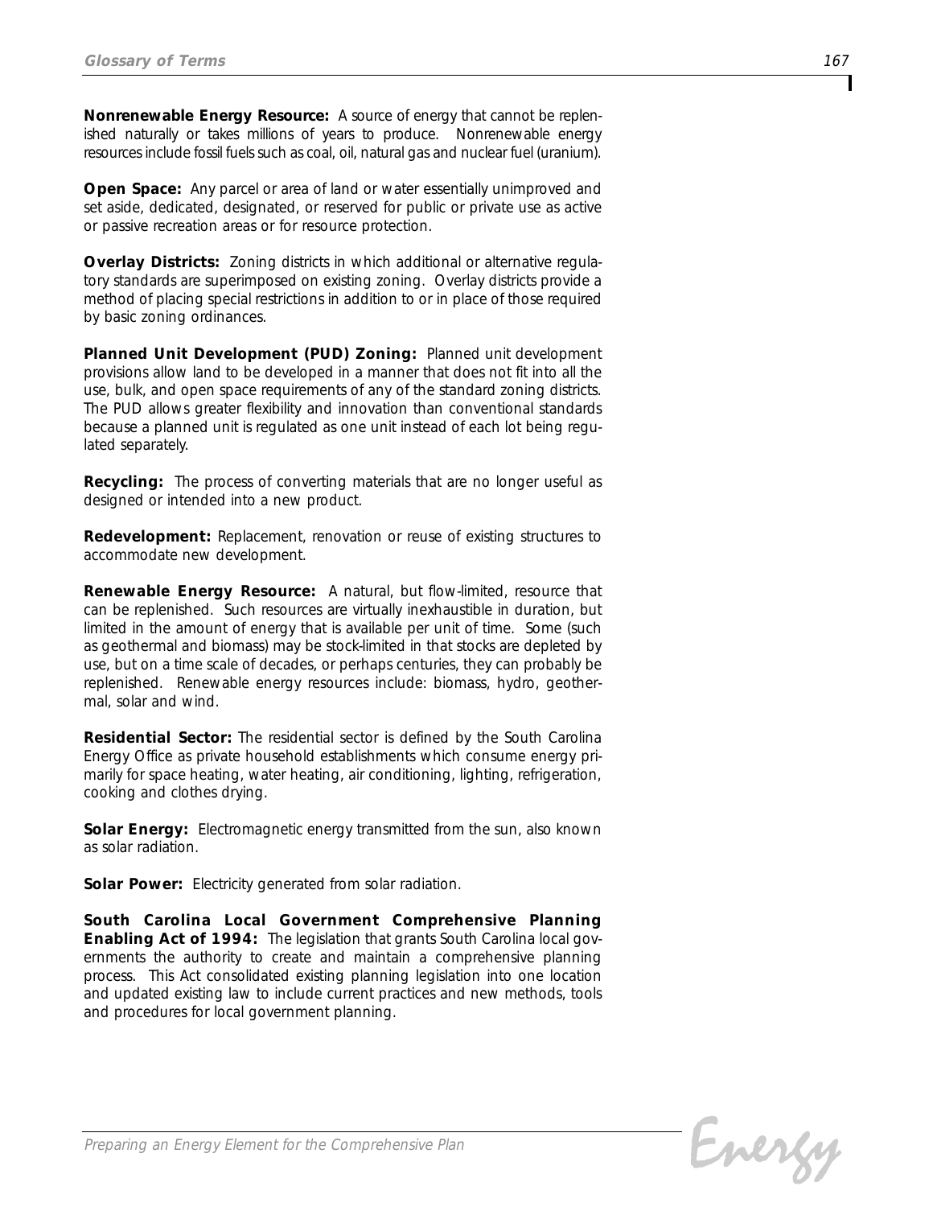**Nonrenewable Energy Resource:** A source of energy that cannot be replenished naturally or takes millions of years to produce. Nonrenewable energy resources include fossil fuels such as coal, oil, natural gas and nuclear fuel (uranium).

**Open Space:** Any parcel or area of land or water essentially unimproved and set aside, dedicated, designated, or reserved for public or private use as active or passive recreation areas or for resource protection.

**Overlay Districts:** Zoning districts in which additional or alternative regulatory standards are superimposed on existing zoning. Overlay districts provide a method of placing special restrictions in addition to or in place of those required by basic zoning ordinances.

**Planned Unit Development (PUD) Zoning:** Planned unit development provisions allow land to be developed in a manner that does not fit into all the use, bulk, and open space requirements of any of the standard zoning districts. The PUD allows greater flexibility and innovation than conventional standards because a planned unit is regulated as one unit instead of each lot being regulated separately.

**Recycling:** The process of converting materials that are no longer useful as designed or intended into a new product.

**Redevelopment:** Replacement, renovation or reuse of existing structures to accommodate new development.

**Renewable Energy Resource:** A natural, but flow-limited, resource that can be replenished. Such resources are virtually inexhaustible in duration, but limited in the amount of energy that is available per unit of time. Some (such as geothermal and biomass) may be stock-limited in that stocks are depleted by use, but on a time scale of decades, or perhaps centuries, they can probably be replenished. Renewable energy resources include: biomass, hydro, geothermal, solar and wind.

**Residential Sector:** The residential sector is defined by the South Carolina Energy Office as private household establishments which consume energy primarily for space heating, water heating, air conditioning, lighting, refrigeration, cooking and clothes drying.

**Solar Energy:** Electromagnetic energy transmitted from the sun, also known as solar radiation.

**Solar Power:** Electricity generated from solar radiation.

**South Carolina Local Government Comprehensive Planning Enabling Act of 1994:** The legislation that grants South Carolina local governments the authority to create and maintain a comprehensive planning process. This Act consolidated existing planning legislation into one location and updated existing law to include current practices and new methods, tools and procedures for local government planning.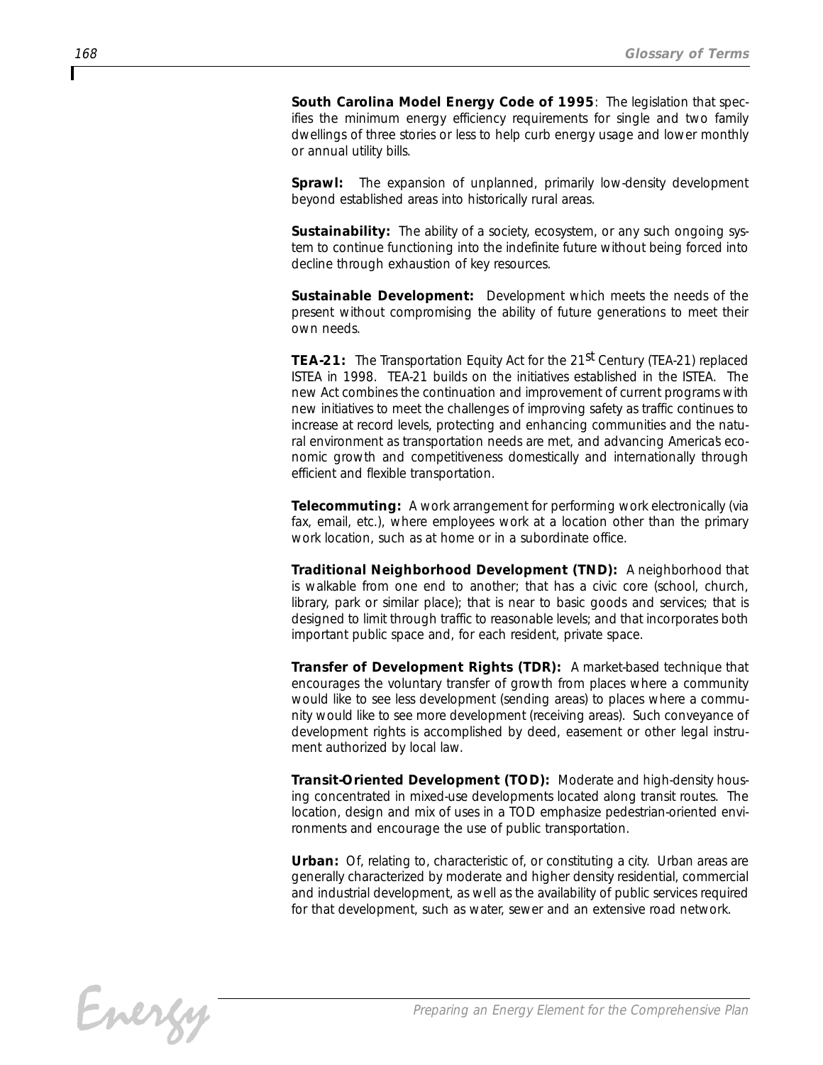**South Carolina Model Energy Code of 1995**: The legislation that specifies the minimum energy efficiency requirements for single and two family dwellings of three stories or less to help curb energy usage and lower monthly or annual utility bills.

**Sprawl:** The expansion of unplanned, primarily low-density development beyond established areas into historically rural areas.

**Sustainability:** The ability of a society, ecosystem, or any such ongoing system to continue functioning into the indefinite future without being forced into decline through exhaustion of key resources.

**Sustainable Development:** Development which meets the needs of the present without compromising the ability of future generations to meet their own needs.

**TEA-21:** The Transportation Equity Act for the 21st Century (TEA-21) replaced ISTEA in 1998. TEA-21 builds on the initiatives established in the ISTEA. The new Act combines the continuation and improvement of current programs with new initiatives to meet the challenges of improving safety as traffic continues to increase at record levels, protecting and enhancing communities and the natural environment as transportation needs are met, and advancing America's economic growth and competitiveness domestically and internationally through efficient and flexible transportation.

**Telecommuting:** A work arrangement for performing work electronically (via fax, email, etc.), where employees work at a location other than the primary work location, such as at home or in a subordinate office.

**Traditional Neighborhood Development (TND):** A neighborhood that is walkable from one end to another; that has a civic core (school, church, library, park or similar place); that is near to basic goods and services; that is designed to limit through traffic to reasonable levels; and that incorporates both important public space and, for each resident, private space.

**Transfer of Development Rights (TDR):** A market-based technique that encourages the voluntary transfer of growth from places where a community would like to see less development (sending areas) to places where a community would like to see more development (receiving areas). Such conveyance of development rights is accomplished by deed, easement or other legal instrument authorized by local law.

**Transit-Oriented Development (TOD):** Moderate and high-density housing concentrated in mixed-use developments located along transit routes. The location, design and mix of uses in a TOD emphasize pedestrian-oriented environments and encourage the use of public transportation.

**Urban:** Of, relating to, characteristic of, or constituting a city. Urban areas are generally characterized by moderate and higher density residential, commercial and industrial development, as well as the availability of public services required for that development, such as water, sewer and an extensive road network.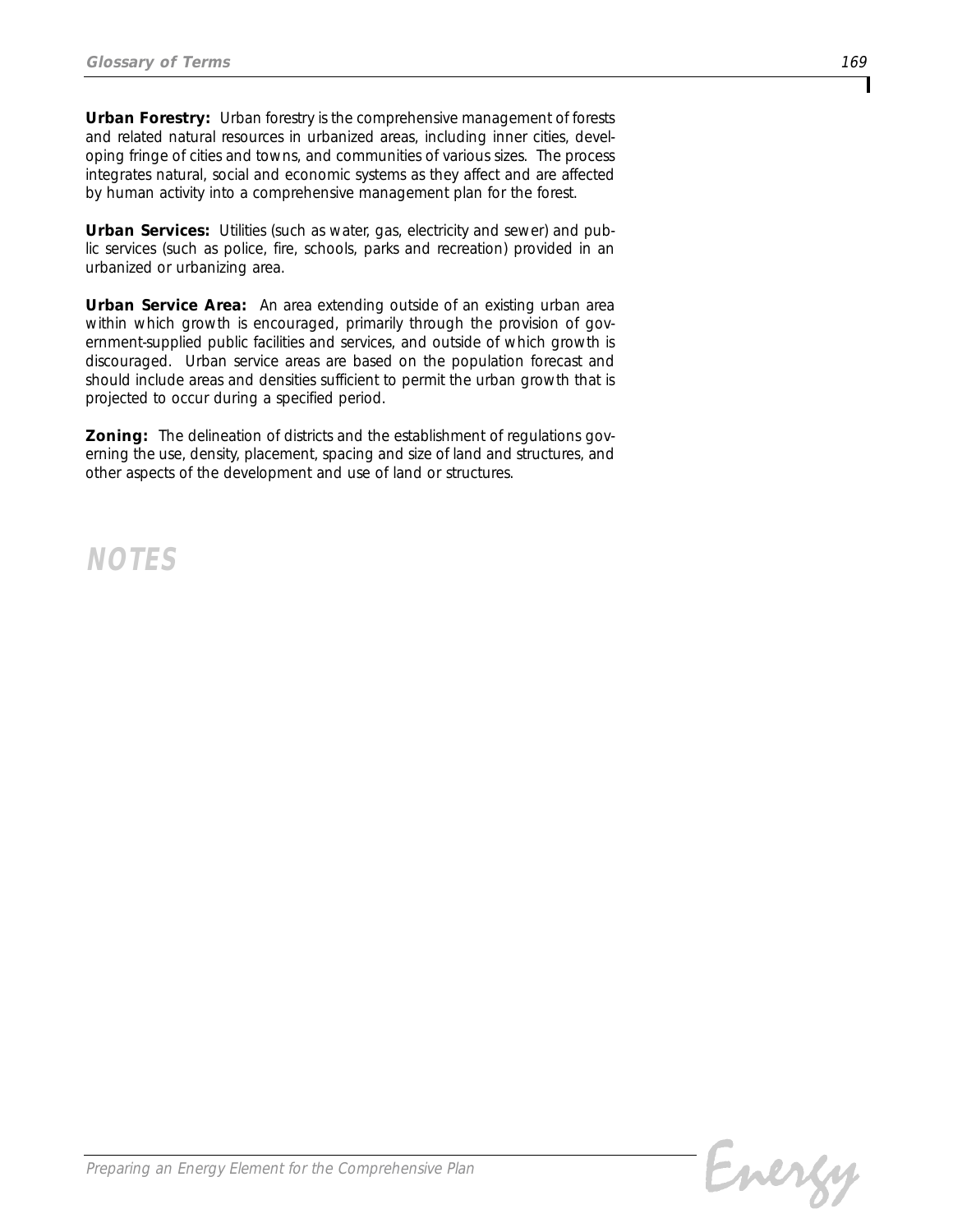**Urban Forestry:** Urban forestry is the comprehensive management of forests and related natural resources in urbanized areas, including inner cities, developing fringe of cities and towns, and communities of various sizes. The process integrates natural, social and economic systems as they affect and are affected by human activity into a comprehensive management plan for the forest.

**Urban Services:** Utilities (such as water, gas, electricity and sewer) and public services (such as police, fire, schools, parks and recreation) provided in an urbanized or urbanizing area.

**Urban Service Area:** An area extending outside of an existing urban area within which growth is encouraged, primarily through the provision of government-supplied public facilities and services, and outside of which growth is discouraged. Urban service areas are based on the population forecast and should include areas and densities sufficient to permit the urban growth that is projected to occur during a specified period.

**Zoning:** The delineation of districts and the establishment of regulations governing the use, density, placement, spacing and size of land and structures, and other aspects of the development and use of land or structures.

## NOTES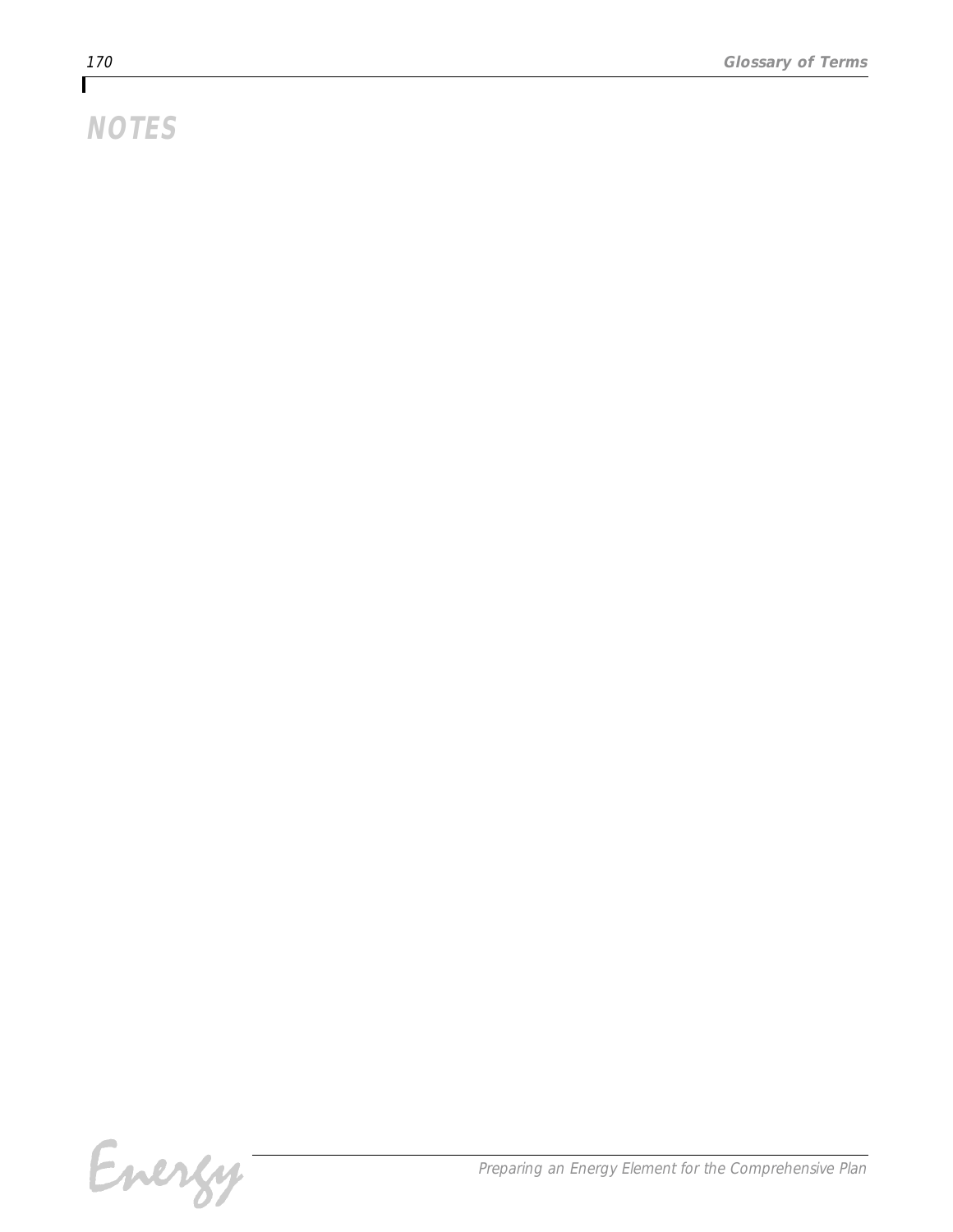# NOTES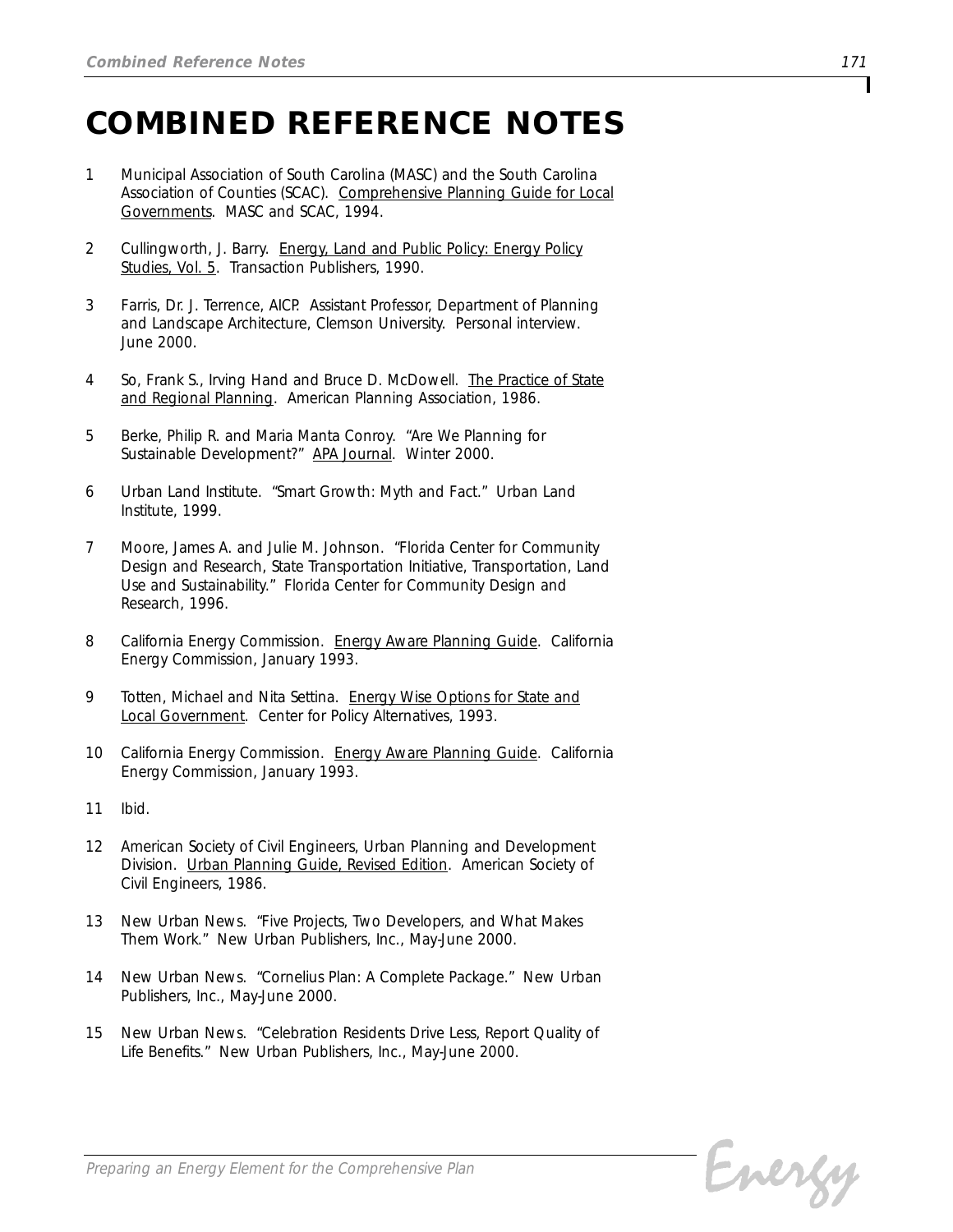# COMBINED REFERENCE NOTES

1. Municipal Association of South Carolina (MASC) and the South Carolina Association of Counties (SCAC). Comprehensive Planning Guide for Local Governments. MASC and SCAC, 1994.

2. Cullingworth, J. Barry. Energy, Land and Public Policy: Energy Policy Studies, Vol. 5. Transaction Publishers, 1990.

3. Farris, Dr. J. Terrence, AICP. Assistant Professor, Department of Planning and Landscape Architecture, Clemson University. Personal interview. June 2000.

4. So, Frank S., Irving Hand and Bruce D. McDowell. The Practice of State and Regional Planning. American Planning Association, 1986.

5. Berke, Philip R. and Maria Manta Conroy. "Are We Planning for Sustainable Development?" APA Journal. Winter 2000.

6. Urban Land Institute. "Smart Growth: Myth and Fact." Urban Land Institute, 1999.

7. Moore, James A. and Julie M. Johnson. "Florida Center for Community Design and Research, State Transportation Initiative, Transportation, Land Use and Sustainability." Florida Center for Community Design and Research, 1996.

8. California Energy Commission. Energy Aware Planning Guide. California Energy Commission, January 1993.

9. Totten, Michael and Nita Settina. Energy Wise Options for State and Local Government. Center for Policy Alternatives, 1993.

10. California Energy Commission. Energy Aware Planning Guide. California Energy Commission, January 1993.

11. Ibid.

12. American Society of Civil Engineers, Urban Planning and Development Division. Urban Planning Guide, Revised Edition. American Society of Civil Engineers, 1986.

13. New Urban News. "Five Projects, Two Developers, and What Makes Them Work." New Urban Publishers, Inc., May-June 2000.

14. New Urban News. "Cornelius Plan: A Complete Package." New Urban Publishers, Inc., May-June 2000.

15. New Urban News. "Celebration Residents Drive Less, Report Quality of Life Benefits." New Urban Publishers, Inc., May-June 2000.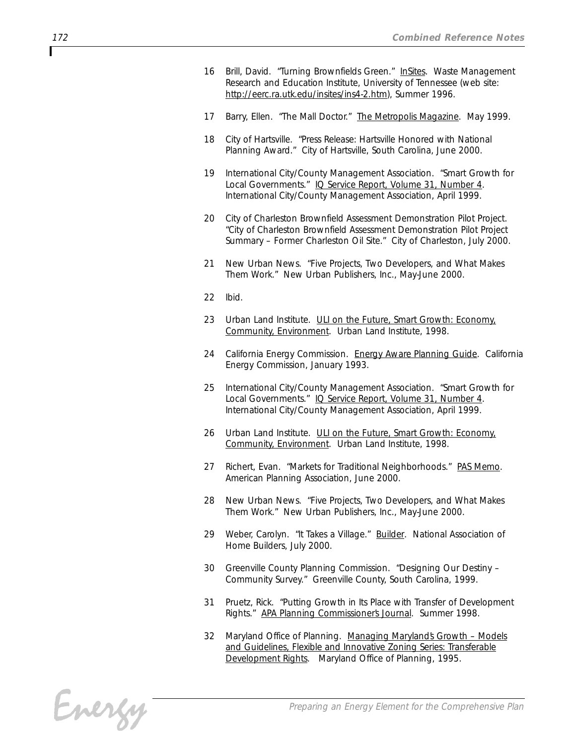16 Brill, David. "Turning Brownfields Green." InSites. Waste Management Research and Education Institute, University of Tennessee (web site: http://eerc.ra.utk.edu/insites/ins4-2.htm), Summer 1996.

17 Barry, Ellen. "The Mall Doctor." The Metropolis Magazine. May 1999.

18 City of Hartsville. "Press Release: Hartsville Honored with National Planning Award." City of Hartsville, South Carolina, June 2000.

19 International City/County Management Association. "Smart Growth for Local Governments." IQ Service Report, Volume 31, Number 4. International City/County Management Association, April 1999.

20 City of Charleston Brownfield Assessment Demonstration Pilot Project. "City of Charleston Brownfield Assessment Demonstration Pilot Project Summary – Former Charleston Oil Site." City of Charleston, July 2000.

21 New Urban News. "Five Projects, Two Developers, and What Makes Them Work." New Urban Publishers, Inc., May-June 2000.

22 Ibid.

23 Urban Land Institute. ULI on the Future, Smart Growth: Economy, Community, Environment. Urban Land Institute, 1998.

24 California Energy Commission. Energy Aware Planning Guide. California Energy Commission, January 1993.

25 International City/County Management Association. "Smart Growth for Local Governments." IQ Service Report, Volume 31, Number 4. International City/County Management Association, April 1999.

26 Urban Land Institute. ULI on the Future, Smart Growth: Economy, Community, Environment. Urban Land Institute, 1998.

27 Richert, Evan. "Markets for Traditional Neighborhoods." PAS Memo. American Planning Association, June 2000.

28 New Urban News. "Five Projects, Two Developers, and What Makes Them Work." New Urban Publishers, Inc., May-June 2000.

29 Weber, Carolyn. "It Takes a Village." Builder. National Association of Home Builders, July 2000.

30 Greenville County Planning Commission. "Designing Our Destiny – Community Survey." Greenville County, South Carolina, 1999.

31 Pruetz, Rick. "Putting Growth in Its Place with Transfer of Development Rights." APA Planning Commissioner's Journal. Summer 1998.

32 Maryland Office of Planning. Managing Maryland's Growth – Models and Guidelines, Flexible and Innovative Zoning Series: Transferable Development Rights. Maryland Office of Planning, 1995.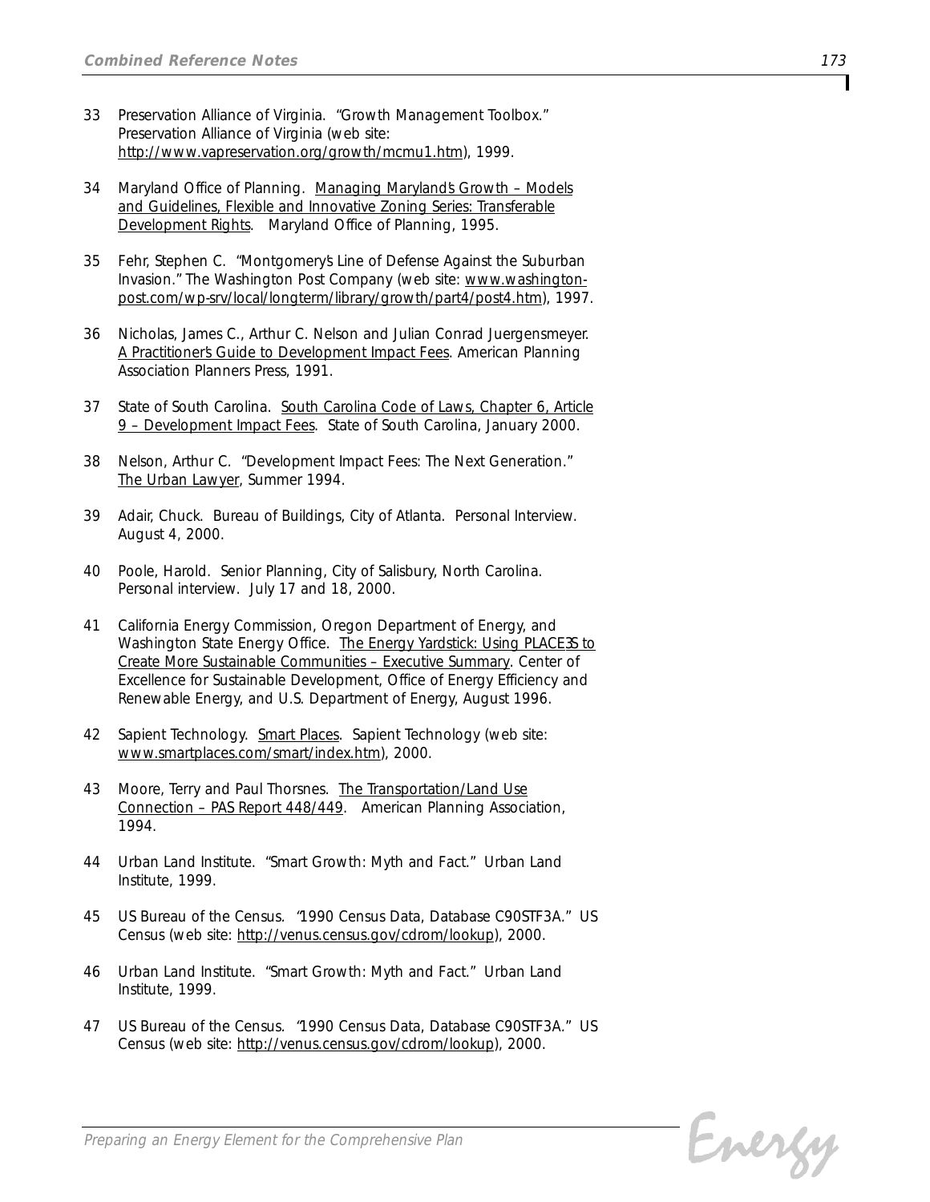33 Preservation Alliance of Virginia. "Growth Management Toolbox." Preservation Alliance of Virginia (web site: http://www.vapreservation.org/growth/mcmu1.htm), 1999.

34 Maryland Office of Planning. Managing Maryland's Growth – Models and Guidelines, Flexible and Innovative Zoning Series: Transferable Development Rights. Maryland Office of Planning, 1995.

35 Fehr, Stephen C. "Montgomery's Line of Defense Against the Suburban Invasion." The Washington Post Company (web site: www.washington-post.com/wp-srv/local/longterm/library/growth/part4/post4.htm), 1997.

36 Nicholas, James C., Arthur C. Nelson and Julian Conrad Juergensmeyer. A Practitioner's Guide to Development Impact Fees. American Planning Association Planners Press, 1991.

37 State of South Carolina. South Carolina Code of Laws, Chapter 6, Article 9 – Development Impact Fees. State of South Carolina, January 2000.

38 Nelson, Arthur C. "Development Impact Fees: The Next Generation." The Urban Lawyer, Summer 1994.

39 Adair, Chuck. Bureau of Buildings, City of Atlanta. Personal Interview. August 4, 2000.

40 Poole, Harold. Senior Planning, City of Salisbury, North Carolina. Personal interview. July 17 and 18, 2000.

41 California Energy Commission, Oregon Department of Energy, and Washington State Energy Office. The Energy Yardstick: Using PLACE3S to Create More Sustainable Communities – Executive Summary. Center of Excellence for Sustainable Development, Office of Energy Efficiency and Renewable Energy, and U.S. Department of Energy, August 1996.

42 Sapient Technology. Smart Places. Sapient Technology (web site: www.smartplaces.com/smart/index.htm), 2000.

43 Moore, Terry and Paul Thorsnes. The Transportation/Land Use Connection – PAS Report 448/449. American Planning Association, 1994.

44 Urban Land Institute. "Smart Growth: Myth and Fact." Urban Land Institute, 1999.

45 US Bureau of the Census. "1990 Census Data, Database C90STF3A." US Census (web site: http://venus.census.gov/cdrom/lookup), 2000.

46 Urban Land Institute. "Smart Growth: Myth and Fact." Urban Land Institute, 1999.

47 US Bureau of the Census. "1990 Census Data, Database C90STF3A." US Census (web site: http://venus.census.gov/cdrom/lookup), 2000.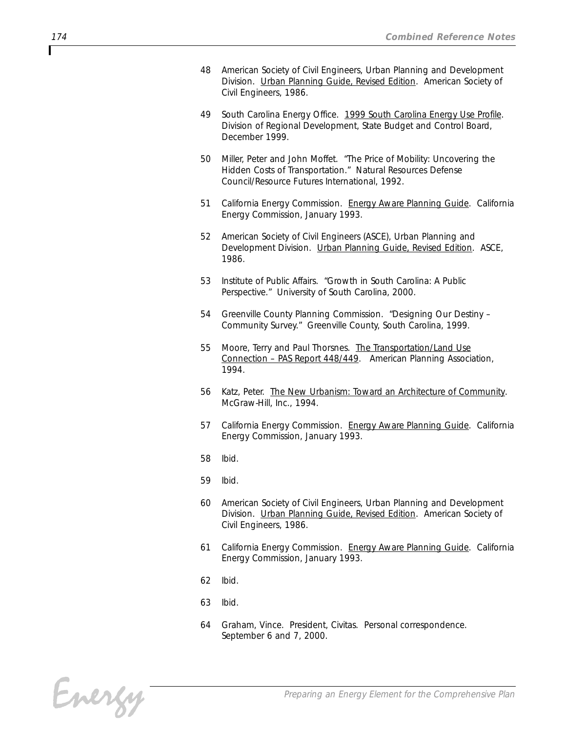48 American Society of Civil Engineers, Urban Planning and Development Division. Urban Planning Guide, Revised Edition. American Society of Civil Engineers, 1986.

49 South Carolina Energy Office. 1999 South Carolina Energy Use Profile. Division of Regional Development, State Budget and Control Board, December 1999.

50 Miller, Peter and John Moffet. "The Price of Mobility: Uncovering the Hidden Costs of Transportation." Natural Resources Defense Council/Resource Futures International, 1992.

51 California Energy Commission. Energy Aware Planning Guide. California Energy Commission, January 1993.

52 American Society of Civil Engineers (ASCE), Urban Planning and Development Division. Urban Planning Guide, Revised Edition. ASCE, 1986.

53 Institute of Public Affairs. "Growth in South Carolina: A Public Perspective." University of South Carolina, 2000.

54 Greenville County Planning Commission. "Designing Our Destiny – Community Survey." Greenville County, South Carolina, 1999.

55 Moore, Terry and Paul Thorsnes. The Transportation/Land Use Connection – PAS Report 448/449. American Planning Association, 1994.

56 Katz, Peter. The New Urbanism: Toward an Architecture of Community. McGraw-Hill, Inc., 1994.

57 California Energy Commission. Energy Aware Planning Guide. California Energy Commission, January 1993.

58 Ibid.

59 Ibid.

60 American Society of Civil Engineers, Urban Planning and Development Division. Urban Planning Guide, Revised Edition. American Society of Civil Engineers, 1986.

61 California Energy Commission. Energy Aware Planning Guide. California Energy Commission, January 1993.

62 Ibid.

63 Ibid.

64 Graham, Vince. President, Civitas. Personal correspondence. September 6 and 7, 2000.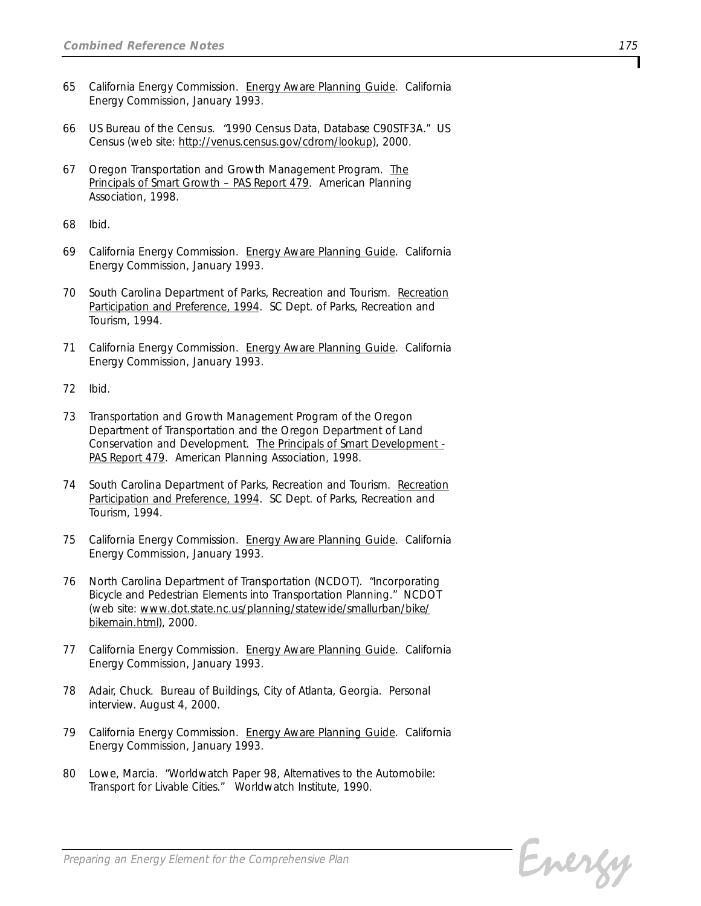65 California Energy Commission. Energy Aware Planning Guide. California Energy Commission, January 1993.

66 US Bureau of the Census. "1990 Census Data, Database C90STF3A." US Census (web site: http://venus.census.gov/cdrom/lookup), 2000.

67 Oregon Transportation and Growth Management Program. The Principals of Smart Growth – PAS Report 479. American Planning Association, 1998.

68 Ibid.

69 California Energy Commission. Energy Aware Planning Guide. California Energy Commission, January 1993.

70 South Carolina Department of Parks, Recreation and Tourism. Recreation Participation and Preference, 1994. SC Dept. of Parks, Recreation and Tourism, 1994.

71 California Energy Commission. Energy Aware Planning Guide. California Energy Commission, January 1993.

72 Ibid.

73 Transportation and Growth Management Program of the Oregon Department of Transportation and the Oregon Department of Land Conservation and Development. The Principals of Smart Development - PAS Report 479. American Planning Association, 1998.

74 South Carolina Department of Parks, Recreation and Tourism. Recreation Participation and Preference, 1994. SC Dept. of Parks, Recreation and Tourism, 1994.

75 California Energy Commission. Energy Aware Planning Guide. California Energy Commission, January 1993.

76 North Carolina Department of Transportation (NCDOT). "Incorporating Bicycle and Pedestrian Elements into Transportation Planning." NCDOT (web site: www.dot.state.nc.us/planning/statewide/smallurban/bike/bikemain.html), 2000.

77 California Energy Commission. Energy Aware Planning Guide. California Energy Commission, January 1993.

78 Adair, Chuck. Bureau of Buildings, City of Atlanta, Georgia. Personal interview. August 4, 2000.

79 California Energy Commission. Energy Aware Planning Guide. California Energy Commission, January 1993.

80 Lowe, Marcia. "Worldwatch Paper 98, Alternatives to the Automobile: Transport for Livable Cities." Worldwatch Institute, 1990.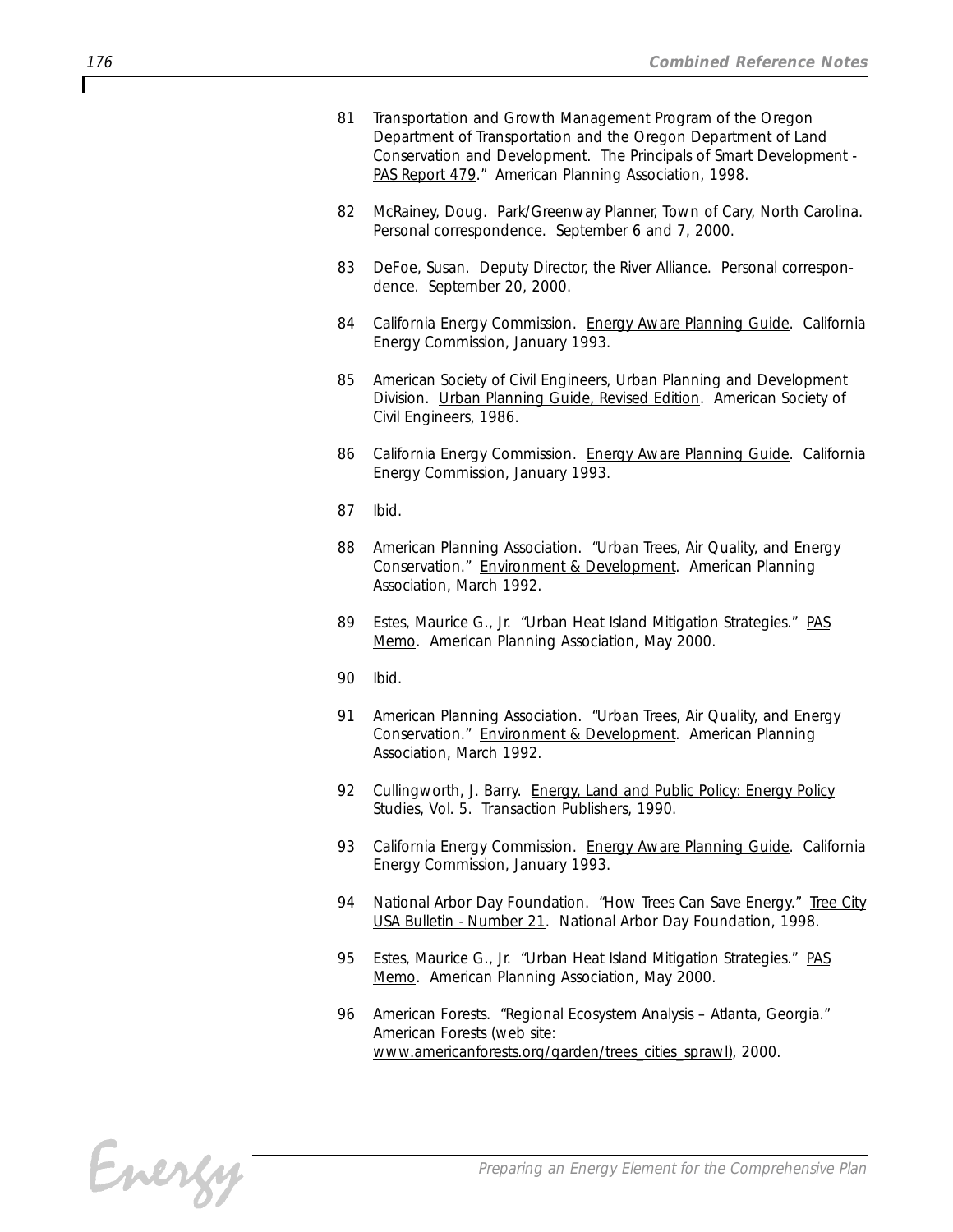81 Transportation and Growth Management Program of the Oregon Department of Transportation and the Oregon Department of Land Conservation and Development. The Principals of Smart Development - PAS Report 479." American Planning Association, 1998.

82 McRainey, Doug. Park/Greenway Planner, Town of Cary, North Carolina. Personal correspondence. September 6 and 7, 2000.

83 DeFoe, Susan. Deputy Director, the River Alliance. Personal correspondence. September 20, 2000.

84 California Energy Commission. Energy Aware Planning Guide. California Energy Commission, January 1993.

85 American Society of Civil Engineers, Urban Planning and Development Division. Urban Planning Guide, Revised Edition. American Society of Civil Engineers, 1986.

86 California Energy Commission. Energy Aware Planning Guide. California Energy Commission, January 1993.

87 Ibid.

88 American Planning Association. "Urban Trees, Air Quality, and Energy Conservation." Environment & Development. American Planning Association, March 1992.

89 Estes, Maurice G., Jr. "Urban Heat Island Mitigation Strategies." PAS Memo. American Planning Association, May 2000.

90 Ibid.

91 American Planning Association. "Urban Trees, Air Quality, and Energy Conservation." Environment & Development. American Planning Association, March 1992.

92 Cullingworth, J. Barry. Energy, Land and Public Policy: Energy Policy Studies, Vol. 5. Transaction Publishers, 1990.

93 California Energy Commission. Energy Aware Planning Guide. California Energy Commission, January 1993.

94 National Arbor Day Foundation. "How Trees Can Save Energy." Tree City USA Bulletin - Number 21. National Arbor Day Foundation, 1998.

95 Estes, Maurice G., Jr. "Urban Heat Island Mitigation Strategies." PAS Memo. American Planning Association, May 2000.

96 American Forests. "Regional Ecosystem Analysis – Atlanta, Georgia." American Forests (web site: www.americanforests.org/garden/trees_cities_sprawl), 2000.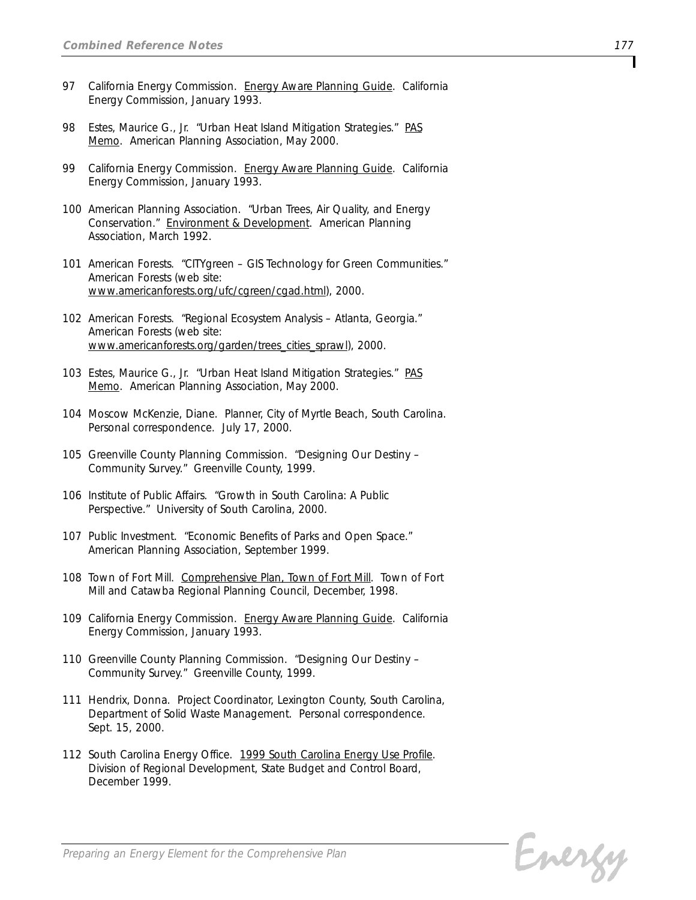97 California Energy Commission. Energy Aware Planning Guide. California Energy Commission, January 1993.

98 Estes, Maurice G., Jr. "Urban Heat Island Mitigation Strategies." PAS Memo. American Planning Association, May 2000.

99 California Energy Commission. Energy Aware Planning Guide. California Energy Commission, January 1993.

100 American Planning Association. "Urban Trees, Air Quality, and Energy Conservation." Environment & Development. American Planning Association, March 1992.

101 American Forests. "CITYgreen – GIS Technology for Green Communities." American Forests (web site: www.americanforests.org/ufc/cgreen/cgad.html), 2000.

102 American Forests. "Regional Ecosystem Analysis – Atlanta, Georgia." American Forests (web site: www.americanforests.org/garden/trees_cities_sprawl), 2000.

103 Estes, Maurice G., Jr. "Urban Heat Island Mitigation Strategies." PAS Memo. American Planning Association, May 2000.

104 Moscow McKenzie, Diane. Planner, City of Myrtle Beach, South Carolina. Personal correspondence. July 17, 2000.

105 Greenville County Planning Commission. "Designing Our Destiny – Community Survey." Greenville County, 1999.

106 Institute of Public Affairs. "Growth in South Carolina: A Public Perspective." University of South Carolina, 2000.

107 Public Investment. "Economic Benefits of Parks and Open Space." American Planning Association, September 1999.

108 Town of Fort Mill. Comprehensive Plan, Town of Fort Mill. Town of Fort Mill and Catawba Regional Planning Council, December, 1998.

109 California Energy Commission. Energy Aware Planning Guide. California Energy Commission, January 1993.

110 Greenville County Planning Commission. "Designing Our Destiny – Community Survey." Greenville County, 1999.

111 Hendrix, Donna. Project Coordinator, Lexington County, South Carolina, Department of Solid Waste Management. Personal correspondence. Sept. 15, 2000.

112 South Carolina Energy Office. 1999 South Carolina Energy Use Profile. Division of Regional Development, State Budget and Control Board, December 1999.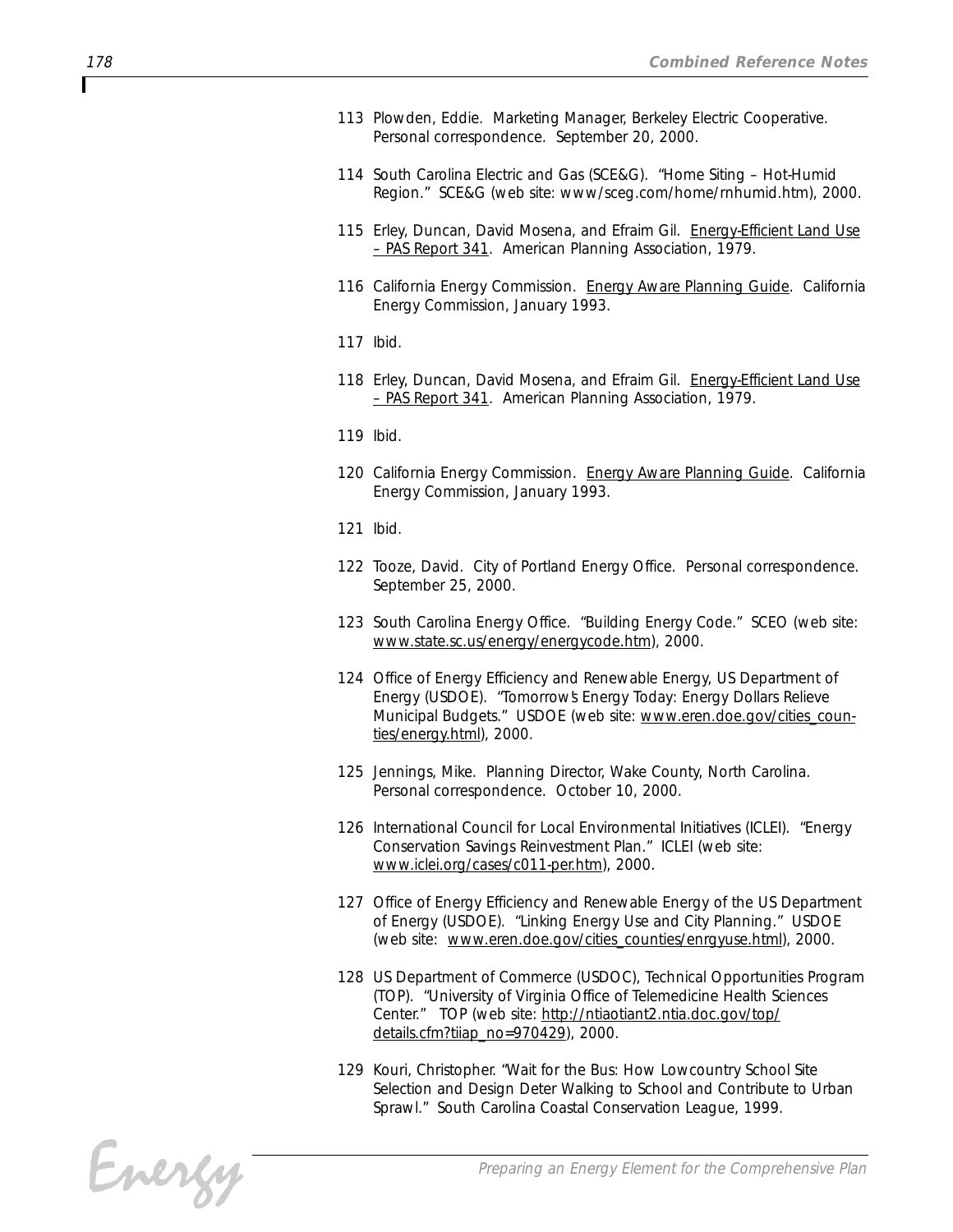113 Plowden, Eddie. Marketing Manager, Berkeley Electric Cooperative. Personal correspondence. September 20, 2000.

114 South Carolina Electric and Gas (SCE&G). "Home Siting – Hot-Humid Region." SCE&G (web site: www/sceg.com/home/rnhumid.htm), 2000.

115 Erley, Duncan, David Mosena, and Efraim Gil. Energy-Efficient Land Use – PAS Report 341. American Planning Association, 1979.

116 California Energy Commission. Energy Aware Planning Guide. California Energy Commission, January 1993.

117 Ibid.

118 Erley, Duncan, David Mosena, and Efraim Gil. Energy-Efficient Land Use – PAS Report 341. American Planning Association, 1979.

119 Ibid.

120 California Energy Commission. Energy Aware Planning Guide. California Energy Commission, January 1993.

121 Ibid.

122 Tooze, David. City of Portland Energy Office. Personal correspondence. September 25, 2000.

123 South Carolina Energy Office. "Building Energy Code." SCEO (web site: www.state.sc.us/energy/energycode.htm), 2000.

124 Office of Energy Efficiency and Renewable Energy, US Department of Energy (USDOE). "Tomorrow's Energy Today: Energy Dollars Relieve Municipal Budgets." USDOE (web site: www.eren.doe.gov/cities_counties/energy.html), 2000.

125 Jennings, Mike. Planning Director, Wake County, North Carolina. Personal correspondence. October 10, 2000.

126 International Council for Local Environmental Initiatives (ICLEI). "Energy Conservation Savings Reinvestment Plan." ICLEI (web site: www.iclei.org/cases/c011-per.htm), 2000.

127 Office of Energy Efficiency and Renewable Energy of the US Department of Energy (USDOE). "Linking Energy Use and City Planning." USDOE (web site: www.eren.doe.gov/cities_counties/enrgyuse.html), 2000.

128 US Department of Commerce (USDOC), Technical Opportunities Program (TOP). "University of Virginia Office of Telemedicine Health Sciences Center." TOP (web site: http://ntiaotiant2.ntia.doc.gov/top/details.cfm?tiiap_no=970429), 2000.

129 Kouri, Christopher. "Wait for the Bus: How Lowcountry School Site Selection and Design Deter Walking to School and Contribute to Urban Sprawl." South Carolina Coastal Conservation League, 1999.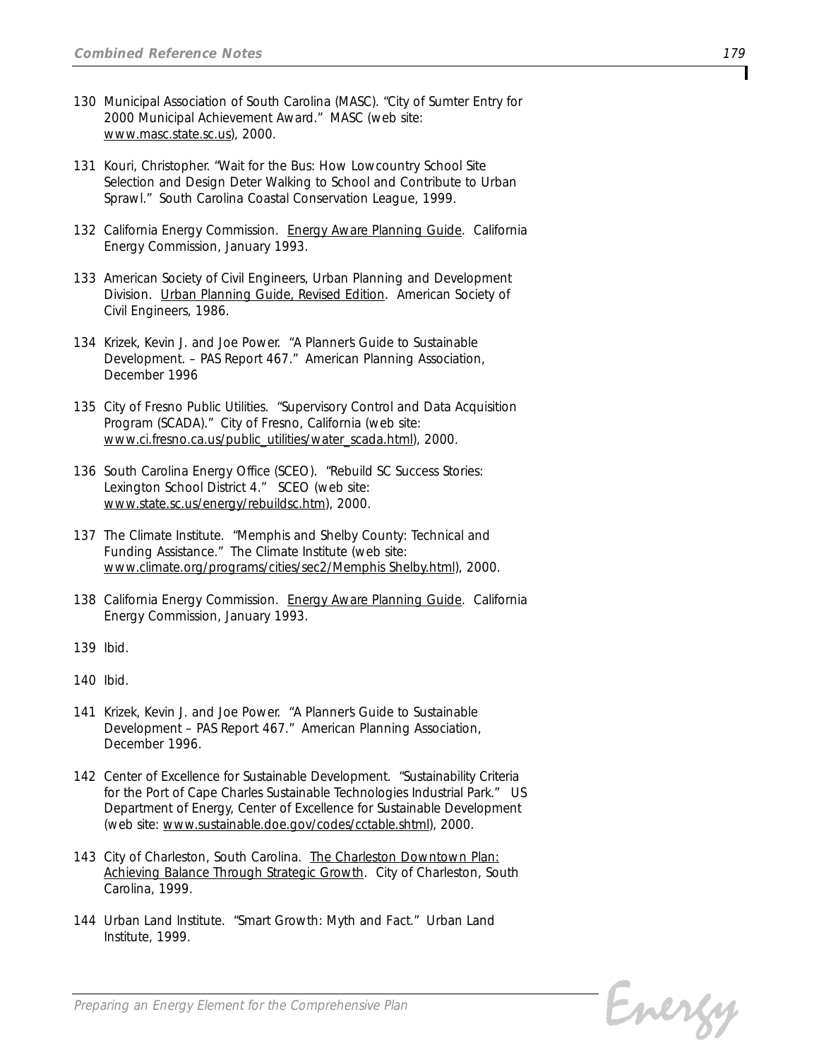130 Municipal Association of South Carolina (MASC). "City of Sumter Entry for 2000 Municipal Achievement Award." MASC (web site: www.masc.state.sc.us), 2000.

131 Kouri, Christopher. "Wait for the Bus: How Lowcountry School Site Selection and Design Deter Walking to School and Contribute to Urban Sprawl." South Carolina Coastal Conservation League, 1999.

132 California Energy Commission. Energy Aware Planning Guide. California Energy Commission, January 1993.

133 American Society of Civil Engineers, Urban Planning and Development Division. Urban Planning Guide, Revised Edition. American Society of Civil Engineers, 1986.

134 Krizek, Kevin J. and Joe Power. "A Planner's Guide to Sustainable Development. – PAS Report 467." American Planning Association, December 1996

135 City of Fresno Public Utilities. "Supervisory Control and Data Acquisition Program (SCADA)." City of Fresno, California (web site: www.ci.fresno.ca.us/public_utilities/water_scada.html), 2000.

136 South Carolina Energy Office (SCEO). "Rebuild SC Success Stories: Lexington School District 4." SCEO (web site: www.state.sc.us/energy/rebuildsc.htm), 2000.

137 The Climate Institute. "Memphis and Shelby County: Technical and Funding Assistance." The Climate Institute (web site: www.climate.org/programs/cities/sec2/Memphis Shelby.html), 2000.

138 California Energy Commission. Energy Aware Planning Guide. California Energy Commission, January 1993.

139 Ibid.

140 Ibid.

141 Krizek, Kevin J. and Joe Power. "A Planner's Guide to Sustainable Development – PAS Report 467." American Planning Association, December 1996.

142 Center of Excellence for Sustainable Development. "Sustainability Criteria for the Port of Cape Charles Sustainable Technologies Industrial Park." US Department of Energy, Center of Excellence for Sustainable Development (web site: www.sustainable.doe.gov/codes/cctable.shtml), 2000.

143 City of Charleston, South Carolina. The Charleston Downtown Plan: Achieving Balance Through Strategic Growth. City of Charleston, South Carolina, 1999.

144 Urban Land Institute. "Smart Growth: Myth and Fact." Urban Land Institute, 1999.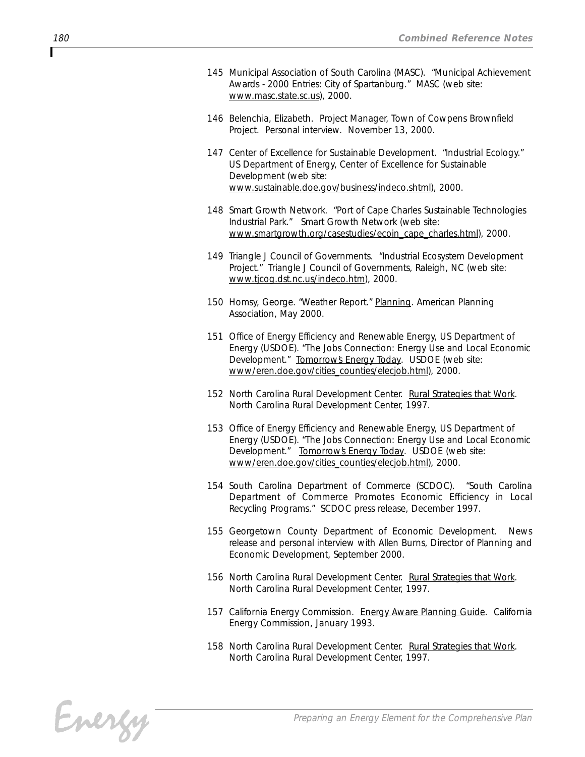145 Municipal Association of South Carolina (MASC). "Municipal Achievement Awards - 2000 Entries: City of Spartanburg." MASC (web site: www.masc.state.sc.us), 2000.

146 Belenchia, Elizabeth. Project Manager, Town of Cowpens Brownfield Project. Personal interview. November 13, 2000.

147 Center of Excellence for Sustainable Development. "Industrial Ecology." US Department of Energy, Center of Excellence for Sustainable Development (web site: www.sustainable.doe.gov/business/indeco.shtml), 2000.

148 Smart Growth Network. "Port of Cape Charles Sustainable Technologies Industrial Park." Smart Growth Network (web site: www.smartgrowth.org/casestudies/ecoin_cape_charles.html), 2000.

149 Triangle J Council of Governments. "Industrial Ecosystem Development Project." Triangle J Council of Governments, Raleigh, NC (web site: www.tjcog.dst.nc.us/indeco.htm), 2000.

150 Homsy, George. "Weather Report." Planning. American Planning Association, May 2000.

151 Office of Energy Efficiency and Renewable Energy, US Department of Energy (USDOE). "The Jobs Connection: Energy Use and Local Economic Development." Tomorrow's Energy Today. USDOE (web site: www/eren.doe.gov/cities_counties/elecjob.html), 2000.

152 North Carolina Rural Development Center. Rural Strategies that Work. North Carolina Rural Development Center, 1997.

153 Office of Energy Efficiency and Renewable Energy, US Department of Energy (USDOE). "The Jobs Connection: Energy Use and Local Economic Development." Tomorrow's Energy Today. USDOE (web site: www/eren.doe.gov/cities_counties/elecjob.html), 2000.

154 South Carolina Department of Commerce (SCDOC). "South Carolina Department of Commerce Promotes Economic Efficiency in Local Recycling Programs." SCDOC press release, December 1997.

155 Georgetown County Department of Economic Development. News release and personal interview with Allen Burns, Director of Planning and Economic Development, September 2000.

156 North Carolina Rural Development Center. Rural Strategies that Work. North Carolina Rural Development Center, 1997.

157 California Energy Commission. Energy Aware Planning Guide. California Energy Commission, January 1993.

158 North Carolina Rural Development Center. Rural Strategies that Work. North Carolina Rural Development Center, 1997.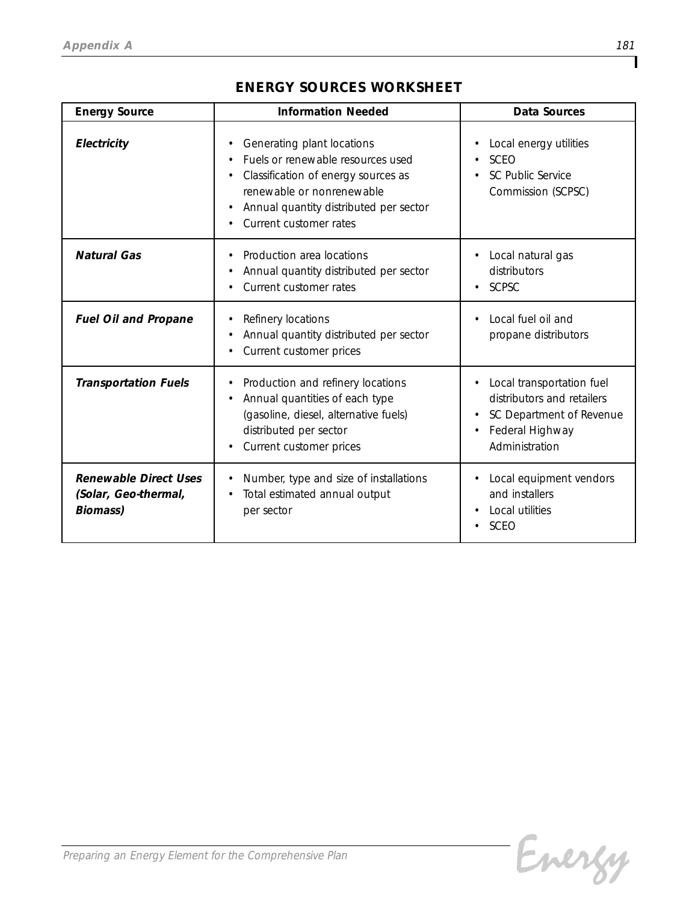## ENERGY SOURCES WORKSHEET

| Energy Source | Information Needed | Data Sources |
|---|---|---|
| ***Electricity*** | • Generating plant locations<br>• Fuels or renewable resources used<br>• Classification of energy sources as renewable or nonrenewable<br>• Annual quantity distributed per sector<br>• Current customer rates | • Local energy utilities<br>• SCEO<br>• SC Public Service Commission (SCPSC) |
| ***Natural Gas*** | • Production area locations<br>• Annual quantity distributed per sector<br>• Current customer rates | • Local natural gas distributors<br>• SCPSC |
| ***Fuel Oil and Propane*** | • Refinery locations<br>• Annual quantity distributed per sector<br>• Current customer prices | • Local fuel oil and propane distributors |
| ***Transportation Fuels*** | • Production and refinery locations<br>• Annual quantities of each type (gasoline, diesel, alternative fuels) distributed per sector<br>• Current customer prices | • Local transportation fuel distributors and retailers<br>• SC Department of Revenue<br>• Federal Highway Administration |
| ***Renewable Direct Uses (Solar, Geo-thermal, Biomass)*** | • Number, type and size of installations<br>• Total estimated annual output per sector | • Local equipment vendors and installers<br>• Local utilities<br>• SCEO |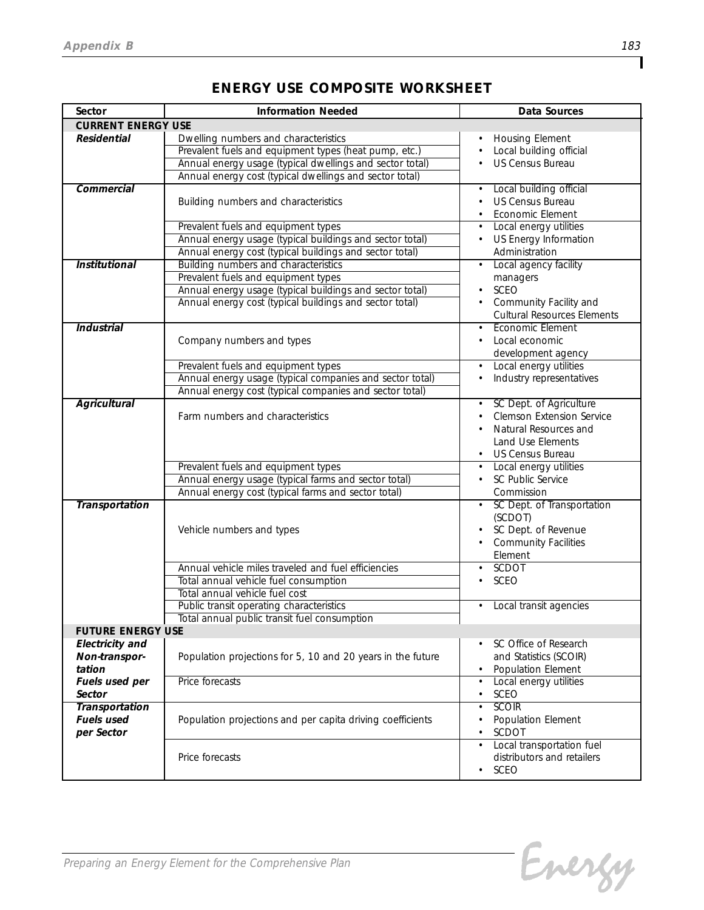# ENERGY USE COMPOSITE WORKSHEET

| Sector | Information Needed | Data Sources |
|---|---|---|
| **CURRENT ENERGY USE** | | |
| ***Residential*** | Dwelling numbers and characteristics<br>Prevalent fuels and equipment types (heat pump, etc.)<br>Annual energy usage (typical dwellings and sector total)<br>Annual energy cost (typical dwellings and sector total) | • Housing Element<br>• Local building official<br>• US Census Bureau |
| ***Commercial*** | Building numbers and characteristics | • Local building official<br>• US Census Bureau<br>• Economic Element |
| | Prevalent fuels and equipment types<br>Annual energy usage (typical buildings and sector total)<br>Annual energy cost (typical buildings and sector total) | • Local energy utilities<br>• US Energy Information Administration |
| ***Institutional*** | Building numbers and characteristics<br>Prevalent fuels and equipment types<br>Annual energy usage (typical buildings and sector total)<br>Annual energy cost (typical buildings and sector total) | • Local agency facility managers<br>• SCEO<br>• Community Facility and Cultural Resources Elements |
| ***Industrial*** | Company numbers and types | • Economic Element<br>• Local economic development agency |
| | Prevalent fuels and equipment types<br>Annual energy usage (typical companies and sector total)<br>Annual energy cost (typical companies and sector total) | • Local energy utilities<br>• Industry representatives |
| ***Agricultural*** | Farm numbers and characteristics | • SC Dept. of Agriculture<br>• Clemson Extension Service<br>• Natural Resources and Land Use Elements<br>• US Census Bureau |
| | Prevalent fuels and equipment types<br>Annual energy usage (typical farms and sector total)<br>Annual energy cost (typical farms and sector total) | • Local energy utilities<br>• SC Public Service Commission |
| ***Transportation*** | Vehicle numbers and types | • SC Dept. of Transportation (SCDOT)<br>• SC Dept. of Revenue<br>• Community Facilities Element |
| | Annual vehicle miles traveled and fuel efficiencies<br>Total annual vehicle fuel consumption<br>Total annual vehicle fuel cost | • SCDOT<br>• SCEO |
| | Public transit operating characteristics<br>Total annual public transit fuel consumption | • Local transit agencies |
| **FUTURE ENERGY USE** | | |
| ***Electricity and Non-transportation Fuels used per Sector*** | Population projections for 5, 10 and 20 years in the future | • SC Office of Research and Statistics (SCOIR)<br>• Population Element |
| | Price forecasts | • Local energy utilities<br>• SCEO |
| ***Transportation Fuels used per Sector*** | Population projections and per capita driving coefficients | • SCOIR<br>• Population Element<br>• SCDOT |
| | Price forecasts | • Local transportation fuel distributors and retailers<br>• SCEO |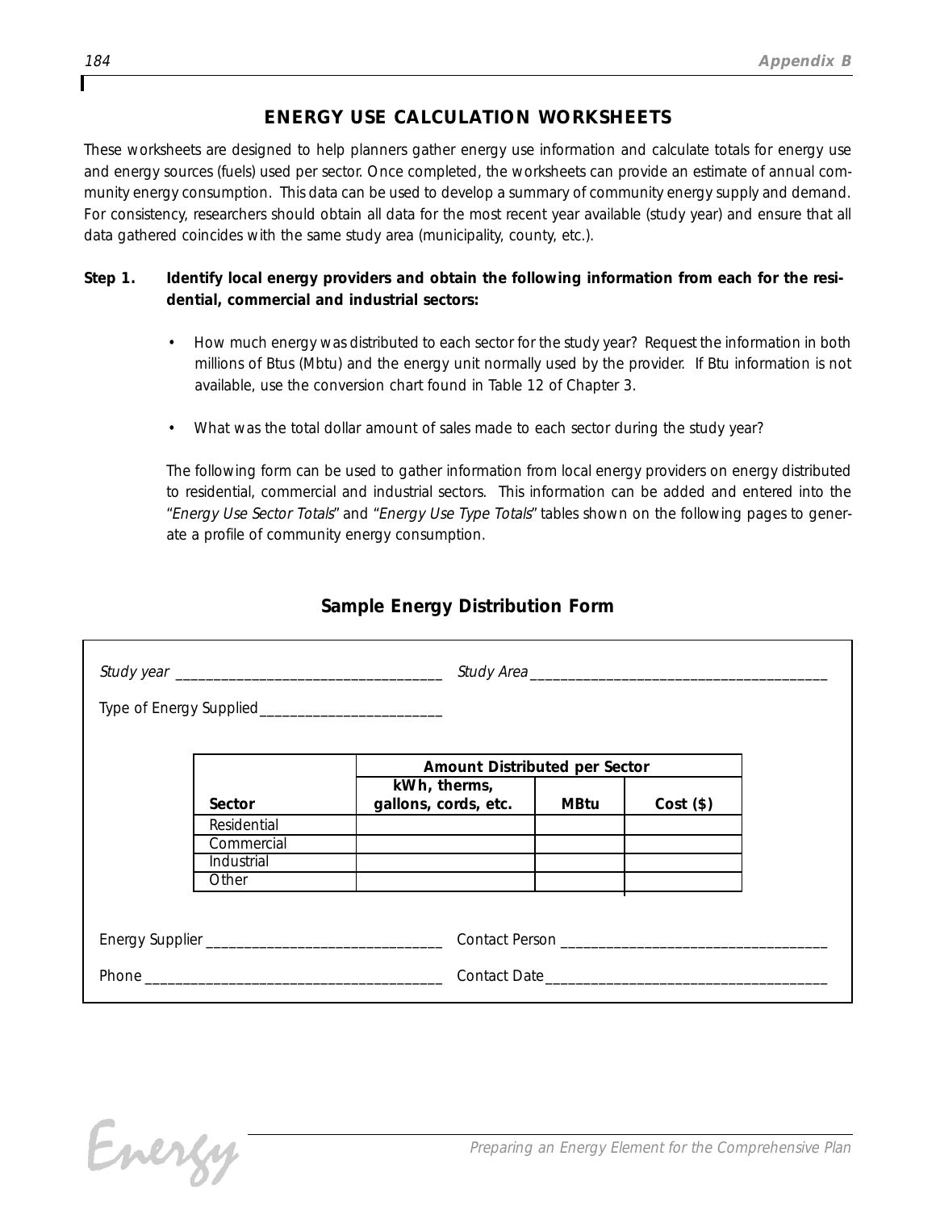## ENERGY USE CALCULATION WORKSHEETS

*These worksheets are designed to help planners gather energy use information and calculate totals for energy use and energy sources (fuels) used per sector. Once completed, the worksheets can provide an estimate of annual community energy consumption. This data can be used to develop a summary of community energy supply and demand. For consistency, researchers should obtain all data for the most recent year available (study year) and ensure that all data gathered coincides with the same study area (municipality, county, etc.).*

**Step 1. Identify local energy providers and obtain the following information from each for the residential, commercial and industrial sectors:**

- How much energy was distributed to each sector for the study year? Request the information in both millions of Btus (Mbtu) and the energy unit normally used by the provider. If Btu information is not available, use the conversion chart found in Table 12 of Chapter 3.
- What was the total dollar amount of sales made to each sector during the study year?

The following form can be used to gather information from local energy providers on energy distributed to residential, commercial and industrial sectors. This information can be added and entered into the "*Energy Use Sector Totals*" and "*Energy Use Type Totals*" tables shown on the following pages to generate a profile of community energy consumption.

### Sample Energy Distribution Form

*Study year* ___________________________________ *Study Area* ________________________________________

Type of Energy Supplied________________________

| Sector | Amount Distributed per Sector | | |
|---|---|---|---|
| | kWh, therms, gallons, cords, etc. | MBtu | Cost ($) |
| Residential | | | |
| Commercial | | | |
| Industrial | | | |
| Other | | | |

Energy Supplier _______________________________ Contact Person ___________________________________

Phone ______________________________________ Contact Date ____________________________________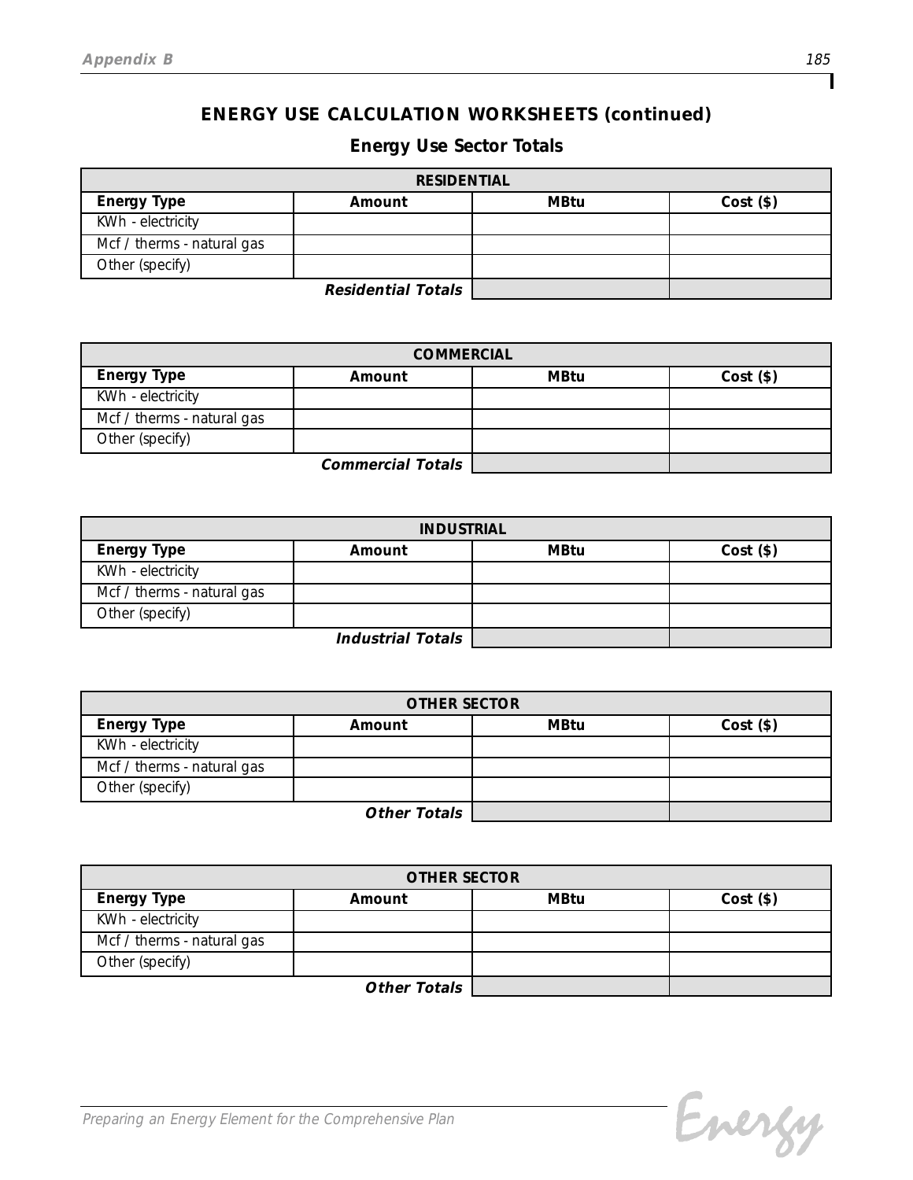## ENERGY USE CALCULATION WORKSHEETS (continued)

### Energy Use Sector Totals

| RESIDENTIAL | | | |
|---|---|---|---|
| **Energy Type** | **Amount** | **MBtu** | **Cost ($)** |
| KWh - electricity | | | |
| Mcf / therms - natural gas | | | |
| Other (specify) | | | |
| | ***Residential Totals*** | | |

| COMMERCIAL | | | |
|---|---|---|---|
| **Energy Type** | **Amount** | **MBtu** | **Cost ($)** |
| KWh - electricity | | | |
| Mcf / therms - natural gas | | | |
| Other (specify) | | | |
| | ***Commercial Totals*** | | |

| INDUSTRIAL | | | |
|---|---|---|---|
| **Energy Type** | **Amount** | **MBtu** | **Cost ($)** |
| KWh - electricity | | | |
| Mcf / therms - natural gas | | | |
| Other (specify) | | | |
| | ***Industrial Totals*** | | |

| OTHER SECTOR | | | |
|---|---|---|---|
| **Energy Type** | **Amount** | **MBtu** | **Cost ($)** |
| KWh - electricity | | | |
| Mcf / therms - natural gas | | | |
| Other (specify) | | | |
| | ***Other Totals*** | | |

| OTHER SECTOR | | | |
|---|---|---|---|
| **Energy Type** | **Amount** | **MBtu** | **Cost ($)** |
| KWh - electricity | | | |
| Mcf / therms - natural gas | | | |
| Other (specify) | | | |
| | ***Other Totals*** | | |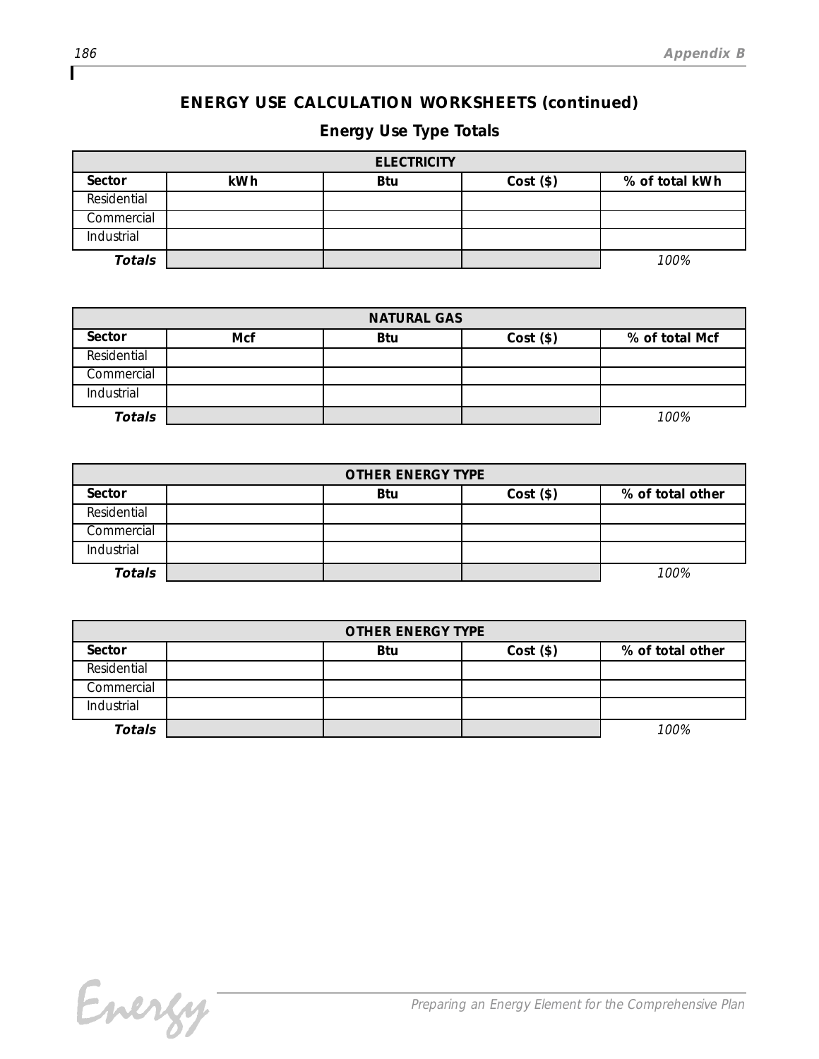## ENERGY USE CALCULATION WORKSHEETS (continued)

### Energy Use Type Totals

| ELECTRICITY | | | | |
|---|---|---|---|---|
| **Sector** | **kWh** | **Btu** | **Cost ($)** | **% of total kWh** |
| Residential | | | | |
| Commercial | | | | |
| Industrial | | | | |
| ***Totals*** | | | | *100%* |

| NATURAL GAS | | | | |
|---|---|---|---|---|
| **Sector** | **Mcf** | **Btu** | **Cost ($)** | **% of total Mcf** |
| Residential | | | | |
| Commercial | | | | |
| Industrial | | | | |
| ***Totals*** | | | | *100%* |

| OTHER ENERGY TYPE | | | | |
|---|---|---|---|---|
| **Sector** | | **Btu** | **Cost ($)** | **% of total other** |
| Residential | | | | |
| Commercial | | | | |
| Industrial | | | | |
| ***Totals*** | | | | *100%* |

| OTHER ENERGY TYPE | | | | |
|---|---|---|---|---|
| **Sector** | | **Btu** | **Cost ($)** | **% of total other** |
| Residential | | | | |
| Commercial | | | | |
| Industrial | | | | |
| ***Totals*** | | | | *100%* |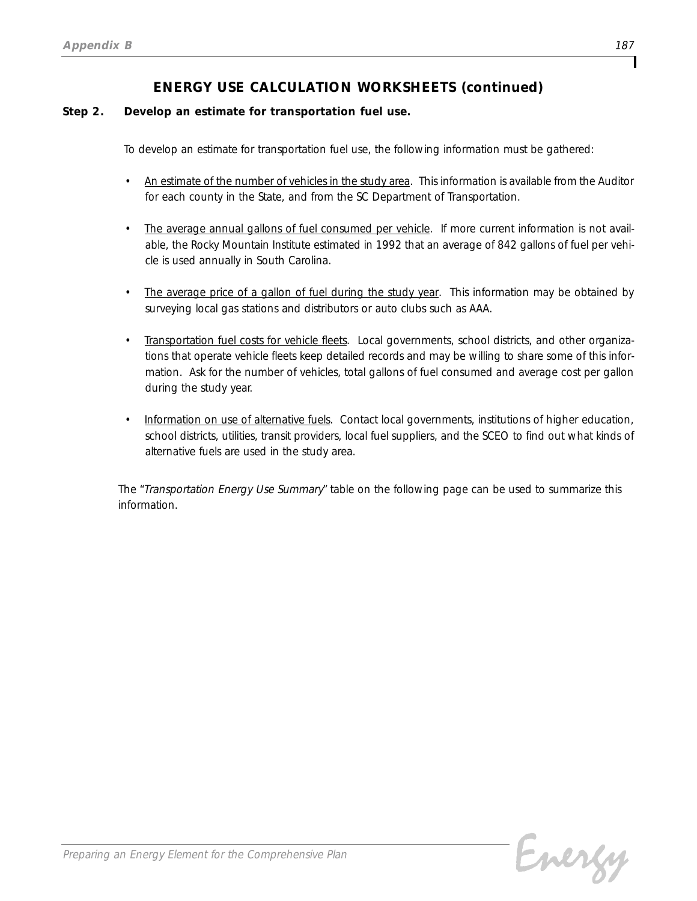## ENERGY USE CALCULATION WORKSHEETS (continued)

**Step 2. Develop an estimate for transportation fuel use.**

To develop an estimate for transportation fuel use, the following information must be gathered:

- An estimate of the number of vehicles in the study area. This information is available from the Auditor for each county in the State, and from the SC Department of Transportation.

- The average annual gallons of fuel consumed per vehicle. If more current information is not available, the Rocky Mountain Institute estimated in 1992 that an average of 842 gallons of fuel per vehicle is used annually in South Carolina.

- The average price of a gallon of fuel during the study year. This information may be obtained by surveying local gas stations and distributors or auto clubs such as AAA.

- Transportation fuel costs for vehicle fleets. Local governments, school districts, and other organizations that operate vehicle fleets keep detailed records and may be willing to share some of this information. Ask for the number of vehicles, total gallons of fuel consumed and average cost per gallon during the study year.

- Information on use of alternative fuels. Contact local governments, institutions of higher education, school districts, utilities, transit providers, local fuel suppliers, and the SCEO to find out what kinds of alternative fuels are used in the study area.

The "*Transportation Energy Use Summary*" table on the following page can be used to summarize this information.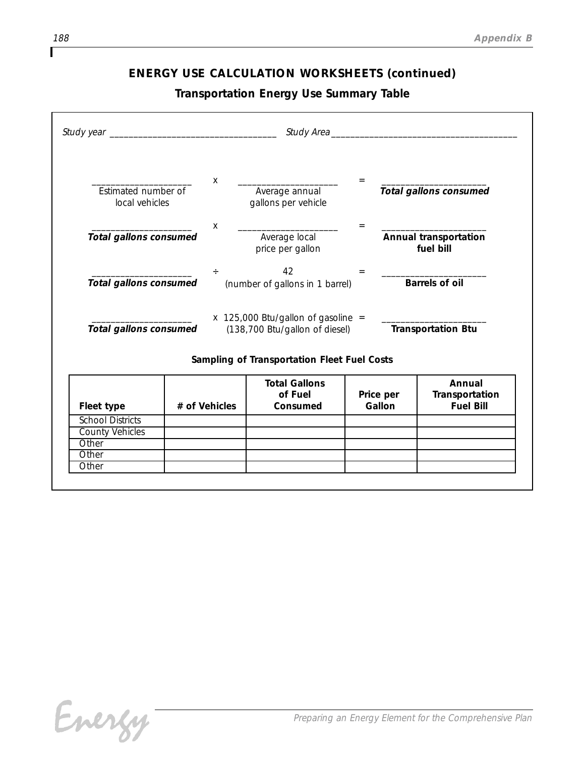## ENERGY USE CALCULATION WORKSHEETS (continued)

### Transportation Energy Use Summary Table

*Study year* ___________________________________ *Study Area* _______________________________________

| | | | | |
|---|---|---|---|---|
| ____________________ Estimated number of local vehicles | x | ____________________ Average annual gallons per vehicle | = | ____________________ ***Total gallons consumed*** |
| ____________________ ***Total gallons consumed*** | x | ____________________ Average local price per gallon | = | ____________________ **Annual transportation fuel bill** |
| ____________________ ***Total gallons consumed*** | ÷ | 42 (number of gallons in 1 barrel) | = | ____________________ **Barrels of oil** |
| ____________________ ***Total gallons consumed*** | x | 125,000 Btu/gallon of gasoline (138,700 Btu/gallon of diesel) | = | ____________________ **Transportation Btu** |

**Sampling of Transportation Fleet Fuel Costs**

| Fleet type | # of Vehicles | Total Gallons of Fuel Consumed | Price per Gallon | Annual Transportation Fuel Bill |
|---|---|---|---|---|
| School Districts | | | | |
| County Vehicles | | | | |
| Other | | | | |
| Other | | | | |
| Other | | | | |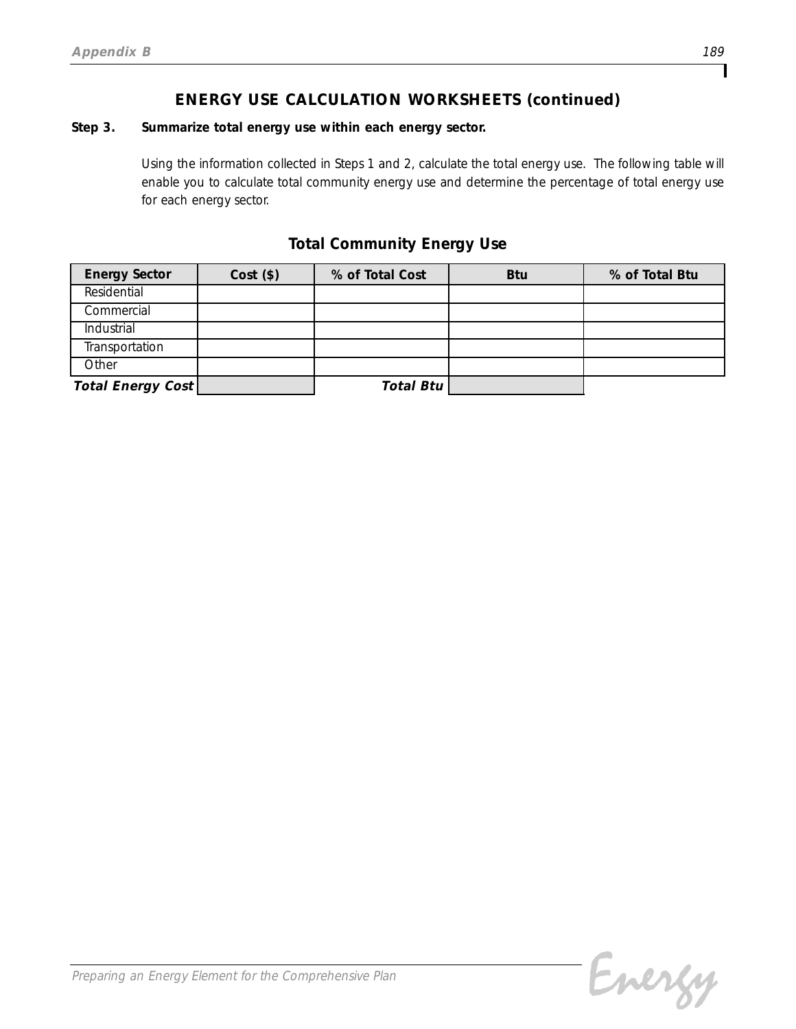## ENERGY USE CALCULATION WORKSHEETS (continued)

**Step 3. Summarize total energy use within each energy sector.**

Using the information collected in Steps 1 and 2, calculate the total energy use. The following table will enable you to calculate total community energy use and determine the percentage of total energy use for each energy sector.

### Total Community Energy Use

| Energy Sector | Cost ($) | % of Total Cost | Btu | % of Total Btu |
|---|---|---|---|---|
| Residential | | | | |
| Commercial | | | | |
| Industrial | | | | |
| Transportation | | | | |
| Other | | | | |
| ***Total Energy Cost*** | | ***Total Btu*** | | |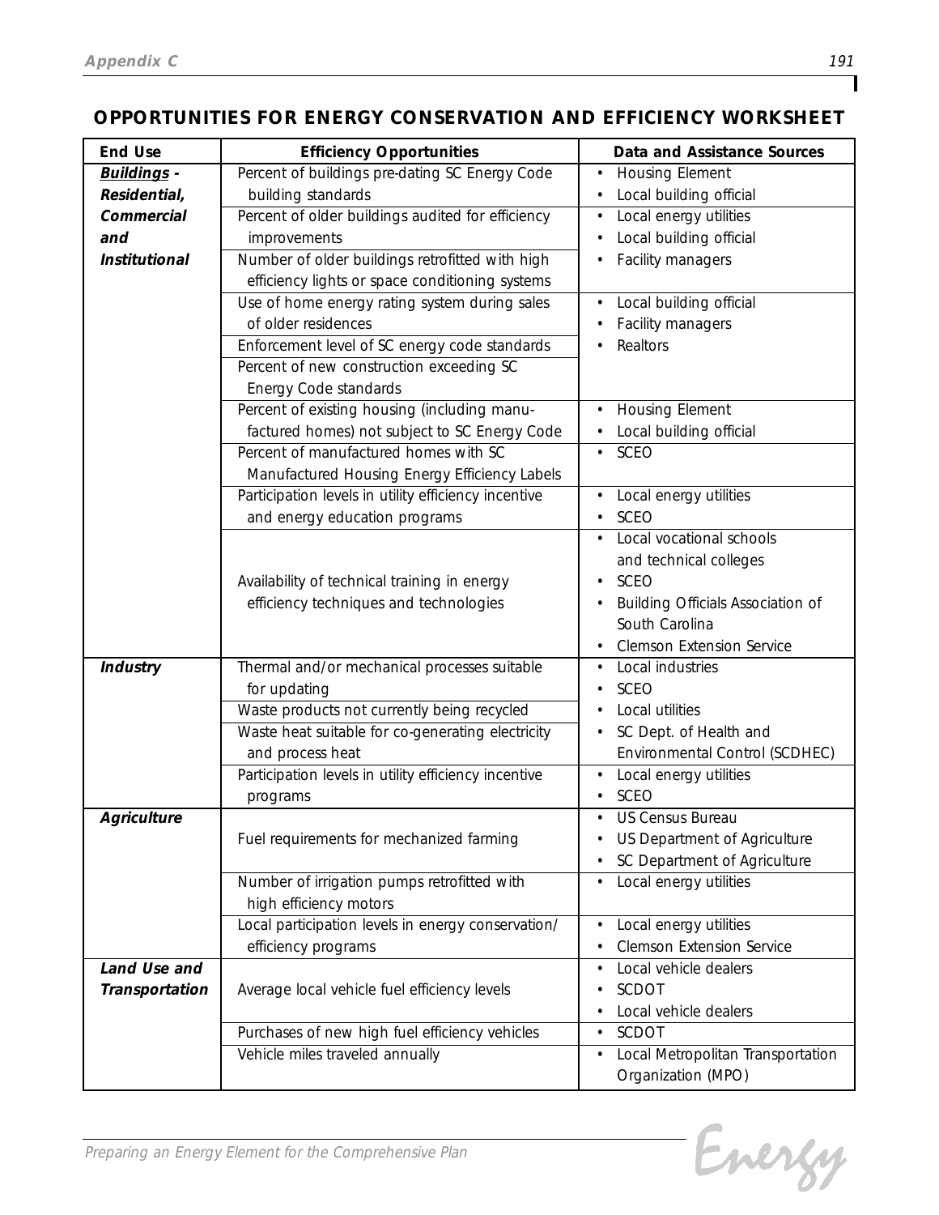## OPPORTUNITIES FOR ENERGY CONSERVATION AND EFFICIENCY WORKSHEET

| End Use | Efficiency Opportunities | Data and Assistance Sources |
|---|---|---|
| ***Buildings*** - ***Residential, Commercial and Institutional*** | Percent of buildings pre-dating SC Energy Code building standards | • Housing Element<br>• Local building official |
| | Percent of older buildings audited for efficiency improvements<br>Number of older buildings retrofitted with high efficiency lights or space conditioning systems | • Local energy utilities<br>• Local building official<br>• Facility managers |
| | Use of home energy rating system during sales of older residences<br>Enforcement level of SC energy code standards<br>Percent of new construction exceeding SC Energy Code standards | • Local building official<br>• Facility managers<br>• Realtors |
| | Percent of existing housing (including manufactured homes) not subject to SC Energy Code | • Housing Element<br>• Local building official |
| | Percent of manufactured homes with SC Manufactured Housing Energy Efficiency Labels | • SCEO |
| | Participation levels in utility efficiency incentive and energy education programs | • Local energy utilities<br>• SCEO |
| | Availability of technical training in energy efficiency techniques and technologies | • Local vocational schools and technical colleges<br>• SCEO<br>• Building Officials Association of South Carolina<br>• Clemson Extension Service |
| ***Industry*** | Thermal and/or mechanical processes suitable for updating<br>Waste products not currently being recycled<br>Waste heat suitable for co-generating electricity and process heat | • Local industries<br>• SCEO<br>• Local utilities<br>• SC Dept. of Health and Environmental Control (SCDHEC) |
| | Participation levels in utility efficiency incentive programs | • Local energy utilities<br>• SCEO |
| ***Agriculture*** | Fuel requirements for mechanized farming | • US Census Bureau<br>• US Department of Agriculture<br>• SC Department of Agriculture |
| | Number of irrigation pumps retrofitted with high efficiency motors | • Local energy utilities |
| | Local participation levels in energy conservation/ efficiency programs | • Local energy utilities<br>• Clemson Extension Service |
| ***Land Use and Transportation*** | Average local vehicle fuel efficiency levels | • Local vehicle dealers<br>• SCDOT<br>• Local vehicle dealers |
| | Purchases of new high fuel efficiency vehicles | • SCDOT |
| | Vehicle miles traveled annually | • Local Metropolitan Transportation Organization (MPO) |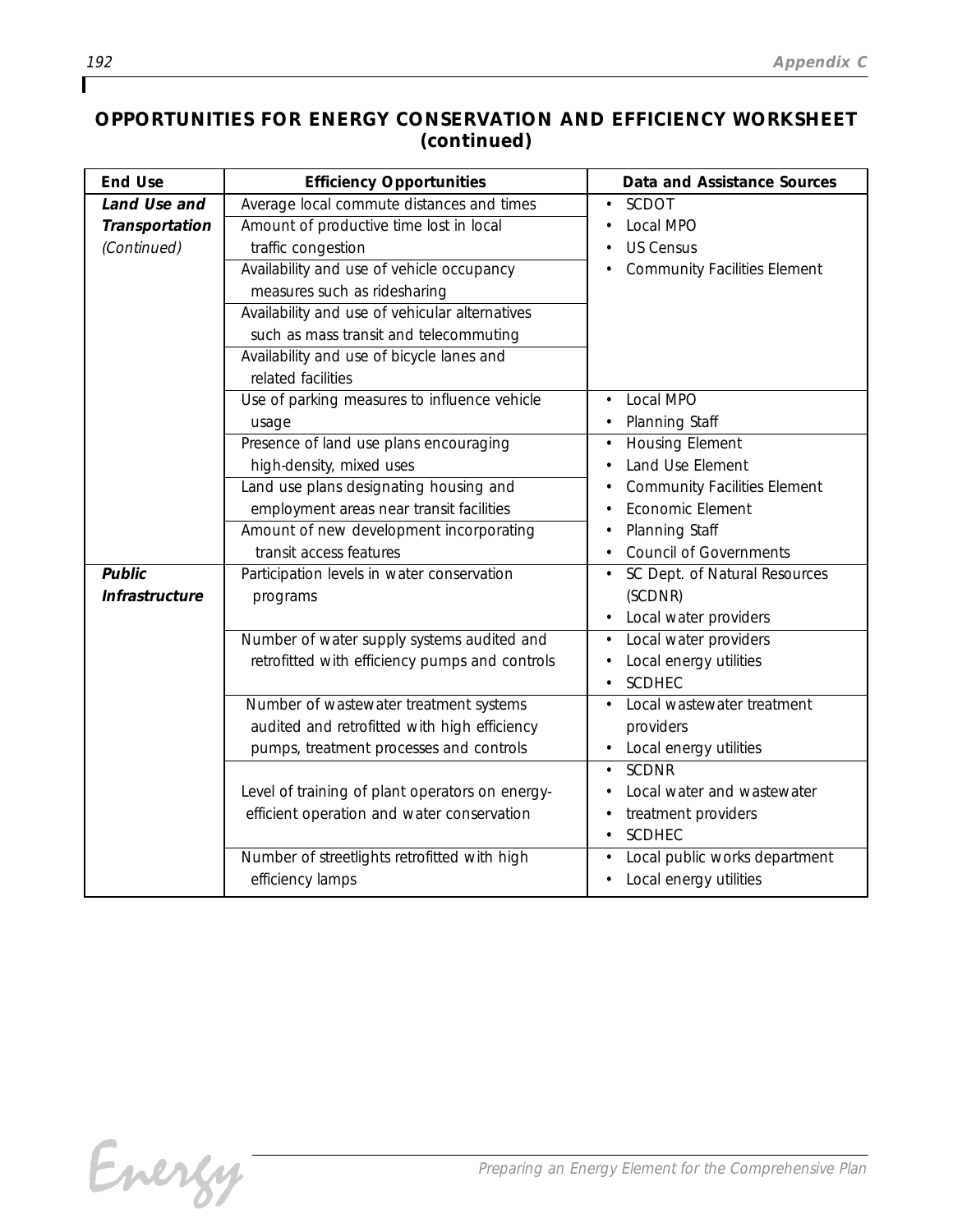## OPPORTUNITIES FOR ENERGY CONSERVATION AND EFFICIENCY WORKSHEET (continued)

| End Use | Efficiency Opportunities | Data and Assistance Sources |
|---|---|---|
| ***Land Use and Transportation*** *(Continued)* | Average local commute distances and times<br>Amount of productive time lost in local traffic congestion<br>Availability and use of vehicle occupancy measures such as ridesharing<br>Availability and use of vehicular alternatives such as mass transit and telecommuting<br>Availability and use of bicycle lanes and related facilities | • SCDOT<br>• Local MPO<br>• US Census<br>• Community Facilities Element |
| | Use of parking measures to influence vehicle usage | • Local MPO<br>• Planning Staff |
| | Presence of land use plans encouraging high-density, mixed uses<br>Land use plans designating housing and employment areas near transit facilities<br>Amount of new development incorporating transit access features | • Housing Element<br>• Land Use Element<br>• Community Facilities Element<br>• Economic Element<br>• Planning Staff<br>• Council of Governments |
| ***Public Infrastructure*** | Participation levels in water conservation programs | • SC Dept. of Natural Resources (SCDNR)<br>• Local water providers |
| | Number of water supply systems audited and retrofitted with efficiency pumps and controls | • Local water providers<br>• Local energy utilities<br>• SCDHEC |
| | Number of wastewater treatment systems audited and retrofitted with high efficiency pumps, treatment processes and controls | • Local wastewater treatment providers<br>• Local energy utilities |
| | Level of training of plant operators on energy-efficient operation and water conservation | • SCDNR<br>• Local water and wastewater<br>• treatment providers<br>• SCDHEC |
| | Number of streetlights retrofitted with high efficiency lamps | • Local public works department<br>• Local energy utilities |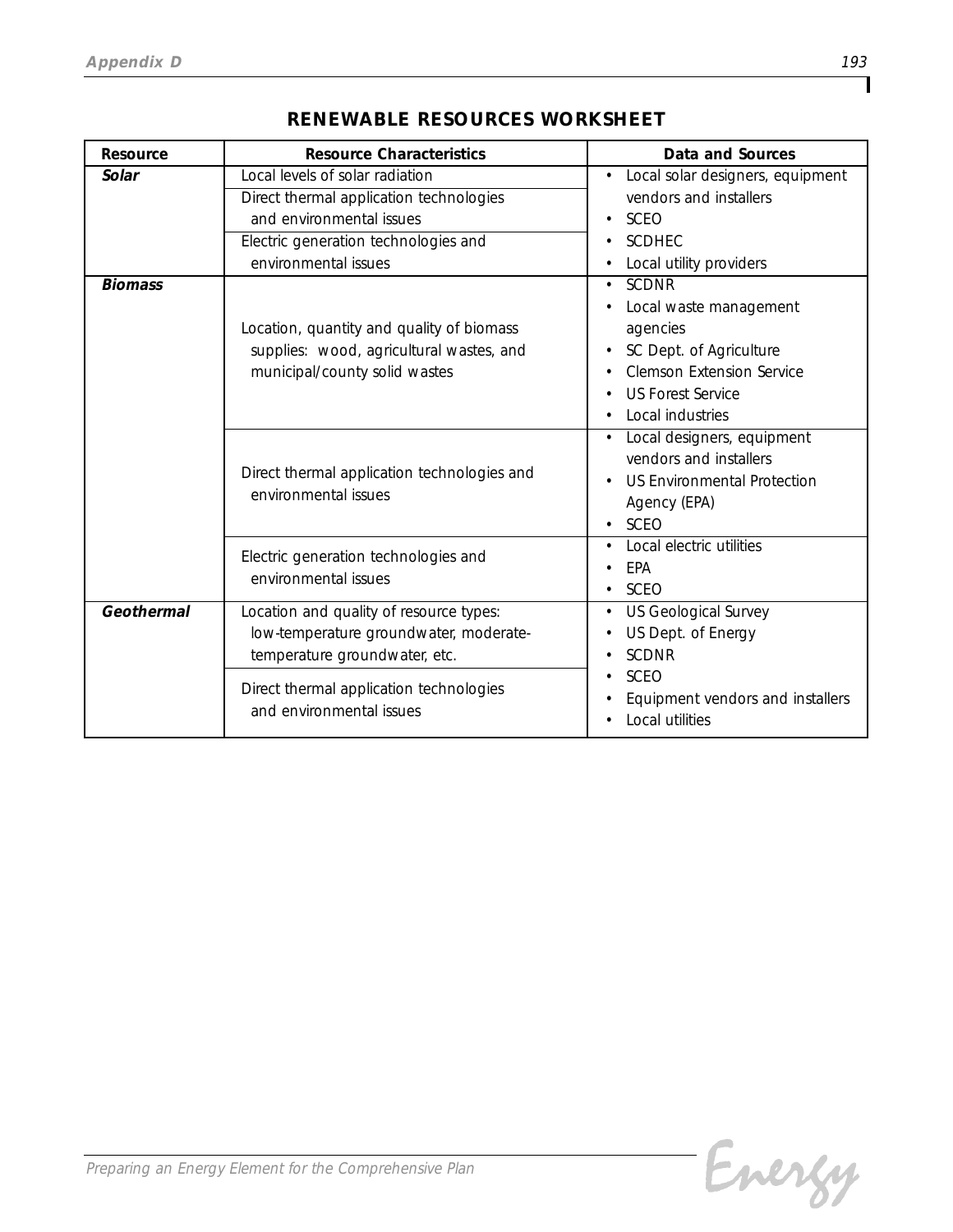## RENEWABLE RESOURCES WORKSHEET

| Resource | Resource Characteristics | Data and Sources |
|---|---|---|
| ***Solar*** | Local levels of solar radiation | • Local solar designers, equipment vendors and installers<br>• SCEO<br>• SCDHEC<br>• Local utility providers |
| | Direct thermal application technologies and environmental issues | |
| | Electric generation technologies and environmental issues | |
| ***Biomass*** | Location, quantity and quality of biomass supplies: wood, agricultural wastes, and municipal/county solid wastes | • SCDNR<br>• Local waste management agencies<br>• SC Dept. of Agriculture<br>• Clemson Extension Service<br>• US Forest Service<br>• Local industries |
| | Direct thermal application technologies and environmental issues | • Local designers, equipment vendors and installers<br>• US Environmental Protection Agency (EPA)<br>• SCEO |
| | Electric generation technologies and environmental issues | • Local electric utilities<br>• EPA<br>• SCEO |
| ***Geothermal*** | Location and quality of resource types: low-temperature groundwater, moderate-temperature groundwater, etc. | • US Geological Survey<br>• US Dept. of Energy<br>• SCDNR<br>• SCEO<br>• Equipment vendors and installers<br>• Local utilities |
| | Direct thermal application technologies and environmental issues | |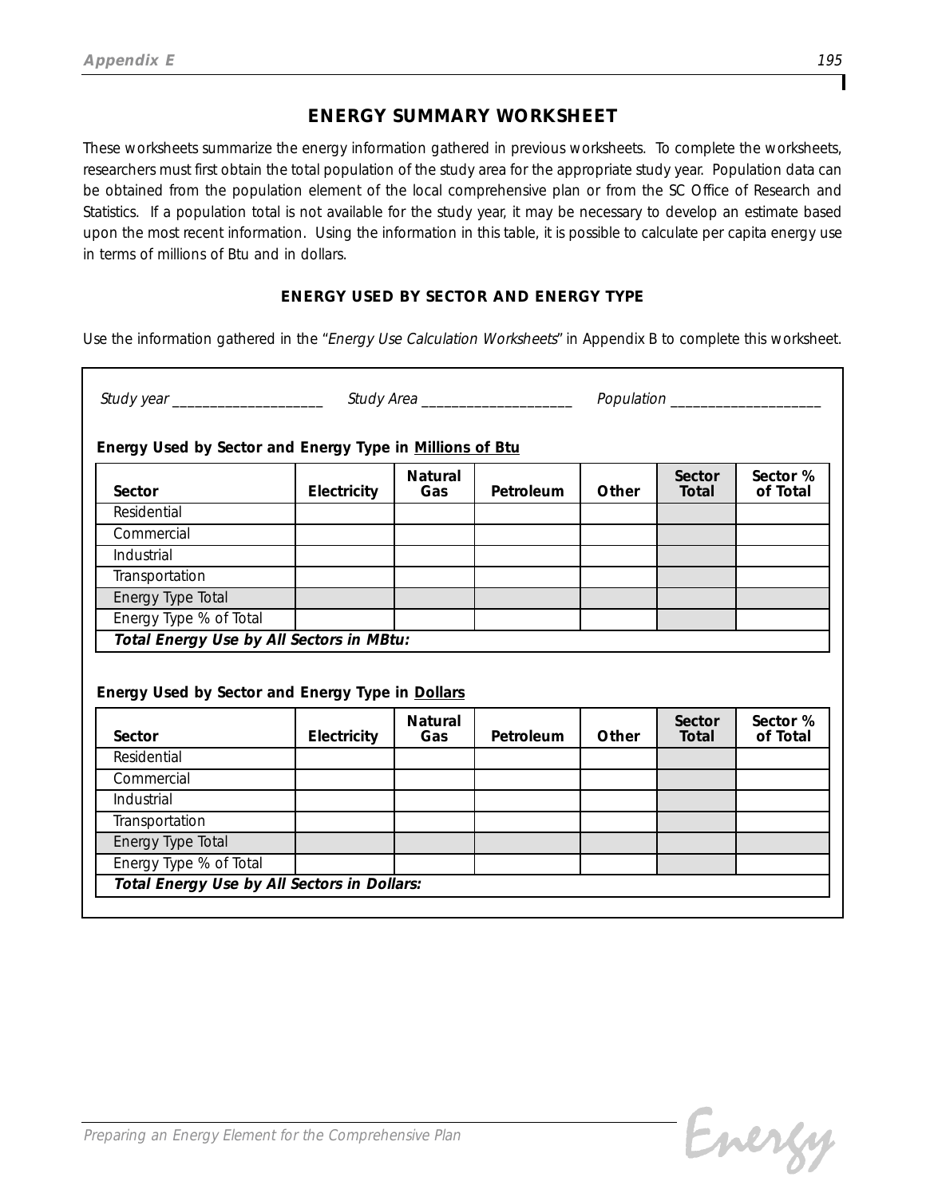## ENERGY SUMMARY WORKSHEET

These worksheets summarize the energy information gathered in previous worksheets. To complete the worksheets, researchers must first obtain the total population of the study area for the appropriate study year. Population data can be obtained from the population element of the local comprehensive plan or from the SC Office of Research and Statistics. If a population total is not available for the study year, it may be necessary to develop an estimate based upon the most recent information. Using the information in this table, it is possible to calculate per capita energy use in terms of millions of Btu and in dollars.

### ENERGY USED BY SECTOR AND ENERGY TYPE

Use the information gathered in the "*Energy Use Calculation Worksheets*" in Appendix B to complete this worksheet.

*Study year* ____________________ *Study Area* ____________________ *Population* ____________________

**Energy Used by Sector and Energy Type in Millions of Btu**

| Sector | Electricity | Natural Gas | Petroleum | Other | Sector Total | Sector % of Total |
|---|---|---|---|---|---|---|
| Residential | | | | | | |
| Commercial | | | | | | |
| Industrial | | | | | | |
| Transportation | | | | | | |
| Energy Type Total | | | | | | |
| Energy Type % of Total | | | | | | |
| ***Total Energy Use by All Sectors in MBtu:*** | | | | | | |

**Energy Used by Sector and Energy Type in Dollars**

| Sector | Electricity | Natural Gas | Petroleum | Other | Sector Total | Sector % of Total |
|---|---|---|---|---|---|---|
| Residential | | | | | | |
| Commercial | | | | | | |
| Industrial | | | | | | |
| Transportation | | | | | | |
| Energy Type Total | | | | | | |
| Energy Type % of Total | | | | | | |
| ***Total Energy Use by All Sectors in Dollars:*** | | | | | | |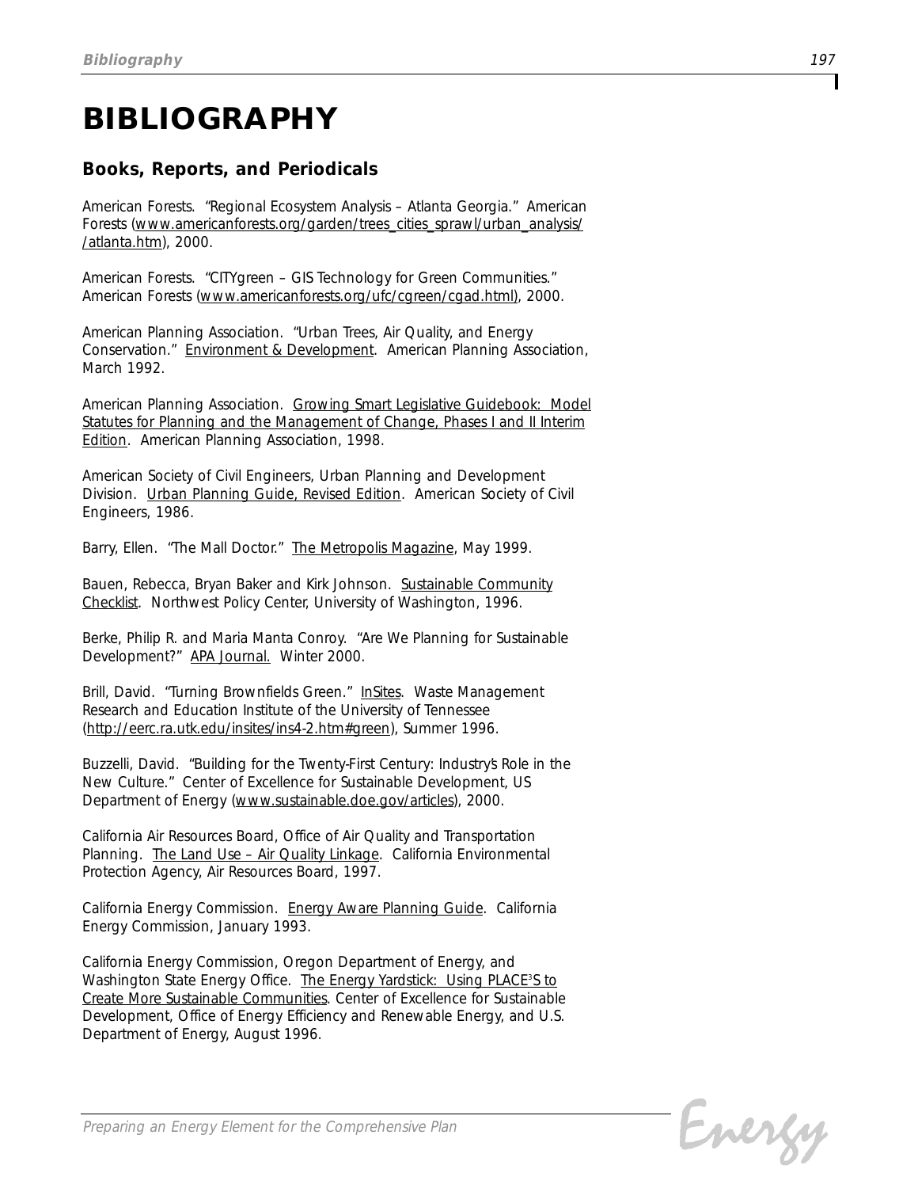# BIBLIOGRAPHY

## Books, Reports, and Periodicals

American Forests. "Regional Ecosystem Analysis – Atlanta Georgia." American Forests (www.americanforests.org/garden/trees_cities_sprawl/urban_analysis//atlanta.htm), 2000.

American Forests. "CITYgreen – GIS Technology for Green Communities." American Forests (www.americanforests.org/ufc/cgreen/cgad.html), 2000.

American Planning Association. "Urban Trees, Air Quality, and Energy Conservation." Environment & Development. American Planning Association, March 1992.

American Planning Association. Growing Smart Legislative Guidebook: Model Statutes for Planning and the Management of Change, Phases I and II Interim Edition. American Planning Association, 1998.

American Society of Civil Engineers, Urban Planning and Development Division. Urban Planning Guide, Revised Edition. American Society of Civil Engineers, 1986.

Barry, Ellen. "The Mall Doctor." The Metropolis Magazine, May 1999.

Bauen, Rebecca, Bryan Baker and Kirk Johnson. Sustainable Community Checklist. Northwest Policy Center, University of Washington, 1996.

Berke, Philip R. and Maria Manta Conroy. "Are We Planning for Sustainable Development?" APA Journal. Winter 2000.

Brill, David. "Turning Brownfields Green." InSites. Waste Management Research and Education Institute of the University of Tennessee (http://eerc.ra.utk.edu/insites/ins4-2.htm#green), Summer 1996.

Buzzelli, David. "Building for the Twenty-First Century: Industry's Role in the New Culture." Center of Excellence for Sustainable Development, US Department of Energy (www.sustainable.doe.gov/articles), 2000.

California Air Resources Board, Office of Air Quality and Transportation Planning. The Land Use – Air Quality Linkage. California Environmental Protection Agency, Air Resources Board, 1997.

California Energy Commission. Energy Aware Planning Guide. California Energy Commission, January 1993.

California Energy Commission, Oregon Department of Energy, and Washington State Energy Office. The Energy Yardstick: Using PLACE³S to Create More Sustainable Communities. Center of Excellence for Sustainable Development, Office of Energy Efficiency and Renewable Energy, and U.S. Department of Energy, August 1996.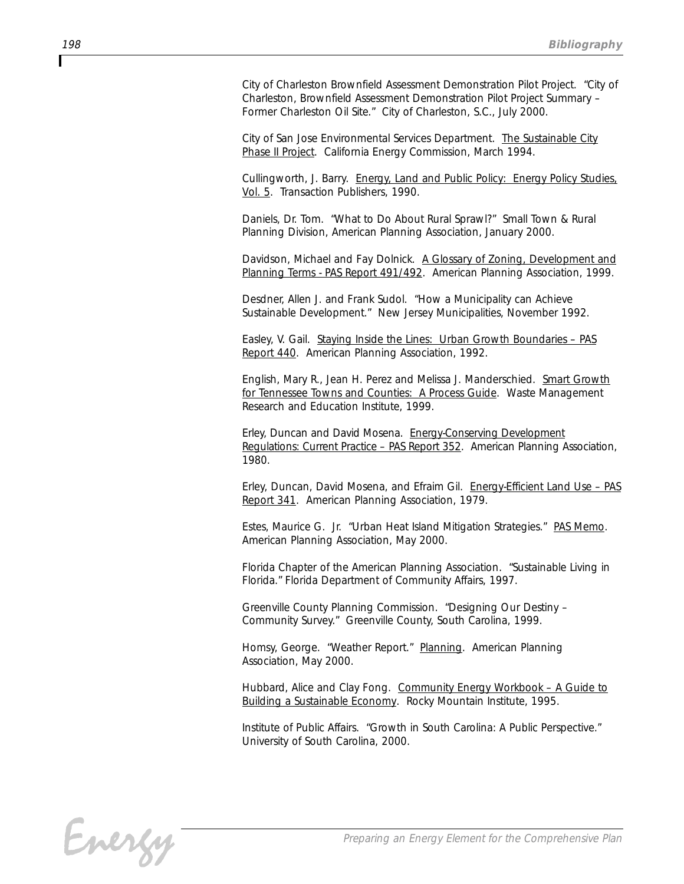City of Charleston Brownfield Assessment Demonstration Pilot Project. "City of Charleston, Brownfield Assessment Demonstration Pilot Project Summary – Former Charleston Oil Site." City of Charleston, S.C., July 2000.

City of San Jose Environmental Services Department. <u>The Sustainable City Phase II Project</u>. California Energy Commission, March 1994.

Cullingworth, J. Barry. <u>Energy, Land and Public Policy: Energy Policy Studies, Vol. 5</u>. Transaction Publishers, 1990.

Daniels, Dr. Tom. "What to Do About Rural Sprawl?" Small Town & Rural Planning Division, American Planning Association, January 2000.

Davidson, Michael and Fay Dolnick. <u>A Glossary of Zoning, Development and Planning Terms - PAS Report 491/492</u>. American Planning Association, 1999.

Desdner, Allen J. and Frank Sudol. "How a Municipality can Achieve Sustainable Development." New Jersey Municipalities, November 1992.

Easley, V. Gail. <u>Staying Inside the Lines: Urban Growth Boundaries – PAS Report 440</u>. American Planning Association, 1992.

English, Mary R., Jean H. Perez and Melissa J. Manderschied. <u>Smart Growth for Tennessee Towns and Counties: A Process Guide</u>. Waste Management Research and Education Institute, 1999.

Erley, Duncan and David Mosena. <u>Energy-Conserving Development Regulations: Current Practice – PAS Report 352</u>. American Planning Association, 1980.

Erley, Duncan, David Mosena, and Efraim Gil. <u>Energy-Efficient Land Use – PAS Report 341</u>. American Planning Association, 1979.

Estes, Maurice G. Jr. "Urban Heat Island Mitigation Strategies." <u>PAS Memo</u>. American Planning Association, May 2000.

Florida Chapter of the American Planning Association. "Sustainable Living in Florida." Florida Department of Community Affairs, 1997.

Greenville County Planning Commission. "Designing Our Destiny – Community Survey." Greenville County, South Carolina, 1999.

Homsy, George. "Weather Report." <u>Planning</u>. American Planning Association, May 2000.

Hubbard, Alice and Clay Fong. <u>Community Energy Workbook – A Guide to Building a Sustainable Economy</u>. Rocky Mountain Institute, 1995.

Institute of Public Affairs. "Growth in South Carolina: A Public Perspective." University of South Carolina, 2000.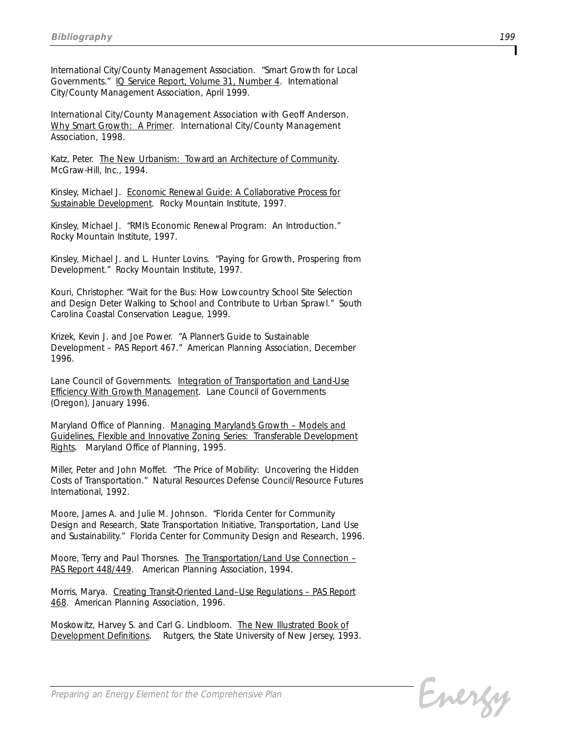International City/County Management Association. "Smart Growth for Local Governments." IQ Service Report, Volume 31, Number 4. International City/County Management Association, April 1999.

International City/County Management Association with Geoff Anderson. Why Smart Growth: A Primer. International City/County Management Association, 1998.

Katz, Peter. The New Urbanism: Toward an Architecture of Community. McGraw-Hill, Inc., 1994.

Kinsley, Michael J. Economic Renewal Guide: A Collaborative Process for Sustainable Development. Rocky Mountain Institute, 1997.

Kinsley, Michael J. "RMI's Economic Renewal Program: An Introduction." Rocky Mountain Institute, 1997.

Kinsley, Michael J. and L. Hunter Lovins. "Paying for Growth, Prospering from Development." Rocky Mountain Institute, 1997.

Kouri, Christopher. "Wait for the Bus: How Lowcountry School Site Selection and Design Deter Walking to School and Contribute to Urban Sprawl." South Carolina Coastal Conservation League, 1999.

Krizek, Kevin J. and Joe Power. "A Planner's Guide to Sustainable Development – PAS Report 467." American Planning Association, December 1996.

Lane Council of Governments. Integration of Transportation and Land-Use Efficiency With Growth Management. Lane Council of Governments (Oregon), January 1996.

Maryland Office of Planning. Managing Maryland's Growth – Models and Guidelines, Flexible and Innovative Zoning Series: Transferable Development Rights. Maryland Office of Planning, 1995.

Miller, Peter and John Moffet. "The Price of Mobility: Uncovering the Hidden Costs of Transportation." Natural Resources Defense Council/Resource Futures International, 1992.

Moore, James A. and Julie M. Johnson. "Florida Center for Community Design and Research, State Transportation Initiative, Transportation, Land Use and Sustainability." Florida Center for Community Design and Research, 1996.

Moore, Terry and Paul Thorsnes. The Transportation/Land Use Connection – PAS Report 448/449. American Planning Association, 1994.

Morris, Marya. Creating Transit-Oriented Land–Use Regulations – PAS Report 468. American Planning Association, 1996.

Moskowitz, Harvey S. and Carl G. Lindbloom. The New Illustrated Book of Development Definitions. Rutgers, the State University of New Jersey, 1993.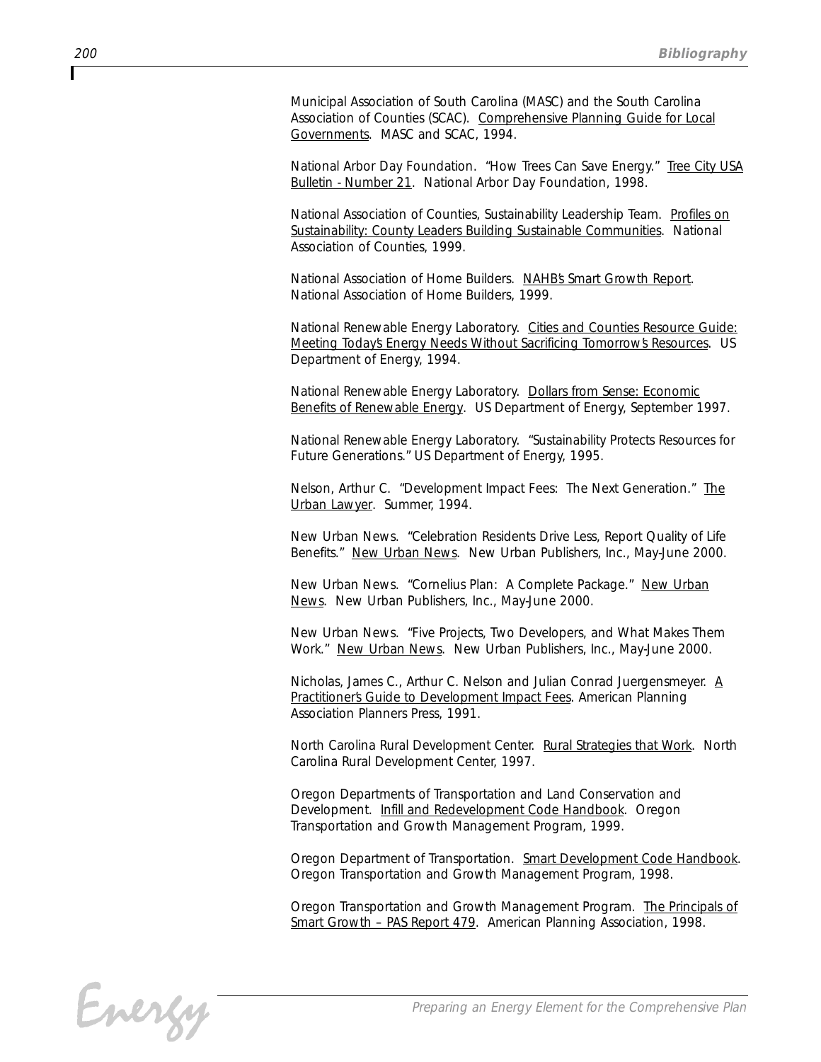Municipal Association of South Carolina (MASC) and the South Carolina Association of Counties (SCAC). Comprehensive Planning Guide for Local Governments. MASC and SCAC, 1994.

National Arbor Day Foundation. "How Trees Can Save Energy." Tree City USA Bulletin - Number 21. National Arbor Day Foundation, 1998.

National Association of Counties, Sustainability Leadership Team. Profiles on Sustainability: County Leaders Building Sustainable Communities. National Association of Counties, 1999.

National Association of Home Builders. NAHB's Smart Growth Report. National Association of Home Builders, 1999.

National Renewable Energy Laboratory. Cities and Counties Resource Guide: Meeting Today's Energy Needs Without Sacrificing Tomorrow's Resources. US Department of Energy, 1994.

National Renewable Energy Laboratory. Dollars from Sense: Economic Benefits of Renewable Energy. US Department of Energy, September 1997.

National Renewable Energy Laboratory. "Sustainability Protects Resources for Future Generations." US Department of Energy, 1995.

Nelson, Arthur C. "Development Impact Fees: The Next Generation." The Urban Lawyer. Summer, 1994.

New Urban News. "Celebration Residents Drive Less, Report Quality of Life Benefits." New Urban News. New Urban Publishers, Inc., May-June 2000.

New Urban News. "Cornelius Plan: A Complete Package." New Urban News. New Urban Publishers, Inc., May-June 2000.

New Urban News. "Five Projects, Two Developers, and What Makes Them Work." New Urban News. New Urban Publishers, Inc., May-June 2000.

Nicholas, James C., Arthur C. Nelson and Julian Conrad Juergensmeyer. A Practitioner's Guide to Development Impact Fees. American Planning Association Planners Press, 1991.

North Carolina Rural Development Center. Rural Strategies that Work. North Carolina Rural Development Center, 1997.

Oregon Departments of Transportation and Land Conservation and Development. Infill and Redevelopment Code Handbook. Oregon Transportation and Growth Management Program, 1999.

Oregon Department of Transportation. Smart Development Code Handbook. Oregon Transportation and Growth Management Program, 1998.

Oregon Transportation and Growth Management Program. The Principals of Smart Growth – PAS Report 479. American Planning Association, 1998.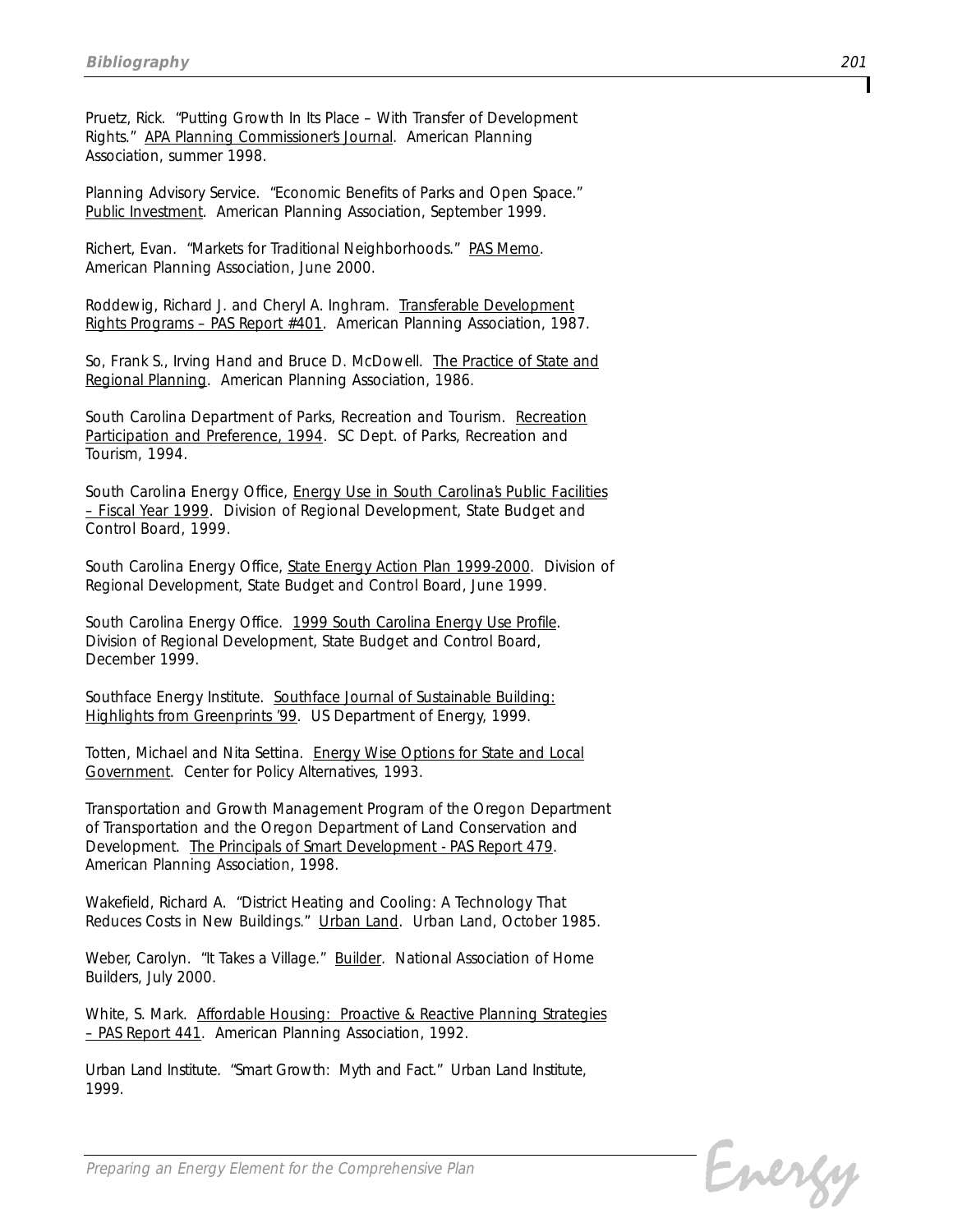Pruetz, Rick. "Putting Growth In Its Place – With Transfer of Development Rights." APA Planning Commissioner's Journal. American Planning Association, summer 1998.

Planning Advisory Service. "Economic Benefits of Parks and Open Space." Public Investment. American Planning Association, September 1999.

Richert, Evan. "Markets for Traditional Neighborhoods." PAS Memo. American Planning Association, June 2000.

Roddewig, Richard J. and Cheryl A. Inghram. Transferable Development Rights Programs – PAS Report #401. American Planning Association, 1987.

So, Frank S., Irving Hand and Bruce D. McDowell. The Practice of State and Regional Planning. American Planning Association, 1986.

South Carolina Department of Parks, Recreation and Tourism. Recreation Participation and Preference, 1994. SC Dept. of Parks, Recreation and Tourism, 1994.

South Carolina Energy Office, Energy Use in South Carolina's Public Facilities – Fiscal Year 1999. Division of Regional Development, State Budget and Control Board, 1999.

South Carolina Energy Office, State Energy Action Plan 1999-2000. Division of Regional Development, State Budget and Control Board, June 1999.

South Carolina Energy Office. 1999 South Carolina Energy Use Profile. Division of Regional Development, State Budget and Control Board, December 1999.

Southface Energy Institute. Southface Journal of Sustainable Building: Highlights from Greenprints '99. US Department of Energy, 1999.

Totten, Michael and Nita Settina. Energy Wise Options for State and Local Government. Center for Policy Alternatives, 1993.

Transportation and Growth Management Program of the Oregon Department of Transportation and the Oregon Department of Land Conservation and Development. The Principals of Smart Development - PAS Report 479. American Planning Association, 1998.

Wakefield, Richard A. "District Heating and Cooling: A Technology That Reduces Costs in New Buildings." Urban Land. Urban Land, October 1985.

Weber, Carolyn. "It Takes a Village." Builder. National Association of Home Builders, July 2000.

White, S. Mark. Affordable Housing: Proactive & Reactive Planning Strategies – PAS Report 441. American Planning Association, 1992.

Urban Land Institute. "Smart Growth: Myth and Fact." Urban Land Institute, 1999.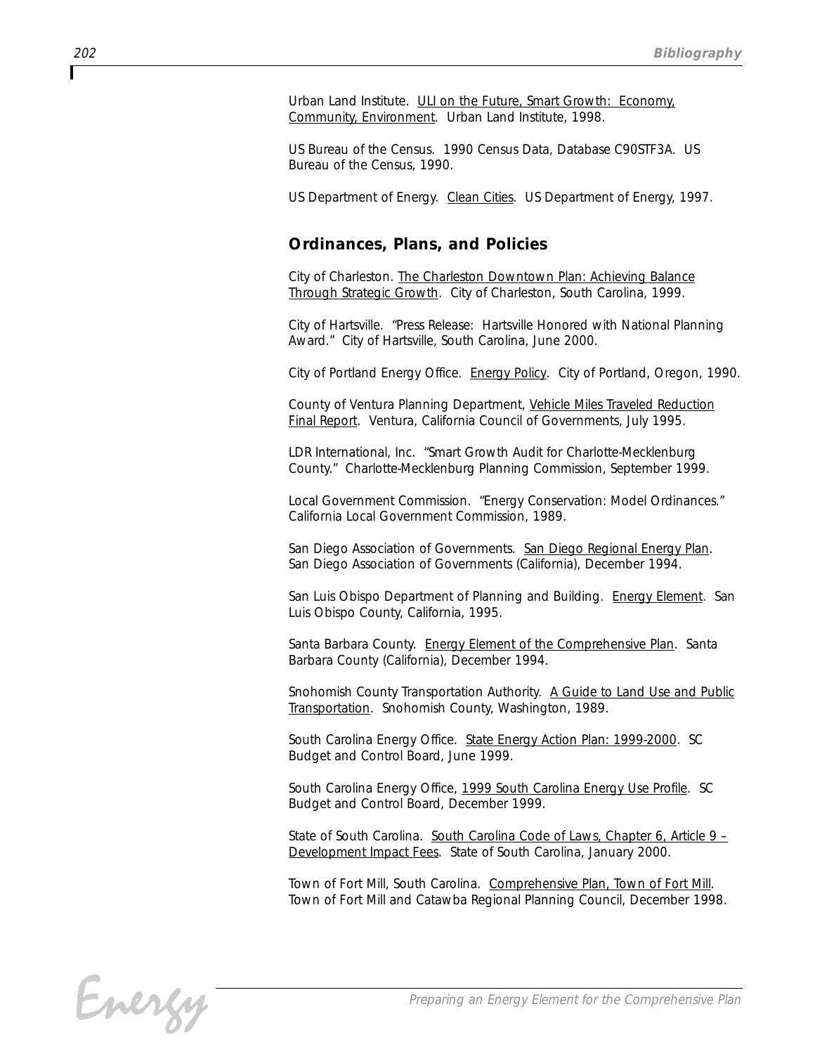Urban Land Institute. ULI on the Future, Smart Growth: Economy, Community, Environment. Urban Land Institute, 1998.

US Bureau of the Census. 1990 Census Data, Database C90STF3A. US Bureau of the Census, 1990.

US Department of Energy. Clean Cities. US Department of Energy, 1997.

## Ordinances, Plans, and Policies

City of Charleston. The Charleston Downtown Plan: Achieving Balance Through Strategic Growth. City of Charleston, South Carolina, 1999.

City of Hartsville. "Press Release: Hartsville Honored with National Planning Award." City of Hartsville, South Carolina, June 2000.

City of Portland Energy Office. Energy Policy. City of Portland, Oregon, 1990.

County of Ventura Planning Department, Vehicle Miles Traveled Reduction Final Report. Ventura, California Council of Governments, July 1995.

LDR International, Inc. "Smart Growth Audit for Charlotte-Mecklenburg County." Charlotte-Mecklenburg Planning Commission, September 1999.

Local Government Commission. "Energy Conservation: Model Ordinances." California Local Government Commission, 1989.

San Diego Association of Governments. San Diego Regional Energy Plan. San Diego Association of Governments (California), December 1994.

San Luis Obispo Department of Planning and Building. Energy Element. San Luis Obispo County, California, 1995.

Santa Barbara County. Energy Element of the Comprehensive Plan. Santa Barbara County (California), December 1994.

Snohomish County Transportation Authority. A Guide to Land Use and Public Transportation. Snohomish County, Washington, 1989.

South Carolina Energy Office. State Energy Action Plan: 1999-2000. SC Budget and Control Board, June 1999.

South Carolina Energy Office, 1999 South Carolina Energy Use Profile. SC Budget and Control Board, December 1999.

State of South Carolina. South Carolina Code of Laws, Chapter 6, Article 9 – Development Impact Fees. State of South Carolina, January 2000.

Town of Fort Mill, South Carolina. Comprehensive Plan, Town of Fort Mill. Town of Fort Mill and Catawba Regional Planning Council, December 1998.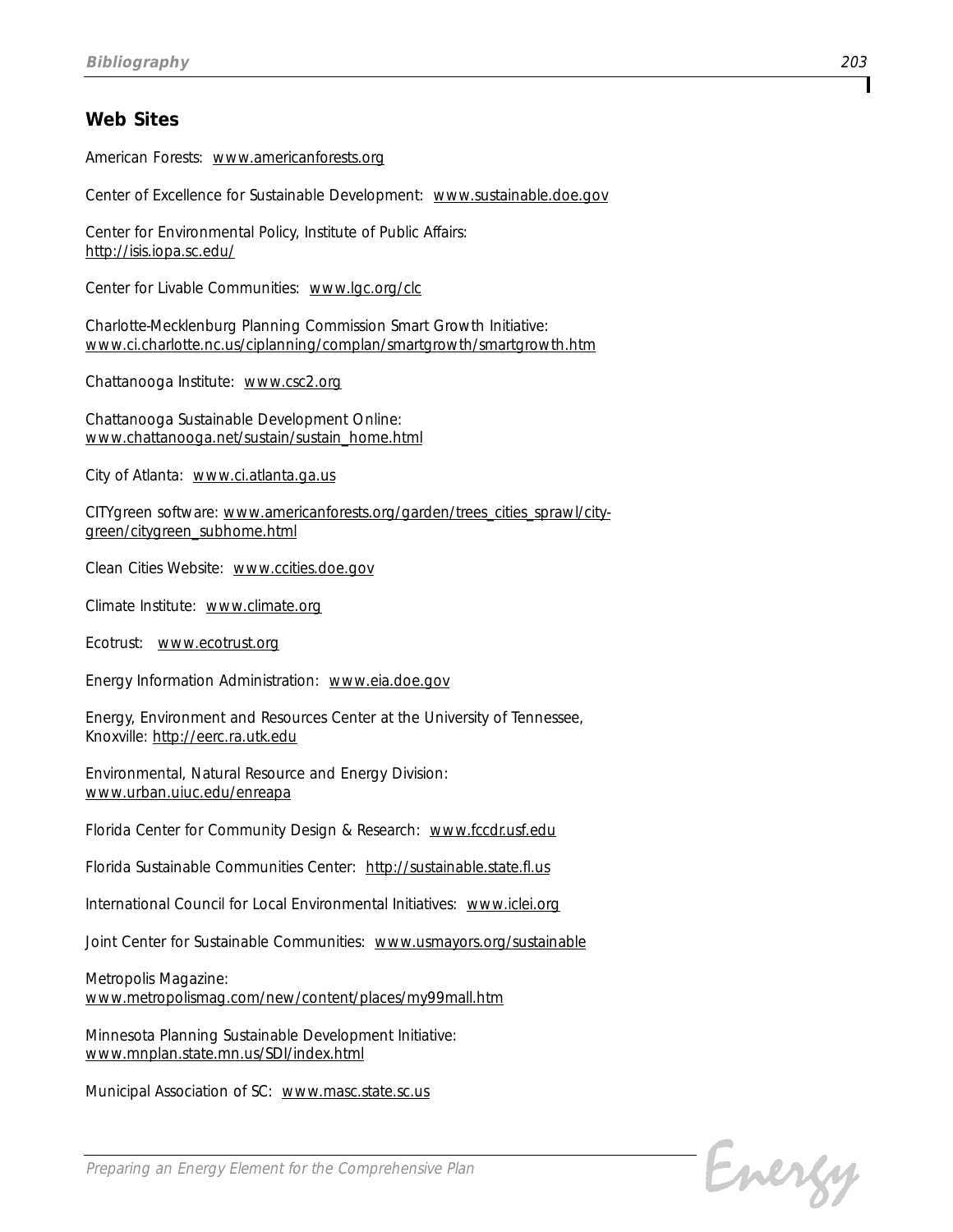## Web Sites

American Forests: www.americanforests.org

Center of Excellence for Sustainable Development: www.sustainable.doe.gov

Center for Environmental Policy, Institute of Public Affairs:
http://isis.iopa.sc.edu/

Center for Livable Communities: www.lgc.org/clc

Charlotte-Mecklenburg Planning Commission Smart Growth Initiative:
www.ci.charlotte.nc.us/ciplanning/complan/smartgrowth/smartgrowth.htm

Chattanooga Institute: www.csc2.org

Chattanooga Sustainable Development Online:
www.chattanooga.net/sustain/sustain_home.html

City of Atlanta: www.ci.atlanta.ga.us

CITYgreen software: www.americanforests.org/garden/trees_cities_sprawl/city-green/citygreen_subhome.html

Clean Cities Website: www.ccities.doe.gov

Climate Institute: www.climate.org

Ecotrust: www.ecotrust.org

Energy Information Administration: www.eia.doe.gov

Energy, Environment and Resources Center at the University of Tennessee, Knoxville: http://eerc.ra.utk.edu

Environmental, Natural Resource and Energy Division:
www.urban.uiuc.edu/enreapa

Florida Center for Community Design & Research: www.fccdr.usf.edu

Florida Sustainable Communities Center: http://sustainable.state.fl.us

International Council for Local Environmental Initiatives: www.iclei.org

Joint Center for Sustainable Communities: www.usmayors.org/sustainable

Metropolis Magazine:
www.metropolismag.com/new/content/places/my99mall.htm

Minnesota Planning Sustainable Development Initiative:
www.mnplan.state.mn.us/SDI/index.html

Municipal Association of SC: www.masc.state.sc.us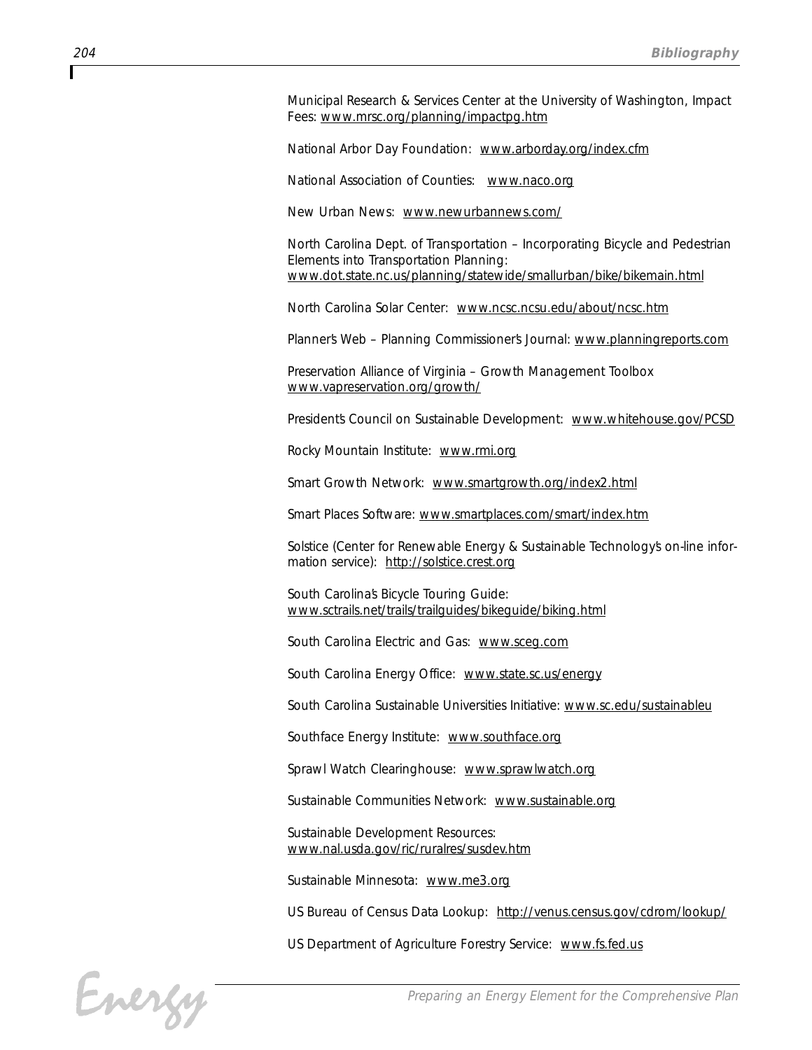Municipal Research & Services Center at the University of Washington, Impact Fees: www.mrsc.org/planning/impactpg.htm

National Arbor Day Foundation: www.arborday.org/index.cfm

National Association of Counties: www.naco.org

New Urban News: www.newurbannews.com/

North Carolina Dept. of Transportation – Incorporating Bicycle and Pedestrian Elements into Transportation Planning: www.dot.state.nc.us/planning/statewide/smallurban/bike/bikemain.html

North Carolina Solar Center: www.ncsc.ncsu.edu/about/ncsc.htm

Planner's Web – Planning Commissioner's Journal: www.planningreports.com

Preservation Alliance of Virginia – Growth Management Toolbox www.vapreservation.org/growth/

President's Council on Sustainable Development: www.whitehouse.gov/PCSD

Rocky Mountain Institute: www.rmi.org

Smart Growth Network: www.smartgrowth.org/index2.html

Smart Places Software: www.smartplaces.com/smart/index.htm

Solstice (Center for Renewable Energy & Sustainable Technology's on-line information service): http://solstice.crest.org

South Carolina's Bicycle Touring Guide: www.sctrails.net/trails/trailguides/bikeguide/biking.html

South Carolina Electric and Gas: www.sceg.com

South Carolina Energy Office: www.state.sc.us/energy

South Carolina Sustainable Universities Initiative: www.sc.edu/sustainableu

Southface Energy Institute: www.southface.org

Sprawl Watch Clearinghouse: www.sprawlwatch.org

Sustainable Communities Network: www.sustainable.org

Sustainable Development Resources: www.nal.usda.gov/ric/ruralres/susdev.htm

Sustainable Minnesota: www.me3.org

US Bureau of Census Data Lookup: http://venus.census.gov/cdrom/lookup/

US Department of Agriculture Forestry Service: www.fs.fed.us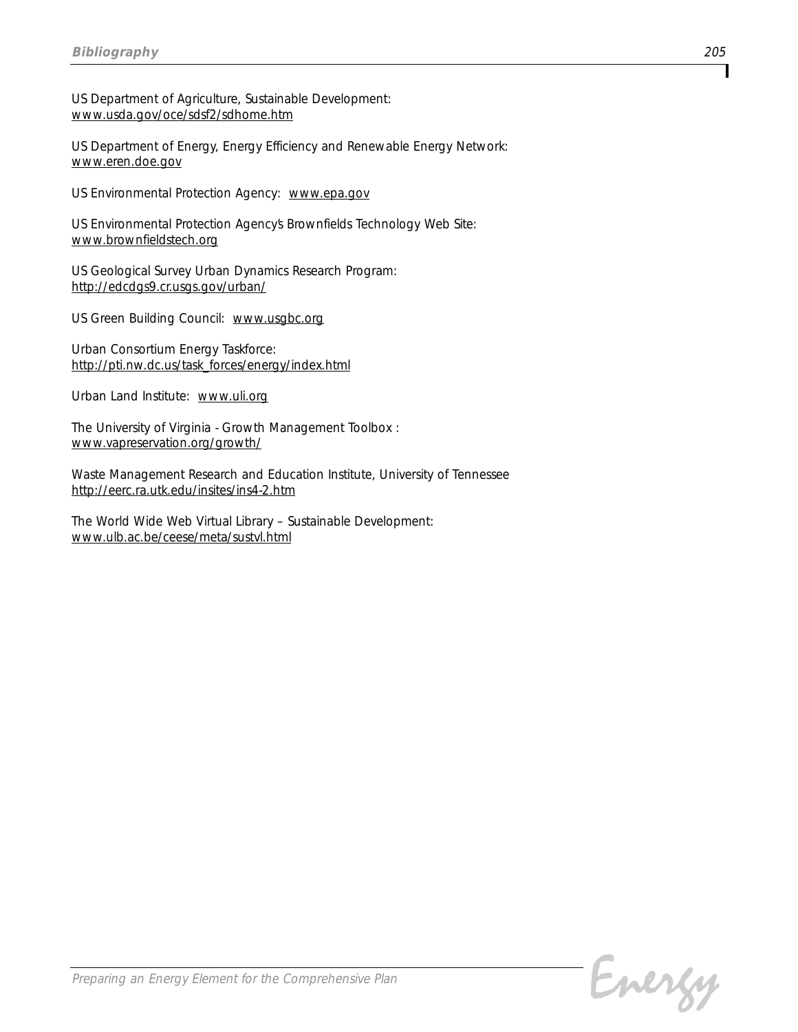US Department of Agriculture, Sustainable Development:
www.usda.gov/oce/sdsf2/sdhome.htm

US Department of Energy, Energy Efficiency and Renewable Energy Network:
www.eren.doe.gov

US Environmental Protection Agency: www.epa.gov

US Environmental Protection Agency's Brownfields Technology Web Site:
www.brownfieldstech.org

US Geological Survey Urban Dynamics Research Program:
http://edcdgs9.cr.usgs.gov/urban/

US Green Building Council: www.usgbc.org

Urban Consortium Energy Taskforce:
http://pti.nw.dc.us/task_forces/energy/index.html

Urban Land Institute: www.uli.org

The University of Virginia - Growth Management Toolbox :
www.vapreservation.org/growth/

Waste Management Research and Education Institute, University of Tennessee
http://eerc.ra.utk.edu/insites/ins4-2.htm

The World Wide Web Virtual Library – Sustainable Development:
www.ulb.ac.be/ceese/meta/sustvl.html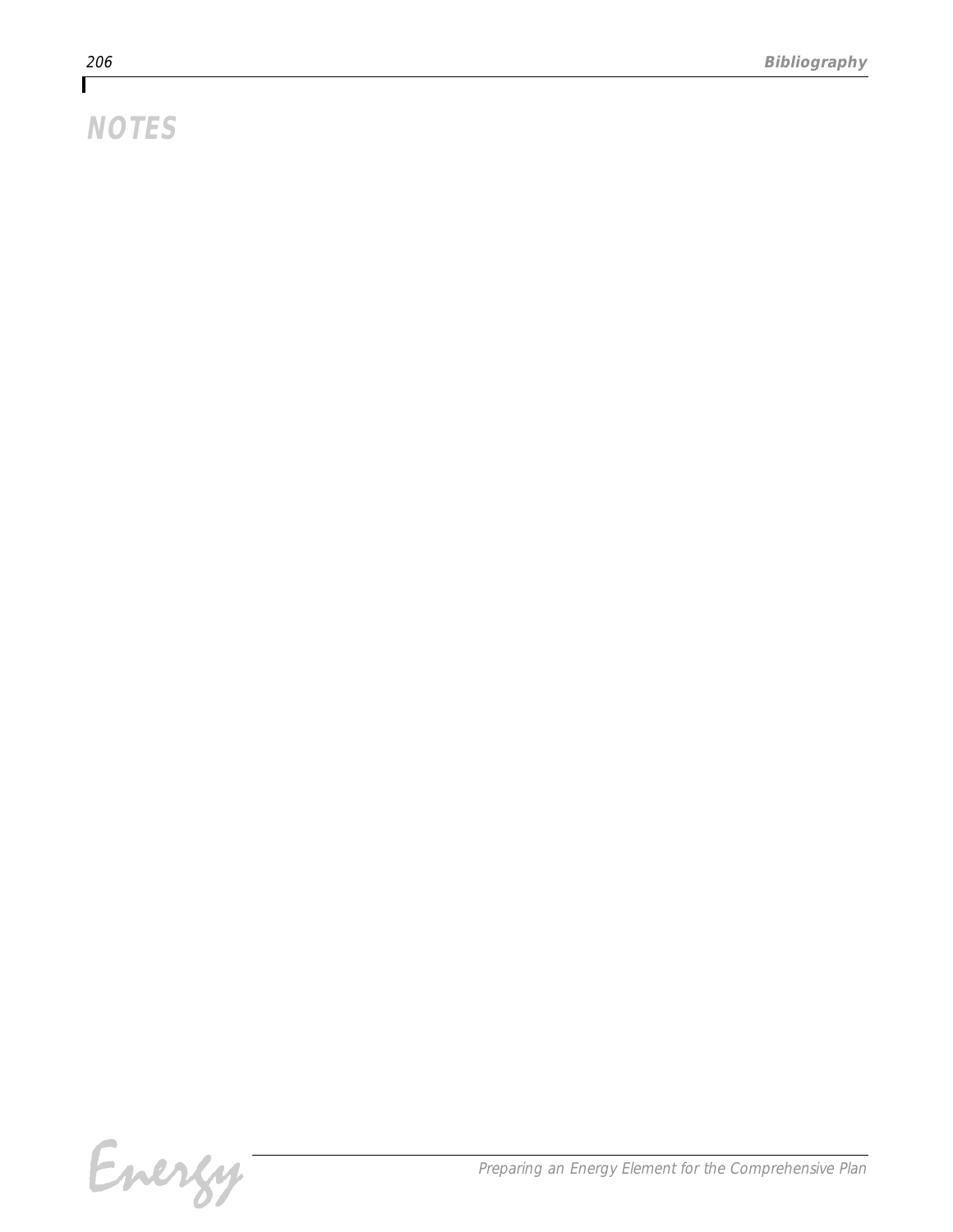# NOTES